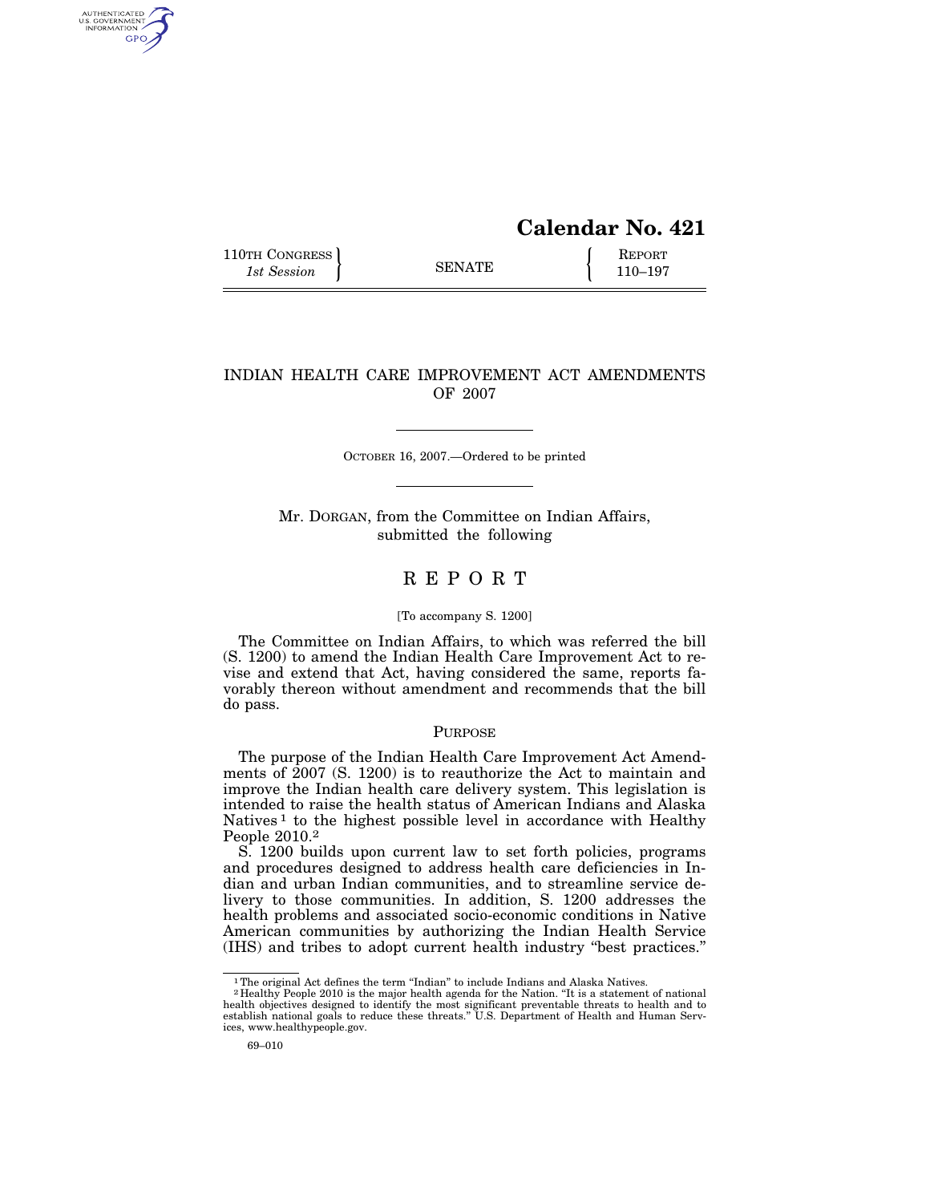# Calendar No. 421

110TH CONGRESS
*1st Session*

SENATE

REPORT
110–197

## INDIAN HEALTH CARE IMPROVEMENT ACT AMENDMENTS OF 2007

OCTOBER 16, 2007.—Ordered to be printed

Mr. DORGAN, from the Committee on Indian Affairs, submitted the following

## R E P O R T

[To accompany S. 1200]

The Committee on Indian Affairs, to which was referred the bill (S. 1200) to amend the Indian Health Care Improvement Act to revise and extend that Act, having considered the same, reports favorably thereon without amendment and recommends that the bill do pass.

### PURPOSE

The purpose of the Indian Health Care Improvement Act Amendments of 2007 (S. 1200) is to reauthorize the Act to maintain and improve the Indian health care delivery system. This legislation is intended to raise the health status of American Indians and Alaska Natives [1] to the highest possible level in accordance with Healthy People 2010.[2]

S. 1200 builds upon current law to set forth policies, programs and procedures designed to address health care deficiencies in Indian and urban Indian communities, and to streamline service delivery to those communities. In addition, S. 1200 addresses the health problems and associated socio-economic conditions in Native American communities by authorizing the Indian Health Service (IHS) and tribes to adopt current health industry "best practices."

[1] The original Act defines the term "Indian" to include Indians and Alaska Natives.

[2] Healthy People 2010 is the major health agenda for the Nation. "It is a statement of national health objectives designed to identify the most significant preventable threats to health and to establish national goals to reduce these threats." U.S. Department of Health and Human Services, www.healthypeople.gov.

69–010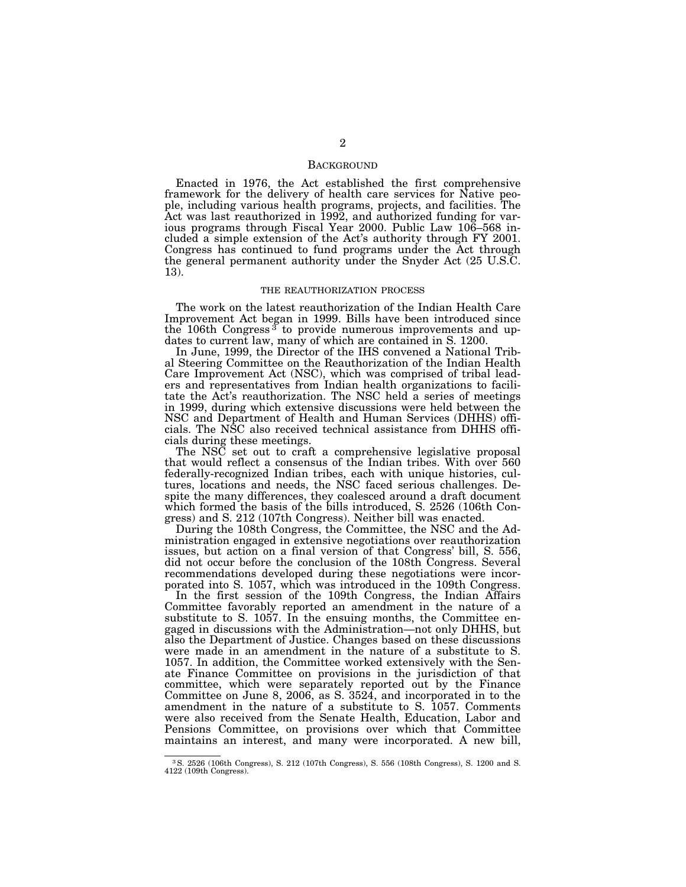## Background

Enacted in 1976, the Act established the first comprehensive framework for the delivery of health care services for Native people, including various health programs, projects, and facilities. The Act was last reauthorized in 1992, and authorized funding for various programs through Fiscal Year 2000. Public Law 106–568 included a simple extension of the Act's authority through FY 2001. Congress has continued to fund programs under the Act through the general permanent authority under the Snyder Act (25 U.S.C. 13).

### THE REAUTHORIZATION PROCESS

The work on the latest reauthorization of the Indian Health Care Improvement Act began in 1999. Bills have been introduced since the 106th Congress[3] to provide numerous improvements and updates to current law, many of which are contained in S. 1200.

In June, 1999, the Director of the IHS convened a National Tribal Steering Committee on the Reauthorization of the Indian Health Care Improvement Act (NSC), which was comprised of tribal leaders and representatives from Indian health organizations to facilitate the Act's reauthorization. The NSC held a series of meetings in 1999, during which extensive discussions were held between the NSC and Department of Health and Human Services (DHHS) officials. The NSC also received technical assistance from DHHS officials during these meetings.

The NSC set out to craft a comprehensive legislative proposal that would reflect a consensus of the Indian tribes. With over 560 federally-recognized Indian tribes, each with unique histories, cultures, locations and needs, the NSC faced serious challenges. Despite the many differences, they coalesced around a draft document which formed the basis of the bills introduced, S. 2526 (106th Congress) and S. 212 (107th Congress). Neither bill was enacted.

During the 108th Congress, the Committee, the NSC and the Administration engaged in extensive negotiations over reauthorization issues, but action on a final version of that Congress' bill, S. 556, did not occur before the conclusion of the 108th Congress. Several recommendations developed during these negotiations were incorporated into S. 1057, which was introduced in the 109th Congress.

In the first session of the 109th Congress, the Indian Affairs Committee favorably reported an amendment in the nature of a substitute to S. 1057. In the ensuing months, the Committee engaged in discussions with the Administration—not only DHHS, but also the Department of Justice. Changes based on these discussions were made in an amendment in the nature of a substitute to S. 1057. In addition, the Committee worked extensively with the Senate Finance Committee on provisions in the jurisdiction of that committee, which were separately reported out by the Finance Committee on June 8, 2006, as S. 3524, and incorporated in to the amendment in the nature of a substitute to S. 1057. Comments were also received from the Senate Health, Education, Labor and Pensions Committee, on provisions over which that Committee maintains an interest, and many were incorporated. A new bill,

[3] S. 2526 (106th Congress), S. 212 (107th Congress), S. 556 (108th Congress), S. 1200 and S. 4122 (109th Congress).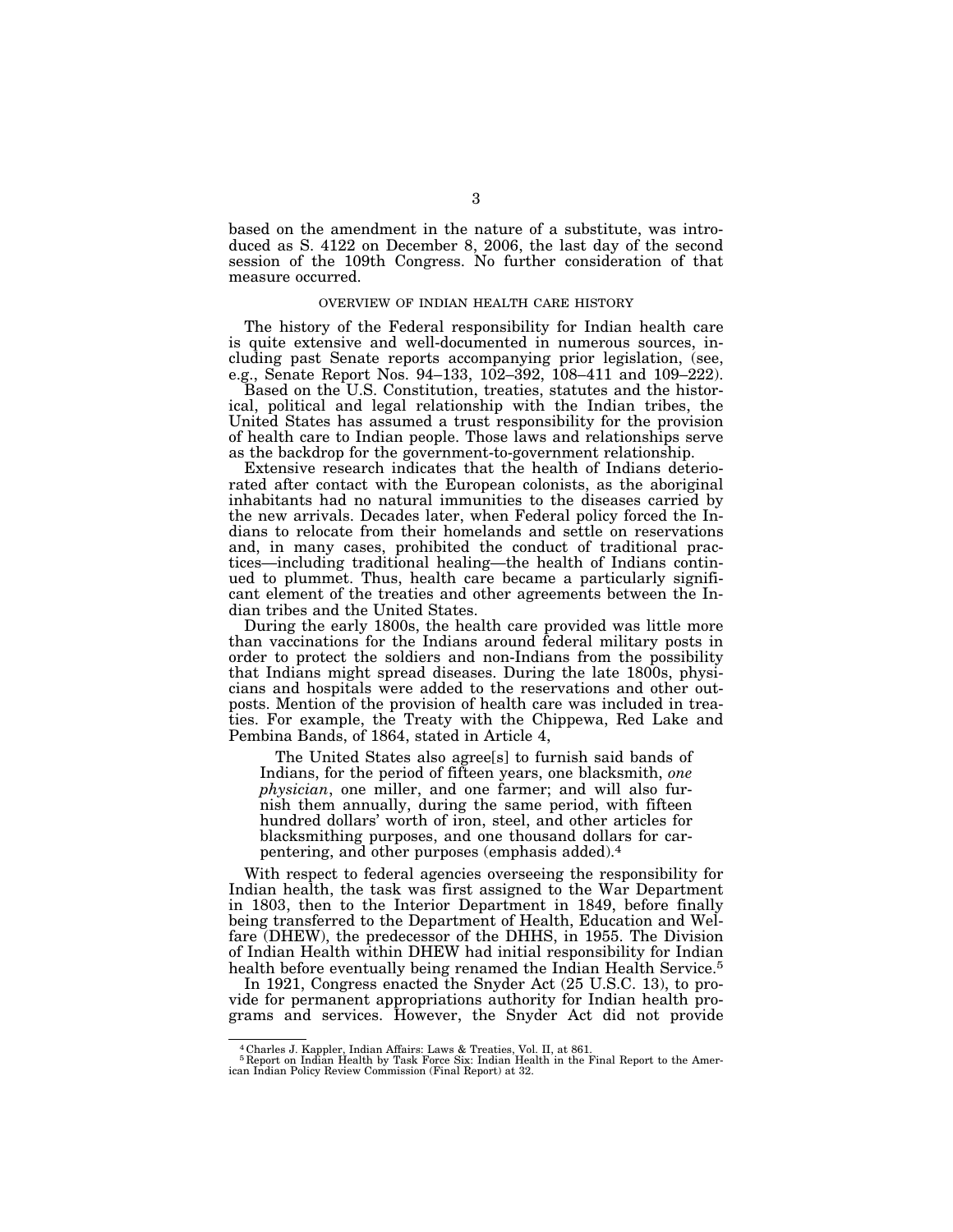based on the amendment in the nature of a substitute, was introduced as S. 4122 on December 8, 2006, the last day of the second session of the 109th Congress. No further consideration of that measure occurred.

## OVERVIEW OF INDIAN HEALTH CARE HISTORY

The history of the Federal responsibility for Indian health care is quite extensive and well-documented in numerous sources, including past Senate reports accompanying prior legislation, (see, e.g., Senate Report Nos. 94–133, 102–392, 108–411 and 109–222).

Based on the U.S. Constitution, treaties, statutes and the historical, political and legal relationship with the Indian tribes, the United States has assumed a trust responsibility for the provision of health care to Indian people. Those laws and relationships serve as the backdrop for the government-to-government relationship.

Extensive research indicates that the health of Indians deteriorated after contact with the European colonists, as the aboriginal inhabitants had no natural immunities to the diseases carried by the new arrivals. Decades later, when Federal policy forced the Indians to relocate from their homelands and settle on reservations and, in many cases, prohibited the conduct of traditional practices—including traditional healing—the health of Indians continued to plummet. Thus, health care became a particularly significant element of the treaties and other agreements between the Indian tribes and the United States.

During the early 1800s, the health care provided was little more than vaccinations for the Indians around federal military posts in order to protect the soldiers and non-Indians from the possibility that Indians might spread diseases. During the late 1800s, physicians and hospitals were added to the reservations and other outposts. Mention of the provision of health care was included in treaties. For example, the Treaty with the Chippewa, Red Lake and Pembina Bands, of 1864, stated in Article 4,

> The United States also agree[s] to furnish said bands of Indians, for the period of fifteen years, one blacksmith, *one physician*, one miller, and one farmer; and will also furnish them annually, during the same period, with fifteen hundred dollars' worth of iron, steel, and other articles for blacksmithing purposes, and one thousand dollars for carpentering, and other purposes (emphasis added).[4]

With respect to federal agencies overseeing the responsibility for Indian health, the task was first assigned to the War Department in 1803, then to the Interior Department in 1849, before finally being transferred to the Department of Health, Education and Welfare (DHEW), the predecessor of the DHHS, in 1955. The Division of Indian Health within DHEW had initial responsibility for Indian health before eventually being renamed the Indian Health Service.[5]

In 1921, Congress enacted the Snyder Act (25 U.S.C. 13), to provide for permanent appropriations authority for Indian health programs and services. However, the Snyder Act did not provide

---

[4] Charles J. Kappler, Indian Affairs: Laws & Treaties, Vol. II, at 861.

[5] Report on Indian Health by Task Force Six: Indian Health in the Final Report to the American Indian Policy Review Commission (Final Report) at 32.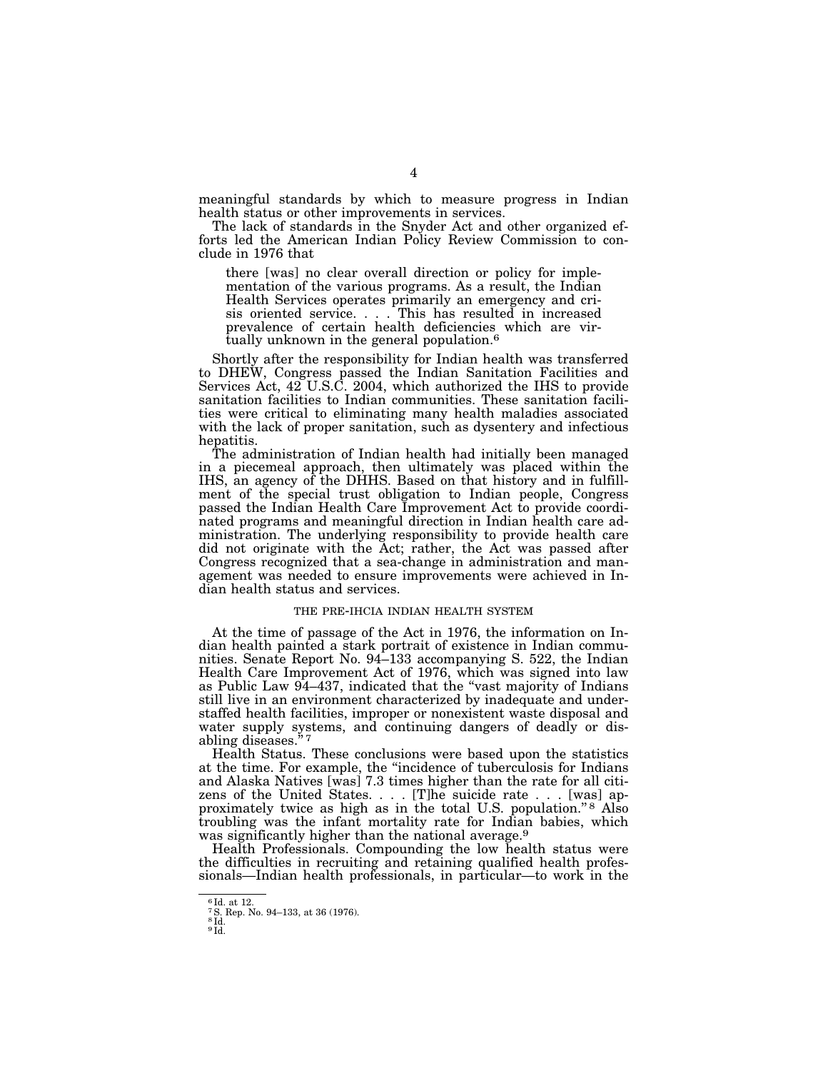meaningful standards by which to measure progress in Indian health status or other improvements in services.

The lack of standards in the Snyder Act and other organized efforts led the American Indian Policy Review Commission to conclude in 1976 that

> there [was] no clear overall direction or policy for implementation of the various programs. As a result, the Indian Health Services operates primarily an emergency and crisis oriented service. . . . This has resulted in increased prevalence of certain health deficiencies which are virtually unknown in the general population.[6]

Shortly after the responsibility for Indian health was transferred to DHEW, Congress passed the Indian Sanitation Facilities and Services Act, 42 U.S.C. 2004, which authorized the IHS to provide sanitation facilities to Indian communities. These sanitation facilities were critical to eliminating many health maladies associated with the lack of proper sanitation, such as dysentery and infectious hepatitis.

The administration of Indian health had initially been managed in a piecemeal approach, then ultimately was placed within the IHS, an agency of the DHHS. Based on that history and in fulfillment of the special trust obligation to Indian people, Congress passed the Indian Health Care Improvement Act to provide coordinated programs and meaningful direction in Indian health care administration. The underlying responsibility to provide health care did not originate with the Act; rather, the Act was passed after Congress recognized that a sea-change in administration and management was needed to ensure improvements were achieved in Indian health status and services.

## THE PRE-IHCIA INDIAN HEALTH SYSTEM

At the time of passage of the Act in 1976, the information on Indian health painted a stark portrait of existence in Indian communities. Senate Report No. 94–133 accompanying S. 522, the Indian Health Care Improvement Act of 1976, which was signed into law as Public Law 94–437, indicated that the "vast majority of Indians still live in an environment characterized by inadequate and understaffed health facilities, improper or nonexistent waste disposal and water supply systems, and continuing dangers of deadly or disabling diseases."[7]

Health Status. These conclusions were based upon the statistics at the time. For example, the "incidence of tuberculosis for Indians and Alaska Natives [was] 7.3 times higher than the rate for all citizens of the United States. . . . [T]he suicide rate . . . [was] approximately twice as high as in the total U.S. population."[8] Also troubling was the infant mortality rate for Indian babies, which was significantly higher than the national average.[9]

Health Professionals. Compounding the low health status were the difficulties in recruiting and retaining qualified health professionals—Indian health professionals, in particular—to work in the

---

[6] Id. at 12.
[7] S. Rep. No. 94–133, at 36 (1976).
[8] Id.
[9] Id.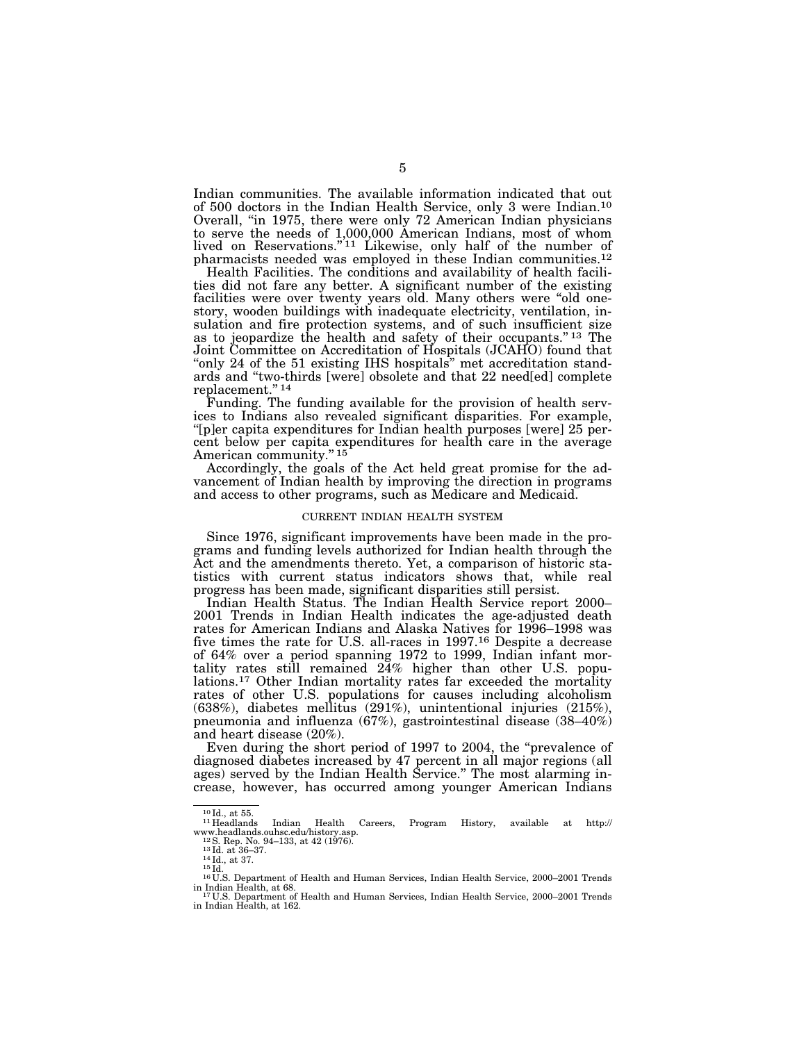Indian communities. The available information indicated that out of 500 doctors in the Indian Health Service, only 3 were Indian.[10] Overall, "in 1975, there were only 72 American Indian physicians to serve the needs of 1,000,000 American Indians, most of whom lived on Reservations."[11] Likewise, only half of the number of pharmacists needed was employed in these Indian communities.[12]

Health Facilities. The conditions and availability of health facilities did not fare any better. A significant number of the existing facilities were over twenty years old. Many others were "old one-story, wooden buildings with inadequate electricity, ventilation, insulation and fire protection systems, and of such insufficient size as to jeopardize the health and safety of their occupants."[13] The Joint Committee on Accreditation of Hospitals (JCAHO) found that "only 24 of the 51 existing IHS hospitals" met accreditation standards and "two-thirds [were] obsolete and that 22 need[ed] complete replacement."[14]

Funding. The funding available for the provision of health services to Indians also revealed significant disparities. For example, "[p]er capita expenditures for Indian health purposes [were] 25 percent below per capita expenditures for health care in the average American community."[15]

Accordingly, the goals of the Act held great promise for the advancement of Indian health by improving the direction in programs and access to other programs, such as Medicare and Medicaid.

## CURRENT INDIAN HEALTH SYSTEM

Since 1976, significant improvements have been made in the programs and funding levels authorized for Indian health through the Act and the amendments thereto. Yet, a comparison of historic statistics with current status indicators shows that, while real progress has been made, significant disparities still persist.

Indian Health Status. The Indian Health Service report 2000–2001 Trends in Indian Health indicates the age-adjusted death rates for American Indians and Alaska Natives for 1996–1998 was five times the rate for U.S. all-races in 1997.[16] Despite a decrease of 64% over a period spanning 1972 to 1999, Indian infant mortality rates still remained 24% higher than other U.S. populations.[17] Other Indian mortality rates far exceeded the mortality rates of other U.S. populations for causes including alcoholism (638%), diabetes mellitus (291%), unintentional injuries (215%), pneumonia and influenza (67%), gastrointestinal disease (38–40%) and heart disease (20%).

Even during the short period of 1997 to 2004, the "prevalence of diagnosed diabetes increased by 47 percent in all major regions (all ages) served by the Indian Health Service." The most alarming increase, however, has occurred among younger American Indians

---

[10] Id., at 55.

[11] Headlands Indian Health Careers, Program History, available at http://www.headlands.ouhsc.edu/history.asp.

[12] S. Rep. No. 94–133, at 42 (1976).

[13] Id. at 36–37.

[14] Id., at 37.

[15] Id.

[16] U.S. Department of Health and Human Services, Indian Health Service, 2000–2001 Trends in Indian Health, at 68.

[17] U.S. Department of Health and Human Services, Indian Health Service, 2000–2001 Trends in Indian Health, at 162.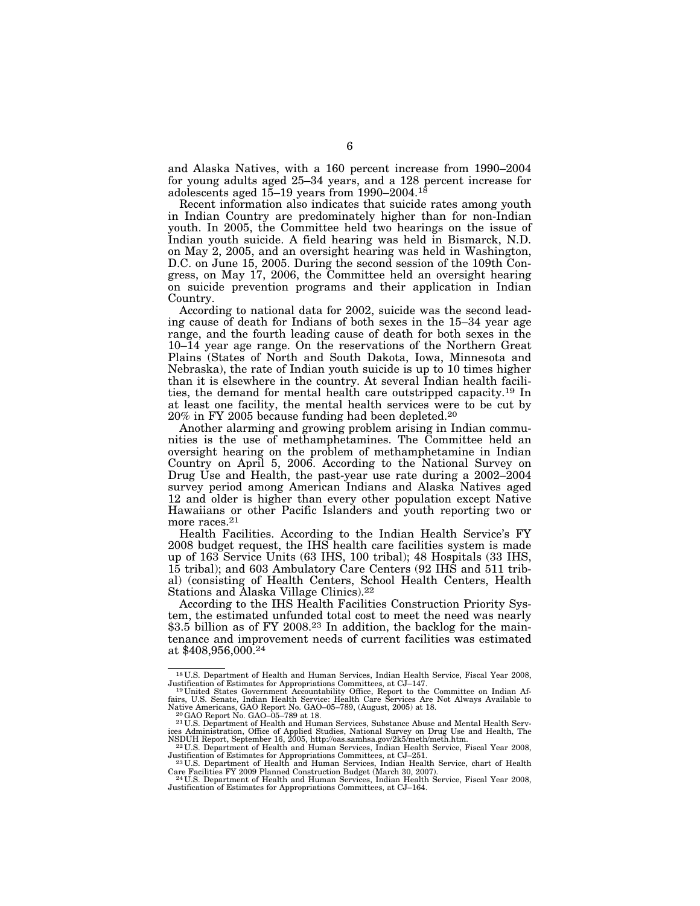and Alaska Natives, with a 160 percent increase from 1990–2004 for young adults aged 25–34 years, and a 128 percent increase for adolescents aged 15–19 years from 1990–2004.[18]

Recent information also indicates that suicide rates among youth in Indian Country are predominately higher than for non-Indian youth. In 2005, the Committee held two hearings on the issue of Indian youth suicide. A field hearing was held in Bismarck, N.D. on May 2, 2005, and an oversight hearing was held in Washington, D.C. on June 15, 2005. During the second session of the 109th Congress, on May 17, 2006, the Committee held an oversight hearing on suicide prevention programs and their application in Indian Country.

According to national data for 2002, suicide was the second leading cause of death for Indians of both sexes in the 15–34 year age range, and the fourth leading cause of death for both sexes in the 10–14 year age range. On the reservations of the Northern Great Plains (States of North and South Dakota, Iowa, Minnesota and Nebraska), the rate of Indian youth suicide is up to 10 times higher than it is elsewhere in the country. At several Indian health facilities, the demand for mental health care outstripped capacity.[19] In at least one facility, the mental health services were to be cut by 20% in FY 2005 because funding had been depleted.[20]

Another alarming and growing problem arising in Indian communities is the use of methamphetamines. The Committee held an oversight hearing on the problem of methamphetamine in Indian Country on April 5, 2006. According to the National Survey on Drug Use and Health, the past-year use rate during a 2002–2004 survey period among American Indians and Alaska Natives aged 12 and older is higher than every other population except Native Hawaiians or other Pacific Islanders and youth reporting two or more races.[21]

Health Facilities. According to the Indian Health Service's FY 2008 budget request, the IHS health care facilities system is made up of 163 Service Units (63 IHS, 100 tribal); 48 Hospitals (33 IHS, 15 tribal); and 603 Ambulatory Care Centers (92 IHS and 511 tribal) (consisting of Health Centers, School Health Centers, Health Stations and Alaska Village Clinics).[22]

According to the IHS Health Facilities Construction Priority System, the estimated unfunded total cost to meet the need was nearly $3.5 billion as of FY 2008.[23] In addition, the backlog for the maintenance and improvement needs of current facilities was estimated at $408,956,000.[24]

---

[18] U.S. Department of Health and Human Services, Indian Health Service, Fiscal Year 2008, Justification of Estimates for Appropriations Committees, at CJ–147.

[19] United States Government Accountability Office, Report to the Committee on Indian Affairs, U.S. Senate, Indian Health Service: Health Care Services Are Not Always Available to Native Americans, GAO Report No. GAO–05–789, (August, 2005) at 18.

[20] GAO Report No. GAO–05–789 at 18.

[21] U.S. Department of Health and Human Services, Substance Abuse and Mental Health Services Administration, Office of Applied Studies, National Survey on Drug Use and Health, The NSDUH Report, September 16, 2005, http://oas.samhsa.gov/2k5/meth/meth.htm.

[22] U.S. Department of Health and Human Services, Indian Health Service, Fiscal Year 2008, Justification of Estimates for Appropriations Committees, at CJ–251.

[23] U.S. Department of Health and Human Services, Indian Health Service, chart of Health Care Facilities FY 2009 Planned Construction Budget (March 30, 2007).

[24] U.S. Department of Health and Human Services, Indian Health Service, Fiscal Year 2008, Justification of Estimates for Appropriations Committees, at CJ–164.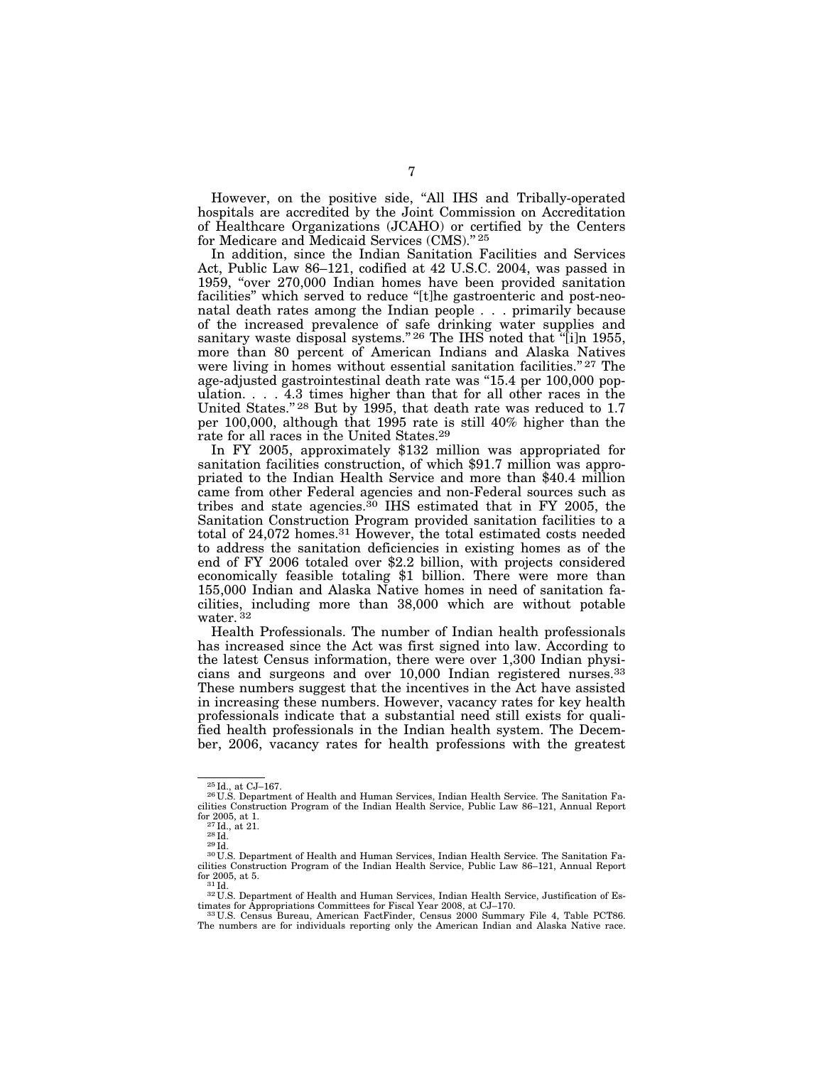However, on the positive side, "All IHS and Tribally-operated hospitals are accredited by the Joint Commission on Accreditation of Healthcare Organizations (JCAHO) or certified by the Centers for Medicare and Medicaid Services (CMS)." [25]

In addition, since the Indian Sanitation Facilities and Services Act, Public Law 86–121, codified at 42 U.S.C. 2004, was passed in 1959, "over 270,000 Indian homes have been provided sanitation facilities" which served to reduce "[t]he gastroenteric and post-neonatal death rates among the Indian people . . . primarily because of the increased prevalence of safe drinking water supplies and sanitary waste disposal systems." [26] The IHS noted that "[i]n 1955, more than 80 percent of American Indians and Alaska Natives were living in homes without essential sanitation facilities." [27] The age-adjusted gastrointestinal death rate was "15.4 per 100,000 population. . . . 4.3 times higher than that for all other races in the United States." [28] But by 1995, that death rate was reduced to 1.7 per 100,000, although that 1995 rate is still 40% higher than the rate for all races in the United States.[29]

In FY 2005, approximately $132 million was appropriated for sanitation facilities construction, of which $91.7 million was appropriated to the Indian Health Service and more than $40.4 million came from other Federal agencies and non-Federal sources such as tribes and state agencies.[30] IHS estimated that in FY 2005, the Sanitation Construction Program provided sanitation facilities to a total of 24,072 homes.[31] However, the total estimated costs needed to address the sanitation deficiencies in existing homes as of the end of FY 2006 totaled over $2.2 billion, with projects considered economically feasible totaling $1 billion. There were more than 155,000 Indian and Alaska Native homes in need of sanitation facilities, including more than 38,000 which are without potable water. [32]

Health Professionals. The number of Indian health professionals has increased since the Act was first signed into law. According to the latest Census information, there were over 1,300 Indian physicians and surgeons and over 10,000 Indian registered nurses.[33] These numbers suggest that the incentives in the Act have assisted in increasing these numbers. However, vacancy rates for key health professionals indicate that a substantial need still exists for qualified health professionals in the Indian health system. The December, 2006, vacancy rates for health professions with the greatest

---

[25] Id., at CJ–167.

[26] U.S. Department of Health and Human Services, Indian Health Service. The Sanitation Facilities Construction Program of the Indian Health Service, Public Law 86–121, Annual Report for 2005, at 1.

[27] Id., at 21.

[28] Id.

[29] Id.

[30] U.S. Department of Health and Human Services, Indian Health Service. The Sanitation Facilities Construction Program of the Indian Health Service, Public Law 86–121, Annual Report for 2005, at 5.

[31] Id.

[32] U.S. Department of Health and Human Services, Indian Health Service, Justification of Estimates for Appropriations Committees for Fiscal Year 2008, at CJ–170.

[33] U.S. Census Bureau, American FactFinder, Census 2000 Summary File 4, Table PCT86. The numbers are for individuals reporting only the American Indian and Alaska Native race.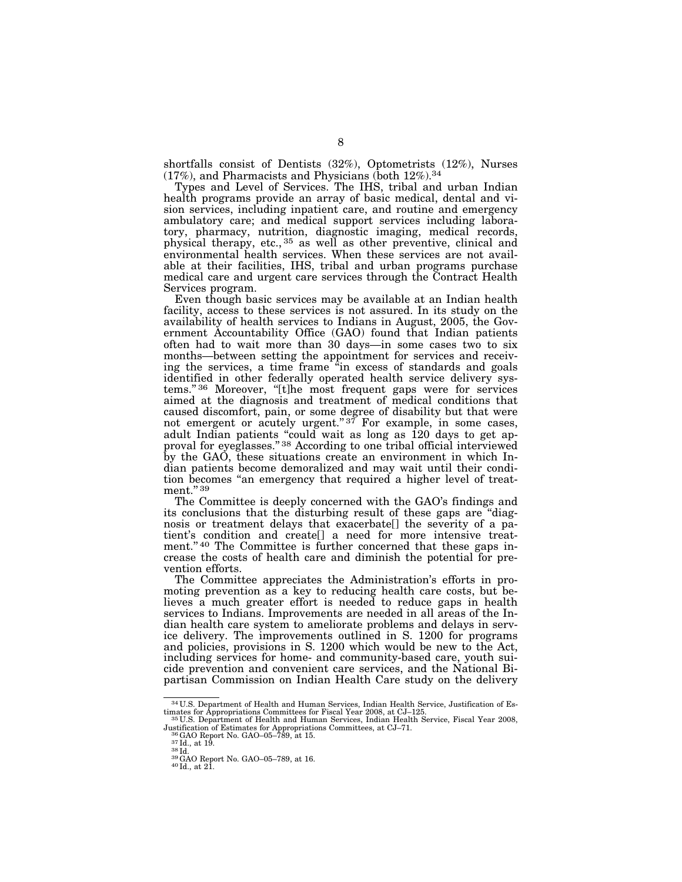shortfalls consist of Dentists (32%), Optometrists (12%), Nurses (17%), and Pharmacists and Physicians (both 12%).[34]

Types and Level of Services. The IHS, tribal and urban Indian health programs provide an array of basic medical, dental and vision services, including inpatient care, and routine and emergency ambulatory care; and medical support services including laboratory, pharmacy, nutrition, diagnostic imaging, medical records, physical therapy, etc.,[35] as well as other preventive, clinical and environmental health services. When these services are not available at their facilities, IHS, tribal and urban programs purchase medical care and urgent care services through the Contract Health Services program.

Even though basic services may be available at an Indian health facility, access to these services is not assured. In its study on the availability of health services to Indians in August, 2005, the Government Accountability Office (GAO) found that Indian patients often had to wait more than 30 days—in some cases two to six months—between setting the appointment for services and receiving the services, a time frame "in excess of standards and goals identified in other federally operated health service delivery systems."[36] Moreover, "[t]he most frequent gaps were for services aimed at the diagnosis and treatment of medical conditions that caused discomfort, pain, or some degree of disability but that were not emergent or acutely urgent."[37] For example, in some cases, adult Indian patients "could wait as long as 120 days to get approval for eyeglasses."[38] According to one tribal official interviewed by the GAO, these situations create an environment in which Indian patients become demoralized and may wait until their condition becomes "an emergency that required a higher level of treatment."[39]

The Committee is deeply concerned with the GAO's findings and its conclusions that the disturbing result of these gaps are "diagnosis or treatment delays that exacerbate[] the severity of a patient's condition and create[] a need for more intensive treatment."[40] The Committee is further concerned that these gaps increase the costs of health care and diminish the potential for prevention efforts.

The Committee appreciates the Administration's efforts in promoting prevention as a key to reducing health care costs, but believes a much greater effort is needed to reduce gaps in health services to Indians. Improvements are needed in all areas of the Indian health care system to ameliorate problems and delays in service delivery. The improvements outlined in S. 1200 for programs and policies, provisions in S. 1200 which would be new to the Act, including services for home- and community-based care, youth suicide prevention and convenient care services, and the National Bipartisan Commission on Indian Health Care study on the delivery

---

[34] U.S. Department of Health and Human Services, Indian Health Service, Justification of Estimates for Appropriations Committees for Fiscal Year 2008, at CJ–125.

[35] U.S. Department of Health and Human Services, Indian Health Service, Fiscal Year 2008, Justification of Estimates for Appropriations Committees, at CJ–71.

[36] GAO Report No. GAO–05–789, at 15.

[37] Id., at 19.

[38] Id.

[39] GAO Report No. GAO–05–789, at 16.

[40] Id., at 21.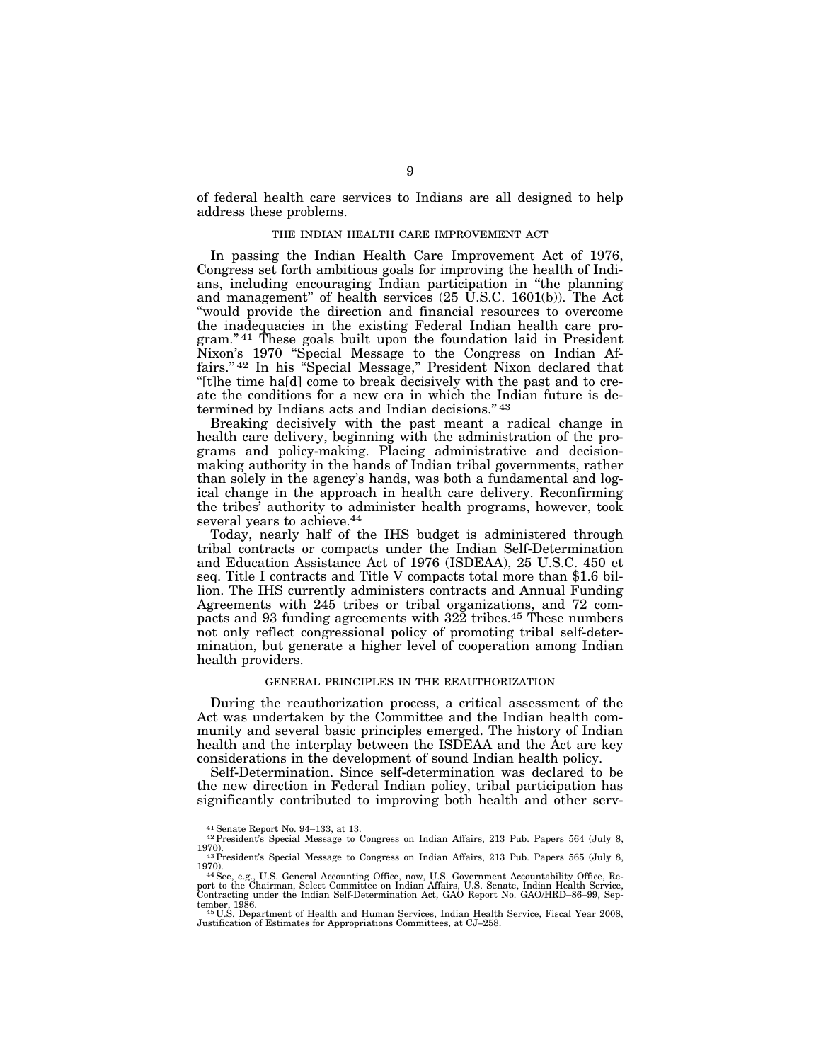of federal health care services to Indians are all designed to help address these problems.

## THE INDIAN HEALTH CARE IMPROVEMENT ACT

In passing the Indian Health Care Improvement Act of 1976, Congress set forth ambitious goals for improving the health of Indians, including encouraging Indian participation in "the planning and management" of health services (25 U.S.C. 1601(b)). The Act "would provide the direction and financial resources to overcome the inadequacies in the existing Federal Indian health care program."[41] These goals built upon the foundation laid in President Nixon's 1970 "Special Message to the Congress on Indian Affairs."[42] In his "Special Message," President Nixon declared that "[t]he time ha[d] come to break decisively with the past and to create the conditions for a new era in which the Indian future is determined by Indians acts and Indian decisions."[43]

Breaking decisively with the past meant a radical change in health care delivery, beginning with the administration of the programs and policy-making. Placing administrative and decision-making authority in the hands of Indian tribal governments, rather than solely in the agency's hands, was both a fundamental and logical change in the approach in health care delivery. Reconfirming the tribes' authority to administer health programs, however, took several years to achieve.[44]

Today, nearly half of the IHS budget is administered through tribal contracts or compacts under the Indian Self-Determination and Education Assistance Act of 1976 (ISDEAA), 25 U.S.C. 450 et seq. Title I contracts and Title V compacts total more than $1.6 billion. The IHS currently administers contracts and Annual Funding Agreements with 245 tribes or tribal organizations, and 72 compacts and 93 funding agreements with 322 tribes.[45] These numbers not only reflect congressional policy of promoting tribal self-determination, but generate a higher level of cooperation among Indian health providers.

## GENERAL PRINCIPLES IN THE REAUTHORIZATION

During the reauthorization process, a critical assessment of the Act was undertaken by the Committee and the Indian health community and several basic principles emerged. The history of Indian health and the interplay between the ISDEAA and the Act are key considerations in the development of sound Indian health policy.

Self-Determination. Since self-determination was declared to be the new direction in Federal Indian policy, tribal participation has significantly contributed to improving both health and other serv-

---

[41] Senate Report No. 94–133, at 13.

[42] President's Special Message to Congress on Indian Affairs, 213 Pub. Papers 564 (July 8, 1970).

[43] President's Special Message to Congress on Indian Affairs, 213 Pub. Papers 565 (July 8, 1970).

[44] See, e.g., U.S. General Accounting Office, now, U.S. Government Accountability Office, Report to the Chairman, Select Committee on Indian Affairs, U.S. Senate, Indian Health Service, Contracting under the Indian Self-Determination Act, GAO Report No. GAO/HRD–86–99, September, 1986.

[45] U.S. Department of Health and Human Services, Indian Health Service, Fiscal Year 2008, Justification of Estimates for Appropriations Committees, at CJ–258.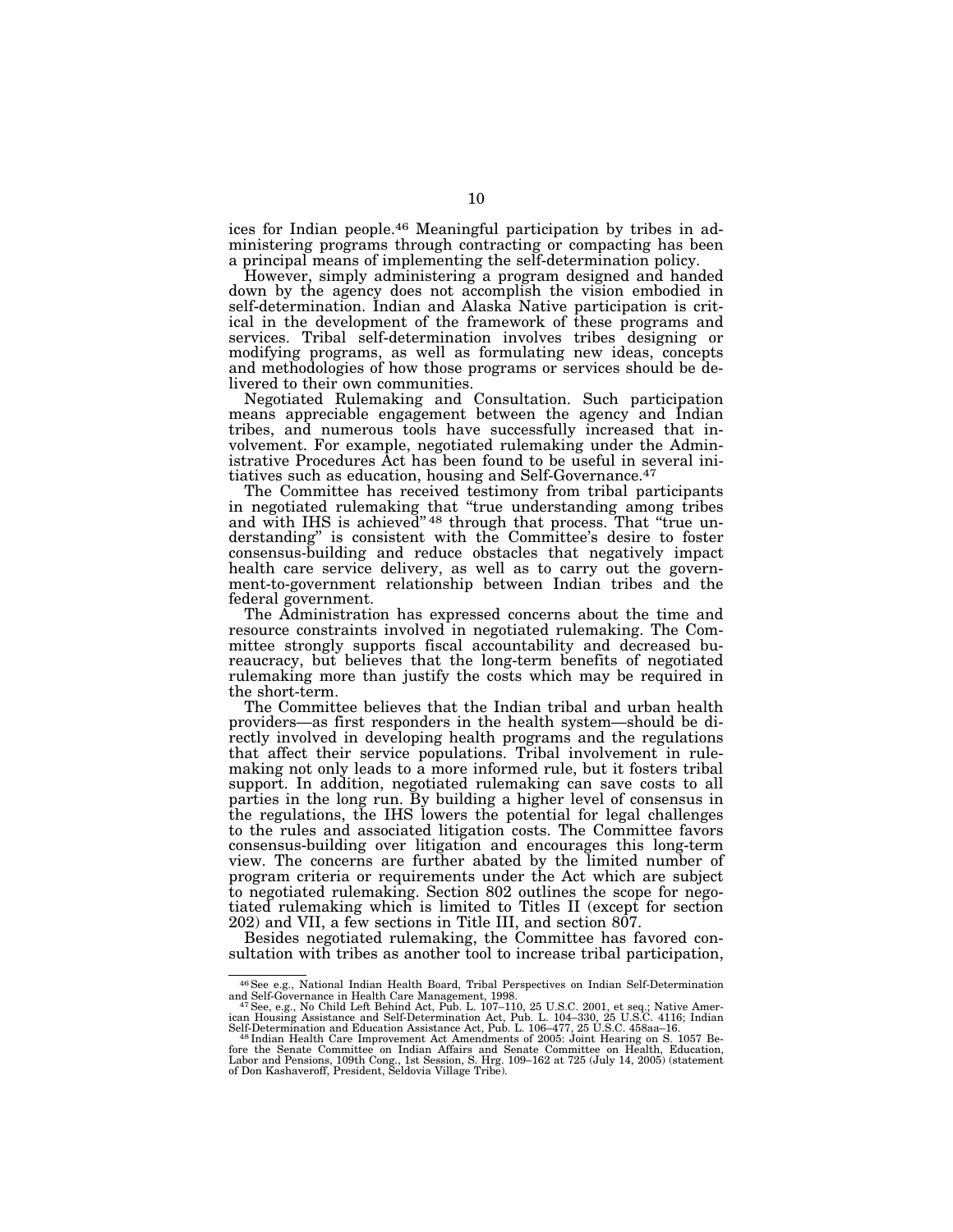ices for Indian people.[46] Meaningful participation by tribes in administering programs through contracting or compacting has been a principal means of implementing the self-determination policy.

However, simply administering a program designed and handed down by the agency does not accomplish the vision embodied in self-determination. Indian and Alaska Native participation is critical in the development of the framework of these programs and services. Tribal self-determination involves tribes designing or modifying programs, as well as formulating new ideas, concepts and methodologies of how those programs or services should be delivered to their own communities.

Negotiated Rulemaking and Consultation. Such participation means appreciable engagement between the agency and Indian tribes, and numerous tools have successfully increased that involvement. For example, negotiated rulemaking under the Administrative Procedures Act has been found to be useful in several initiatives such as education, housing and Self-Governance.[47]

The Committee has received testimony from tribal participants in negotiated rulemaking that "true understanding among tribes and with IHS is achieved"[48] through that process. That "true understanding" is consistent with the Committee's desire to foster consensus-building and reduce obstacles that negatively impact health care service delivery, as well as to carry out the government-to-government relationship between Indian tribes and the federal government.

The Administration has expressed concerns about the time and resource constraints involved in negotiated rulemaking. The Committee strongly supports fiscal accountability and decreased bureaucracy, but believes that the long-term benefits of negotiated rulemaking more than justify the costs which may be required in the short-term.

The Committee believes that the Indian tribal and urban health providers—as first responders in the health system—should be directly involved in developing health programs and the regulations that affect their service populations. Tribal involvement in rulemaking not only leads to a more informed rule, but it fosters tribal support. In addition, negotiated rulemaking can save costs to all parties in the long run. By building a higher level of consensus in the regulations, the IHS lowers the potential for legal challenges to the rules and associated litigation costs. The Committee favors consensus-building over litigation and encourages this long-term view. The concerns are further abated by the limited number of program criteria or requirements under the Act which are subject to negotiated rulemaking. Section 802 outlines the scope for negotiated rulemaking which is limited to Titles II (except for section 202) and VII, a few sections in Title III, and section 807.

Besides negotiated rulemaking, the Committee has favored consultation with tribes as another tool to increase tribal participation,

---

[46] See e.g., National Indian Health Board, Tribal Perspectives on Indian Self-Determination and Self-Governance in Health Care Management, 1998.

[47] See, e.g., No Child Left Behind Act, Pub. L. 107–110, 25 U.S.C. 2001, et seq.; Native American Housing Assistance and Self-Determination Act, Pub. L. 104–330, 25 U.S.C. 4116; Indian Self-Determination and Education Assistance Act, Pub. L. 106–477, 25 U.S.C. 458aa–16.

[48] Indian Health Care Improvement Act Amendments of 2005: Joint Hearing on S. 1057 Before the Senate Committee on Indian Affairs and Senate Committee on Health, Education, Labor and Pensions, 109th Cong., 1st Session, S. Hrg. 109–162 at 725 (July 14, 2005) (statement of Don Kashaveroff, President, Seldovia Village Tribe).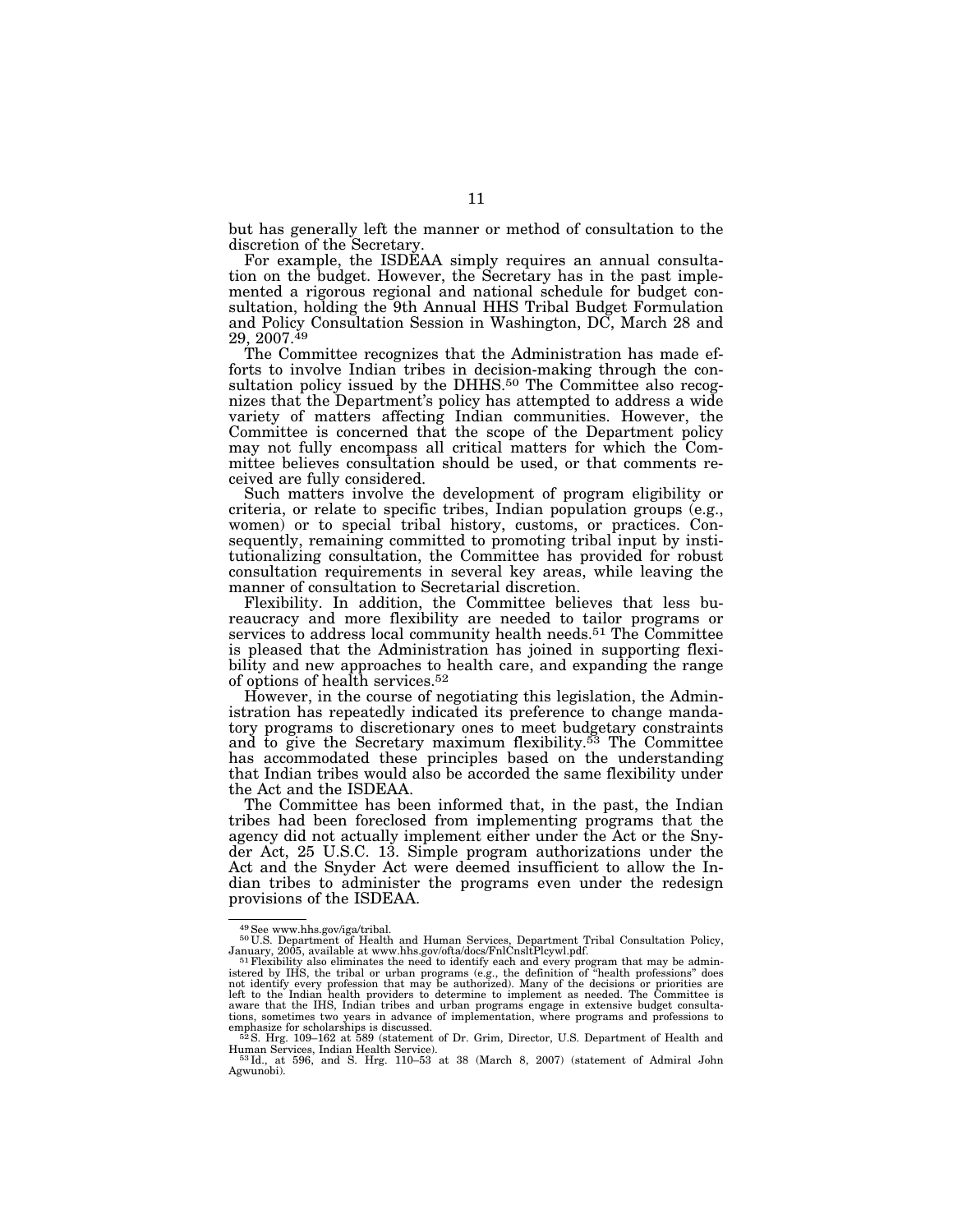but has generally left the manner or method of consultation to the discretion of the Secretary.

For example, the ISDEAA simply requires an annual consultation on the budget. However, the Secretary has in the past implemented a rigorous regional and national schedule for budget consultation, holding the 9th Annual HHS Tribal Budget Formulation and Policy Consultation Session in Washington, DC, March 28 and 29, 2007.[49]

The Committee recognizes that the Administration has made efforts to involve Indian tribes in decision-making through the consultation policy issued by the DHHS.[50] The Committee also recognizes that the Department's policy has attempted to address a wide variety of matters affecting Indian communities. However, the Committee is concerned that the scope of the Department policy may not fully encompass all critical matters for which the Committee believes consultation should be used, or that comments received are fully considered.

Such matters involve the development of program eligibility or criteria, or relate to specific tribes, Indian population groups (e.g., women) or to special tribal history, customs, or practices. Consequently, remaining committed to promoting tribal input by institutionalizing consultation, the Committee has provided for robust consultation requirements in several key areas, while leaving the manner of consultation to Secretarial discretion.

Flexibility. In addition, the Committee believes that less bureaucracy and more flexibility are needed to tailor programs or services to address local community health needs.[51] The Committee is pleased that the Administration has joined in supporting flexibility and new approaches to health care, and expanding the range of options of health services.[52]

However, in the course of negotiating this legislation, the Administration has repeatedly indicated its preference to change mandatory programs to discretionary ones to meet budgetary constraints and to give the Secretary maximum flexibility.[53] The Committee has accommodated these principles based on the understanding that Indian tribes would also be accorded the same flexibility under the Act and the ISDEAA.

The Committee has been informed that, in the past, the Indian tribes had been foreclosed from implementing programs that the agency did not actually implement either under the Act or the Snyder Act, 25 U.S.C. 13. Simple program authorizations under the Act and the Snyder Act were deemed insufficient to allow the Indian tribes to administer the programs even under the redesign provisions of the ISDEAA.

---

[49] See www.hhs.gov/iga/tribal.

[50] U.S. Department of Health and Human Services, Department Tribal Consultation Policy, January, 2005, available at www.hhs.gov/ofta/docs/FnlCnsltPlcywl.pdf.

[51] Flexibility also eliminates the need to identify each and every program that may be administered by IHS, the tribal or urban programs (e.g., the definition of "health professions" does not identify every profession that may be authorized). Many of the decisions or priorities are left to the Indian health providers to determine to implement as needed. The Committee is aware that the IHS, Indian tribes and urban programs engage in extensive budget consultations, sometimes two years in advance of implementation, where programs and professions to emphasize for scholarships is discussed.

[52] S. Hrg. 109–162 at 589 (statement of Dr. Grim, Director, U.S. Department of Health and Human Services, Indian Health Service).

[53] Id., at 596, and S. Hrg. 110–53 at 38 (March 8, 2007) (statement of Admiral John Agwunobi).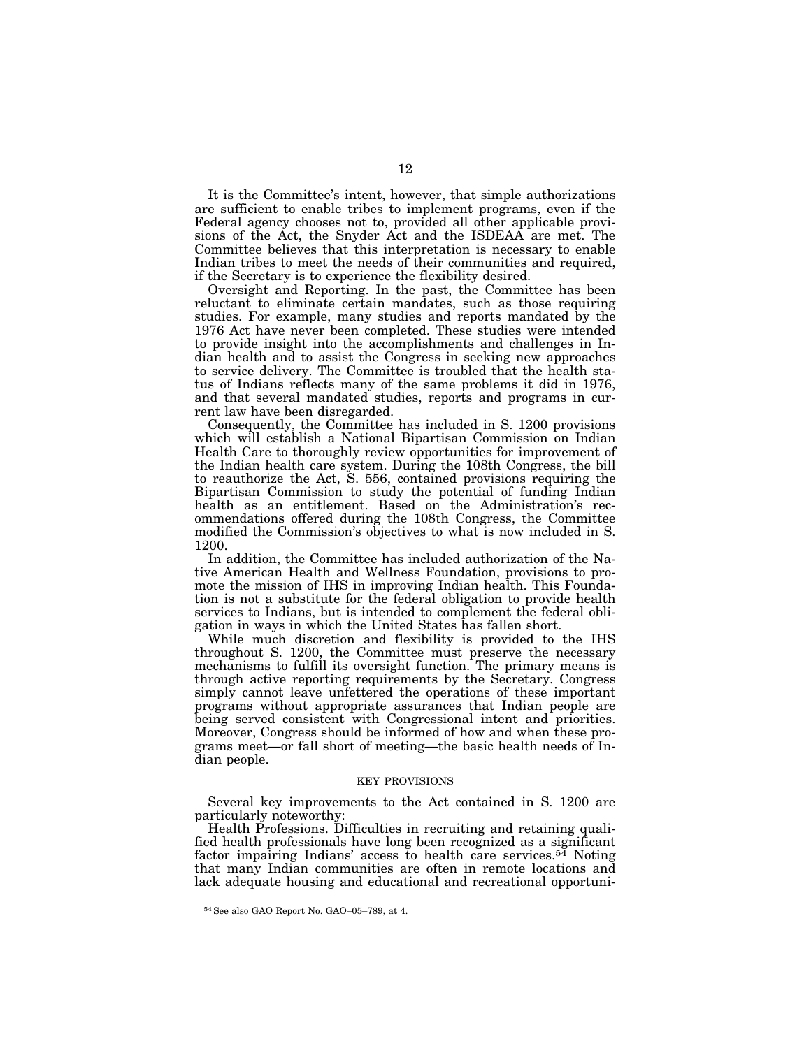It is the Committee's intent, however, that simple authorizations are sufficient to enable tribes to implement programs, even if the Federal agency chooses not to, provided all other applicable provisions of the Act, the Snyder Act and the ISDEAA are met. The Committee believes that this interpretation is necessary to enable Indian tribes to meet the needs of their communities and required, if the Secretary is to experience the flexibility desired.

Oversight and Reporting. In the past, the Committee has been reluctant to eliminate certain mandates, such as those requiring studies. For example, many studies and reports mandated by the 1976 Act have never been completed. These studies were intended to provide insight into the accomplishments and challenges in Indian health and to assist the Congress in seeking new approaches to service delivery. The Committee is troubled that the health status of Indians reflects many of the same problems it did in 1976, and that several mandated studies, reports and programs in current law have been disregarded.

Consequently, the Committee has included in S. 1200 provisions which will establish a National Bipartisan Commission on Indian Health Care to thoroughly review opportunities for improvement of the Indian health care system. During the 108th Congress, the bill to reauthorize the Act, S. 556, contained provisions requiring the Bipartisan Commission to study the potential of funding Indian health as an entitlement. Based on the Administration's recommendations offered during the 108th Congress, the Committee modified the Commission's objectives to what is now included in S. 1200.

In addition, the Committee has included authorization of the Native American Health and Wellness Foundation, provisions to promote the mission of IHS in improving Indian health. This Foundation is not a substitute for the federal obligation to provide health services to Indians, but is intended to complement the federal obligation in ways in which the United States has fallen short.

While much discretion and flexibility is provided to the IHS throughout S. 1200, the Committee must preserve the necessary mechanisms to fulfill its oversight function. The primary means is through active reporting requirements by the Secretary. Congress simply cannot leave unfettered the operations of these important programs without appropriate assurances that Indian people are being served consistent with Congressional intent and priorities. Moreover, Congress should be informed of how and when these programs meet—or fall short of meeting—the basic health needs of Indian people.

## KEY PROVISIONS

Several key improvements to the Act contained in S. 1200 are particularly noteworthy:

Health Professions. Difficulties in recruiting and retaining qualified health professionals have long been recognized as a significant factor impairing Indians' access to health care services.[54] Noting that many Indian communities are often in remote locations and lack adequate housing and educational and recreational opportuni-

[54] See also GAO Report No. GAO–05–789, at 4.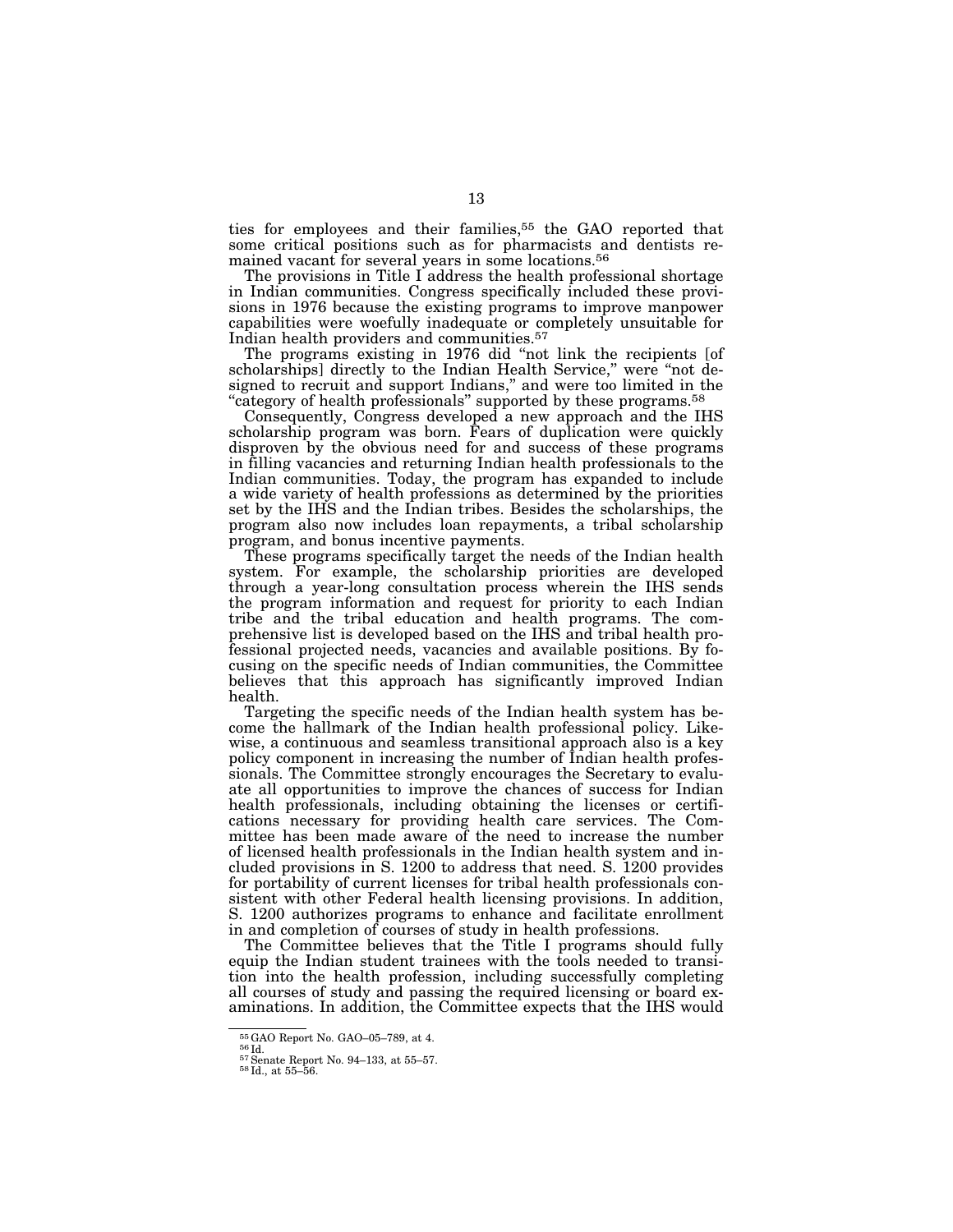ties for employees and their families,[55] the GAO reported that some critical positions such as for pharmacists and dentists remained vacant for several years in some locations.[56]

The provisions in Title I address the health professional shortage in Indian communities. Congress specifically included these provisions in 1976 because the existing programs to improve manpower capabilities were woefully inadequate or completely unsuitable for Indian health providers and communities.[57]

The programs existing in 1976 did "not link the recipients [of scholarships] directly to the Indian Health Service," were "not designed to recruit and support Indians," and were too limited in the "category of health professionals" supported by these programs.[58]

Consequently, Congress developed a new approach and the IHS scholarship program was born. Fears of duplication were quickly disproven by the obvious need for and success of these programs in filling vacancies and returning Indian health professionals to the Indian communities. Today, the program has expanded to include a wide variety of health professions as determined by the priorities set by the IHS and the Indian tribes. Besides the scholarships, the program also now includes loan repayments, a tribal scholarship program, and bonus incentive payments.

These programs specifically target the needs of the Indian health system. For example, the scholarship priorities are developed through a year-long consultation process wherein the IHS sends the program information and request for priority to each Indian tribe and the tribal education and health programs. The comprehensive list is developed based on the IHS and tribal health professional projected needs, vacancies and available positions. By focusing on the specific needs of Indian communities, the Committee believes that this approach has significantly improved Indian health.

Targeting the specific needs of the Indian health system has become the hallmark of the Indian health professional policy. Likewise, a continuous and seamless transitional approach also is a key policy component in increasing the number of Indian health professionals. The Committee strongly encourages the Secretary to evaluate all opportunities to improve the chances of success for Indian health professionals, including obtaining the licenses or certifications necessary for providing health care services. The Committee has been made aware of the need to increase the number of licensed health professionals in the Indian health system and included provisions in S. 1200 to address that need. S. 1200 provides for portability of current licenses for tribal health professionals consistent with other Federal health licensing provisions. In addition, S. 1200 authorizes programs to enhance and facilitate enrollment in and completion of courses of study in health professions.

The Committee believes that the Title I programs should fully equip the Indian student trainees with the tools needed to transition into the health profession, including successfully completing all courses of study and passing the required licensing or board examinations. In addition, the Committee expects that the IHS would

---

[55] GAO Report No. GAO–05–789, at 4.

[56] Id.

[57] Senate Report No. 94–133, at 55–57.

[58] Id., at 55–56.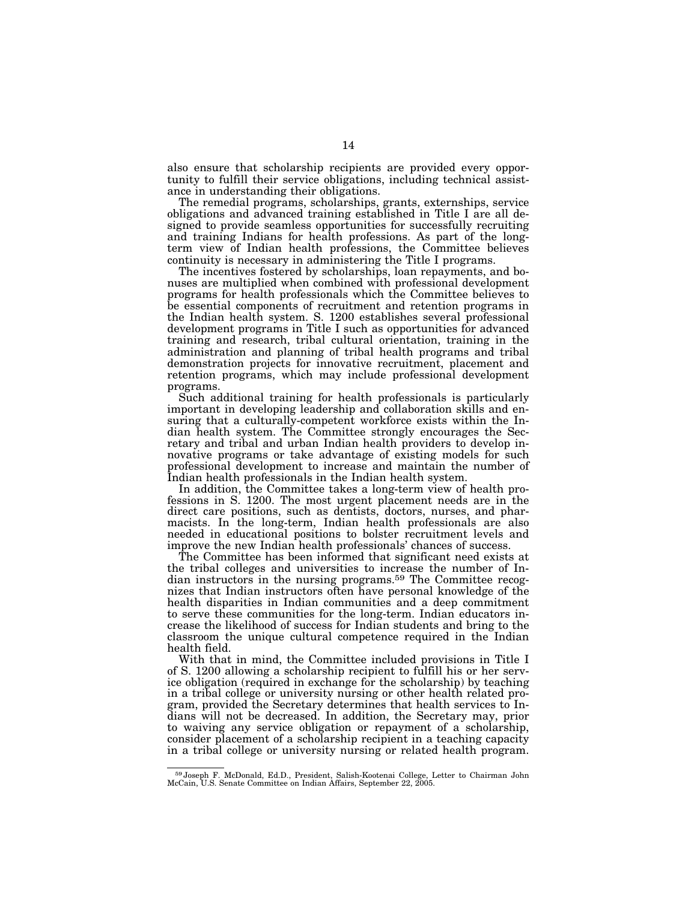also ensure that scholarship recipients are provided every opportunity to fulfill their service obligations, including technical assistance in understanding their obligations.

The remedial programs, scholarships, grants, externships, service obligations and advanced training established in Title I are all designed to provide seamless opportunities for successfully recruiting and training Indians for health professions. As part of the long-term view of Indian health professions, the Committee believes continuity is necessary in administering the Title I programs.

The incentives fostered by scholarships, loan repayments, and bonuses are multiplied when combined with professional development programs for health professionals which the Committee believes to be essential components of recruitment and retention programs in the Indian health system. S. 1200 establishes several professional development programs in Title I such as opportunities for advanced training and research, tribal cultural orientation, training in the administration and planning of tribal health programs and tribal demonstration projects for innovative recruitment, placement and retention programs, which may include professional development programs.

Such additional training for health professionals is particularly important in developing leadership and collaboration skills and ensuring that a culturally-competent workforce exists within the Indian health system. The Committee strongly encourages the Secretary and tribal and urban Indian health providers to develop innovative programs or take advantage of existing models for such professional development to increase and maintain the number of Indian health professionals in the Indian health system.

In addition, the Committee takes a long-term view of health professions in S. 1200. The most urgent placement needs are in the direct care positions, such as dentists, doctors, nurses, and pharmacists. In the long-term, Indian health professionals are also needed in educational positions to bolster recruitment levels and improve the new Indian health professionals' chances of success.

The Committee has been informed that significant need exists at the tribal colleges and universities to increase the number of Indian instructors in the nursing programs.[59] The Committee recognizes that Indian instructors often have personal knowledge of the health disparities in Indian communities and a deep commitment to serve these communities for the long-term. Indian educators increase the likelihood of success for Indian students and bring to the classroom the unique cultural competence required in the Indian health field.

With that in mind, the Committee included provisions in Title I of S. 1200 allowing a scholarship recipient to fulfill his or her service obligation (required in exchange for the scholarship) by teaching in a tribal college or university nursing or other health related program, provided the Secretary determines that health services to Indians will not be decreased. In addition, the Secretary may, prior to waiving any service obligation or repayment of a scholarship, consider placement of a scholarship recipient in a teaching capacity in a tribal college or university nursing or related health program.

[59] Joseph F. McDonald, Ed.D., President, Salish-Kootenai College, Letter to Chairman John McCain, U.S. Senate Committee on Indian Affairs, September 22, 2005.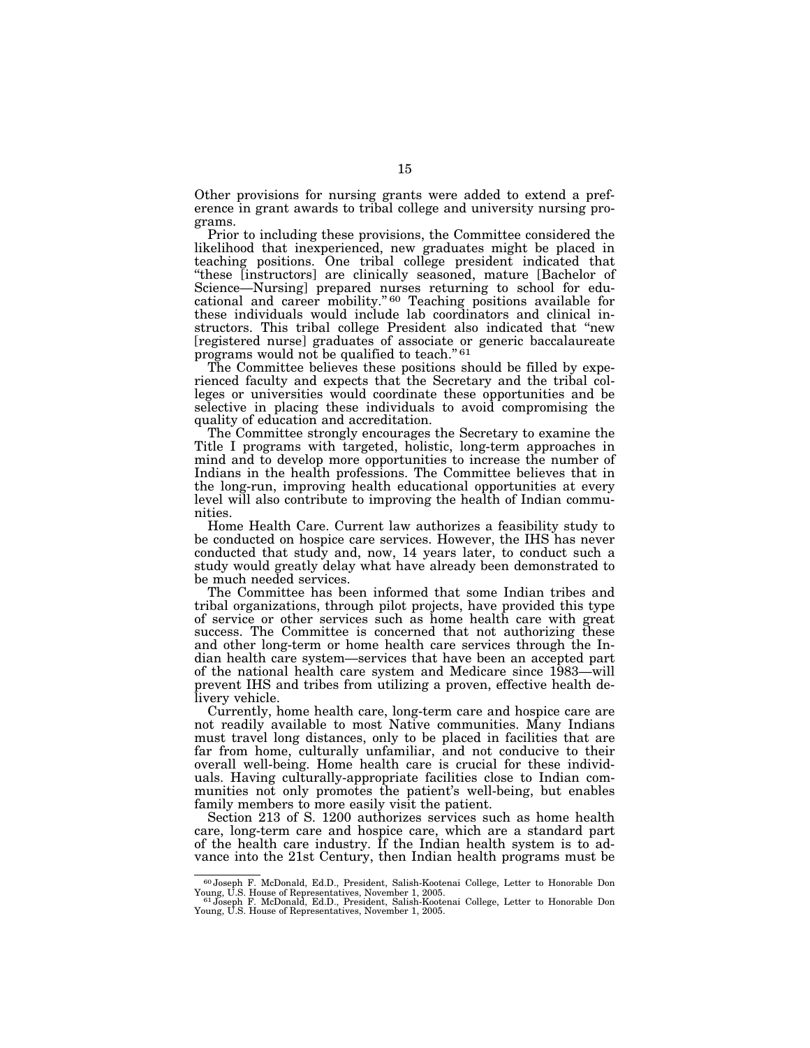Other provisions for nursing grants were added to extend a preference in grant awards to tribal college and university nursing programs.

Prior to including these provisions, the Committee considered the likelihood that inexperienced, new graduates might be placed in teaching positions. One tribal college president indicated that "these [instructors] are clinically seasoned, mature [Bachelor of Science—Nursing] prepared nurses returning to school for educational and career mobility."[60] Teaching positions available for these individuals would include lab coordinators and clinical instructors. This tribal college President also indicated that "new [registered nurse] graduates of associate or generic baccalaureate programs would not be qualified to teach."[61]

The Committee believes these positions should be filled by experienced faculty and expects that the Secretary and the tribal colleges or universities would coordinate these opportunities and be selective in placing these individuals to avoid compromising the quality of education and accreditation.

The Committee strongly encourages the Secretary to examine the Title I programs with targeted, holistic, long-term approaches in mind and to develop more opportunities to increase the number of Indians in the health professions. The Committee believes that in the long-run, improving health educational opportunities at every level will also contribute to improving the health of Indian communities.

Home Health Care. Current law authorizes a feasibility study to be conducted on hospice care services. However, the IHS has never conducted that study and, now, 14 years later, to conduct such a study would greatly delay what have already been demonstrated to be much needed services.

The Committee has been informed that some Indian tribes and tribal organizations, through pilot projects, have provided this type of service or other services such as home health care with great success. The Committee is concerned that not authorizing these and other long-term or home health care services through the Indian health care system—services that have been an accepted part of the national health care system and Medicare since 1983—will prevent IHS and tribes from utilizing a proven, effective health delivery vehicle.

Currently, home health care, long-term care and hospice care are not readily available to most Native communities. Many Indians must travel long distances, only to be placed in facilities that are far from home, culturally unfamiliar, and not conducive to their overall well-being. Home health care is crucial for these individuals. Having culturally-appropriate facilities close to Indian communities not only promotes the patient's well-being, but enables family members to more easily visit the patient.

Section 213 of S. 1200 authorizes services such as home health care, long-term care and hospice care, which are a standard part of the health care industry. If the Indian health system is to advance into the 21st Century, then Indian health programs must be

---

[60] Joseph F. McDonald, Ed.D., President, Salish-Kootenai College, Letter to Honorable Don Young, U.S. House of Representatives, November 1, 2005.

[61] Joseph F. McDonald, Ed.D., President, Salish-Kootenai College, Letter to Honorable Don Young, U.S. House of Representatives, November 1, 2005.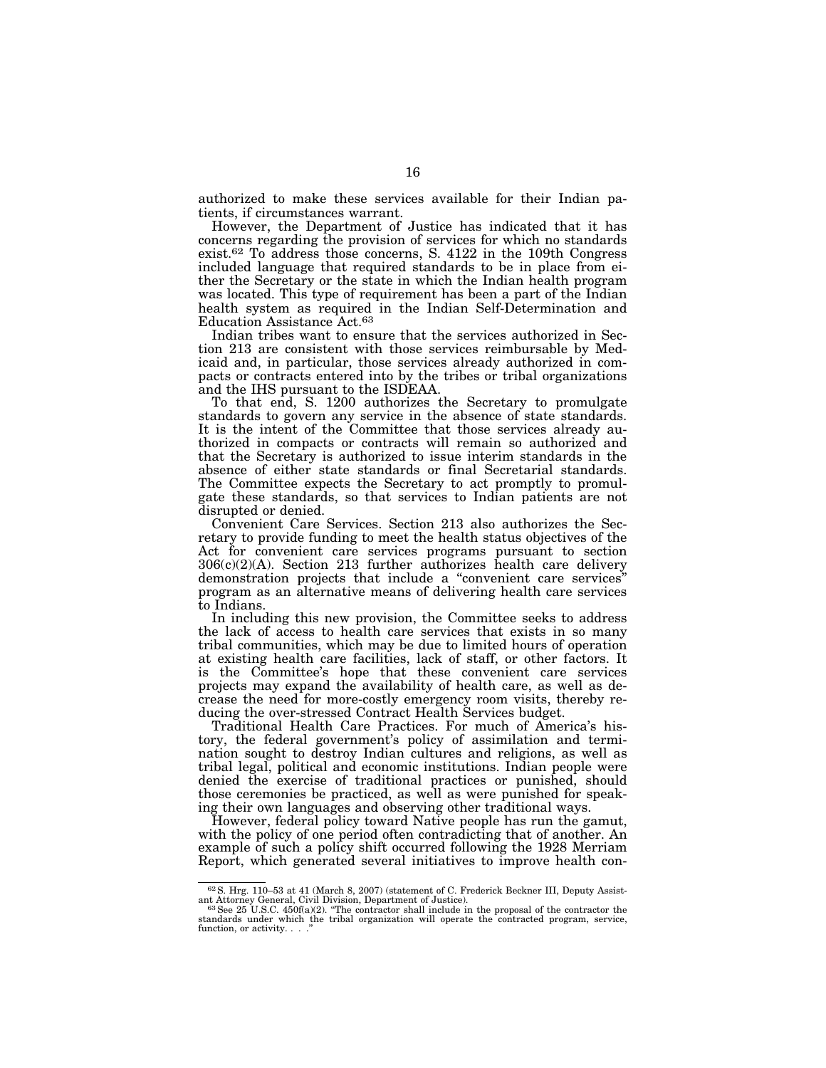authorized to make these services available for their Indian patients, if circumstances warrant.

However, the Department of Justice has indicated that it has concerns regarding the provision of services for which no standards exist.[62] To address those concerns, S. 4122 in the 109th Congress included language that required standards to be in place from either the Secretary or the state in which the Indian health program was located. This type of requirement has been a part of the Indian health system as required in the Indian Self-Determination and Education Assistance Act.[63]

Indian tribes want to ensure that the services authorized in Section 213 are consistent with those services reimbursable by Medicaid and, in particular, those services already authorized in compacts or contracts entered into by the tribes or tribal organizations and the IHS pursuant to the ISDEAA.

To that end, S. 1200 authorizes the Secretary to promulgate standards to govern any service in the absence of state standards. It is the intent of the Committee that those services already authorized in compacts or contracts will remain so authorized and that the Secretary is authorized to issue interim standards in the absence of either state standards or final Secretarial standards. The Committee expects the Secretary to act promptly to promulgate these standards, so that services to Indian patients are not disrupted or denied.

Convenient Care Services. Section 213 also authorizes the Secretary to provide funding to meet the health status objectives of the Act for convenient care services programs pursuant to section 306(c)(2)(A). Section 213 further authorizes health care delivery demonstration projects that include a "convenient care services" program as an alternative means of delivering health care services to Indians.

In including this new provision, the Committee seeks to address the lack of access to health care services that exists in so many tribal communities, which may be due to limited hours of operation at existing health care facilities, lack of staff, or other factors. It is the Committee's hope that these convenient care services projects may expand the availability of health care, as well as decrease the need for more-costly emergency room visits, thereby reducing the over-stressed Contract Health Services budget.

Traditional Health Care Practices. For much of America's history, the federal government's policy of assimilation and termination sought to destroy Indian cultures and religions, as well as tribal legal, political and economic institutions. Indian people were denied the exercise of traditional practices or punished, should those ceremonies be practiced, as well as were punished for speaking their own languages and observing other traditional ways.

However, federal policy toward Native people has run the gamut, with the policy of one period often contradicting that of another. An example of such a policy shift occurred following the 1928 Merriam Report, which generated several initiatives to improve health con-

---

[62] S. Hrg. 110–53 at 41 (March 8, 2007) (statement of C. Frederick Beckner III, Deputy Assistant Attorney General, Civil Division, Department of Justice).

[63] See 25 U.S.C. 450f(a)(2). "The contractor shall include in the proposal of the contractor the standards under which the tribal organization will operate the contracted program, service, function, or activity. . . ."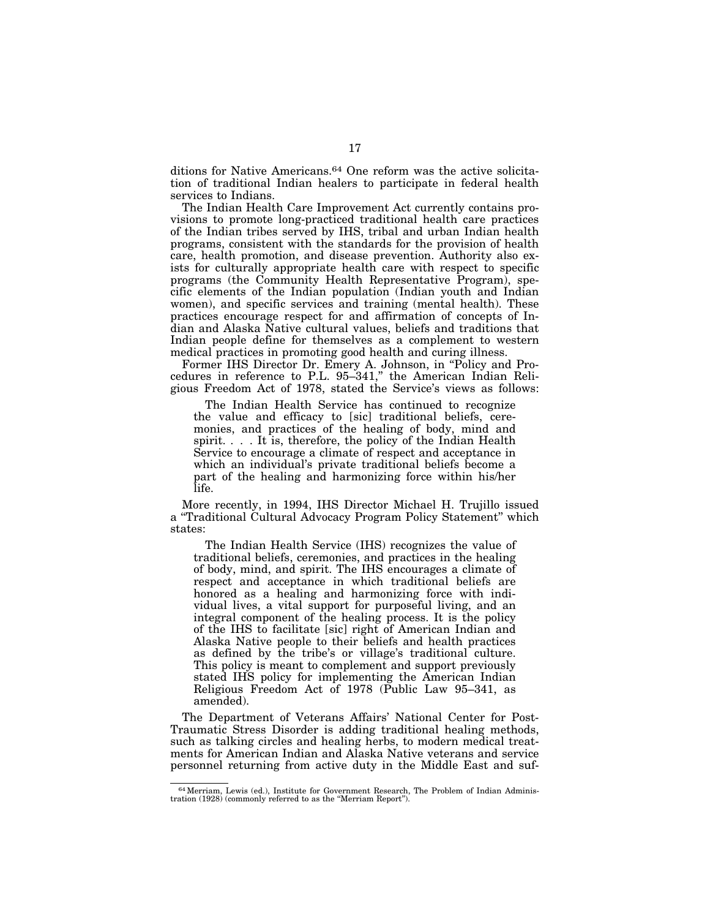ditions for Native Americans.[64] One reform was the active solicitation of traditional Indian healers to participate in federal health services to Indians.

The Indian Health Care Improvement Act currently contains provisions to promote long-practiced traditional health care practices of the Indian tribes served by IHS, tribal and urban Indian health programs, consistent with the standards for the provision of health care, health promotion, and disease prevention. Authority also exists for culturally appropriate health care with respect to specific programs (the Community Health Representative Program), specific elements of the Indian population (Indian youth and Indian women), and specific services and training (mental health). These practices encourage respect for and affirmation of concepts of Indian and Alaska Native cultural values, beliefs and traditions that Indian people define for themselves as a complement to western medical practices in promoting good health and curing illness.

Former IHS Director Dr. Emery A. Johnson, in "Policy and Procedures in reference to P.L. 95–341," the American Indian Religious Freedom Act of 1978, stated the Service's views as follows:

> The Indian Health Service has continued to recognize the value and efficacy to [sic] traditional beliefs, ceremonies, and practices of the healing of body, mind and spirit. . . . It is, therefore, the policy of the Indian Health Service to encourage a climate of respect and acceptance in which an individual's private traditional beliefs become a part of the healing and harmonizing force within his/her life.

More recently, in 1994, IHS Director Michael H. Trujillo issued a "Traditional Cultural Advocacy Program Policy Statement" which states:

> The Indian Health Service (IHS) recognizes the value of traditional beliefs, ceremonies, and practices in the healing of body, mind, and spirit. The IHS encourages a climate of respect and acceptance in which traditional beliefs are honored as a healing and harmonizing force with individual lives, a vital support for purposeful living, and an integral component of the healing process. It is the policy of the IHS to facilitate [sic] right of American Indian and Alaska Native people to their beliefs and health practices as defined by the tribe's or village's traditional culture. This policy is meant to complement and support previously stated IHS policy for implementing the American Indian Religious Freedom Act of 1978 (Public Law 95–341, as amended).

The Department of Veterans Affairs' National Center for Post-Traumatic Stress Disorder is adding traditional healing methods, such as talking circles and healing herbs, to modern medical treatments for American Indian and Alaska Native veterans and service personnel returning from active duty in the Middle East and suf-

---

[64] Merriam, Lewis (ed.), Institute for Government Research, The Problem of Indian Administration (1928) (commonly referred to as the "Merriam Report").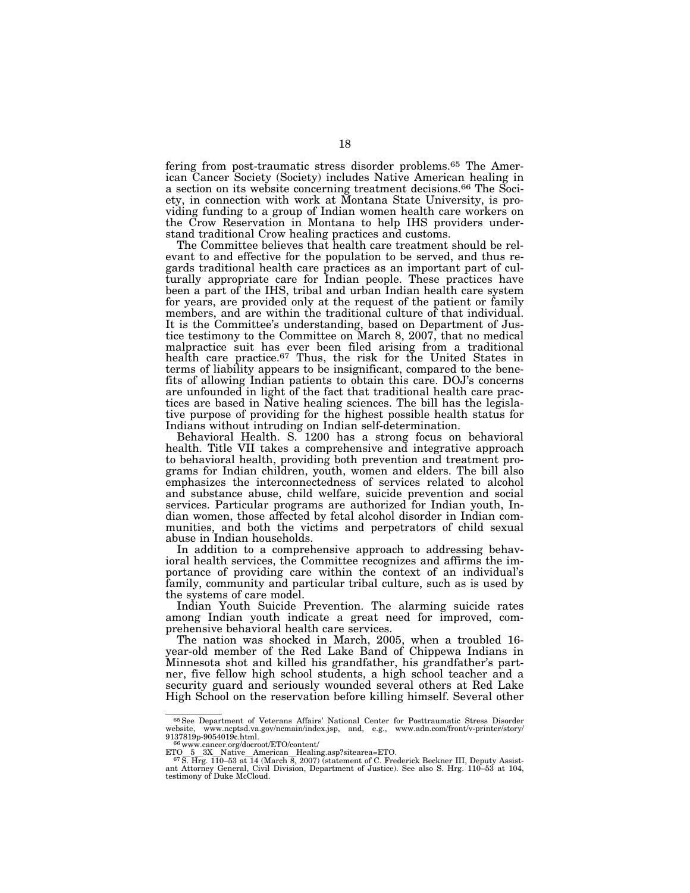fering from post-traumatic stress disorder problems.[65] The American Cancer Society (Society) includes Native American healing in a section on its website concerning treatment decisions.[66] The Society, in connection with work at Montana State University, is providing funding to a group of Indian women health care workers on the Crow Reservation in Montana to help IHS providers understand traditional Crow healing practices and customs.

The Committee believes that health care treatment should be relevant to and effective for the population to be served, and thus regards traditional health care practices as an important part of culturally appropriate care for Indian people. These practices have been a part of the IHS, tribal and urban Indian health care system for years, are provided only at the request of the patient or family members, and are within the traditional culture of that individual. It is the Committee's understanding, based on Department of Justice testimony to the Committee on March 8, 2007, that no medical malpractice suit has ever been filed arising from a traditional health care practice.[67] Thus, the risk for the United States in terms of liability appears to be insignificant, compared to the benefits of allowing Indian patients to obtain this care. DOJ's concerns are unfounded in light of the fact that traditional health care practices are based in Native healing sciences. The bill has the legislative purpose of providing for the highest possible health status for Indians without intruding on Indian self-determination.

Behavioral Health. S. 1200 has a strong focus on behavioral health. Title VII takes a comprehensive and integrative approach to behavioral health, providing both prevention and treatment programs for Indian children, youth, women and elders. The bill also emphasizes the interconnectedness of services related to alcohol and substance abuse, child welfare, suicide prevention and social services. Particular programs are authorized for Indian youth, Indian women, those affected by fetal alcohol disorder in Indian communities, and both the victims and perpetrators of child sexual abuse in Indian households.

In addition to a comprehensive approach to addressing behavioral health services, the Committee recognizes and affirms the importance of providing care within the context of an individual's family, community and particular tribal culture, such as is used by the systems of care model.

Indian Youth Suicide Prevention. The alarming suicide rates among Indian youth indicate a great need for improved, comprehensive behavioral health care services.

The nation was shocked in March, 2005, when a troubled 16-year-old member of the Red Lake Band of Chippewa Indians in Minnesota shot and killed his grandfather, his grandfather's partner, five fellow high school students, a high school teacher and a security guard and seriously wounded several others at Red Lake High School on the reservation before killing himself. Several other

---

[65] See Department of Veterans Affairs' National Center for Posttraumatic Stress Disorder website, www.ncptsd.va.gov/ncmain/index.jsp, and, e.g., www.adn.com/front/v-printer/story/9137819p-9054019c.html.

[66] www.cancer.org/docroot/ETO/content/ETO_5_3X_Native_American_Healing.asp?sitearea=ETO.

[67] S. Hrg. 110–53 at 14 (March 8, 2007) (statement of C. Frederick Beckner III, Deputy Assistant Attorney General, Civil Division, Department of Justice). See also S. Hrg. 110–53 at 104, testimony of Duke McCloud.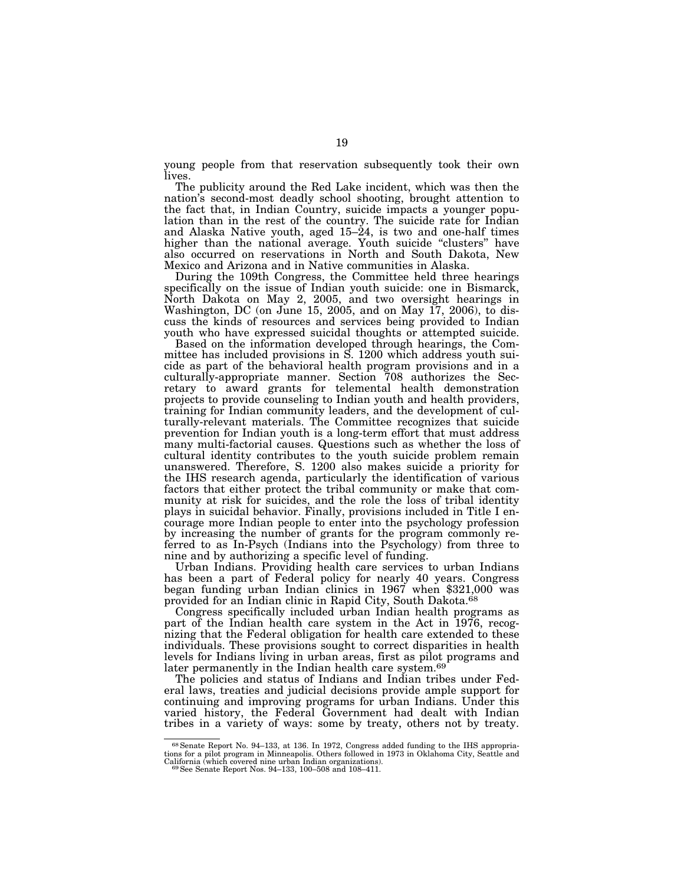young people from that reservation subsequently took their own lives.

The publicity around the Red Lake incident, which was then the nation's second-most deadly school shooting, brought attention to the fact that, in Indian Country, suicide impacts a younger population than in the rest of the country. The suicide rate for Indian and Alaska Native youth, aged 15–24, is two and one-half times higher than the national average. Youth suicide "clusters" have also occurred on reservations in North and South Dakota, New Mexico and Arizona and in Native communities in Alaska.

During the 109th Congress, the Committee held three hearings specifically on the issue of Indian youth suicide: one in Bismarck, North Dakota on May 2, 2005, and two oversight hearings in Washington, DC (on June 15, 2005, and on May 17, 2006), to discuss the kinds of resources and services being provided to Indian youth who have expressed suicidal thoughts or attempted suicide.

Based on the information developed through hearings, the Committee has included provisions in S. 1200 which address youth suicide as part of the behavioral health program provisions and in a culturally-appropriate manner. Section 708 authorizes the Secretary to award grants for telemental health demonstration projects to provide counseling to Indian youth and health providers, training for Indian community leaders, and the development of culturally-relevant materials. The Committee recognizes that suicide prevention for Indian youth is a long-term effort that must address many multi-factorial causes. Questions such as whether the loss of cultural identity contributes to the youth suicide problem remain unanswered. Therefore, S. 1200 also makes suicide a priority for the IHS research agenda, particularly the identification of various factors that either protect the tribal community or make that community at risk for suicides, and the role the loss of tribal identity plays in suicidal behavior. Finally, provisions included in Title I encourage more Indian people to enter into the psychology profession by increasing the number of grants for the program commonly referred to as In-Psych (Indians into the Psychology) from three to nine and by authorizing a specific level of funding.

Urban Indians. Providing health care services to urban Indians has been a part of Federal policy for nearly 40 years. Congress began funding urban Indian clinics in 1967 when $321,000 was provided for an Indian clinic in Rapid City, South Dakota.[68]

Congress specifically included urban Indian health programs as part of the Indian health care system in the Act in 1976, recognizing that the Federal obligation for health care extended to these individuals. These provisions sought to correct disparities in health levels for Indians living in urban areas, first as pilot programs and later permanently in the Indian health care system.[69]

The policies and status of Indians and Indian tribes under Federal laws, treaties and judicial decisions provide ample support for continuing and improving programs for urban Indians. Under this varied history, the Federal Government had dealt with Indian tribes in a variety of ways: some by treaty, others not by treaty.

---

[68] Senate Report No. 94–133, at 136. In 1972, Congress added funding to the IHS appropriations for a pilot program in Minneapolis. Others followed in 1973 in Oklahoma City, Seattle and California (which covered nine urban Indian organizations).

[69] See Senate Report Nos. 94–133, 100–508 and 108–411.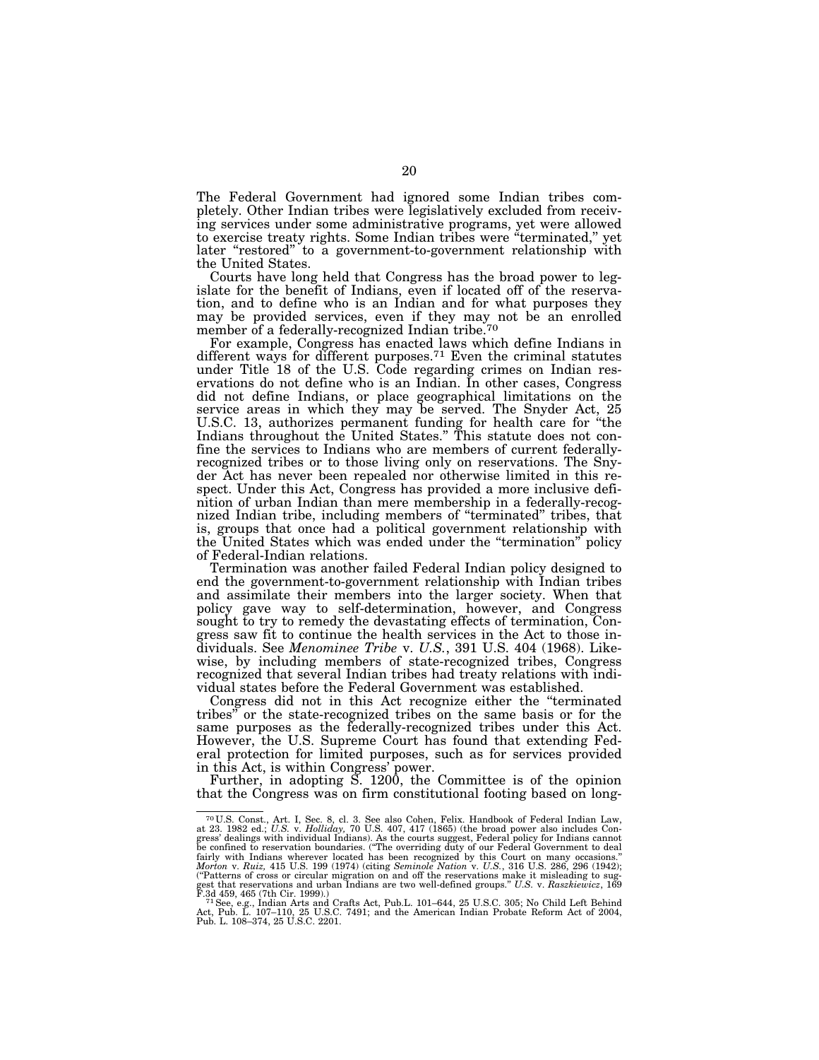The Federal Government had ignored some Indian tribes completely. Other Indian tribes were legislatively excluded from receiving services under some administrative programs, yet were allowed to exercise treaty rights. Some Indian tribes were "terminated," yet later "restored" to a government-to-government relationship with the United States.

Courts have long held that Congress has the broad power to legislate for the benefit of Indians, even if located off of the reservation, and to define who is an Indian and for what purposes they may be provided services, even if they may not be an enrolled member of a federally-recognized Indian tribe.[70]

For example, Congress has enacted laws which define Indians in different ways for different purposes.[71] Even the criminal statutes under Title 18 of the U.S. Code regarding crimes on Indian reservations do not define who is an Indian. In other cases, Congress did not define Indians, or place geographical limitations on the service areas in which they may be served. The Snyder Act, 25 U.S.C. 13, authorizes permanent funding for health care for "the Indians throughout the United States." This statute does not confine the services to Indians who are members of current federally-recognized tribes or to those living only on reservations. The Snyder Act has never been repealed nor otherwise limited in this respect. Under this Act, Congress has provided a more inclusive definition of urban Indian than mere membership in a federally-recognized Indian tribe, including members of "terminated" tribes, that is, groups that once had a political government relationship with the United States which was ended under the "termination" policy of Federal-Indian relations.

Termination was another failed Federal Indian policy designed to end the government-to-government relationship with Indian tribes and assimilate their members into the larger society. When that policy gave way to self-determination, however, and Congress sought to try to remedy the devastating effects of termination, Congress saw fit to continue the health services in the Act to those individuals. See *Menominee Tribe* v. *U.S.*, 391 U.S. 404 (1968). Likewise, by including members of state-recognized tribes, Congress recognized that several Indian tribes had treaty relations with individual states before the Federal Government was established.

Congress did not in this Act recognize either the "terminated tribes" or the state-recognized tribes on the same basis or for the same purposes as the federally-recognized tribes under this Act. However, the U.S. Supreme Court has found that extending Federal protection for limited purposes, such as for services provided in this Act, is within Congress' power.

Further, in adopting S. 1200, the Committee is of the opinion that the Congress was on firm constitutional footing based on long-

---

[70] U.S. Const., Art. I, Sec. 8, cl. 3. See also Cohen, Felix. Handbook of Federal Indian Law, at 23. 1982 ed.; *U.S.* v. *Holliday,* 70 U.S. 407, 417 (1865) (the broad power also includes Congress' dealings with individual Indians). As the courts suggest, Federal policy for Indians cannot be confined to reservation boundaries. ("The overriding duty of our Federal Government to deal fairly with Indians wherever located has been recognized by this Court on many occasions." *Morton* v. *Ruiz,* 415 U.S. 199 (1974) (citing *Seminole Nation* v. *U.S.*, 316 U.S. 286, 296 (1942); ("Patterns of cross or circular migration on and off the reservations make it misleading to suggest that reservations and urban Indians are two well-defined groups." *U.S.* v. *Raszkiewicz*, 169 F.3d 459, 465 (7th Cir. 1999).)

[71] See, e.g., Indian Arts and Crafts Act, Pub.L. 101–644, 25 U.S.C. 305; No Child Left Behind Act, Pub. L. 107–110, 25 U.S.C. 7491; and the American Indian Probate Reform Act of 2004, Pub. L. 108–374, 25 U.S.C. 2201.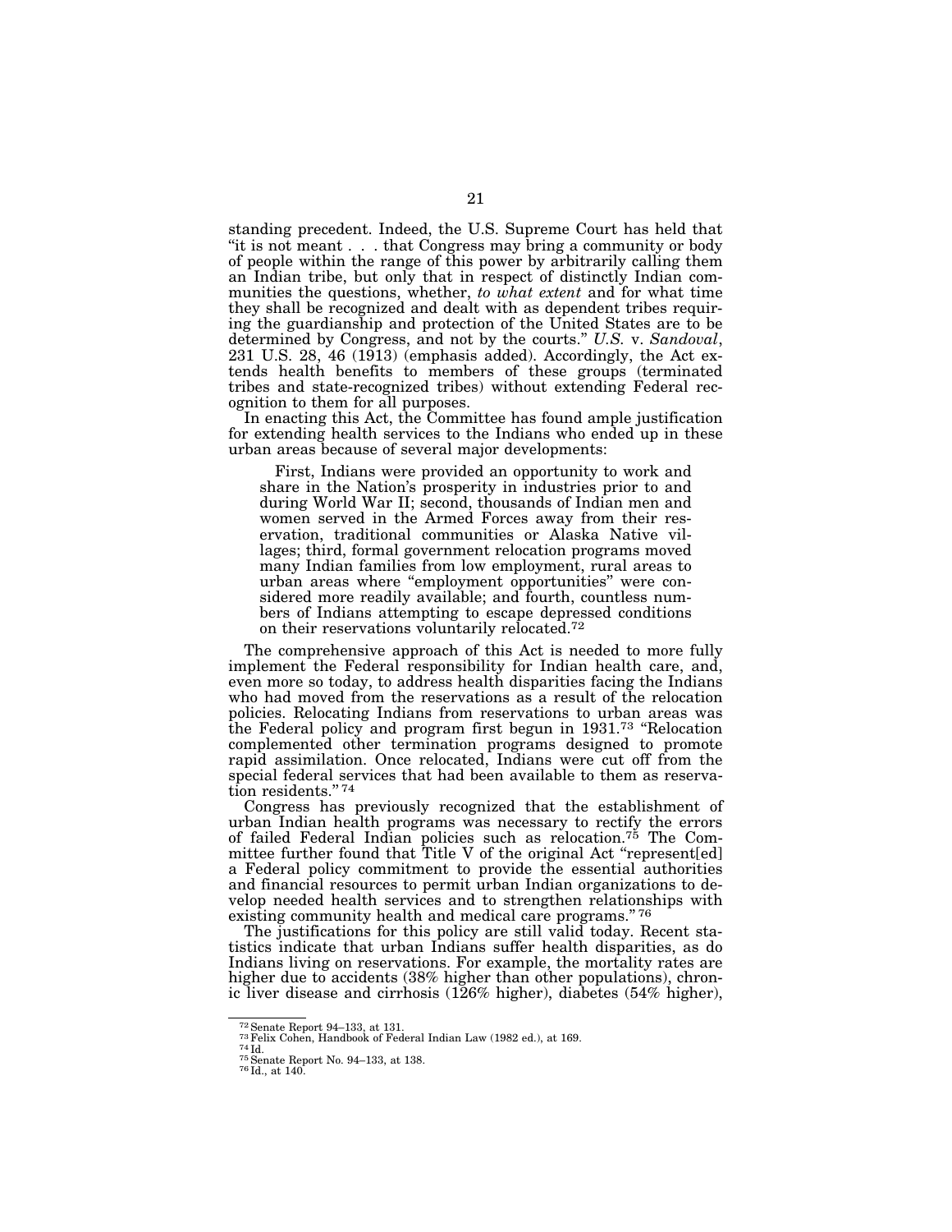standing precedent. Indeed, the U.S. Supreme Court has held that "it is not meant . . . that Congress may bring a community or body of people within the range of this power by arbitrarily calling them an Indian tribe, but only that in respect of distinctly Indian communities the questions, whether, *to what extent* and for what time they shall be recognized and dealt with as dependent tribes requiring the guardianship and protection of the United States are to be determined by Congress, and not by the courts." *U.S.* v. *Sandoval*, 231 U.S. 28, 46 (1913) (emphasis added). Accordingly, the Act extends health benefits to members of these groups (terminated tribes and state-recognized tribes) without extending Federal recognition to them for all purposes.

In enacting this Act, the Committee has found ample justification for extending health services to the Indians who ended up in these urban areas because of several major developments:

> First, Indians were provided an opportunity to work and share in the Nation's prosperity in industries prior to and during World War II; second, thousands of Indian men and women served in the Armed Forces away from their reservation, traditional communities or Alaska Native villages; third, formal government relocation programs moved many Indian families from low employment, rural areas to urban areas where "employment opportunities" were considered more readily available; and fourth, countless numbers of Indians attempting to escape depressed conditions on their reservations voluntarily relocated.[72]

The comprehensive approach of this Act is needed to more fully implement the Federal responsibility for Indian health care, and, even more so today, to address health disparities facing the Indians who had moved from the reservations as a result of the relocation policies. Relocating Indians from reservations to urban areas was the Federal policy and program first begun in 1931.[73] "Relocation complemented other termination programs designed to promote rapid assimilation. Once relocated, Indians were cut off from the special federal services that had been available to them as reservation residents."[74]

Congress has previously recognized that the establishment of urban Indian health programs was necessary to rectify the errors of failed Federal Indian policies such as relocation.[75] The Committee further found that Title V of the original Act "represent[ed] a Federal policy commitment to provide the essential authorities and financial resources to permit urban Indian organizations to develop needed health services and to strengthen relationships with existing community health and medical care programs."[76]

The justifications for this policy are still valid today. Recent statistics indicate that urban Indians suffer health disparities, as do Indians living on reservations. For example, the mortality rates are higher due to accidents (38% higher than other populations), chronic liver disease and cirrhosis (126% higher), diabetes (54% higher),

---

[72] Senate Report 94–133, at 131.
[73] Felix Cohen, Handbook of Federal Indian Law (1982 ed.), at 169.
[74] Id.
[75] Senate Report No. 94–133, at 138.
[76] Id., at 140.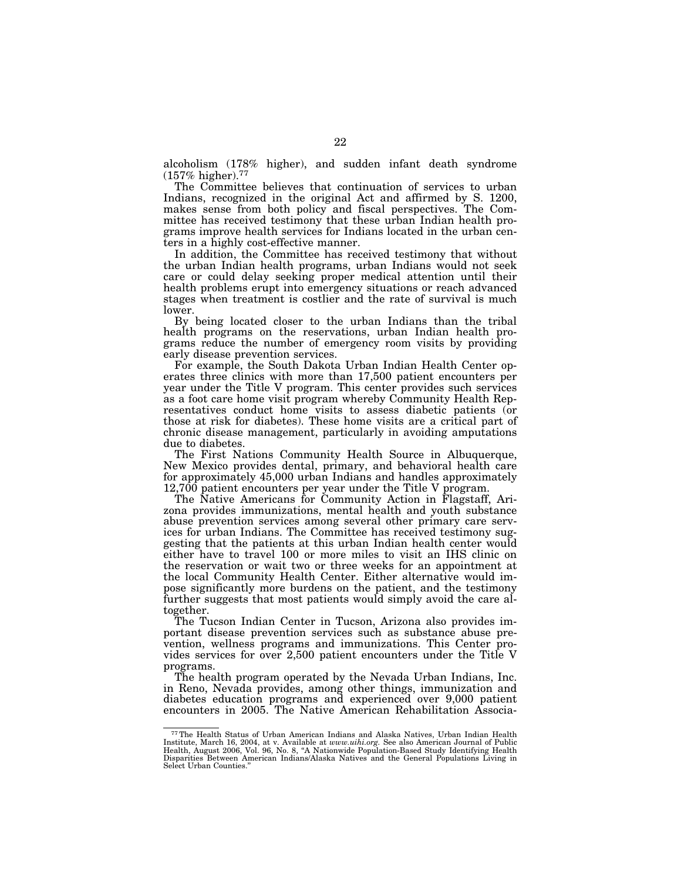alcoholism (178% higher), and sudden infant death syndrome (157% higher).[77]

The Committee believes that continuation of services to urban Indians, recognized in the original Act and affirmed by S. 1200, makes sense from both policy and fiscal perspectives. The Committee has received testimony that these urban Indian health programs improve health services for Indians located in the urban centers in a highly cost-effective manner.

In addition, the Committee has received testimony that without the urban Indian health programs, urban Indians would not seek care or could delay seeking proper medical attention until their health problems erupt into emergency situations or reach advanced stages when treatment is costlier and the rate of survival is much lower.

By being located closer to the urban Indians than the tribal health programs on the reservations, urban Indian health programs reduce the number of emergency room visits by providing early disease prevention services.

For example, the South Dakota Urban Indian Health Center operates three clinics with more than 17,500 patient encounters per year under the Title V program. This center provides such services as a foot care home visit program whereby Community Health Representatives conduct home visits to assess diabetic patients (or those at risk for diabetes). These home visits are a critical part of chronic disease management, particularly in avoiding amputations due to diabetes.

The First Nations Community Health Source in Albuquerque, New Mexico provides dental, primary, and behavioral health care for approximately 45,000 urban Indians and handles approximately 12,700 patient encounters per year under the Title V program.

The Native Americans for Community Action in Flagstaff, Arizona provides immunizations, mental health and youth substance abuse prevention services among several other primary care services for urban Indians. The Committee has received testimony suggesting that the patients at this urban Indian health center would either have to travel 100 or more miles to visit an IHS clinic on the reservation or wait two or three weeks for an appointment at the local Community Health Center. Either alternative would impose significantly more burdens on the patient, and the testimony further suggests that most patients would simply avoid the care altogether.

The Tucson Indian Center in Tucson, Arizona also provides important disease prevention services such as substance abuse prevention, wellness programs and immunizations. This Center provides services for over 2,500 patient encounters under the Title V programs.

The health program operated by the Nevada Urban Indians, Inc. in Reno, Nevada provides, among other things, immunization and diabetes education programs and experienced over 9,000 patient encounters in 2005. The Native American Rehabilitation Associa-

---

[77] The Health Status of Urban American Indians and Alaska Natives, Urban Indian Health Institute, March 16, 2004, at v. Available at *www.uihi.org*. See also American Journal of Public Health, August 2006, Vol. 96, No. 8, "A Nationwide Population-Based Study Identifying Health Disparities Between American Indians/Alaska Natives and the General Populations Living in Select Urban Counties."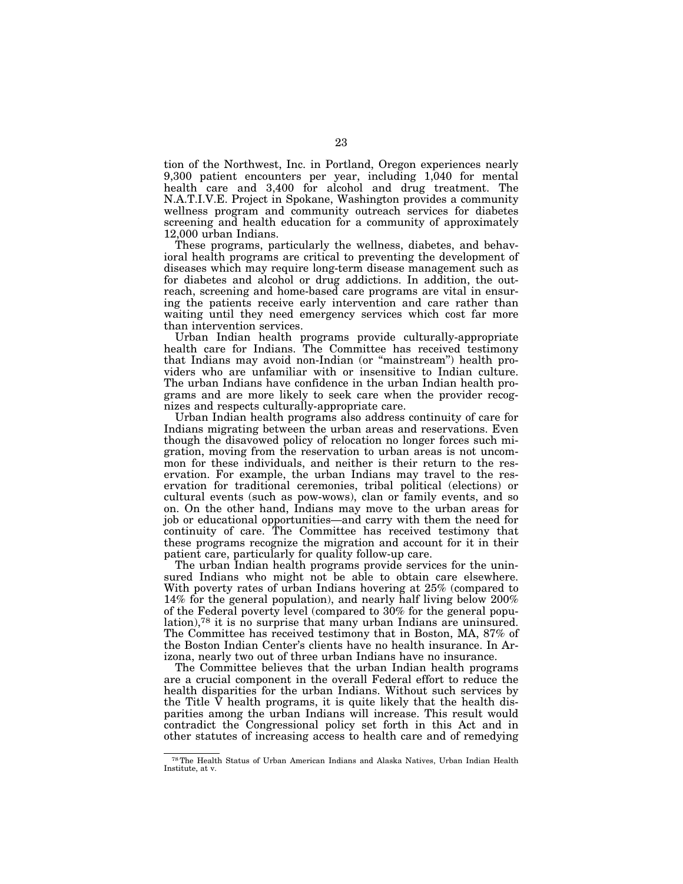tion of the Northwest, Inc. in Portland, Oregon experiences nearly 9,300 patient encounters per year, including 1,040 for mental health care and 3,400 for alcohol and drug treatment. The N.A.T.I.V.E. Project in Spokane, Washington provides a community wellness program and community outreach services for diabetes screening and health education for a community of approximately 12,000 urban Indians.

These programs, particularly the wellness, diabetes, and behavioral health programs are critical to preventing the development of diseases which may require long-term disease management such as for diabetes and alcohol or drug addictions. In addition, the outreach, screening and home-based care programs are vital in ensuring the patients receive early intervention and care rather than waiting until they need emergency services which cost far more than intervention services.

Urban Indian health programs provide culturally-appropriate health care for Indians. The Committee has received testimony that Indians may avoid non-Indian (or "mainstream") health providers who are unfamiliar with or insensitive to Indian culture. The urban Indians have confidence in the urban Indian health programs and are more likely to seek care when the provider recognizes and respects culturally-appropriate care.

Urban Indian health programs also address continuity of care for Indians migrating between the urban areas and reservations. Even though the disavowed policy of relocation no longer forces such migration, moving from the reservation to urban areas is not uncommon for these individuals, and neither is their return to the reservation. For example, the urban Indians may travel to the reservation for traditional ceremonies, tribal political (elections) or cultural events (such as pow-wows), clan or family events, and so on. On the other hand, Indians may move to the urban areas for job or educational opportunities—and carry with them the need for continuity of care. The Committee has received testimony that these programs recognize the migration and account for it in their patient care, particularly for quality follow-up care.

The urban Indian health programs provide services for the uninsured Indians who might not be able to obtain care elsewhere. With poverty rates of urban Indians hovering at 25% (compared to 14% for the general population), and nearly half living below 200% of the Federal poverty level (compared to 30% for the general population),[78] it is no surprise that many urban Indians are uninsured. The Committee has received testimony that in Boston, MA, 87% of the Boston Indian Center's clients have no health insurance. In Arizona, nearly two out of three urban Indians have no insurance.

The Committee believes that the urban Indian health programs are a crucial component in the overall Federal effort to reduce the health disparities for the urban Indians. Without such services by the Title V health programs, it is quite likely that the health disparities among the urban Indians will increase. This result would contradict the Congressional policy set forth in this Act and in other statutes of increasing access to health care and of remedying

---

[78] The Health Status of Urban American Indians and Alaska Natives, Urban Indian Health Institute, at v.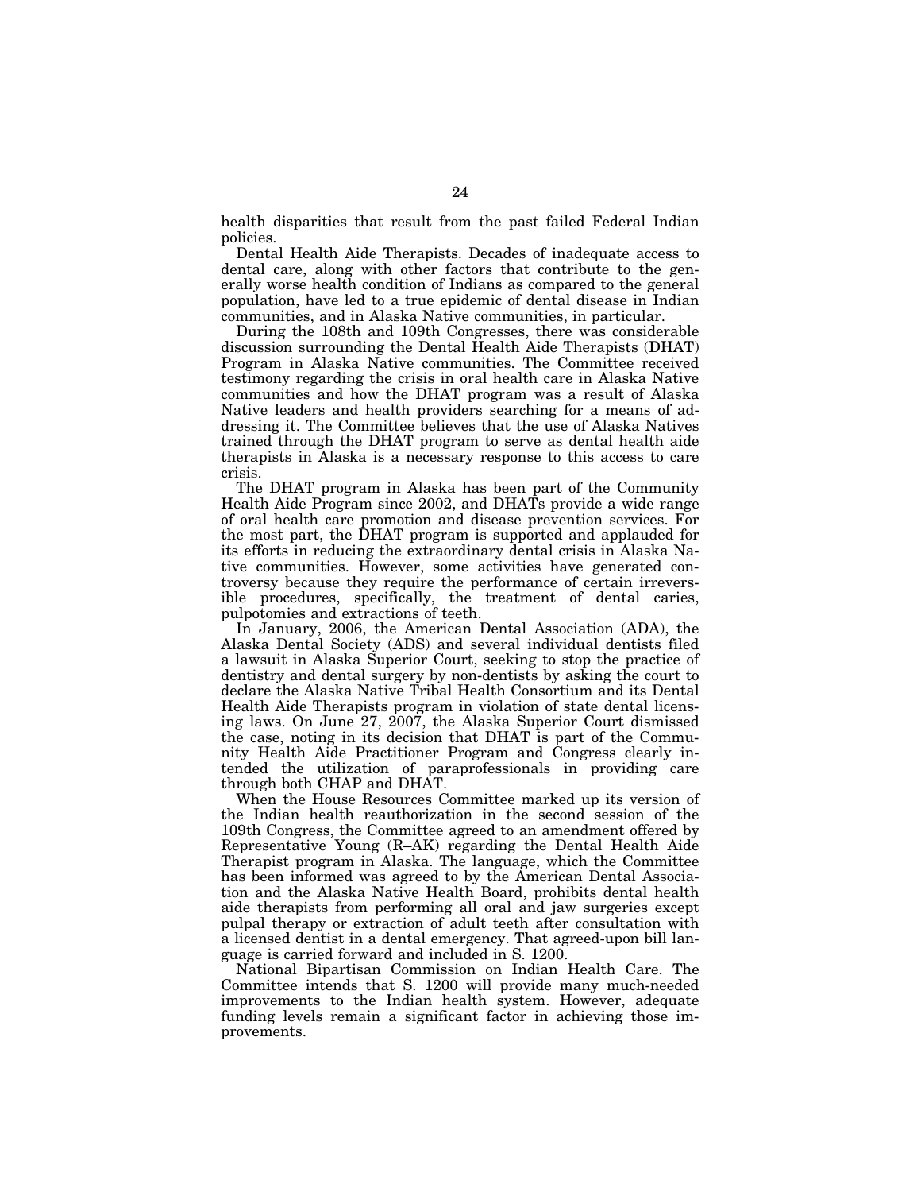health disparities that result from the past failed Federal Indian policies.

Dental Health Aide Therapists. Decades of inadequate access to dental care, along with other factors that contribute to the generally worse health condition of Indians as compared to the general population, have led to a true epidemic of dental disease in Indian communities, and in Alaska Native communities, in particular.

During the 108th and 109th Congresses, there was considerable discussion surrounding the Dental Health Aide Therapists (DHAT) Program in Alaska Native communities. The Committee received testimony regarding the crisis in oral health care in Alaska Native communities and how the DHAT program was a result of Alaska Native leaders and health providers searching for a means of addressing it. The Committee believes that the use of Alaska Natives trained through the DHAT program to serve as dental health aide therapists in Alaska is a necessary response to this access to care crisis.

The DHAT program in Alaska has been part of the Community Health Aide Program since 2002, and DHATs provide a wide range of oral health care promotion and disease prevention services. For the most part, the DHAT program is supported and applauded for its efforts in reducing the extraordinary dental crisis in Alaska Native communities. However, some activities have generated controversy because they require the performance of certain irreversible procedures, specifically, the treatment of dental caries, pulpotomies and extractions of teeth.

In January, 2006, the American Dental Association (ADA), the Alaska Dental Society (ADS) and several individual dentists filed a lawsuit in Alaska Superior Court, seeking to stop the practice of dentistry and dental surgery by non-dentists by asking the court to declare the Alaska Native Tribal Health Consortium and its Dental Health Aide Therapists program in violation of state dental licensing laws. On June 27, 2007, the Alaska Superior Court dismissed the case, noting in its decision that DHAT is part of the Community Health Aide Practitioner Program and Congress clearly intended the utilization of paraprofessionals in providing care through both CHAP and DHAT.

When the House Resources Committee marked up its version of the Indian health reauthorization in the second session of the 109th Congress, the Committee agreed to an amendment offered by Representative Young (R–AK) regarding the Dental Health Aide Therapist program in Alaska. The language, which the Committee has been informed was agreed to by the American Dental Association and the Alaska Native Health Board, prohibits dental health aide therapists from performing all oral and jaw surgeries except pulpal therapy or extraction of adult teeth after consultation with a licensed dentist in a dental emergency. That agreed-upon bill language is carried forward and included in S. 1200.

National Bipartisan Commission on Indian Health Care. The Committee intends that S. 1200 will provide many much-needed improvements to the Indian health system. However, adequate funding levels remain a significant factor in achieving those improvements.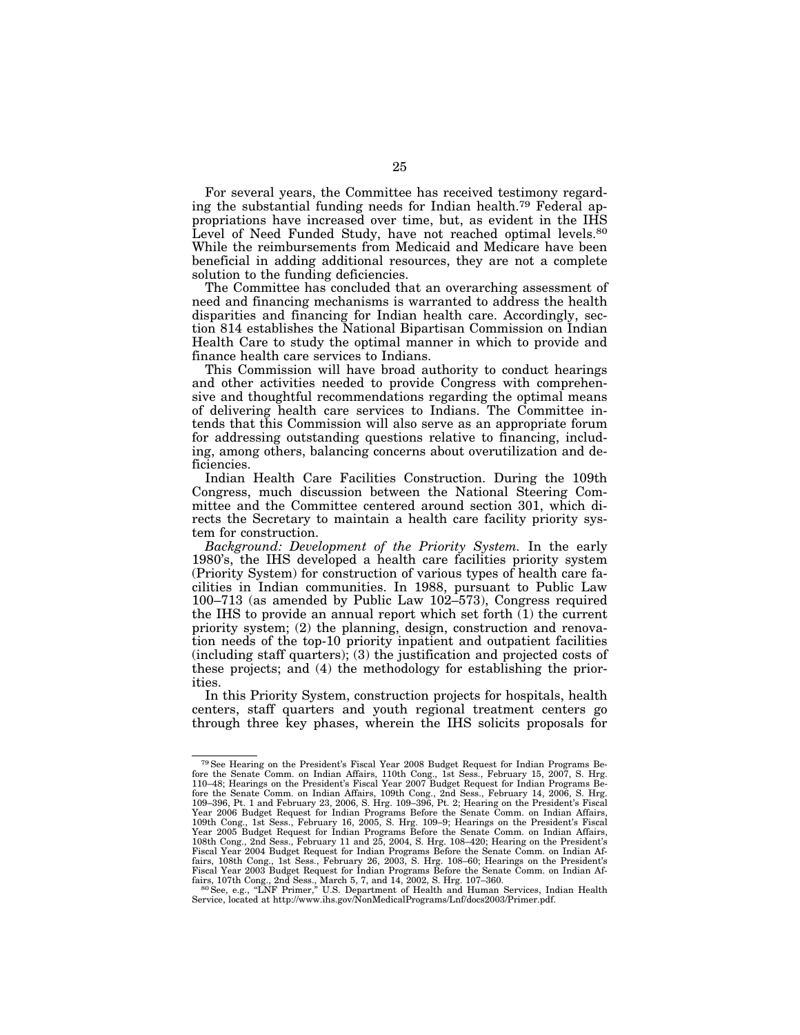For several years, the Committee has received testimony regarding the substantial funding needs for Indian health.[79] Federal appropriations have increased over time, but, as evident in the IHS Level of Need Funded Study, have not reached optimal levels.[80] While the reimbursements from Medicaid and Medicare have been beneficial in adding additional resources, they are not a complete solution to the funding deficiencies.

The Committee has concluded that an overarching assessment of need and financing mechanisms is warranted to address the health disparities and financing for Indian health care. Accordingly, section 814 establishes the National Bipartisan Commission on Indian Health Care to study the optimal manner in which to provide and finance health care services to Indians.

This Commission will have broad authority to conduct hearings and other activities needed to provide Congress with comprehensive and thoughtful recommendations regarding the optimal means of delivering health care services to Indians. The Committee intends that this Commission will also serve as an appropriate forum for addressing outstanding questions relative to financing, including, among others, balancing concerns about overutilization and deficiencies.

Indian Health Care Facilities Construction. During the 109th Congress, much discussion between the National Steering Committee and the Committee centered around section 301, which directs the Secretary to maintain a health care facility priority system for construction.

*Background: Development of the Priority System.* In the early 1980's, the IHS developed a health care facilities priority system (Priority System) for construction of various types of health care facilities in Indian communities. In 1988, pursuant to Public Law 100–713 (as amended by Public Law 102–573), Congress required the IHS to provide an annual report which set forth (1) the current priority system; (2) the planning, design, construction and renovation needs of the top-10 priority inpatient and outpatient facilities (including staff quarters); (3) the justification and projected costs of these projects; and (4) the methodology for establishing the priorities.

In this Priority System, construction projects for hospitals, health centers, staff quarters and youth regional treatment centers go through three key phases, wherein the IHS solicits proposals for

---

[79] See Hearing on the President's Fiscal Year 2008 Budget Request for Indian Programs Before the Senate Comm. on Indian Affairs, 110th Cong., 1st Sess., February 15, 2007, S. Hrg. 110–48; Hearings on the President's Fiscal Year 2007 Budget Request for Indian Programs Before the Senate Comm. on Indian Affairs, 109th Cong., 2nd Sess., February 14, 2006, S. Hrg. 109–396, Pt. 1 and February 23, 2006, S. Hrg. 109–396, Pt. 2; Hearing on the President's Fiscal Year 2006 Budget Request for Indian Programs Before the Senate Comm. on Indian Affairs, 109th Cong., 1st Sess., February 16, 2005, S. Hrg. 109–9; Hearings on the President's Fiscal Year 2005 Budget Request for Indian Programs Before the Senate Comm. on Indian Affairs, 108th Cong., 2nd Sess., February 11 and 25, 2004, S. Hrg. 108–420; Hearing on the President's Fiscal Year 2004 Budget Request for Indian Programs Before the Senate Comm. on Indian Affairs, 108th Cong., 1st Sess., February 26, 2003, S. Hrg. 108–60; Hearings on the President's Fiscal Year 2003 Budget Request for Indian Programs Before the Senate Comm. on Indian Affairs, 107th Cong., 2nd Sess., March 5, 7, and 14, 2002, S. Hrg. 107–360.

[80] See, e.g., "LNF Primer," U.S. Department of Health and Human Services, Indian Health Service, located at http://www.ihs.gov/NonMedicalPrograms/Lnf/docs2003/Primer.pdf.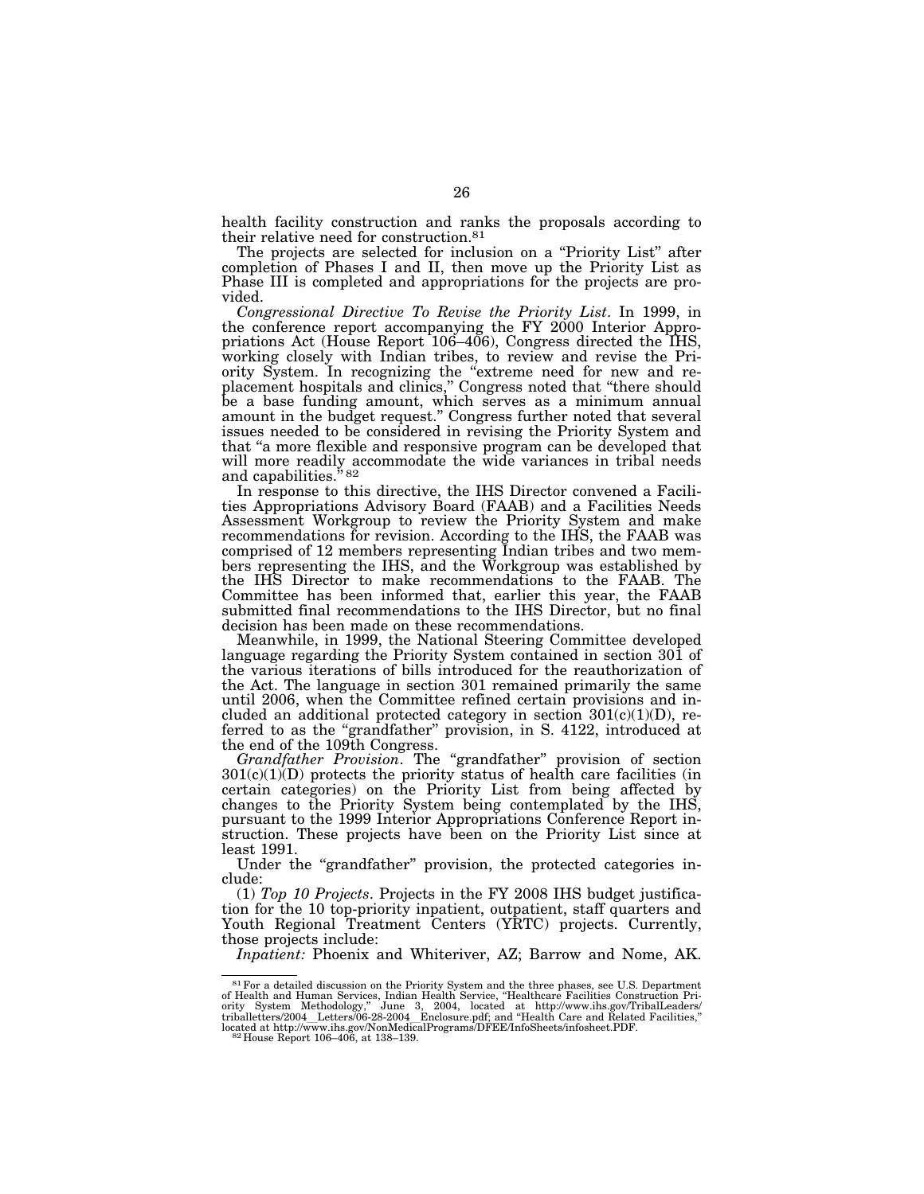health facility construction and ranks the proposals according to their relative need for construction.[81]

The projects are selected for inclusion on a "Priority List" after completion of Phases I and II, then move up the Priority List as Phase III is completed and appropriations for the projects are provided.

*Congressional Directive To Revise the Priority List*. In 1999, in the conference report accompanying the FY 2000 Interior Appropriations Act (House Report 106–406), Congress directed the IHS, working closely with Indian tribes, to review and revise the Priority System. In recognizing the "extreme need for new and replacement hospitals and clinics," Congress noted that "there should be a base funding amount, which serves as a minimum annual amount in the budget request." Congress further noted that several issues needed to be considered in revising the Priority System and that "a more flexible and responsive program can be developed that will more readily accommodate the wide variances in tribal needs and capabilities."[82]

In response to this directive, the IHS Director convened a Facilities Appropriations Advisory Board (FAAB) and a Facilities Needs Assessment Workgroup to review the Priority System and make recommendations for revision. According to the IHS, the FAAB was comprised of 12 members representing Indian tribes and two members representing the IHS, and the Workgroup was established by the IHS Director to make recommendations to the FAAB. The Committee has been informed that, earlier this year, the FAAB submitted final recommendations to the IHS Director, but no final decision has been made on these recommendations.

Meanwhile, in 1999, the National Steering Committee developed language regarding the Priority System contained in section 301 of the various iterations of bills introduced for the reauthorization of the Act. The language in section 301 remained primarily the same until 2006, when the Committee refined certain provisions and included an additional protected category in section 301(c)(1)(D), referred to as the "grandfather" provision, in S. 4122, introduced at the end of the 109th Congress.

*Grandfather Provision*. The "grandfather" provision of section 301(c)(1)(D) protects the priority status of health care facilities (in certain categories) on the Priority List from being affected by changes to the Priority System being contemplated by the IHS, pursuant to the 1999 Interior Appropriations Conference Report instruction. These projects have been on the Priority List since at least 1991.

Under the "grandfather" provision, the protected categories include:

(1) *Top 10 Projects*. Projects in the FY 2008 IHS budget justification for the 10 top-priority inpatient, outpatient, staff quarters and Youth Regional Treatment Centers (YRTC) projects. Currently, those projects include:

*Inpatient:* Phoenix and Whiteriver, AZ; Barrow and Nome, AK.

---

[81] For a detailed discussion on the Priority System and the three phases, see U.S. Department of Health and Human Services, Indian Health Service, "Healthcare Facilities Construction Priority System Methodology," June 3, 2004, located at http://www.ihs.gov/TribalLeaders/triballetters/2004__Letters/06-28-2004__Enclosure.pdf; and "Health Care and Related Facilities," located at http://www.ihs.gov/NonMedicalPrograms/DFEE/InfoSheets/infosheet.PDF.

[82] House Report 106–406, at 138–139.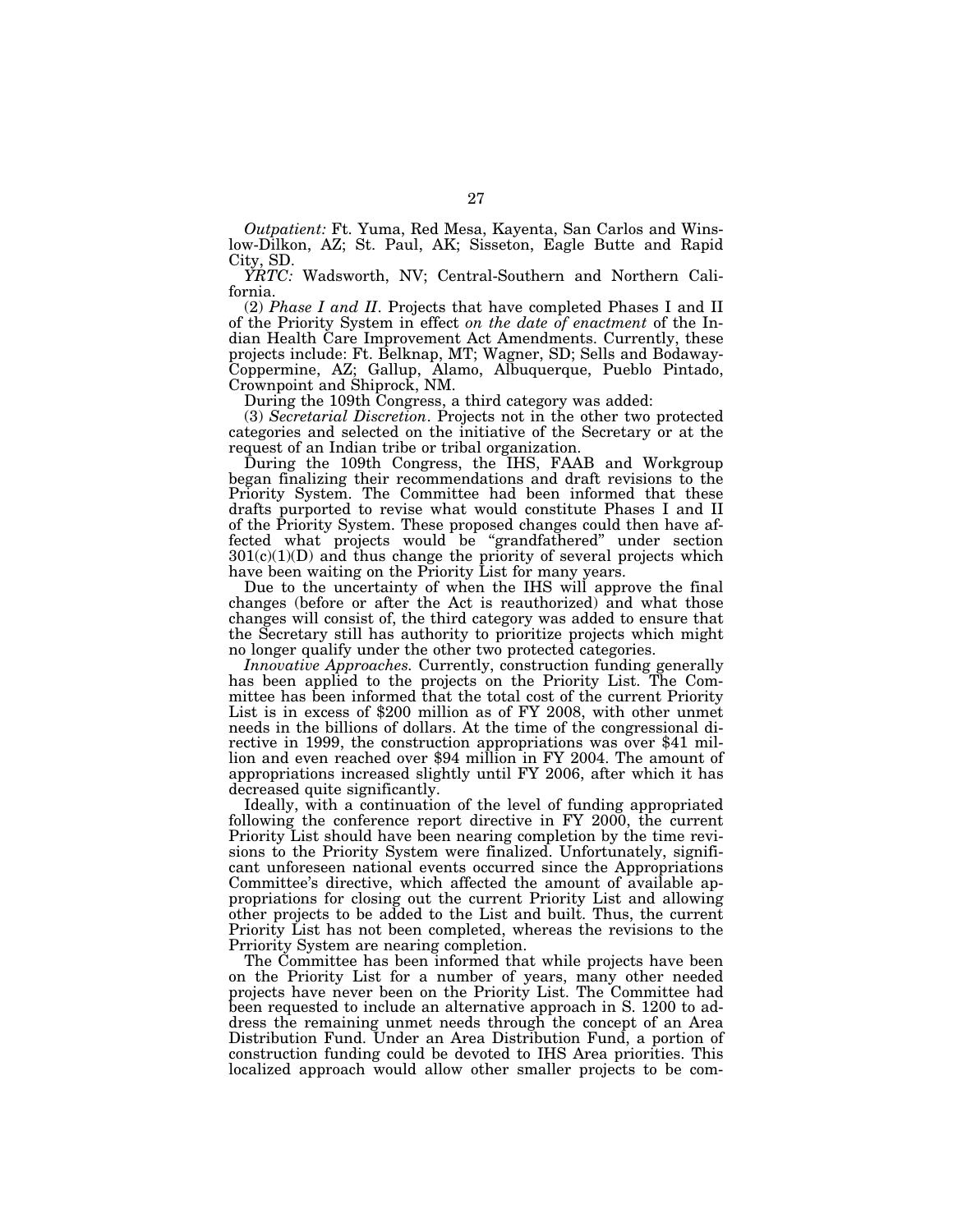*Outpatient:* Ft. Yuma, Red Mesa, Kayenta, San Carlos and Winslow-Dilkon, AZ; St. Paul, AK; Sisseton, Eagle Butte and Rapid City, SD.

*YRTC:* Wadsworth, NV; Central-Southern and Northern California.

(2) *Phase I and II*. Projects that have completed Phases I and II of the Priority System in effect *on the date of enactment* of the Indian Health Care Improvement Act Amendments. Currently, these projects include: Ft. Belknap, MT; Wagner, SD; Sells and Bodaway-Coppermine, AZ; Gallup, Alamo, Albuquerque, Pueblo Pintado, Crownpoint and Shiprock, NM.

During the 109th Congress, a third category was added:

(3) *Secretarial Discretion*. Projects not in the other two protected categories and selected on the initiative of the Secretary or at the request of an Indian tribe or tribal organization.

During the 109th Congress, the IHS, FAAB and Workgroup began finalizing their recommendations and draft revisions to the Priority System. The Committee had been informed that these drafts purported to revise what would constitute Phases I and II of the Priority System. These proposed changes could then have affected what projects would be "grandfathered" under section 301(c)(1)(D) and thus change the priority of several projects which have been waiting on the Priority List for many years.

Due to the uncertainty of when the IHS will approve the final changes (before or after the Act is reauthorized) and what those changes will consist of, the third category was added to ensure that the Secretary still has authority to prioritize projects which might no longer qualify under the other two protected categories.

*Innovative Approaches.* Currently, construction funding generally has been applied to the projects on the Priority List. The Committee has been informed that the total cost of the current Priority List is in excess of $200 million as of FY 2008, with other unmet needs in the billions of dollars. At the time of the congressional directive in 1999, the construction appropriations was over $41 million and even reached over $94 million in FY 2004. The amount of appropriations increased slightly until FY 2006, after which it has decreased quite significantly.

Ideally, with a continuation of the level of funding appropriated following the conference report directive in FY 2000, the current Priority List should have been nearing completion by the time revisions to the Priority System were finalized. Unfortunately, significant unforeseen national events occurred since the Appropriations Committee's directive, which affected the amount of available appropriations for closing out the current Priority List and allowing other projects to be added to the List and built. Thus, the current Priority List has not been completed, whereas the revisions to the Prriority System are nearing completion.

The Committee has been informed that while projects have been on the Priority List for a number of years, many other needed projects have never been on the Priority List. The Committee had been requested to include an alternative approach in S. 1200 to address the remaining unmet needs through the concept of an Area Distribution Fund. Under an Area Distribution Fund, a portion of construction funding could be devoted to IHS Area priorities. This localized approach would allow other smaller projects to be com-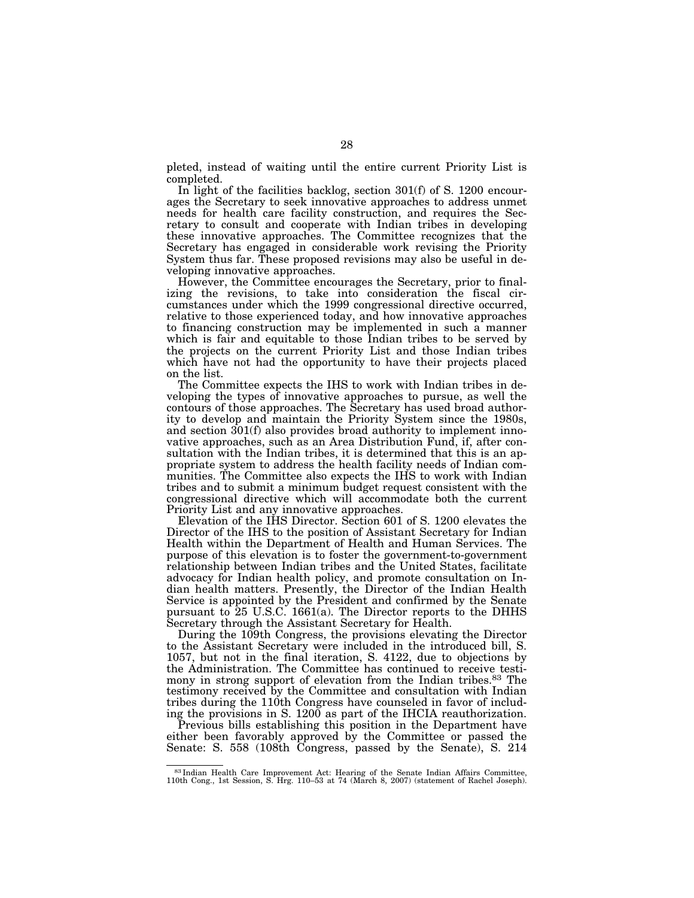pleted, instead of waiting until the entire current Priority List is completed.

In light of the facilities backlog, section 301(f) of S. 1200 encourages the Secretary to seek innovative approaches to address unmet needs for health care facility construction, and requires the Secretary to consult and cooperate with Indian tribes in developing these innovative approaches. The Committee recognizes that the Secretary has engaged in considerable work revising the Priority System thus far. These proposed revisions may also be useful in developing innovative approaches.

However, the Committee encourages the Secretary, prior to finalizing the revisions, to take into consideration the fiscal circumstances under which the 1999 congressional directive occurred, relative to those experienced today, and how innovative approaches to financing construction may be implemented in such a manner which is fair and equitable to those Indian tribes to be served by the projects on the current Priority List and those Indian tribes which have not had the opportunity to have their projects placed on the list.

The Committee expects the IHS to work with Indian tribes in developing the types of innovative approaches to pursue, as well the contours of those approaches. The Secretary has used broad authority to develop and maintain the Priority System since the 1980s, and section 301(f) also provides broad authority to implement innovative approaches, such as an Area Distribution Fund, if, after consultation with the Indian tribes, it is determined that this is an appropriate system to address the health facility needs of Indian communities. The Committee also expects the IHS to work with Indian tribes and to submit a minimum budget request consistent with the congressional directive which will accommodate both the current Priority List and any innovative approaches.

Elevation of the IHS Director. Section 601 of S. 1200 elevates the Director of the IHS to the position of Assistant Secretary for Indian Health within the Department of Health and Human Services. The purpose of this elevation is to foster the government-to-government relationship between Indian tribes and the United States, facilitate advocacy for Indian health policy, and promote consultation on Indian health matters. Presently, the Director of the Indian Health Service is appointed by the President and confirmed by the Senate pursuant to 25 U.S.C. 1661(a). The Director reports to the DHHS Secretary through the Assistant Secretary for Health.

During the 109th Congress, the provisions elevating the Director to the Assistant Secretary were included in the introduced bill, S. 1057, but not in the final iteration, S. 4122, due to objections by the Administration. The Committee has continued to receive testimony in strong support of elevation from the Indian tribes.[83] The testimony received by the Committee and consultation with Indian tribes during the 110th Congress have counseled in favor of including the provisions in S. 1200 as part of the IHCIA reauthorization.

Previous bills establishing this position in the Department have either been favorably approved by the Committee or passed the Senate: S. 558 (108th Congress, passed by the Senate), S. 214

[83] Indian Health Care Improvement Act: Hearing of the Senate Indian Affairs Committee, 110th Cong., 1st Session, S. Hrg. 110–53 at 74 (March 8, 2007) (statement of Rachel Joseph).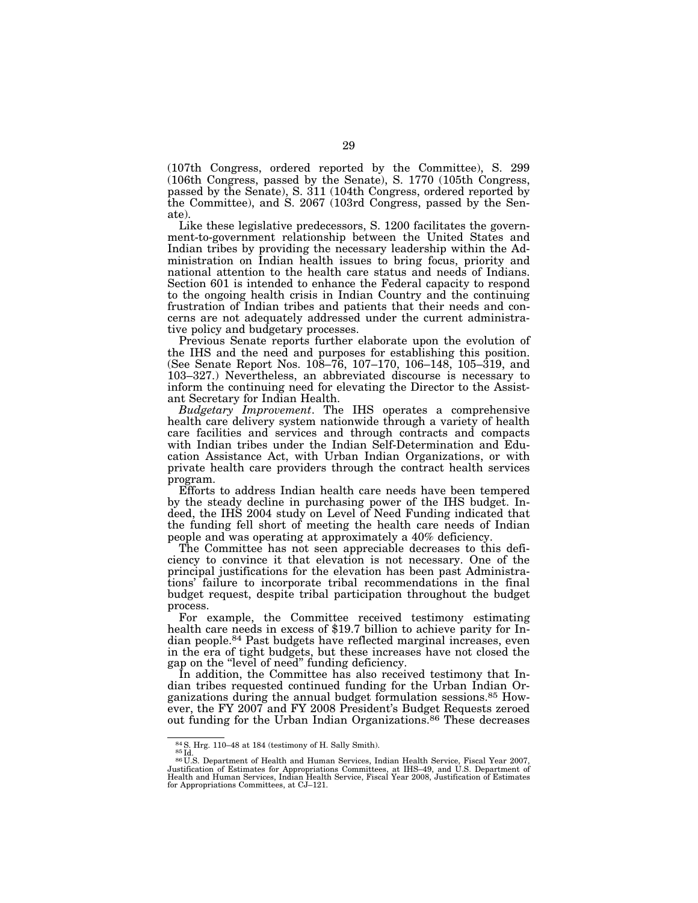(107th Congress, ordered reported by the Committee), S. 299 (106th Congress, passed by the Senate), S. 1770 (105th Congress, passed by the Senate), S. 311 (104th Congress, ordered reported by the Committee), and S. 2067 (103rd Congress, passed by the Senate).

Like these legislative predecessors, S. 1200 facilitates the government-to-government relationship between the United States and Indian tribes by providing the necessary leadership within the Administration on Indian health issues to bring focus, priority and national attention to the health care status and needs of Indians. Section 601 is intended to enhance the Federal capacity to respond to the ongoing health crisis in Indian Country and the continuing frustration of Indian tribes and patients that their needs and concerns are not adequately addressed under the current administrative policy and budgetary processes.

Previous Senate reports further elaborate upon the evolution of the IHS and the need and purposes for establishing this position. (See Senate Report Nos. 108–76, 107–170, 106–148, 105–319, and 103–327.) Nevertheless, an abbreviated discourse is necessary to inform the continuing need for elevating the Director to the Assistant Secretary for Indian Health.

*Budgetary Improvement*. The IHS operates a comprehensive health care delivery system nationwide through a variety of health care facilities and services and through contracts and compacts with Indian tribes under the Indian Self-Determination and Education Assistance Act, with Urban Indian Organizations, or with private health care providers through the contract health services program.

Efforts to address Indian health care needs have been tempered by the steady decline in purchasing power of the IHS budget. Indeed, the IHS 2004 study on Level of Need Funding indicated that the funding fell short of meeting the health care needs of Indian people and was operating at approximately a 40% deficiency.

The Committee has not seen appreciable decreases to this deficiency to convince it that elevation is not necessary. One of the principal justifications for the elevation has been past Administrations' failure to incorporate tribal recommendations in the final budget request, despite tribal participation throughout the budget process.

For example, the Committee received testimony estimating health care needs in excess of $19.7 billion to achieve parity for Indian people.[84] Past budgets have reflected marginal increases, even in the era of tight budgets, but these increases have not closed the gap on the "level of need" funding deficiency.

In addition, the Committee has also received testimony that Indian tribes requested continued funding for the Urban Indian Organizations during the annual budget formulation sessions.[85] However, the FY 2007 and FY 2008 President's Budget Requests zeroed out funding for the Urban Indian Organizations.[86] These decreases

[84] S. Hrg. 110–48 at 184 (testimony of H. Sally Smith).

[85] Id.

[86] U.S. Department of Health and Human Services, Indian Health Service, Fiscal Year 2007, Justification of Estimates for Appropriations Committees, at IHS–49, and U.S. Department of Health and Human Services, Indian Health Service, Fiscal Year 2008, Justification of Estimates for Appropriations Committees, at CJ–121.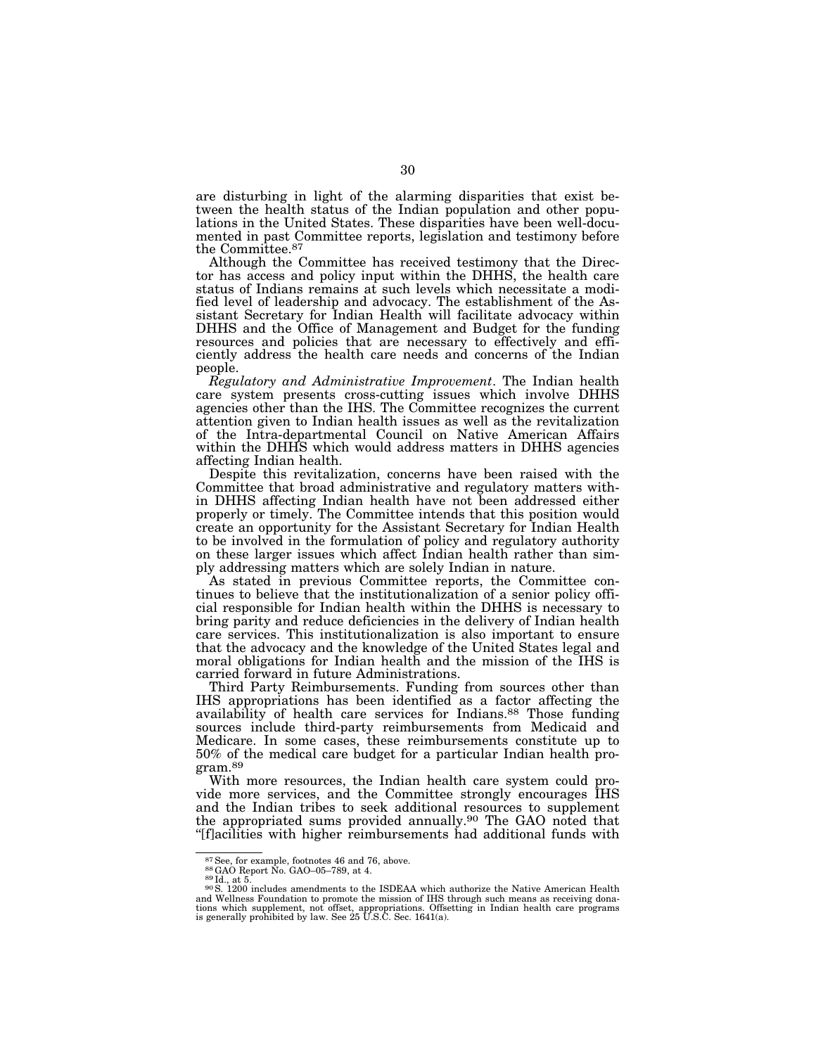are disturbing in light of the alarming disparities that exist between the health status of the Indian population and other populations in the United States. These disparities have been well-documented in past Committee reports, legislation and testimony before the Committee.[87]

Although the Committee has received testimony that the Director has access and policy input within the DHHS, the health care status of Indians remains at such levels which necessitate a modified level of leadership and advocacy. The establishment of the Assistant Secretary for Indian Health will facilitate advocacy within DHHS and the Office of Management and Budget for the funding resources and policies that are necessary to effectively and efficiently address the health care needs and concerns of the Indian people.

*Regulatory and Administrative Improvement*. The Indian health care system presents cross-cutting issues which involve DHHS agencies other than the IHS. The Committee recognizes the current attention given to Indian health issues as well as the revitalization of the Intra-departmental Council on Native American Affairs within the DHHS which would address matters in DHHS agencies affecting Indian health.

Despite this revitalization, concerns have been raised with the Committee that broad administrative and regulatory matters within DHHS affecting Indian health have not been addressed either properly or timely. The Committee intends that this position would create an opportunity for the Assistant Secretary for Indian Health to be involved in the formulation of policy and regulatory authority on these larger issues which affect Indian health rather than simply addressing matters which are solely Indian in nature.

As stated in previous Committee reports, the Committee continues to believe that the institutionalization of a senior policy official responsible for Indian health within the DHHS is necessary to bring parity and reduce deficiencies in the delivery of Indian health care services. This institutionalization is also important to ensure that the advocacy and the knowledge of the United States legal and moral obligations for Indian health and the mission of the IHS is carried forward in future Administrations.

Third Party Reimbursements. Funding from sources other than IHS appropriations has been identified as a factor affecting the availability of health care services for Indians.[88] Those funding sources include third-party reimbursements from Medicaid and Medicare. In some cases, these reimbursements constitute up to 50% of the medical care budget for a particular Indian health program.[89]

With more resources, the Indian health care system could provide more services, and the Committee strongly encourages IHS and the Indian tribes to seek additional resources to supplement the appropriated sums provided annually.[90] The GAO noted that "[f]acilities with higher reimbursements had additional funds with

---

[87] See, for example, footnotes 46 and 76, above.

[88] GAO Report No. GAO–05–789, at 4.

[89] Id., at 5.

[90] S. 1200 includes amendments to the ISDEAA which authorize the Native American Health and Wellness Foundation to promote the mission of IHS through such means as receiving donations which supplement, not offset, appropriations. Offsetting in Indian health care programs is generally prohibited by law. See 25 U.S.C. Sec. 1641(a).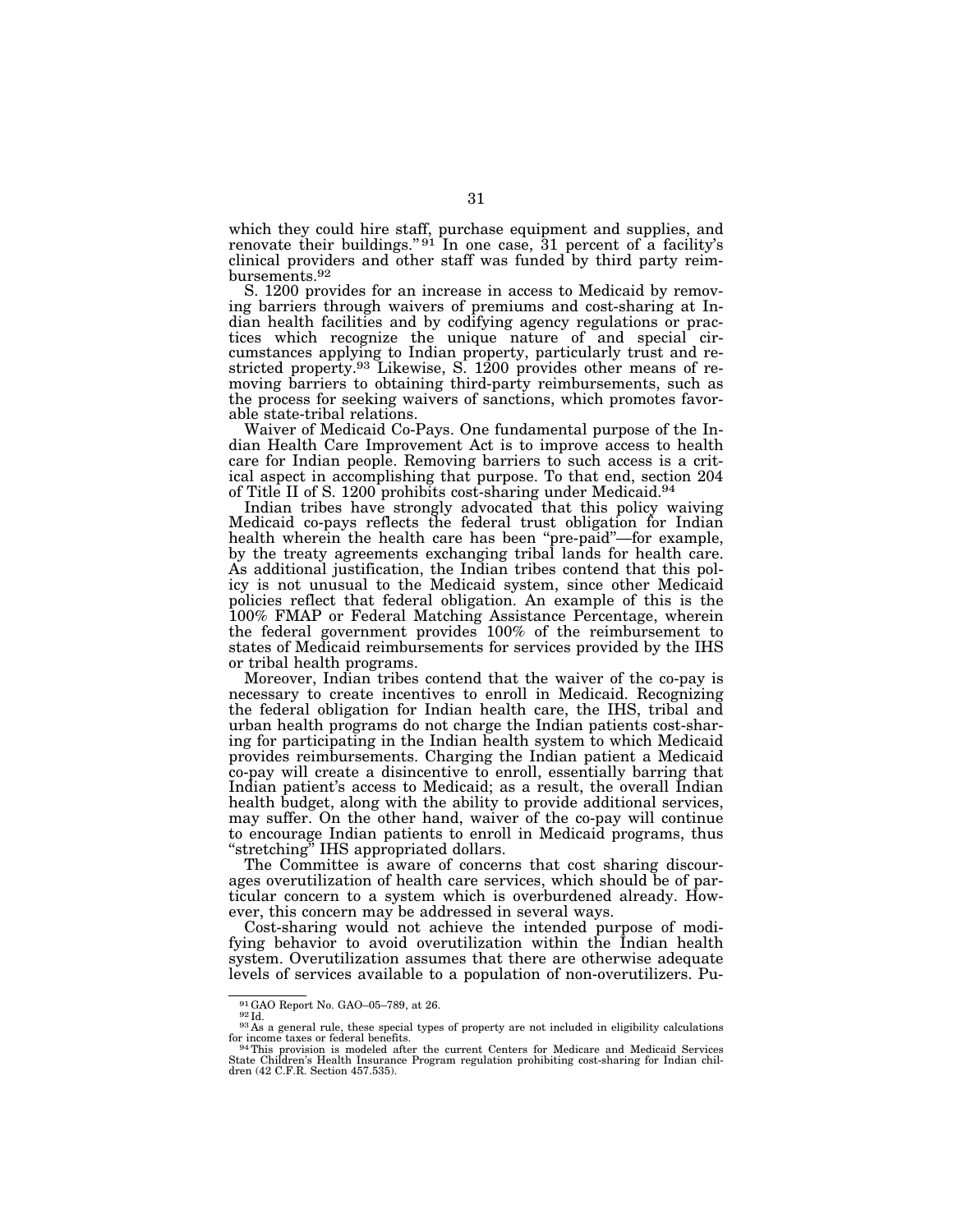which they could hire staff, purchase equipment and supplies, and renovate their buildings."[91] In one case, 31 percent of a facility's clinical providers and other staff was funded by third party reimbursements.[92]

S. 1200 provides for an increase in access to Medicaid by removing barriers through waivers of premiums and cost-sharing at Indian health facilities and by codifying agency regulations or practices which recognize the unique nature of and special circumstances applying to Indian property, particularly trust and restricted property.[93] Likewise, S. 1200 provides other means of removing barriers to obtaining third-party reimbursements, such as the process for seeking waivers of sanctions, which promotes favorable state-tribal relations.

Waiver of Medicaid Co-Pays. One fundamental purpose of the Indian Health Care Improvement Act is to improve access to health care for Indian people. Removing barriers to such access is a critical aspect in accomplishing that purpose. To that end, section 204 of Title II of S. 1200 prohibits cost-sharing under Medicaid.[94]

Indian tribes have strongly advocated that this policy waiving Medicaid co-pays reflects the federal trust obligation for Indian health wherein the health care has been "pre-paid"—for example, by the treaty agreements exchanging tribal lands for health care. As additional justification, the Indian tribes contend that this policy is not unusual to the Medicaid system, since other Medicaid policies reflect that federal obligation. An example of this is the 100% FMAP or Federal Matching Assistance Percentage, wherein the federal government provides 100% of the reimbursement to states of Medicaid reimbursements for services provided by the IHS or tribal health programs.

Moreover, Indian tribes contend that the waiver of the co-pay is necessary to create incentives to enroll in Medicaid. Recognizing the federal obligation for Indian health care, the IHS, tribal and urban health programs do not charge the Indian patients cost-sharing for participating in the Indian health system to which Medicaid provides reimbursements. Charging the Indian patient a Medicaid co-pay will create a disincentive to enroll, essentially barring that Indian patient's access to Medicaid; as a result, the overall Indian health budget, along with the ability to provide additional services, may suffer. On the other hand, waiver of the co-pay will continue to encourage Indian patients to enroll in Medicaid programs, thus "stretching" IHS appropriated dollars.

The Committee is aware of concerns that cost sharing discourages overutilization of health care services, which should be of particular concern to a system which is overburdened already. However, this concern may be addressed in several ways.

Cost-sharing would not achieve the intended purpose of modifying behavior to avoid overutilization within the Indian health system. Overutilization assumes that there are otherwise adequate levels of services available to a population of non-overutilizers. Pu-

---

[91] GAO Report No. GAO–05–789, at 26.

[92] Id.

[93] As a general rule, these special types of property are not included in eligibility calculations for income taxes or federal benefits.

[94] This provision is modeled after the current Centers for Medicare and Medicaid Services State Children's Health Insurance Program regulation prohibiting cost-sharing for Indian children (42 C.F.R. Section 457.535).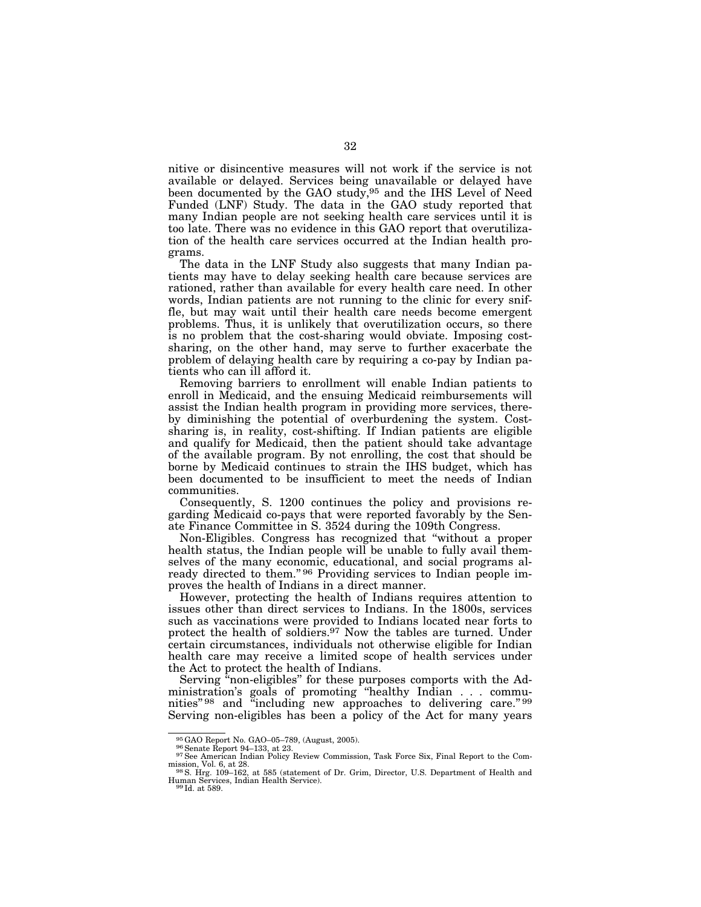nitive or disincentive measures will not work if the service is not available or delayed. Services being unavailable or delayed have been documented by the GAO study,[95] and the IHS Level of Need Funded (LNF) Study. The data in the GAO study reported that many Indian people are not seeking health care services until it is too late. There was no evidence in this GAO report that overutilization of the health care services occurred at the Indian health programs.

The data in the LNF Study also suggests that many Indian patients may have to delay seeking health care because services are rationed, rather than available for every health care need. In other words, Indian patients are not running to the clinic for every sniffle, but may wait until their health care needs become emergent problems. Thus, it is unlikely that overutilization occurs, so there is no problem that the cost-sharing would obviate. Imposing cost-sharing, on the other hand, may serve to further exacerbate the problem of delaying health care by requiring a co-pay by Indian patients who can ill afford it.

Removing barriers to enrollment will enable Indian patients to enroll in Medicaid, and the ensuing Medicaid reimbursements will assist the Indian health program in providing more services, thereby diminishing the potential of overburdening the system. Cost-sharing is, in reality, cost-shifting. If Indian patients are eligible and qualify for Medicaid, then the patient should take advantage of the available program. By not enrolling, the cost that should be borne by Medicaid continues to strain the IHS budget, which has been documented to be insufficient to meet the needs of Indian communities.

Consequently, S. 1200 continues the policy and provisions regarding Medicaid co-pays that were reported favorably by the Senate Finance Committee in S. 3524 during the 109th Congress.

Non-Eligibles. Congress has recognized that "without a proper health status, the Indian people will be unable to fully avail themselves of the many economic, educational, and social programs already directed to them."[96] Providing services to Indian people improves the health of Indians in a direct manner.

However, protecting the health of Indians requires attention to issues other than direct services to Indians. In the 1800s, services such as vaccinations were provided to Indians located near forts to protect the health of soldiers.[97] Now the tables are turned. Under certain circumstances, individuals not otherwise eligible for Indian health care may receive a limited scope of health services under the Act to protect the health of Indians.

Serving "non-eligibles" for these purposes comports with the Administration's goals of promoting "healthy Indian . . . communities"[98] and "including new approaches to delivering care."[99] Serving non-eligibles has been a policy of the Act for many years

---

[95] GAO Report No. GAO–05–789, (August, 2005).

[96] Senate Report 94–133, at 23.

[97] See American Indian Policy Review Commission, Task Force Six, Final Report to the Commission, Vol. 6, at 28.

[98] S. Hrg. 109–162, at 585 (statement of Dr. Grim, Director, U.S. Department of Health and Human Services, Indian Health Service).

[99] Id. at 589.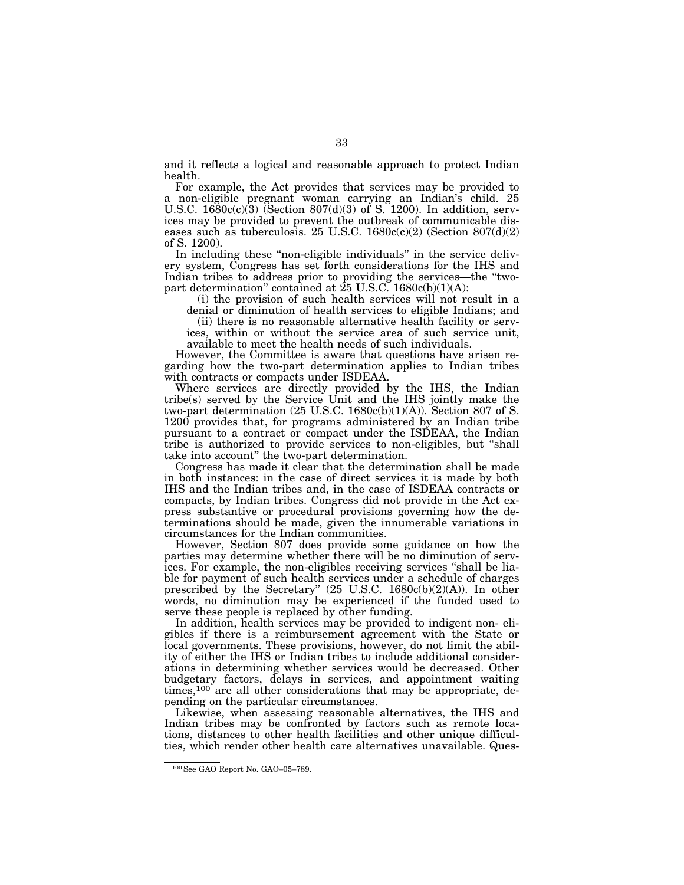and it reflects a logical and reasonable approach to protect Indian health.

For example, the Act provides that services may be provided to a non-eligible pregnant woman carrying an Indian's child. 25 U.S.C. 1680c(c)(3) (Section 807(d)(3) of S. 1200). In addition, services may be provided to prevent the outbreak of communicable diseases such as tuberculosis. 25 U.S.C. 1680c(c)(2) (Section 807(d)(2) of S. 1200).

In including these "non-eligible individuals" in the service delivery system, Congress has set forth considerations for the IHS and Indian tribes to address prior to providing the services—the "two-part determination" contained at 25 U.S.C. 1680c(b)(1)(A):

> (i) the provision of such health services will not result in a denial or diminution of health services to eligible Indians; and
>
> (ii) there is no reasonable alternative health facility or services, within or without the service area of such service unit, available to meet the health needs of such individuals.

However, the Committee is aware that questions have arisen regarding how the two-part determination applies to Indian tribes with contracts or compacts under ISDEAA.

Where services are directly provided by the IHS, the Indian tribe(s) served by the Service Unit and the IHS jointly make the two-part determination (25 U.S.C. 1680c(b)(1)(A)). Section 807 of S. 1200 provides that, for programs administered by an Indian tribe pursuant to a contract or compact under the ISDEAA, the Indian tribe is authorized to provide services to non-eligibles, but "shall take into account" the two-part determination.

Congress has made it clear that the determination shall be made in both instances: in the case of direct services it is made by both IHS and the Indian tribes and, in the case of ISDEAA contracts or compacts, by Indian tribes. Congress did not provide in the Act express substantive or procedural provisions governing how the determinations should be made, given the innumerable variations in circumstances for the Indian communities.

However, Section 807 does provide some guidance on how the parties may determine whether there will be no diminution of services. For example, the non-eligibles receiving services "shall be liable for payment of such health services under a schedule of charges prescribed by the Secretary" (25 U.S.C. 1680c(b)(2)(A)). In other words, no diminution may be experienced if the funded used to serve these people is replaced by other funding.

In addition, health services may be provided to indigent non- eligibles if there is a reimbursement agreement with the State or local governments. These provisions, however, do not limit the ability of either the IHS or Indian tribes to include additional considerations in determining whether services would be decreased. Other budgetary factors, delays in services, and appointment waiting times,[100] are all other considerations that may be appropriate, depending on the particular circumstances.

Likewise, when assessing reasonable alternatives, the IHS and Indian tribes may be confronted by factors such as remote locations, distances to other health facilities and other unique difficulties, which render other health care alternatives unavailable. Ques-

---

[100] See GAO Report No. GAO–05–789.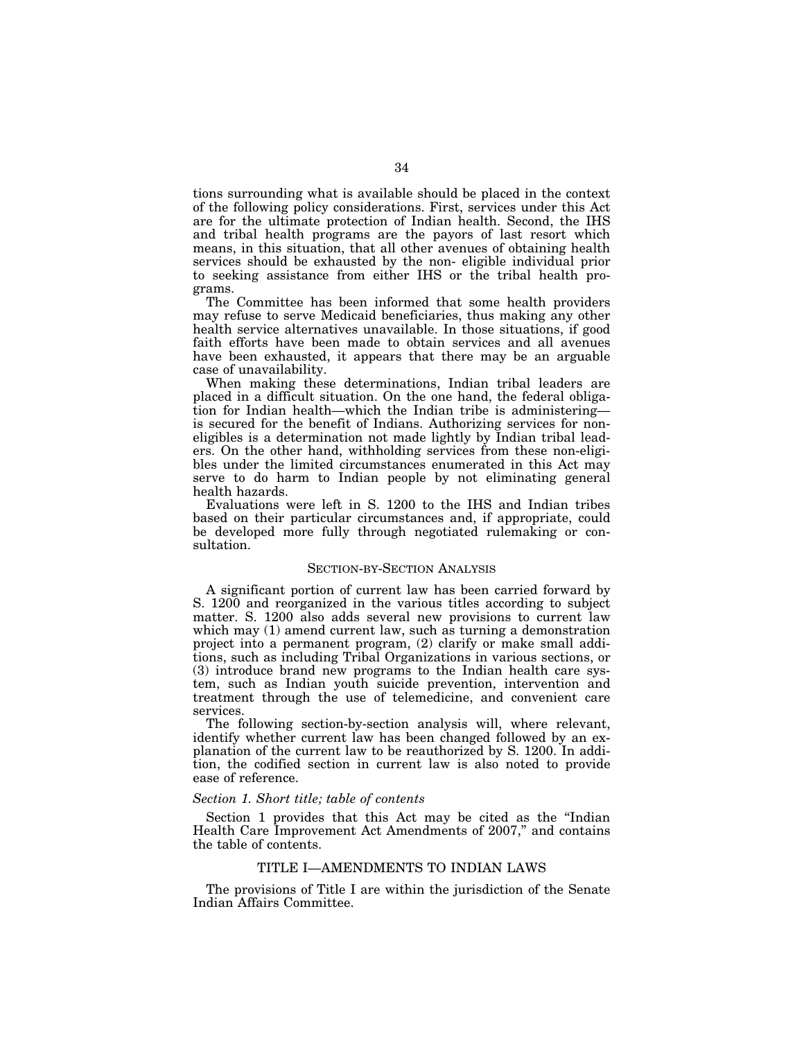tions surrounding what is available should be placed in the context of the following policy considerations. First, services under this Act are for the ultimate protection of Indian health. Second, the IHS and tribal health programs are the payors of last resort which means, in this situation, that all other avenues of obtaining health services should be exhausted by the non- eligible individual prior to seeking assistance from either IHS or the tribal health programs.

The Committee has been informed that some health providers may refuse to serve Medicaid beneficiaries, thus making any other health service alternatives unavailable. In those situations, if good faith efforts have been made to obtain services and all avenues have been exhausted, it appears that there may be an arguable case of unavailability.

When making these determinations, Indian tribal leaders are placed in a difficult situation. On the one hand, the federal obligation for Indian health—which the Indian tribe is administering—is secured for the benefit of Indians. Authorizing services for non-eligibles is a determination not made lightly by Indian tribal leaders. On the other hand, withholding services from these non-eligibles under the limited circumstances enumerated in this Act may serve to do harm to Indian people by not eliminating general health hazards.

Evaluations were left in S. 1200 to the IHS and Indian tribes based on their particular circumstances and, if appropriate, could be developed more fully through negotiated rulemaking or consultation.

## SECTION-BY-SECTION ANALYSIS

A significant portion of current law has been carried forward by S. 1200 and reorganized in the various titles according to subject matter. S. 1200 also adds several new provisions to current law which may (1) amend current law, such as turning a demonstration project into a permanent program, (2) clarify or make small additions, such as including Tribal Organizations in various sections, or (3) introduce brand new programs to the Indian health care system, such as Indian youth suicide prevention, intervention and treatment through the use of telemedicine, and convenient care services.

The following section-by-section analysis will, where relevant, identify whether current law has been changed followed by an explanation of the current law to be reauthorized by S. 1200. In addition, the codified section in current law is also noted to provide ease of reference.

### *Section 1. Short title; table of contents*

Section 1 provides that this Act may be cited as the "Indian Health Care Improvement Act Amendments of 2007," and contains the table of contents.

## TITLE I—AMENDMENTS TO INDIAN LAWS

The provisions of Title I are within the jurisdiction of the Senate Indian Affairs Committee.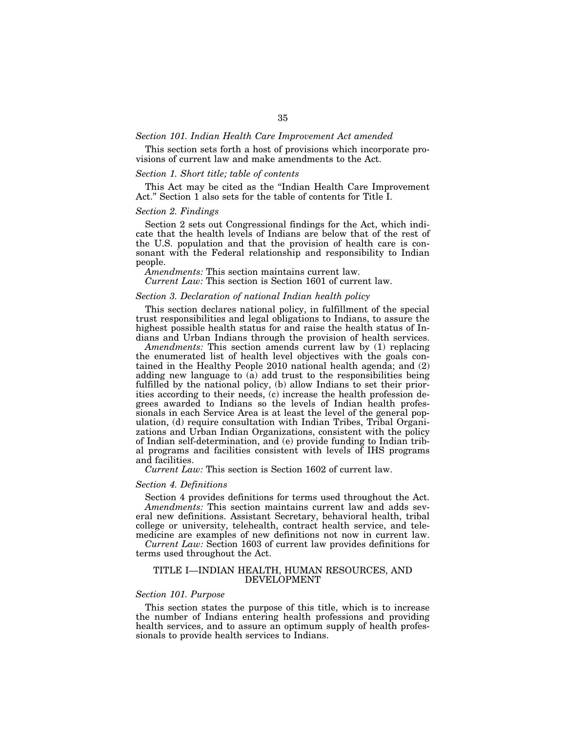*Section 101. Indian Health Care Improvement Act amended*

This section sets forth a host of provisions which incorporate provisions of current law and make amendments to the Act.

*Section 1. Short title; table of contents*

This Act may be cited as the "Indian Health Care Improvement Act." Section 1 also sets for the table of contents for Title I.

*Section 2. Findings*

Section 2 sets out Congressional findings for the Act, which indicate that the health levels of Indians are below that of the rest of the U.S. population and that the provision of health care is consonant with the Federal relationship and responsibility to Indian people.

*Amendments:* This section maintains current law.

*Current Law:* This section is Section 1601 of current law.

*Section 3. Declaration of national Indian health policy*

This section declares national policy, in fulfillment of the special trust responsibilities and legal obligations to Indians, to assure the highest possible health status for and raise the health status of Indians and Urban Indians through the provision of health services.

*Amendments:* This section amends current law by (1) replacing the enumerated list of health level objectives with the goals contained in the Healthy People 2010 national health agenda; and (2) adding new language to (a) add trust to the responsibilities being fulfilled by the national policy, (b) allow Indians to set their priorities according to their needs, (c) increase the health profession degrees awarded to Indians so the levels of Indian health professionals in each Service Area is at least the level of the general population, (d) require consultation with Indian Tribes, Tribal Organizations and Urban Indian Organizations, consistent with the policy of Indian self-determination, and (e) provide funding to Indian tribal programs and facilities consistent with levels of IHS programs and facilities.

*Current Law:* This section is Section 1602 of current law.

*Section 4. Definitions*

Section 4 provides definitions for terms used throughout the Act.

*Amendments:* This section maintains current law and adds several new definitions. Assistant Secretary, behavioral health, tribal college or university, telehealth, contract health service, and telemedicine are examples of new definitions not now in current law.

*Current Law:* Section 1603 of current law provides definitions for terms used throughout the Act.

## TITLE I—INDIAN HEALTH, HUMAN RESOURCES, AND DEVELOPMENT

*Section 101. Purpose*

This section states the purpose of this title, which is to increase the number of Indians entering health professions and providing health services, and to assure an optimum supply of health professionals to provide health services to Indians.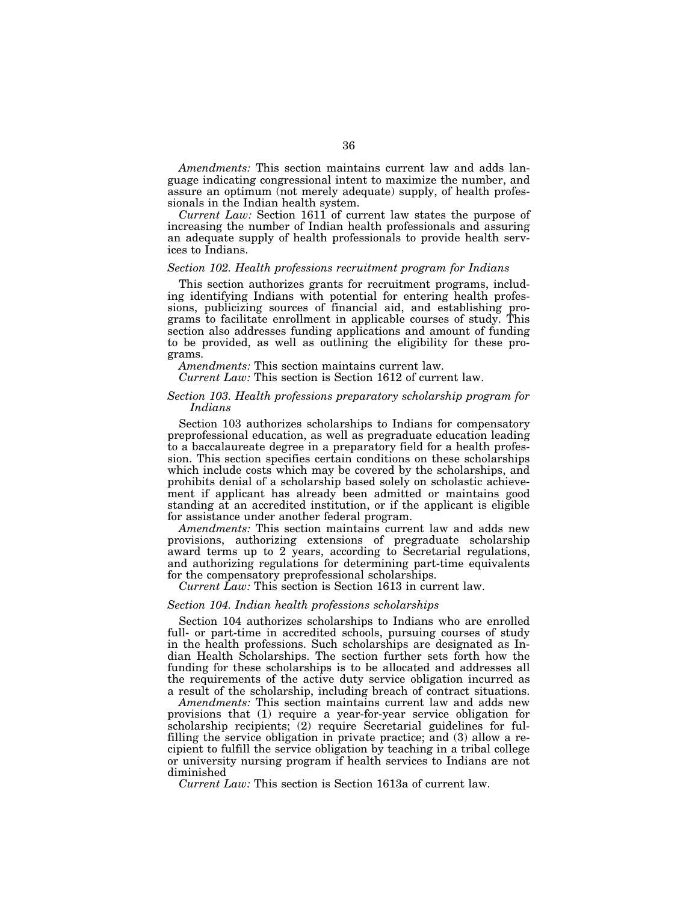*Amendments:* This section maintains current law and adds language indicating congressional intent to maximize the number, and assure an optimum (not merely adequate) supply, of health professionals in the Indian health system.

*Current Law:* Section 1611 of current law states the purpose of increasing the number of Indian health professionals and assuring an adequate supply of health professionals to provide health services to Indians.

### *Section 102. Health professions recruitment program for Indians*

This section authorizes grants for recruitment programs, including identifying Indians with potential for entering health professions, publicizing sources of financial aid, and establishing programs to facilitate enrollment in applicable courses of study. This section also addresses funding applications and amount of funding to be provided, as well as outlining the eligibility for these programs.

*Amendments:* This section maintains current law.

*Current Law:* This section is Section 1612 of current law.

### *Section 103. Health professions preparatory scholarship program for Indians*

Section 103 authorizes scholarships to Indians for compensatory preprofessional education, as well as pregraduate education leading to a baccalaureate degree in a preparatory field for a health profession. This section specifies certain conditions on these scholarships which include costs which may be covered by the scholarships, and prohibits denial of a scholarship based solely on scholastic achievement if applicant has already been admitted or maintains good standing at an accredited institution, or if the applicant is eligible for assistance under another federal program.

*Amendments:* This section maintains current law and adds new provisions, authorizing extensions of pregraduate scholarship award terms up to 2 years, according to Secretarial regulations, and authorizing regulations for determining part-time equivalents for the compensatory preprofessional scholarships.

*Current Law:* This section is Section 1613 in current law.

### *Section 104. Indian health professions scholarships*

Section 104 authorizes scholarships to Indians who are enrolled full- or part-time in accredited schools, pursuing courses of study in the health professions. Such scholarships are designated as Indian Health Scholarships. The section further sets forth how the funding for these scholarships is to be allocated and addresses all the requirements of the active duty service obligation incurred as a result of the scholarship, including breach of contract situations.

*Amendments:* This section maintains current law and adds new provisions that (1) require a year-for-year service obligation for scholarship recipients; (2) require Secretarial guidelines for fulfilling the service obligation in private practice; and (3) allow a recipient to fulfill the service obligation by teaching in a tribal college or university nursing program if health services to Indians are not diminished

*Current Law:* This section is Section 1613a of current law.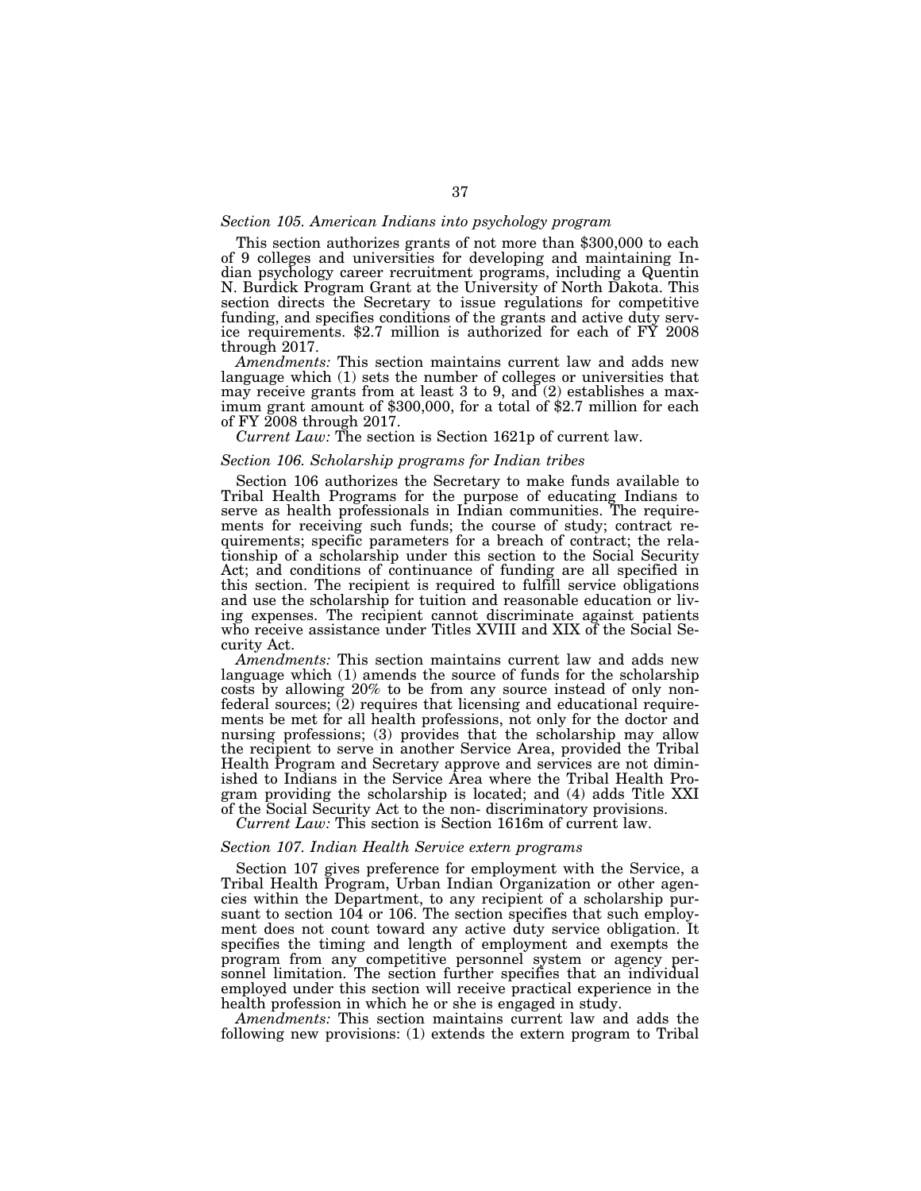*Section 105. American Indians into psychology program*

This section authorizes grants of not more than $300,000 to each of 9 colleges and universities for developing and maintaining Indian psychology career recruitment programs, including a Quentin N. Burdick Program Grant at the University of North Dakota. This section directs the Secretary to issue regulations for competitive funding, and specifies conditions of the grants and active duty service requirements. $2.7 million is authorized for each of FY 2008 through 2017.

*Amendments:* This section maintains current law and adds new language which (1) sets the number of colleges or universities that may receive grants from at least 3 to 9, and (2) establishes a maximum grant amount of $300,000, for a total of $2.7 million for each of FY 2008 through 2017.

*Current Law:* The section is Section 1621p of current law.

*Section 106. Scholarship programs for Indian tribes*

Section 106 authorizes the Secretary to make funds available to Tribal Health Programs for the purpose of educating Indians to serve as health professionals in Indian communities. The requirements for receiving such funds; the course of study; contract requirements; specific parameters for a breach of contract; the relationship of a scholarship under this section to the Social Security Act; and conditions of continuance of funding are all specified in this section. The recipient is required to fulfill service obligations and use the scholarship for tuition and reasonable education or living expenses. The recipient cannot discriminate against patients who receive assistance under Titles XVIII and XIX of the Social Security Act.

*Amendments:* This section maintains current law and adds new language which (1) amends the source of funds for the scholarship costs by allowing 20% to be from any source instead of only non-federal sources; (2) requires that licensing and educational requirements be met for all health professions, not only for the doctor and nursing professions; (3) provides that the scholarship may allow the recipient to serve in another Service Area, provided the Tribal Health Program and Secretary approve and services are not diminished to Indians in the Service Area where the Tribal Health Program providing the scholarship is located; and (4) adds Title XXI of the Social Security Act to the non- discriminatory provisions.

*Current Law:* This section is Section 1616m of current law.

*Section 107. Indian Health Service extern programs*

Section 107 gives preference for employment with the Service, a Tribal Health Program, Urban Indian Organization or other agencies within the Department, to any recipient of a scholarship pursuant to section 104 or 106. The section specifies that such employment does not count toward any active duty service obligation. It specifies the timing and length of employment and exempts the program from any competitive personnel system or agency personnel limitation. The section further specifies that an individual employed under this section will receive practical experience in the health profession in which he or she is engaged in study.

*Amendments:* This section maintains current law and adds the following new provisions: (1) extends the extern program to Tribal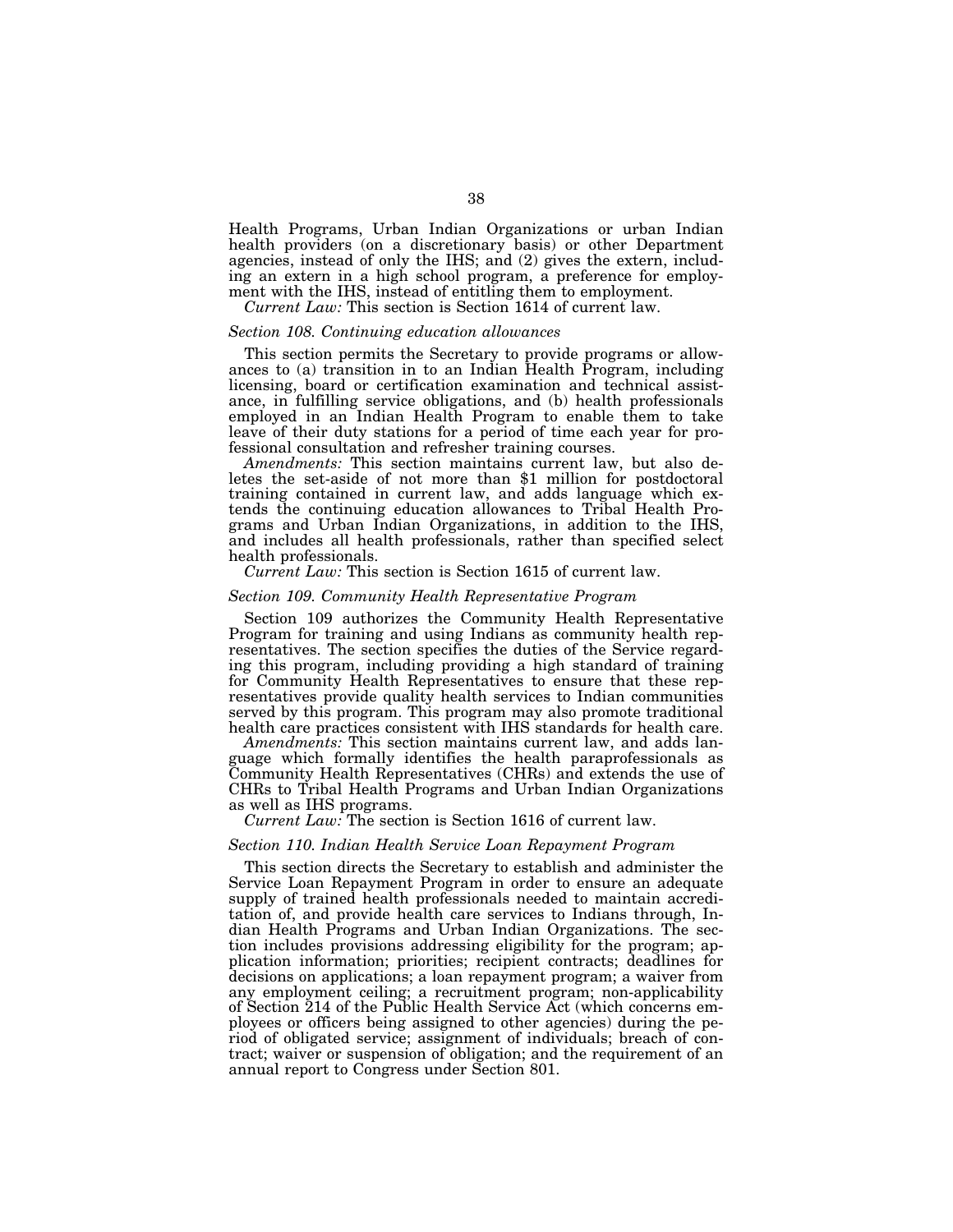Health Programs, Urban Indian Organizations or urban Indian health providers (on a discretionary basis) or other Department agencies, instead of only the IHS; and (2) gives the extern, including an extern in a high school program, a preference for employment with the IHS, instead of entitling them to employment.

*Current Law:* This section is Section 1614 of current law.

### *Section 108. Continuing education allowances*

This section permits the Secretary to provide programs or allowances to (a) transition in to an Indian Health Program, including licensing, board or certification examination and technical assistance, in fulfilling service obligations, and (b) health professionals employed in an Indian Health Program to enable them to take leave of their duty stations for a period of time each year for professional consultation and refresher training courses.

*Amendments:* This section maintains current law, but also deletes the set-aside of not more than $1 million for postdoctoral training contained in current law, and adds language which extends the continuing education allowances to Tribal Health Programs and Urban Indian Organizations, in addition to the IHS, and includes all health professionals, rather than specified select health professionals.

*Current Law:* This section is Section 1615 of current law.

### *Section 109. Community Health Representative Program*

Section 109 authorizes the Community Health Representative Program for training and using Indians as community health representatives. The section specifies the duties of the Service regarding this program, including providing a high standard of training for Community Health Representatives to ensure that these representatives provide quality health services to Indian communities served by this program. This program may also promote traditional health care practices consistent with IHS standards for health care.

*Amendments:* This section maintains current law, and adds language which formally identifies the health paraprofessionals as Community Health Representatives (CHRs) and extends the use of CHRs to Tribal Health Programs and Urban Indian Organizations as well as IHS programs.

*Current Law:* The section is Section 1616 of current law.

### *Section 110. Indian Health Service Loan Repayment Program*

This section directs the Secretary to establish and administer the Service Loan Repayment Program in order to ensure an adequate supply of trained health professionals needed to maintain accreditation of, and provide health care services to Indians through, Indian Health Programs and Urban Indian Organizations. The section includes provisions addressing eligibility for the program; application information; priorities; recipient contracts; deadlines for decisions on applications; a loan repayment program; a waiver from any employment ceiling; a recruitment program; non-applicability of Section 214 of the Public Health Service Act (which concerns employees or officers being assigned to other agencies) during the period of obligated service; assignment of individuals; breach of contract; waiver or suspension of obligation; and the requirement of an annual report to Congress under Section 801.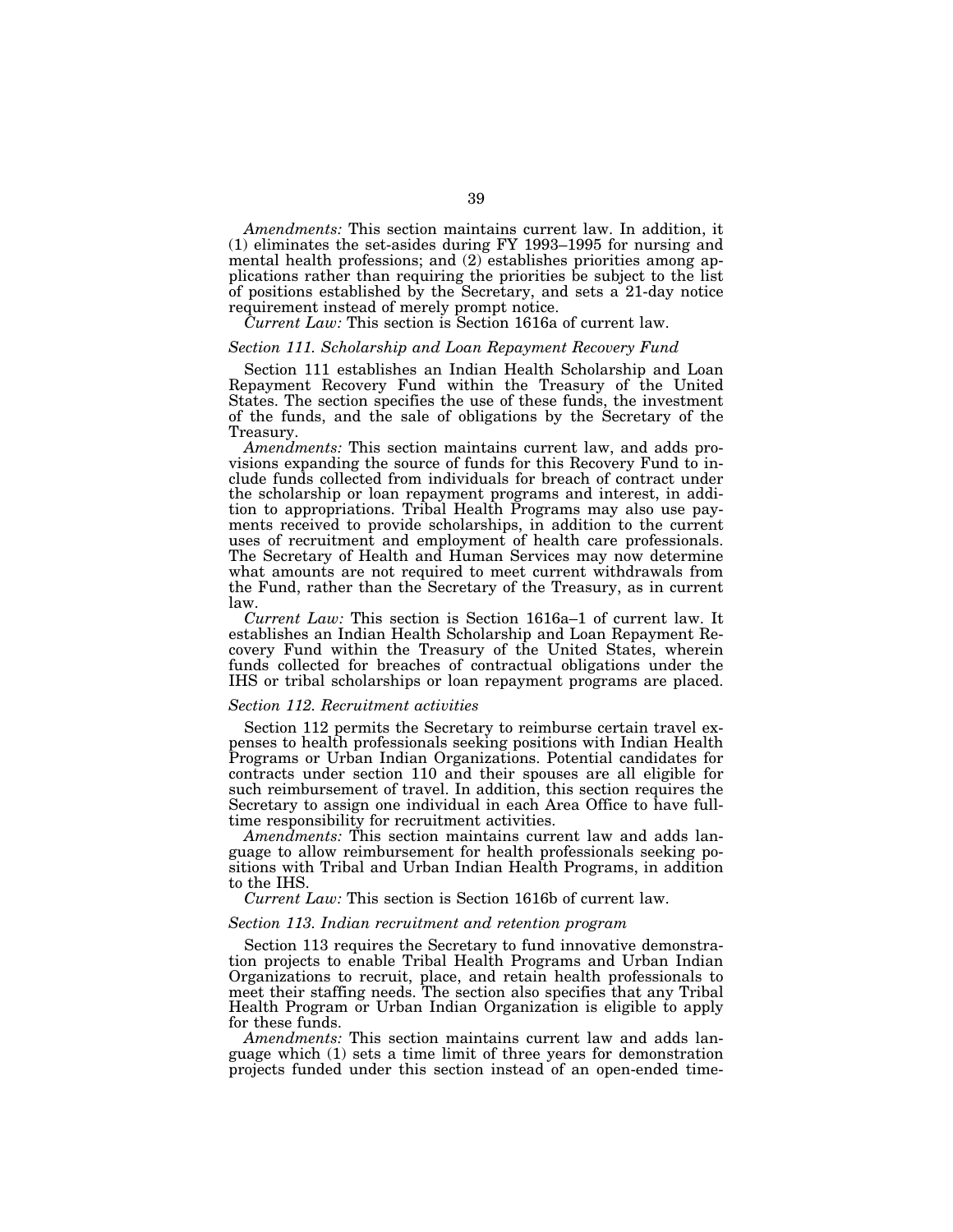*Amendments:* This section maintains current law. In addition, it (1) eliminates the set-asides during FY 1993–1995 for nursing and mental health professions; and (2) establishes priorities among applications rather than requiring the priorities be subject to the list of positions established by the Secretary, and sets a 21-day notice requirement instead of merely prompt notice.

*Current Law:* This section is Section 1616a of current law.

*Section 111. Scholarship and Loan Repayment Recovery Fund*

Section 111 establishes an Indian Health Scholarship and Loan Repayment Recovery Fund within the Treasury of the United States. The section specifies the use of these funds, the investment of the funds, and the sale of obligations by the Secretary of the Treasury.

*Amendments:* This section maintains current law, and adds provisions expanding the source of funds for this Recovery Fund to include funds collected from individuals for breach of contract under the scholarship or loan repayment programs and interest, in addition to appropriations. Tribal Health Programs may also use payments received to provide scholarships, in addition to the current uses of recruitment and employment of health care professionals. The Secretary of Health and Human Services may now determine what amounts are not required to meet current withdrawals from the Fund, rather than the Secretary of the Treasury, as in current law.

*Current Law:* This section is Section 1616a–1 of current law. It establishes an Indian Health Scholarship and Loan Repayment Recovery Fund within the Treasury of the United States, wherein funds collected for breaches of contractual obligations under the IHS or tribal scholarships or loan repayment programs are placed.

*Section 112. Recruitment activities*

Section 112 permits the Secretary to reimburse certain travel expenses to health professionals seeking positions with Indian Health Programs or Urban Indian Organizations. Potential candidates for contracts under section 110 and their spouses are all eligible for such reimbursement of travel. In addition, this section requires the Secretary to assign one individual in each Area Office to have full-time responsibility for recruitment activities.

*Amendments:* This section maintains current law and adds language to allow reimbursement for health professionals seeking positions with Tribal and Urban Indian Health Programs, in addition to the IHS.

*Current Law:* This section is Section 1616b of current law.

*Section 113. Indian recruitment and retention program*

Section 113 requires the Secretary to fund innovative demonstration projects to enable Tribal Health Programs and Urban Indian Organizations to recruit, place, and retain health professionals to meet their staffing needs. The section also specifies that any Tribal Health Program or Urban Indian Organization is eligible to apply for these funds.

*Amendments:* This section maintains current law and adds language which (1) sets a time limit of three years for demonstration projects funded under this section instead of an open-ended time-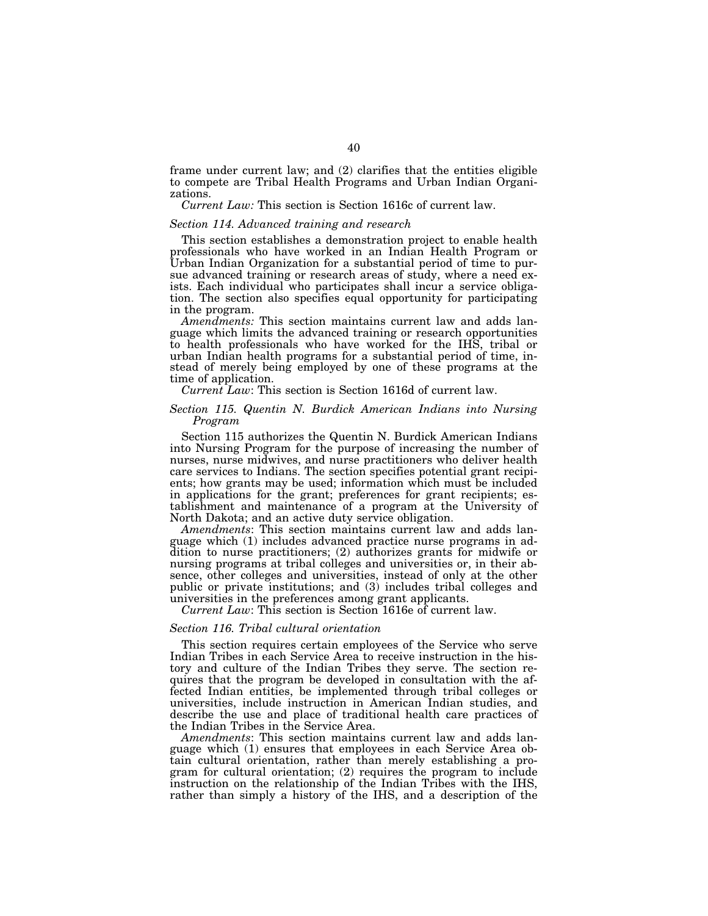frame under current law; and (2) clarifies that the entities eligible to compete are Tribal Health Programs and Urban Indian Organizations.

*Current Law:* This section is Section 1616c of current law.

### *Section 114. Advanced training and research*

This section establishes a demonstration project to enable health professionals who have worked in an Indian Health Program or Urban Indian Organization for a substantial period of time to pursue advanced training or research areas of study, where a need exists. Each individual who participates shall incur a service obligation. The section also specifies equal opportunity for participating in the program.

*Amendments:* This section maintains current law and adds language which limits the advanced training or research opportunities to health professionals who have worked for the IHS, tribal or urban Indian health programs for a substantial period of time, instead of merely being employed by one of these programs at the time of application.

*Current Law*: This section is Section 1616d of current law.

### *Section 115. Quentin N. Burdick American Indians into Nursing Program*

Section 115 authorizes the Quentin N. Burdick American Indians into Nursing Program for the purpose of increasing the number of nurses, nurse midwives, and nurse practitioners who deliver health care services to Indians. The section specifies potential grant recipients; how grants may be used; information which must be included in applications for the grant; preferences for grant recipients; establishment and maintenance of a program at the University of North Dakota; and an active duty service obligation.

*Amendments*: This section maintains current law and adds language which (1) includes advanced practice nurse programs in addition to nurse practitioners; (2) authorizes grants for midwife or nursing programs at tribal colleges and universities or, in their absence, other colleges and universities, instead of only at the other public or private institutions; and (3) includes tribal colleges and universities in the preferences among grant applicants.

*Current Law*: This section is Section 1616e of current law.

### *Section 116. Tribal cultural orientation*

This section requires certain employees of the Service who serve Indian Tribes in each Service Area to receive instruction in the history and culture of the Indian Tribes they serve. The section requires that the program be developed in consultation with the affected Indian entities, be implemented through tribal colleges or universities, include instruction in American Indian studies, and describe the use and place of traditional health care practices of the Indian Tribes in the Service Area.

*Amendments*: This section maintains current law and adds language which (1) ensures that employees in each Service Area obtain cultural orientation, rather than merely establishing a program for cultural orientation; (2) requires the program to include instruction on the relationship of the Indian Tribes with the IHS, rather than simply a history of the IHS, and a description of the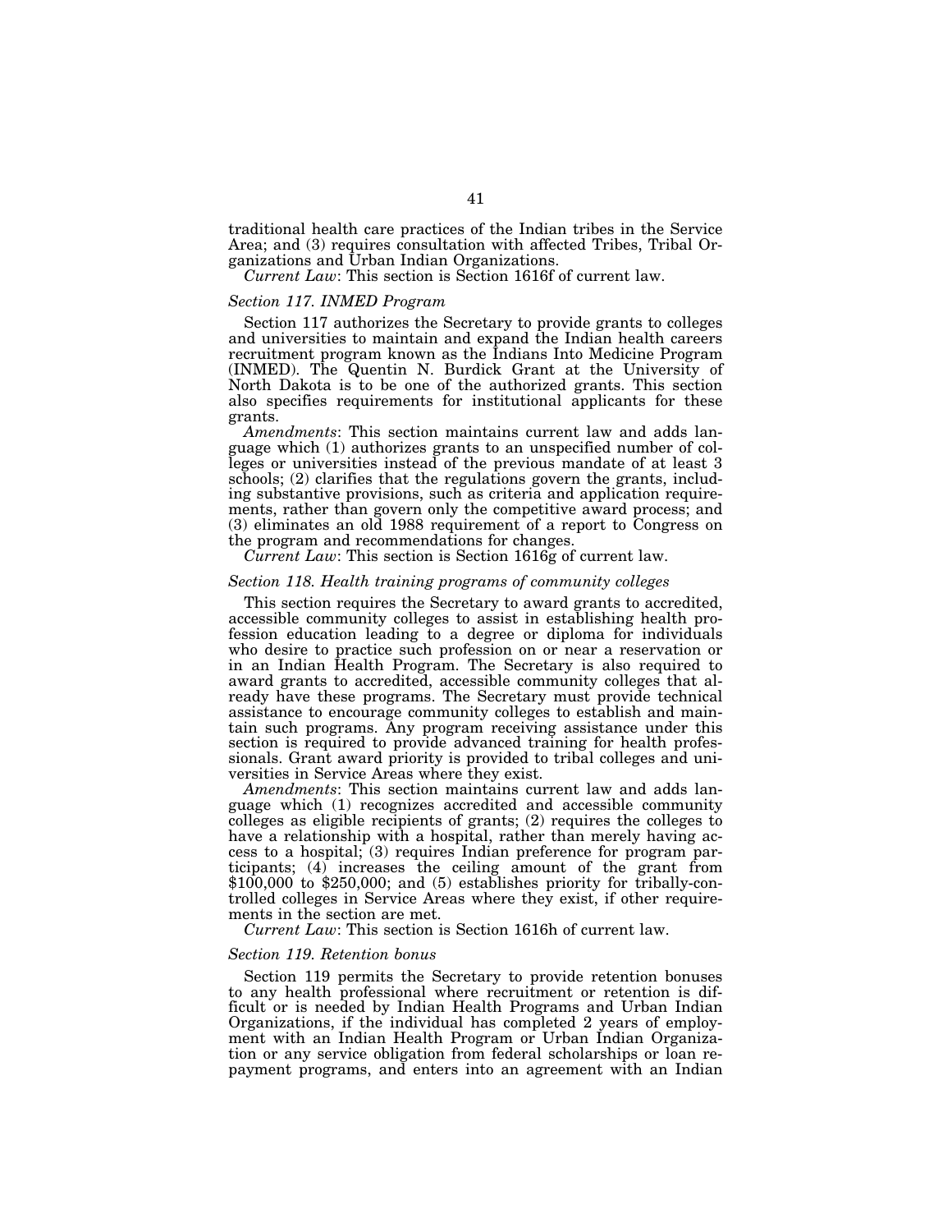traditional health care practices of the Indian tribes in the Service Area; and (3) requires consultation with affected Tribes, Tribal Organizations and Urban Indian Organizations.

*Current Law*: This section is Section 1616f of current law.

### *Section 117. INMED Program*

Section 117 authorizes the Secretary to provide grants to colleges and universities to maintain and expand the Indian health careers recruitment program known as the Indians Into Medicine Program (INMED). The Quentin N. Burdick Grant at the University of North Dakota is to be one of the authorized grants. This section also specifies requirements for institutional applicants for these grants.

*Amendments*: This section maintains current law and adds language which (1) authorizes grants to an unspecified number of colleges or universities instead of the previous mandate of at least 3 schools; (2) clarifies that the regulations govern the grants, including substantive provisions, such as criteria and application requirements, rather than govern only the competitive award process; and (3) eliminates an old 1988 requirement of a report to Congress on the program and recommendations for changes.

*Current Law*: This section is Section 1616g of current law.

### *Section 118. Health training programs of community colleges*

This section requires the Secretary to award grants to accredited, accessible community colleges to assist in establishing health profession education leading to a degree or diploma for individuals who desire to practice such profession on or near a reservation or in an Indian Health Program. The Secretary is also required to award grants to accredited, accessible community colleges that already have these programs. The Secretary must provide technical assistance to encourage community colleges to establish and maintain such programs. Any program receiving assistance under this section is required to provide advanced training for health professionals. Grant award priority is provided to tribal colleges and universities in Service Areas where they exist.

*Amendments*: This section maintains current law and adds language which (1) recognizes accredited and accessible community colleges as eligible recipients of grants; (2) requires the colleges to have a relationship with a hospital, rather than merely having access to a hospital; (3) requires Indian preference for program participants; (4) increases the ceiling amount of the grant from $100,000 to $250,000; and (5) establishes priority for tribally-controlled colleges in Service Areas where they exist, if other requirements in the section are met.

*Current Law*: This section is Section 1616h of current law.

### *Section 119. Retention bonus*

Section 119 permits the Secretary to provide retention bonuses to any health professional where recruitment or retention is difficult or is needed by Indian Health Programs and Urban Indian Organizations, if the individual has completed 2 years of employment with an Indian Health Program or Urban Indian Organization or any service obligation from federal scholarships or loan repayment programs, and enters into an agreement with an Indian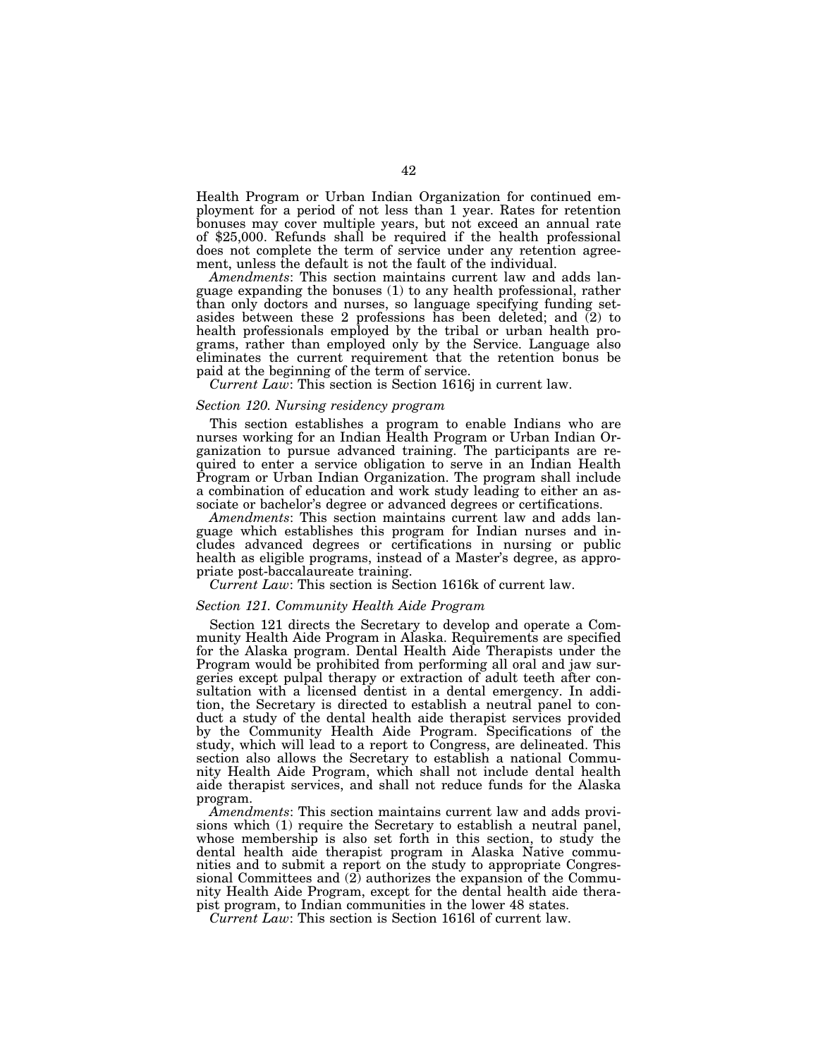Health Program or Urban Indian Organization for continued employment for a period of not less than 1 year. Rates for retention bonuses may cover multiple years, but not exceed an annual rate of $25,000. Refunds shall be required if the health professional does not complete the term of service under any retention agreement, unless the default is not the fault of the individual.

*Amendments*: This section maintains current law and adds language expanding the bonuses (1) to any health professional, rather than only doctors and nurses, so language specifying funding set-asides between these 2 professions has been deleted; and (2) to health professionals employed by the tribal or urban health programs, rather than employed only by the Service. Language also eliminates the current requirement that the retention bonus be paid at the beginning of the term of service.

*Current Law*: This section is Section 1616j in current law.

*Section 120. Nursing residency program*

This section establishes a program to enable Indians who are nurses working for an Indian Health Program or Urban Indian Organization to pursue advanced training. The participants are required to enter a service obligation to serve in an Indian Health Program or Urban Indian Organization. The program shall include a combination of education and work study leading to either an associate or bachelor's degree or advanced degrees or certifications.

*Amendments*: This section maintains current law and adds language which establishes this program for Indian nurses and includes advanced degrees or certifications in nursing or public health as eligible programs, instead of a Master's degree, as appropriate post-baccalaureate training.

*Current Law*: This section is Section 1616k of current law.

*Section 121. Community Health Aide Program*

Section 121 directs the Secretary to develop and operate a Community Health Aide Program in Alaska. Requirements are specified for the Alaska program. Dental Health Aide Therapists under the Program would be prohibited from performing all oral and jaw surgeries except pulpal therapy or extraction of adult teeth after consultation with a licensed dentist in a dental emergency. In addition, the Secretary is directed to establish a neutral panel to conduct a study of the dental health aide therapist services provided by the Community Health Aide Program. Specifications of the study, which will lead to a report to Congress, are delineated. This section also allows the Secretary to establish a national Community Health Aide Program, which shall not include dental health aide therapist services, and shall not reduce funds for the Alaska program.

*Amendments*: This section maintains current law and adds provisions which (1) require the Secretary to establish a neutral panel, whose membership is also set forth in this section, to study the dental health aide therapist program in Alaska Native communities and to submit a report on the study to appropriate Congressional Committees and (2) authorizes the expansion of the Community Health Aide Program, except for the dental health aide therapist program, to Indian communities in the lower 48 states.

*Current Law*: This section is Section 1616l of current law.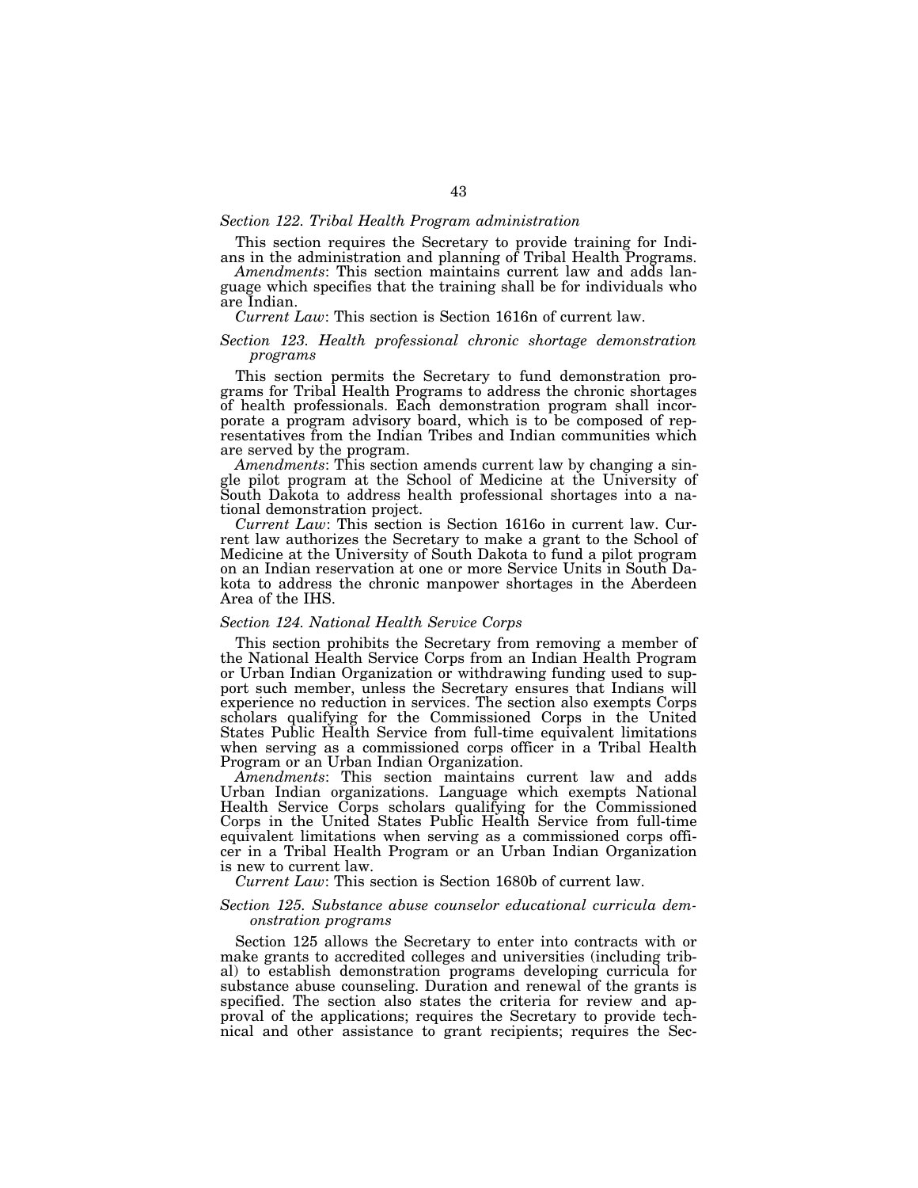*Section 122. Tribal Health Program administration*

This section requires the Secretary to provide training for Indians in the administration and planning of Tribal Health Programs.

*Amendments*: This section maintains current law and adds language which specifies that the training shall be for individuals who are Indian.

*Current Law*: This section is Section 1616n of current law.

*Section 123. Health professional chronic shortage demonstration programs*

This section permits the Secretary to fund demonstration programs for Tribal Health Programs to address the chronic shortages of health professionals. Each demonstration program shall incorporate a program advisory board, which is to be composed of representatives from the Indian Tribes and Indian communities which are served by the program.

*Amendments*: This section amends current law by changing a single pilot program at the School of Medicine at the University of South Dakota to address health professional shortages into a national demonstration project.

*Current Law*: This section is Section 1616o in current law. Current law authorizes the Secretary to make a grant to the School of Medicine at the University of South Dakota to fund a pilot program on an Indian reservation at one or more Service Units in South Dakota to address the chronic manpower shortages in the Aberdeen Area of the IHS.

*Section 124. National Health Service Corps*

This section prohibits the Secretary from removing a member of the National Health Service Corps from an Indian Health Program or Urban Indian Organization or withdrawing funding used to support such member, unless the Secretary ensures that Indians will experience no reduction in services. The section also exempts Corps scholars qualifying for the Commissioned Corps in the United States Public Health Service from full-time equivalent limitations when serving as a commissioned corps officer in a Tribal Health Program or an Urban Indian Organization.

*Amendments*: This section maintains current law and adds Urban Indian organizations. Language which exempts National Health Service Corps scholars qualifying for the Commissioned Corps in the United States Public Health Service from full-time equivalent limitations when serving as a commissioned corps officer in a Tribal Health Program or an Urban Indian Organization is new to current law.

*Current Law*: This section is Section 1680b of current law.

*Section 125. Substance abuse counselor educational curricula demonstration programs*

Section 125 allows the Secretary to enter into contracts with or make grants to accredited colleges and universities (including tribal) to establish demonstration programs developing curricula for substance abuse counseling. Duration and renewal of the grants is specified. The section also states the criteria for review and approval of the applications; requires the Secretary to provide technical and other assistance to grant recipients; requires the Sec-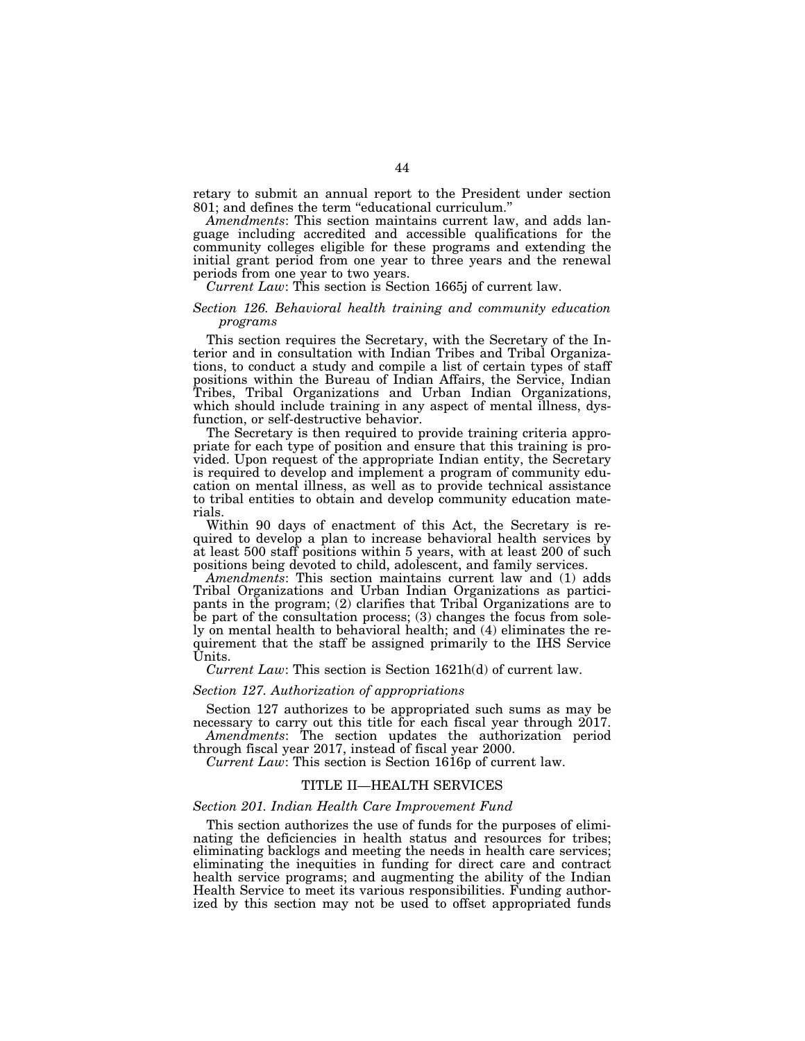retary to submit an annual report to the President under section 801; and defines the term "educational curriculum."

*Amendments*: This section maintains current law, and adds language including accredited and accessible qualifications for the community colleges eligible for these programs and extending the initial grant period from one year to three years and the renewal periods from one year to two years.

*Current Law*: This section is Section 1665j of current law.

### *Section 126. Behavioral health training and community education programs*

This section requires the Secretary, with the Secretary of the Interior and in consultation with Indian Tribes and Tribal Organizations, to conduct a study and compile a list of certain types of staff positions within the Bureau of Indian Affairs, the Service, Indian Tribes, Tribal Organizations and Urban Indian Organizations, which should include training in any aspect of mental illness, dysfunction, or self-destructive behavior.

The Secretary is then required to provide training criteria appropriate for each type of position and ensure that this training is provided. Upon request of the appropriate Indian entity, the Secretary is required to develop and implement a program of community education on mental illness, as well as to provide technical assistance to tribal entities to obtain and develop community education materials.

Within 90 days of enactment of this Act, the Secretary is required to develop a plan to increase behavioral health services by at least 500 staff positions within 5 years, with at least 200 of such positions being devoted to child, adolescent, and family services.

*Amendments*: This section maintains current law and (1) adds Tribal Organizations and Urban Indian Organizations as participants in the program; (2) clarifies that Tribal Organizations are to be part of the consultation process; (3) changes the focus from solely on mental health to behavioral health; and (4) eliminates the requirement that the staff be assigned primarily to the IHS Service Units.

*Current Law*: This section is Section 1621h(d) of current law.

### *Section 127. Authorization of appropriations*

Section 127 authorizes to be appropriated such sums as may be necessary to carry out this title for each fiscal year through 2017.

*Amendments*: The section updates the authorization period through fiscal year 2017, instead of fiscal year 2000.

*Current Law*: This section is Section 1616p of current law.

## TITLE II—HEALTH SERVICES

### *Section 201. Indian Health Care Improvement Fund*

This section authorizes the use of funds for the purposes of eliminating the deficiencies in health status and resources for tribes; eliminating backlogs and meeting the needs in health care services; eliminating the inequities in funding for direct care and contract health service programs; and augmenting the ability of the Indian Health Service to meet its various responsibilities. Funding authorized by this section may not be used to offset appropriated funds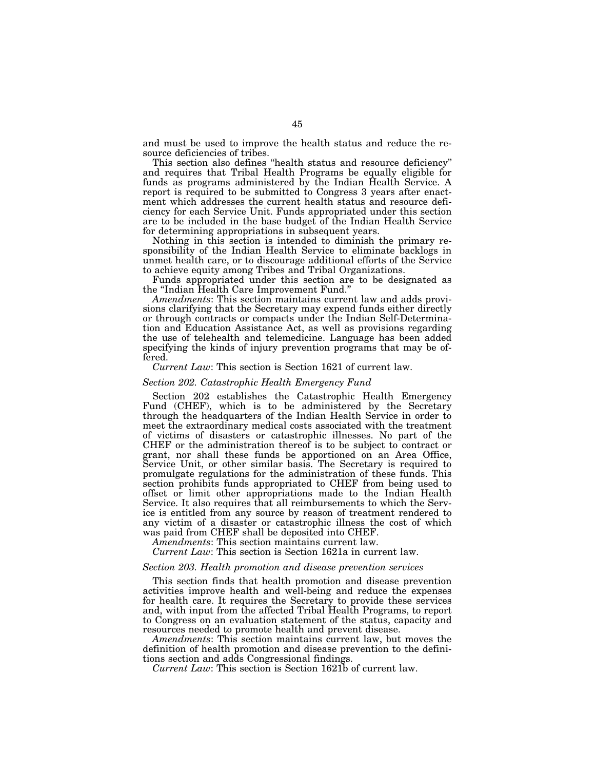and must be used to improve the health status and reduce the resource deficiencies of tribes.

This section also defines "health status and resource deficiency" and requires that Tribal Health Programs be equally eligible for funds as programs administered by the Indian Health Service. A report is required to be submitted to Congress 3 years after enactment which addresses the current health status and resource deficiency for each Service Unit. Funds appropriated under this section are to be included in the base budget of the Indian Health Service for determining appropriations in subsequent years.

Nothing in this section is intended to diminish the primary responsibility of the Indian Health Service to eliminate backlogs in unmet health care, or to discourage additional efforts of the Service to achieve equity among Tribes and Tribal Organizations.

Funds appropriated under this section are to be designated as the "Indian Health Care Improvement Fund."

*Amendments*: This section maintains current law and adds provisions clarifying that the Secretary may expend funds either directly or through contracts or compacts under the Indian Self-Determination and Education Assistance Act, as well as provisions regarding the use of telehealth and telemedicine. Language has been added specifying the kinds of injury prevention programs that may be offered.

*Current Law*: This section is Section 1621 of current law.

*Section 202. Catastrophic Health Emergency Fund*

Section 202 establishes the Catastrophic Health Emergency Fund (CHEF), which is to be administered by the Secretary through the headquarters of the Indian Health Service in order to meet the extraordinary medical costs associated with the treatment of victims of disasters or catastrophic illnesses. No part of the CHEF or the administration thereof is to be subject to contract or grant, nor shall these funds be apportioned on an Area Office, Service Unit, or other similar basis. The Secretary is required to promulgate regulations for the administration of these funds. This section prohibits funds appropriated to CHEF from being used to offset or limit other appropriations made to the Indian Health Service. It also requires that all reimbursements to which the Service is entitled from any source by reason of treatment rendered to any victim of a disaster or catastrophic illness the cost of which was paid from CHEF shall be deposited into CHEF.

*Amendments*: This section maintains current law.

*Current Law*: This section is Section 1621a in current law.

*Section 203. Health promotion and disease prevention services*

This section finds that health promotion and disease prevention activities improve health and well-being and reduce the expenses for health care. It requires the Secretary to provide these services and, with input from the affected Tribal Health Programs, to report to Congress on an evaluation statement of the status, capacity and resources needed to promote health and prevent disease.

*Amendments*: This section maintains current law, but moves the definition of health promotion and disease prevention to the definitions section and adds Congressional findings.

*Current Law*: This section is Section 1621b of current law.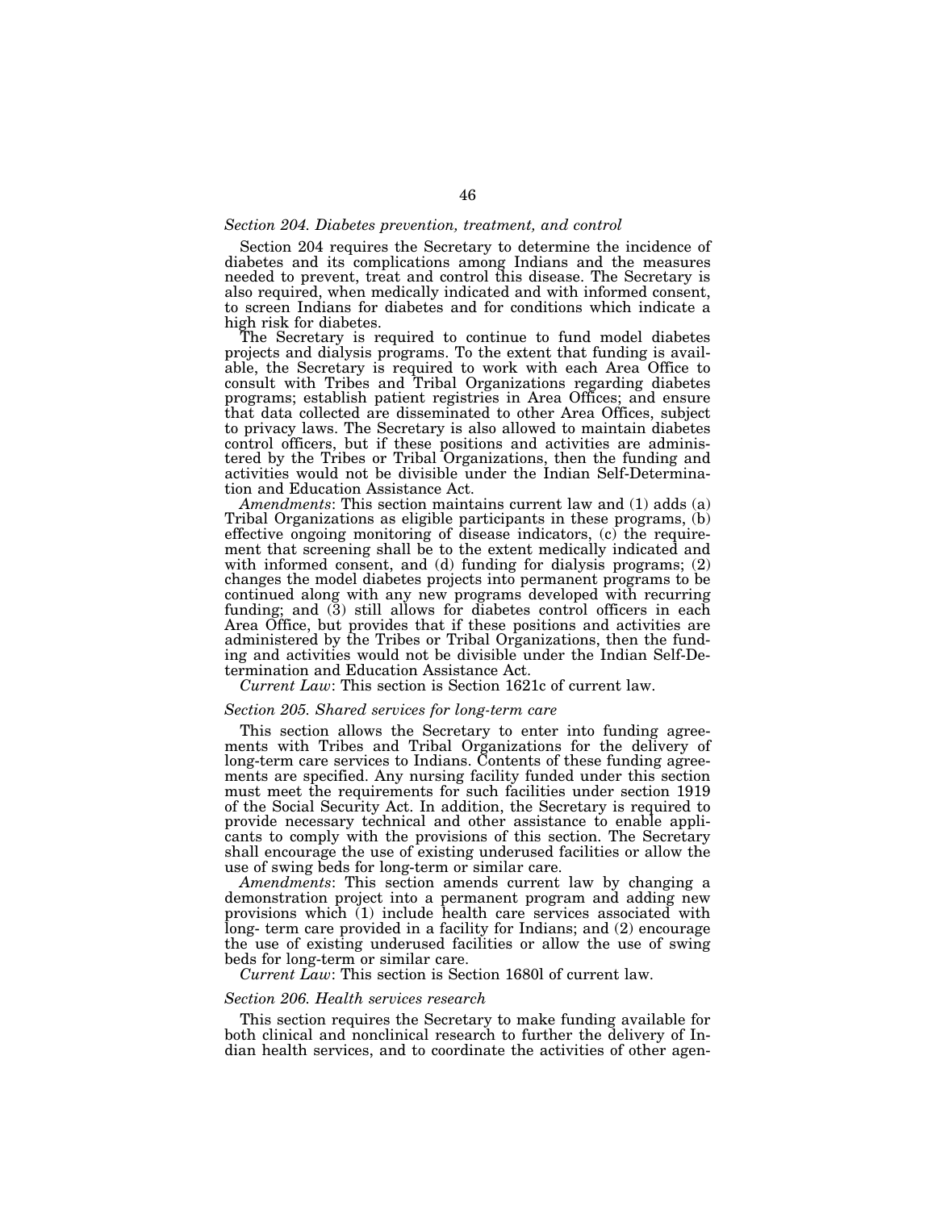### *Section 204. Diabetes prevention, treatment, and control*

Section 204 requires the Secretary to determine the incidence of diabetes and its complications among Indians and the measures needed to prevent, treat and control this disease. The Secretary is also required, when medically indicated and with informed consent, to screen Indians for diabetes and for conditions which indicate a high risk for diabetes.

The Secretary is required to continue to fund model diabetes projects and dialysis programs. To the extent that funding is available, the Secretary is required to work with each Area Office to consult with Tribes and Tribal Organizations regarding diabetes programs; establish patient registries in Area Offices; and ensure that data collected are disseminated to other Area Offices, subject to privacy laws. The Secretary is also allowed to maintain diabetes control officers, but if these positions and activities are administered by the Tribes or Tribal Organizations, then the funding and activities would not be divisible under the Indian Self-Determination and Education Assistance Act.

*Amendments*: This section maintains current law and (1) adds (a) Tribal Organizations as eligible participants in these programs, (b) effective ongoing monitoring of disease indicators, (c) the requirement that screening shall be to the extent medically indicated and with informed consent, and (d) funding for dialysis programs; (2) changes the model diabetes projects into permanent programs to be continued along with any new programs developed with recurring funding; and (3) still allows for diabetes control officers in each Area Office, but provides that if these positions and activities are administered by the Tribes or Tribal Organizations, then the funding and activities would not be divisible under the Indian Self-Determination and Education Assistance Act.

*Current Law*: This section is Section 1621c of current law.

### *Section 205. Shared services for long-term care*

This section allows the Secretary to enter into funding agreements with Tribes and Tribal Organizations for the delivery of long-term care services to Indians. Contents of these funding agreements are specified. Any nursing facility funded under this section must meet the requirements for such facilities under section 1919 of the Social Security Act. In addition, the Secretary is required to provide necessary technical and other assistance to enable applicants to comply with the provisions of this section. The Secretary shall encourage the use of existing underused facilities or allow the use of swing beds for long-term or similar care.

*Amendments*: This section amends current law by changing a demonstration project into a permanent program and adding new provisions which (1) include health care services associated with long- term care provided in a facility for Indians; and (2) encourage the use of existing underused facilities or allow the use of swing beds for long-term or similar care.

*Current Law*: This section is Section 1680l of current law.

### *Section 206. Health services research*

This section requires the Secretary to make funding available for both clinical and nonclinical research to further the delivery of Indian health services, and to coordinate the activities of other agen-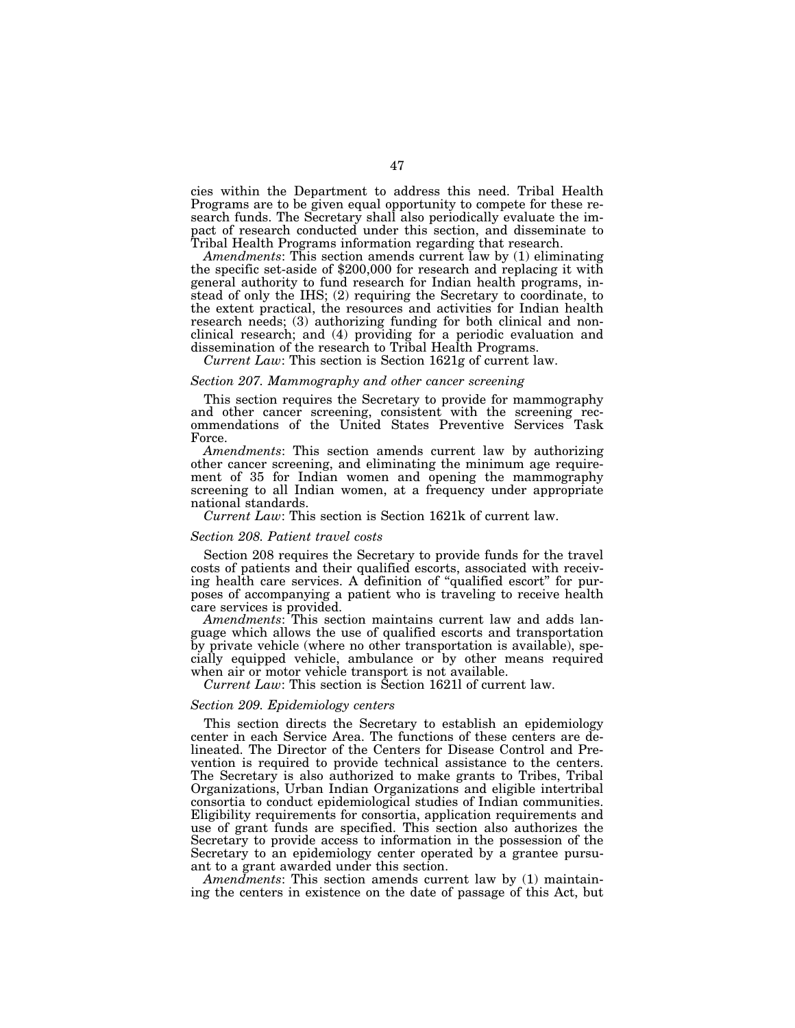cies within the Department to address this need. Tribal Health Programs are to be given equal opportunity to compete for these research funds. The Secretary shall also periodically evaluate the impact of research conducted under this section, and disseminate to Tribal Health Programs information regarding that research.

*Amendments*: This section amends current law by (1) eliminating the specific set-aside of $200,000 for research and replacing it with general authority to fund research for Indian health programs, instead of only the IHS; (2) requiring the Secretary to coordinate, to the extent practical, the resources and activities for Indian health research needs; (3) authorizing funding for both clinical and nonclinical research; and (4) providing for a periodic evaluation and dissemination of the research to Tribal Health Programs.

*Current Law*: This section is Section 1621g of current law.

### *Section 207. Mammography and other cancer screening*

This section requires the Secretary to provide for mammography and other cancer screening, consistent with the screening recommendations of the United States Preventive Services Task Force.

*Amendments*: This section amends current law by authorizing other cancer screening, and eliminating the minimum age requirement of 35 for Indian women and opening the mammography screening to all Indian women, at a frequency under appropriate national standards.

*Current Law*: This section is Section 1621k of current law.

### *Section 208. Patient travel costs*

Section 208 requires the Secretary to provide funds for the travel costs of patients and their qualified escorts, associated with receiving health care services. A definition of "qualified escort" for purposes of accompanying a patient who is traveling to receive health care services is provided.

*Amendments*: This section maintains current law and adds language which allows the use of qualified escorts and transportation by private vehicle (where no other transportation is available), specially equipped vehicle, ambulance or by other means required when air or motor vehicle transport is not available.

*Current Law*: This section is Section 1621l of current law.

### *Section 209. Epidemiology centers*

This section directs the Secretary to establish an epidemiology center in each Service Area. The functions of these centers are delineated. The Director of the Centers for Disease Control and Prevention is required to provide technical assistance to the centers. The Secretary is also authorized to make grants to Tribes, Tribal Organizations, Urban Indian Organizations and eligible intertribal consortia to conduct epidemiological studies of Indian communities. Eligibility requirements for consortia, application requirements and use of grant funds are specified. This section also authorizes the Secretary to provide access to information in the possession of the Secretary to an epidemiology center operated by a grantee pursuant to a grant awarded under this section.

*Amendments*: This section amends current law by (1) maintaining the centers in existence on the date of passage of this Act, but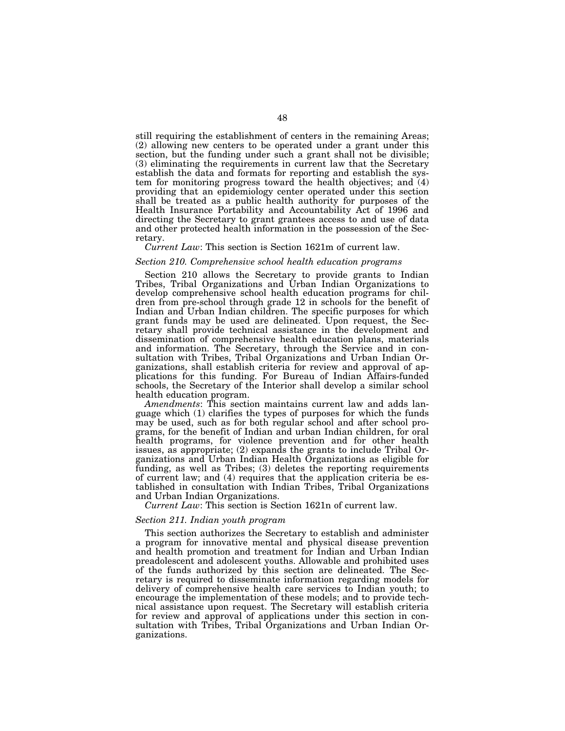still requiring the establishment of centers in the remaining Areas; (2) allowing new centers to be operated under a grant under this section, but the funding under such a grant shall not be divisible; (3) eliminating the requirements in current law that the Secretary establish the data and formats for reporting and establish the system for monitoring progress toward the health objectives; and (4) providing that an epidemiology center operated under this section shall be treated as a public health authority for purposes of the Health Insurance Portability and Accountability Act of 1996 and directing the Secretary to grant grantees access to and use of data and other protected health information in the possession of the Secretary.

*Current Law*: This section is Section 1621m of current law.

### *Section 210. Comprehensive school health education programs*

Section 210 allows the Secretary to provide grants to Indian Tribes, Tribal Organizations and Urban Indian Organizations to develop comprehensive school health education programs for children from pre-school through grade 12 in schools for the benefit of Indian and Urban Indian children. The specific purposes for which grant funds may be used are delineated. Upon request, the Secretary shall provide technical assistance in the development and dissemination of comprehensive health education plans, materials and information. The Secretary, through the Service and in consultation with Tribes, Tribal Organizations and Urban Indian Organizations, shall establish criteria for review and approval of applications for this funding. For Bureau of Indian Affairs-funded schools, the Secretary of the Interior shall develop a similar school health education program.

*Amendments*: This section maintains current law and adds language which (1) clarifies the types of purposes for which the funds may be used, such as for both regular school and after school programs, for the benefit of Indian and urban Indian children, for oral health programs, for violence prevention and for other health issues, as appropriate; (2) expands the grants to include Tribal Organizations and Urban Indian Health Organizations as eligible for funding, as well as Tribes; (3) deletes the reporting requirements of current law; and (4) requires that the application criteria be established in consultation with Indian Tribes, Tribal Organizations and Urban Indian Organizations.

*Current Law*: This section is Section 1621n of current law.

### *Section 211. Indian youth program*

This section authorizes the Secretary to establish and administer a program for innovative mental and physical disease prevention and health promotion and treatment for Indian and Urban Indian preadolescent and adolescent youths. Allowable and prohibited uses of the funds authorized by this section are delineated. The Secretary is required to disseminate information regarding models for delivery of comprehensive health care services to Indian youth; to encourage the implementation of these models; and to provide technical assistance upon request. The Secretary will establish criteria for review and approval of applications under this section in consultation with Tribes, Tribal Organizations and Urban Indian Organizations.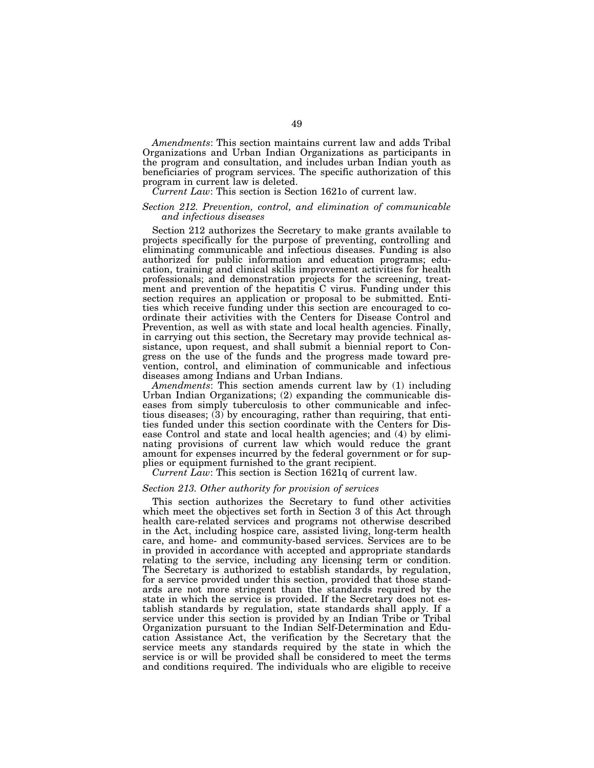*Amendments*: This section maintains current law and adds Tribal Organizations and Urban Indian Organizations as participants in the program and consultation, and includes urban Indian youth as beneficiaries of program services. The specific authorization of this program in current law is deleted.

*Current Law*: This section is Section 1621o of current law.

### *Section 212. Prevention, control, and elimination of communicable and infectious diseases*

Section 212 authorizes the Secretary to make grants available to projects specifically for the purpose of preventing, controlling and eliminating communicable and infectious diseases. Funding is also authorized for public information and education programs; education, training and clinical skills improvement activities for health professionals; and demonstration projects for the screening, treatment and prevention of the hepatitis C virus. Funding under this section requires an application or proposal to be submitted. Entities which receive funding under this section are encouraged to coordinate their activities with the Centers for Disease Control and Prevention, as well as with state and local health agencies. Finally, in carrying out this section, the Secretary may provide technical assistance, upon request, and shall submit a biennial report to Congress on the use of the funds and the progress made toward prevention, control, and elimination of communicable and infectious diseases among Indians and Urban Indians.

*Amendments*: This section amends current law by (1) including Urban Indian Organizations; (2) expanding the communicable diseases from simply tuberculosis to other communicable and infectious diseases; (3) by encouraging, rather than requiring, that entities funded under this section coordinate with the Centers for Disease Control and state and local health agencies; and (4) by eliminating provisions of current law which would reduce the grant amount for expenses incurred by the federal government or for supplies or equipment furnished to the grant recipient.

*Current Law*: This section is Section 1621q of current law.

### *Section 213. Other authority for provision of services*

This section authorizes the Secretary to fund other activities which meet the objectives set forth in Section 3 of this Act through health care-related services and programs not otherwise described in the Act, including hospice care, assisted living, long-term health care, and home- and community-based services. Services are to be in provided in accordance with accepted and appropriate standards relating to the service, including any licensing term or condition. The Secretary is authorized to establish standards, by regulation, for a service provided under this section, provided that those standards are not more stringent than the standards required by the state in which the service is provided. If the Secretary does not establish standards by regulation, state standards shall apply. If a service under this section is provided by an Indian Tribe or Tribal Organization pursuant to the Indian Self-Determination and Education Assistance Act, the verification by the Secretary that the service meets any standards required by the state in which the service is or will be provided shall be considered to meet the terms and conditions required. The individuals who are eligible to receive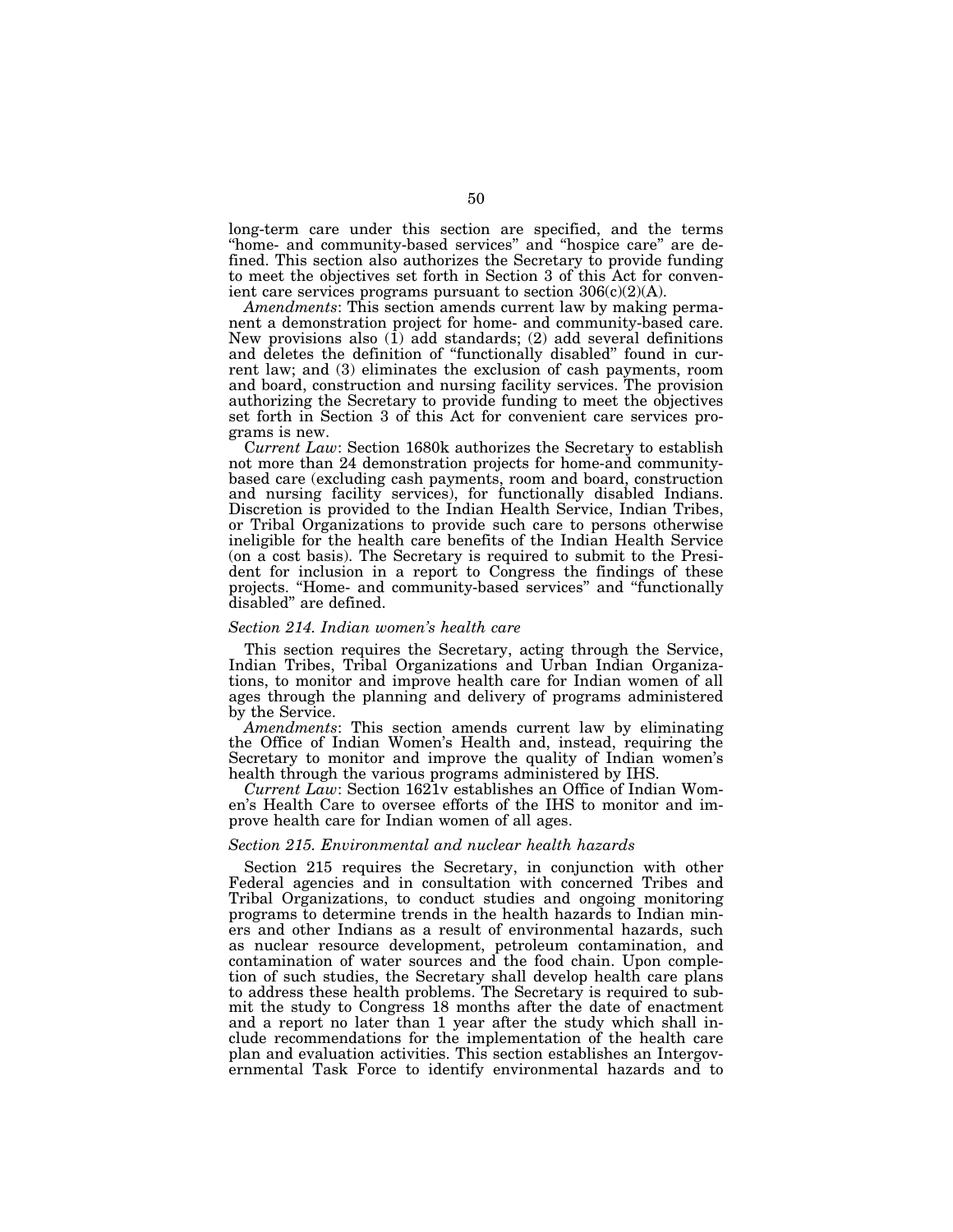long-term care under this section are specified, and the terms "home- and community-based services" and "hospice care" are defined. This section also authorizes the Secretary to provide funding to meet the objectives set forth in Section 3 of this Act for convenient care services programs pursuant to section 306(c)(2)(A).

*Amendments*: This section amends current law by making permanent a demonstration project for home- and community-based care. New provisions also (1) add standards; (2) add several definitions and deletes the definition of "functionally disabled" found in current law; and (3) eliminates the exclusion of cash payments, room and board, construction and nursing facility services. The provision authorizing the Secretary to provide funding to meet the objectives set forth in Section 3 of this Act for convenient care services programs is new.

*Current Law*: Section 1680k authorizes the Secretary to establish not more than 24 demonstration projects for home-and community-based care (excluding cash payments, room and board, construction and nursing facility services), for functionally disabled Indians. Discretion is provided to the Indian Health Service, Indian Tribes, or Tribal Organizations to provide such care to persons otherwise ineligible for the health care benefits of the Indian Health Service (on a cost basis). The Secretary is required to submit to the President for inclusion in a report to Congress the findings of these projects. "Home- and community-based services" and "functionally disabled" are defined.

*Section 214. Indian women's health care*

This section requires the Secretary, acting through the Service, Indian Tribes, Tribal Organizations and Urban Indian Organizations, to monitor and improve health care for Indian women of all ages through the planning and delivery of programs administered by the Service.

*Amendments*: This section amends current law by eliminating the Office of Indian Women's Health and, instead, requiring the Secretary to monitor and improve the quality of Indian women's health through the various programs administered by IHS.

*Current Law*: Section 1621v establishes an Office of Indian Women's Health Care to oversee efforts of the IHS to monitor and improve health care for Indian women of all ages.

*Section 215. Environmental and nuclear health hazards*

Section 215 requires the Secretary, in conjunction with other Federal agencies and in consultation with concerned Tribes and Tribal Organizations, to conduct studies and ongoing monitoring programs to determine trends in the health hazards to Indian miners and other Indians as a result of environmental hazards, such as nuclear resource development, petroleum contamination, and contamination of water sources and the food chain. Upon completion of such studies, the Secretary shall develop health care plans to address these health problems. The Secretary is required to submit the study to Congress 18 months after the date of enactment and a report no later than 1 year after the study which shall include recommendations for the implementation of the health care plan and evaluation activities. This section establishes an Intergovernmental Task Force to identify environmental hazards and to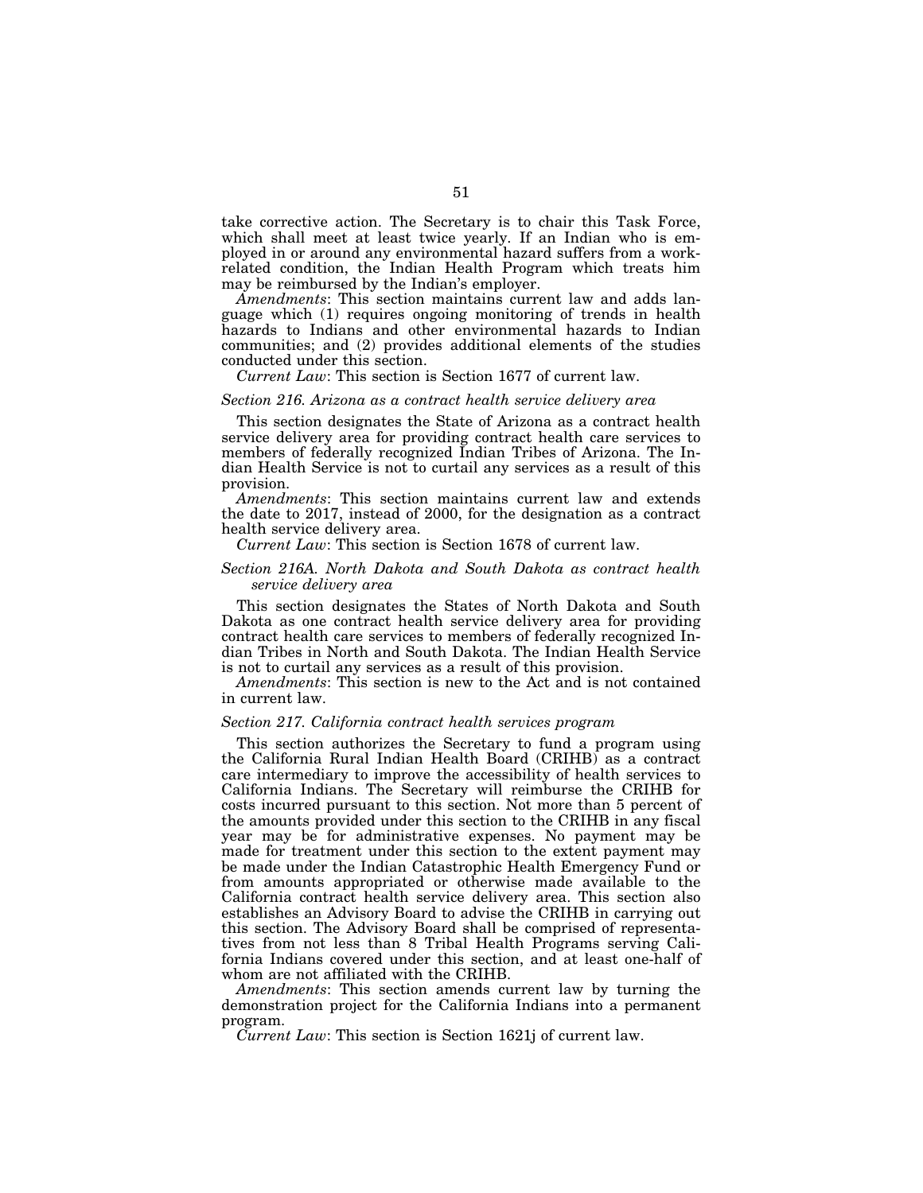take corrective action. The Secretary is to chair this Task Force, which shall meet at least twice yearly. If an Indian who is employed in or around any environmental hazard suffers from a work-related condition, the Indian Health Program which treats him may be reimbursed by the Indian's employer.

*Amendments*: This section maintains current law and adds language which (1) requires ongoing monitoring of trends in health hazards to Indians and other environmental hazards to Indian communities; and (2) provides additional elements of the studies conducted under this section.

*Current Law*: This section is Section 1677 of current law.

*Section 216. Arizona as a contract health service delivery area*

This section designates the State of Arizona as a contract health service delivery area for providing contract health care services to members of federally recognized Indian Tribes of Arizona. The Indian Health Service is not to curtail any services as a result of this provision.

*Amendments*: This section maintains current law and extends the date to 2017, instead of 2000, for the designation as a contract health service delivery area.

*Current Law*: This section is Section 1678 of current law.

*Section 216A. North Dakota and South Dakota as contract health service delivery area*

This section designates the States of North Dakota and South Dakota as one contract health service delivery area for providing contract health care services to members of federally recognized Indian Tribes in North and South Dakota. The Indian Health Service is not to curtail any services as a result of this provision.

*Amendments*: This section is new to the Act and is not contained in current law.

*Section 217. California contract health services program*

This section authorizes the Secretary to fund a program using the California Rural Indian Health Board (CRIHB) as a contract care intermediary to improve the accessibility of health services to California Indians. The Secretary will reimburse the CRIHB for costs incurred pursuant to this section. Not more than 5 percent of the amounts provided under this section to the CRIHB in any fiscal year may be for administrative expenses. No payment may be made for treatment under this section to the extent payment may be made under the Indian Catastrophic Health Emergency Fund or from amounts appropriated or otherwise made available to the California contract health service delivery area. This section also establishes an Advisory Board to advise the CRIHB in carrying out this section. The Advisory Board shall be comprised of representatives from not less than 8 Tribal Health Programs serving California Indians covered under this section, and at least one-half of whom are not affiliated with the CRIHB.

*Amendments*: This section amends current law by turning the demonstration project for the California Indians into a permanent program.

*Current Law*: This section is Section 1621j of current law.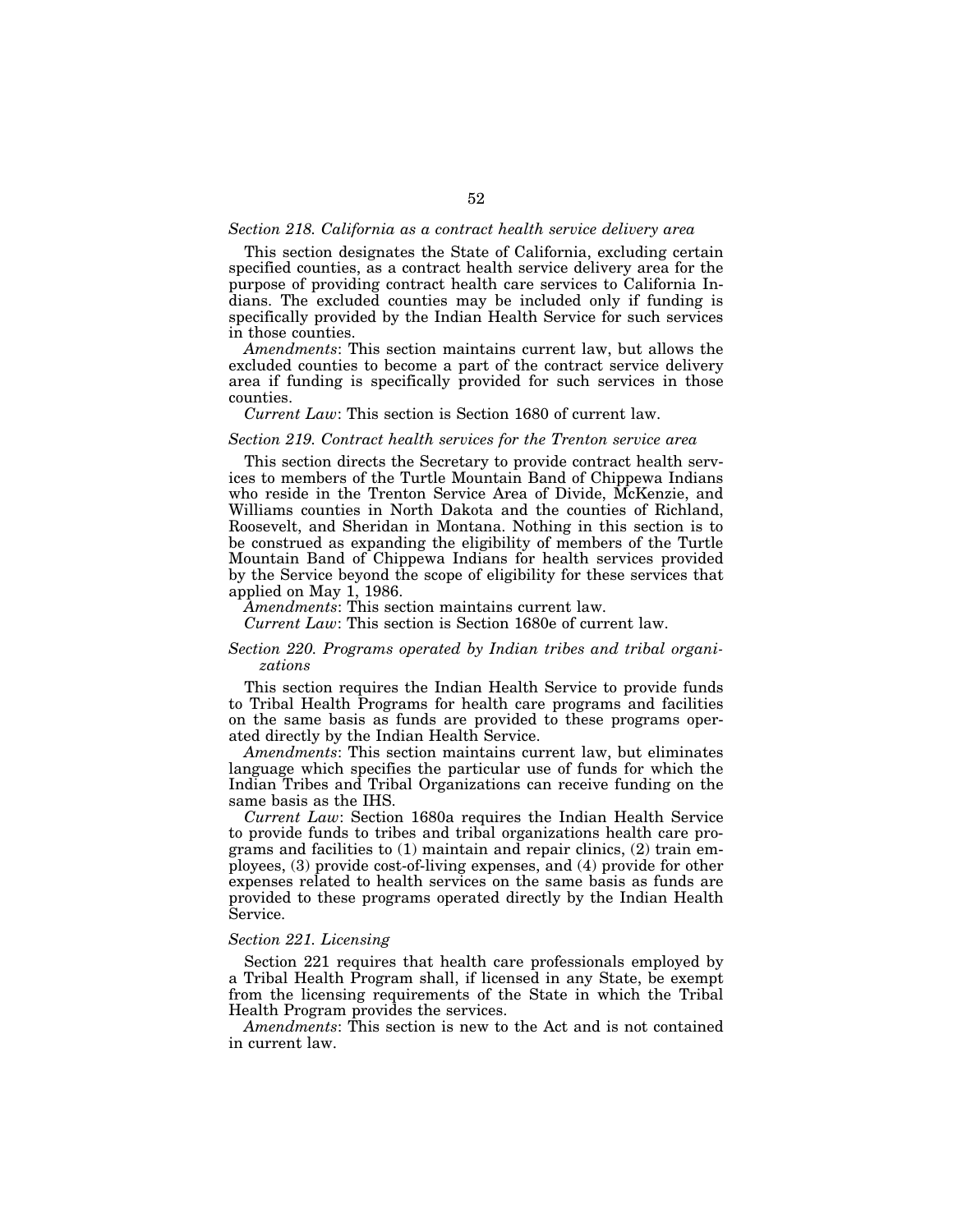### *Section 218. California as a contract health service delivery area*

This section designates the State of California, excluding certain specified counties, as a contract health service delivery area for the purpose of providing contract health care services to California Indians. The excluded counties may be included only if funding is specifically provided by the Indian Health Service for such services in those counties.

*Amendments*: This section maintains current law, but allows the excluded counties to become a part of the contract service delivery area if funding is specifically provided for such services in those counties.

*Current Law*: This section is Section 1680 of current law.

### *Section 219. Contract health services for the Trenton service area*

This section directs the Secretary to provide contract health services to members of the Turtle Mountain Band of Chippewa Indians who reside in the Trenton Service Area of Divide, McKenzie, and Williams counties in North Dakota and the counties of Richland, Roosevelt, and Sheridan in Montana. Nothing in this section is to be construed as expanding the eligibility of members of the Turtle Mountain Band of Chippewa Indians for health services provided by the Service beyond the scope of eligibility for these services that applied on May 1, 1986.

*Amendments*: This section maintains current law.

*Current Law*: This section is Section 1680e of current law.

### *Section 220. Programs operated by Indian tribes and tribal organizations*

This section requires the Indian Health Service to provide funds to Tribal Health Programs for health care programs and facilities on the same basis as funds are provided to these programs operated directly by the Indian Health Service.

*Amendments*: This section maintains current law, but eliminates language which specifies the particular use of funds for which the Indian Tribes and Tribal Organizations can receive funding on the same basis as the IHS.

*Current Law*: Section 1680a requires the Indian Health Service to provide funds to tribes and tribal organizations health care programs and facilities to (1) maintain and repair clinics, (2) train employees, (3) provide cost-of-living expenses, and (4) provide for other expenses related to health services on the same basis as funds are provided to these programs operated directly by the Indian Health Service.

### *Section 221. Licensing*

Section 221 requires that health care professionals employed by a Tribal Health Program shall, if licensed in any State, be exempt from the licensing requirements of the State in which the Tribal Health Program provides the services.

*Amendments*: This section is new to the Act and is not contained in current law.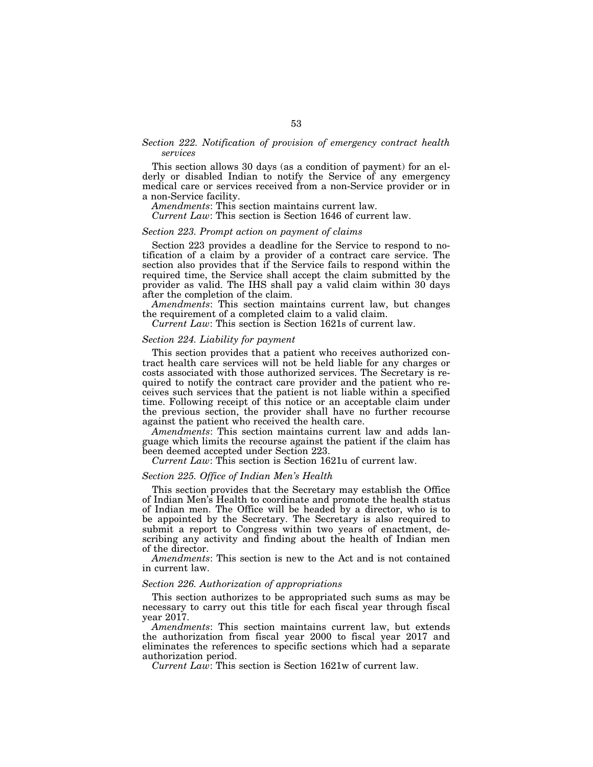### *Section 222. Notification of provision of emergency contract health services*

This section allows 30 days (as a condition of payment) for an elderly or disabled Indian to notify the Service of any emergency medical care or services received from a non-Service provider or in a non-Service facility.

*Amendments*: This section maintains current law.

*Current Law*: This section is Section 1646 of current law.

### *Section 223. Prompt action on payment of claims*

Section 223 provides a deadline for the Service to respond to notification of a claim by a provider of a contract care service. The section also provides that if the Service fails to respond within the required time, the Service shall accept the claim submitted by the provider as valid. The IHS shall pay a valid claim within 30 days after the completion of the claim.

*Amendments*: This section maintains current law, but changes the requirement of a completed claim to a valid claim.

*Current Law*: This section is Section 1621s of current law.

### *Section 224. Liability for payment*

This section provides that a patient who receives authorized contract health care services will not be held liable for any charges or costs associated with those authorized services. The Secretary is required to notify the contract care provider and the patient who receives such services that the patient is not liable within a specified time. Following receipt of this notice or an acceptable claim under the previous section, the provider shall have no further recourse against the patient who received the health care.

*Amendments*: This section maintains current law and adds language which limits the recourse against the patient if the claim has been deemed accepted under Section 223.

*Current Law*: This section is Section 1621u of current law.

### *Section 225. Office of Indian Men's Health*

This section provides that the Secretary may establish the Office of Indian Men's Health to coordinate and promote the health status of Indian men. The Office will be headed by a director, who is to be appointed by the Secretary. The Secretary is also required to submit a report to Congress within two years of enactment, describing any activity and finding about the health of Indian men of the director.

*Amendments*: This section is new to the Act and is not contained in current law.

### *Section 226. Authorization of appropriations*

This section authorizes to be appropriated such sums as may be necessary to carry out this title for each fiscal year through fiscal year 2017.

*Amendments*: This section maintains current law, but extends the authorization from fiscal year 2000 to fiscal year 2017 and eliminates the references to specific sections which had a separate authorization period.

*Current Law*: This section is Section 1621w of current law.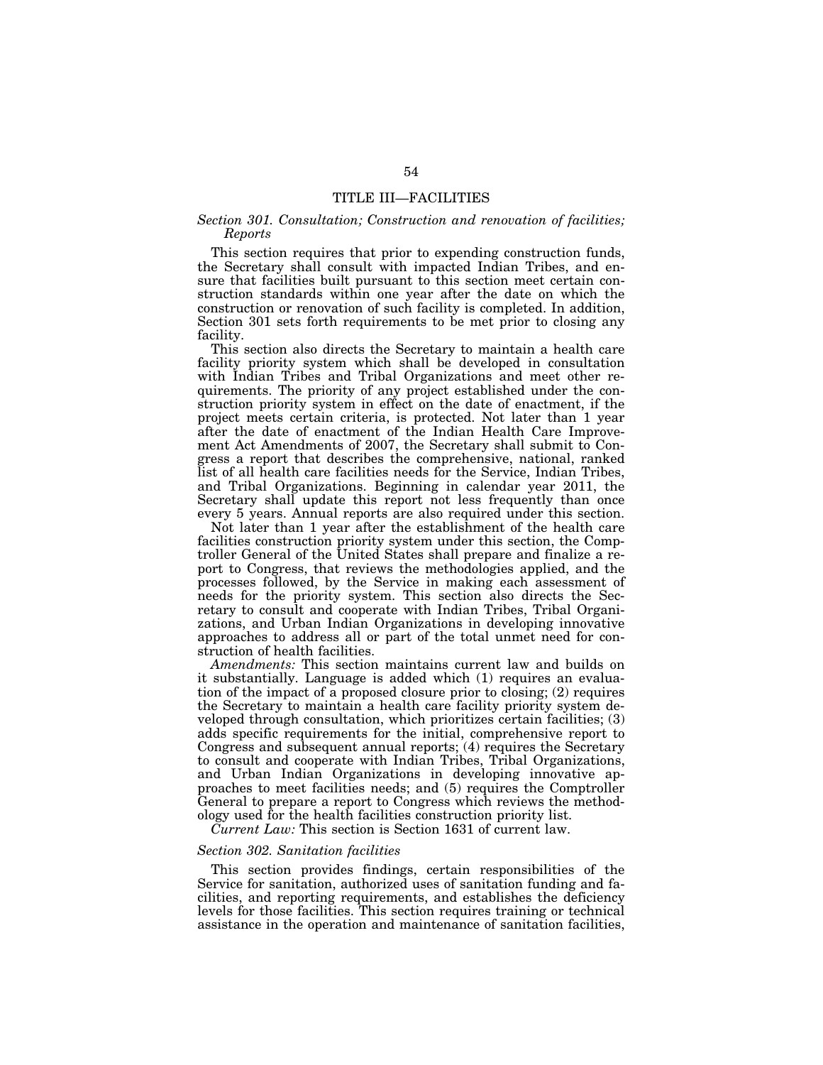## TITLE III—FACILITIES

### *Section 301. Consultation; Construction and renovation of facilities; Reports*

This section requires that prior to expending construction funds, the Secretary shall consult with impacted Indian Tribes, and ensure that facilities built pursuant to this section meet certain construction standards within one year after the date on which the construction or renovation of such facility is completed. In addition, Section 301 sets forth requirements to be met prior to closing any facility.

This section also directs the Secretary to maintain a health care facility priority system which shall be developed in consultation with Indian Tribes and Tribal Organizations and meet other requirements. The priority of any project established under the construction priority system in effect on the date of enactment, if the project meets certain criteria, is protected. Not later than 1 year after the date of enactment of the Indian Health Care Improvement Act Amendments of 2007, the Secretary shall submit to Congress a report that describes the comprehensive, national, ranked list of all health care facilities needs for the Service, Indian Tribes, and Tribal Organizations. Beginning in calendar year 2011, the Secretary shall update this report not less frequently than once every 5 years. Annual reports are also required under this section.

Not later than 1 year after the establishment of the health care facilities construction priority system under this section, the Comptroller General of the United States shall prepare and finalize a report to Congress, that reviews the methodologies applied, and the processes followed, by the Service in making each assessment of needs for the priority system. This section also directs the Secretary to consult and cooperate with Indian Tribes, Tribal Organizations, and Urban Indian Organizations in developing innovative approaches to address all or part of the total unmet need for construction of health facilities.

*Amendments:* This section maintains current law and builds on it substantially. Language is added which (1) requires an evaluation of the impact of a proposed closure prior to closing; (2) requires the Secretary to maintain a health care facility priority system developed through consultation, which prioritizes certain facilities; (3) adds specific requirements for the initial, comprehensive report to Congress and subsequent annual reports; (4) requires the Secretary to consult and cooperate with Indian Tribes, Tribal Organizations, and Urban Indian Organizations in developing innovative approaches to meet facilities needs; and (5) requires the Comptroller General to prepare a report to Congress which reviews the methodology used for the health facilities construction priority list.

*Current Law:* This section is Section 1631 of current law.

### *Section 302. Sanitation facilities*

This section provides findings, certain responsibilities of the Service for sanitation, authorized uses of sanitation funding and facilities, and reporting requirements, and establishes the deficiency levels for those facilities. This section requires training or technical assistance in the operation and maintenance of sanitation facilities,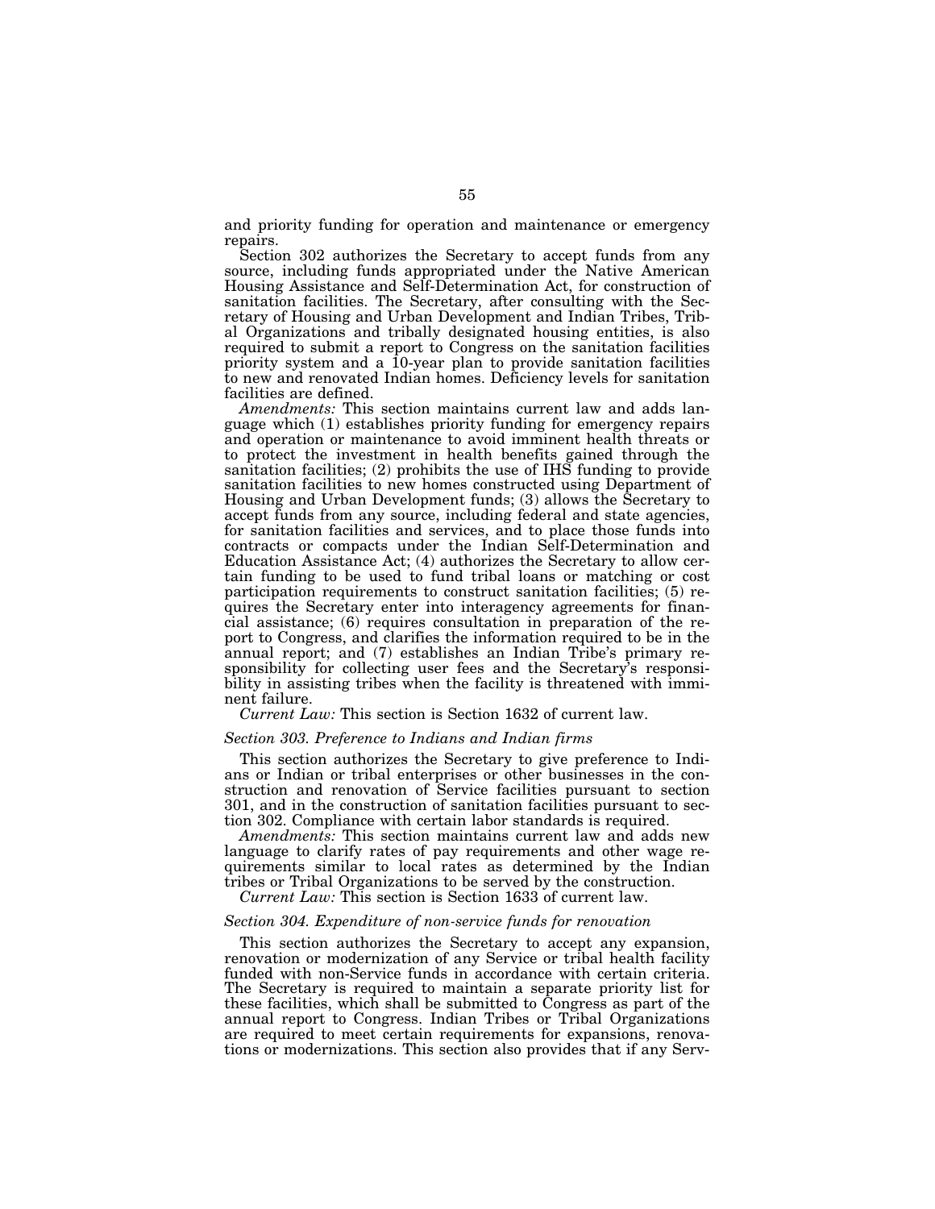and priority funding for operation and maintenance or emergency repairs.

Section 302 authorizes the Secretary to accept funds from any source, including funds appropriated under the Native American Housing Assistance and Self-Determination Act, for construction of sanitation facilities. The Secretary, after consulting with the Secretary of Housing and Urban Development and Indian Tribes, Tribal Organizations and tribally designated housing entities, is also required to submit a report to Congress on the sanitation facilities priority system and a 10-year plan to provide sanitation facilities to new and renovated Indian homes. Deficiency levels for sanitation facilities are defined.

*Amendments:* This section maintains current law and adds language which (1) establishes priority funding for emergency repairs and operation or maintenance to avoid imminent health threats or to protect the investment in health benefits gained through the sanitation facilities; (2) prohibits the use of IHS funding to provide sanitation facilities to new homes constructed using Department of Housing and Urban Development funds; (3) allows the Secretary to accept funds from any source, including federal and state agencies, for sanitation facilities and services, and to place those funds into contracts or compacts under the Indian Self-Determination and Education Assistance Act; (4) authorizes the Secretary to allow certain funding to be used to fund tribal loans or matching or cost participation requirements to construct sanitation facilities; (5) requires the Secretary enter into interagency agreements for financial assistance; (6) requires consultation in preparation of the report to Congress, and clarifies the information required to be in the annual report; and (7) establishes an Indian Tribe's primary responsibility for collecting user fees and the Secretary's responsibility in assisting tribes when the facility is threatened with imminent failure.

*Current Law:* This section is Section 1632 of current law.

### *Section 303. Preference to Indians and Indian firms*

This section authorizes the Secretary to give preference to Indians or Indian or tribal enterprises or other businesses in the construction and renovation of Service facilities pursuant to section 301, and in the construction of sanitation facilities pursuant to section 302. Compliance with certain labor standards is required.

*Amendments:* This section maintains current law and adds new language to clarify rates of pay requirements and other wage requirements similar to local rates as determined by the Indian tribes or Tribal Organizations to be served by the construction.

*Current Law:* This section is Section 1633 of current law.

### *Section 304. Expenditure of non-service funds for renovation*

This section authorizes the Secretary to accept any expansion, renovation or modernization of any Service or tribal health facility funded with non-Service funds in accordance with certain criteria. The Secretary is required to maintain a separate priority list for these facilities, which shall be submitted to Congress as part of the annual report to Congress. Indian Tribes or Tribal Organizations are required to meet certain requirements for expansions, renovations or modernizations. This section also provides that if any Serv-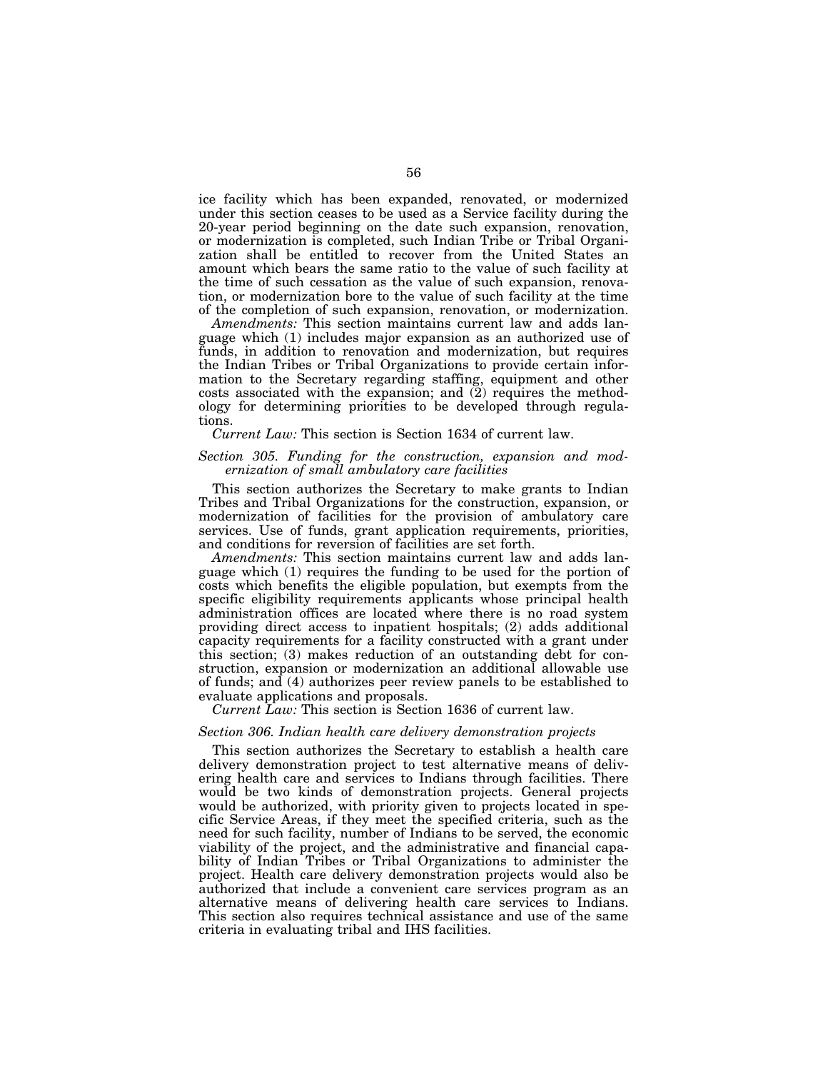ice facility which has been expanded, renovated, or modernized under this section ceases to be used as a Service facility during the 20-year period beginning on the date such expansion, renovation, or modernization is completed, such Indian Tribe or Tribal Organization shall be entitled to recover from the United States an amount which bears the same ratio to the value of such facility at the time of such cessation as the value of such expansion, renovation, or modernization bore to the value of such facility at the time of the completion of such expansion, renovation, or modernization.

*Amendments:* This section maintains current law and adds language which (1) includes major expansion as an authorized use of funds, in addition to renovation and modernization, but requires the Indian Tribes or Tribal Organizations to provide certain information to the Secretary regarding staffing, equipment and other costs associated with the expansion; and (2) requires the methodology for determining priorities to be developed through regulations.

*Current Law:* This section is Section 1634 of current law.

### *Section 305. Funding for the construction, expansion and modernization of small ambulatory care facilities*

This section authorizes the Secretary to make grants to Indian Tribes and Tribal Organizations for the construction, expansion, or modernization of facilities for the provision of ambulatory care services. Use of funds, grant application requirements, priorities, and conditions for reversion of facilities are set forth.

*Amendments:* This section maintains current law and adds language which (1) requires the funding to be used for the portion of costs which benefits the eligible population, but exempts from the specific eligibility requirements applicants whose principal health administration offices are located where there is no road system providing direct access to inpatient hospitals; (2) adds additional capacity requirements for a facility constructed with a grant under this section; (3) makes reduction of an outstanding debt for construction, expansion or modernization an additional allowable use of funds; and (4) authorizes peer review panels to be established to evaluate applications and proposals.

*Current Law:* This section is Section 1636 of current law.

### *Section 306. Indian health care delivery demonstration projects*

This section authorizes the Secretary to establish a health care delivery demonstration project to test alternative means of delivering health care and services to Indians through facilities. There would be two kinds of demonstration projects. General projects would be authorized, with priority given to projects located in specific Service Areas, if they meet the specified criteria, such as the need for such facility, number of Indians to be served, the economic viability of the project, and the administrative and financial capability of Indian Tribes or Tribal Organizations to administer the project. Health care delivery demonstration projects would also be authorized that include a convenient care services program as an alternative means of delivering health care services to Indians. This section also requires technical assistance and use of the same criteria in evaluating tribal and IHS facilities.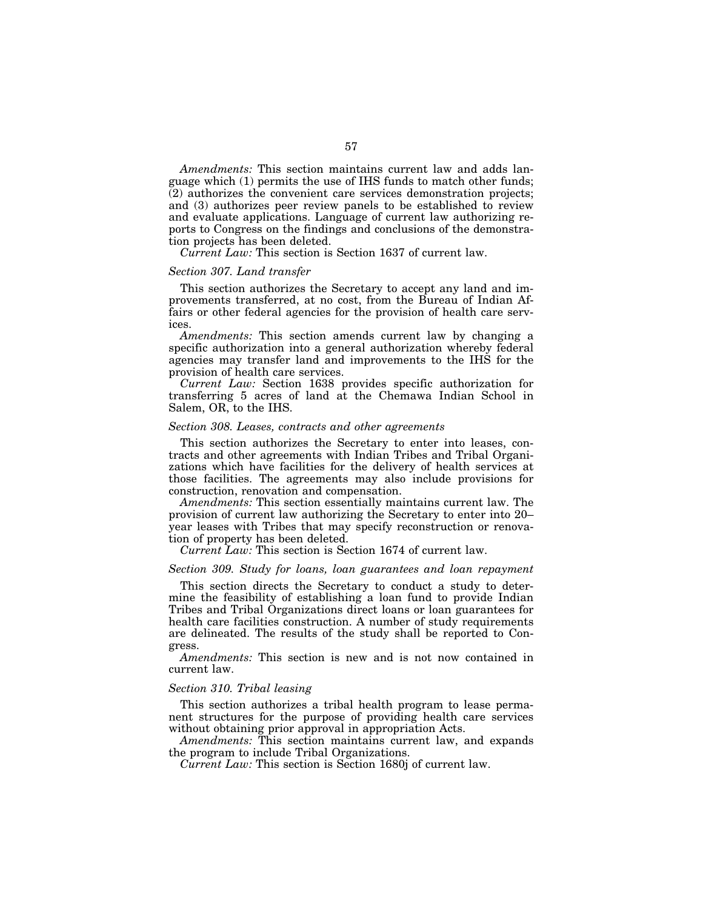*Amendments:* This section maintains current law and adds language which (1) permits the use of IHS funds to match other funds; (2) authorizes the convenient care services demonstration projects; and (3) authorizes peer review panels to be established to review and evaluate applications. Language of current law authorizing reports to Congress on the findings and conclusions of the demonstration projects has been deleted.

*Current Law:* This section is Section 1637 of current law.

### *Section 307. Land transfer*

This section authorizes the Secretary to accept any land and improvements transferred, at no cost, from the Bureau of Indian Affairs or other federal agencies for the provision of health care services.

*Amendments:* This section amends current law by changing a specific authorization into a general authorization whereby federal agencies may transfer land and improvements to the IHS for the provision of health care services.

*Current Law:* Section 1638 provides specific authorization for transferring 5 acres of land at the Chemawa Indian School in Salem, OR, to the IHS.

### *Section 308. Leases, contracts and other agreements*

This section authorizes the Secretary to enter into leases, contracts and other agreements with Indian Tribes and Tribal Organizations which have facilities for the delivery of health services at those facilities. The agreements may also include provisions for construction, renovation and compensation.

*Amendments:* This section essentially maintains current law. The provision of current law authorizing the Secretary to enter into 20–year leases with Tribes that may specify reconstruction or renovation of property has been deleted.

*Current Law:* This section is Section 1674 of current law.

### *Section 309. Study for loans, loan guarantees and loan repayment*

This section directs the Secretary to conduct a study to determine the feasibility of establishing a loan fund to provide Indian Tribes and Tribal Organizations direct loans or loan guarantees for health care facilities construction. A number of study requirements are delineated. The results of the study shall be reported to Congress.

*Amendments:* This section is new and is not now contained in current law.

### *Section 310. Tribal leasing*

This section authorizes a tribal health program to lease permanent structures for the purpose of providing health care services without obtaining prior approval in appropriation Acts.

*Amendments:* This section maintains current law, and expands the program to include Tribal Organizations.

*Current Law:* This section is Section 1680j of current law.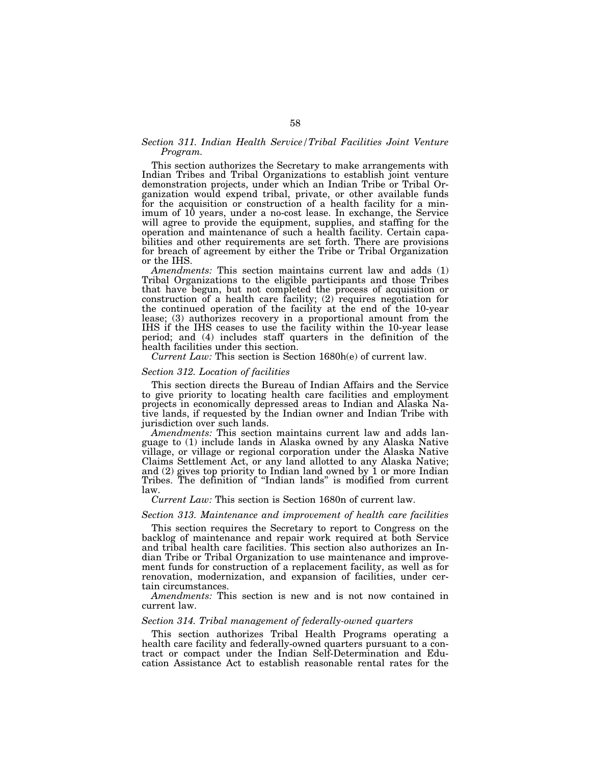*Section 311. Indian Health Service/Tribal Facilities Joint Venture Program.*

This section authorizes the Secretary to make arrangements with Indian Tribes and Tribal Organizations to establish joint venture demonstration projects, under which an Indian Tribe or Tribal Organization would expend tribal, private, or other available funds for the acquisition or construction of a health facility for a minimum of 10 years, under a no-cost lease. In exchange, the Service will agree to provide the equipment, supplies, and staffing for the operation and maintenance of such a health facility. Certain capabilities and other requirements are set forth. There are provisions for breach of agreement by either the Tribe or Tribal Organization or the IHS.

*Amendments:* This section maintains current law and adds (1) Tribal Organizations to the eligible participants and those Tribes that have begun, but not completed the process of acquisition or construction of a health care facility; (2) requires negotiation for the continued operation of the facility at the end of the 10-year lease; (3) authorizes recovery in a proportional amount from the IHS if the IHS ceases to use the facility within the 10-year lease period; and (4) includes staff quarters in the definition of the health facilities under this section.

*Current Law:* This section is Section 1680h(e) of current law.

*Section 312. Location of facilities*

This section directs the Bureau of Indian Affairs and the Service to give priority to locating health care facilities and employment projects in economically depressed areas to Indian and Alaska Native lands, if requested by the Indian owner and Indian Tribe with jurisdiction over such lands.

*Amendments:* This section maintains current law and adds language to (1) include lands in Alaska owned by any Alaska Native village, or village or regional corporation under the Alaska Native Claims Settlement Act, or any land allotted to any Alaska Native; and (2) gives top priority to Indian land owned by 1 or more Indian Tribes. The definition of "Indian lands" is modified from current law.

*Current Law:* This section is Section 1680n of current law.

*Section 313. Maintenance and improvement of health care facilities*

This section requires the Secretary to report to Congress on the backlog of maintenance and repair work required at both Service and tribal health care facilities. This section also authorizes an Indian Tribe or Tribal Organization to use maintenance and improvement funds for construction of a replacement facility, as well as for renovation, modernization, and expansion of facilities, under certain circumstances.

*Amendments:* This section is new and is not now contained in current law.

*Section 314. Tribal management of federally-owned quarters*

This section authorizes Tribal Health Programs operating a health care facility and federally-owned quarters pursuant to a contract or compact under the Indian Self-Determination and Education Assistance Act to establish reasonable rental rates for the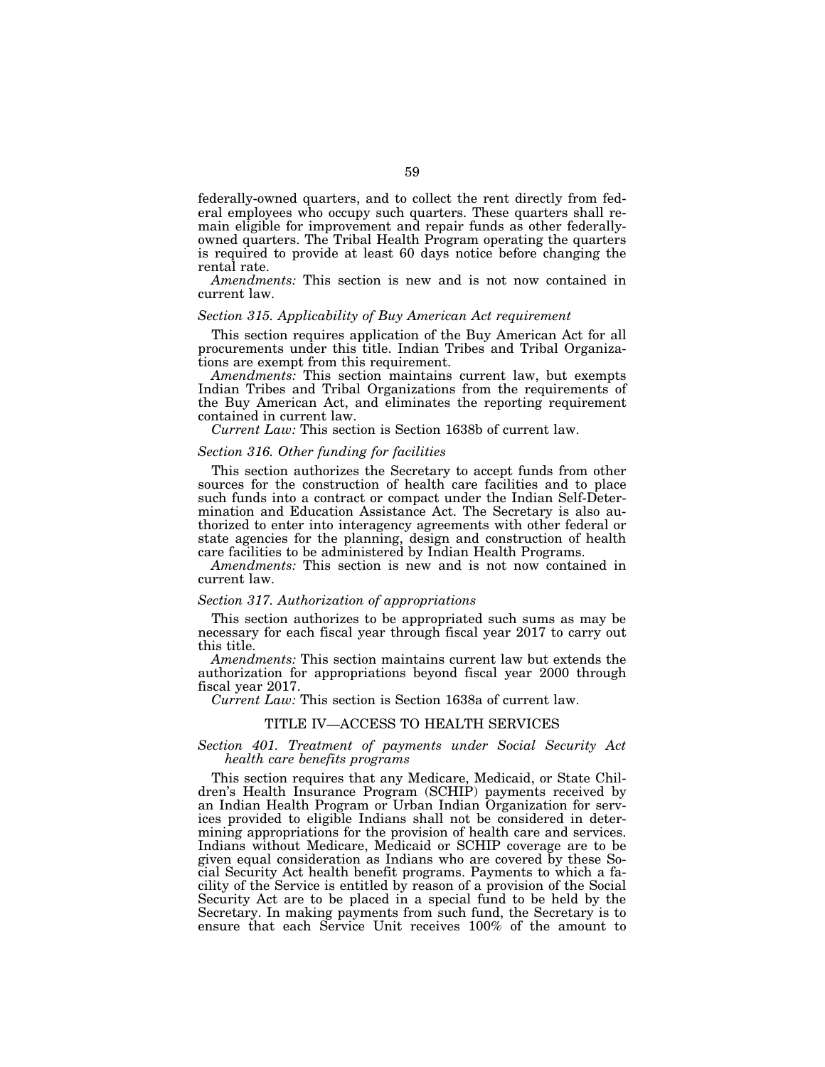federally-owned quarters, and to collect the rent directly from federal employees who occupy such quarters. These quarters shall remain eligible for improvement and repair funds as other federally-owned quarters. The Tribal Health Program operating the quarters is required to provide at least 60 days notice before changing the rental rate.

*Amendments:* This section is new and is not now contained in current law.

*Section 315. Applicability of Buy American Act requirement*

This section requires application of the Buy American Act for all procurements under this title. Indian Tribes and Tribal Organizations are exempt from this requirement.

*Amendments:* This section maintains current law, but exempts Indian Tribes and Tribal Organizations from the requirements of the Buy American Act, and eliminates the reporting requirement contained in current law.

*Current Law:* This section is Section 1638b of current law.

*Section 316. Other funding for facilities*

This section authorizes the Secretary to accept funds from other sources for the construction of health care facilities and to place such funds into a contract or compact under the Indian Self-Determination and Education Assistance Act. The Secretary is also authorized to enter into interagency agreements with other federal or state agencies for the planning, design and construction of health care facilities to be administered by Indian Health Programs.

*Amendments:* This section is new and is not now contained in current law.

*Section 317. Authorization of appropriations*

This section authorizes to be appropriated such sums as may be necessary for each fiscal year through fiscal year 2017 to carry out this title.

*Amendments:* This section maintains current law but extends the authorization for appropriations beyond fiscal year 2000 through fiscal year 2017.

*Current Law:* This section is Section 1638a of current law.

## TITLE IV—ACCESS TO HEALTH SERVICES

*Section 401. Treatment of payments under Social Security Act health care benefits programs*

This section requires that any Medicare, Medicaid, or State Children's Health Insurance Program (SCHIP) payments received by an Indian Health Program or Urban Indian Organization for services provided to eligible Indians shall not be considered in determining appropriations for the provision of health care and services. Indians without Medicare, Medicaid or SCHIP coverage are to be given equal consideration as Indians who are covered by these Social Security Act health benefit programs. Payments to which a facility of the Service is entitled by reason of a provision of the Social Security Act are to be placed in a special fund to be held by the Secretary. In making payments from such fund, the Secretary is to ensure that each Service Unit receives 100% of the amount to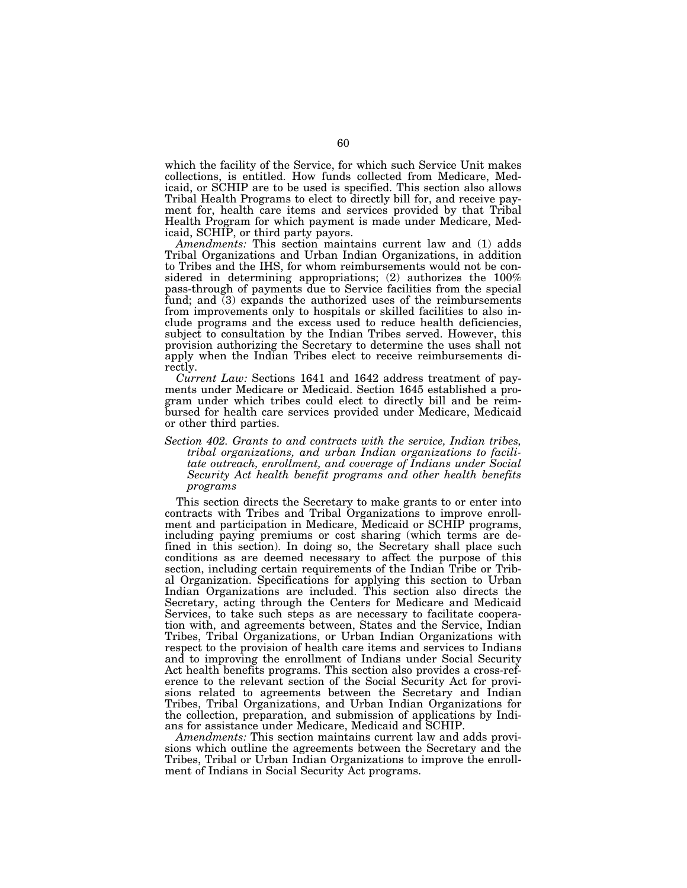which the facility of the Service, for which such Service Unit makes collections, is entitled. How funds collected from Medicare, Medicaid, or SCHIP are to be used is specified. This section also allows Tribal Health Programs to elect to directly bill for, and receive payment for, health care items and services provided by that Tribal Health Program for which payment is made under Medicare, Medicaid, SCHIP, or third party payors.

*Amendments:* This section maintains current law and (1) adds Tribal Organizations and Urban Indian Organizations, in addition to Tribes and the IHS, for whom reimbursements would not be considered in determining appropriations; (2) authorizes the 100% pass-through of payments due to Service facilities from the special fund; and (3) expands the authorized uses of the reimbursements from improvements only to hospitals or skilled facilities to also include programs and the excess used to reduce health deficiencies, subject to consultation by the Indian Tribes served. However, this provision authorizing the Secretary to determine the uses shall not apply when the Indian Tribes elect to receive reimbursements directly.

*Current Law:* Sections 1641 and 1642 address treatment of payments under Medicare or Medicaid. Section 1645 established a program under which tribes could elect to directly bill and be reimbursed for health care services provided under Medicare, Medicaid or other third parties.

*Section 402. Grants to and contracts with the service, Indian tribes, tribal organizations, and urban Indian organizations to facilitate outreach, enrollment, and coverage of Indians under Social Security Act health benefit programs and other health benefits programs*

This section directs the Secretary to make grants to or enter into contracts with Tribes and Tribal Organizations to improve enrollment and participation in Medicare, Medicaid or SCHIP programs, including paying premiums or cost sharing (which terms are defined in this section). In doing so, the Secretary shall place such conditions as are deemed necessary to affect the purpose of this section, including certain requirements of the Indian Tribe or Tribal Organization. Specifications for applying this section to Urban Indian Organizations are included. This section also directs the Secretary, acting through the Centers for Medicare and Medicaid Services, to take such steps as are necessary to facilitate cooperation with, and agreements between, States and the Service, Indian Tribes, Tribal Organizations, or Urban Indian Organizations with respect to the provision of health care items and services to Indians and to improving the enrollment of Indians under Social Security Act health benefits programs. This section also provides a cross-reference to the relevant section of the Social Security Act for provisions related to agreements between the Secretary and Indian Tribes, Tribal Organizations, and Urban Indian Organizations for the collection, preparation, and submission of applications by Indians for assistance under Medicare, Medicaid and SCHIP.

*Amendments:* This section maintains current law and adds provisions which outline the agreements between the Secretary and the Tribes, Tribal or Urban Indian Organizations to improve the enrollment of Indians in Social Security Act programs.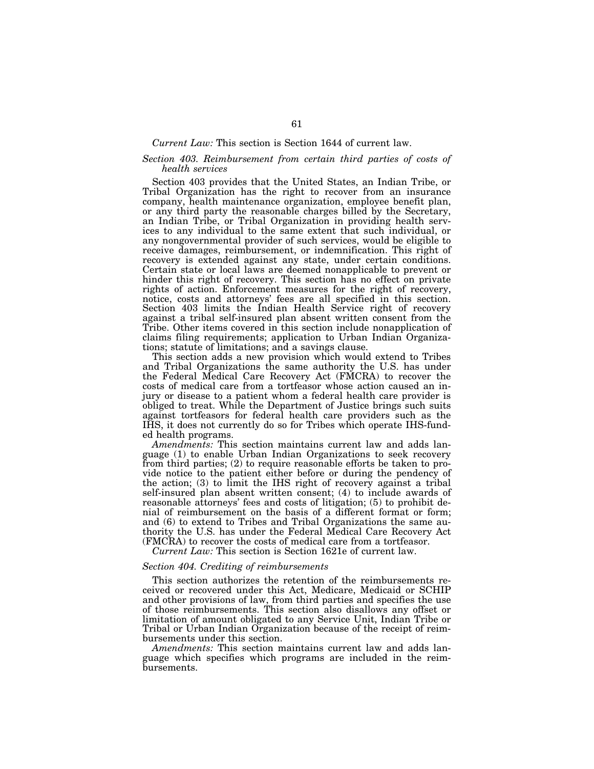*Current Law:* This section is Section 1644 of current law.

### *Section 403. Reimbursement from certain third parties of costs of health services*

Section 403 provides that the United States, an Indian Tribe, or Tribal Organization has the right to recover from an insurance company, health maintenance organization, employee benefit plan, or any third party the reasonable charges billed by the Secretary, an Indian Tribe, or Tribal Organization in providing health services to any individual to the same extent that such individual, or any nongovernmental provider of such services, would be eligible to receive damages, reimbursement, or indemnification. This right of recovery is extended against any state, under certain conditions. Certain state or local laws are deemed nonapplicable to prevent or hinder this right of recovery. This section has no effect on private rights of action. Enforcement measures for the right of recovery, notice, costs and attorneys' fees are all specified in this section. Section 403 limits the Indian Health Service right of recovery against a tribal self-insured plan absent written consent from the Tribe. Other items covered in this section include nonapplication of claims filing requirements; application to Urban Indian Organizations; statute of limitations; and a savings clause.

This section adds a new provision which would extend to Tribes and Tribal Organizations the same authority the U.S. has under the Federal Medical Care Recovery Act (FMCRA) to recover the costs of medical care from a tortfeasor whose action caused an injury or disease to a patient whom a federal health care provider is obliged to treat. While the Department of Justice brings such suits against tortfeasors for federal health care providers such as the IHS, it does not currently do so for Tribes which operate IHS-funded health programs.

*Amendments:* This section maintains current law and adds language (1) to enable Urban Indian Organizations to seek recovery from third parties; (2) to require reasonable efforts be taken to provide notice to the patient either before or during the pendency of the action; (3) to limit the IHS right of recovery against a tribal self-insured plan absent written consent; (4) to include awards of reasonable attorneys' fees and costs of litigation; (5) to prohibit denial of reimbursement on the basis of a different format or form; and (6) to extend to Tribes and Tribal Organizations the same authority the U.S. has under the Federal Medical Care Recovery Act (FMCRA) to recover the costs of medical care from a tortfeasor.

*Current Law:* This section is Section 1621e of current law.

### *Section 404. Crediting of reimbursements*

This section authorizes the retention of the reimbursements received or recovered under this Act, Medicare, Medicaid or SCHIP and other provisions of law, from third parties and specifies the use of those reimbursements. This section also disallows any offset or limitation of amount obligated to any Service Unit, Indian Tribe or Tribal or Urban Indian Organization because of the receipt of reimbursements under this section.

*Amendments:* This section maintains current law and adds language which specifies which programs are included in the reimbursements.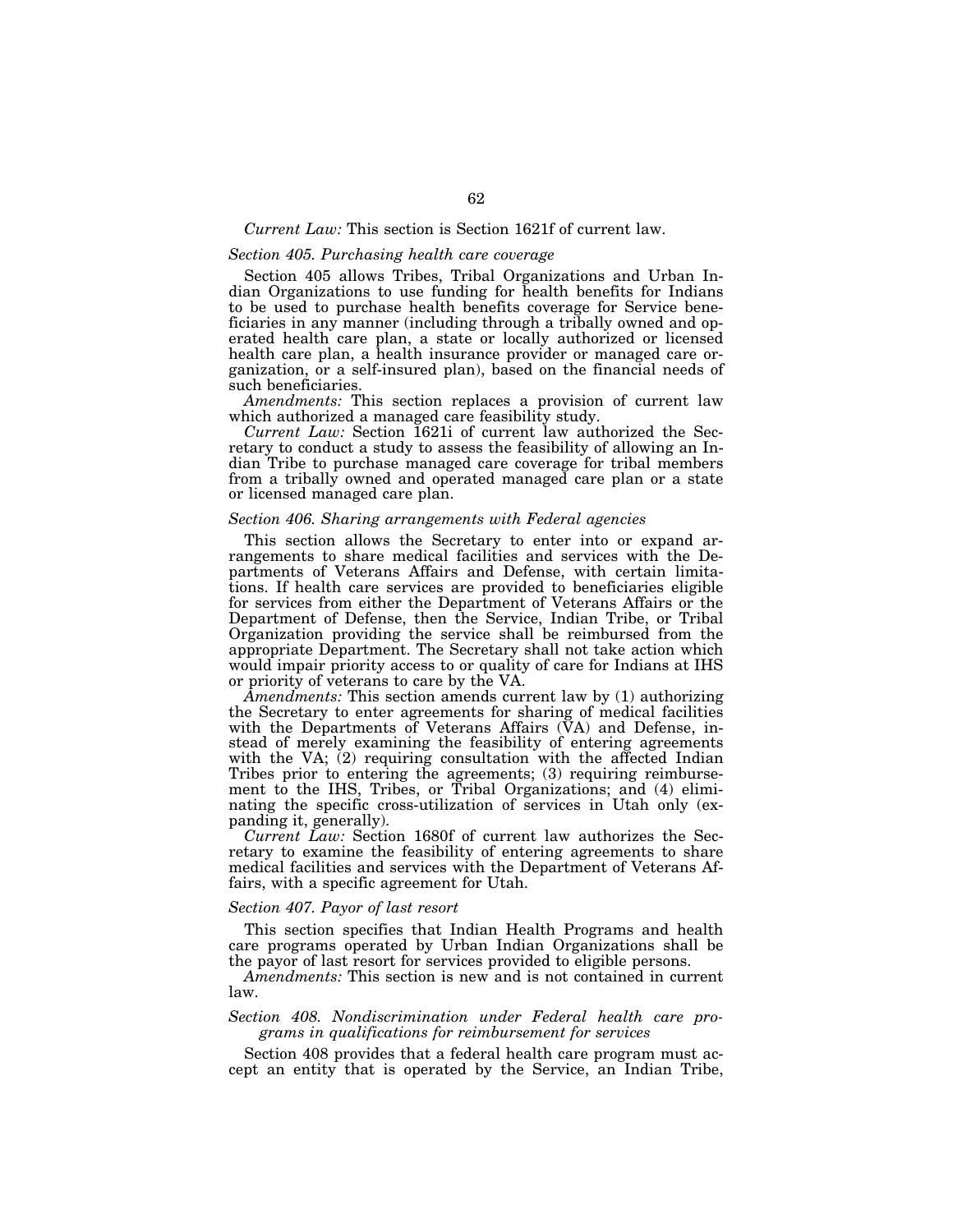*Current Law:* This section is Section 1621f of current law.

*Section 405. Purchasing health care coverage*

Section 405 allows Tribes, Tribal Organizations and Urban Indian Organizations to use funding for health benefits for Indians to be used to purchase health benefits coverage for Service beneficiaries in any manner (including through a tribally owned and operated health care plan, a state or locally authorized or licensed health care plan, a health insurance provider or managed care organization, or a self-insured plan), based on the financial needs of such beneficiaries.

*Amendments:* This section replaces a provision of current law which authorized a managed care feasibility study.

*Current Law:* Section 1621i of current law authorized the Secretary to conduct a study to assess the feasibility of allowing an Indian Tribe to purchase managed care coverage for tribal members from a tribally owned and operated managed care plan or a state or licensed managed care plan.

*Section 406. Sharing arrangements with Federal agencies*

This section allows the Secretary to enter into or expand arrangements to share medical facilities and services with the Departments of Veterans Affairs and Defense, with certain limitations. If health care services are provided to beneficiaries eligible for services from either the Department of Veterans Affairs or the Department of Defense, then the Service, Indian Tribe, or Tribal Organization providing the service shall be reimbursed from the appropriate Department. The Secretary shall not take action which would impair priority access to or quality of care for Indians at IHS or priority of veterans to care by the VA.

*Amendments:* This section amends current law by (1) authorizing the Secretary to enter agreements for sharing of medical facilities with the Departments of Veterans Affairs (VA) and Defense, instead of merely examining the feasibility of entering agreements with the VA; (2) requiring consultation with the affected Indian Tribes prior to entering the agreements; (3) requiring reimbursement to the IHS, Tribes, or Tribal Organizations; and (4) eliminating the specific cross-utilization of services in Utah only (expanding it, generally).

*Current Law:* Section 1680f of current law authorizes the Secretary to examine the feasibility of entering agreements to share medical facilities and services with the Department of Veterans Affairs, with a specific agreement for Utah.

*Section 407. Payor of last resort*

This section specifies that Indian Health Programs and health care programs operated by Urban Indian Organizations shall be the payor of last resort for services provided to eligible persons.

*Amendments:* This section is new and is not contained in current law.

*Section 408. Nondiscrimination under Federal health care programs in qualifications for reimbursement for services*

Section 408 provides that a federal health care program must accept an entity that is operated by the Service, an Indian Tribe,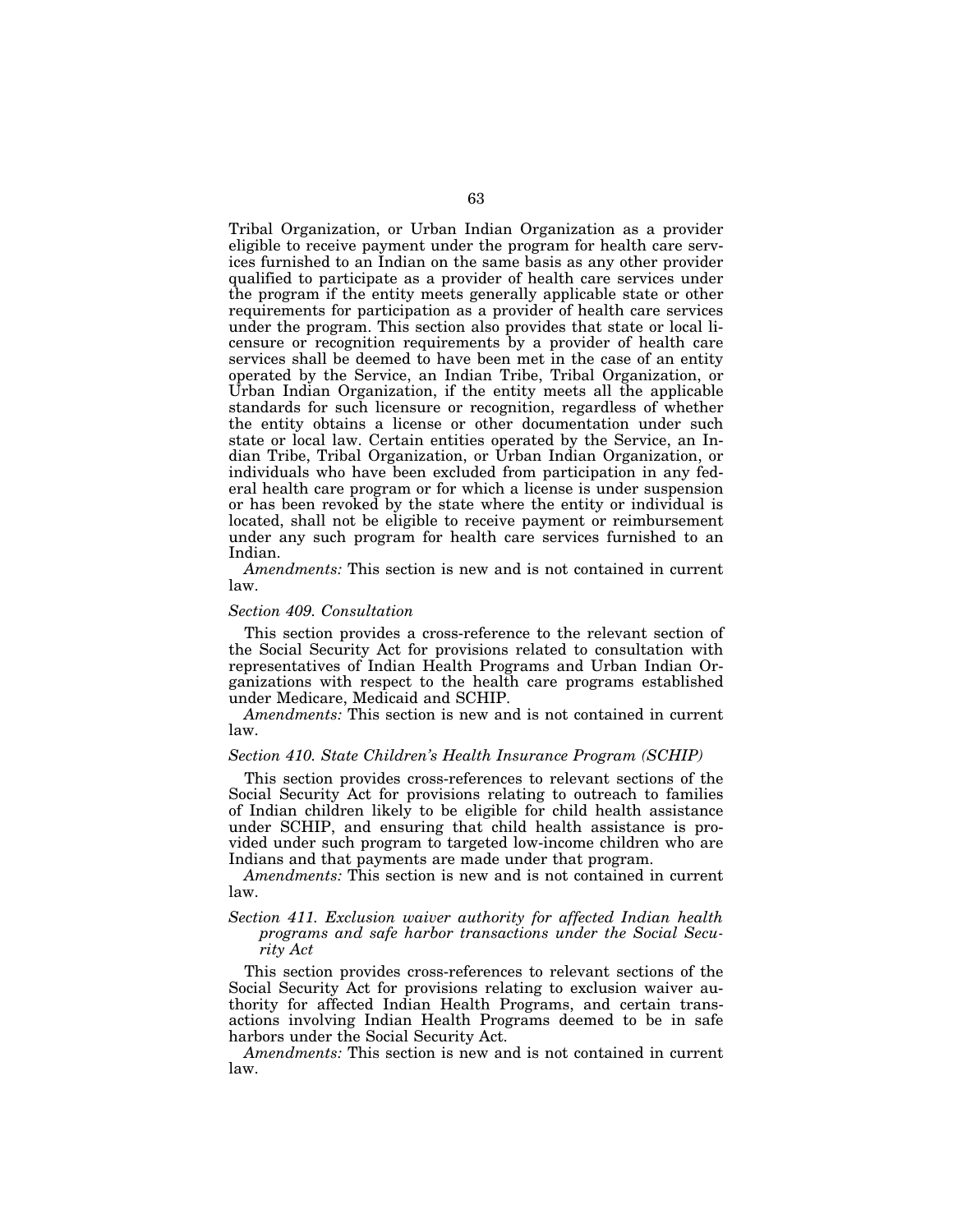Tribal Organization, or Urban Indian Organization as a provider eligible to receive payment under the program for health care services furnished to an Indian on the same basis as any other provider qualified to participate as a provider of health care services under the program if the entity meets generally applicable state or other requirements for participation as a provider of health care services under the program. This section also provides that state or local licensure or recognition requirements by a provider of health care services shall be deemed to have been met in the case of an entity operated by the Service, an Indian Tribe, Tribal Organization, or Urban Indian Organization, if the entity meets all the applicable standards for such licensure or recognition, regardless of whether the entity obtains a license or other documentation under such state or local law. Certain entities operated by the Service, an Indian Tribe, Tribal Organization, or Urban Indian Organization, or individuals who have been excluded from participation in any federal health care program or for which a license is under suspension or has been revoked by the state where the entity or individual is located, shall not be eligible to receive payment or reimbursement under any such program for health care services furnished to an Indian.

*Amendments:* This section is new and is not contained in current law.

#### *Section 409. Consultation*

This section provides a cross-reference to the relevant section of the Social Security Act for provisions related to consultation with representatives of Indian Health Programs and Urban Indian Organizations with respect to the health care programs established under Medicare, Medicaid and SCHIP.

*Amendments:* This section is new and is not contained in current law.

#### *Section 410. State Children's Health Insurance Program (SCHIP)*

This section provides cross-references to relevant sections of the Social Security Act for provisions relating to outreach to families of Indian children likely to be eligible for child health assistance under SCHIP, and ensuring that child health assistance is provided under such program to targeted low-income children who are Indians and that payments are made under that program.

*Amendments:* This section is new and is not contained in current law.

#### *Section 411. Exclusion waiver authority for affected Indian health programs and safe harbor transactions under the Social Security Act*

This section provides cross-references to relevant sections of the Social Security Act for provisions relating to exclusion waiver authority for affected Indian Health Programs, and certain transactions involving Indian Health Programs deemed to be in safe harbors under the Social Security Act.

*Amendments:* This section is new and is not contained in current law.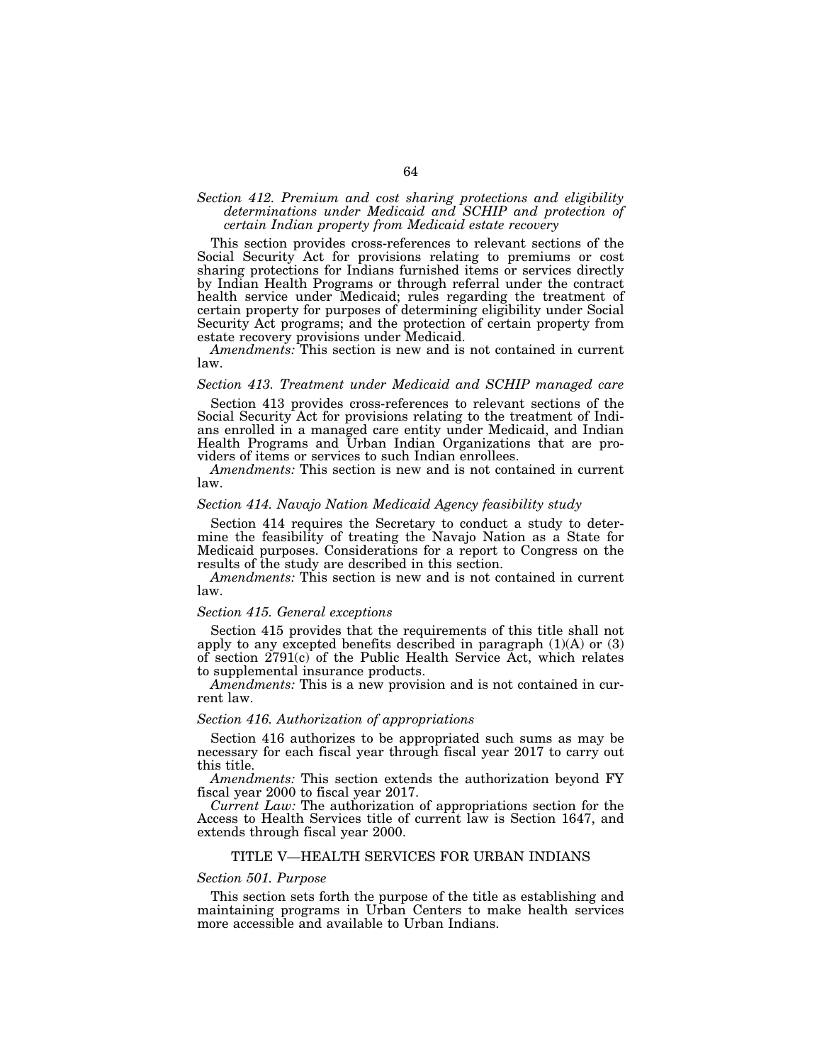*Section 412. Premium and cost sharing protections and eligibility determinations under Medicaid and SCHIP and protection of certain Indian property from Medicaid estate recovery*

This section provides cross-references to relevant sections of the Social Security Act for provisions relating to premiums or cost sharing protections for Indians furnished items or services directly by Indian Health Programs or through referral under the contract health service under Medicaid; rules regarding the treatment of certain property for purposes of determining eligibility under Social Security Act programs; and the protection of certain property from estate recovery provisions under Medicaid.

*Amendments:* This section is new and is not contained in current law.

*Section 413. Treatment under Medicaid and SCHIP managed care*

Section 413 provides cross-references to relevant sections of the Social Security Act for provisions relating to the treatment of Indians enrolled in a managed care entity under Medicaid, and Indian Health Programs and Urban Indian Organizations that are providers of items or services to such Indian enrollees.

*Amendments:* This section is new and is not contained in current law.

*Section 414. Navajo Nation Medicaid Agency feasibility study*

Section 414 requires the Secretary to conduct a study to determine the feasibility of treating the Navajo Nation as a State for Medicaid purposes. Considerations for a report to Congress on the results of the study are described in this section.

*Amendments:* This section is new and is not contained in current law.

*Section 415. General exceptions*

Section 415 provides that the requirements of this title shall not apply to any excepted benefits described in paragraph (1)(A) or (3) of section 2791(c) of the Public Health Service Act, which relates to supplemental insurance products.

*Amendments:* This is a new provision and is not contained in current law.

*Section 416. Authorization of appropriations*

Section 416 authorizes to be appropriated such sums as may be necessary for each fiscal year through fiscal year 2017 to carry out this title.

*Amendments:* This section extends the authorization beyond FY fiscal year 2000 to fiscal year 2017.

*Current Law:* The authorization of appropriations section for the Access to Health Services title of current law is Section 1647, and extends through fiscal year 2000.

## TITLE V—HEALTH SERVICES FOR URBAN INDIANS

*Section 501. Purpose*

This section sets forth the purpose of the title as establishing and maintaining programs in Urban Centers to make health services more accessible and available to Urban Indians.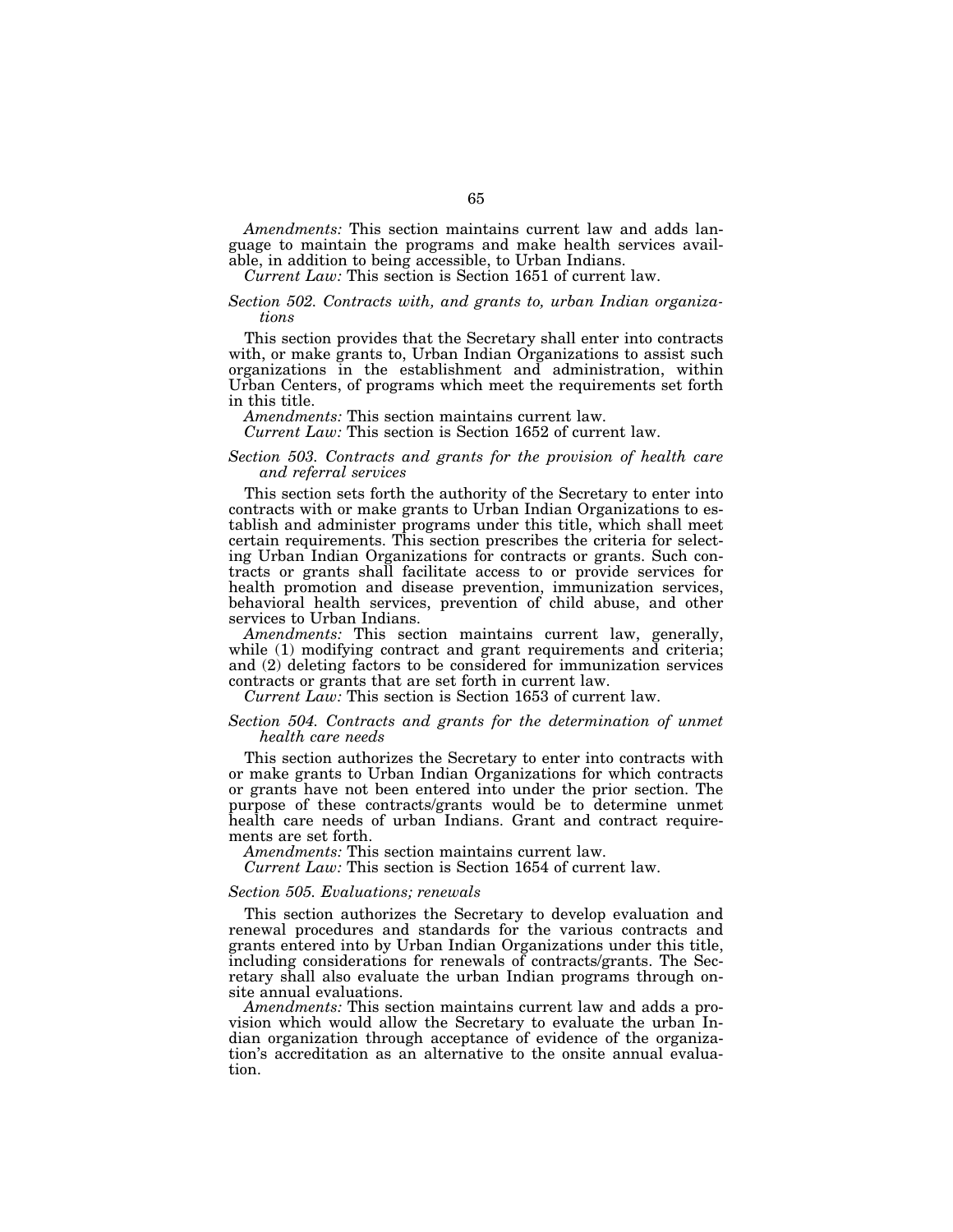*Amendments:* This section maintains current law and adds language to maintain the programs and make health services available, in addition to being accessible, to Urban Indians.

*Current Law:* This section is Section 1651 of current law.

### *Section 502. Contracts with, and grants to, urban Indian organizations*

This section provides that the Secretary shall enter into contracts with, or make grants to, Urban Indian Organizations to assist such organizations in the establishment and administration, within Urban Centers, of programs which meet the requirements set forth in this title.

*Amendments:* This section maintains current law.

*Current Law:* This section is Section 1652 of current law.

### *Section 503. Contracts and grants for the provision of health care and referral services*

This section sets forth the authority of the Secretary to enter into contracts with or make grants to Urban Indian Organizations to establish and administer programs under this title, which shall meet certain requirements. This section prescribes the criteria for selecting Urban Indian Organizations for contracts or grants. Such contracts or grants shall facilitate access to or provide services for health promotion and disease prevention, immunization services, behavioral health services, prevention of child abuse, and other services to Urban Indians.

*Amendments:* This section maintains current law, generally, while (1) modifying contract and grant requirements and criteria; and (2) deleting factors to be considered for immunization services contracts or grants that are set forth in current law.

*Current Law:* This section is Section 1653 of current law.

### *Section 504. Contracts and grants for the determination of unmet health care needs*

This section authorizes the Secretary to enter into contracts with or make grants to Urban Indian Organizations for which contracts or grants have not been entered into under the prior section. The purpose of these contracts/grants would be to determine unmet health care needs of urban Indians. Grant and contract requirements are set forth.

*Amendments:* This section maintains current law.

*Current Law:* This section is Section 1654 of current law.

### *Section 505. Evaluations; renewals*

This section authorizes the Secretary to develop evaluation and renewal procedures and standards for the various contracts and grants entered into by Urban Indian Organizations under this title, including considerations for renewals of contracts/grants. The Secretary shall also evaluate the urban Indian programs through onsite annual evaluations.

*Amendments:* This section maintains current law and adds a provision which would allow the Secretary to evaluate the urban Indian organization through acceptance of evidence of the organization's accreditation as an alternative to the onsite annual evaluation.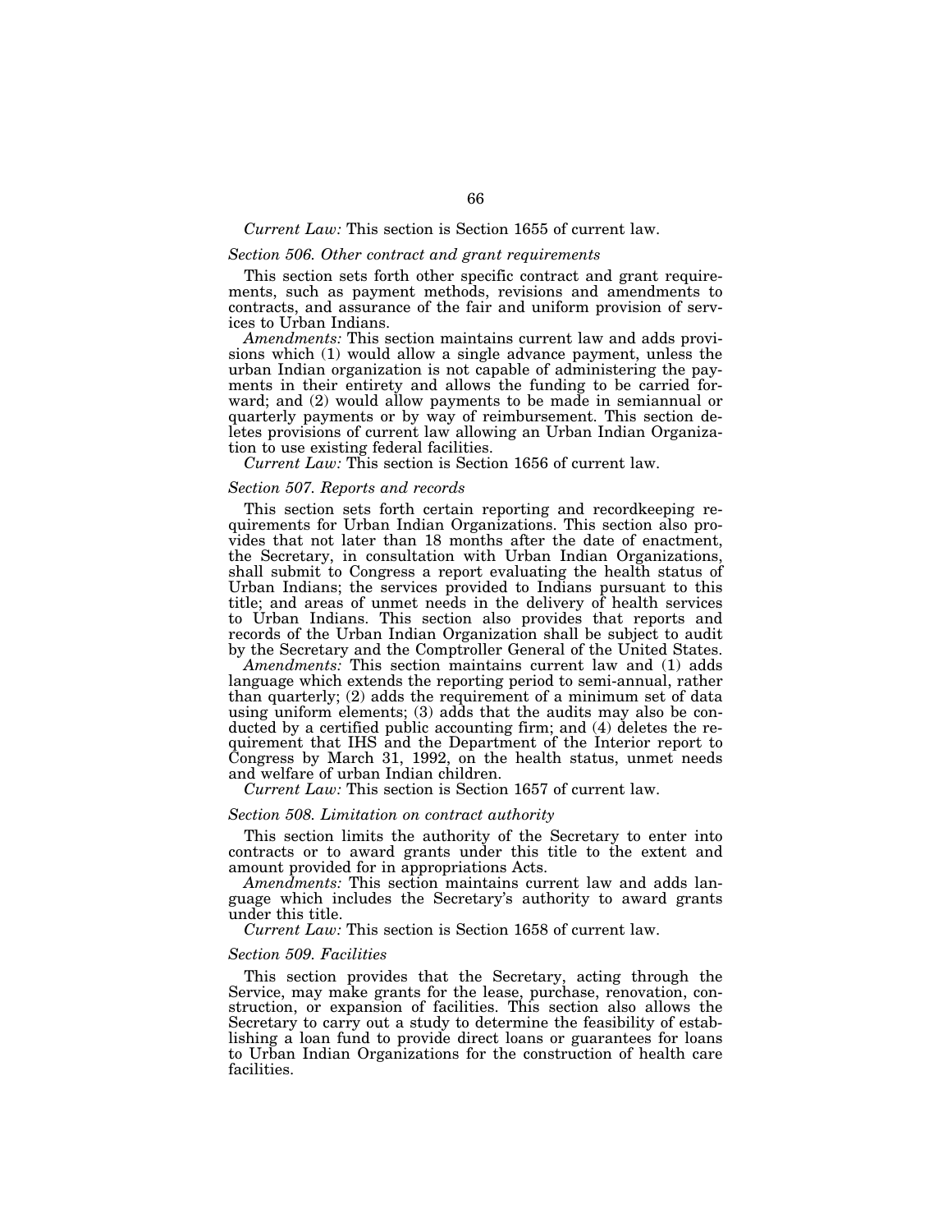*Current Law:* This section is Section 1655 of current law.

### *Section 506. Other contract and grant requirements*

This section sets forth other specific contract and grant requirements, such as payment methods, revisions and amendments to contracts, and assurance of the fair and uniform provision of services to Urban Indians.

*Amendments:* This section maintains current law and adds provisions which (1) would allow a single advance payment, unless the urban Indian organization is not capable of administering the payments in their entirety and allows the funding to be carried forward; and (2) would allow payments to be made in semiannual or quarterly payments or by way of reimbursement. This section deletes provisions of current law allowing an Urban Indian Organization to use existing federal facilities.

*Current Law:* This section is Section 1656 of current law.

### *Section 507. Reports and records*

This section sets forth certain reporting and recordkeeping requirements for Urban Indian Organizations. This section also provides that not later than 18 months after the date of enactment, the Secretary, in consultation with Urban Indian Organizations, shall submit to Congress a report evaluating the health status of Urban Indians; the services provided to Indians pursuant to this title; and areas of unmet needs in the delivery of health services to Urban Indians. This section also provides that reports and records of the Urban Indian Organization shall be subject to audit by the Secretary and the Comptroller General of the United States.

*Amendments:* This section maintains current law and (1) adds language which extends the reporting period to semi-annual, rather than quarterly; (2) adds the requirement of a minimum set of data using uniform elements; (3) adds that the audits may also be conducted by a certified public accounting firm; and (4) deletes the requirement that IHS and the Department of the Interior report to Congress by March 31, 1992, on the health status, unmet needs and welfare of urban Indian children.

*Current Law:* This section is Section 1657 of current law.

### *Section 508. Limitation on contract authority*

This section limits the authority of the Secretary to enter into contracts or to award grants under this title to the extent and amount provided for in appropriations Acts.

*Amendments:* This section maintains current law and adds language which includes the Secretary's authority to award grants under this title.

*Current Law:* This section is Section 1658 of current law.

### *Section 509. Facilities*

This section provides that the Secretary, acting through the Service, may make grants for the lease, purchase, renovation, construction, or expansion of facilities. This section also allows the Secretary to carry out a study to determine the feasibility of establishing a loan fund to provide direct loans or guarantees for loans to Urban Indian Organizations for the construction of health care facilities.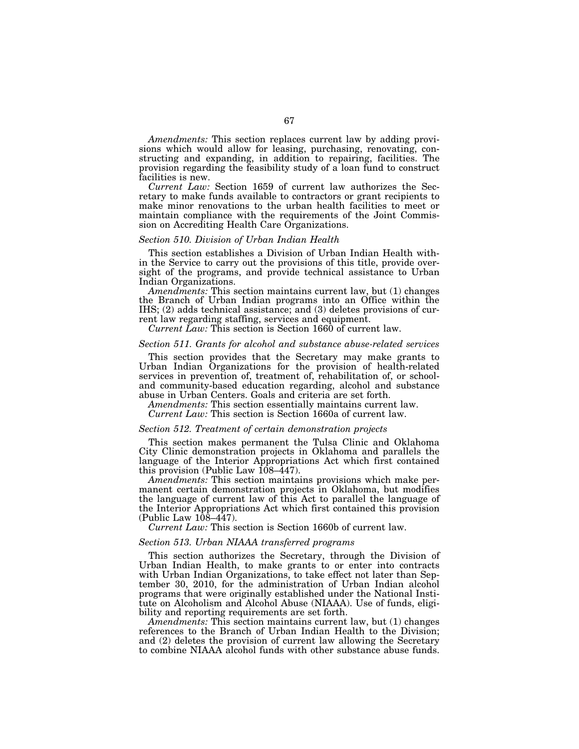*Amendments:* This section replaces current law by adding provisions which would allow for leasing, purchasing, renovating, constructing and expanding, in addition to repairing, facilities. The provision regarding the feasibility study of a loan fund to construct facilities is new.

*Current Law:* Section 1659 of current law authorizes the Secretary to make funds available to contractors or grant recipients to make minor renovations to the urban health facilities to meet or maintain compliance with the requirements of the Joint Commission on Accrediting Health Care Organizations.

### *Section 510. Division of Urban Indian Health*

This section establishes a Division of Urban Indian Health within the Service to carry out the provisions of this title, provide oversight of the programs, and provide technical assistance to Urban Indian Organizations.

*Amendments:* This section maintains current law, but (1) changes the Branch of Urban Indian programs into an Office within the IHS; (2) adds technical assistance; and (3) deletes provisions of current law regarding staffing, services and equipment.

*Current Law:* This section is Section 1660 of current law.

### *Section 511. Grants for alcohol and substance abuse-related services*

This section provides that the Secretary may make grants to Urban Indian Organizations for the provision of health-related services in prevention of, treatment of, rehabilitation of, or school- and community-based education regarding, alcohol and substance abuse in Urban Centers. Goals and criteria are set forth.

*Amendments:* This section essentially maintains current law.

*Current Law:* This section is Section 1660a of current law.

### *Section 512. Treatment of certain demonstration projects*

This section makes permanent the Tulsa Clinic and Oklahoma City Clinic demonstration projects in Oklahoma and parallels the language of the Interior Appropriations Act which first contained this provision (Public Law 108–447).

*Amendments:* This section maintains provisions which make permanent certain demonstration projects in Oklahoma, but modifies the language of current law of this Act to parallel the language of the Interior Appropriations Act which first contained this provision (Public Law 108–447).

*Current Law:* This section is Section 1660b of current law.

### *Section 513. Urban NIAAA transferred programs*

This section authorizes the Secretary, through the Division of Urban Indian Health, to make grants to or enter into contracts with Urban Indian Organizations, to take effect not later than September 30, 2010, for the administration of Urban Indian alcohol programs that were originally established under the National Institute on Alcoholism and Alcohol Abuse (NIAAA). Use of funds, eligibility and reporting requirements are set forth.

*Amendments:* This section maintains current law, but (1) changes references to the Branch of Urban Indian Health to the Division; and (2) deletes the provision of current law allowing the Secretary to combine NIAAA alcohol funds with other substance abuse funds.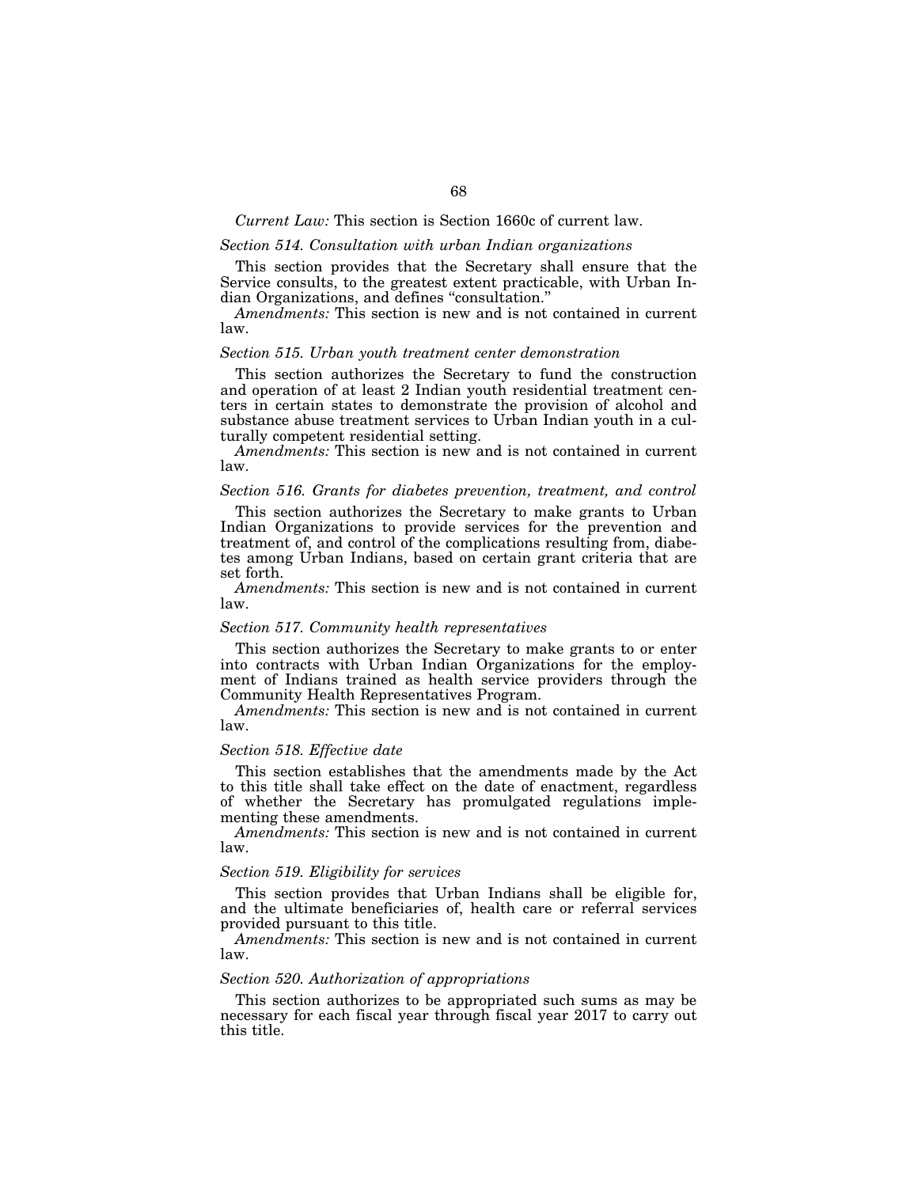*Current Law:* This section is Section 1660c of current law.

*Section 514. Consultation with urban Indian organizations*

This section provides that the Secretary shall ensure that the Service consults, to the greatest extent practicable, with Urban Indian Organizations, and defines "consultation."

*Amendments:* This section is new and is not contained in current law.

*Section 515. Urban youth treatment center demonstration*

This section authorizes the Secretary to fund the construction and operation of at least 2 Indian youth residential treatment centers in certain states to demonstrate the provision of alcohol and substance abuse treatment services to Urban Indian youth in a culturally competent residential setting.

*Amendments:* This section is new and is not contained in current law.

*Section 516. Grants for diabetes prevention, treatment, and control*

This section authorizes the Secretary to make grants to Urban Indian Organizations to provide services for the prevention and treatment of, and control of the complications resulting from, diabetes among Urban Indians, based on certain grant criteria that are set forth.

*Amendments:* This section is new and is not contained in current law.

*Section 517. Community health representatives*

This section authorizes the Secretary to make grants to or enter into contracts with Urban Indian Organizations for the employment of Indians trained as health service providers through the Community Health Representatives Program.

*Amendments:* This section is new and is not contained in current law.

*Section 518. Effective date*

This section establishes that the amendments made by the Act to this title shall take effect on the date of enactment, regardless of whether the Secretary has promulgated regulations implementing these amendments.

*Amendments:* This section is new and is not contained in current law.

*Section 519. Eligibility for services*

This section provides that Urban Indians shall be eligible for, and the ultimate beneficiaries of, health care or referral services provided pursuant to this title.

*Amendments:* This section is new and is not contained in current law.

*Section 520. Authorization of appropriations*

This section authorizes to be appropriated such sums as may be necessary for each fiscal year through fiscal year 2017 to carry out this title.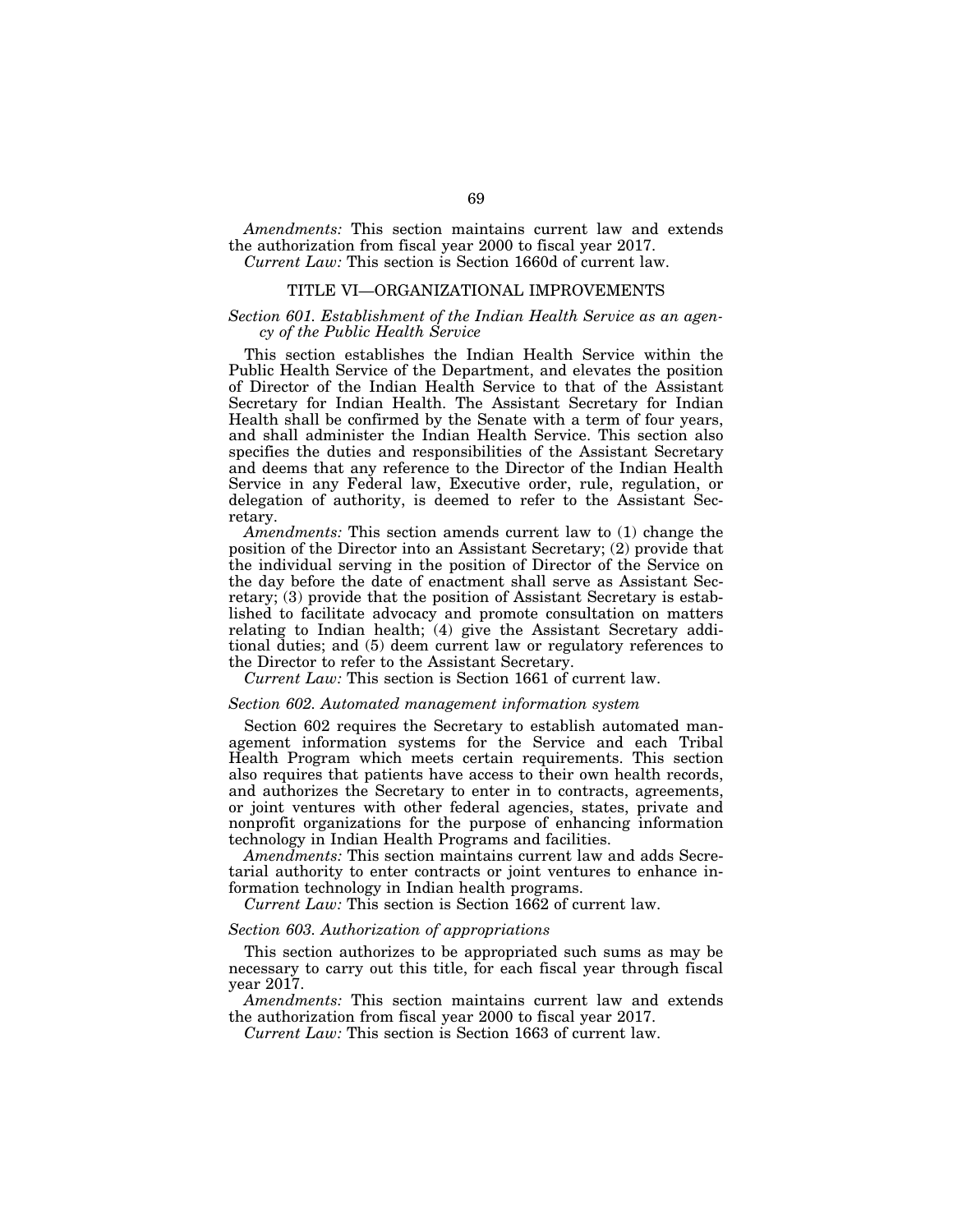*Amendments:* This section maintains current law and extends the authorization from fiscal year 2000 to fiscal year 2017.

*Current Law:* This section is Section 1660d of current law.

## TITLE VI—ORGANIZATIONAL IMPROVEMENTS

### *Section 601. Establishment of the Indian Health Service as an agency of the Public Health Service*

This section establishes the Indian Health Service within the Public Health Service of the Department, and elevates the position of Director of the Indian Health Service to that of the Assistant Secretary for Indian Health. The Assistant Secretary for Indian Health shall be confirmed by the Senate with a term of four years, and shall administer the Indian Health Service. This section also specifies the duties and responsibilities of the Assistant Secretary and deems that any reference to the Director of the Indian Health Service in any Federal law, Executive order, rule, regulation, or delegation of authority, is deemed to refer to the Assistant Secretary.

*Amendments:* This section amends current law to (1) change the position of the Director into an Assistant Secretary; (2) provide that the individual serving in the position of Director of the Service on the day before the date of enactment shall serve as Assistant Secretary; (3) provide that the position of Assistant Secretary is established to facilitate advocacy and promote consultation on matters relating to Indian health; (4) give the Assistant Secretary additional duties; and (5) deem current law or regulatory references to the Director to refer to the Assistant Secretary.

*Current Law:* This section is Section 1661 of current law.

### *Section 602. Automated management information system*

Section 602 requires the Secretary to establish automated management information systems for the Service and each Tribal Health Program which meets certain requirements. This section also requires that patients have access to their own health records, and authorizes the Secretary to enter in to contracts, agreements, or joint ventures with other federal agencies, states, private and nonprofit organizations for the purpose of enhancing information technology in Indian Health Programs and facilities.

*Amendments:* This section maintains current law and adds Secretarial authority to enter contracts or joint ventures to enhance information technology in Indian health programs.

*Current Law:* This section is Section 1662 of current law.

### *Section 603. Authorization of appropriations*

This section authorizes to be appropriated such sums as may be necessary to carry out this title, for each fiscal year through fiscal year 2017.

*Amendments:* This section maintains current law and extends the authorization from fiscal year 2000 to fiscal year 2017.

*Current Law:* This section is Section 1663 of current law.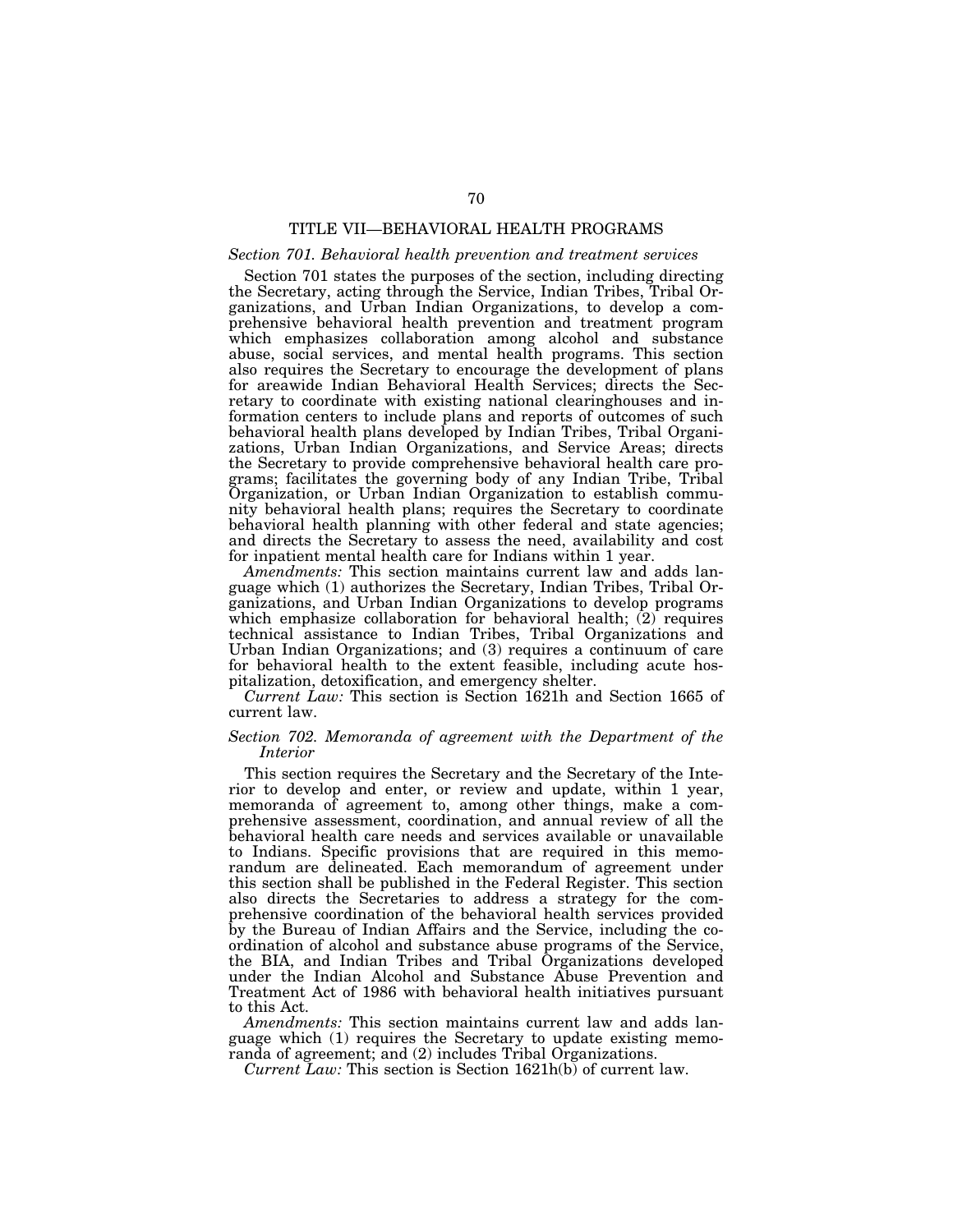## TITLE VII—BEHAVIORAL HEALTH PROGRAMS

*Section 701. Behavioral health prevention and treatment services*

Section 701 states the purposes of the section, including directing the Secretary, acting through the Service, Indian Tribes, Tribal Organizations, and Urban Indian Organizations, to develop a comprehensive behavioral health prevention and treatment program which emphasizes collaboration among alcohol and substance abuse, social services, and mental health programs. This section also requires the Secretary to encourage the development of plans for areawide Indian Behavioral Health Services; directs the Secretary to coordinate with existing national clearinghouses and information centers to include plans and reports of outcomes of such behavioral health plans developed by Indian Tribes, Tribal Organizations, Urban Indian Organizations, and Service Areas; directs the Secretary to provide comprehensive behavioral health care programs; facilitates the governing body of any Indian Tribe, Tribal Organization, or Urban Indian Organization to establish community behavioral health plans; requires the Secretary to coordinate behavioral health planning with other federal and state agencies; and directs the Secretary to assess the need, availability and cost for inpatient mental health care for Indians within 1 year.

*Amendments:* This section maintains current law and adds language which (1) authorizes the Secretary, Indian Tribes, Tribal Organizations, and Urban Indian Organizations to develop programs which emphasize collaboration for behavioral health; (2) requires technical assistance to Indian Tribes, Tribal Organizations and Urban Indian Organizations; and (3) requires a continuum of care for behavioral health to the extent feasible, including acute hospitalization, detoxification, and emergency shelter.

*Current Law:* This section is Section 1621h and Section 1665 of current law.

*Section 702. Memoranda of agreement with the Department of the Interior*

This section requires the Secretary and the Secretary of the Interior to develop and enter, or review and update, within 1 year, memoranda of agreement to, among other things, make a comprehensive assessment, coordination, and annual review of all the behavioral health care needs and services available or unavailable to Indians. Specific provisions that are required in this memorandum are delineated. Each memorandum of agreement under this section shall be published in the Federal Register. This section also directs the Secretaries to address a strategy for the comprehensive coordination of the behavioral health services provided by the Bureau of Indian Affairs and the Service, including the coordination of alcohol and substance abuse programs of the Service, the BIA, and Indian Tribes and Tribal Organizations developed under the Indian Alcohol and Substance Abuse Prevention and Treatment Act of 1986 with behavioral health initiatives pursuant to this Act.

*Amendments:* This section maintains current law and adds language which (1) requires the Secretary to update existing memoranda of agreement; and (2) includes Tribal Organizations.

*Current Law:* This section is Section 1621h(b) of current law.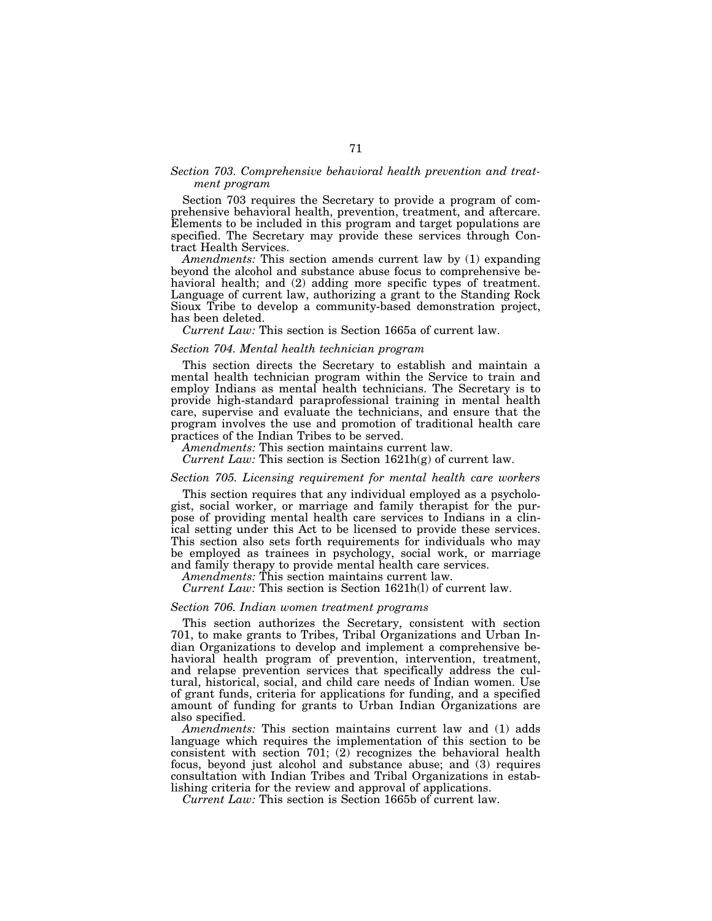*Section 703. Comprehensive behavioral health prevention and treatment program*

Section 703 requires the Secretary to provide a program of comprehensive behavioral health, prevention, treatment, and aftercare. Elements to be included in this program and target populations are specified. The Secretary may provide these services through Contract Health Services.

*Amendments:* This section amends current law by (1) expanding beyond the alcohol and substance abuse focus to comprehensive behavioral health; and (2) adding more specific types of treatment. Language of current law, authorizing a grant to the Standing Rock Sioux Tribe to develop a community-based demonstration project, has been deleted.

*Current Law:* This section is Section 1665a of current law.

*Section 704. Mental health technician program*

This section directs the Secretary to establish and maintain a mental health technician program within the Service to train and employ Indians as mental health technicians. The Secretary is to provide high-standard paraprofessional training in mental health care, supervise and evaluate the technicians, and ensure that the program involves the use and promotion of traditional health care practices of the Indian Tribes to be served.

*Amendments:* This section maintains current law.

*Current Law:* This section is Section 1621h(g) of current law.

*Section 705. Licensing requirement for mental health care workers*

This section requires that any individual employed as a psychologist, social worker, or marriage and family therapist for the purpose of providing mental health care services to Indians in a clinical setting under this Act to be licensed to provide these services. This section also sets forth requirements for individuals who may be employed as trainees in psychology, social work, or marriage and family therapy to provide mental health care services.

*Amendments:* This section maintains current law.

*Current Law:* This section is Section 1621h(l) of current law.

*Section 706. Indian women treatment programs*

This section authorizes the Secretary, consistent with section 701, to make grants to Tribes, Tribal Organizations and Urban Indian Organizations to develop and implement a comprehensive behavioral health program of prevention, intervention, treatment, and relapse prevention services that specifically address the cultural, historical, social, and child care needs of Indian women. Use of grant funds, criteria for applications for funding, and a specified amount of funding for grants to Urban Indian Organizations are also specified.

*Amendments:* This section maintains current law and (1) adds language which requires the implementation of this section to be consistent with section 701; (2) recognizes the behavioral health focus, beyond just alcohol and substance abuse; and (3) requires consultation with Indian Tribes and Tribal Organizations in establishing criteria for the review and approval of applications.

*Current Law:* This section is Section 1665b of current law.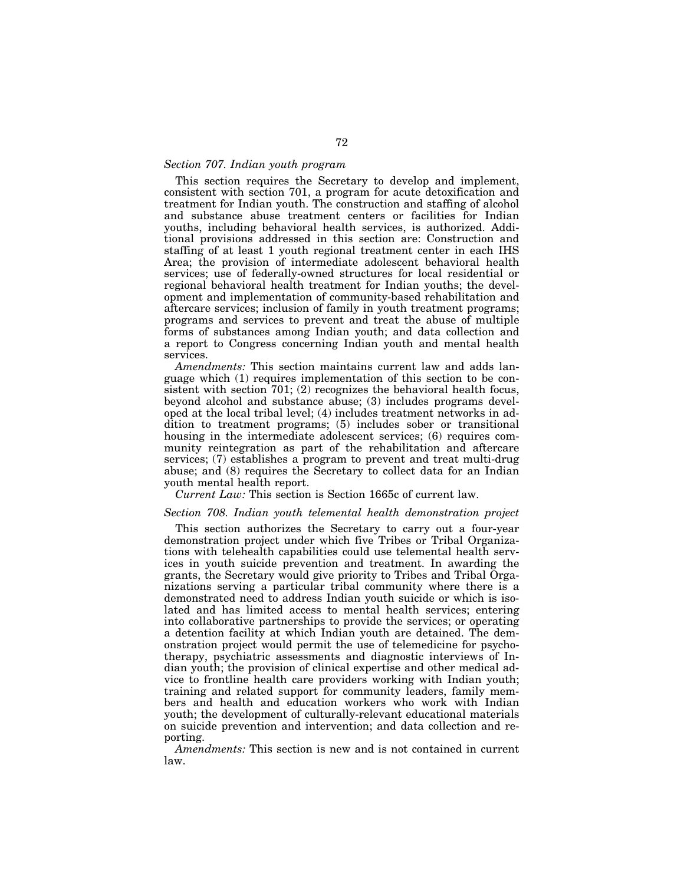*Section 707. Indian youth program*

This section requires the Secretary to develop and implement, consistent with section 701, a program for acute detoxification and treatment for Indian youth. The construction and staffing of alcohol and substance abuse treatment centers or facilities for Indian youths, including behavioral health services, is authorized. Additional provisions addressed in this section are: Construction and staffing of at least 1 youth regional treatment center in each IHS Area; the provision of intermediate adolescent behavioral health services; use of federally-owned structures for local residential or regional behavioral health treatment for Indian youths; the development and implementation of community-based rehabilitation and aftercare services; inclusion of family in youth treatment programs; programs and services to prevent and treat the abuse of multiple forms of substances among Indian youth; and data collection and a report to Congress concerning Indian youth and mental health services.

*Amendments:* This section maintains current law and adds language which (1) requires implementation of this section to be consistent with section 701; (2) recognizes the behavioral health focus, beyond alcohol and substance abuse; (3) includes programs developed at the local tribal level; (4) includes treatment networks in addition to treatment programs; (5) includes sober or transitional housing in the intermediate adolescent services; (6) requires community reintegration as part of the rehabilitation and aftercare services; (7) establishes a program to prevent and treat multi-drug abuse; and (8) requires the Secretary to collect data for an Indian youth mental health report.

*Current Law:* This section is Section 1665c of current law.

*Section 708. Indian youth telemental health demonstration project*

This section authorizes the Secretary to carry out a four-year demonstration project under which five Tribes or Tribal Organizations with telehealth capabilities could use telemental health services in youth suicide prevention and treatment. In awarding the grants, the Secretary would give priority to Tribes and Tribal Organizations serving a particular tribal community where there is a demonstrated need to address Indian youth suicide or which is isolated and has limited access to mental health services; entering into collaborative partnerships to provide the services; or operating a detention facility at which Indian youth are detained. The demonstration project would permit the use of telemedicine for psychotherapy, psychiatric assessments and diagnostic interviews of Indian youth; the provision of clinical expertise and other medical advice to frontline health care providers working with Indian youth; training and related support for community leaders, family members and health and education workers who work with Indian youth; the development of culturally-relevant educational materials on suicide prevention and intervention; and data collection and reporting.

*Amendments:* This section is new and is not contained in current law.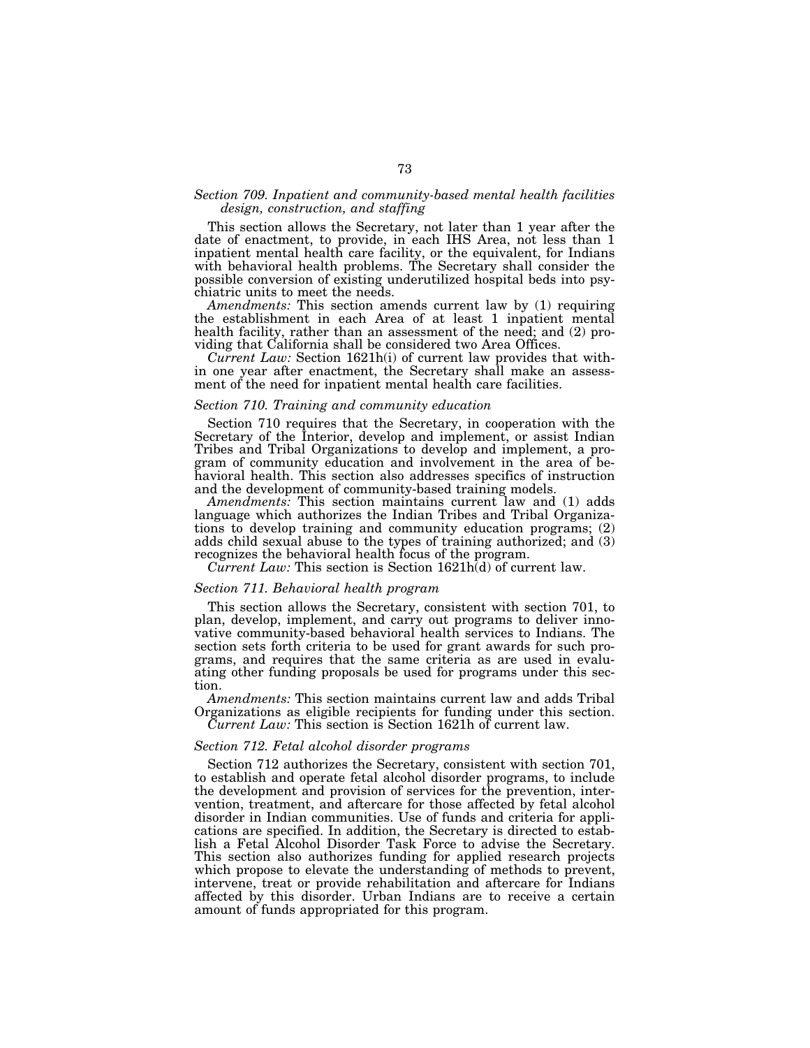### *Section 709. Inpatient and community-based mental health facilities design, construction, and staffing*

This section allows the Secretary, not later than 1 year after the date of enactment, to provide, in each IHS Area, not less than 1 inpatient mental health care facility, or the equivalent, for Indians with behavioral health problems. The Secretary shall consider the possible conversion of existing underutilized hospital beds into psychiatric units to meet the needs.

*Amendments:* This section amends current law by (1) requiring the establishment in each Area of at least 1 inpatient mental health facility, rather than an assessment of the need; and (2) providing that California shall be considered two Area Offices.

*Current Law:* Section 1621h(i) of current law provides that within one year after enactment, the Secretary shall make an assessment of the need for inpatient mental health care facilities.

### *Section 710. Training and community education*

Section 710 requires that the Secretary, in cooperation with the Secretary of the Interior, develop and implement, or assist Indian Tribes and Tribal Organizations to develop and implement, a program of community education and involvement in the area of behavioral health. This section also addresses specifics of instruction and the development of community-based training models.

*Amendments:* This section maintains current law and (1) adds language which authorizes the Indian Tribes and Tribal Organizations to develop training and community education programs; (2) adds child sexual abuse to the types of training authorized; and (3) recognizes the behavioral health focus of the program.

*Current Law:* This section is Section 1621h(d) of current law.

### *Section 711. Behavioral health program*

This section allows the Secretary, consistent with section 701, to plan, develop, implement, and carry out programs to deliver innovative community-based behavioral health services to Indians. The section sets forth criteria to be used for grant awards for such programs, and requires that the same criteria as are used in evaluating other funding proposals be used for programs under this section.

*Amendments:* This section maintains current law and adds Tribal Organizations as eligible recipients for funding under this section.

*Current Law:* This section is Section 1621h of current law.

### *Section 712. Fetal alcohol disorder programs*

Section 712 authorizes the Secretary, consistent with section 701, to establish and operate fetal alcohol disorder programs, to include the development and provision of services for the prevention, intervention, treatment, and aftercare for those affected by fetal alcohol disorder in Indian communities. Use of funds and criteria for applications are specified. In addition, the Secretary is directed to establish a Fetal Alcohol Disorder Task Force to advise the Secretary. This section also authorizes funding for applied research projects which propose to elevate the understanding of methods to prevent, intervene, treat or provide rehabilitation and aftercare for Indians affected by this disorder. Urban Indians are to receive a certain amount of funds appropriated for this program.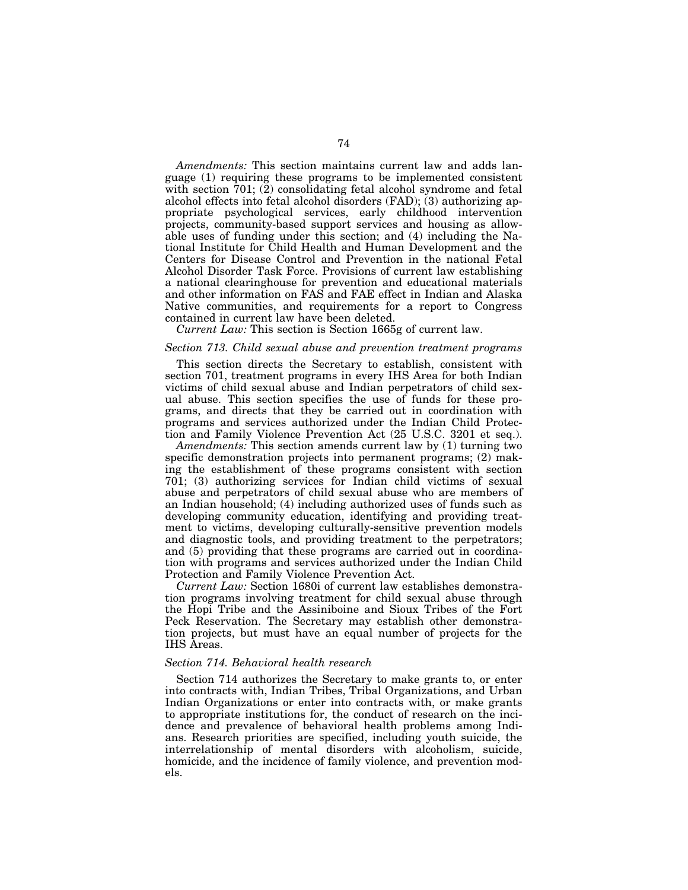*Amendments:* This section maintains current law and adds language (1) requiring these programs to be implemented consistent with section 701; (2) consolidating fetal alcohol syndrome and fetal alcohol effects into fetal alcohol disorders (FAD); (3) authorizing appropriate psychological services, early childhood intervention projects, community-based support services and housing as allowable uses of funding under this section; and (4) including the National Institute for Child Health and Human Development and the Centers for Disease Control and Prevention in the national Fetal Alcohol Disorder Task Force. Provisions of current law establishing a national clearinghouse for prevention and educational materials and other information on FAS and FAE effect in Indian and Alaska Native communities, and requirements for a report to Congress contained in current law have been deleted.

*Current Law:* This section is Section 1665g of current law.

### *Section 713. Child sexual abuse and prevention treatment programs*

This section directs the Secretary to establish, consistent with section 701, treatment programs in every IHS Area for both Indian victims of child sexual abuse and Indian perpetrators of child sexual abuse. This section specifies the use of funds for these programs, and directs that they be carried out in coordination with programs and services authorized under the Indian Child Protection and Family Violence Prevention Act (25 U.S.C. 3201 et seq.).

*Amendments:* This section amends current law by (1) turning two specific demonstration projects into permanent programs; (2) making the establishment of these programs consistent with section 701; (3) authorizing services for Indian child victims of sexual abuse and perpetrators of child sexual abuse who are members of an Indian household; (4) including authorized uses of funds such as developing community education, identifying and providing treatment to victims, developing culturally-sensitive prevention models and diagnostic tools, and providing treatment to the perpetrators; and (5) providing that these programs are carried out in coordination with programs and services authorized under the Indian Child Protection and Family Violence Prevention Act.

*Current Law:* Section 1680i of current law establishes demonstration programs involving treatment for child sexual abuse through the Hopi Tribe and the Assiniboine and Sioux Tribes of the Fort Peck Reservation. The Secretary may establish other demonstration projects, but must have an equal number of projects for the IHS Areas.

### *Section 714. Behavioral health research*

Section 714 authorizes the Secretary to make grants to, or enter into contracts with, Indian Tribes, Tribal Organizations, and Urban Indian Organizations or enter into contracts with, or make grants to appropriate institutions for, the conduct of research on the incidence and prevalence of behavioral health problems among Indians. Research priorities are specified, including youth suicide, the interrelationship of mental disorders with alcoholism, suicide, homicide, and the incidence of family violence, and prevention models.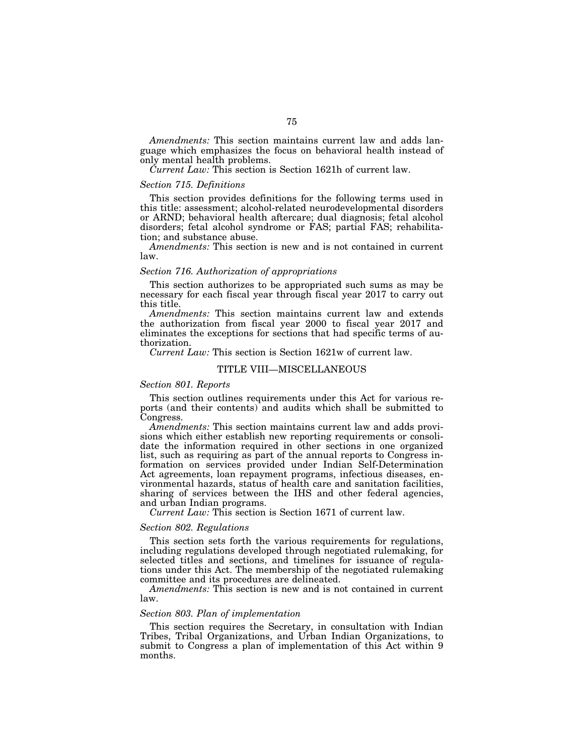*Amendments:* This section maintains current law and adds language which emphasizes the focus on behavioral health instead of only mental health problems.

*Current Law:* This section is Section 1621h of current law.

### *Section 715. Definitions*

This section provides definitions for the following terms used in this title: assessment; alcohol-related neurodevelopmental disorders or ARND; behavioral health aftercare; dual diagnosis; fetal alcohol disorders; fetal alcohol syndrome or FAS; partial FAS; rehabilitation; and substance abuse.

*Amendments:* This section is new and is not contained in current law.

### *Section 716. Authorization of appropriations*

This section authorizes to be appropriated such sums as may be necessary for each fiscal year through fiscal year 2017 to carry out this title.

*Amendments:* This section maintains current law and extends the authorization from fiscal year 2000 to fiscal year 2017 and eliminates the exceptions for sections that had specific terms of authorization.

*Current Law:* This section is Section 1621w of current law.

## TITLE VIII—MISCELLANEOUS

### *Section 801. Reports*

This section outlines requirements under this Act for various reports (and their contents) and audits which shall be submitted to Congress.

*Amendments:* This section maintains current law and adds provisions which either establish new reporting requirements or consolidate the information required in other sections in one organized list, such as requiring as part of the annual reports to Congress information on services provided under Indian Self-Determination Act agreements, loan repayment programs, infectious diseases, environmental hazards, status of health care and sanitation facilities, sharing of services between the IHS and other federal agencies, and urban Indian programs.

*Current Law:* This section is Section 1671 of current law.

### *Section 802. Regulations*

This section sets forth the various requirements for regulations, including regulations developed through negotiated rulemaking, for selected titles and sections, and timelines for issuance of regulations under this Act. The membership of the negotiated rulemaking committee and its procedures are delineated.

*Amendments:* This section is new and is not contained in current law.

### *Section 803. Plan of implementation*

This section requires the Secretary, in consultation with Indian Tribes, Tribal Organizations, and Urban Indian Organizations, to submit to Congress a plan of implementation of this Act within 9 months.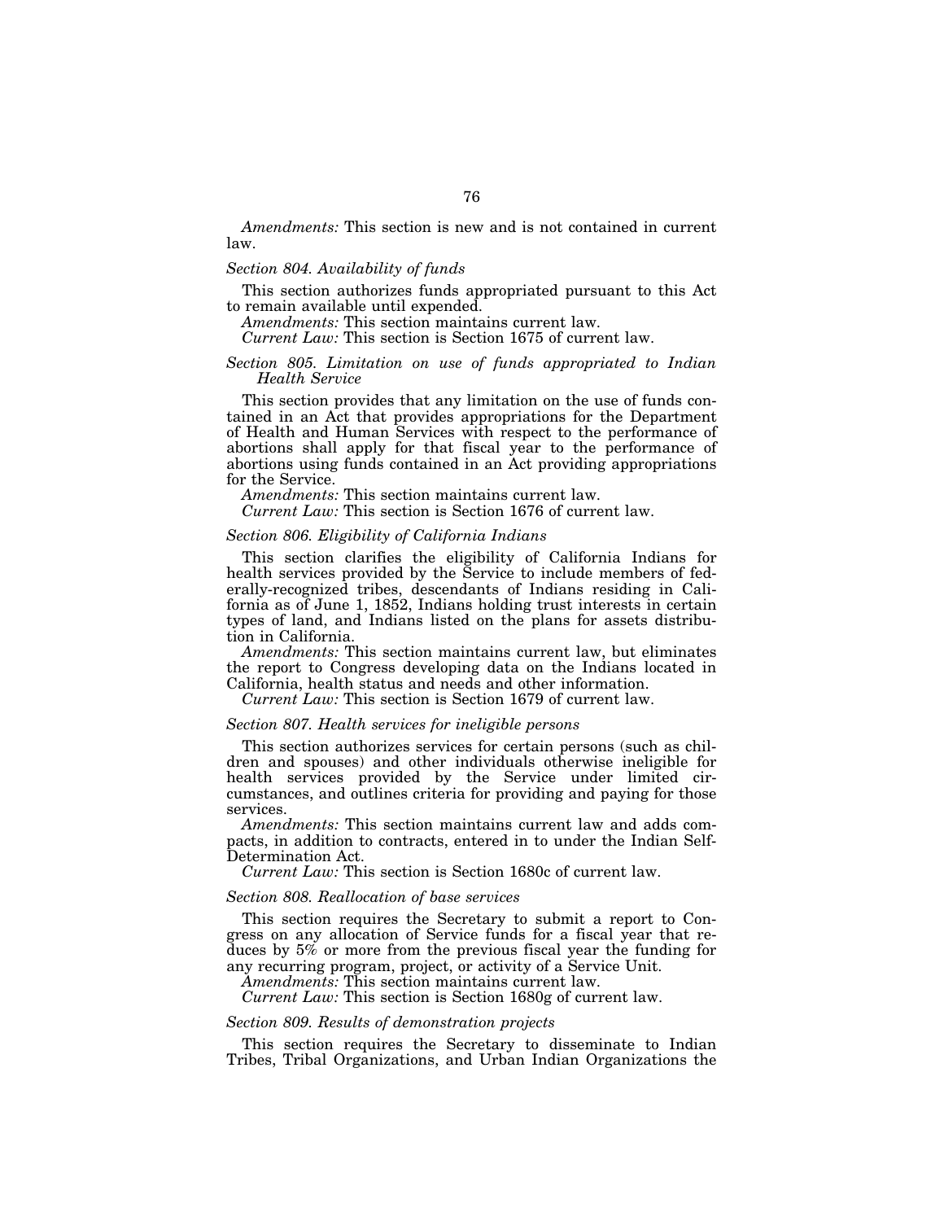*Amendments:* This section is new and is not contained in current law.

*Section 804. Availability of funds*

This section authorizes funds appropriated pursuant to this Act to remain available until expended.

*Amendments:* This section maintains current law.

*Current Law:* This section is Section 1675 of current law.

*Section 805. Limitation on use of funds appropriated to Indian Health Service*

This section provides that any limitation on the use of funds contained in an Act that provides appropriations for the Department of Health and Human Services with respect to the performance of abortions shall apply for that fiscal year to the performance of abortions using funds contained in an Act providing appropriations for the Service.

*Amendments:* This section maintains current law.

*Current Law:* This section is Section 1676 of current law.

*Section 806. Eligibility of California Indians*

This section clarifies the eligibility of California Indians for health services provided by the Service to include members of federally-recognized tribes, descendants of Indians residing in California as of June 1, 1852, Indians holding trust interests in certain types of land, and Indians listed on the plans for assets distribution in California.

*Amendments:* This section maintains current law, but eliminates the report to Congress developing data on the Indians located in California, health status and needs and other information.

*Current Law:* This section is Section 1679 of current law.

*Section 807. Health services for ineligible persons*

This section authorizes services for certain persons (such as children and spouses) and other individuals otherwise ineligible for health services provided by the Service under limited circumstances, and outlines criteria for providing and paying for those services.

*Amendments:* This section maintains current law and adds compacts, in addition to contracts, entered in to under the Indian Self-Determination Act.

*Current Law:* This section is Section 1680c of current law.

*Section 808. Reallocation of base services*

This section requires the Secretary to submit a report to Congress on any allocation of Service funds for a fiscal year that reduces by 5% or more from the previous fiscal year the funding for any recurring program, project, or activity of a Service Unit.

*Amendments:* This section maintains current law.

*Current Law:* This section is Section 1680g of current law.

*Section 809. Results of demonstration projects*

This section requires the Secretary to disseminate to Indian Tribes, Tribal Organizations, and Urban Indian Organizations the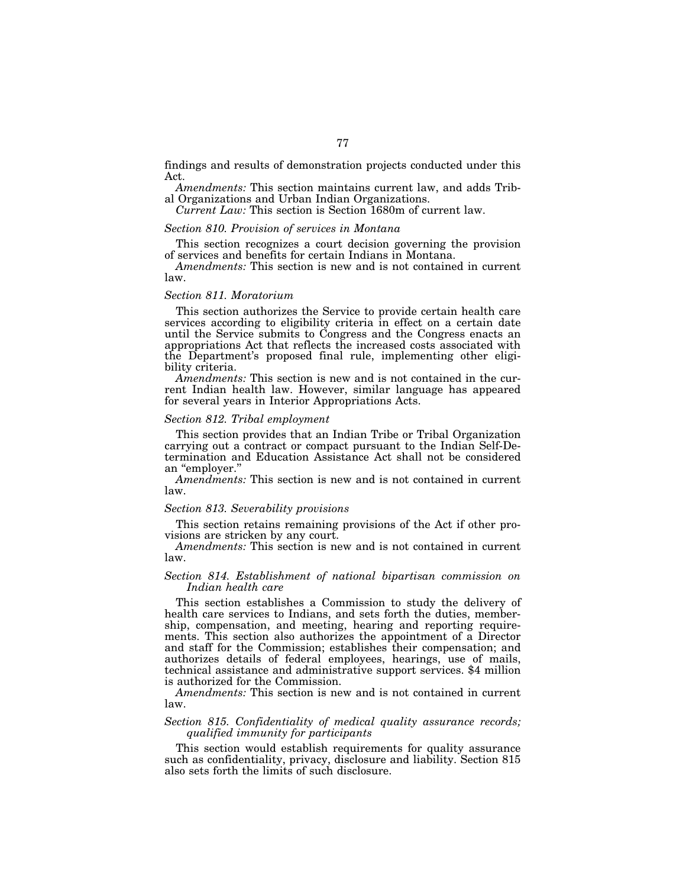findings and results of demonstration projects conducted under this Act.

*Amendments:* This section maintains current law, and adds Tribal Organizations and Urban Indian Organizations.

*Current Law:* This section is Section 1680m of current law.

### *Section 810. Provision of services in Montana*

This section recognizes a court decision governing the provision of services and benefits for certain Indians in Montana.

*Amendments:* This section is new and is not contained in current law.

### *Section 811. Moratorium*

This section authorizes the Service to provide certain health care services according to eligibility criteria in effect on a certain date until the Service submits to Congress and the Congress enacts an appropriations Act that reflects the increased costs associated with the Department's proposed final rule, implementing other eligibility criteria.

*Amendments:* This section is new and is not contained in the current Indian health law. However, similar language has appeared for several years in Interior Appropriations Acts.

### *Section 812. Tribal employment*

This section provides that an Indian Tribe or Tribal Organization carrying out a contract or compact pursuant to the Indian Self-Determination and Education Assistance Act shall not be considered an "employer."

*Amendments:* This section is new and is not contained in current law.

### *Section 813. Severability provisions*

This section retains remaining provisions of the Act if other provisions are stricken by any court.

*Amendments:* This section is new and is not contained in current law.

### *Section 814. Establishment of national bipartisan commission on Indian health care*

This section establishes a Commission to study the delivery of health care services to Indians, and sets forth the duties, membership, compensation, and meeting, hearing and reporting requirements. This section also authorizes the appointment of a Director and staff for the Commission; establishes their compensation; and authorizes details of federal employees, hearings, use of mails, technical assistance and administrative support services. $4 million is authorized for the Commission.

*Amendments:* This section is new and is not contained in current law.

### *Section 815. Confidentiality of medical quality assurance records; qualified immunity for participants*

This section would establish requirements for quality assurance such as confidentiality, privacy, disclosure and liability. Section 815 also sets forth the limits of such disclosure.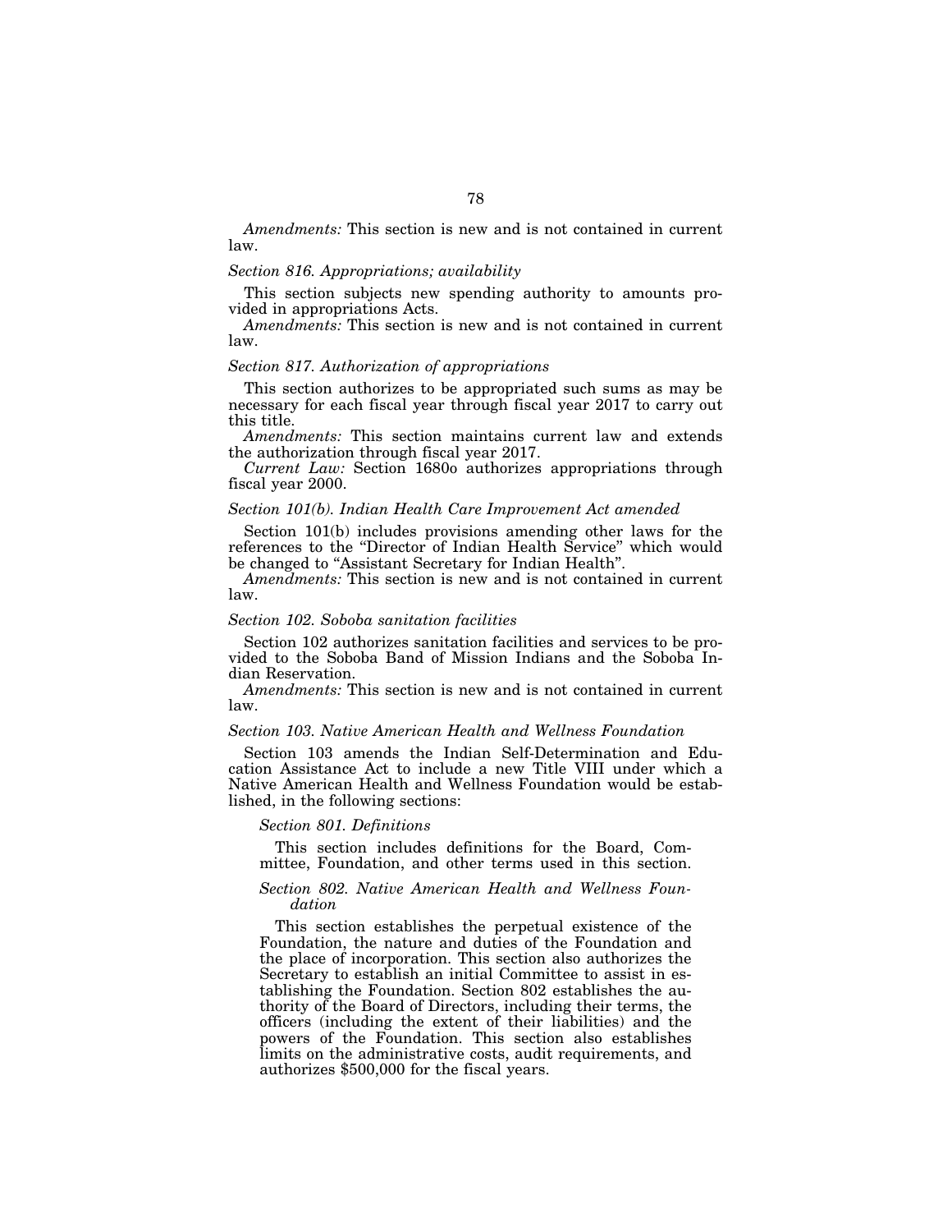*Amendments:* This section is new and is not contained in current law.

*Section 816. Appropriations; availability*

This section subjects new spending authority to amounts provided in appropriations Acts.

*Amendments:* This section is new and is not contained in current law.

*Section 817. Authorization of appropriations*

This section authorizes to be appropriated such sums as may be necessary for each fiscal year through fiscal year 2017 to carry out this title.

*Amendments:* This section maintains current law and extends the authorization through fiscal year 2017.

*Current Law:* Section 1680o authorizes appropriations through fiscal year 2000.

*Section 101(b). Indian Health Care Improvement Act amended*

Section 101(b) includes provisions amending other laws for the references to the "Director of Indian Health Service" which would be changed to "Assistant Secretary for Indian Health".

*Amendments:* This section is new and is not contained in current law.

*Section 102. Soboba sanitation facilities*

Section 102 authorizes sanitation facilities and services to be provided to the Soboba Band of Mission Indians and the Soboba Indian Reservation.

*Amendments:* This section is new and is not contained in current law.

*Section 103. Native American Health and Wellness Foundation*

Section 103 amends the Indian Self-Determination and Education Assistance Act to include a new Title VIII under which a Native American Health and Wellness Foundation would be established, in the following sections:

> *Section 801. Definitions*
>
> This section includes definitions for the Board, Committee, Foundation, and other terms used in this section.
>
> *Section 802. Native American Health and Wellness Foundation*
>
> This section establishes the perpetual existence of the Foundation, the nature and duties of the Foundation and the place of incorporation. This section also authorizes the Secretary to establish an initial Committee to assist in establishing the Foundation. Section 802 establishes the authority of the Board of Directors, including their terms, the officers (including the extent of their liabilities) and the powers of the Foundation. This section also establishes limits on the administrative costs, audit requirements, and authorizes $500,000 for the fiscal years.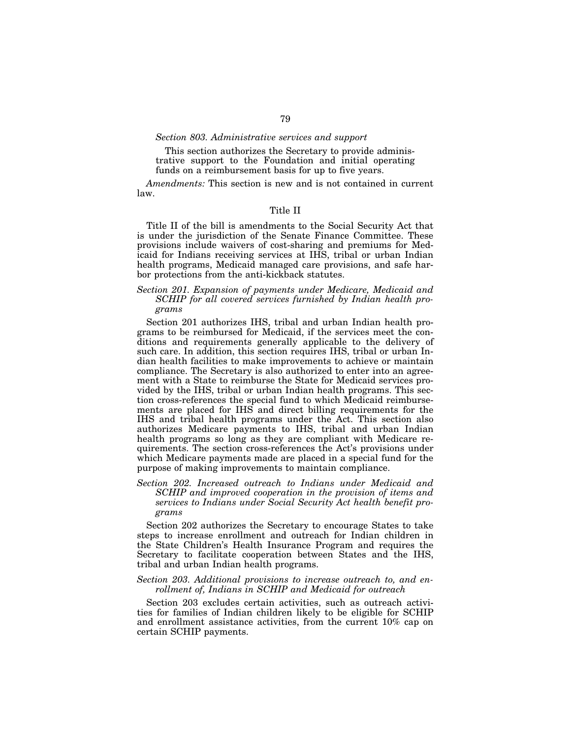*Section 803. Administrative services and support*

This section authorizes the Secretary to provide administrative support to the Foundation and initial operating funds on a reimbursement basis for up to five years.

*Amendments:* This section is new and is not contained in current law.

## Title II

Title II of the bill is amendments to the Social Security Act that is under the jurisdiction of the Senate Finance Committee. These provisions include waivers of cost-sharing and premiums for Medicaid for Indians receiving services at IHS, tribal or urban Indian health programs, Medicaid managed care provisions, and safe harbor protections from the anti-kickback statutes.

*Section 201. Expansion of payments under Medicare, Medicaid and SCHIP for all covered services furnished by Indian health programs*

Section 201 authorizes IHS, tribal and urban Indian health programs to be reimbursed for Medicaid, if the services meet the conditions and requirements generally applicable to the delivery of such care. In addition, this section requires IHS, tribal or urban Indian health facilities to make improvements to achieve or maintain compliance. The Secretary is also authorized to enter into an agreement with a State to reimburse the State for Medicaid services provided by the IHS, tribal or urban Indian health programs. This section cross-references the special fund to which Medicaid reimbursements are placed for IHS and direct billing requirements for the IHS and tribal health programs under the Act. This section also authorizes Medicare payments to IHS, tribal and urban Indian health programs so long as they are compliant with Medicare requirements. The section cross-references the Act's provisions under which Medicare payments made are placed in a special fund for the purpose of making improvements to maintain compliance.

*Section 202. Increased outreach to Indians under Medicaid and SCHIP and improved cooperation in the provision of items and services to Indians under Social Security Act health benefit programs*

Section 202 authorizes the Secretary to encourage States to take steps to increase enrollment and outreach for Indian children in the State Children's Health Insurance Program and requires the Secretary to facilitate cooperation between States and the IHS, tribal and urban Indian health programs.

*Section 203. Additional provisions to increase outreach to, and enrollment of, Indians in SCHIP and Medicaid for outreach*

Section 203 excludes certain activities, such as outreach activities for families of Indian children likely to be eligible for SCHIP and enrollment assistance activities, from the current 10% cap on certain SCHIP payments.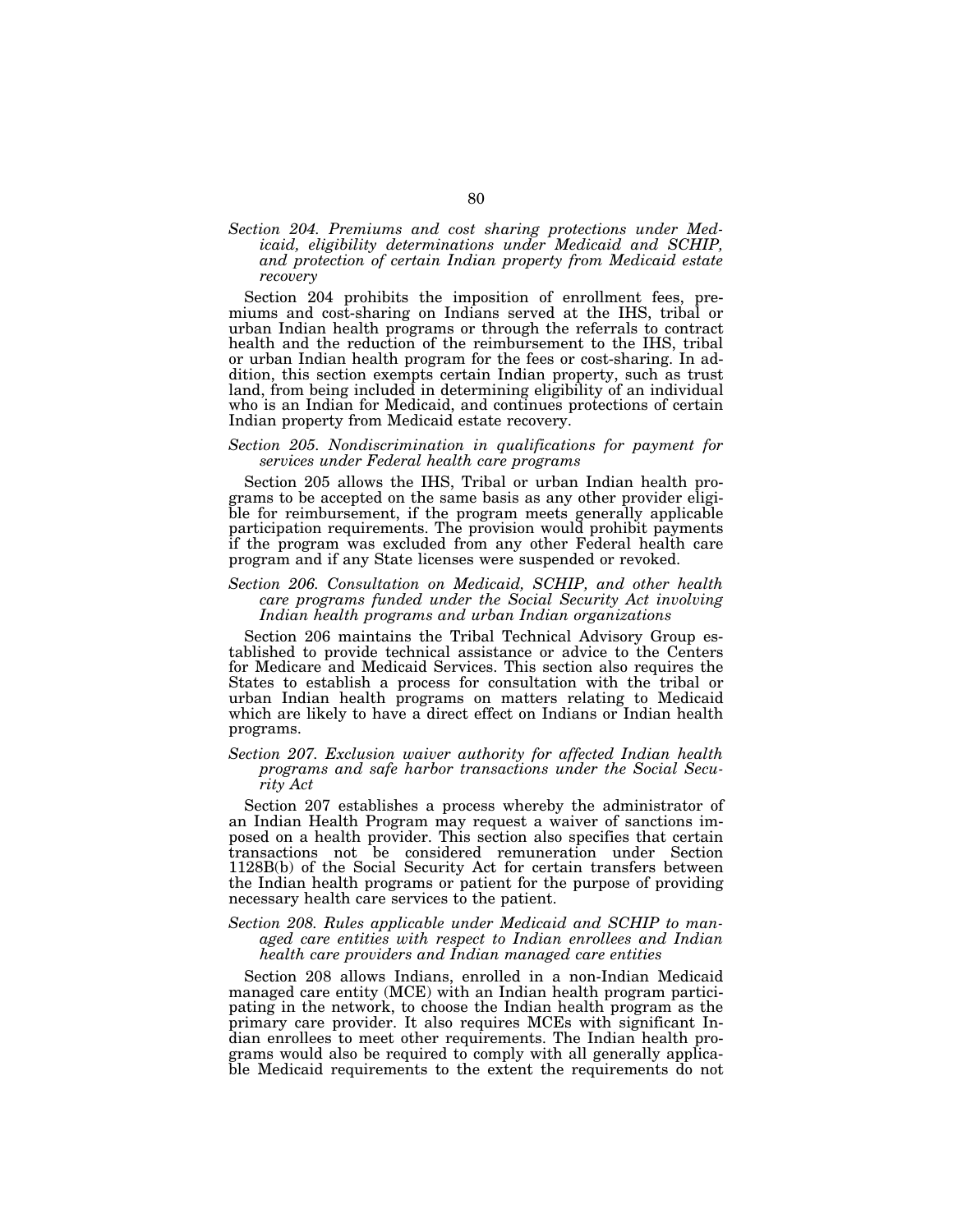*Section 204. Premiums and cost sharing protections under Medicaid, eligibility determinations under Medicaid and SCHIP, and protection of certain Indian property from Medicaid estate recovery*

Section 204 prohibits the imposition of enrollment fees, premiums and cost-sharing on Indians served at the IHS, tribal or urban Indian health programs or through the referrals to contract health and the reduction of the reimbursement to the IHS, tribal or urban Indian health program for the fees or cost-sharing. In addition, this section exempts certain Indian property, such as trust land, from being included in determining eligibility of an individual who is an Indian for Medicaid, and continues protections of certain Indian property from Medicaid estate recovery.

*Section 205. Nondiscrimination in qualifications for payment for services under Federal health care programs*

Section 205 allows the IHS, Tribal or urban Indian health programs to be accepted on the same basis as any other provider eligible for reimbursement, if the program meets generally applicable participation requirements. The provision would prohibit payments if the program was excluded from any other Federal health care program and if any State licenses were suspended or revoked.

*Section 206. Consultation on Medicaid, SCHIP, and other health care programs funded under the Social Security Act involving Indian health programs and urban Indian organizations*

Section 206 maintains the Tribal Technical Advisory Group established to provide technical assistance or advice to the Centers for Medicare and Medicaid Services. This section also requires the States to establish a process for consultation with the tribal or urban Indian health programs on matters relating to Medicaid which are likely to have a direct effect on Indians or Indian health programs.

*Section 207. Exclusion waiver authority for affected Indian health programs and safe harbor transactions under the Social Security Act*

Section 207 establishes a process whereby the administrator of an Indian Health Program may request a waiver of sanctions imposed on a health provider. This section also specifies that certain transactions not be considered remuneration under Section 1128B(b) of the Social Security Act for certain transfers between the Indian health programs or patient for the purpose of providing necessary health care services to the patient.

*Section 208. Rules applicable under Medicaid and SCHIP to managed care entities with respect to Indian enrollees and Indian health care providers and Indian managed care entities*

Section 208 allows Indians, enrolled in a non-Indian Medicaid managed care entity (MCE) with an Indian health program participating in the network, to choose the Indian health program as the primary care provider. It also requires MCEs with significant Indian enrollees to meet other requirements. The Indian health programs would also be required to comply with all generally applicable Medicaid requirements to the extent the requirements do not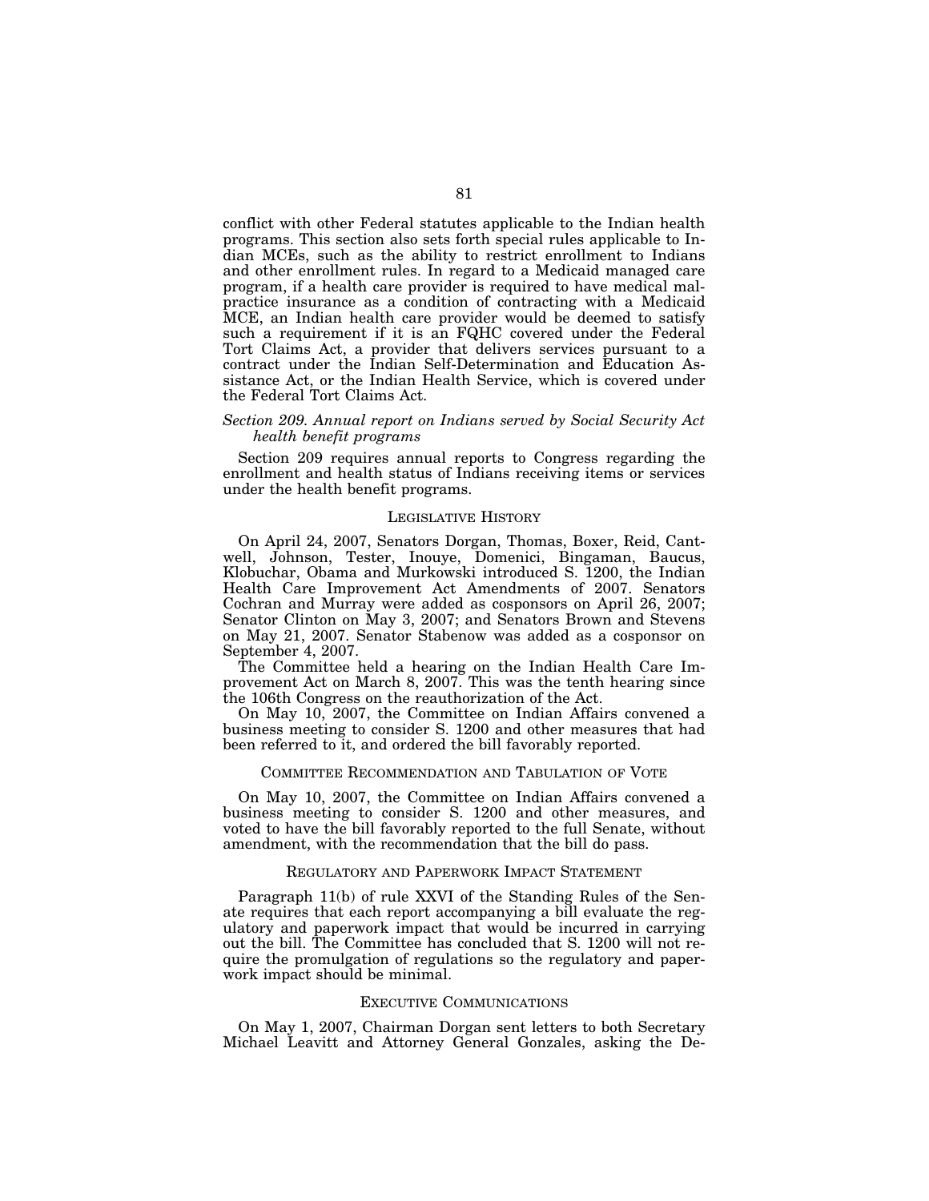conflict with other Federal statutes applicable to the Indian health programs. This section also sets forth special rules applicable to Indian MCEs, such as the ability to restrict enrollment to Indians and other enrollment rules. In regard to a Medicaid managed care program, if a health care provider is required to have medical malpractice insurance as a condition of contracting with a Medicaid MCE, an Indian health care provider would be deemed to satisfy such a requirement if it is an FQHC covered under the Federal Tort Claims Act, a provider that delivers services pursuant to a contract under the Indian Self-Determination and Education Assistance Act, or the Indian Health Service, which is covered under the Federal Tort Claims Act.

*Section 209. Annual report on Indians served by Social Security Act health benefit programs*

Section 209 requires annual reports to Congress regarding the enrollment and health status of Indians receiving items or services under the health benefit programs.

## LEGISLATIVE HISTORY

On April 24, 2007, Senators Dorgan, Thomas, Boxer, Reid, Cantwell, Johnson, Tester, Inouye, Domenici, Bingaman, Baucus, Klobuchar, Obama and Murkowski introduced S. 1200, the Indian Health Care Improvement Act Amendments of 2007. Senators Cochran and Murray were added as cosponsors on April 26, 2007; Senator Clinton on May 3, 2007; and Senators Brown and Stevens on May 21, 2007. Senator Stabenow was added as a cosponsor on September 4, 2007.

The Committee held a hearing on the Indian Health Care Improvement Act on March 8, 2007. This was the tenth hearing since the 106th Congress on the reauthorization of the Act.

On May 10, 2007, the Committee on Indian Affairs convened a business meeting to consider S. 1200 and other measures that had been referred to it, and ordered the bill favorably reported.

## COMMITTEE RECOMMENDATION AND TABULATION OF VOTE

On May 10, 2007, the Committee on Indian Affairs convened a business meeting to consider S. 1200 and other measures, and voted to have the bill favorably reported to the full Senate, without amendment, with the recommendation that the bill do pass.

## REGULATORY AND PAPERWORK IMPACT STATEMENT

Paragraph 11(b) of rule XXVI of the Standing Rules of the Senate requires that each report accompanying a bill evaluate the regulatory and paperwork impact that would be incurred in carrying out the bill. The Committee has concluded that S. 1200 will not require the promulgation of regulations so the regulatory and paperwork impact should be minimal.

## EXECUTIVE COMMUNICATIONS

On May 1, 2007, Chairman Dorgan sent letters to both Secretary Michael Leavitt and Attorney General Gonzales, asking the De-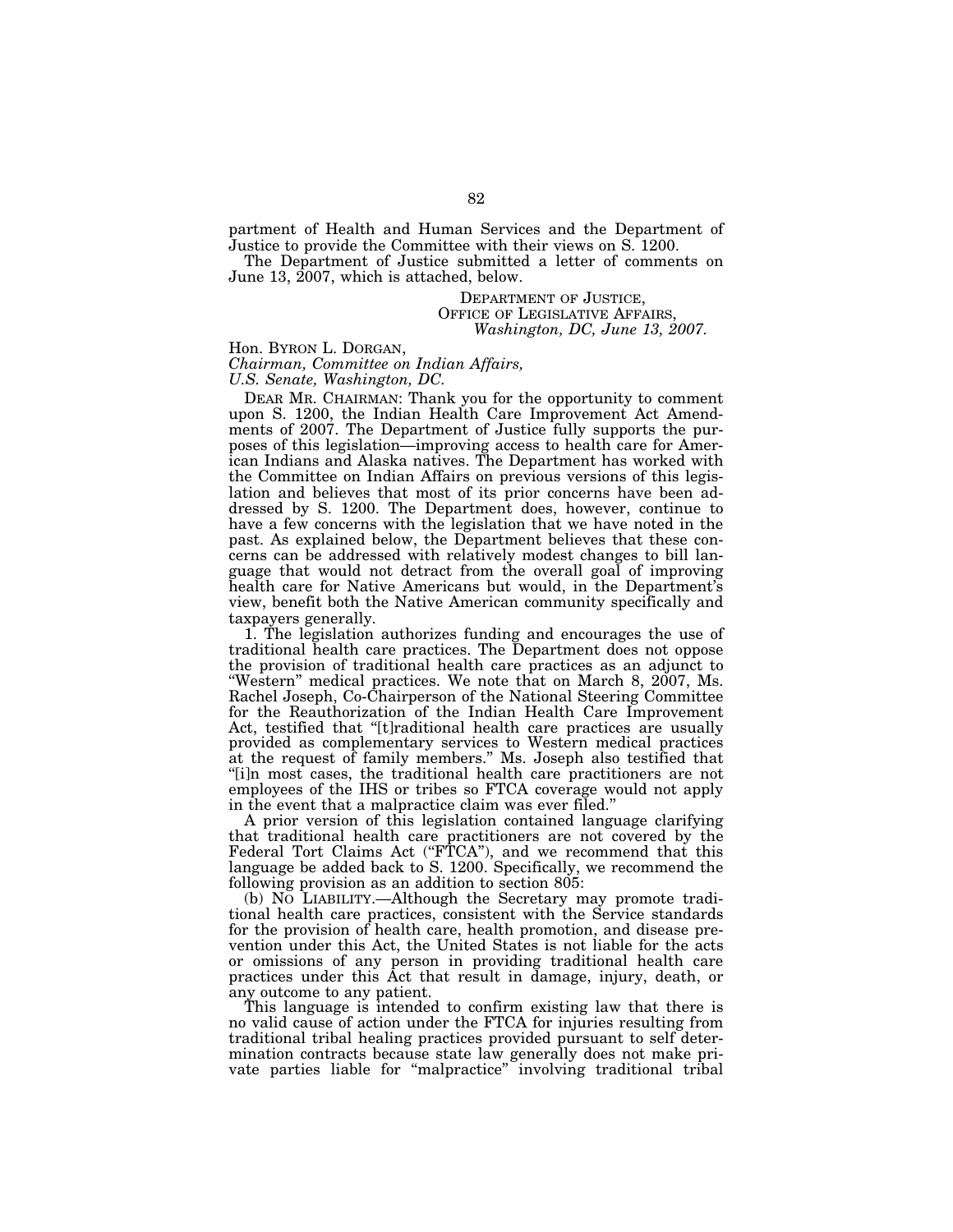partment of Health and Human Services and the Department of Justice to provide the Committee with their views on S. 1200.

The Department of Justice submitted a letter of comments on June 13, 2007, which is attached, below.

DEPARTMENT OF JUSTICE,
OFFICE OF LEGISLATIVE AFFAIRS,
*Washington, DC, June 13, 2007.*

Hon. BYRON L. DORGAN,
*Chairman, Committee on Indian Affairs,*
*U.S. Senate, Washington, DC.*

DEAR MR. CHAIRMAN: Thank you for the opportunity to comment upon S. 1200, the Indian Health Care Improvement Act Amendments of 2007. The Department of Justice fully supports the purposes of this legislation—improving access to health care for American Indians and Alaska natives. The Department has worked with the Committee on Indian Affairs on previous versions of this legislation and believes that most of its prior concerns have been addressed by S. 1200. The Department does, however, continue to have a few concerns with the legislation that we have noted in the past. As explained below, the Department believes that these concerns can be addressed with relatively modest changes to bill language that would not detract from the overall goal of improving health care for Native Americans but would, in the Department's view, benefit both the Native American community specifically and taxpayers generally.

1. The legislation authorizes funding and encourages the use of traditional health care practices. The Department does not oppose the provision of traditional health care practices as an adjunct to "Western" medical practices. We note that on March 8, 2007, Ms. Rachel Joseph, Co-Chairperson of the National Steering Committee for the Reauthorization of the Indian Health Care Improvement Act, testified that "[t]raditional health care practices are usually provided as complementary services to Western medical practices at the request of family members." Ms. Joseph also testified that "[i]n most cases, the traditional health care practitioners are not employees of the IHS or tribes so FTCA coverage would not apply in the event that a malpractice claim was ever filed."

A prior version of this legislation contained language clarifying that traditional health care practitioners are not covered by the Federal Tort Claims Act ("FTCA"), and we recommend that this language be added back to S. 1200. Specifically, we recommend the following provision as an addition to section 805:

(b) NO LIABILITY.—Although the Secretary may promote traditional health care practices, consistent with the Service standards for the provision of health care, health promotion, and disease prevention under this Act, the United States is not liable for the acts or omissions of any person in providing traditional health care practices under this Act that result in damage, injury, death, or any outcome to any patient.

This language is intended to confirm existing law that there is no valid cause of action under the FTCA for injuries resulting from traditional tribal healing practices provided pursuant to self determination contracts because state law generally does not make private parties liable for "malpractice" involving traditional tribal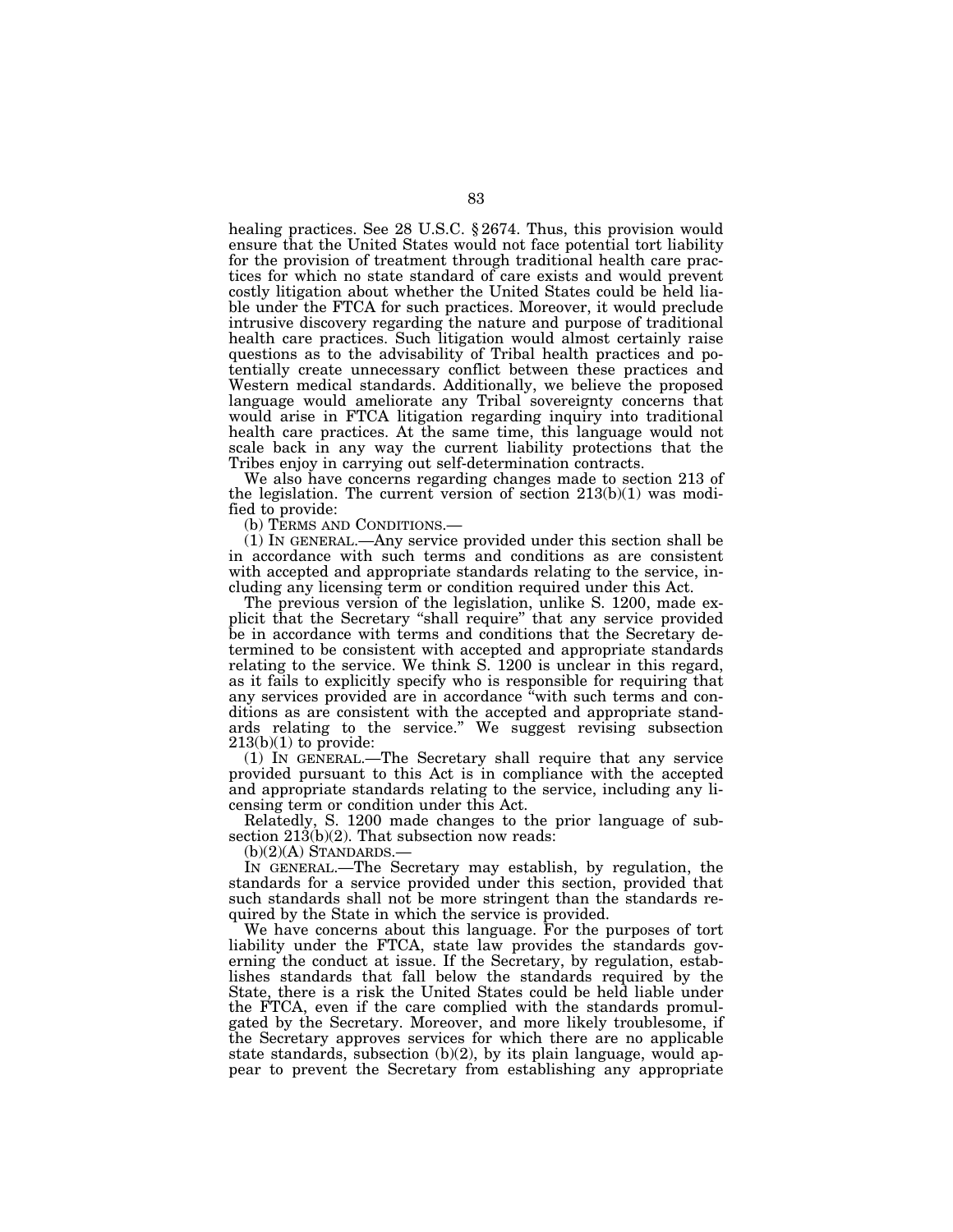healing practices. See 28 U.S.C. § 2674. Thus, this provision would ensure that the United States would not face potential tort liability for the provision of treatment through traditional health care practices for which no state standard of care exists and would prevent costly litigation about whether the United States could be held liable under the FTCA for such practices. Moreover, it would preclude intrusive discovery regarding the nature and purpose of traditional health care practices. Such litigation would almost certainly raise questions as to the advisability of Tribal health practices and potentially create unnecessary conflict between these practices and Western medical standards. Additionally, we believe the proposed language would ameliorate any Tribal sovereignty concerns that would arise in FTCA litigation regarding inquiry into traditional health care practices. At the same time, this language would not scale back in any way the current liability protections that the Tribes enjoy in carrying out self-determination contracts.

We also have concerns regarding changes made to section 213 of the legislation. The current version of section 213(b)(1) was modified to provide:

(b) TERMS AND CONDITIONS.—

(1) IN GENERAL.—Any service provided under this section shall be in accordance with such terms and conditions as are consistent with accepted and appropriate standards relating to the service, including any licensing term or condition required under this Act.

The previous version of the legislation, unlike S. 1200, made explicit that the Secretary "shall require" that any service provided be in accordance with terms and conditions that the Secretary determined to be consistent with accepted and appropriate standards relating to the service. We think S. 1200 is unclear in this regard, as it fails to explicitly specify who is responsible for requiring that any services provided are in accordance "with such terms and conditions as are consistent with the accepted and appropriate standards relating to the service." We suggest revising subsection 213(b)(1) to provide:

(1) IN GENERAL.—The Secretary shall require that any service provided pursuant to this Act is in compliance with the accepted and appropriate standards relating to the service, including any licensing term or condition under this Act.

Relatedly, S. 1200 made changes to the prior language of subsection 213(b)(2). That subsection now reads:

(b)(2)(A) STANDARDS.—

IN GENERAL.—The Secretary may establish, by regulation, the standards for a service provided under this section, provided that such standards shall not be more stringent than the standards required by the State in which the service is provided.

We have concerns about this language. For the purposes of tort liability under the FTCA, state law provides the standards governing the conduct at issue. If the Secretary, by regulation, establishes standards that fall below the standards required by the State, there is a risk the United States could be held liable under the FTCA, even if the care complied with the standards promulgated by the Secretary. Moreover, and more likely troublesome, if the Secretary approves services for which there are no applicable state standards, subsection (b)(2), by its plain language, would appear to prevent the Secretary from establishing any appropriate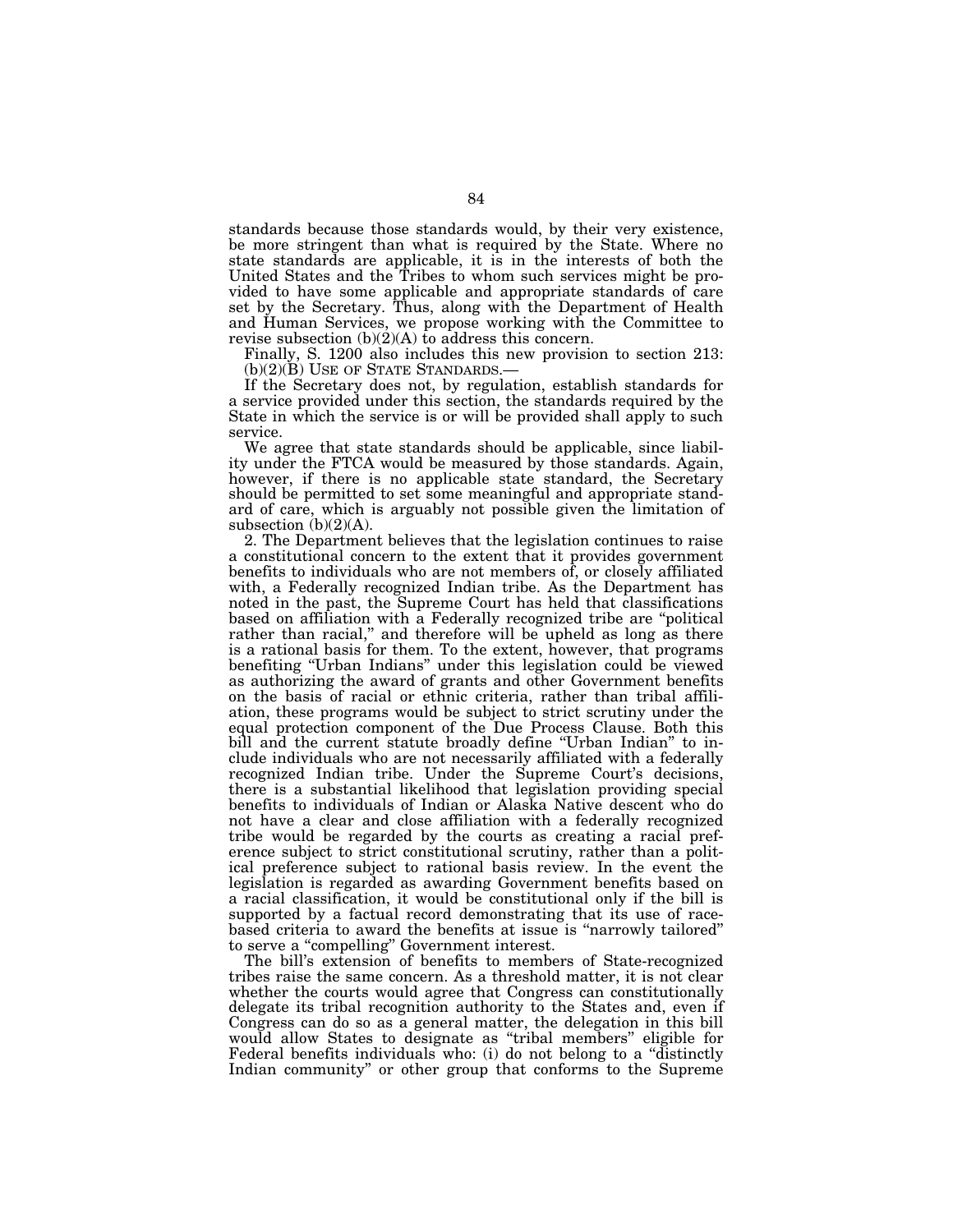standards because those standards would, by their very existence, be more stringent than what is required by the State. Where no state standards are applicable, it is in the interests of both the United States and the Tribes to whom such services might be provided to have some applicable and appropriate standards of care set by the Secretary. Thus, along with the Department of Health and Human Services, we propose working with the Committee to revise subsection (b)(2)(A) to address this concern.

Finally, S. 1200 also includes this new provision to section 213: (b)(2)(B) USE OF STATE STANDARDS.—

If the Secretary does not, by regulation, establish standards for a service provided under this section, the standards required by the State in which the service is or will be provided shall apply to such service.

We agree that state standards should be applicable, since liability under the FTCA would be measured by those standards. Again, however, if there is no applicable state standard, the Secretary should be permitted to set some meaningful and appropriate standard of care, which is arguably not possible given the limitation of subsection (b)(2)(A).

2. The Department believes that the legislation continues to raise a constitutional concern to the extent that it provides government benefits to individuals who are not members of, or closely affiliated with, a Federally recognized Indian tribe. As the Department has noted in the past, the Supreme Court has held that classifications based on affiliation with a Federally recognized tribe are "political rather than racial," and therefore will be upheld as long as there is a rational basis for them. To the extent, however, that programs benefiting "Urban Indians" under this legislation could be viewed as authorizing the award of grants and other Government benefits on the basis of racial or ethnic criteria, rather than tribal affiliation, these programs would be subject to strict scrutiny under the equal protection component of the Due Process Clause. Both this bill and the current statute broadly define "Urban Indian" to include individuals who are not necessarily affiliated with a federally recognized Indian tribe. Under the Supreme Court's decisions, there is a substantial likelihood that legislation providing special benefits to individuals of Indian or Alaska Native descent who do not have a clear and close affiliation with a federally recognized tribe would be regarded by the courts as creating a racial preference subject to strict constitutional scrutiny, rather than a political preference subject to rational basis review. In the event the legislation is regarded as awarding Government benefits based on a racial classification, it would be constitutional only if the bill is supported by a factual record demonstrating that its use of race-based criteria to award the benefits at issue is "narrowly tailored" to serve a "compelling" Government interest.

The bill's extension of benefits to members of State-recognized tribes raise the same concern. As a threshold matter, it is not clear whether the courts would agree that Congress can constitutionally delegate its tribal recognition authority to the States and, even if Congress can do so as a general matter, the delegation in this bill would allow States to designate as "tribal members" eligible for Federal benefits individuals who: (i) do not belong to a "distinctly Indian community" or other group that conforms to the Supreme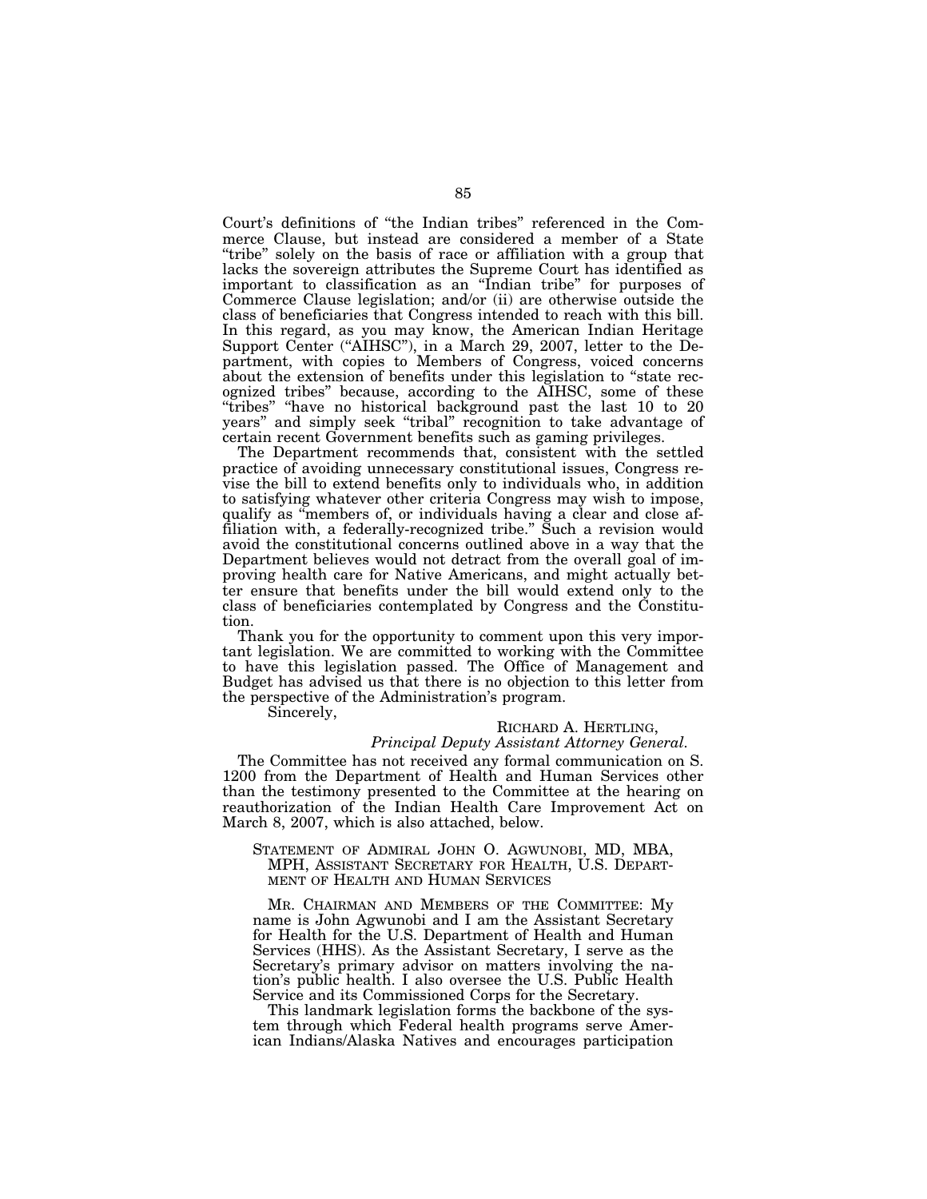Court's definitions of "the Indian tribes" referenced in the Commerce Clause, but instead are considered a member of a State "tribe" solely on the basis of race or affiliation with a group that lacks the sovereign attributes the Supreme Court has identified as important to classification as an "Indian tribe" for purposes of Commerce Clause legislation; and/or (ii) are otherwise outside the class of beneficiaries that Congress intended to reach with this bill. In this regard, as you may know, the American Indian Heritage Support Center ("AIHSC"), in a March 29, 2007, letter to the Department, with copies to Members of Congress, voiced concerns about the extension of benefits under this legislation to "state recognized tribes" because, according to the AIHSC, some of these "tribes" "have no historical background past the last 10 to 20 years" and simply seek "tribal" recognition to take advantage of certain recent Government benefits such as gaming privileges.

The Department recommends that, consistent with the settled practice of avoiding unnecessary constitutional issues, Congress revise the bill to extend benefits only to individuals who, in addition to satisfying whatever other criteria Congress may wish to impose, qualify as "members of, or individuals having a clear and close affiliation with, a federally-recognized tribe." Such a revision would avoid the constitutional concerns outlined above in a way that the Department believes would not detract from the overall goal of improving health care for Native Americans, and might actually better ensure that benefits under the bill would extend only to the class of beneficiaries contemplated by Congress and the Constitution.

Thank you for the opportunity to comment upon this very important legislation. We are committed to working with the Committee to have this legislation passed. The Office of Management and Budget has advised us that there is no objection to this letter from the perspective of the Administration's program.

Sincerely,

RICHARD A. HERTLING,
*Principal Deputy Assistant Attorney General.*

The Committee has not received any formal communication on S. 1200 from the Department of Health and Human Services other than the testimony presented to the Committee at the hearing on reauthorization of the Indian Health Care Improvement Act on March 8, 2007, which is also attached, below.

STATEMENT OF ADMIRAL JOHN O. AGWUNOBI, MD, MBA, MPH, ASSISTANT SECRETARY FOR HEALTH, U.S. DEPARTMENT OF HEALTH AND HUMAN SERVICES

MR. CHAIRMAN AND MEMBERS OF THE COMMITTEE: My name is John Agwunobi and I am the Assistant Secretary for Health for the U.S. Department of Health and Human Services (HHS). As the Assistant Secretary, I serve as the Secretary's primary advisor on matters involving the nation's public health. I also oversee the U.S. Public Health Service and its Commissioned Corps for the Secretary.

This landmark legislation forms the backbone of the system through which Federal health programs serve American Indians/Alaska Natives and encourages participation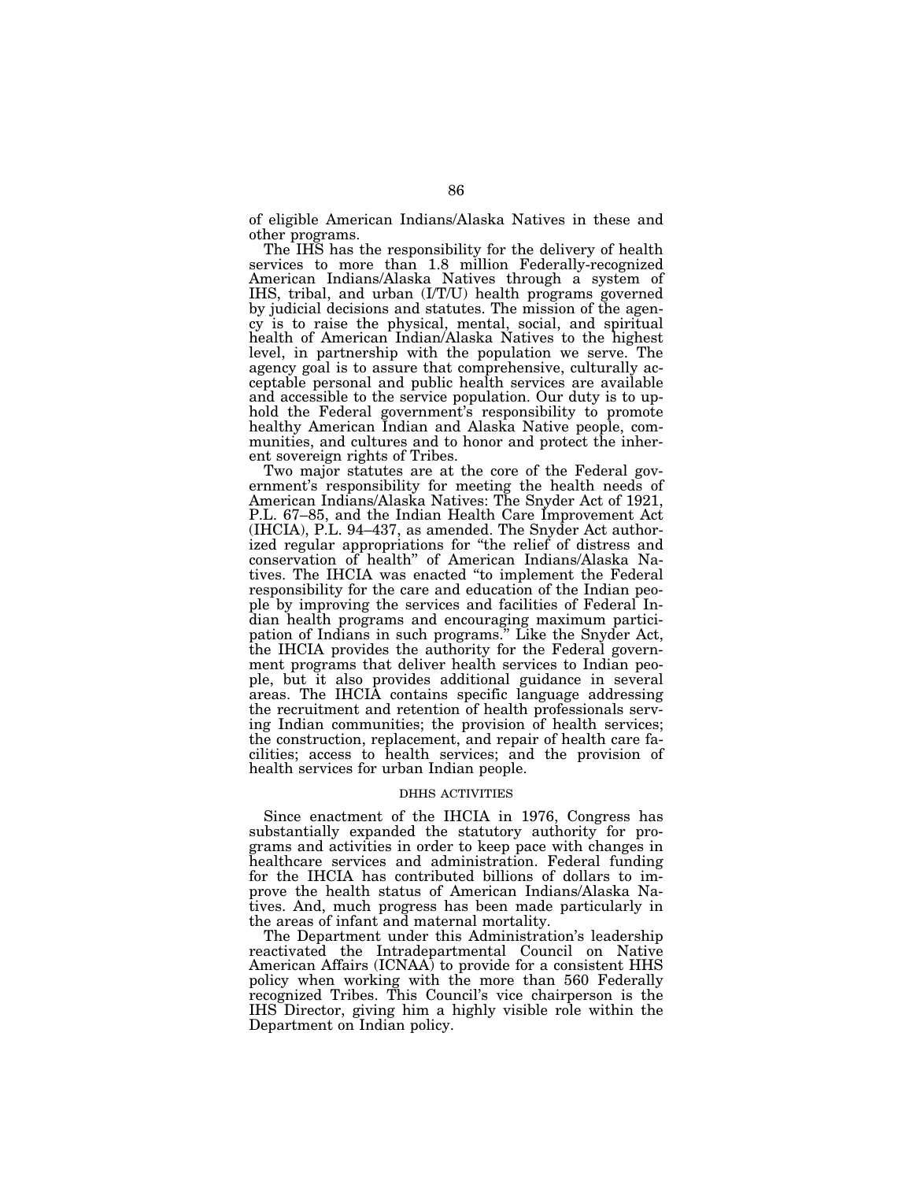of eligible American Indians/Alaska Natives in these and other programs.

The IHS has the responsibility for the delivery of health services to more than 1.8 million Federally-recognized American Indians/Alaska Natives through a system of IHS, tribal, and urban (I/T/U) health programs governed by judicial decisions and statutes. The mission of the agency is to raise the physical, mental, social, and spiritual health of American Indian/Alaska Natives to the highest level, in partnership with the population we serve. The agency goal is to assure that comprehensive, culturally acceptable personal and public health services are available and accessible to the service population. Our duty is to uphold the Federal government's responsibility to promote healthy American Indian and Alaska Native people, communities, and cultures and to honor and protect the inherent sovereign rights of Tribes.

Two major statutes are at the core of the Federal government's responsibility for meeting the health needs of American Indians/Alaska Natives: The Snyder Act of 1921, P.L. 67–85, and the Indian Health Care Improvement Act (IHCIA), P.L. 94–437, as amended. The Snyder Act authorized regular appropriations for "the relief of distress and conservation of health" of American Indians/Alaska Natives. The IHCIA was enacted "to implement the Federal responsibility for the care and education of the Indian people by improving the services and facilities of Federal Indian health programs and encouraging maximum participation of Indians in such programs." Like the Snyder Act, the IHCIA provides the authority for the Federal government programs that deliver health services to Indian people, but it also provides additional guidance in several areas. The IHCIA contains specific language addressing the recruitment and retention of health professionals serving Indian communities; the provision of health services; the construction, replacement, and repair of health care facilities; access to health services; and the provision of health services for urban Indian people.

## DHHS ACTIVITIES

Since enactment of the IHCIA in 1976, Congress has substantially expanded the statutory authority for programs and activities in order to keep pace with changes in healthcare services and administration. Federal funding for the IHCIA has contributed billions of dollars to improve the health status of American Indians/Alaska Natives. And, much progress has been made particularly in the areas of infant and maternal mortality.

The Department under this Administration's leadership reactivated the Intradepartmental Council on Native American Affairs (ICNAA) to provide for a consistent HHS policy when working with the more than 560 Federally recognized Tribes. This Council's vice chairperson is the IHS Director, giving him a highly visible role within the Department on Indian policy.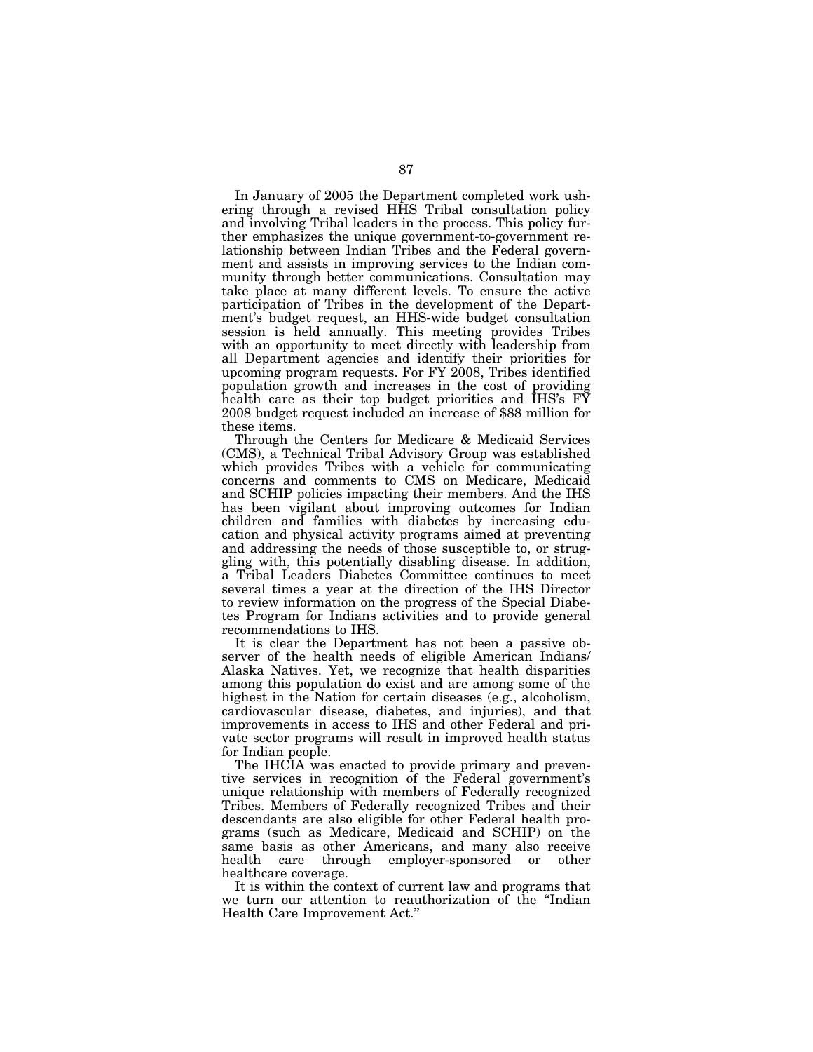In January of 2005 the Department completed work ushering through a revised HHS Tribal consultation policy and involving Tribal leaders in the process. This policy further emphasizes the unique government-to-government relationship between Indian Tribes and the Federal government and assists in improving services to the Indian community through better communications. Consultation may take place at many different levels. To ensure the active participation of Tribes in the development of the Department's budget request, an HHS-wide budget consultation session is held annually. This meeting provides Tribes with an opportunity to meet directly with leadership from all Department agencies and identify their priorities for upcoming program requests. For FY 2008, Tribes identified population growth and increases in the cost of providing health care as their top budget priorities and IHS's FY 2008 budget request included an increase of $88 million for these items.

Through the Centers for Medicare & Medicaid Services (CMS), a Technical Tribal Advisory Group was established which provides Tribes with a vehicle for communicating concerns and comments to CMS on Medicare, Medicaid and SCHIP policies impacting their members. And the IHS has been vigilant about improving outcomes for Indian children and families with diabetes by increasing education and physical activity programs aimed at preventing and addressing the needs of those susceptible to, or struggling with, this potentially disabling disease. In addition, a Tribal Leaders Diabetes Committee continues to meet several times a year at the direction of the IHS Director to review information on the progress of the Special Diabetes Program for Indians activities and to provide general recommendations to IHS.

It is clear the Department has not been a passive observer of the health needs of eligible American Indians/ Alaska Natives. Yet, we recognize that health disparities among this population do exist and are among some of the highest in the Nation for certain diseases (e.g., alcoholism, cardiovascular disease, diabetes, and injuries), and that improvements in access to IHS and other Federal and private sector programs will result in improved health status for Indian people.

The IHCIA was enacted to provide primary and preventive services in recognition of the Federal government's unique relationship with members of Federally recognized Tribes. Members of Federally recognized Tribes and their descendants are also eligible for other Federal health programs (such as Medicare, Medicaid and SCHIP) on the same basis as other Americans, and many also receive health care through employer-sponsored or other healthcare coverage.

It is within the context of current law and programs that we turn our attention to reauthorization of the "Indian Health Care Improvement Act."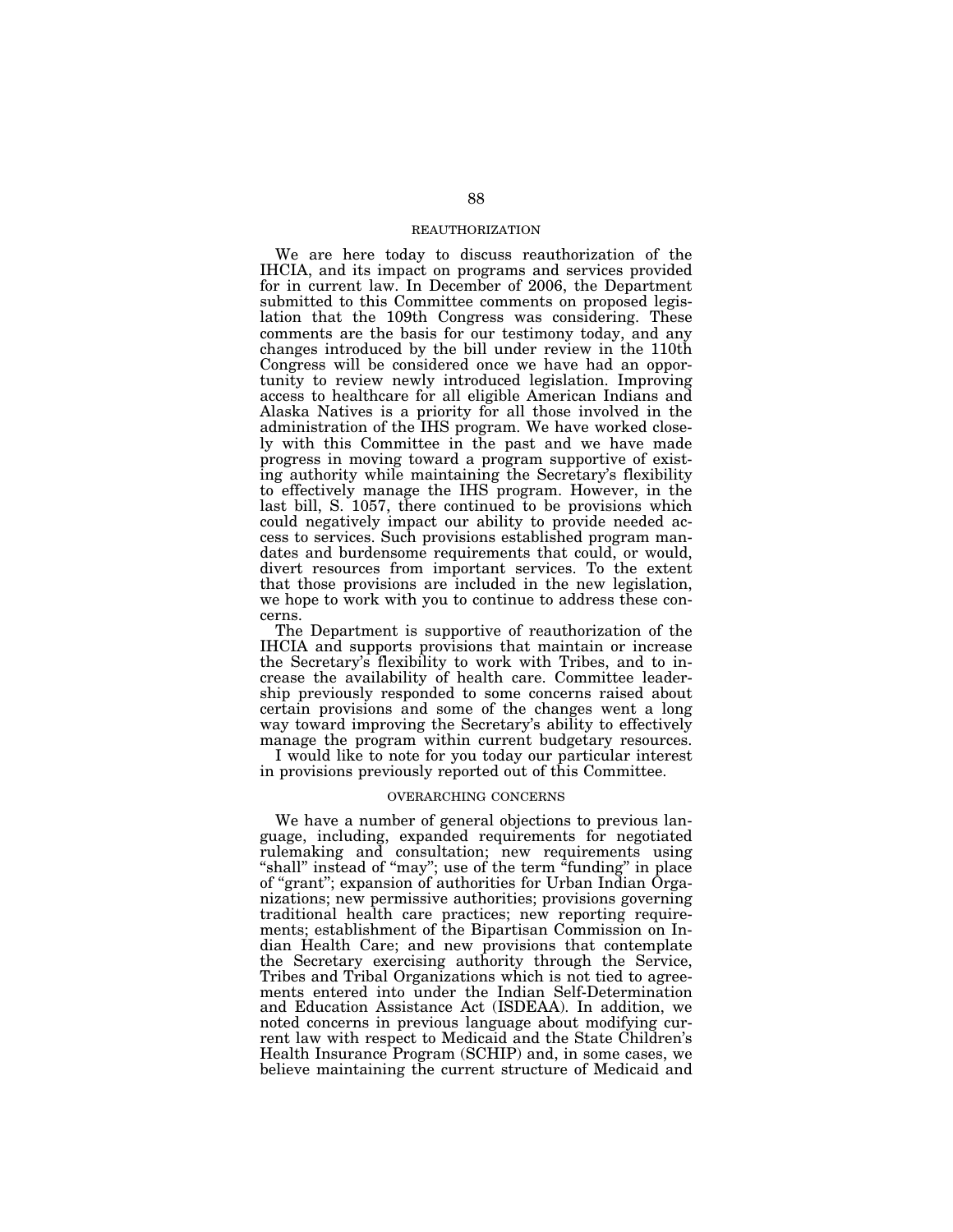## REAUTHORIZATION

We are here today to discuss reauthorization of the IHCIA, and its impact on programs and services provided for in current law. In December of 2006, the Department submitted to this Committee comments on proposed legislation that the 109th Congress was considering. These comments are the basis for our testimony today, and any changes introduced by the bill under review in the 110th Congress will be considered once we have had an opportunity to review newly introduced legislation. Improving access to healthcare for all eligible American Indians and Alaska Natives is a priority for all those involved in the administration of the IHS program. We have worked closely with this Committee in the past and we have made progress in moving toward a program supportive of existing authority while maintaining the Secretary's flexibility to effectively manage the IHS program. However, in the last bill, S. 1057, there continued to be provisions which could negatively impact our ability to provide needed access to services. Such provisions established program mandates and burdensome requirements that could, or would, divert resources from important services. To the extent that those provisions are included in the new legislation, we hope to work with you to continue to address these concerns.

The Department is supportive of reauthorization of the IHCIA and supports provisions that maintain or increase the Secretary's flexibility to work with Tribes, and to increase the availability of health care. Committee leadership previously responded to some concerns raised about certain provisions and some of the changes went a long way toward improving the Secretary's ability to effectively manage the program within current budgetary resources.

I would like to note for you today our particular interest in provisions previously reported out of this Committee.

## OVERARCHING CONCERNS

We have a number of general objections to previous language, including, expanded requirements for negotiated rulemaking and consultation; new requirements using "shall" instead of "may"; use of the term "funding" in place of "grant"; expansion of authorities for Urban Indian Organizations; new permissive authorities; provisions governing traditional health care practices; new reporting requirements; establishment of the Bipartisan Commission on Indian Health Care; and new provisions that contemplate the Secretary exercising authority through the Service, Tribes and Tribal Organizations which is not tied to agreements entered into under the Indian Self-Determination and Education Assistance Act (ISDEAA). In addition, we noted concerns in previous language about modifying current law with respect to Medicaid and the State Children's Health Insurance Program (SCHIP) and, in some cases, we believe maintaining the current structure of Medicaid and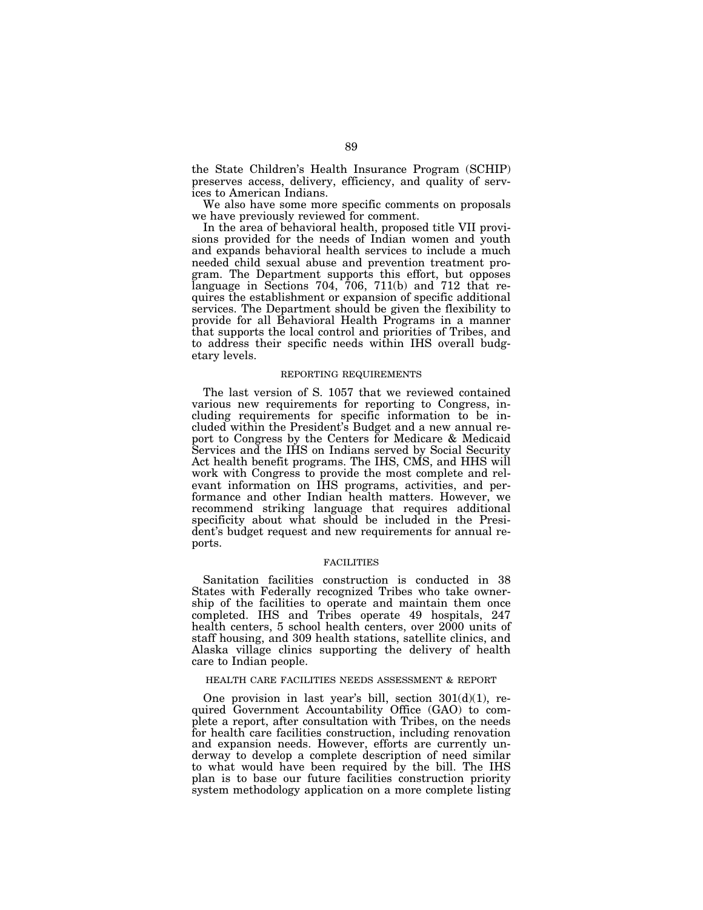the State Children's Health Insurance Program (SCHIP) preserves access, delivery, efficiency, and quality of services to American Indians.

We also have some more specific comments on proposals we have previously reviewed for comment.

In the area of behavioral health, proposed title VII provisions provided for the needs of Indian women and youth and expands behavioral health services to include a much needed child sexual abuse and prevention treatment program. The Department supports this effort, but opposes language in Sections 704, 706, 711(b) and 712 that requires the establishment or expansion of specific additional services. The Department should be given the flexibility to provide for all Behavioral Health Programs in a manner that supports the local control and priorities of Tribes, and to address their specific needs within IHS overall budgetary levels.

## REPORTING REQUIREMENTS

The last version of S. 1057 that we reviewed contained various new requirements for reporting to Congress, including requirements for specific information to be included within the President's Budget and a new annual report to Congress by the Centers for Medicare & Medicaid Services and the IHS on Indians served by Social Security Act health benefit programs. The IHS, CMS, and HHS will work with Congress to provide the most complete and relevant information on IHS programs, activities, and performance and other Indian health matters. However, we recommend striking language that requires additional specificity about what should be included in the President's budget request and new requirements for annual reports.

## FACILITIES

Sanitation facilities construction is conducted in 38 States with Federally recognized Tribes who take ownership of the facilities to operate and maintain them once completed. IHS and Tribes operate 49 hospitals, 247 health centers, 5 school health centers, over 2000 units of staff housing, and 309 health stations, satellite clinics, and Alaska village clinics supporting the delivery of health care to Indian people.

## HEALTH CARE FACILITIES NEEDS ASSESSMENT & REPORT

One provision in last year's bill, section 301(d)(1), required Government Accountability Office (GAO) to complete a report, after consultation with Tribes, on the needs for health care facilities construction, including renovation and expansion needs. However, efforts are currently underway to develop a complete description of need similar to what would have been required by the bill. The IHS plan is to base our future facilities construction priority system methodology application on a more complete listing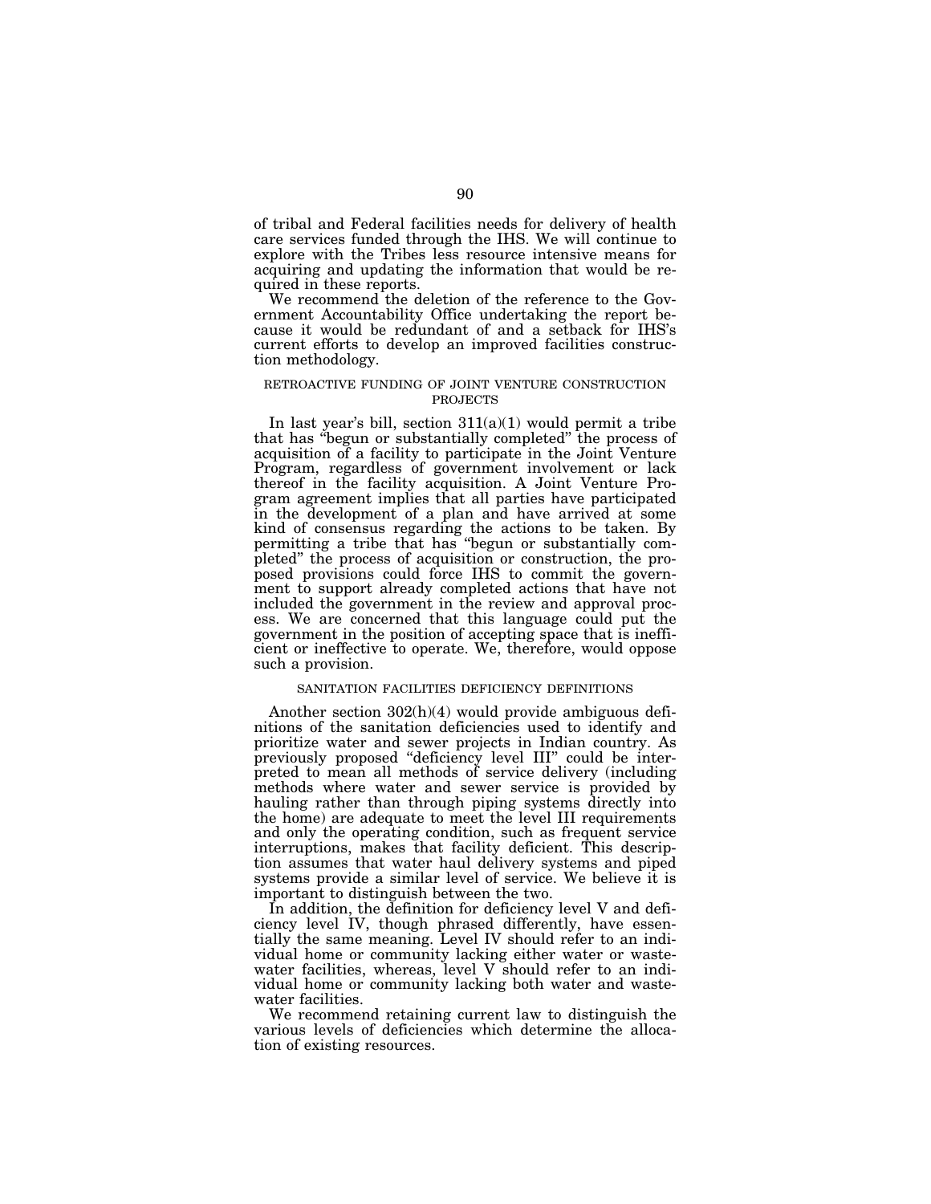of tribal and Federal facilities needs for delivery of health care services funded through the IHS. We will continue to explore with the Tribes less resource intensive means for acquiring and updating the information that would be required in these reports.

We recommend the deletion of the reference to the Government Accountability Office undertaking the report because it would be redundant of and a setback for IHS's current efforts to develop an improved facilities construction methodology.

### RETROACTIVE FUNDING OF JOINT VENTURE CONSTRUCTION PROJECTS

In last year's bill, section 311(a)(1) would permit a tribe that has "begun or substantially completed" the process of acquisition of a facility to participate in the Joint Venture Program, regardless of government involvement or lack thereof in the facility acquisition. A Joint Venture Program agreement implies that all parties have participated in the development of a plan and have arrived at some kind of consensus regarding the actions to be taken. By permitting a tribe that has "begun or substantially completed" the process of acquisition or construction, the proposed provisions could force IHS to commit the government to support already completed actions that have not included the government in the review and approval process. We are concerned that this language could put the government in the position of accepting space that is inefficient or ineffective to operate. We, therefore, would oppose such a provision.

### SANITATION FACILITIES DEFICIENCY DEFINITIONS

Another section 302(h)(4) would provide ambiguous definitions of the sanitation deficiencies used to identify and prioritize water and sewer projects in Indian country. As previously proposed "deficiency level III" could be interpreted to mean all methods of service delivery (including methods where water and sewer service is provided by hauling rather than through piping systems directly into the home) are adequate to meet the level III requirements and only the operating condition, such as frequent service interruptions, makes that facility deficient. This description assumes that water haul delivery systems and piped systems provide a similar level of service. We believe it is important to distinguish between the two.

In addition, the definition for deficiency level V and deficiency level IV, though phrased differently, have essentially the same meaning. Level IV should refer to an individual home or community lacking either water or wastewater facilities, whereas, level V should refer to an individual home or community lacking both water and wastewater facilities.

We recommend retaining current law to distinguish the various levels of deficiencies which determine the allocation of existing resources.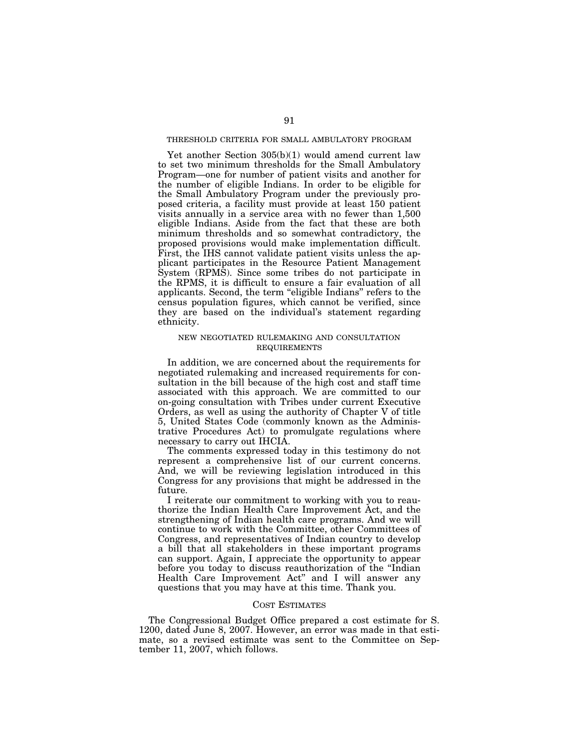### THRESHOLD CRITERIA FOR SMALL AMBULATORY PROGRAM

Yet another Section 305(b)(1) would amend current law to set two minimum thresholds for the Small Ambulatory Program—one for number of patient visits and another for the number of eligible Indians. In order to be eligible for the Small Ambulatory Program under the previously proposed criteria, a facility must provide at least 150 patient visits annually in a service area with no fewer than 1,500 eligible Indians. Aside from the fact that these are both minimum thresholds and so somewhat contradictory, the proposed provisions would make implementation difficult. First, the IHS cannot validate patient visits unless the applicant participates in the Resource Patient Management System (RPMS). Since some tribes do not participate in the RPMS, it is difficult to ensure a fair evaluation of all applicants. Second, the term "eligible Indians" refers to the census population figures, which cannot be verified, since they are based on the individual's statement regarding ethnicity.

### NEW NEGOTIATED RULEMAKING AND CONSULTATION REQUIREMENTS

In addition, we are concerned about the requirements for negotiated rulemaking and increased requirements for consultation in the bill because of the high cost and staff time associated with this approach. We are committed to our on-going consultation with Tribes under current Executive Orders, as well as using the authority of Chapter V of title 5, United States Code (commonly known as the Administrative Procedures Act) to promulgate regulations where necessary to carry out IHCIA.

The comments expressed today in this testimony do not represent a comprehensive list of our current concerns. And, we will be reviewing legislation introduced in this Congress for any provisions that might be addressed in the future.

I reiterate our commitment to working with you to reauthorize the Indian Health Care Improvement Act, and the strengthening of Indian health care programs. And we will continue to work with the Committee, other Committees of Congress, and representatives of Indian country to develop a bill that all stakeholders in these important programs can support. Again, I appreciate the opportunity to appear before you today to discuss reauthorization of the "Indian Health Care Improvement Act" and I will answer any questions that you may have at this time. Thank you.

## COST ESTIMATES

The Congressional Budget Office prepared a cost estimate for S. 1200, dated June 8, 2007. However, an error was made in that estimate, so a revised estimate was sent to the Committee on September 11, 2007, which follows.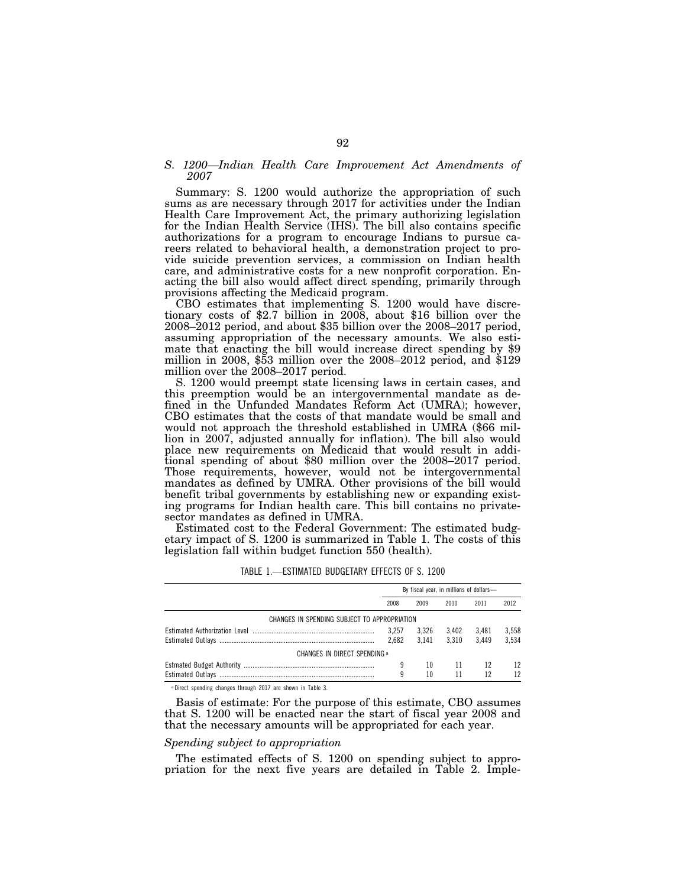*S. 1200—Indian Health Care Improvement Act Amendments of 2007*

Summary: S. 1200 would authorize the appropriation of such sums as are necessary through 2017 for activities under the Indian Health Care Improvement Act, the primary authorizing legislation for the Indian Health Service (IHS). The bill also contains specific authorizations for a program to encourage Indians to pursue careers related to behavioral health, a demonstration project to provide suicide prevention services, a commission on Indian health care, and administrative costs for a new nonprofit corporation. Enacting the bill also would affect direct spending, primarily through provisions affecting the Medicaid program.

CBO estimates that implementing S. 1200 would have discretionary costs of $2.7 billion in 2008, about $16 billion over the 2008–2012 period, and about $35 billion over the 2008–2017 period, assuming appropriation of the necessary amounts. We also estimate that enacting the bill would increase direct spending by $9 million in 2008, $53 million over the 2008–2012 period, and $129 million over the 2008–2017 period.

S. 1200 would preempt state licensing laws in certain cases, and this preemption would be an intergovernmental mandate as defined in the Unfunded Mandates Reform Act (UMRA); however, CBO estimates that the costs of that mandate would be small and would not approach the threshold established in UMRA ($66 million in 2007, adjusted annually for inflation). The bill also would place new requirements on Medicaid that would result in additional spending of about $80 million over the 2008–2017 period. Those requirements, however, would not be intergovernmental mandates as defined by UMRA. Other provisions of the bill would benefit tribal governments by establishing new or expanding existing programs for Indian health care. This bill contains no private-sector mandates as defined in UMRA.

Estimated cost to the Federal Government: The estimated budgetary impact of S. 1200 is summarized in Table 1. The costs of this legislation fall within budget function 550 (health).

TABLE 1.—ESTIMATED BUDGETARY EFFECTS OF S. 1200

| | By fiscal year, in millions of dollars— | | | | |
|---|---|---|---|---|---|
| | 2008 | 2009 | 2010 | 2011 | 2012 |
| CHANGES IN SPENDING SUBJECT TO APPROPRIATION | | | | | |
| Estimated Authorization Level | 3,257 | 3,326 | 3,402 | 3,481 | 3,558 |
| Estimated Outlays | 2,682 | 3,141 | 3,310 | 3,449 | 3,534 |
| CHANGES IN DIRECT SPENDING [a] | | | | | |
| Estmated Budget Authority | 9 | 10 | 11 | 12 | 12 |
| Estimated Outlays | 9 | 10 | 11 | 12 | 12 |

[a] Direct spending changes through 2017 are shown in Table 3.

Basis of estimate: For the purpose of this estimate, CBO assumes that S. 1200 will be enacted near the start of fiscal year 2008 and that the necessary amounts will be appropriated for each year.

*Spending subject to appropriation*

The estimated effects of S. 1200 on spending subject to appropriation for the next five years are detailed in Table 2. Imple-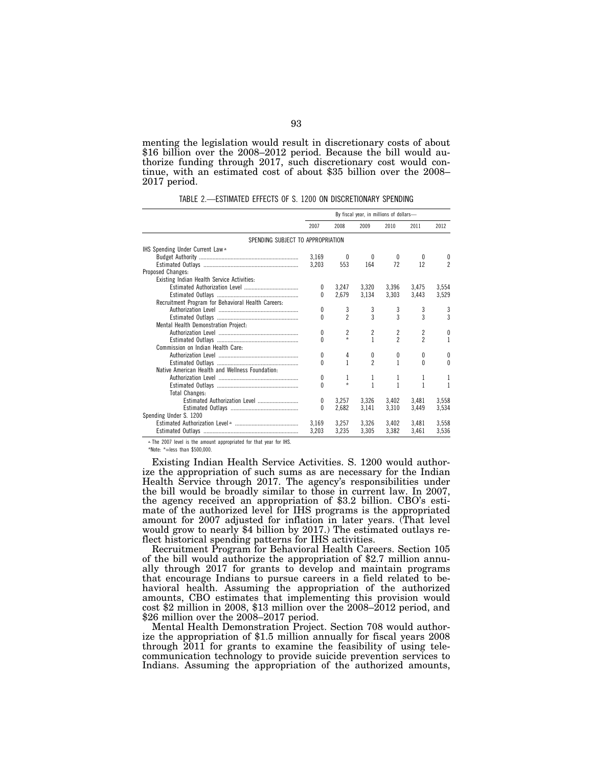menting the legislation would result in discretionary costs of about $16 billion over the 2008–2012 period. Because the bill would authorize funding through 2017, such discretionary cost would continue, with an estimated cost of about $35 billion over the 2008–2017 period.

TABLE 2.—ESTIMATED EFFECTS OF S. 1200 ON DISCRETIONARY SPENDING

| | By fiscal year, in millions of dollars— | | | | | |
|---|---|---|---|---|---|---|
| | 2007 | 2008 | 2009 | 2010 | 2011 | 2012 |
| SPENDING SUBJECT TO APPROPRIATION | | | | | | |
| IHS Spending Under Current Law [a] | | | | | | |
| Budget Authority | 3,169 | 0 | 0 | 0 | 0 | 0 |
| Estimated Outlays | 3,203 | 553 | 164 | 72 | 12 | 2 |
| Proposed Changes: | | | | | | |
| Existing Indian Health Service Activities: | | | | | | |
| Estimated Authorization Level | 0 | 3,247 | 3,320 | 3,396 | 3,475 | 3,554 |
| Estimated Outlays | 0 | 2,679 | 3,134 | 3,303 | 3,443 | 3,529 |
| Recruitment Program for Behavioral Health Careers: | | | | | | |
| Authorization Level | 0 | 3 | 3 | 3 | 3 | 3 |
| Estimated Outlays | 0 | 2 | 3 | 3 | 3 | 3 |
| Mental Health Demonstration Project: | | | | | | |
| Authorization Level | 0 | 2 | 2 | 2 | 2 | 0 |
| Estimated Outlays | 0 | * | 1 | 2 | 2 | 1 |
| Commission on Indian Health Care: | | | | | | |
| Authorization Level | 0 | 4 | 0 | 0 | 0 | 0 |
| Estimated Outlays | 0 | 1 | 2 | 1 | 0 | 0 |
| Native American Health and Wellness Foundation: | | | | | | |
| Authorization Level | 0 | 1 | 1 | 1 | 1 | 1 |
| Estimated Outlays | 0 | * | 1 | 1 | 1 | 1 |
| Total Changes: | | | | | | |
| Estimated Authorization Level | 0 | 3,257 | 3,326 | 3,402 | 3,481 | 3,558 |
| Estimated Outlays | 0 | 2,682 | 3,141 | 3,310 | 3,449 | 3,534 |
| Spending Under S. 1200 | | | | | | |
| Estimated Authorization Level [a] | 3,169 | 3,257 | 3,326 | 3,402 | 3,481 | 3,558 |
| Estimated Outlays | 3,203 | 3,235 | 3,305 | 3,382 | 3,461 | 3,536 |

[a] The 2007 level is the amount appropriated for that year for IHS.

*Note: *=less than $500,000.

Existing Indian Health Service Activities. S. 1200 would authorize the appropriation of such sums as are necessary for the Indian Health Service through 2017. The agency's responsibilities under the bill would be broadly similar to those in current law. In 2007, the agency received an appropriation of $3.2 billion. CBO's estimate of the authorized level for IHS programs is the appropriated amount for 2007 adjusted for inflation in later years. (That level would grow to nearly $4 billion by 2017.) The estimated outlays reflect historical spending patterns for IHS activities.

Recruitment Program for Behavioral Health Careers. Section 105 of the bill would authorize the appropriation of $2.7 million annually through 2017 for grants to develop and maintain programs that encourage Indians to pursue careers in a field related to behavioral health. Assuming the appropriation of the authorized amounts, CBO estimates that implementing this provision would cost $2 million in 2008, $13 million over the 2008–2012 period, and $26 million over the 2008–2017 period.

Mental Health Demonstration Project. Section 708 would authorize the appropriation of $1.5 million annually for fiscal years 2008 through 2011 for grants to examine the feasibility of using telecommunication technology to provide suicide prevention services to Indians. Assuming the appropriation of the authorized amounts,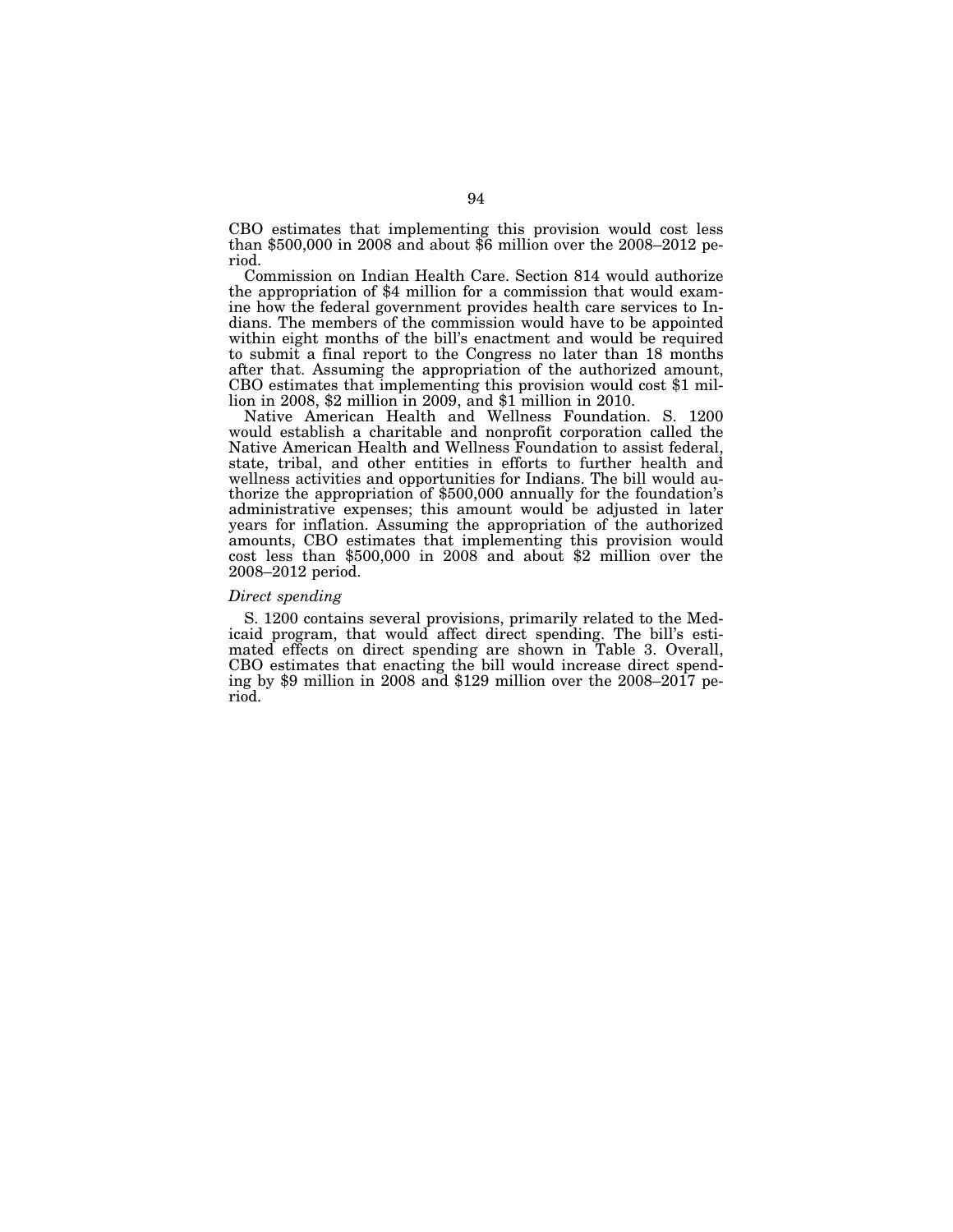CBO estimates that implementing this provision would cost less than $500,000 in 2008 and about $6 million over the 2008–2012 period.

Commission on Indian Health Care. Section 814 would authorize the appropriation of $4 million for a commission that would examine how the federal government provides health care services to Indians. The members of the commission would have to be appointed within eight months of the bill's enactment and would be required to submit a final report to the Congress no later than 18 months after that. Assuming the appropriation of the authorized amount, CBO estimates that implementing this provision would cost $1 million in 2008, $2 million in 2009, and $1 million in 2010.

Native American Health and Wellness Foundation. S. 1200 would establish a charitable and nonprofit corporation called the Native American Health and Wellness Foundation to assist federal, state, tribal, and other entities in efforts to further health and wellness activities and opportunities for Indians. The bill would authorize the appropriation of $500,000 annually for the foundation's administrative expenses; this amount would be adjusted in later years for inflation. Assuming the appropriation of the authorized amounts, CBO estimates that implementing this provision would cost less than $500,000 in 2008 and about $2 million over the 2008–2012 period.

*Direct spending*

S. 1200 contains several provisions, primarily related to the Medicaid program, that would affect direct spending. The bill's estimated effects on direct spending are shown in Table 3. Overall, CBO estimates that enacting the bill would increase direct spending by $9 million in 2008 and $129 million over the 2008–2017 period.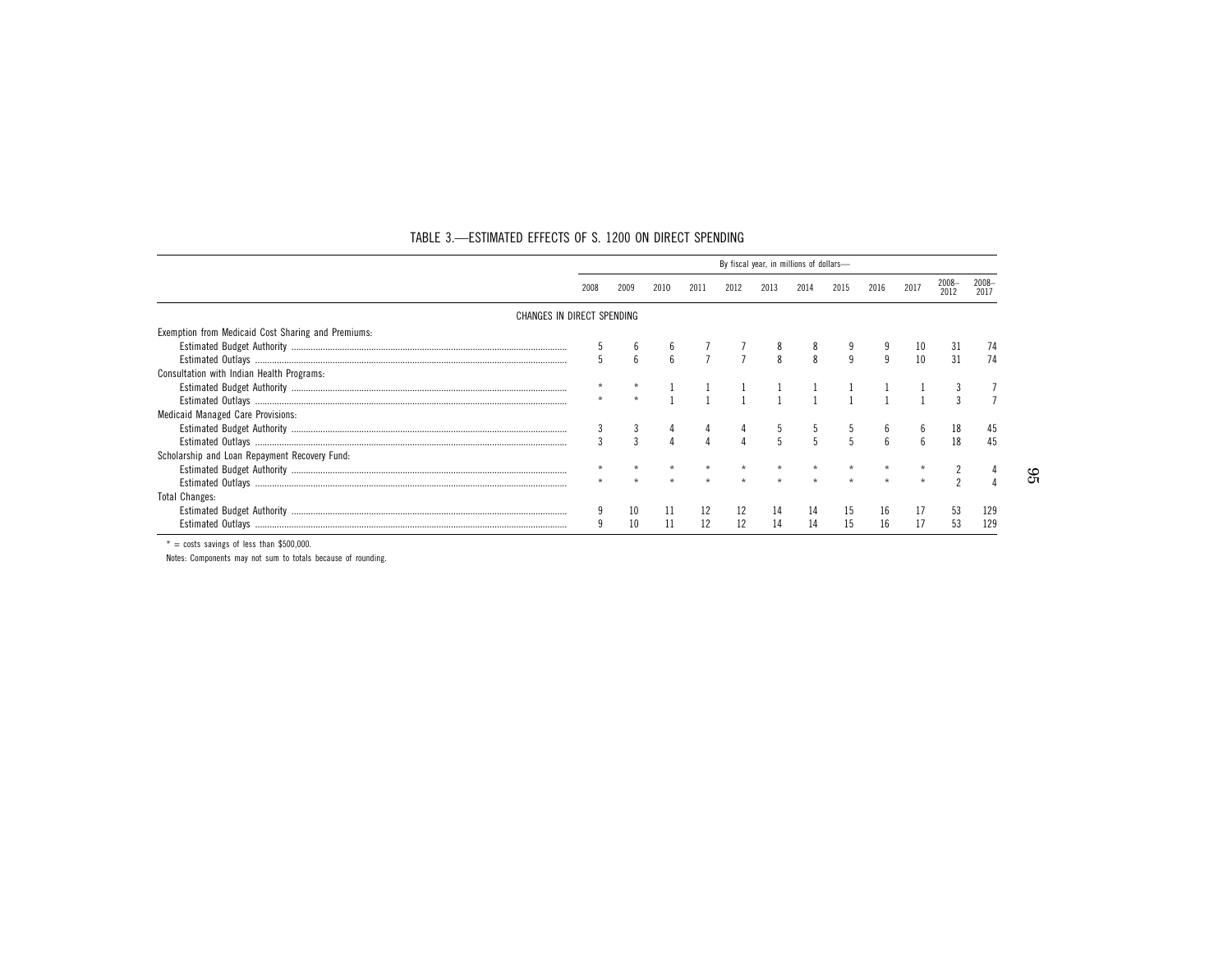TABLE 3.—ESTIMATED EFFECTS OF S. 1200 ON DIRECT SPENDING

| | By fiscal year, in millions of dollars— | | | | | | | | | | | |
|---|---|---|---|---|---|---|---|---|---|---|---|---|
| | 2008 | 2009 | 2010 | 2011 | 2012 | 2013 | 2014 | 2015 | 2016 | 2017 | 2008–2012 | 2008–2017 |
| CHANGES IN DIRECT SPENDING | | | | | | | | | | | | |
| Exemption from Medicaid Cost Sharing and Premiums: | | | | | | | | | | | | |
| Estimated Budget Authority | 5 | 6 | 6 | 7 | 7 | 8 | 8 | 9 | 9 | 10 | 31 | 74 |
| Estimated Outlays | 5 | 6 | 6 | 7 | 7 | 8 | 8 | 9 | 9 | 10 | 31 | 74 |
| Consultation with Indian Health Programs: | | | | | | | | | | | | |
| Estimated Budget Authority | * | * | 1 | 1 | 1 | 1 | 1 | 1 | 1 | 1 | 3 | 7 |
| Estimated Outlays | * | * | 1 | 1 | 1 | 1 | 1 | 1 | 1 | 1 | 3 | 7 |
| Medicaid Managed Care Provisions: | | | | | | | | | | | | |
| Estimated Budget Authority | 3 | 3 | 4 | 4 | 4 | 5 | 5 | 5 | 6 | 6 | 18 | 45 |
| Estimated Outlays | 3 | 3 | 4 | 4 | 4 | 5 | 5 | 5 | 6 | 6 | 18 | 45 |
| Scholarship and Loan Repayment Recovery Fund: | | | | | | | | | | | | |
| Estimated Budget Authority | * | * | * | * | * | * | * | * | * | * | 2 | 4 |
| Estimated Outlays | * | * | * | * | * | * | * | * | * | * | 2 | 4 |
| Total Changes: | | | | | | | | | | | | |
| Estimated Budget Authority | 9 | 10 | 11 | 12 | 12 | 14 | 14 | 15 | 16 | 17 | 53 | 129 |
| Estimated Outlays | 9 | 10 | 11 | 12 | 12 | 14 | 14 | 15 | 16 | 17 | 53 | 129 |

* = costs savings of less than $500,000.

Notes: Components may not sum to totals because of rounding.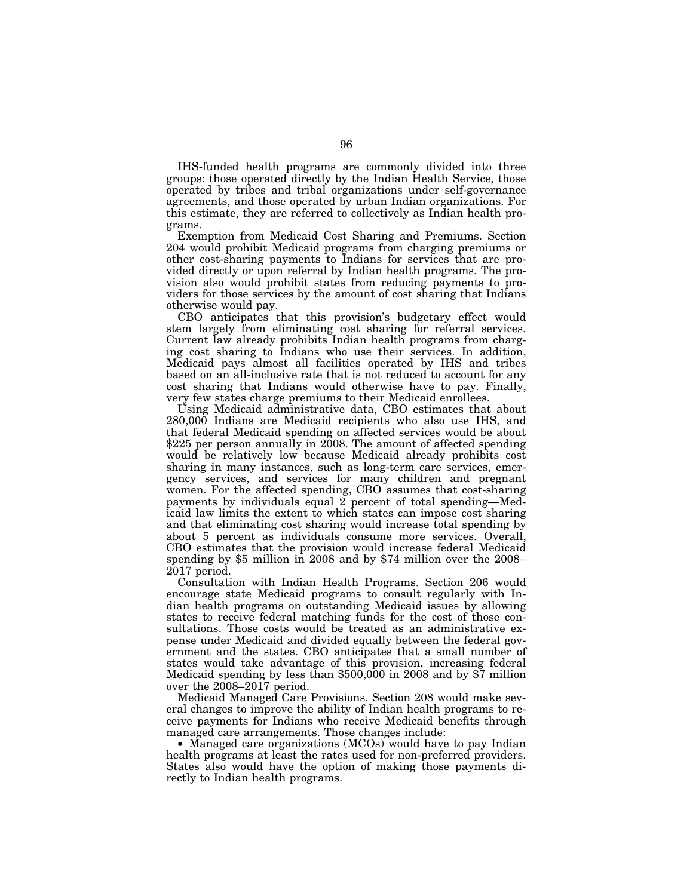IHS-funded health programs are commonly divided into three groups: those operated directly by the Indian Health Service, those operated by tribes and tribal organizations under self-governance agreements, and those operated by urban Indian organizations. For this estimate, they are referred to collectively as Indian health programs.

Exemption from Medicaid Cost Sharing and Premiums. Section 204 would prohibit Medicaid programs from charging premiums or other cost-sharing payments to Indians for services that are provided directly or upon referral by Indian health programs. The provision also would prohibit states from reducing payments to providers for those services by the amount of cost sharing that Indians otherwise would pay.

CBO anticipates that this provision's budgetary effect would stem largely from eliminating cost sharing for referral services. Current law already prohibits Indian health programs from charging cost sharing to Indians who use their services. In addition, Medicaid pays almost all facilities operated by IHS and tribes based on an all-inclusive rate that is not reduced to account for any cost sharing that Indians would otherwise have to pay. Finally, very few states charge premiums to their Medicaid enrollees.

Using Medicaid administrative data, CBO estimates that about 280,000 Indians are Medicaid recipients who also use IHS, and that federal Medicaid spending on affected services would be about $225 per person annually in 2008. The amount of affected spending would be relatively low because Medicaid already prohibits cost sharing in many instances, such as long-term care services, emergency services, and services for many children and pregnant women. For the affected spending, CBO assumes that cost-sharing payments by individuals equal 2 percent of total spending—Medicaid law limits the extent to which states can impose cost sharing and that eliminating cost sharing would increase total spending by about 5 percent as individuals consume more services. Overall, CBO estimates that the provision would increase federal Medicaid spending by $5 million in 2008 and by $74 million over the 2008–2017 period.

Consultation with Indian Health Programs. Section 206 would encourage state Medicaid programs to consult regularly with Indian health programs on outstanding Medicaid issues by allowing states to receive federal matching funds for the cost of those consultations. Those costs would be treated as an administrative expense under Medicaid and divided equally between the federal government and the states. CBO anticipates that a small number of states would take advantage of this provision, increasing federal Medicaid spending by less than $500,000 in 2008 and by $7 million over the 2008–2017 period.

Medicaid Managed Care Provisions. Section 208 would make several changes to improve the ability of Indian health programs to receive payments for Indians who receive Medicaid benefits through managed care arrangements. Those changes include:

- Managed care organizations (MCOs) would have to pay Indian health programs at least the rates used for non-preferred providers. States also would have the option of making those payments directly to Indian health programs.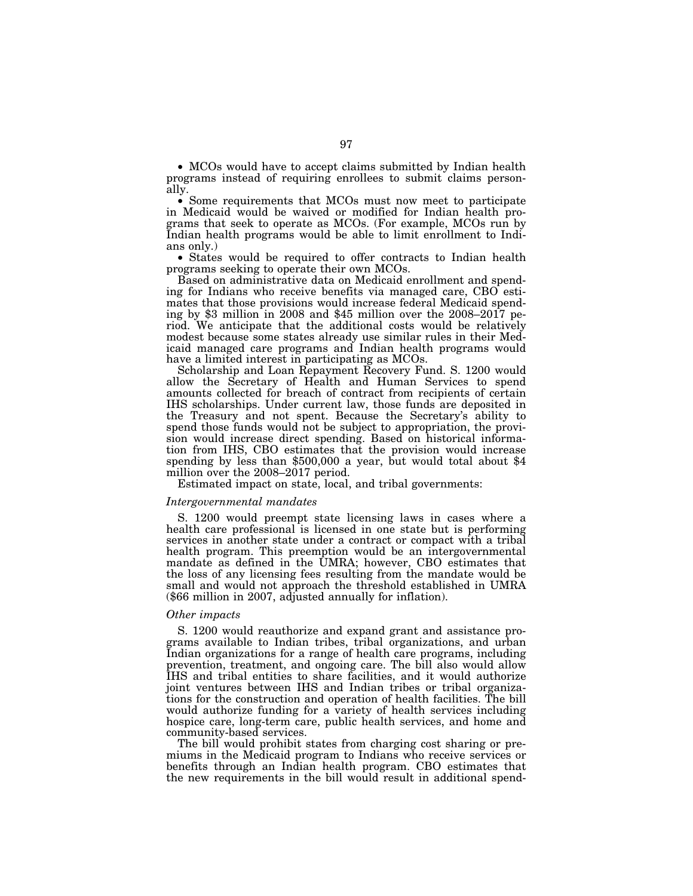- MCOs would have to accept claims submitted by Indian health programs instead of requiring enrollees to submit claims personally.
- Some requirements that MCOs must now meet to participate in Medicaid would be waived or modified for Indian health programs that seek to operate as MCOs. (For example, MCOs run by Indian health programs would be able to limit enrollment to Indians only.)
- States would be required to offer contracts to Indian health programs seeking to operate their own MCOs.

Based on administrative data on Medicaid enrollment and spending for Indians who receive benefits via managed care, CBO estimates that those provisions would increase federal Medicaid spending by $3 million in 2008 and $45 million over the 2008–2017 period. We anticipate that the additional costs would be relatively modest because some states already use similar rules in their Medicaid managed care programs and Indian health programs would have a limited interest in participating as MCOs.

Scholarship and Loan Repayment Recovery Fund. S. 1200 would allow the Secretary of Health and Human Services to spend amounts collected for breach of contract from recipients of certain IHS scholarships. Under current law, those funds are deposited in the Treasury and not spent. Because the Secretary's ability to spend those funds would not be subject to appropriation, the provision would increase direct spending. Based on historical information from IHS, CBO estimates that the provision would increase spending by less than $500,000 a year, but would total about $4 million over the 2008–2017 period.

Estimated impact on state, local, and tribal governments:

*Intergovernmental mandates*

S. 1200 would preempt state licensing laws in cases where a health care professional is licensed in one state but is performing services in another state under a contract or compact with a tribal health program. This preemption would be an intergovernmental mandate as defined in the UMRA; however, CBO estimates that the loss of any licensing fees resulting from the mandate would be small and would not approach the threshold established in UMRA ($66 million in 2007, adjusted annually for inflation).

*Other impacts*

S. 1200 would reauthorize and expand grant and assistance programs available to Indian tribes, tribal organizations, and urban Indian organizations for a range of health care programs, including prevention, treatment, and ongoing care. The bill also would allow IHS and tribal entities to share facilities, and it would authorize joint ventures between IHS and Indian tribes or tribal organizations for the construction and operation of health facilities. The bill would authorize funding for a variety of health services including hospice care, long-term care, public health services, and home and community-based services.

The bill would prohibit states from charging cost sharing or premiums in the Medicaid program to Indians who receive services or benefits through an Indian health program. CBO estimates that the new requirements in the bill would result in additional spend-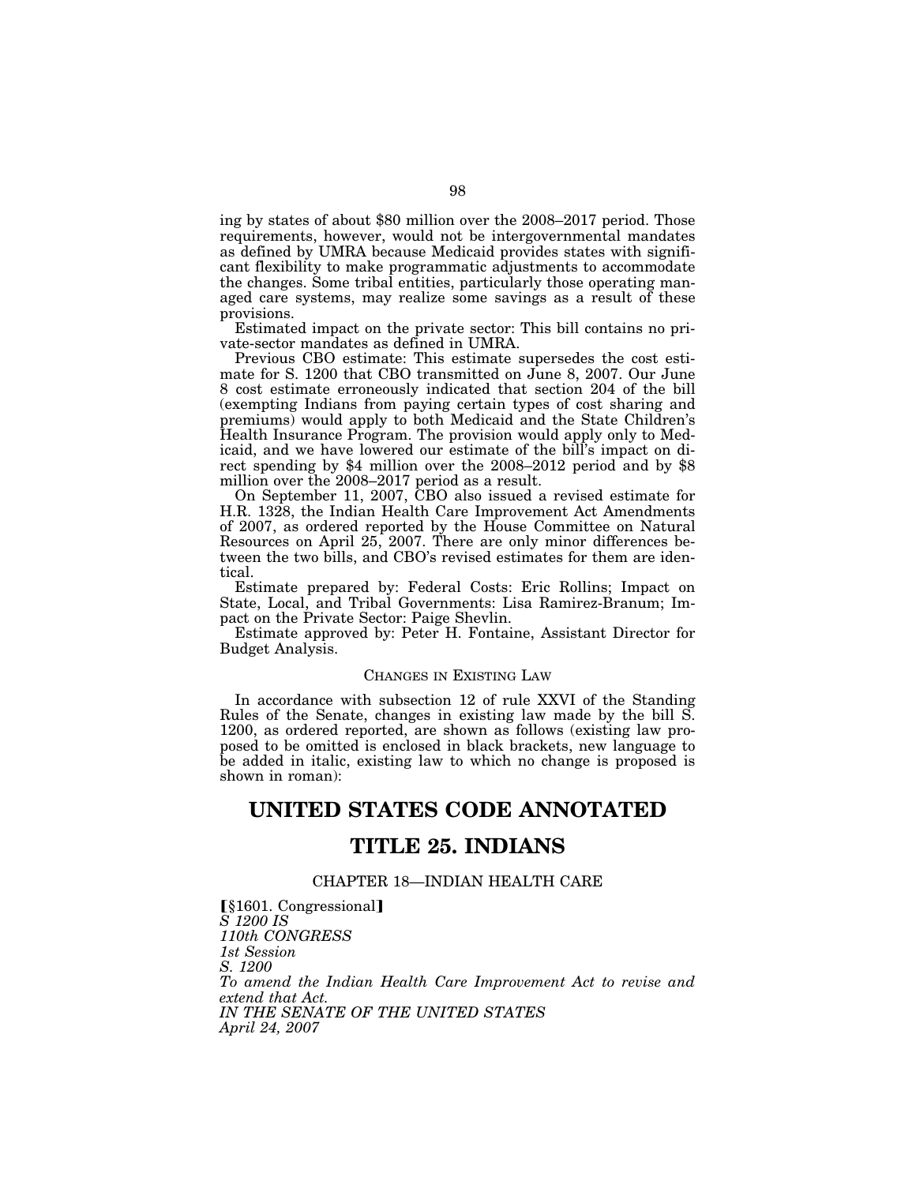ing by states of about $80 million over the 2008–2017 period. Those requirements, however, would not be intergovernmental mandates as defined by UMRA because Medicaid provides states with significant flexibility to make programmatic adjustments to accommodate the changes. Some tribal entities, particularly those operating managed care systems, may realize some savings as a result of these provisions.

Estimated impact on the private sector: This bill contains no private-sector mandates as defined in UMRA.

Previous CBO estimate: This estimate supersedes the cost estimate for S. 1200 that CBO transmitted on June 8, 2007. Our June 8 cost estimate erroneously indicated that section 204 of the bill (exempting Indians from paying certain types of cost sharing and premiums) would apply to both Medicaid and the State Children's Health Insurance Program. The provision would apply only to Medicaid, and we have lowered our estimate of the bill's impact on direct spending by $4 million over the 2008–2012 period and by $8 million over the 2008–2017 period as a result.

On September 11, 2007, CBO also issued a revised estimate for H.R. 1328, the Indian Health Care Improvement Act Amendments of 2007, as ordered reported by the House Committee on Natural Resources on April 25, 2007. There are only minor differences between the two bills, and CBO's revised estimates for them are identical.

Estimate prepared by: Federal Costs: Eric Rollins; Impact on State, Local, and Tribal Governments: Lisa Ramirez-Branum; Impact on the Private Sector: Paige Shevlin.

Estimate approved by: Peter H. Fontaine, Assistant Director for Budget Analysis.

### CHANGES IN EXISTING LAW

In accordance with subsection 12 of rule XXVI of the Standing Rules of the Senate, changes in existing law made by the bill S. 1200, as ordered reported, are shown as follows (existing law proposed to be omitted is enclosed in black brackets, new language to be added in italic, existing law to which no change is proposed is shown in roman):

# UNITED STATES CODE ANNOTATED

# TITLE 25. INDIANS

### CHAPTER 18—INDIAN HEALTH CARE

【§1601. Congressional】
*S 1200 IS*
*110th CONGRESS*
*1st Session*
*S. 1200*
*To amend the Indian Health Care Improvement Act to revise and extend that Act.*
*IN THE SENATE OF THE UNITED STATES*
*April 24, 2007*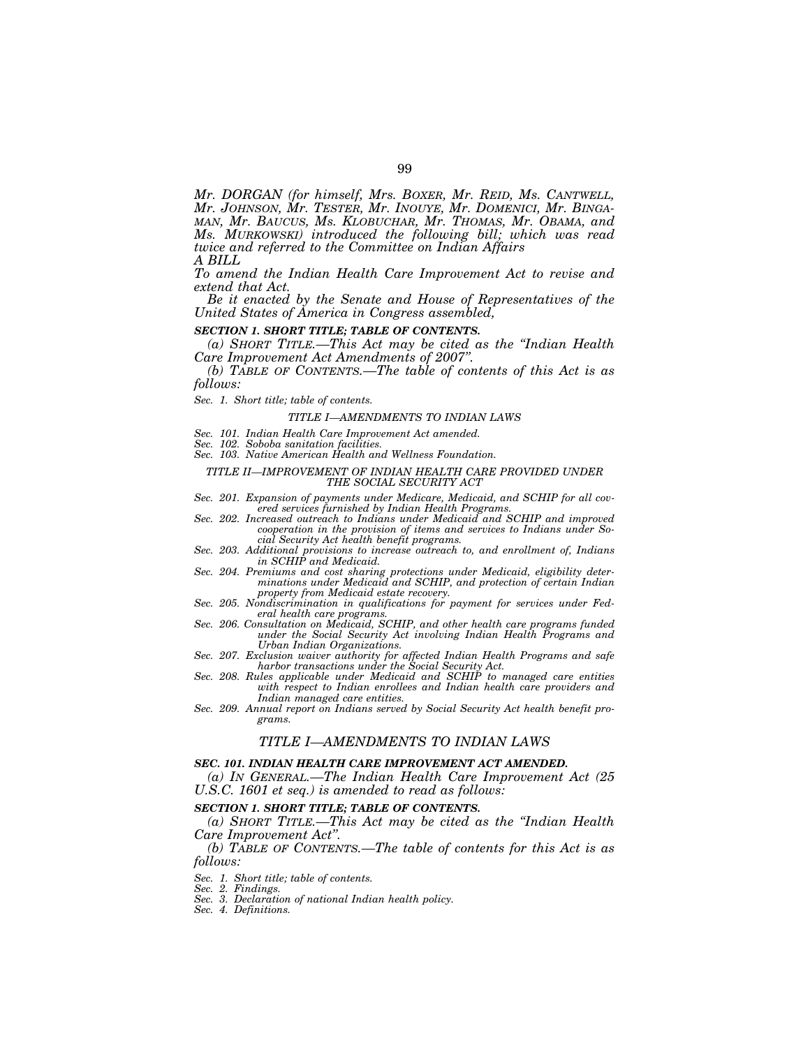*Mr. DORGAN (for himself, Mrs. BOXER, Mr. REID, Ms. CANTWELL, Mr. JOHNSON, Mr. TESTER, Mr. INOUYE, Mr. DOMENICI, Mr. BINGAMAN, Mr. BAUCUS, Ms. KLOBUCHAR, Mr. THOMAS, Mr. OBAMA, and Ms. MURKOWSKI) introduced the following bill; which was read twice and referred to the Committee on Indian Affairs*

*A BILL*

*To amend the Indian Health Care Improvement Act to revise and extend that Act.*

*Be it enacted by the Senate and House of Representatives of the United States of America in Congress assembled,*

***SECTION 1. SHORT TITLE; TABLE OF CONTENTS.***

*(a) SHORT TITLE.—This Act may be cited as the "Indian Health Care Improvement Act Amendments of 2007".*

*(b) TABLE OF CONTENTS.—The table of contents of this Act is as follows:*

*Sec. 1. Short title; table of contents.*

*TITLE I—AMENDMENTS TO INDIAN LAWS*

*Sec. 101. Indian Health Care Improvement Act amended.*
*Sec. 102. Soboba sanitation facilities.*
*Sec. 103. Native American Health and Wellness Foundation.*

*TITLE II—IMPROVEMENT OF INDIAN HEALTH CARE PROVIDED UNDER THE SOCIAL SECURITY ACT*

*Sec. 201. Expansion of payments under Medicare, Medicaid, and SCHIP for all covered services furnished by Indian Health Programs.*
*Sec. 202. Increased outreach to Indians under Medicaid and SCHIP and improved cooperation in the provision of items and services to Indians under Social Security Act health benefit programs.*
*Sec. 203. Additional provisions to increase outreach to, and enrollment of, Indians in SCHIP and Medicaid.*
*Sec. 204. Premiums and cost sharing protections under Medicaid, eligibility determinations under Medicaid and SCHIP, and protection of certain Indian property from Medicaid estate recovery.*
*Sec. 205. Nondiscrimination in qualifications for payment for services under Federal health care programs.*
*Sec. 206. Consultation on Medicaid, SCHIP, and other health care programs funded under the Social Security Act involving Indian Health Programs and Urban Indian Organizations.*
*Sec. 207. Exclusion waiver authority for affected Indian Health Programs and safe harbor transactions under the Social Security Act.*
*Sec. 208. Rules applicable under Medicaid and SCHIP to managed care entities with respect to Indian enrollees and Indian health care providers and Indian managed care entities.*
*Sec. 209. Annual report on Indians served by Social Security Act health benefit programs.*

## *TITLE I—AMENDMENTS TO INDIAN LAWS*

***SEC. 101. INDIAN HEALTH CARE IMPROVEMENT ACT AMENDED.***

*(a) IN GENERAL.—The Indian Health Care Improvement Act (25 U.S.C. 1601 et seq.) is amended to read as follows:*

***SECTION 1. SHORT TITLE; TABLE OF CONTENTS.***

*(a) SHORT TITLE.—This Act may be cited as the "Indian Health Care Improvement Act".*

*(b) TABLE OF CONTENTS.—The table of contents for this Act is as follows:*

*Sec. 1. Short title; table of contents.*
*Sec. 2. Findings.*
*Sec. 3. Declaration of national Indian health policy.*
*Sec. 4. Definitions.*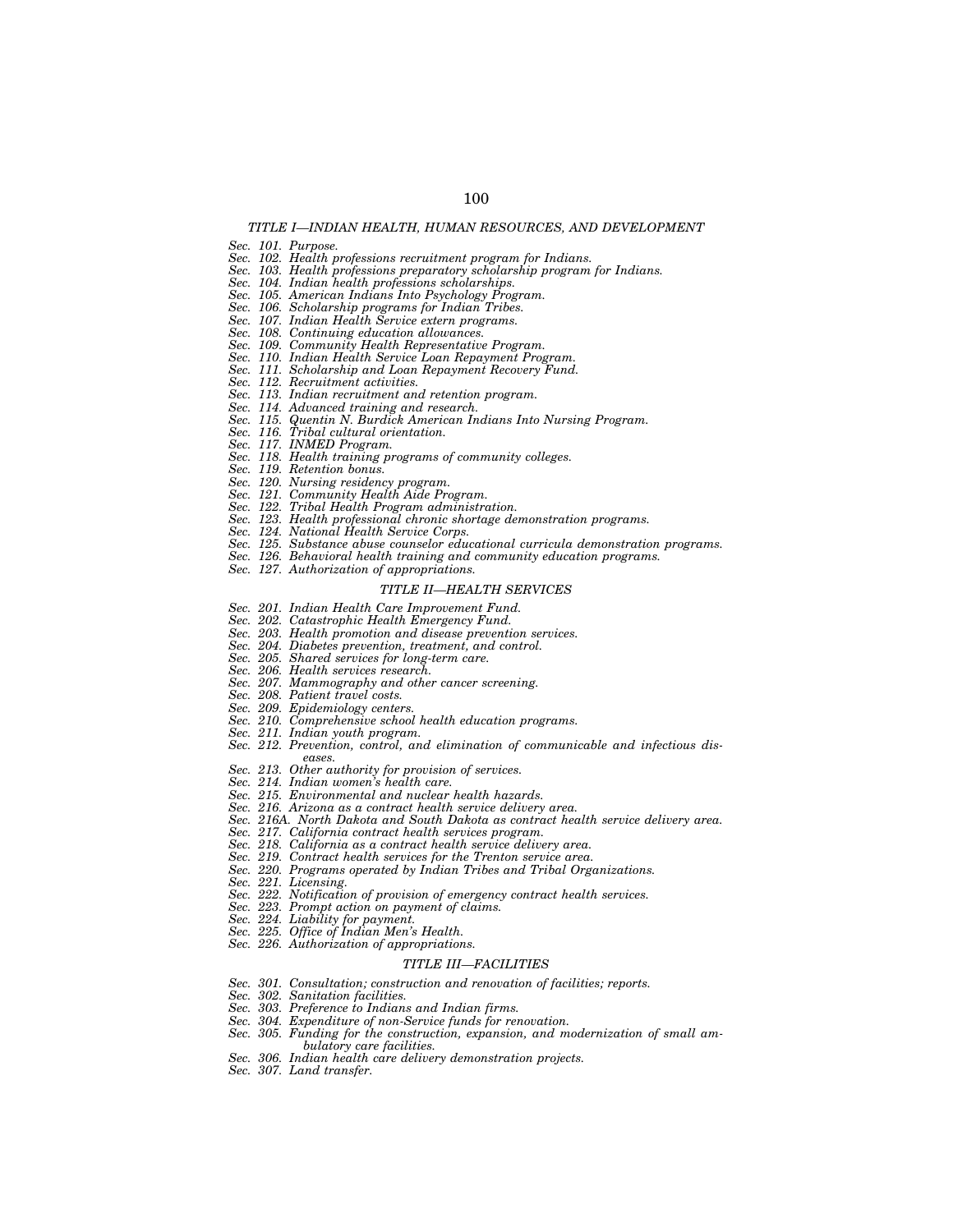*TITLE I—INDIAN HEALTH, HUMAN RESOURCES, AND DEVELOPMENT*

*Sec. 101. Purpose.*
*Sec. 102. Health professions recruitment program for Indians.*
*Sec. 103. Health professions preparatory scholarship program for Indians.*
*Sec. 104. Indian health professions scholarships.*
*Sec. 105. American Indians Into Psychology Program.*
*Sec. 106. Scholarship programs for Indian Tribes.*
*Sec. 107. Indian Health Service extern programs.*
*Sec. 108. Continuing education allowances.*
*Sec. 109. Community Health Representative Program.*
*Sec. 110. Indian Health Service Loan Repayment Program.*
*Sec. 111. Scholarship and Loan Repayment Recovery Fund.*
*Sec. 112. Recruitment activities.*
*Sec. 113. Indian recruitment and retention program.*
*Sec. 114. Advanced training and research.*
*Sec. 115. Quentin N. Burdick American Indians Into Nursing Program.*
*Sec. 116. Tribal cultural orientation.*
*Sec. 117. INMED Program.*
*Sec. 118. Health training programs of community colleges.*
*Sec. 119. Retention bonus.*
*Sec. 120. Nursing residency program.*
*Sec. 121. Community Health Aide Program.*
*Sec. 122. Tribal Health Program administration.*
*Sec. 123. Health professional chronic shortage demonstration programs.*
*Sec. 124. National Health Service Corps.*
*Sec. 125. Substance abuse counselor educational curricula demonstration programs.*
*Sec. 126. Behavioral health training and community education programs.*
*Sec. 127. Authorization of appropriations.*

*TITLE II—HEALTH SERVICES*

*Sec. 201. Indian Health Care Improvement Fund.*
*Sec. 202. Catastrophic Health Emergency Fund.*
*Sec. 203. Health promotion and disease prevention services.*
*Sec. 204. Diabetes prevention, treatment, and control.*
*Sec. 205. Shared services for long-term care.*
*Sec. 206. Health services research.*
*Sec. 207. Mammography and other cancer screening.*
*Sec. 208. Patient travel costs.*
*Sec. 209. Epidemiology centers.*
*Sec. 210. Comprehensive school health education programs.*
*Sec. 211. Indian youth program.*
*Sec. 212. Prevention, control, and elimination of communicable and infectious diseases.*
*Sec. 213. Other authority for provision of services.*
*Sec. 214. Indian women's health care.*
*Sec. 215. Environmental and nuclear health hazards.*
*Sec. 216. Arizona as a contract health service delivery area.*
*Sec. 216A. North Dakota and South Dakota as contract health service delivery area.*
*Sec. 217. California contract health services program.*
*Sec. 218. California as a contract health service delivery area.*
*Sec. 219. Contract health services for the Trenton service area.*
*Sec. 220. Programs operated by Indian Tribes and Tribal Organizations.*
*Sec. 221. Licensing.*
*Sec. 222. Notification of provision of emergency contract health services.*
*Sec. 223. Prompt action on payment of claims.*
*Sec. 224. Liability for payment.*
*Sec. 225. Office of Indian Men's Health.*
*Sec. 226. Authorization of appropriations.*

*TITLE III—FACILITIES*

*Sec. 301. Consultation; construction and renovation of facilities; reports.*
*Sec. 302. Sanitation facilities.*
*Sec. 303. Preference to Indians and Indian firms.*
*Sec. 304. Expenditure of non-Service funds for renovation.*
*Sec. 305. Funding for the construction, expansion, and modernization of small ambulatory care facilities.*
*Sec. 306. Indian health care delivery demonstration projects.*
*Sec. 307. Land transfer.*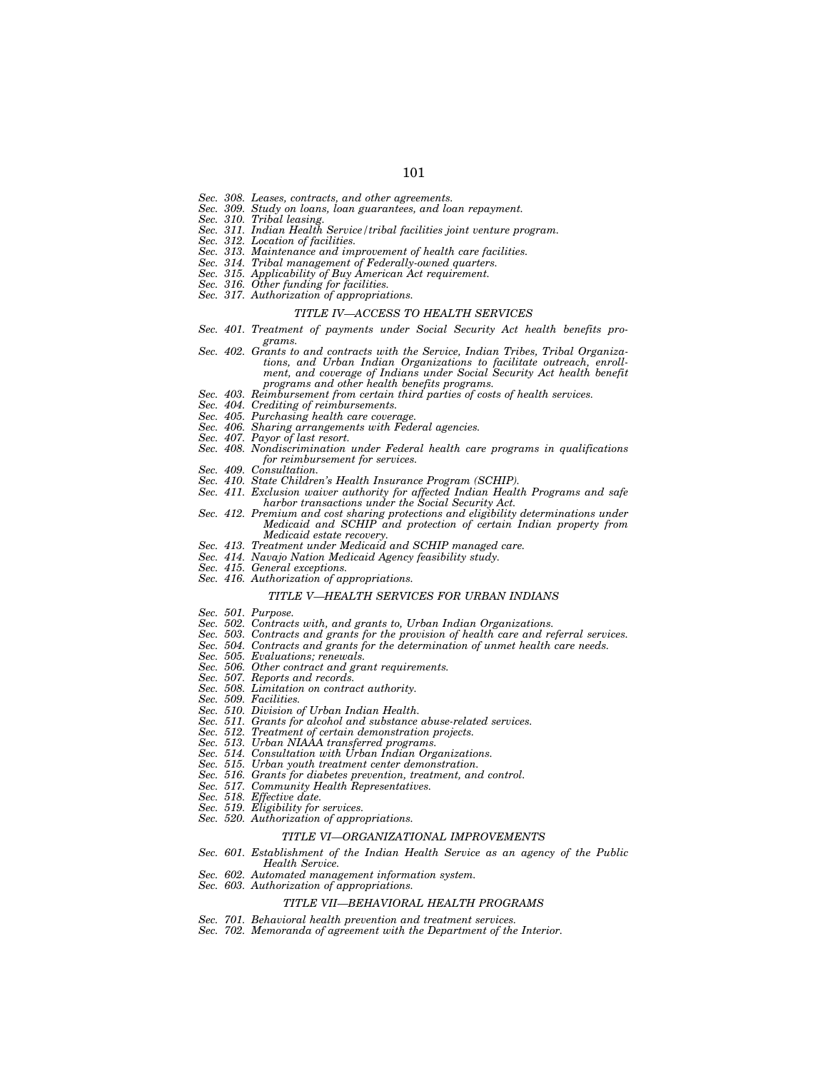*Sec. 308. Leases, contracts, and other agreements.*
*Sec. 309. Study on loans, loan guarantees, and loan repayment.*
*Sec. 310. Tribal leasing.*
*Sec. 311. Indian Health Service/tribal facilities joint venture program.*
*Sec. 312. Location of facilities.*
*Sec. 313. Maintenance and improvement of health care facilities.*
*Sec. 314. Tribal management of Federally-owned quarters.*
*Sec. 315. Applicability of Buy American Act requirement.*
*Sec. 316. Other funding for facilities.*
*Sec. 317. Authorization of appropriations.*

*TITLE IV—ACCESS TO HEALTH SERVICES*

*Sec. 401. Treatment of payments under Social Security Act health benefits programs.*
*Sec. 402. Grants to and contracts with the Service, Indian Tribes, Tribal Organizations, and Urban Indian Organizations to facilitate outreach, enrollment, and coverage of Indians under Social Security Act health benefit programs and other health benefits programs.*
*Sec. 403. Reimbursement from certain third parties of costs of health services.*
*Sec. 404. Crediting of reimbursements.*
*Sec. 405. Purchasing health care coverage.*
*Sec. 406. Sharing arrangements with Federal agencies.*
*Sec. 407. Payor of last resort.*
*Sec. 408. Nondiscrimination under Federal health care programs in qualifications for reimbursement for services.*
*Sec. 409. Consultation.*
*Sec. 410. State Children's Health Insurance Program (SCHIP).*
*Sec. 411. Exclusion waiver authority for affected Indian Health Programs and safe harbor transactions under the Social Security Act.*
*Sec. 412. Premium and cost sharing protections and eligibility determinations under Medicaid and SCHIP and protection of certain Indian property from Medicaid estate recovery.*
*Sec. 413. Treatment under Medicaid and SCHIP managed care.*
*Sec. 414. Navajo Nation Medicaid Agency feasibility study.*
*Sec. 415. General exceptions.*
*Sec. 416. Authorization of appropriations.*

*TITLE V—HEALTH SERVICES FOR URBAN INDIANS*

*Sec. 501. Purpose.*
*Sec. 502. Contracts with, and grants to, Urban Indian Organizations.*
*Sec. 503. Contracts and grants for the provision of health care and referral services.*
*Sec. 504. Contracts and grants for the determination of unmet health care needs.*
*Sec. 505. Evaluations; renewals.*
*Sec. 506. Other contract and grant requirements.*
*Sec. 507. Reports and records.*
*Sec. 508. Limitation on contract authority.*
*Sec. 509. Facilities.*
*Sec. 510. Division of Urban Indian Health.*
*Sec. 511. Grants for alcohol and substance abuse-related services.*
*Sec. 512. Treatment of certain demonstration projects.*
*Sec. 513. Urban NIAAA transferred programs.*
*Sec. 514. Consultation with Urban Indian Organizations.*
*Sec. 515. Urban youth treatment center demonstration.*
*Sec. 516. Grants for diabetes prevention, treatment, and control.*
*Sec. 517. Community Health Representatives.*
*Sec. 518. Effective date.*
*Sec. 519. Eligibility for services.*
*Sec. 520. Authorization of appropriations.*

*TITLE VI—ORGANIZATIONAL IMPROVEMENTS*

*Sec. 601. Establishment of the Indian Health Service as an agency of the Public Health Service.*
*Sec. 602. Automated management information system.*
*Sec. 603. Authorization of appropriations.*

*TITLE VII—BEHAVIORAL HEALTH PROGRAMS*

*Sec. 701. Behavioral health prevention and treatment services.*
*Sec. 702. Memoranda of agreement with the Department of the Interior.*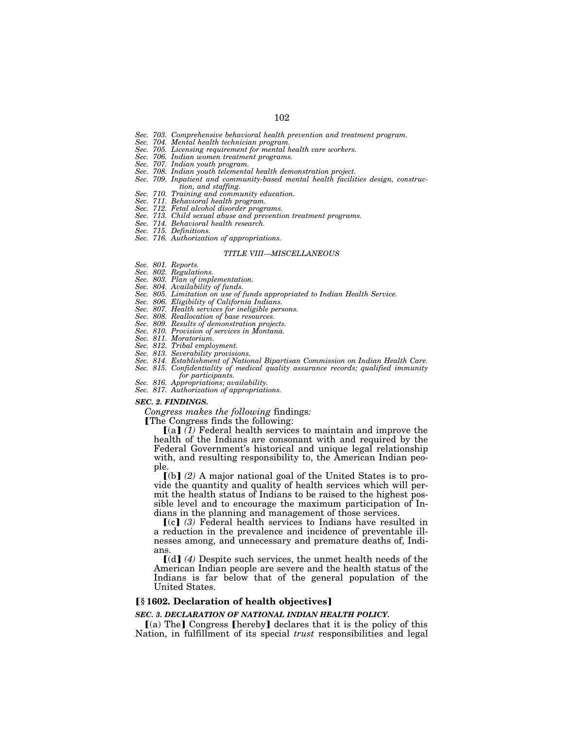*Sec. 703. Comprehensive behavioral health prevention and treatment program.*
*Sec. 704. Mental health technician program.*
*Sec. 705. Licensing requirement for mental health care workers.*
*Sec. 706. Indian women treatment programs.*
*Sec. 707. Indian youth program.*
*Sec. 708. Indian youth telemental health demonstration project.*
*Sec. 709. Inpatient and community-based mental health facilities design, construction, and staffing.*
*Sec. 710. Training and community education.*
*Sec. 711. Behavioral health program.*
*Sec. 712. Fetal alcohol disorder programs.*
*Sec. 713. Child sexual abuse and prevention treatment programs.*
*Sec. 714. Behavioral health research.*
*Sec. 715. Definitions.*
*Sec. 716. Authorization of appropriations.*

*TITLE VIII—MISCELLANEOUS*

*Sec. 801. Reports.*
*Sec. 802. Regulations.*
*Sec. 803. Plan of implementation.*
*Sec. 804. Availability of funds.*
*Sec. 805. Limitation on use of funds appropriated to Indian Health Service.*
*Sec. 806. Eligibility of California Indians.*
*Sec. 807. Health services for ineligible persons.*
*Sec. 808. Reallocation of base resources.*
*Sec. 809. Results of demonstration projects.*
*Sec. 810. Provision of services in Montana.*
*Sec. 811. Moratorium.*
*Sec. 812. Tribal employment.*
*Sec. 813. Severability provisions.*
*Sec. 814. Establishment of National Bipartisan Commission on Indian Health Care.*
*Sec. 815. Confidentiality of medical quality assurance records; qualified immunity for participants.*
*Sec. 816. Appropriations; availability.*
*Sec. 817. Authorization of appropriations.*

***SEC. 2. FINDINGS.***

*Congress makes the following* findings*:*

⟦The Congress finds the following:

⟦(a)⟧ *(1)* Federal health services to maintain and improve the health of the Indians are consonant with and required by the Federal Government's historical and unique legal relationship with, and resulting responsibility to, the American Indian people.

⟦(b)⟧ *(2)* A major national goal of the United States is to provide the quantity and quality of health services which will permit the health status of Indians to be raised to the highest possible level and to encourage the maximum participation of Indians in the planning and management of those services.

⟦(c)⟧ *(3)* Federal health services to Indians have resulted in a reduction in the prevalence and incidence of preventable illnesses among, and unnecessary and premature deaths of, Indians.

⟦(d)⟧ *(4)* Despite such services, the unmet health needs of the American Indian people are severe and the health status of the Indians is far below that of the general population of the United States.

**⟦§ 1602. Declaration of health objectives⟧**

***SEC. 3. DECLARATION OF NATIONAL INDIAN HEALTH POLICY.***

⟦(a) The⟧ Congress ⟦hereby⟧ declares that it is the policy of this Nation, in fulfillment of its special *trust* responsibilities and legal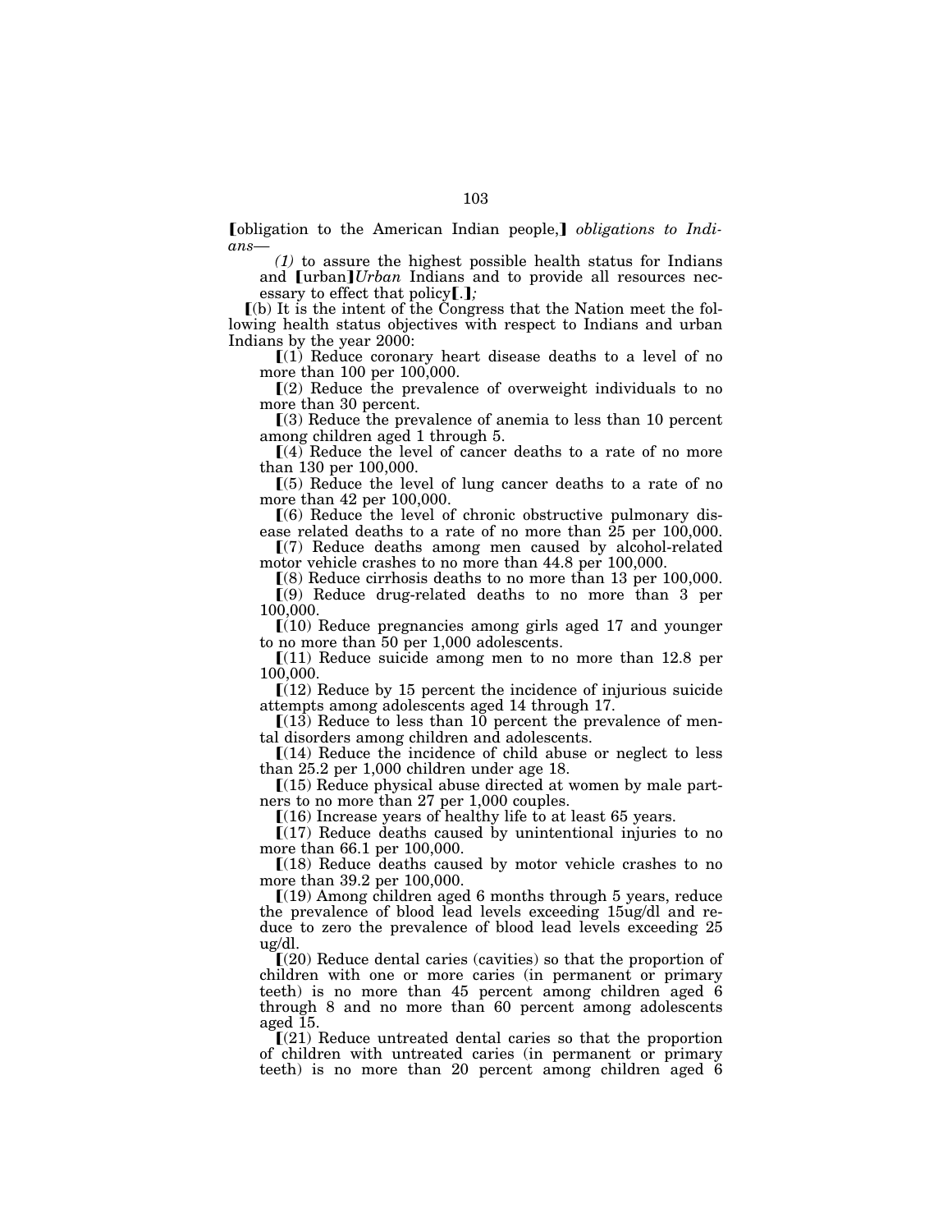⟦obligation to the American Indian people,⟧ *obligations to Indians—*

*(1)* to assure the highest possible health status for Indians and ⟦urban⟧*Urban* Indians and to provide all resources necessary to effect that policy⟦.⟧*;*

⟦(b) It is the intent of the Congress that the Nation meet the following health status objectives with respect to Indians and urban Indians by the year 2000:

⟦(1) Reduce coronary heart disease deaths to a level of no more than 100 per 100,000.

⟦(2) Reduce the prevalence of overweight individuals to no more than 30 percent.

⟦(3) Reduce the prevalence of anemia to less than 10 percent among children aged 1 through 5.

⟦(4) Reduce the level of cancer deaths to a rate of no more than 130 per 100,000.

⟦(5) Reduce the level of lung cancer deaths to a rate of no more than 42 per 100,000.

⟦(6) Reduce the level of chronic obstructive pulmonary disease related deaths to a rate of no more than 25 per 100,000.

⟦(7) Reduce deaths among men caused by alcohol-related motor vehicle crashes to no more than 44.8 per 100,000.

⟦(8) Reduce cirrhosis deaths to no more than 13 per 100,000.

⟦(9) Reduce drug-related deaths to no more than 3 per 100,000.

⟦(10) Reduce pregnancies among girls aged 17 and younger to no more than 50 per 1,000 adolescents.

⟦(11) Reduce suicide among men to no more than 12.8 per 100,000.

⟦(12) Reduce by 15 percent the incidence of injurious suicide attempts among adolescents aged 14 through 17.

⟦(13) Reduce to less than 10 percent the prevalence of mental disorders among children and adolescents.

⟦(14) Reduce the incidence of child abuse or neglect to less than 25.2 per 1,000 children under age 18.

⟦(15) Reduce physical abuse directed at women by male partners to no more than 27 per 1,000 couples.

⟦(16) Increase years of healthy life to at least 65 years.

⟦(17) Reduce deaths caused by unintentional injuries to no more than 66.1 per 100,000.

⟦(18) Reduce deaths caused by motor vehicle crashes to no more than 39.2 per 100,000.

⟦(19) Among children aged 6 months through 5 years, reduce the prevalence of blood lead levels exceeding 15ug/dl and reduce to zero the prevalence of blood lead levels exceeding 25 ug/dl.

⟦(20) Reduce dental caries (cavities) so that the proportion of children with one or more caries (in permanent or primary teeth) is no more than 45 percent among children aged 6 through 8 and no more than 60 percent among adolescents aged 15.

⟦(21) Reduce untreated dental caries so that the proportion of children with untreated caries (in permanent or primary teeth) is no more than 20 percent among children aged 6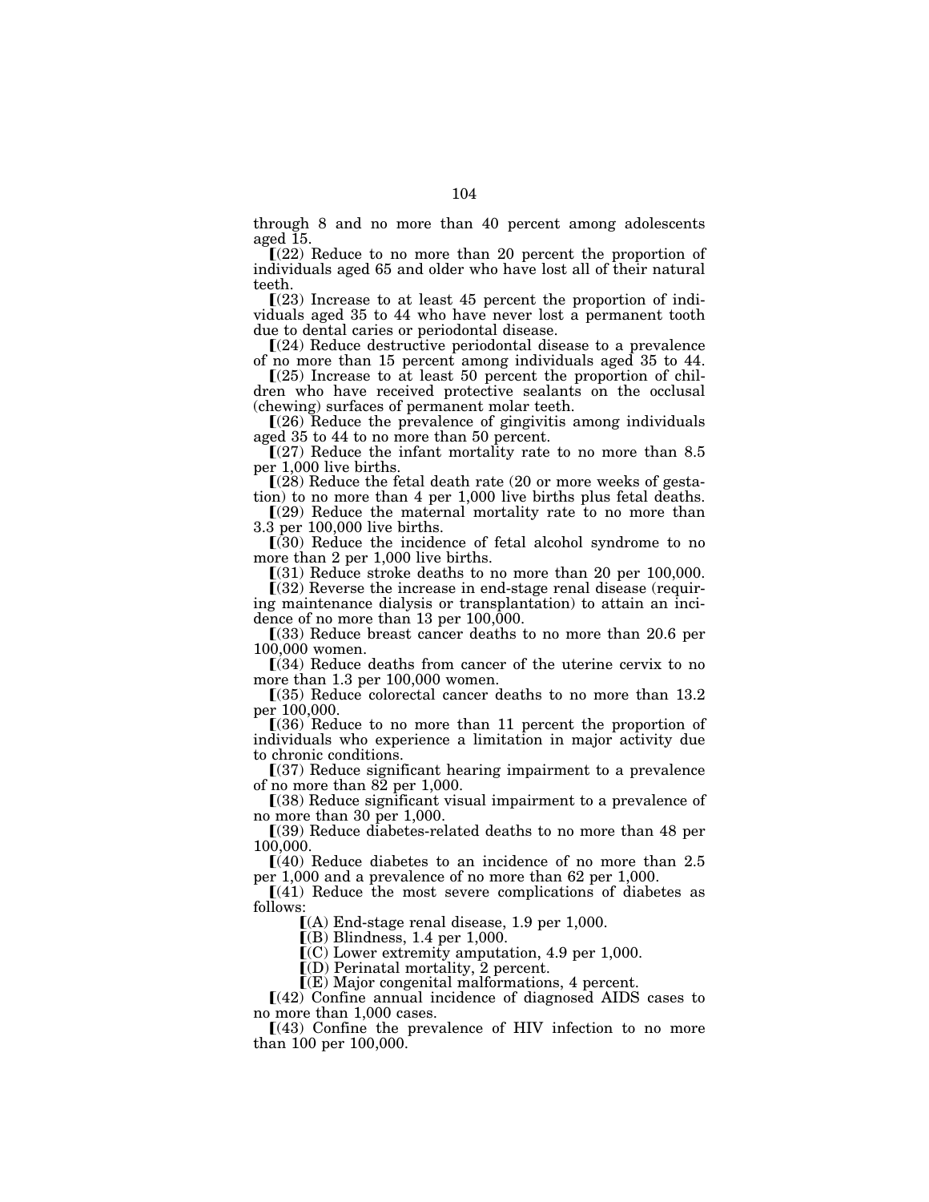through 8 and no more than 40 percent among adolescents aged 15.

⟦(22) Reduce to no more than 20 percent the proportion of individuals aged 65 and older who have lost all of their natural teeth.

⟦(23) Increase to at least 45 percent the proportion of individuals aged 35 to 44 who have never lost a permanent tooth due to dental caries or periodontal disease.

⟦(24) Reduce destructive periodontal disease to a prevalence of no more than 15 percent among individuals aged 35 to 44.

⟦(25) Increase to at least 50 percent the proportion of children who have received protective sealants on the occlusal (chewing) surfaces of permanent molar teeth.

⟦(26) Reduce the prevalence of gingivitis among individuals aged 35 to 44 to no more than 50 percent.

⟦(27) Reduce the infant mortality rate to no more than 8.5 per 1,000 live births.

⟦(28) Reduce the fetal death rate (20 or more weeks of gestation) to no more than 4 per 1,000 live births plus fetal deaths.

⟦(29) Reduce the maternal mortality rate to no more than 3.3 per 100,000 live births.

⟦(30) Reduce the incidence of fetal alcohol syndrome to no more than 2 per 1,000 live births.

⟦(31) Reduce stroke deaths to no more than 20 per 100,000.

⟦(32) Reverse the increase in end-stage renal disease (requiring maintenance dialysis or transplantation) to attain an incidence of no more than 13 per 100,000.

⟦(33) Reduce breast cancer deaths to no more than 20.6 per 100,000 women.

⟦(34) Reduce deaths from cancer of the uterine cervix to no more than 1.3 per 100,000 women.

⟦(35) Reduce colorectal cancer deaths to no more than 13.2 per 100,000.

⟦(36) Reduce to no more than 11 percent the proportion of individuals who experience a limitation in major activity due to chronic conditions.

⟦(37) Reduce significant hearing impairment to a prevalence of no more than 82 per 1,000.

⟦(38) Reduce significant visual impairment to a prevalence of no more than 30 per 1,000.

⟦(39) Reduce diabetes-related deaths to no more than 48 per 100,000.

⟦(40) Reduce diabetes to an incidence of no more than 2.5 per 1,000 and a prevalence of no more than 62 per 1,000.

⟦(41) Reduce the most severe complications of diabetes as follows:

> ⟦(A) End-stage renal disease, 1.9 per 1,000.
>
> ⟦(B) Blindness, 1.4 per 1,000.
>
> ⟦(C) Lower extremity amputation, 4.9 per 1,000.
>
> ⟦(D) Perinatal mortality, 2 percent.
>
> ⟦(E) Major congenital malformations, 4 percent.

⟦(42) Confine annual incidence of diagnosed AIDS cases to no more than 1,000 cases.

⟦(43) Confine the prevalence of HIV infection to no more than 100 per 100,000.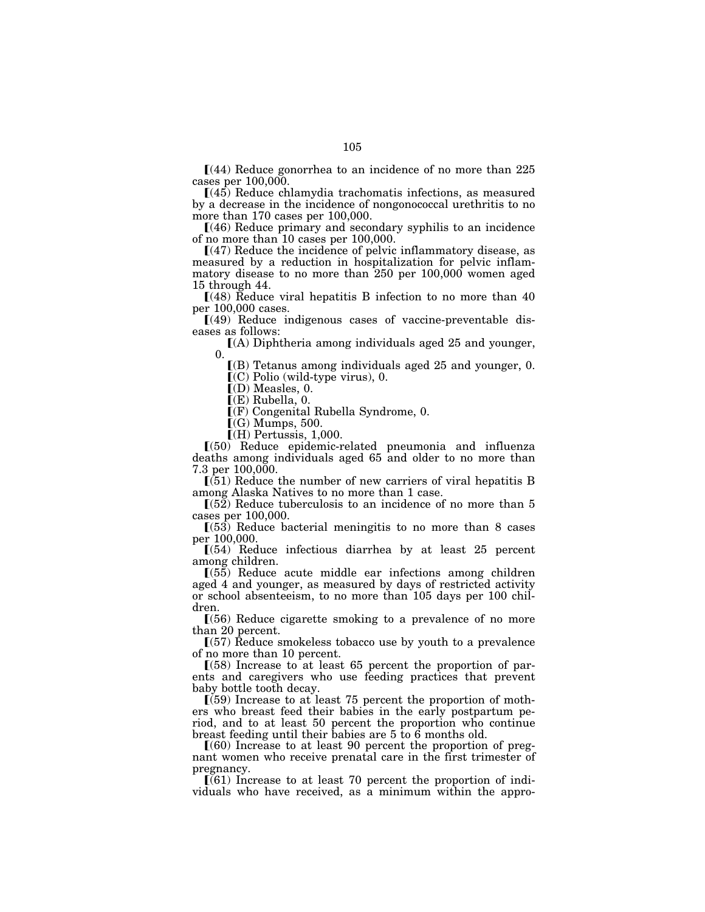⟦(44) Reduce gonorrhea to an incidence of no more than 225 cases per 100,000.

⟦(45) Reduce chlamydia trachomatis infections, as measured by a decrease in the incidence of nongonococcal urethritis to no more than 170 cases per 100,000.

⟦(46) Reduce primary and secondary syphilis to an incidence of no more than 10 cases per 100,000.

⟦(47) Reduce the incidence of pelvic inflammatory disease, as measured by a reduction in hospitalization for pelvic inflammatory disease to no more than 250 per 100,000 women aged 15 through 44.

⟦(48) Reduce viral hepatitis B infection to no more than 40 per 100,000 cases.

⟦(49) Reduce indigenous cases of vaccine-preventable diseases as follows:

⟦(A) Diphtheria among individuals aged 25 and younger, 0.

⟦(B) Tetanus among individuals aged 25 and younger, 0.

⟦(C) Polio (wild-type virus), 0.

⟦(D) Measles, 0.

⟦(E) Rubella, 0.

⟦(F) Congenital Rubella Syndrome, 0.

⟦(G) Mumps, 500.

⟦(H) Pertussis, 1,000.

⟦(50) Reduce epidemic-related pneumonia and influenza deaths among individuals aged 65 and older to no more than 7.3 per 100,000.

⟦(51) Reduce the number of new carriers of viral hepatitis B among Alaska Natives to no more than 1 case.

⟦(52) Reduce tuberculosis to an incidence of no more than 5 cases per 100,000.

⟦(53) Reduce bacterial meningitis to no more than 8 cases per 100,000.

⟦(54) Reduce infectious diarrhea by at least 25 percent among children.

⟦(55) Reduce acute middle ear infections among children aged 4 and younger, as measured by days of restricted activity or school absenteeism, to no more than 105 days per 100 children.

⟦(56) Reduce cigarette smoking to a prevalence of no more than 20 percent.

⟦(57) Reduce smokeless tobacco use by youth to a prevalence of no more than 10 percent.

⟦(58) Increase to at least 65 percent the proportion of parents and caregivers who use feeding practices that prevent baby bottle tooth decay.

⟦(59) Increase to at least 75 percent the proportion of mothers who breast feed their babies in the early postpartum period, and to at least 50 percent the proportion who continue breast feeding until their babies are 5 to 6 months old.

⟦(60) Increase to at least 90 percent the proportion of pregnant women who receive prenatal care in the first trimester of pregnancy.

⟦(61) Increase to at least 70 percent the proportion of individuals who have received, as a minimum within the appro-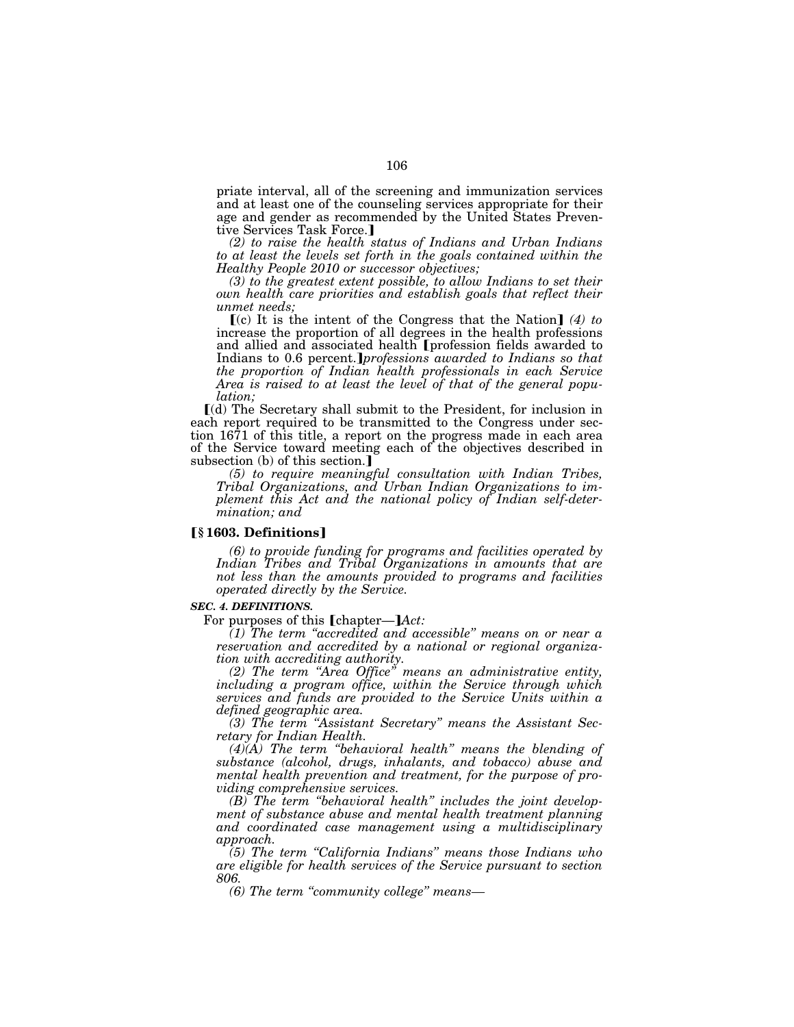priate interval, all of the screening and immunization services and at least one of the counseling services appropriate for their age and gender as recommended by the United States Preventive Services Task Force.]

*(2) to raise the health status of Indians and Urban Indians to at least the levels set forth in the goals contained within the Healthy People 2010 or successor objectives;*

*(3) to the greatest extent possible, to allow Indians to set their own health care priorities and establish goals that reflect their unmet needs;*

[(c) It is the intent of the Congress that the Nation] *(4) to* increase the proportion of all degrees in the health professions and allied and associated health [profession fields awarded to Indians to 0.6 percent.]*professions awarded to Indians so that the proportion of Indian health professionals in each Service Area is raised to at least the level of that of the general population;*

[(d) The Secretary shall submit to the President, for inclusion in each report required to be transmitted to the Congress under section 1671 of this title, a report on the progress made in each area of the Service toward meeting each of the objectives described in subsection (b) of this section.]

*(5) to require meaningful consultation with Indian Tribes, Tribal Organizations, and Urban Indian Organizations to implement this Act and the national policy of Indian self-determination; and*

**[§ 1603. Definitions]**

*(6) to provide funding for programs and facilities operated by Indian Tribes and Tribal Organizations in amounts that are not less than the amounts provided to programs and facilities operated directly by the Service.*

***SEC. 4. DEFINITIONS.***

For purposes of this [chapter—]*Act:*

*(1) The term "accredited and accessible" means on or near a reservation and accredited by a national or regional organization with accrediting authority.*

*(2) The term "Area Office" means an administrative entity, including a program office, within the Service through which services and funds are provided to the Service Units within a defined geographic area.*

*(3) The term "Assistant Secretary" means the Assistant Secretary for Indian Health.*

*(4)(A) The term "behavioral health" means the blending of substance (alcohol, drugs, inhalants, and tobacco) abuse and mental health prevention and treatment, for the purpose of providing comprehensive services.*

*(B) The term "behavioral health" includes the joint development of substance abuse and mental health treatment planning and coordinated case management using a multidisciplinary approach.*

*(5) The term "California Indians" means those Indians who are eligible for health services of the Service pursuant to section 806.*

*(6) The term "community college" means—*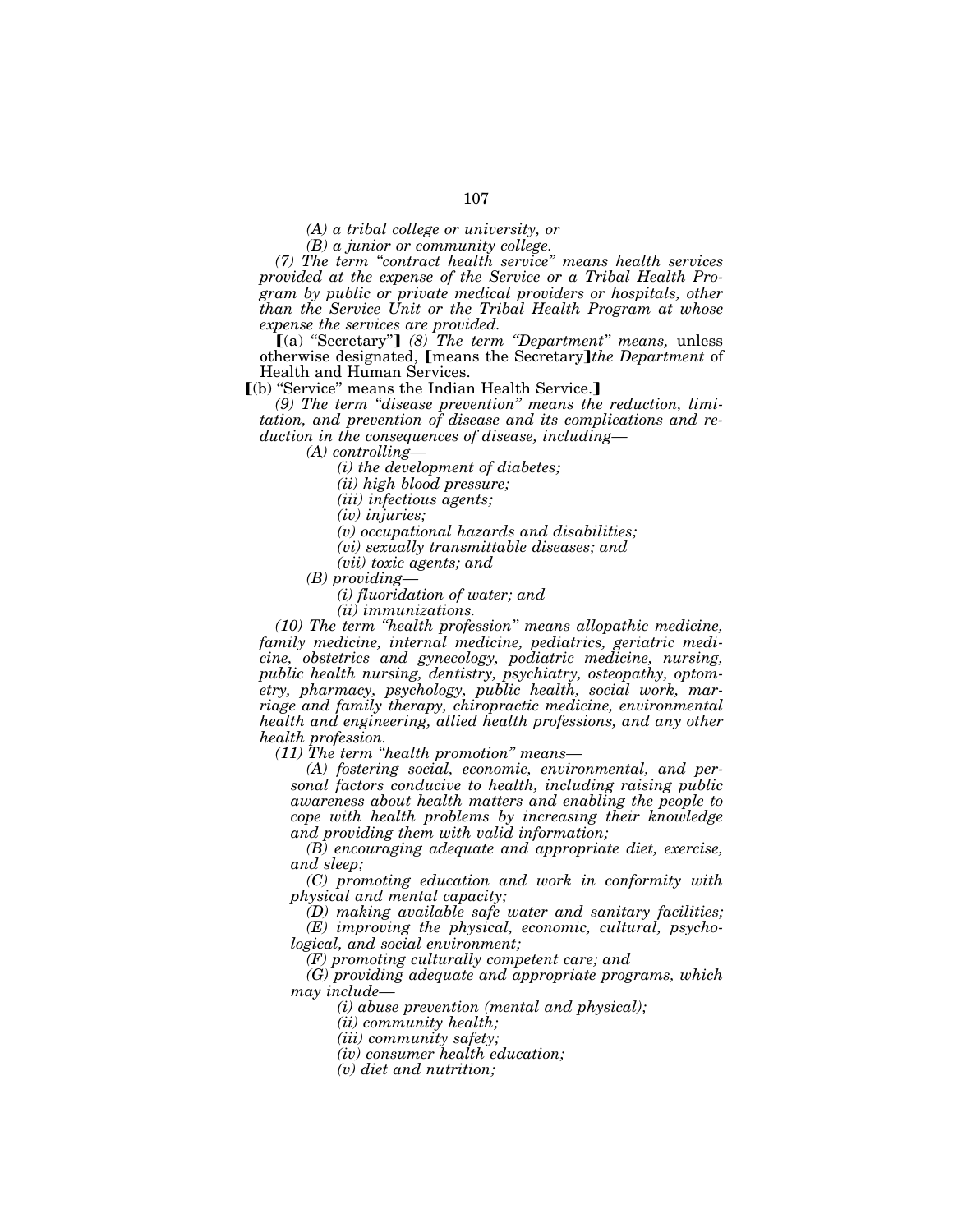*(A) a tribal college or university, or*

*(B) a junior or community college.*

*(7) The term "contract health service" means health services provided at the expense of the Service or a Tribal Health Program by public or private medical providers or hospitals, other than the Service Unit or the Tribal Health Program at whose expense the services are provided.*

【(a) "Secretary"】 *(8) The term "Department" means,* unless otherwise designated, 【means the Secretary】*the Department* of Health and Human Services.

【(b) "Service" means the Indian Health Service.】

*(9) The term "disease prevention" means the reduction, limitation, and prevention of disease and its complications and reduction in the consequences of disease, including—*

*(A) controlling—*

*(i) the development of diabetes;*

*(ii) high blood pressure;*

*(iii) infectious agents;*

*(iv) injuries;*

*(v) occupational hazards and disabilities;*

*(vi) sexually transmittable diseases; and*

*(vii) toxic agents; and*

*(B) providing—*

*(i) fluoridation of water; and*

*(ii) immunizations.*

*(10) The term "health profession" means allopathic medicine, family medicine, internal medicine, pediatrics, geriatric medicine, obstetrics and gynecology, podiatric medicine, nursing, public health nursing, dentistry, psychiatry, osteopathy, optometry, pharmacy, psychology, public health, social work, marriage and family therapy, chiropractic medicine, environmental health and engineering, allied health professions, and any other health profession.*

*(11) The term "health promotion" means—*

*(A) fostering social, economic, environmental, and personal factors conducive to health, including raising public awareness about health matters and enabling the people to cope with health problems by increasing their knowledge and providing them with valid information;*

*(B) encouraging adequate and appropriate diet, exercise, and sleep;*

*(C) promoting education and work in conformity with physical and mental capacity;*

*(D) making available safe water and sanitary facilities;*

*(E) improving the physical, economic, cultural, psychological, and social environment;*

*(F) promoting culturally competent care; and*

*(G) providing adequate and appropriate programs, which may include—*

*(i) abuse prevention (mental and physical);*

*(ii) community health;*

*(iii) community safety;*

*(iv) consumer health education;*

*(v) diet and nutrition;*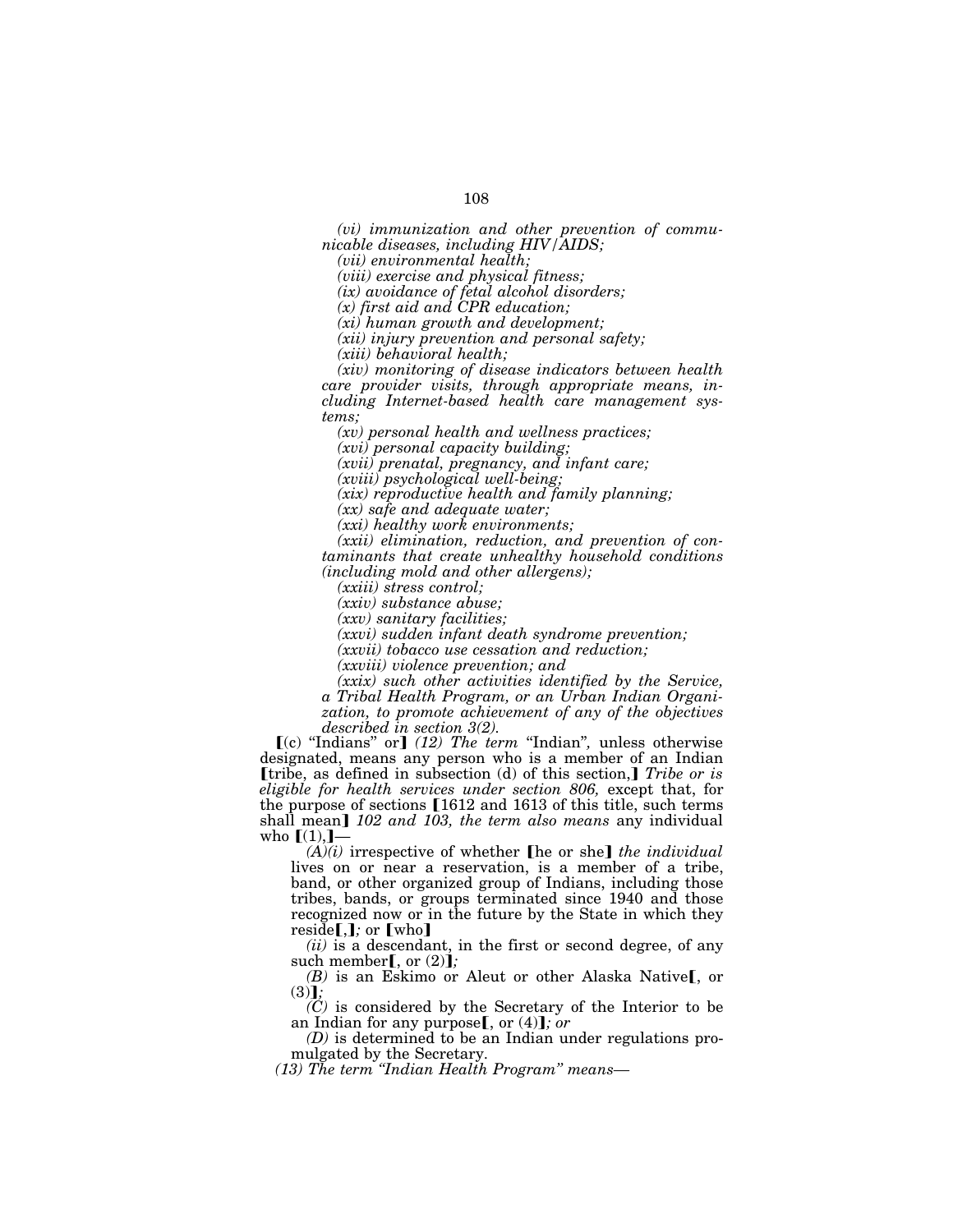*(vi) immunization and other prevention of communicable diseases, including HIV/AIDS;*

*(vii) environmental health;*

*(viii) exercise and physical fitness;*

*(ix) avoidance of fetal alcohol disorders;*

*(x) first aid and CPR education;*

*(xi) human growth and development;*

*(xii) injury prevention and personal safety;*

*(xiii) behavioral health;*

*(xiv) monitoring of disease indicators between health care provider visits, through appropriate means, including Internet-based health care management systems;*

*(xv) personal health and wellness practices;*

*(xvi) personal capacity building;*

*(xvii) prenatal, pregnancy, and infant care;*

*(xviii) psychological well-being;*

*(xix) reproductive health and family planning;*

*(xx) safe and adequate water;*

*(xxi) healthy work environments;*

*(xxii) elimination, reduction, and prevention of contaminants that create unhealthy household conditions (including mold and other allergens);*

*(xxiii) stress control;*

*(xxiv) substance abuse;*

*(xxv) sanitary facilities;*

*(xxvi) sudden infant death syndrome prevention;*

*(xxvii) tobacco use cessation and reduction;*

*(xxviii) violence prevention; and*

*(xxix) such other activities identified by the Service, a Tribal Health Program, or an Urban Indian Organization, to promote achievement of any of the objectives described in section 3(2).*

【(c) "Indians" or】 *(12) The term* "Indian", unless otherwise designated, means any person who is a member of an Indian 【tribe, as defined in subsection (d) of this section,】 *Tribe or is eligible for health services under section 806*, except that, for the purpose of sections 【1612 and 1613 of this title, such terms shall mean】 *102 and 103, the term also means* any individual who 【(1),】—

*(A)(i)* irrespective of whether 【he or she】 *the individual* lives on or near a reservation, is a member of a tribe, band, or other organized group of Indians, including those tribes, bands, or groups terminated since 1940 and those recognized now or in the future by the State in which they reside【,】*;* or 【who】

*(ii)* is a descendant, in the first or second degree, of any such member【, or (2)】*;*

*(B)* is an Eskimo or Aleut or other Alaska Native【, or (3)】*;*

*(C)* is considered by the Secretary of the Interior to be an Indian for any purpose【, or (4)】*; or*

*(D)* is determined to be an Indian under regulations promulgated by the Secretary.

*(13) The term "Indian Health Program" means—*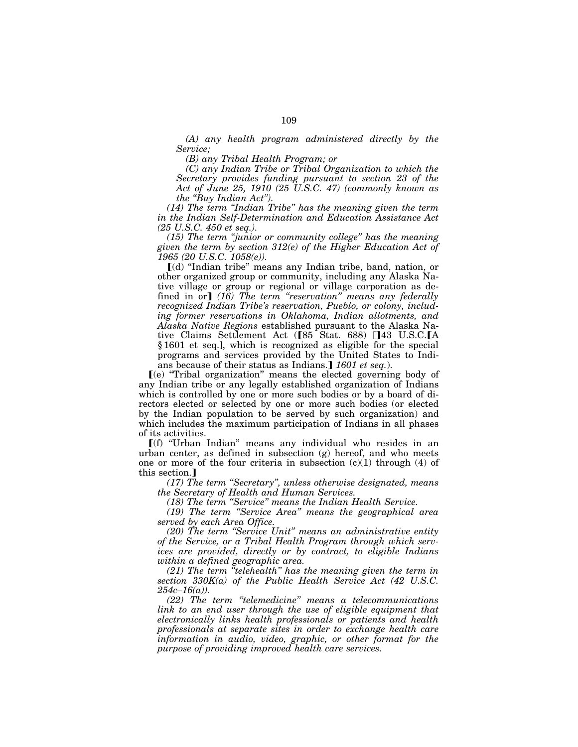*(A) any health program administered directly by the Service;*

*(B) any Tribal Health Program; or*

*(C) any Indian Tribe or Tribal Organization to which the Secretary provides funding pursuant to section 23 of the Act of June 25, 1910 (25 U.S.C. 47) (commonly known as the "Buy Indian Act").*

*(14) The term "Indian Tribe" has the meaning given the term in the Indian Self-Determination and Education Assistance Act (25 U.S.C. 450 et seq.).*

*(15) The term "junior or community college" has the meaning given the term by section 312(e) of the Higher Education Act of 1965 (20 U.S.C. 1058(e)).*

【(d) "Indian tribe" means any Indian tribe, band, nation, or other organized group or community, including any Alaska Native village or group or regional or village corporation as defined in or】 *(16) The term "reservation" means any federally recognized Indian Tribe's reservation, Pueblo, or colony, including former reservations in Oklahoma, Indian allotments, and Alaska Native Regions* established pursuant to the Alaska Native Claims Settlement Act (【85 Stat. 688) [】43 U.S.C.【A §1601 et seq.], which is recognized as eligible for the special programs and services provided by the United States to Indians because of their status as Indians.】 *1601 et seq.*).

【(e) "Tribal organization" means the elected governing body of any Indian tribe or any legally established organization of Indians which is controlled by one or more such bodies or by a board of directors elected or selected by one or more such bodies (or elected by the Indian population to be served by such organization) and which includes the maximum participation of Indians in all phases of its activities.

【(f) "Urban Indian" means any individual who resides in an urban center, as defined in subsection (g) hereof, and who meets one or more of the four criteria in subsection (c)(1) through (4) of this section.】

*(17) The term "Secretary", unless otherwise designated, means the Secretary of Health and Human Services.*

*(18) The term "Service" means the Indian Health Service.*

*(19) The term "Service Area" means the geographical area served by each Area Office.*

*(20) The term "Service Unit" means an administrative entity of the Service, or a Tribal Health Program through which services are provided, directly or by contract, to eligible Indians within a defined geographic area.*

*(21) The term "telehealth" has the meaning given the term in section 330K(a) of the Public Health Service Act (42 U.S.C. 254c–16(a)).*

*(22) The term "telemedicine" means a telecommunications link to an end user through the use of eligible equipment that electronically links health professionals or patients and health professionals at separate sites in order to exchange health care information in audio, video, graphic, or other format for the purpose of providing improved health care services.*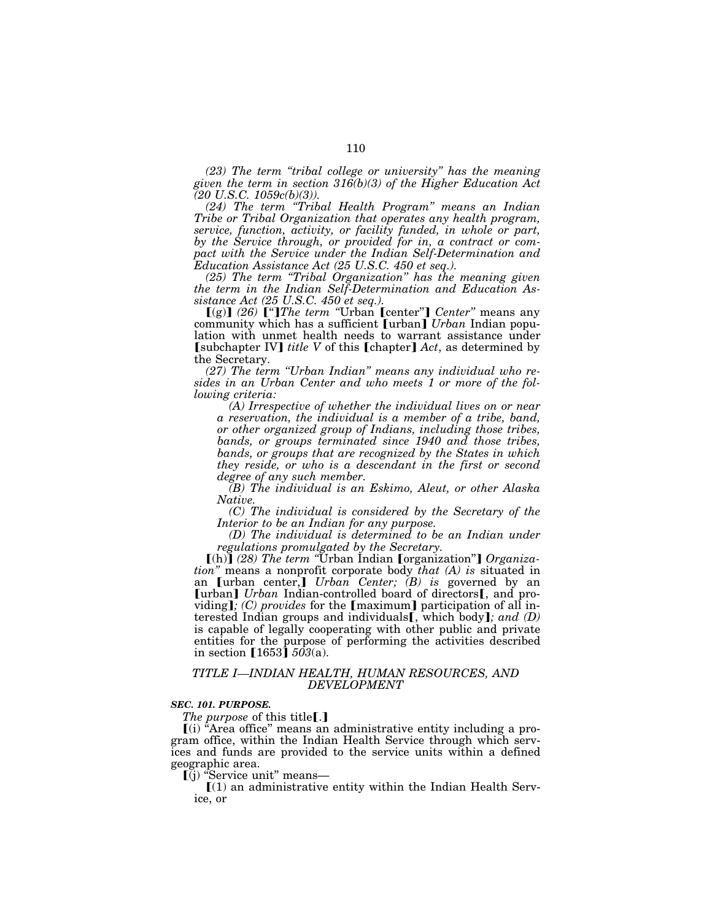*(23) The term "tribal college or university" has the meaning given the term in section 316(b)(3) of the Higher Education Act (20 U.S.C. 1059c(b)(3)).*

*(24) The term "Tribal Health Program" means an Indian Tribe or Tribal Organization that operates any health program, service, function, activity, or facility funded, in whole or part, by the Service through, or provided for in, a contract or compact with the Service under the Indian Self-Determination and Education Assistance Act (25 U.S.C. 450 et seq.).*

*(25) The term "Tribal Organization" has the meaning given the term in the Indian Self-Determination and Education Assistance Act (25 U.S.C. 450 et seq.).*

[(g)] *(26)* ["]*The term* "Urban [center"] *Center"* means any community which has a sufficient [urban] *Urban* Indian population with unmet health needs to warrant assistance under [subchapter IV] *title V* of this [chapter] *Act*, as determined by the Secretary.

*(27) The term "Urban Indian" means any individual who resides in an Urban Center and who meets 1 or more of the following criteria:*

*(A) Irrespective of whether the individual lives on or near a reservation, the individual is a member of a tribe, band, or other organized group of Indians, including those tribes, bands, or groups terminated since 1940 and those tribes, bands, or groups that are recognized by the States in which they reside, or who is a descendant in the first or second degree of any such member.*

*(B) The individual is an Eskimo, Aleut, or other Alaska Native.*

*(C) The individual is considered by the Secretary of the Interior to be an Indian for any purpose.*

*(D) The individual is determined to be an Indian under regulations promulgated by the Secretary.*

[(h)] *(28) The term* "Urban Indian [organization"] *Organization"* means a nonprofit corporate body *that (A) is* situated in an [urban center,] *Urban Center; (B) is* governed by an [urban] *Urban* Indian-controlled board of directors[, and providing]*; (C) provides* for the [maximum] participation of all interested Indian groups and individuals[, which body]*; and (D)* is capable of legally cooperating with other public and private entities for the purpose of performing the activities described in section [1653] *503*(a).

## *TITLE I—INDIAN HEALTH, HUMAN RESOURCES, AND DEVELOPMENT*

***SEC. 101. PURPOSE.***

*The purpose* of this title[.]

[(i) "Area office" means an administrative entity including a program office, within the Indian Health Service through which services and funds are provided to the service units within a defined geographic area.

[(j) "Service unit" means—

[(1) an administrative entity within the Indian Health Service, or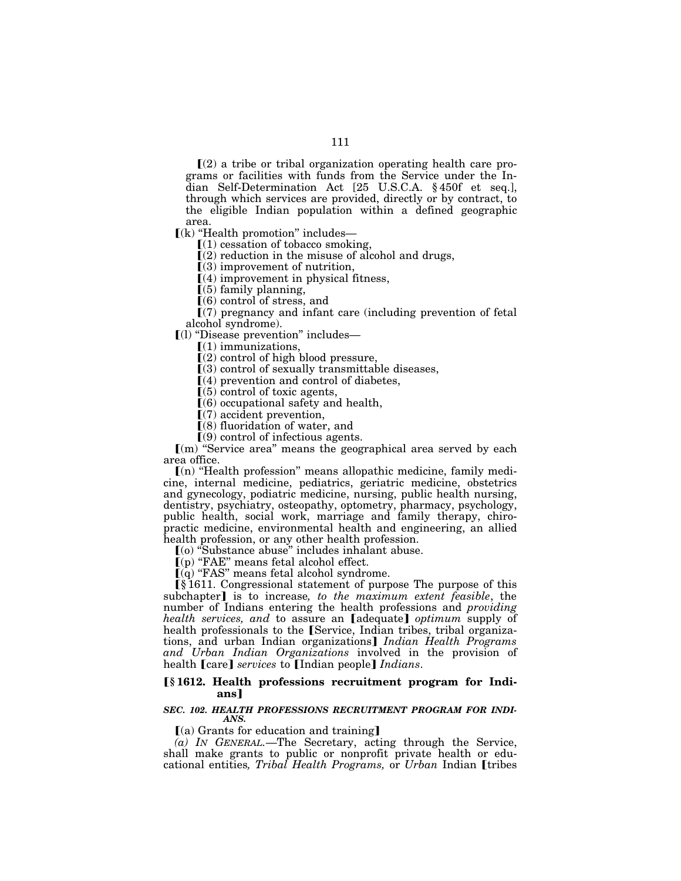⟦(2) a tribe or tribal organization operating health care programs or facilities with funds from the Service under the Indian Self-Determination Act [25 U.S.C.A. § 450f et seq.], through which services are provided, directly or by contract, to the eligible Indian population within a defined geographic area.

⟦(k) "Health promotion" includes—

⟦(1) cessation of tobacco smoking,

⟦(2) reduction in the misuse of alcohol and drugs,

⟦(3) improvement of nutrition,

⟦(4) improvement in physical fitness,

⟦(5) family planning,

⟦(6) control of stress, and

⟦(7) pregnancy and infant care (including prevention of fetal alcohol syndrome).

⟦(l) "Disease prevention" includes—

⟦(1) immunizations,

⟦(2) control of high blood pressure,

⟦(3) control of sexually transmittable diseases,

⟦(4) prevention and control of diabetes,

⟦(5) control of toxic agents,

⟦(6) occupational safety and health,

⟦(7) accident prevention,

⟦(8) fluoridation of water, and

⟦(9) control of infectious agents.

⟦(m) "Service area" means the geographical area served by each area office.

⟦(n) "Health profession" means allopathic medicine, family medicine, internal medicine, pediatrics, geriatric medicine, obstetrics and gynecology, podiatric medicine, nursing, public health nursing, dentistry, psychiatry, osteopathy, optometry, pharmacy, psychology, public health, social work, marriage and family therapy, chiropractic medicine, environmental health and engineering, an allied health profession, or any other health profession.

⟦(o) "Substance abuse" includes inhalant abuse.

⟦(p) "FAE" means fetal alcohol effect.

⟦(q) "FAS" means fetal alcohol syndrome.

⟦§ 1611. Congressional statement of purpose The purpose of this subchapter⟧ is to increase*, to the maximum extent feasible*, the number of Indians entering the health professions and *providing health services, and* to assure an ⟦adequate⟧ *optimum* supply of health professionals to the ⟦Service, Indian tribes, tribal organizations, and urban Indian organizations⟧ *Indian Health Programs and Urban Indian Organizations* involved in the provision of health ⟦care⟧ *services* to ⟦Indian people⟧ *Indians*.

## ⟦§ 1612. Health professions recruitment program for Indians⟧

### *SEC. 102. HEALTH PROFESSIONS RECRUITMENT PROGRAM FOR INDIANS.*

⟦(a) Grants for education and training⟧

*(a) IN GENERAL.*—The Secretary, acting through the Service, shall make grants to public or nonprofit private health or educational entities*, Tribal Health Programs,* or *Urban* Indian ⟦tribes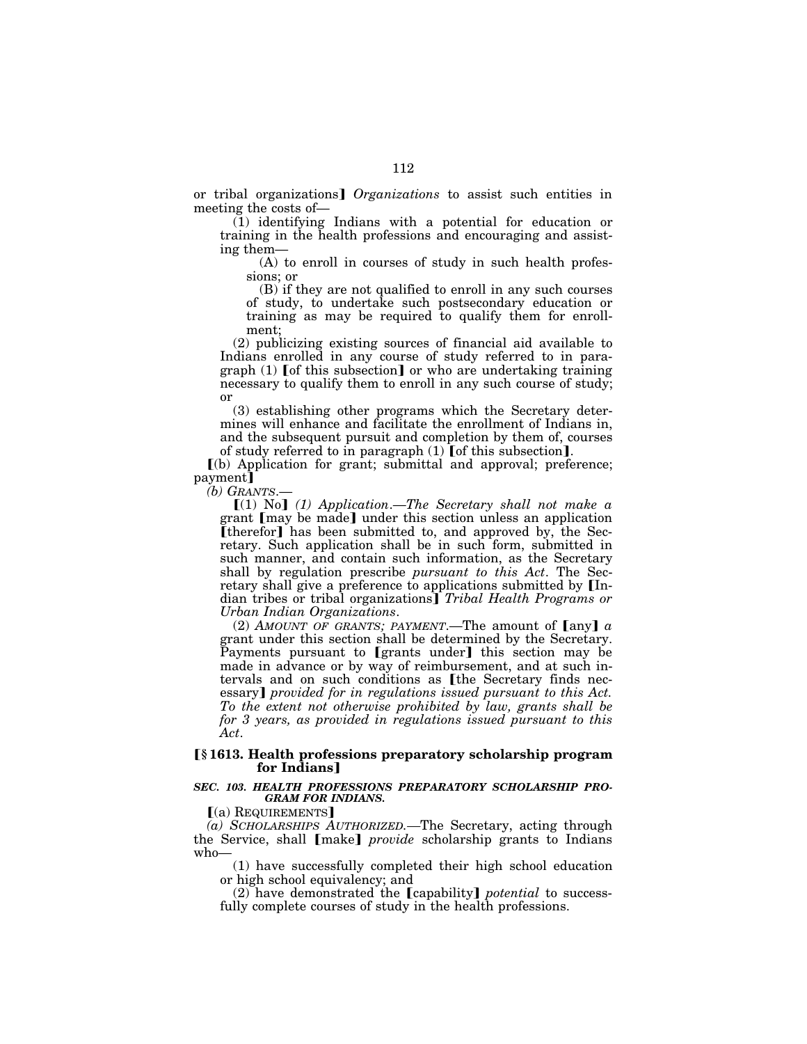or tribal organizations】 *Organizations* to assist such entities in meeting the costs of—

(1) identifying Indians with a potential for education or training in the health professions and encouraging and assisting them—

(A) to enroll in courses of study in such health professions; or

(B) if they are not qualified to enroll in any such courses of study, to undertake such postsecondary education or training as may be required to qualify them for enrollment;

(2) publicizing existing sources of financial aid available to Indians enrolled in any course of study referred to in paragraph (1) 【of this subsection】 or who are undertaking training necessary to qualify them to enroll in any such course of study; or

(3) establishing other programs which the Secretary determines will enhance and facilitate the enrollment of Indians in, and the subsequent pursuit and completion by them of, courses of study referred to in paragraph (1) 【of this subsection】.

【(b) Application for grant; submittal and approval; preference; payment】

*(b) GRANTS.*—

【(1) No】 *(1) Application.—The Secretary shall not make a* grant 【may be made】 under this section unless an application 【therefor】 has been submitted to, and approved by, the Secretary. Such application shall be in such form, submitted in such manner, and contain such information, as the Secretary shall by regulation prescribe *pursuant to this Act*. The Secretary shall give a preference to applications submitted by 【Indian tribes or tribal organizations】 *Tribal Health Programs or Urban Indian Organizations*.

(2) *AMOUNT OF GRANTS; PAYMENT.*—The amount of 【any】 *a* grant under this section shall be determined by the Secretary. Payments pursuant to 【grants under】 this section may be made in advance or by way of reimbursement, and at such intervals and on such conditions as 【the Secretary finds necessary】 *provided for in regulations issued pursuant to this Act. To the extent not otherwise prohibited by law, grants shall be for 3 years, as provided in regulations issued pursuant to this Act*.

### 【§ 1613. Health professions preparatory scholarship program for Indians】

#### *SEC. 103. HEALTH PROFESSIONS PREPARATORY SCHOLARSHIP PROGRAM FOR INDIANS.*

【(a) REQUIREMENTS】

*(a) SCHOLARSHIPS AUTHORIZED.*—The Secretary, acting through the Service, shall 【make】 *provide* scholarship grants to Indians who—

(1) have successfully completed their high school education or high school equivalency; and

(2) have demonstrated the 【capability】 *potential* to successfully complete courses of study in the health professions.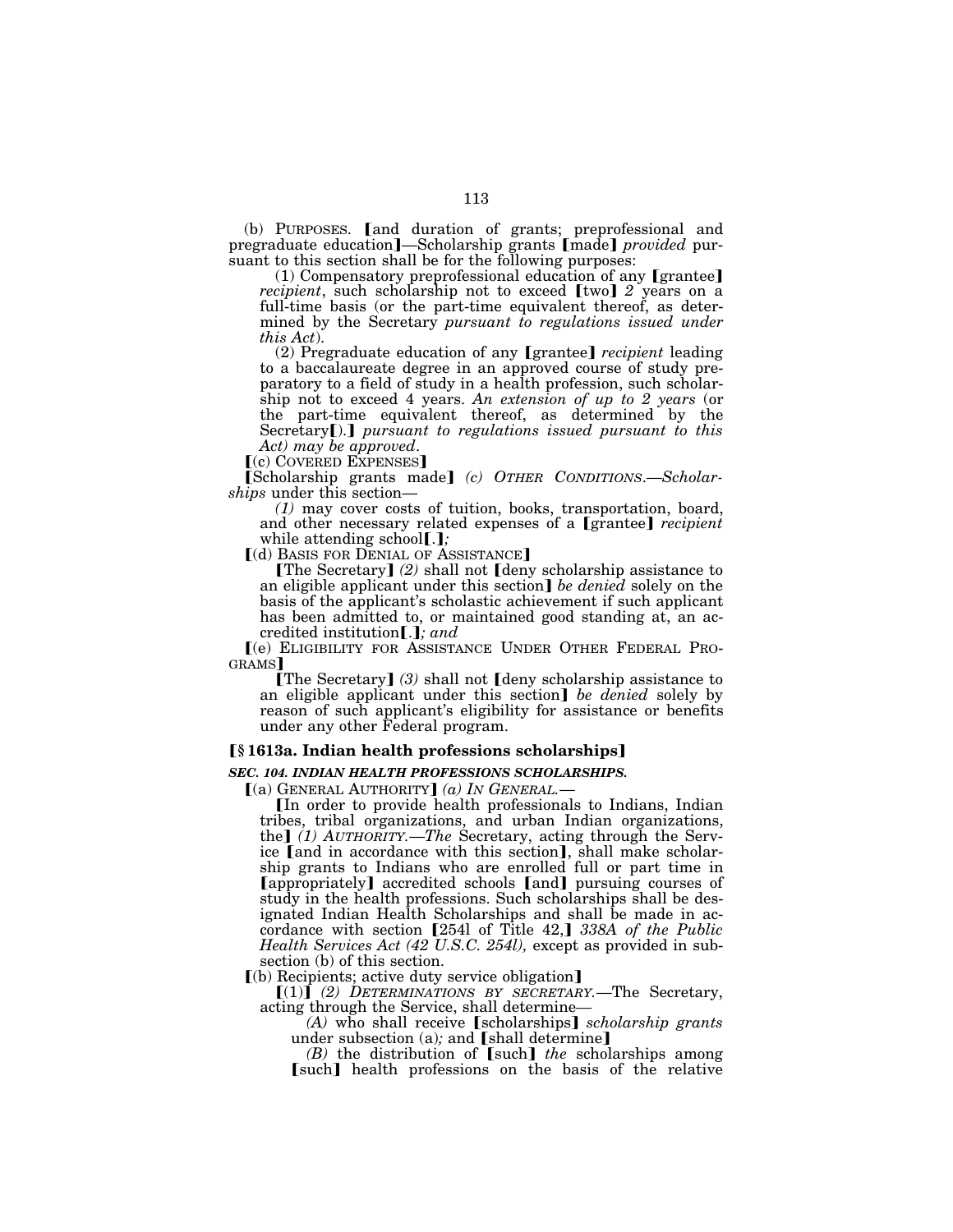(b) PURPOSES. ⟦and duration of grants; preprofessional and pregraduate education⟧—Scholarship grants ⟦made⟧ *provided* pursuant to this section shall be for the following purposes:

(1) Compensatory preprofessional education of any ⟦grantee⟧ *recipient*, such scholarship not to exceed ⟦two⟧ *2* years on a full-time basis (or the part-time equivalent thereof, as determined by the Secretary *pursuant to regulations issued under this Act*).

(2) Pregraduate education of any ⟦grantee⟧ *recipient* leading to a baccalaureate degree in an approved course of study preparatory to a field of study in a health profession, such scholarship not to exceed 4 years. *An extension of up to 2 years* (or the part-time equivalent thereof, as determined by the Secretary⟦).⟧ *pursuant to regulations issued pursuant to this Act) may be approved*.

⟦(c) COVERED EXPENSES⟧

⟦Scholarship grants made⟧ *(c) OTHER CONDITIONS.—Scholarships* under this section—

*(1)* may cover costs of tuition, books, transportation, board, and other necessary related expenses of a ⟦grantee⟧ *recipient* while attending school⟦.⟧*;*

⟦(d) BASIS FOR DENIAL OF ASSISTANCE⟧

⟦The Secretary⟧ *(2)* shall not ⟦deny scholarship assistance to an eligible applicant under this section⟧ *be denied* solely on the basis of the applicant's scholastic achievement if such applicant has been admitted to, or maintained good standing at, an accredited institution⟦.⟧*; and*

⟦(e) ELIGIBILITY FOR ASSISTANCE UNDER OTHER FEDERAL PROGRAMS⟧

⟦The Secretary⟧ *(3)* shall not ⟦deny scholarship assistance to an eligible applicant under this section⟧ *be denied* solely by reason of such applicant's eligibility for assistance or benefits under any other Federal program.

### ⟦§ 1613a. Indian health professions scholarships⟧

### *SEC. 104. INDIAN HEALTH PROFESSIONS SCHOLARSHIPS.*

⟦(a) GENERAL AUTHORITY⟧ *(a) IN GENERAL.—*

⟦In order to provide health professionals to Indians, Indian tribes, tribal organizations, and urban Indian organizations, the⟧ *(1) AUTHORITY.—The* Secretary, acting through the Service ⟦and in accordance with this section⟧, shall make scholarship grants to Indians who are enrolled full or part time in ⟦appropriately⟧ accredited schools ⟦and⟧ pursuing courses of study in the health professions. Such scholarships shall be designated Indian Health Scholarships and shall be made in accordance with section ⟦254l of Title 42,⟧ *338A of the Public Health Services Act (42 U.S.C. 254l),* except as provided in subsection (b) of this section.

⟦(b) Recipients; active duty service obligation⟧

⟦(1)⟧ *(2) DETERMINATIONS BY SECRETARY.*—The Secretary, acting through the Service, shall determine—

*(A)* who shall receive ⟦scholarships⟧ *scholarship grants* under subsection (a)*;* and ⟦shall determine⟧

*(B)* the distribution of ⟦such⟧ *the* scholarships among ⟦such⟧ health professions on the basis of the relative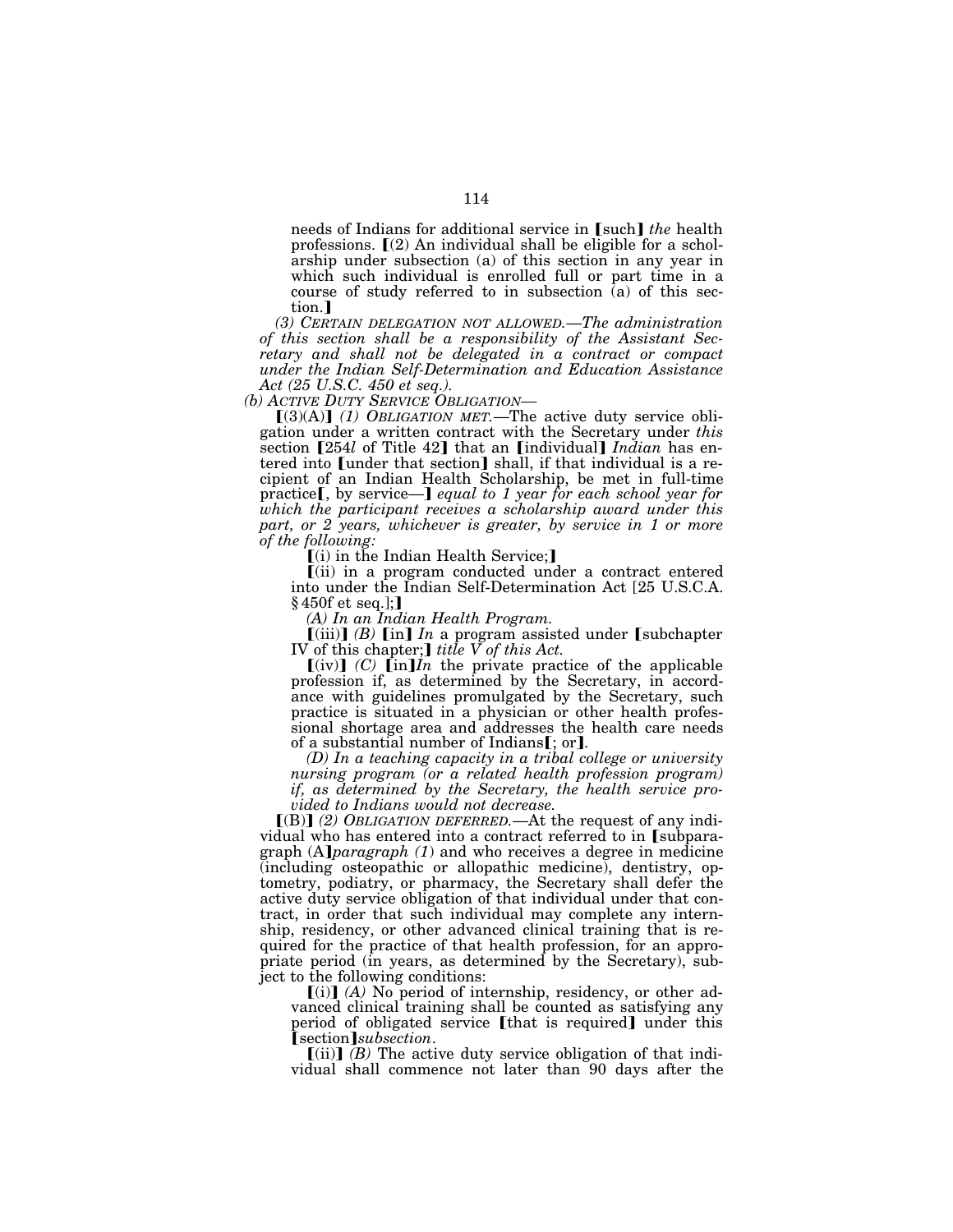needs of Indians for additional service in ⟦such⟧ *the* health professions. ⟦(2) An individual shall be eligible for a scholarship under subsection (a) of this section in any year in which such individual is enrolled full or part time in a course of study referred to in subsection (a) of this section.⟧

*(3) CERTAIN DELEGATION NOT ALLOWED.—The administration of this section shall be a responsibility of the Assistant Secretary and shall not be delegated in a contract or compact under the Indian Self-Determination and Education Assistance Act (25 U.S.C. 450 et seq.).*

*(b) ACTIVE DUTY SERVICE OBLIGATION—*

⟦(3)(A)⟧ *(1) OBLIGATION MET.*—The active duty service obligation under a written contract with the Secretary under *this* section ⟦254*l* of Title 42⟧ that an ⟦individual⟧ *Indian* has entered into ⟦under that section⟧ shall, if that individual is a recipient of an Indian Health Scholarship, be met in full-time practice⟦, by service—⟧ *equal to 1 year for each school year for which the participant receives a scholarship award under this part, or 2 years, whichever is greater, by service in 1 or more of the following:*

⟦(i) in the Indian Health Service;⟧

⟦(ii) in a program conducted under a contract entered into under the Indian Self-Determination Act [25 U.S.C.A. § 450f et seq.];⟧

*(A) In an Indian Health Program.*

⟦(iii)⟧ *(B)* ⟦in⟧ *In* a program assisted under ⟦subchapter IV of this chapter;⟧ *title V of this Act.*

⟦(iv)⟧ *(C)* ⟦in⟧*In* the private practice of the applicable profession if, as determined by the Secretary, in accordance with guidelines promulgated by the Secretary, such practice is situated in a physician or other health professional shortage area and addresses the health care needs of a substantial number of Indians⟦; or⟧.

*(D) In a teaching capacity in a tribal college or university nursing program (or a related health profession program) if, as determined by the Secretary, the health service provided to Indians would not decrease.*

⟦(B)⟧ *(2) OBLIGATION DEFERRED.*—At the request of any individual who has entered into a contract referred to in ⟦subparagraph (A)⟧*paragraph (1)* and who receives a degree in medicine (including osteopathic or allopathic medicine), dentistry, optometry, podiatry, or pharmacy, the Secretary shall defer the active duty service obligation of that individual under that contract, in order that such individual may complete any internship, residency, or other advanced clinical training that is required for the practice of that health profession, for an appropriate period (in years, as determined by the Secretary), subject to the following conditions:

⟦(i)⟧ *(A)* No period of internship, residency, or other advanced clinical training shall be counted as satisfying any period of obligated service ⟦that is required⟧ under this ⟦section⟧*subsection*.

⟦(ii)⟧ *(B)* The active duty service obligation of that individual shall commence not later than 90 days after the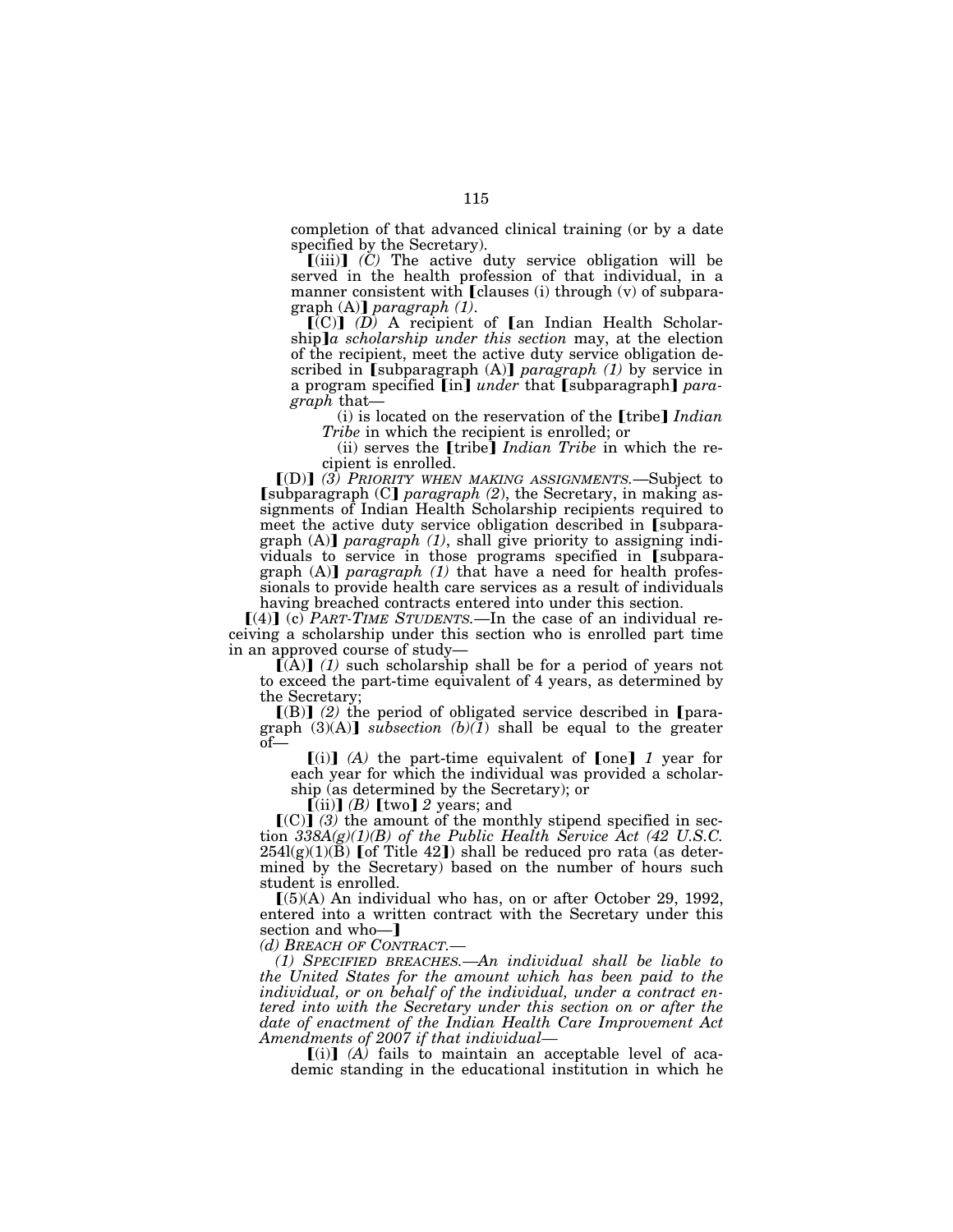completion of that advanced clinical training (or by a date specified by the Secretary).

【(iii)】 *(C)* The active duty service obligation will be served in the health profession of that individual, in a manner consistent with 【clauses (i) through (v) of subparagraph (A)】 *paragraph (1)*.

【(C)】 *(D)* A recipient of 【an Indian Health Scholarship】*a scholarship under this section* may, at the election of the recipient, meet the active duty service obligation described in 【subparagraph (A)】 *paragraph (1)* by service in a program specified 【in】 *under* that 【subparagraph】 *paragraph* that—

(i) is located on the reservation of the 【tribe】 *Indian Tribe* in which the recipient is enrolled; or

(ii) serves the 【tribe】 *Indian Tribe* in which the recipient is enrolled.

【(D)】 *(3) PRIORITY WHEN MAKING ASSIGNMENTS.*—Subject to 【subparagraph (C】 *paragraph (2)*, the Secretary, in making assignments of Indian Health Scholarship recipients required to meet the active duty service obligation described in 【subparagraph (A)】 *paragraph (1)*, shall give priority to assigning individuals to service in those programs specified in 【subparagraph (A)】 *paragraph (1)* that have a need for health professionals to provide health care services as a result of individuals having breached contracts entered into under this section.

【(4)】 (c) *PART-TIME STUDENTS.*—In the case of an individual receiving a scholarship under this section who is enrolled part time in an approved course of study—

【(A)】 *(1)* such scholarship shall be for a period of years not to exceed the part-time equivalent of 4 years, as determined by the Secretary;

【(B)】 *(2)* the period of obligated service described in 【paragraph (3)(A)】 *subsection (b)(1)* shall be equal to the greater of—

【(i)】 *(A)* the part-time equivalent of 【one】 *1* year for each year for which the individual was provided a scholarship (as determined by the Secretary); or

【(ii)】 *(B)* 【two】 *2* years; and

【(C)】 *(3)* the amount of the monthly stipend specified in section *338A(g)(1)(B) of the Public Health Service Act (42 U.S.C.* 254l(g)(1)(B) 【of Title 42】) shall be reduced pro rata (as determined by the Secretary) based on the number of hours such student is enrolled.

【(5)(A) An individual who has, on or after October 29, 1992, entered into a written contract with the Secretary under this section and who—】

*(d) BREACH OF CONTRACT.*—

*(1) SPECIFIED BREACHES.—An individual shall be liable to the United States for the amount which has been paid to the individual, or on behalf of the individual, under a contract entered into with the Secretary under this section on or after the date of enactment of the Indian Health Care Improvement Act Amendments of 2007 if that individual—*

【(i)】 *(A)* fails to maintain an acceptable level of academic standing in the educational institution in which he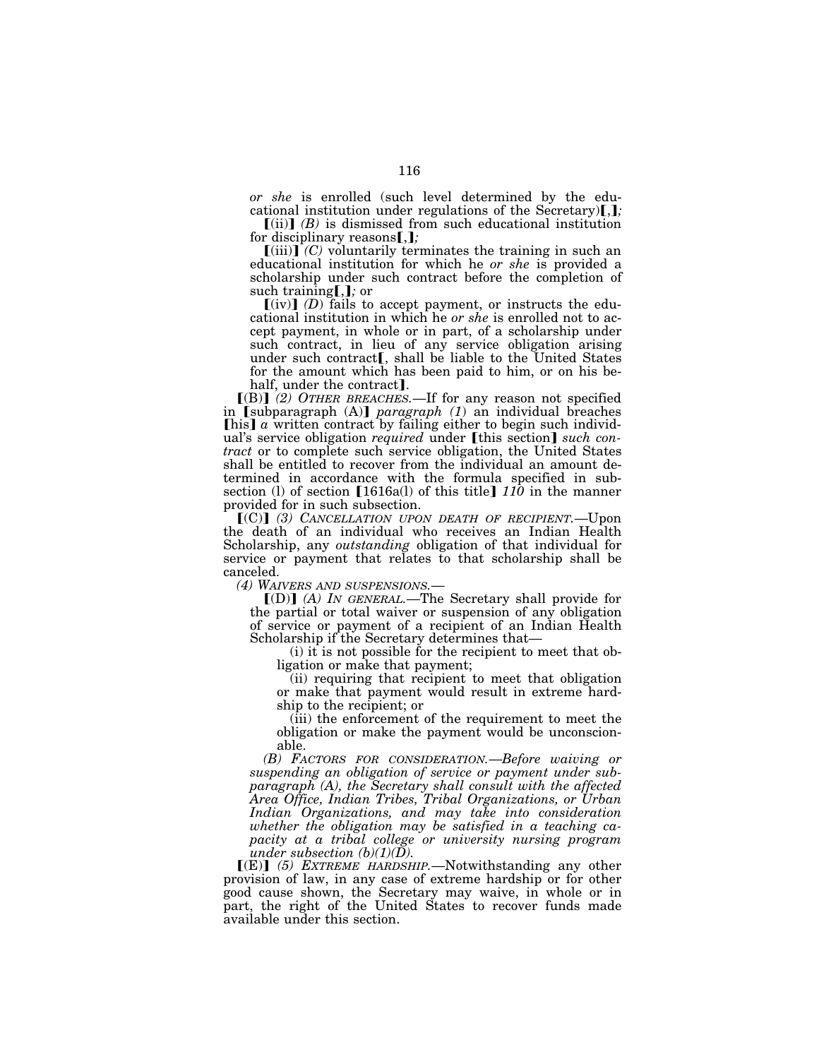*or she* is enrolled (such level determined by the educational institution under regulations of the Secretary)【,】*;*

【(ii)】 *(B)* is dismissed from such educational institution for disciplinary reasons【,】*;*

【(iii)】 *(C)* voluntarily terminates the training in such an educational institution for which he *or she* is provided a scholarship under such contract before the completion of such training【,】*;* or

【(iv)】 *(D)* fails to accept payment, or instructs the educational institution in which he *or she* is enrolled not to accept payment, in whole or in part, of a scholarship under such contract, in lieu of any service obligation arising under such contract【, shall be liable to the United States for the amount which has been paid to him, or on his behalf, under the contract】.

【(B)】 *(2) OTHER BREACHES.*—If for any reason not specified in 【subparagraph (A)】 *paragraph (1)* an individual breaches 【his】 *a* written contract by failing either to begin such individual's service obligation *required* under 【this section】 *such contract* or to complete such service obligation, the United States shall be entitled to recover from the individual an amount determined in accordance with the formula specified in subsection (l) of section 【1616a(l) of this title】 *110* in the manner provided for in such subsection.

【(C)】 *(3) CANCELLATION UPON DEATH OF RECIPIENT.*—Upon the death of an individual who receives an Indian Health Scholarship, any *outstanding* obligation of that individual for service or payment that relates to that scholarship shall be canceled.

*(4) WAIVERS AND SUSPENSIONS.*—

【(D)】 *(A) IN GENERAL.*—The Secretary shall provide for the partial or total waiver or suspension of any obligation of service or payment of a recipient of an Indian Health Scholarship if the Secretary determines that—

(i) it is not possible for the recipient to meet that obligation or make that payment;

(ii) requiring that recipient to meet that obligation or make that payment would result in extreme hardship to the recipient; or

(iii) the enforcement of the requirement to meet the obligation or make the payment would be unconscionable.

*(B) FACTORS FOR CONSIDERATION.—Before waiving or suspending an obligation of service or payment under subparagraph (A), the Secretary shall consult with the affected Area Office, Indian Tribes, Tribal Organizations, or Urban Indian Organizations, and may take into consideration whether the obligation may be satisfied in a teaching capacity at a tribal college or university nursing program under subsection (b)(1)(D).*

【(E)】 *(5) EXTREME HARDSHIP.*—Notwithstanding any other provision of law, in any case of extreme hardship or for other good cause shown, the Secretary may waive, in whole or in part, the right of the United States to recover funds made available under this section.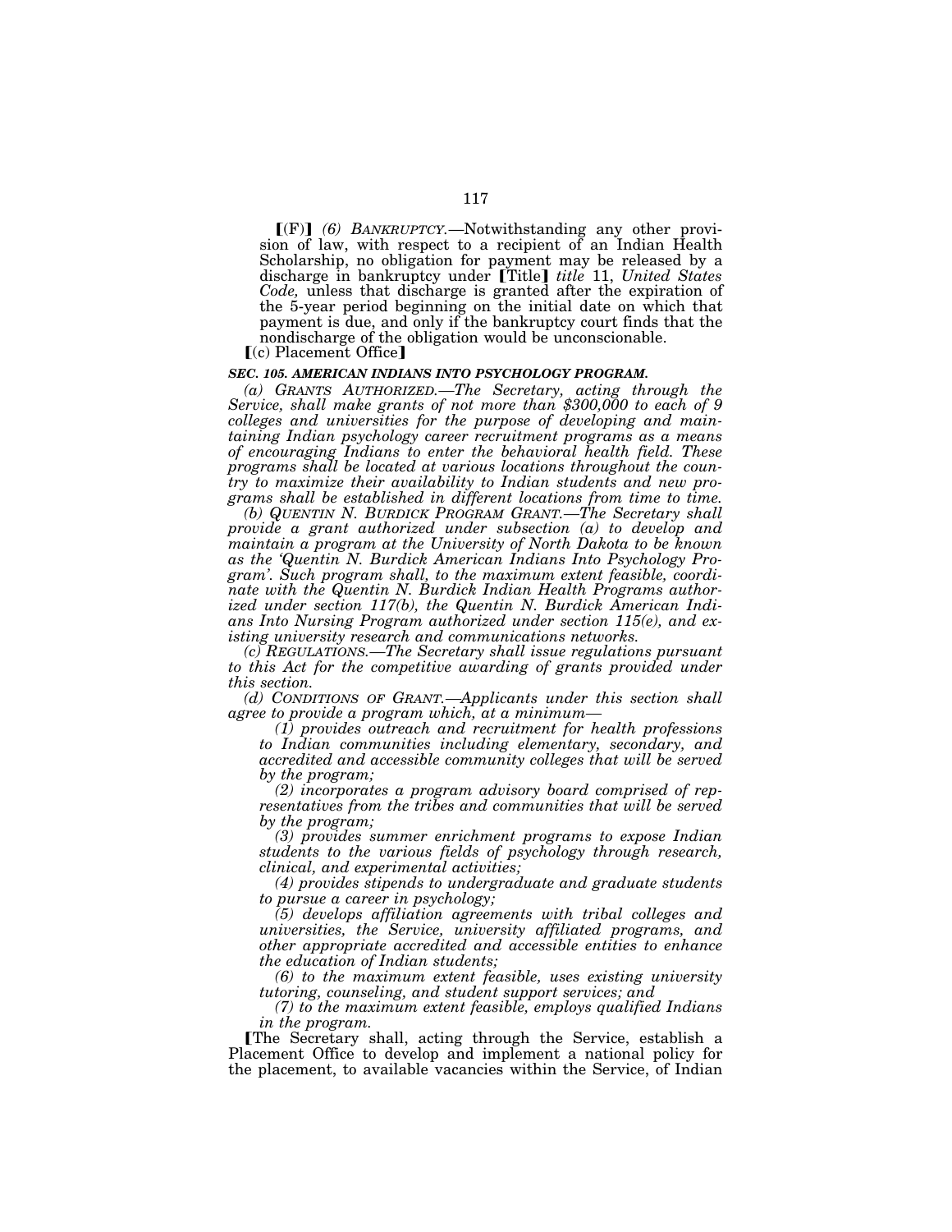⟦(F)⟧ *(6) BANKRUPTCY.*—Notwithstanding any other provision of law, with respect to a recipient of an Indian Health Scholarship, no obligation for payment may be released by a discharge in bankruptcy under ⟦Title⟧ *title* 11, *United States Code,* unless that discharge is granted after the expiration of the 5-year period beginning on the initial date on which that payment is due, and only if the bankruptcy court finds that the nondischarge of the obligation would be unconscionable.

⟦(c) Placement Office⟧

***SEC. 105. AMERICAN INDIANS INTO PSYCHOLOGY PROGRAM.***

*(a) GRANTS AUTHORIZED.—The Secretary, acting through the Service, shall make grants of not more than $300,000 to each of 9 colleges and universities for the purpose of developing and maintaining Indian psychology career recruitment programs as a means of encouraging Indians to enter the behavioral health field. These programs shall be located at various locations throughout the country to maximize their availability to Indian students and new programs shall be established in different locations from time to time.*

*(b) QUENTIN N. BURDICK PROGRAM GRANT.—The Secretary shall provide a grant authorized under subsection (a) to develop and maintain a program at the University of North Dakota to be known as the 'Quentin N. Burdick American Indians Into Psychology Program'. Such program shall, to the maximum extent feasible, coordinate with the Quentin N. Burdick Indian Health Programs authorized under section 117(b), the Quentin N. Burdick American Indians Into Nursing Program authorized under section 115(e), and existing university research and communications networks.*

*(c) REGULATIONS.—The Secretary shall issue regulations pursuant to this Act for the competitive awarding of grants provided under this section.*

*(d) CONDITIONS OF GRANT.—Applicants under this section shall agree to provide a program which, at a minimum—*

*(1) provides outreach and recruitment for health professions to Indian communities including elementary, secondary, and accredited and accessible community colleges that will be served by the program;*

*(2) incorporates a program advisory board comprised of representatives from the tribes and communities that will be served by the program;*

*(3) provides summer enrichment programs to expose Indian students to the various fields of psychology through research, clinical, and experimental activities;*

*(4) provides stipends to undergraduate and graduate students to pursue a career in psychology;*

*(5) develops affiliation agreements with tribal colleges and universities, the Service, university affiliated programs, and other appropriate accredited and accessible entities to enhance the education of Indian students;*

*(6) to the maximum extent feasible, uses existing university tutoring, counseling, and student support services; and*

*(7) to the maximum extent feasible, employs qualified Indians in the program.*

⟦The Secretary shall, acting through the Service, establish a Placement Office to develop and implement a national policy for the placement, to available vacancies within the Service, of Indian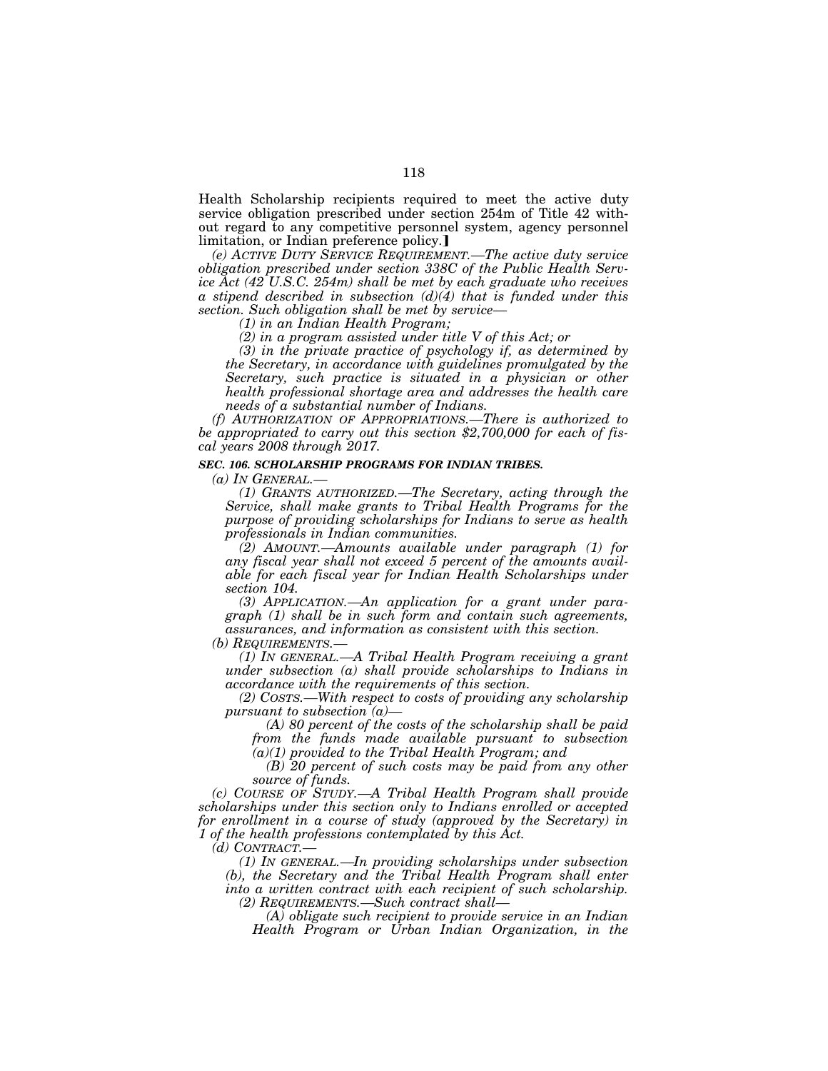Health Scholarship recipients required to meet the active duty service obligation prescribed under section 254m of Title 42 without regard to any competitive personnel system, agency personnel limitation, or Indian preference policy.]

*(e) ACTIVE DUTY SERVICE REQUIREMENT.—The active duty service obligation prescribed under section 338C of the Public Health Service Act (42 U.S.C. 254m) shall be met by each graduate who receives a stipend described in subsection (d)(4) that is funded under this section. Such obligation shall be met by service—*

*(1) in an Indian Health Program;*

*(2) in a program assisted under title V of this Act; or*

*(3) in the private practice of psychology if, as determined by the Secretary, in accordance with guidelines promulgated by the Secretary, such practice is situated in a physician or other health professional shortage area and addresses the health care needs of a substantial number of Indians.*

*(f) AUTHORIZATION OF APPROPRIATIONS.—There is authorized to be appropriated to carry out this section $2,700,000 for each of fiscal years 2008 through 2017.*

***SEC. 106. SCHOLARSHIP PROGRAMS FOR INDIAN TRIBES.***

*(a) IN GENERAL.—*

*(1) GRANTS AUTHORIZED.—The Secretary, acting through the Service, shall make grants to Tribal Health Programs for the purpose of providing scholarships for Indians to serve as health professionals in Indian communities.*

*(2) AMOUNT.—Amounts available under paragraph (1) for any fiscal year shall not exceed 5 percent of the amounts available for each fiscal year for Indian Health Scholarships under section 104.*

*(3) APPLICATION.—An application for a grant under paragraph (1) shall be in such form and contain such agreements, assurances, and information as consistent with this section.*

*(b) REQUIREMENTS.—*

*(1) IN GENERAL.—A Tribal Health Program receiving a grant under subsection (a) shall provide scholarships to Indians in accordance with the requirements of this section.*

*(2) COSTS.—With respect to costs of providing any scholarship pursuant to subsection (a)—*

*(A) 80 percent of the costs of the scholarship shall be paid from the funds made available pursuant to subsection (a)(1) provided to the Tribal Health Program; and*

*(B) 20 percent of such costs may be paid from any other source of funds.*

*(c) COURSE OF STUDY.—A Tribal Health Program shall provide scholarships under this section only to Indians enrolled or accepted for enrollment in a course of study (approved by the Secretary) in 1 of the health professions contemplated by this Act.*

*(d) CONTRACT.—*

*(1) IN GENERAL.—In providing scholarships under subsection (b), the Secretary and the Tribal Health Program shall enter into a written contract with each recipient of such scholarship.*

*(2) REQUIREMENTS.—Such contract shall—*

*(A) obligate such recipient to provide service in an Indian Health Program or Urban Indian Organization, in the*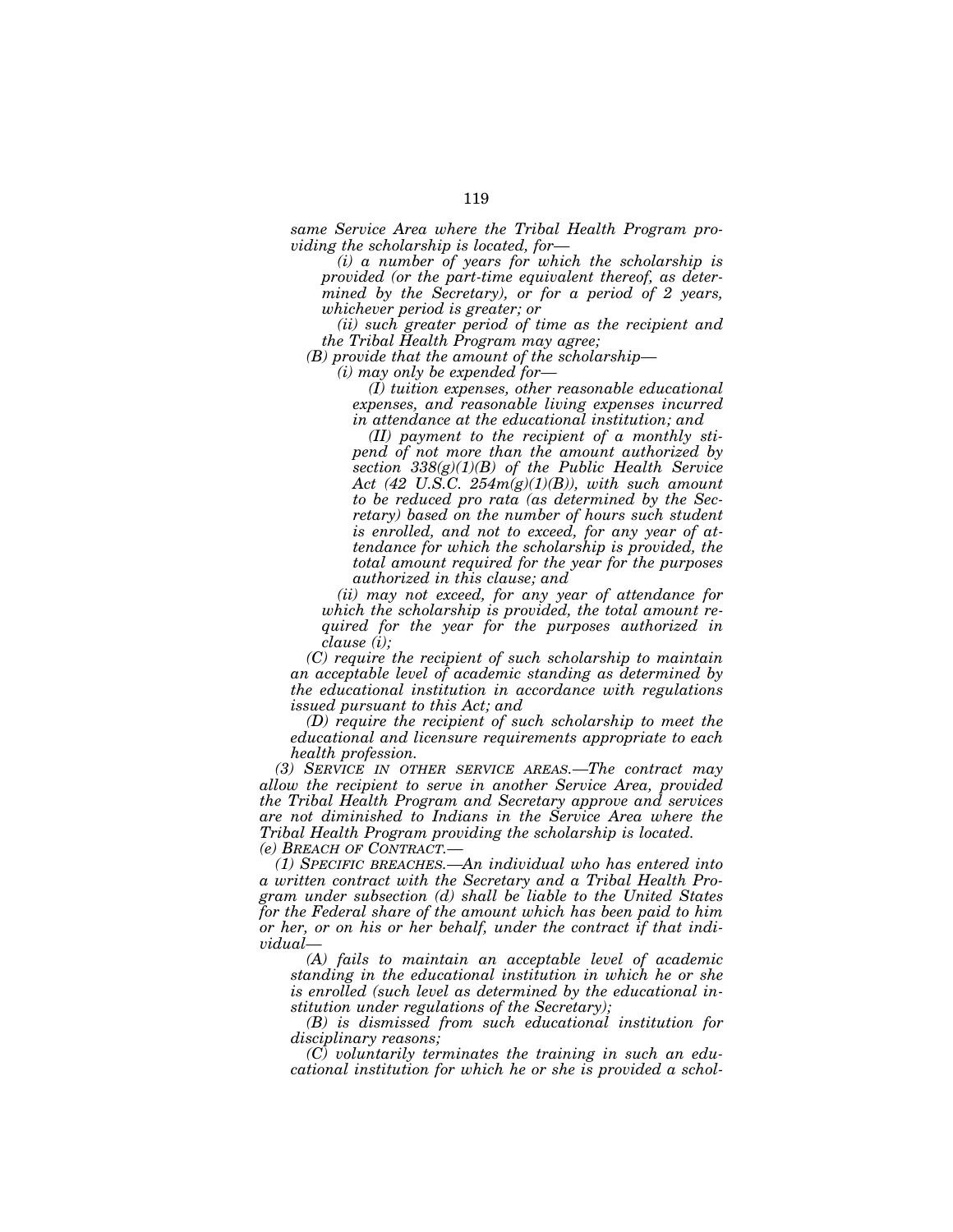*same Service Area where the Tribal Health Program providing the scholarship is located, for—*

*(i) a number of years for which the scholarship is provided (or the part-time equivalent thereof, as determined by the Secretary), or for a period of 2 years, whichever period is greater; or*

*(ii) such greater period of time as the recipient and the Tribal Health Program may agree;*

*(B) provide that the amount of the scholarship—*

*(i) may only be expended for—*

*(I) tuition expenses, other reasonable educational expenses, and reasonable living expenses incurred in attendance at the educational institution; and*

*(II) payment to the recipient of a monthly stipend of not more than the amount authorized by section 338(g)(1)(B) of the Public Health Service Act (42 U.S.C. 254m(g)(1)(B)), with such amount to be reduced pro rata (as determined by the Secretary) based on the number of hours such student is enrolled, and not to exceed, for any year of attendance for which the scholarship is provided, the total amount required for the year for the purposes authorized in this clause; and*

*(ii) may not exceed, for any year of attendance for which the scholarship is provided, the total amount required for the year for the purposes authorized in clause (i);*

*(C) require the recipient of such scholarship to maintain an acceptable level of academic standing as determined by the educational institution in accordance with regulations issued pursuant to this Act; and*

*(D) require the recipient of such scholarship to meet the educational and licensure requirements appropriate to each health profession.*

*(3) SERVICE IN OTHER SERVICE AREAS.—The contract may allow the recipient to serve in another Service Area, provided the Tribal Health Program and Secretary approve and services are not diminished to Indians in the Service Area where the Tribal Health Program providing the scholarship is located.*

*(e) BREACH OF CONTRACT.—*

*(1) SPECIFIC BREACHES.—An individual who has entered into a written contract with the Secretary and a Tribal Health Program under subsection (d) shall be liable to the United States for the Federal share of the amount which has been paid to him or her, or on his or her behalf, under the contract if that individual—*

*(A) fails to maintain an acceptable level of academic standing in the educational institution in which he or she is enrolled (such level as determined by the educational institution under regulations of the Secretary);*

*(B) is dismissed from such educational institution for disciplinary reasons;*

*(C) voluntarily terminates the training in such an educational institution for which he or she is provided a schol-*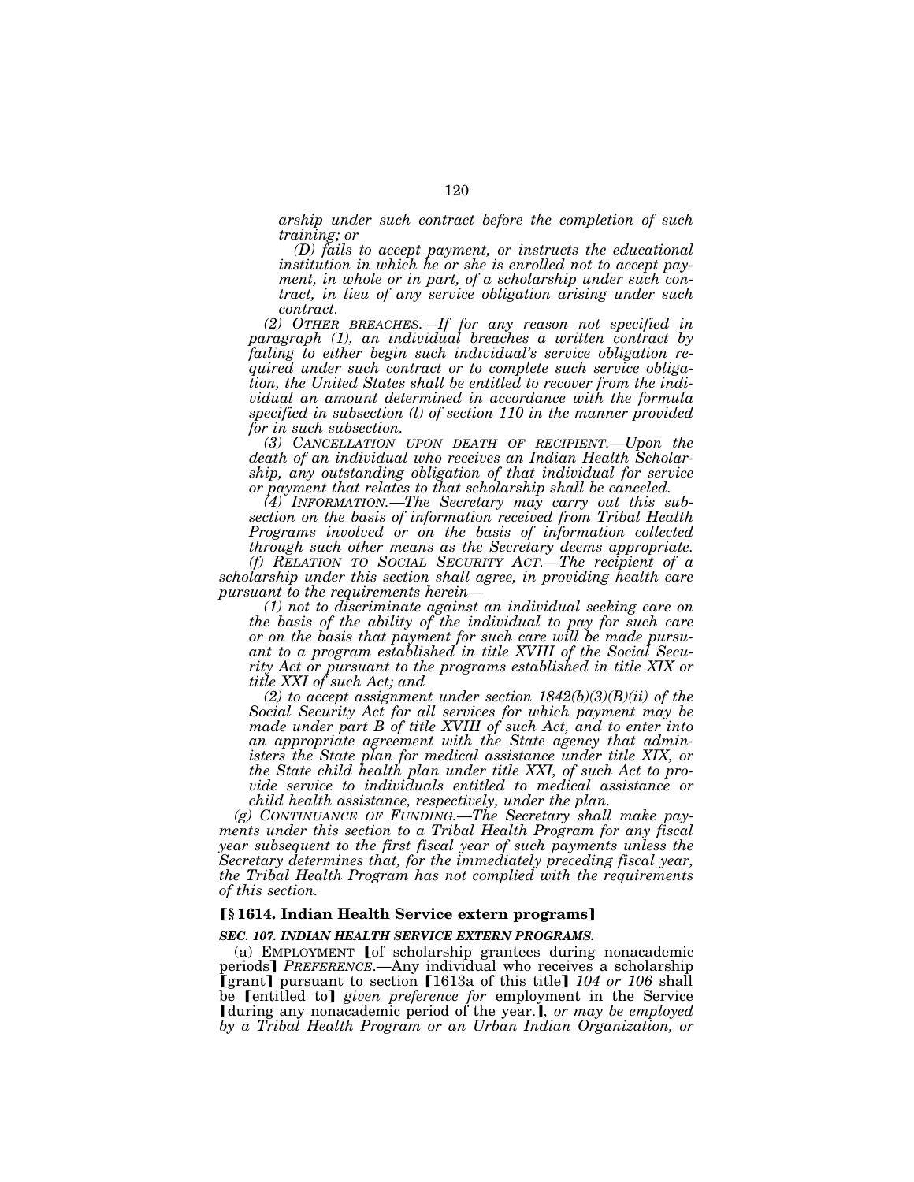*arship under such contract before the completion of such training; or*

*(D) fails to accept payment, or instructs the educational institution in which he or she is enrolled not to accept payment, in whole or in part, of a scholarship under such contract, in lieu of any service obligation arising under such contract.*

*(2) OTHER BREACHES.—If for any reason not specified in paragraph (1), an individual breaches a written contract by failing to either begin such individual's service obligation required under such contract or to complete such service obligation, the United States shall be entitled to recover from the individual an amount determined in accordance with the formula specified in subsection (l) of section 110 in the manner provided for in such subsection.*

*(3) CANCELLATION UPON DEATH OF RECIPIENT.—Upon the death of an individual who receives an Indian Health Scholarship, any outstanding obligation of that individual for service or payment that relates to that scholarship shall be canceled.*

*(4) INFORMATION.—The Secretary may carry out this subsection on the basis of information received from Tribal Health Programs involved or on the basis of information collected through such other means as the Secretary deems appropriate.*

*(f) RELATION TO SOCIAL SECURITY ACT.—The recipient of a scholarship under this section shall agree, in providing health care pursuant to the requirements herein—*

*(1) not to discriminate against an individual seeking care on the basis of the ability of the individual to pay for such care or on the basis that payment for such care will be made pursuant to a program established in title XVIII of the Social Security Act or pursuant to the programs established in title XIX or title XXI of such Act; and*

*(2) to accept assignment under section 1842(b)(3)(B)(ii) of the Social Security Act for all services for which payment may be made under part B of title XVIII of such Act, and to enter into an appropriate agreement with the State agency that administers the State plan for medical assistance under title XIX, or the State child health plan under title XXI, of such Act to provide service to individuals entitled to medical assistance or child health assistance, respectively, under the plan.*

*(g) CONTINUANCE OF FUNDING.—The Secretary shall make payments under this section to a Tribal Health Program for any fiscal year subsequent to the first fiscal year of such payments unless the Secretary determines that, for the immediately preceding fiscal year, the Tribal Health Program has not complied with the requirements of this section.*

**【§ 1614. Indian Health Service extern programs】**

***SEC. 107. INDIAN HEALTH SERVICE EXTERN PROGRAMS.***

(a) EMPLOYMENT 【of scholarship grantees during nonacademic periods】 *PREFERENCE*.—Any individual who receives a scholarship 【grant】 pursuant to section 【1613a of this title】 *104 or 106* shall be 【entitled to】 *given preference for* employment in the Service 【during any nonacademic period of the year.】*, or may be employed by a Tribal Health Program or an Urban Indian Organization, or*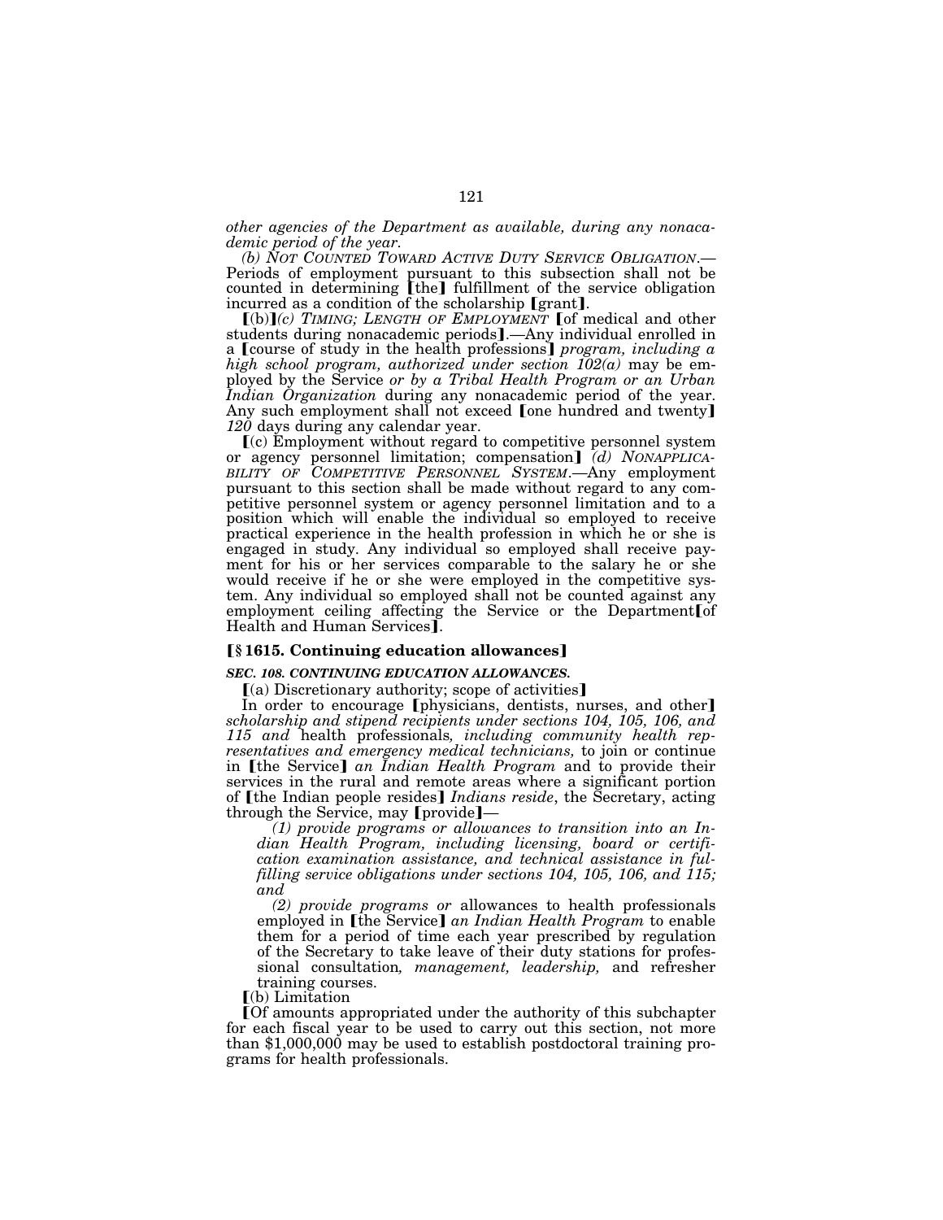*other agencies of the Department as available, during any nonacademic period of the year.*

*(b) NOT COUNTED TOWARD ACTIVE DUTY SERVICE OBLIGATION.*— Periods of employment pursuant to this subsection shall not be counted in determining ⟦the⟧ fulfillment of the service obligation incurred as a condition of the scholarship ⟦grant⟧.

⟦(b)⟧*(c) TIMING; LENGTH OF EMPLOYMENT* ⟦of medical and other students during nonacademic periods⟧.—Any individual enrolled in a ⟦course of study in the health professions⟧ *program, including a high school program, authorized under section 102(a)* may be employed by the Service *or by a Tribal Health Program or an Urban Indian Organization* during any nonacademic period of the year. Any such employment shall not exceed ⟦one hundred and twenty⟧ *120* days during any calendar year.

⟦(c) Employment without regard to competitive personnel system or agency personnel limitation; compensation⟧ *(d) NONAPPLICABILITY OF COMPETITIVE PERSONNEL SYSTEM.*—Any employment pursuant to this section shall be made without regard to any competitive personnel system or agency personnel limitation and to a position which will enable the individual so employed to receive practical experience in the health profession in which he or she is engaged in study. Any individual so employed shall receive payment for his or her services comparable to the salary he or she would receive if he or she were employed in the competitive system. Any individual so employed shall not be counted against any employment ceiling affecting the Service or the Department⟦of Health and Human Services⟧.

**⟦§ 1615. Continuing education allowances⟧**

***SEC. 108. CONTINUING EDUCATION ALLOWANCES.***

⟦(a) Discretionary authority; scope of activities⟧

In order to encourage ⟦physicians, dentists, nurses, and other⟧ *scholarship and stipend recipients under sections 104, 105, 106, and 115 and* health professionals*, including community health representatives and emergency medical technicians,* to join or continue in ⟦the Service⟧ *an Indian Health Program* and to provide their services in the rural and remote areas where a significant portion of ⟦the Indian people resides⟧ *Indians reside*, the Secretary, acting through the Service, may ⟦provide⟧—

*(1) provide programs or allowances to transition into an Indian Health Program, including licensing, board or certification examination assistance, and technical assistance in fulfilling service obligations under sections 104, 105, 106, and 115; and*

*(2) provide programs or* allowances to health professionals employed in ⟦the Service⟧ *an Indian Health Program* to enable them for a period of time each year prescribed by regulation of the Secretary to take leave of their duty stations for professional consultation*, management, leadership,* and refresher training courses.

⟦(b) Limitation

⟦Of amounts appropriated under the authority of this subchapter for each fiscal year to be used to carry out this section, not more than $1,000,000 may be used to establish postdoctoral training programs for health professionals.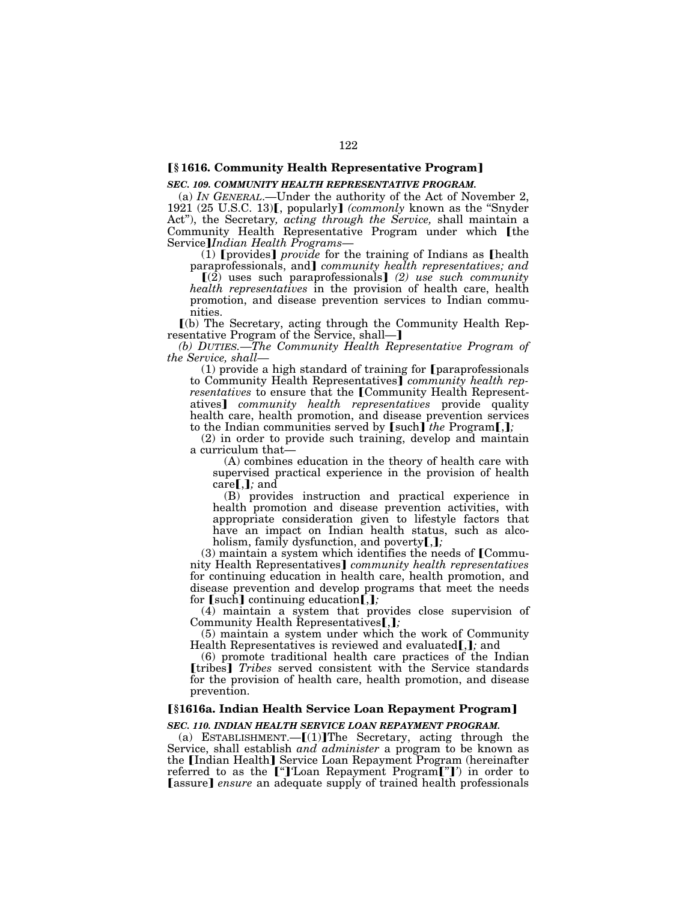**[§ 1616. Community Health Representative Program]**

***SEC. 109. COMMUNITY HEALTH REPRESENTATIVE PROGRAM.***

(a) *IN GENERAL.*—Under the authority of the Act of November 2, 1921 (25 U.S.C. 13)[, popularly] *(commonly* known as the "Snyder Act"), the Secretary*, acting through the Service,* shall maintain a Community Health Representative Program under which [the Service]*Indian Health Programs*—

(1) [provides] *provide* for the training of Indians as [health paraprofessionals, and] *community health representatives; and*

[(2) uses such paraprofessionals] *(2) use such community health representatives* in the provision of health care, health promotion, and disease prevention services to Indian communities.

[(b) The Secretary, acting through the Community Health Representative Program of the Service, shall—]

*(b) DUTIES.—The Community Health Representative Program of the Service, shall*—

(1) provide a high standard of training for [paraprofessionals to Community Health Representatives] *community health representatives* to ensure that the [Community Health Representatives] *community health representatives* provide quality health care, health promotion, and disease prevention services to the Indian communities served by [such] *the* Program[,]*;*

(2) in order to provide such training, develop and maintain a curriculum that—

(A) combines education in the theory of health care with supervised practical experience in the provision of health care[,]*;* and

(B) provides instruction and practical experience in health promotion and disease prevention activities, with appropriate consideration given to lifestyle factors that have an impact on Indian health status, such as alcoholism, family dysfunction, and poverty[,]*;*

(3) maintain a system which identifies the needs of [Community Health Representatives] *community health representatives* for continuing education in health care, health promotion, and disease prevention and develop programs that meet the needs for [such] continuing education[,]*;*

(4) maintain a system that provides close supervision of Community Health Representatives[,]*;*

(5) maintain a system under which the work of Community Health Representatives is reviewed and evaluated[,]*;* and

(6) promote traditional health care practices of the Indian [tribes] *Tribes* served consistent with the Service standards for the provision of health care, health promotion, and disease prevention.

**[§1616a. Indian Health Service Loan Repayment Program]**

***SEC. 110. INDIAN HEALTH SERVICE LOAN REPAYMENT PROGRAM.***

(a) ESTABLISHMENT.—[(1)]The Secretary, acting through the Service, shall establish *and administer* a program to be known as the [Indian Health] Service Loan Repayment Program (hereinafter referred to as the ["]*'*Loan Repayment Program["]*'*) in order to [assure] *ensure* an adequate supply of trained health professionals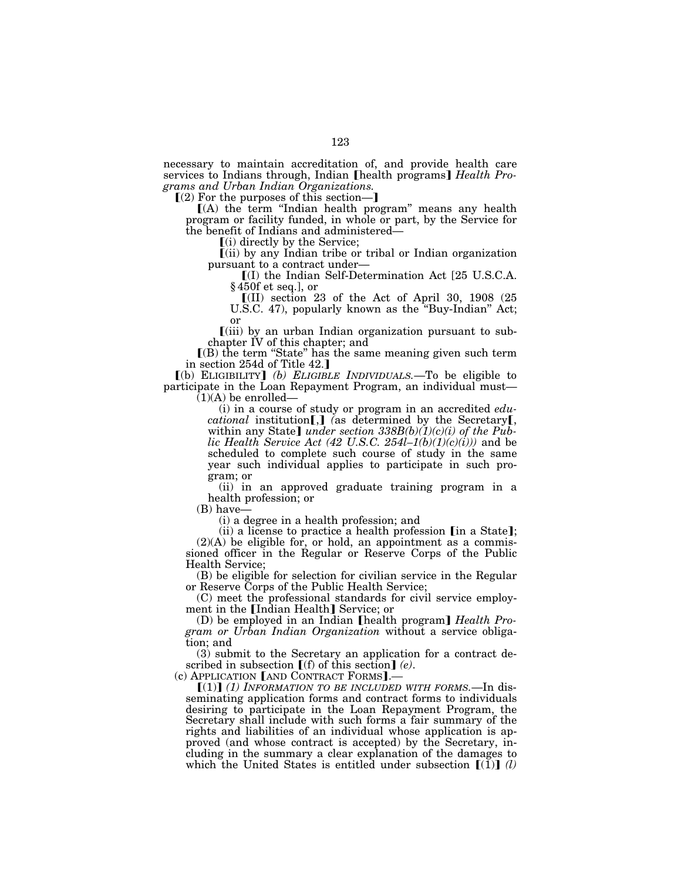necessary to maintain accreditation of, and provide health care services to Indians through, Indian ⟦health programs⟧ *Health Programs and Urban Indian Organizations.*

⟦(2) For the purposes of this section—⟧

⟦(A) the term "Indian health program" means any health program or facility funded, in whole or part, by the Service for the benefit of Indians and administered—

⟦(i) directly by the Service;

⟦(ii) by any Indian tribe or tribal or Indian organization pursuant to a contract under—

⟦(I) the Indian Self-Determination Act [25 U.S.C.A. § 450f et seq.], or

⟦(II) section 23 of the Act of April 30, 1908 (25 U.S.C. 47), popularly known as the "Buy-Indian" Act; or

⟦(iii) by an urban Indian organization pursuant to subchapter IV of this chapter; and

⟦(B) the term "State" has the same meaning given such term in section 254d of Title 42.⟧

⟦(b) ELIGIBILITY⟧ *(b) ELIGIBLE INDIVIDUALS.*—To be eligible to participate in the Loan Repayment Program, an individual must—

(1)(A) be enrolled—

(i) in a course of study or program in an accredited *educational* institution⟦,⟧ (as determined by the Secretary⟦, within any State⟧ *under section 338B(b)(1)(c)(i) of the Public Health Service Act (42 U.S.C. 254l–1(b)(1)(c)(i)))* and be scheduled to complete such course of study in the same year such individual applies to participate in such program; or

(ii) in an approved graduate training program in a health profession; or

(B) have—

(i) a degree in a health profession; and

(ii) a license to practice a health profession ⟦in a State⟧;

(2)(A) be eligible for, or hold, an appointment as a commissioned officer in the Regular or Reserve Corps of the Public Health Service;

(B) be eligible for selection for civilian service in the Regular or Reserve Corps of the Public Health Service;

(C) meet the professional standards for civil service employment in the ⟦Indian Health⟧ Service; or

(D) be employed in an Indian ⟦health program⟧ *Health Program or Urban Indian Organization* without a service obligation; and

(3) submit to the Secretary an application for a contract described in subsection ⟦(f) of this section⟧ *(e).*

(c) APPLICATION ⟦AND CONTRACT FORMS⟧.—

⟦(1)⟧ *(1) INFORMATION TO BE INCLUDED WITH FORMS.*—In disseminating application forms and contract forms to individuals desiring to participate in the Loan Repayment Program, the Secretary shall include with such forms a fair summary of the rights and liabilities of an individual whose application is approved (and whose contract is accepted) by the Secretary, including in the summary a clear explanation of the damages to which the United States is entitled under subsection ⟦(1)⟧ *(l)*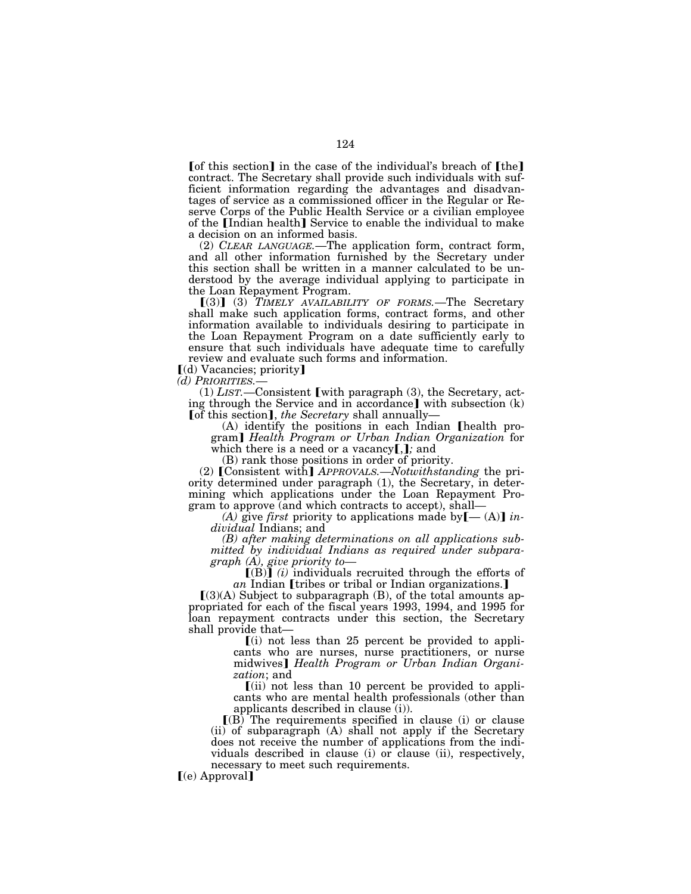【of this section】 in the case of the individual's breach of 【the】 contract. The Secretary shall provide such individuals with sufficient information regarding the advantages and disadvantages of service as a commissioned officer in the Regular or Reserve Corps of the Public Health Service or a civilian employee of the 【Indian health】 Service to enable the individual to make a decision on an informed basis.

(2) *CLEAR LANGUAGE.*—The application form, contract form, and all other information furnished by the Secretary under this section shall be written in a manner calculated to be understood by the average individual applying to participate in the Loan Repayment Program.

【(3)】 (3) *TIMELY AVAILABILITY OF FORMS.*—The Secretary shall make such application forms, contract forms, and other information available to individuals desiring to participate in the Loan Repayment Program on a date sufficiently early to ensure that such individuals have adequate time to carefully review and evaluate such forms and information.

【(d) Vacancies; priority】

*(d) PRIORITIES.*—

(1) *LIST.*—Consistent 【with paragraph (3), the Secretary, acting through the Service and in accordance】 with subsection (k) 【of this section】, *the Secretary* shall annually—

(A) identify the positions in each Indian 【health program】 *Health Program or Urban Indian Organization* for which there is a need or a vacancy【,】*;* and

(B) rank those positions in order of priority.

(2) 【Consistent with】 *APPROVALS.—Notwithstanding* the priority determined under paragraph (1), the Secretary, in determining which applications under the Loan Repayment Program to approve (and which contracts to accept), shall—

*(A)* give *first* priority to applications made by【— (A)】 *individual* Indians; and

*(B) after making determinations on all applications submitted by individual Indians as required under subparagraph (A), give priority to*—

【(B)】 *(i)* individuals recruited through the efforts of *an* Indian 【tribes or tribal or Indian organizations.】

【(3)(A) Subject to subparagraph (B), of the total amounts appropriated for each of the fiscal years 1993, 1994, and 1995 for loan repayment contracts under this section, the Secretary shall provide that—

【(i) not less than 25 percent be provided to applicants who are nurses, nurse practitioners, or nurse midwives】 *Health Program or Urban Indian Organization*; and

【(ii) not less than 10 percent be provided to applicants who are mental health professionals (other than applicants described in clause (i)).

【(B) The requirements specified in clause (i) or clause (ii) of subparagraph (A) shall not apply if the Secretary does not receive the number of applications from the individuals described in clause (i) or clause (ii), respectively, necessary to meet such requirements.

【(e) Approval】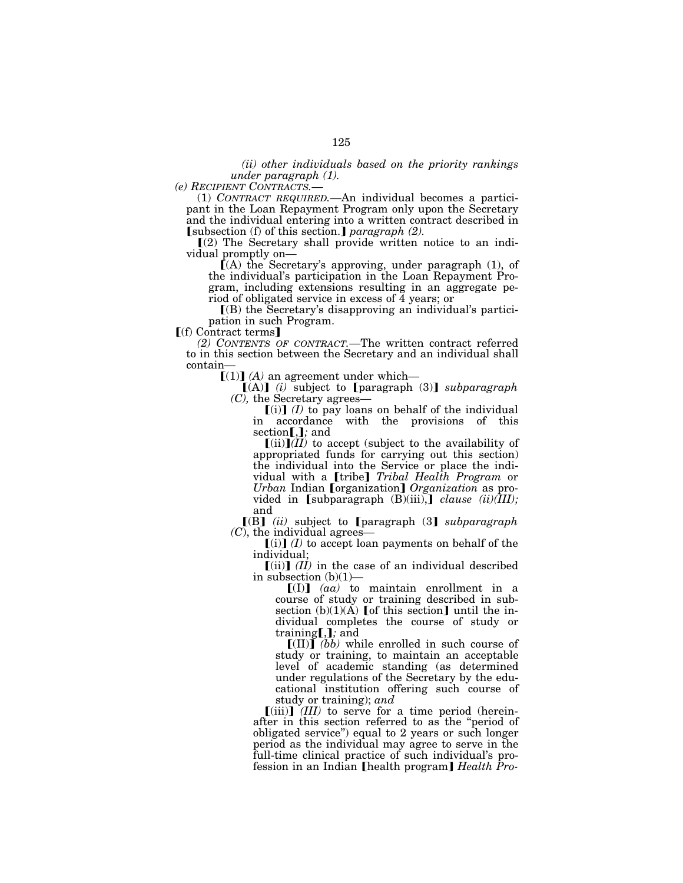*(ii) other individuals based on the priority rankings under paragraph (1).*

*(e) RECIPIENT CONTRACTS.—*

(1) *CONTRACT REQUIRED.*—An individual becomes a participant in the Loan Repayment Program only upon the Secretary and the individual entering into a written contract described in ⟦subsection (f) of this section.⟧ *paragraph (2).*

⟦(2) The Secretary shall provide written notice to an individual promptly on—

⟦(A) the Secretary's approving, under paragraph (1), of the individual's participation in the Loan Repayment Program, including extensions resulting in an aggregate period of obligated service in excess of 4 years; or

⟦(B) the Secretary's disapproving an individual's participation in such Program.

⟦(f) Contract terms⟧

*(2) CONTENTS OF CONTRACT.*—The written contract referred to in this section between the Secretary and an individual shall contain—

⟦(1)⟧ *(A)* an agreement under which—

⟦(A)⟧ *(i)* subject to ⟦paragraph (3)⟧ *subparagraph (C),* the Secretary agrees—

⟦(i)⟧ *(I)* to pay loans on behalf of the individual in accordance with the provisions of this section⟦,⟧*;* and

⟦(ii)⟧*(II)* to accept (subject to the availability of appropriated funds for carrying out this section) the individual into the Service or place the individual with a ⟦tribe⟧ *Tribal Health Program* or *Urban* Indian ⟦organization⟧ *Organization* as provided in ⟦subparagraph (B)(iii),⟧ *clause (ii)(III);* and

⟦(B⟧ *(ii)* subject to ⟦paragraph (3⟧ *subparagraph (C)*, the individual agrees—

⟦(i)⟧ *(I)* to accept loan payments on behalf of the individual;

⟦(ii)⟧ *(II)* in the case of an individual described in subsection (b)(1)—

⟦(I)⟧ *(aa)* to maintain enrollment in a course of study or training described in subsection (b)(1)(A) ⟦of this section⟧ until the individual completes the course of study or training⟦,⟧*;* and

⟦(II)⟧ *(bb)* while enrolled in such course of study or training, to maintain an acceptable level of academic standing (as determined under regulations of the Secretary by the educational institution offering such course of study or training); *and*

⟦(iii)⟧ *(III)* to serve for a time period (hereinafter in this section referred to as the "period of obligated service") equal to 2 years or such longer period as the individual may agree to serve in the full-time clinical practice of such individual's profession in an Indian ⟦health program⟧ *Health Pro-*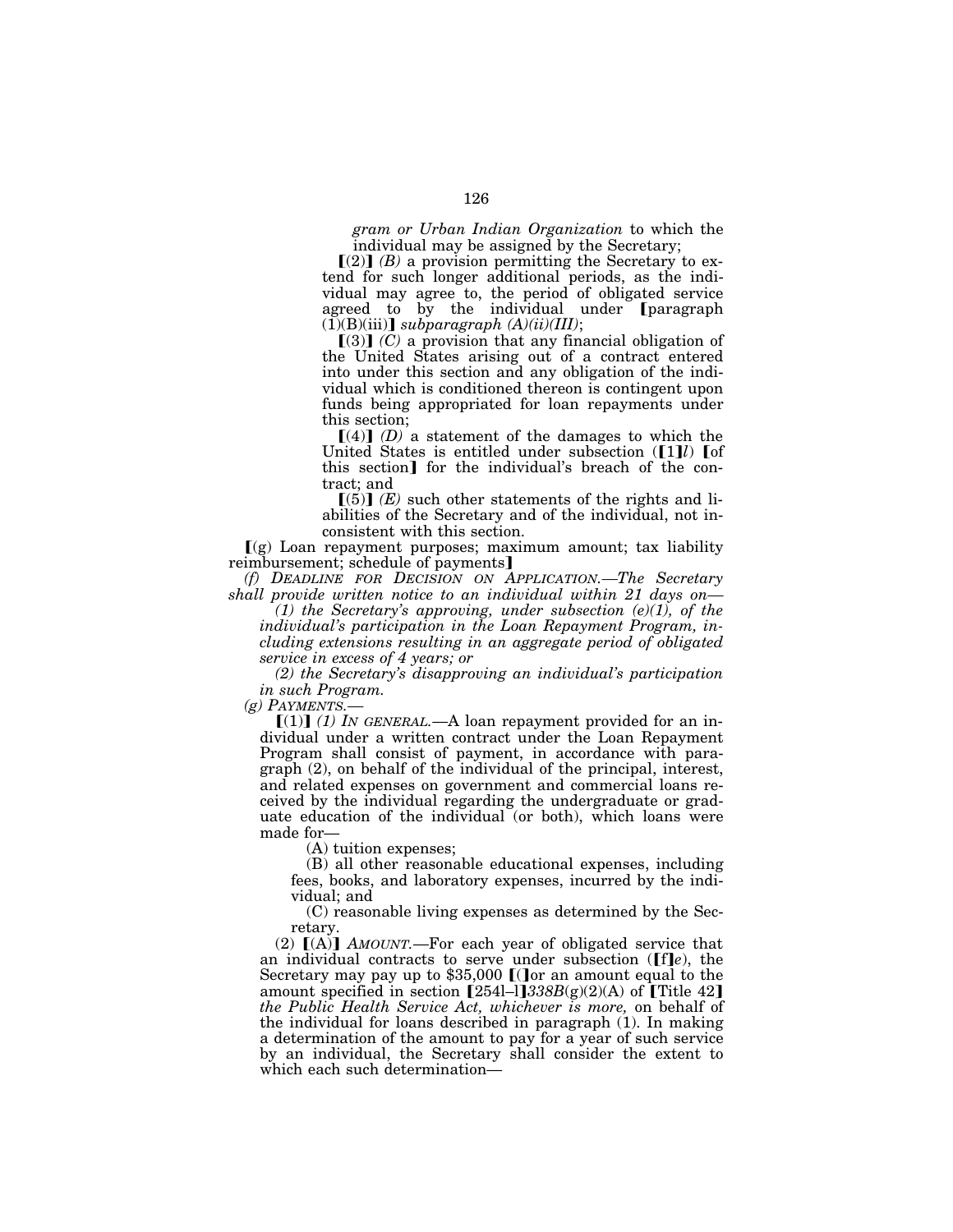*gram or Urban Indian Organization* to which the individual may be assigned by the Secretary;

【(2)】 *(B)* a provision permitting the Secretary to extend for such longer additional periods, as the individual may agree to, the period of obligated service agreed to by the individual under 【paragraph (1)(B)(iii)】 *subparagraph (A)(ii)(III)*;

【(3)】 *(C)* a provision that any financial obligation of the United States arising out of a contract entered into under this section and any obligation of the individual which is conditioned thereon is contingent upon funds being appropriated for loan repayments under this section;

【(4)】 *(D)* a statement of the damages to which the United States is entitled under subsection (【1】*l*) 【of this section】 for the individual's breach of the contract; and

【(5)】 *(E)* such other statements of the rights and liabilities of the Secretary and of the individual, not inconsistent with this section.

【(g) Loan repayment purposes; maximum amount; tax liability reimbursement; schedule of payments】

*(f) DEADLINE FOR DECISION ON APPLICATION.—The Secretary shall provide written notice to an individual within 21 days on—*

*(1) the Secretary's approving, under subsection (e)(1), of the individual's participation in the Loan Repayment Program, including extensions resulting in an aggregate period of obligated service in excess of 4 years; or*

*(2) the Secretary's disapproving an individual's participation in such Program.*

*(g) PAYMENTS.—*

【(1)】 *(1) IN GENERAL.*—A loan repayment provided for an individual under a written contract under the Loan Repayment Program shall consist of payment, in accordance with paragraph (2), on behalf of the individual of the principal, interest, and related expenses on government and commercial loans received by the individual regarding the undergraduate or graduate education of the individual (or both), which loans were made for—

(A) tuition expenses;

(B) all other reasonable educational expenses, including fees, books, and laboratory expenses, incurred by the individual; and

(C) reasonable living expenses as determined by the Secretary.

(2) 【(A)】 *AMOUNT.*—For each year of obligated service that an individual contracts to serve under subsection (【f】*e*), the Secretary may pay up to $35,000 【(】or an amount equal to the amount specified in section 【254l–1】*338B*(g)(2)(A) of 【Title 42】 *the Public Health Service Act, whichever is more,* on behalf of the individual for loans described in paragraph (1). In making a determination of the amount to pay for a year of such service by an individual, the Secretary shall consider the extent to which each such determination—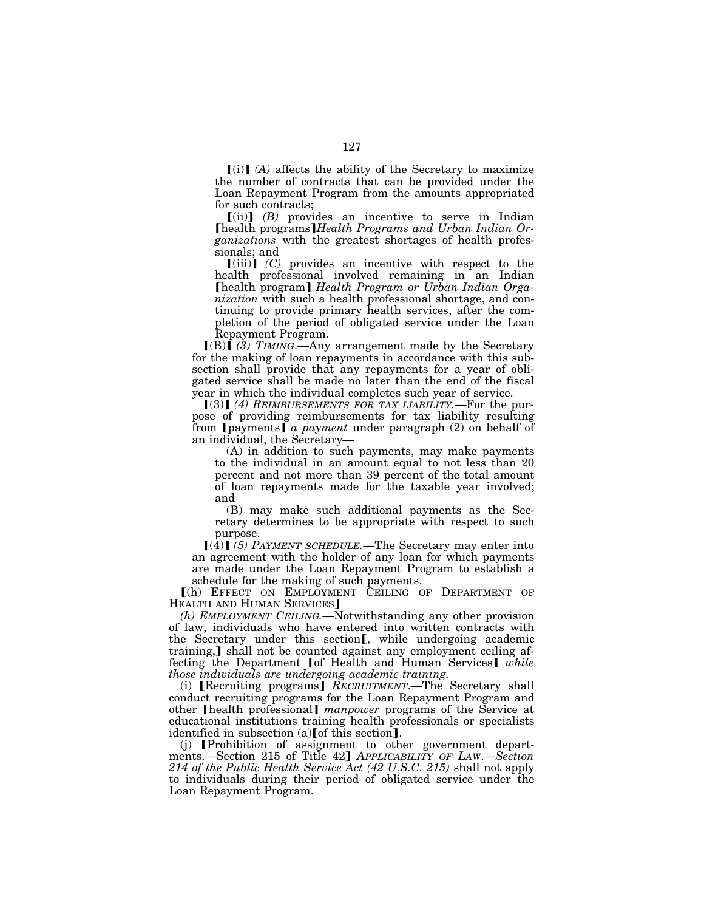⟦(i)⟧ *(A)* affects the ability of the Secretary to maximize the number of contracts that can be provided under the Loan Repayment Program from the amounts appropriated for such contracts;

⟦(ii)⟧ *(B)* provides an incentive to serve in Indian ⟦health programs⟧*Health Programs and Urban Indian Organizations* with the greatest shortages of health professionals; and

⟦(iii)⟧ *(C)* provides an incentive with respect to the health professional involved remaining in an Indian ⟦health program⟧ *Health Program or Urban Indian Organization* with such a health professional shortage, and continuing to provide primary health services, after the completion of the period of obligated service under the Loan Repayment Program.

⟦(B)⟧ *(3) TIMING.*—Any arrangement made by the Secretary for the making of loan repayments in accordance with this subsection shall provide that any repayments for a year of obligated service shall be made no later than the end of the fiscal year in which the individual completes such year of service.

⟦(3)⟧ *(4) REIMBURSEMENTS FOR TAX LIABILITY.*—For the purpose of providing reimbursements for tax liability resulting from ⟦payments⟧ *a payment* under paragraph (2) on behalf of an individual, the Secretary—

(A) in addition to such payments, may make payments to the individual in an amount equal to not less than 20 percent and not more than 39 percent of the total amount of loan repayments made for the taxable year involved; and

(B) may make such additional payments as the Secretary determines to be appropriate with respect to such purpose.

⟦(4)⟧ *(5) PAYMENT SCHEDULE.*—The Secretary may enter into an agreement with the holder of any loan for which payments are made under the Loan Repayment Program to establish a schedule for the making of such payments.

⟦(h) EFFECT ON EMPLOYMENT CEILING OF DEPARTMENT OF HEALTH AND HUMAN SERVICES⟧

*(h) EMPLOYMENT CEILING.*—Notwithstanding any other provision of law, individuals who have entered into written contracts with the Secretary under this section⟦, while undergoing academic training,⟧ shall not be counted against any employment ceiling affecting the Department ⟦of Health and Human Services⟧ *while those individuals are undergoing academic training.*

(i) ⟦Recruiting programs⟧ *RECRUITMENT.*—The Secretary shall conduct recruiting programs for the Loan Repayment Program and other ⟦health professional⟧ *manpower* programs of the Service at educational institutions training health professionals or specialists identified in subsection (a)⟦of this section⟧.

(j) ⟦Prohibition of assignment to other government departments.—Section 215 of Title 42⟧ *APPLICABILITY OF LAW.—Section 214 of the Public Health Service Act (42 U.S.C. 215)* shall not apply to individuals during their period of obligated service under the Loan Repayment Program.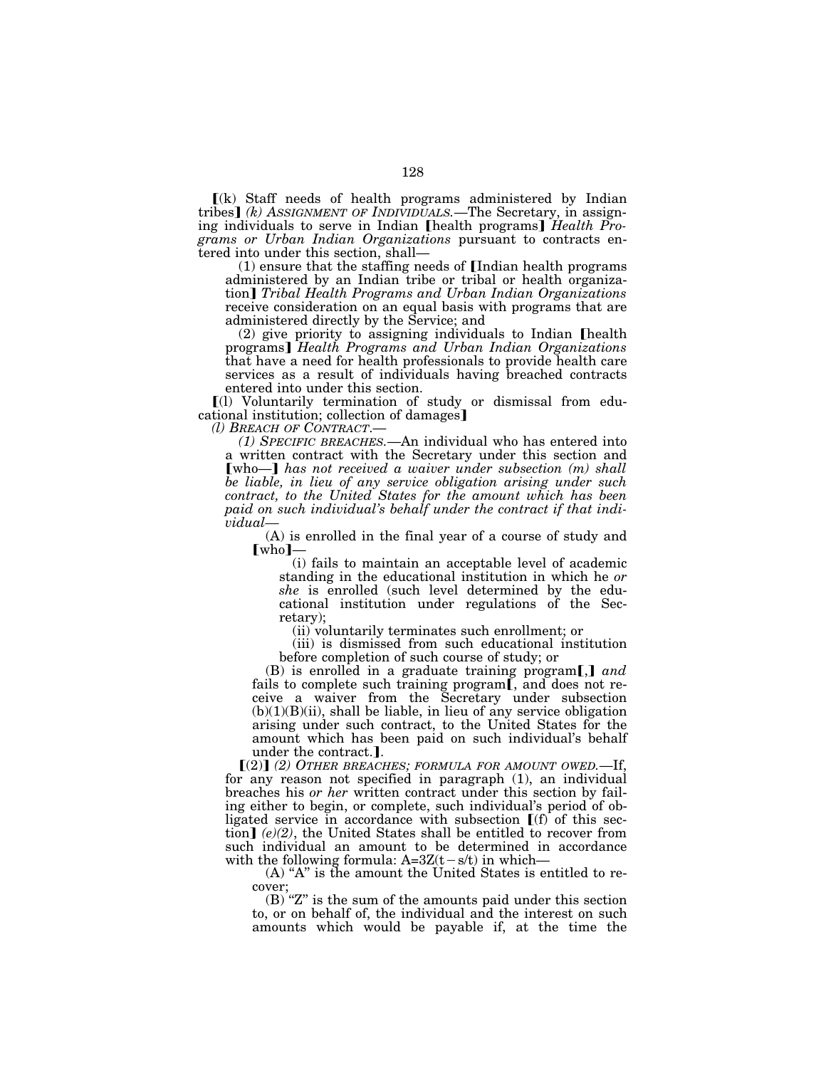⟦(k) Staff needs of health programs administered by Indian tribes⟧ *(k) ASSIGNMENT OF INDIVIDUALS.*—The Secretary, in assigning individuals to serve in Indian ⟦health programs⟧ *Health Programs or Urban Indian Organizations* pursuant to contracts entered into under this section, shall—

(1) ensure that the staffing needs of ⟦Indian health programs administered by an Indian tribe or tribal or health organization⟧ *Tribal Health Programs and Urban Indian Organizations* receive consideration on an equal basis with programs that are administered directly by the Service; and

(2) give priority to assigning individuals to Indian ⟦health programs⟧ *Health Programs and Urban Indian Organizations* that have a need for health professionals to provide health care services as a result of individuals having breached contracts entered into under this section.

⟦(l) Voluntarily termination of study or dismissal from educational institution; collection of damages⟧

*(l) BREACH OF CONTRACT.*—

*(1) SPECIFIC BREACHES.*—An individual who has entered into a written contract with the Secretary under this section and ⟦who—⟧ *has not received a waiver under subsection (m) shall be liable, in lieu of any service obligation arising under such contract, to the United States for the amount which has been paid on such individual's behalf under the contract if that individual—*

(A) is enrolled in the final year of a course of study and ⟦who⟧—

(i) fails to maintain an acceptable level of academic standing in the educational institution in which he *or she* is enrolled (such level determined by the educational institution under regulations of the Secretary);

(ii) voluntarily terminates such enrollment; or

(iii) is dismissed from such educational institution before completion of such course of study; or

(B) is enrolled in a graduate training program⟦,⟧ *and* fails to complete such training program⟦, and does not receive a waiver from the Secretary under subsection (b)(1)(B)(ii), shall be liable, in lieu of any service obligation arising under such contract, to the United States for the amount which has been paid on such individual's behalf under the contract.⟧.

⟦(2)⟧ *(2) OTHER BREACHES; FORMULA FOR AMOUNT OWED.*—If, for any reason not specified in paragraph (1), an individual breaches his *or her* written contract under this section by failing either to begin, or complete, such individual's period of obligated service in accordance with subsection ⟦(f) of this section⟧ *(e)(2)*, the United States shall be entitled to recover from such individual an amount to be determined in accordance with the following formula: $A=3Z(t-s/t)$ in which—

(A) "A" is the amount the United States is entitled to recover;

(B) "Z" is the sum of the amounts paid under this section to, or on behalf of, the individual and the interest on such amounts which would be payable if, at the time the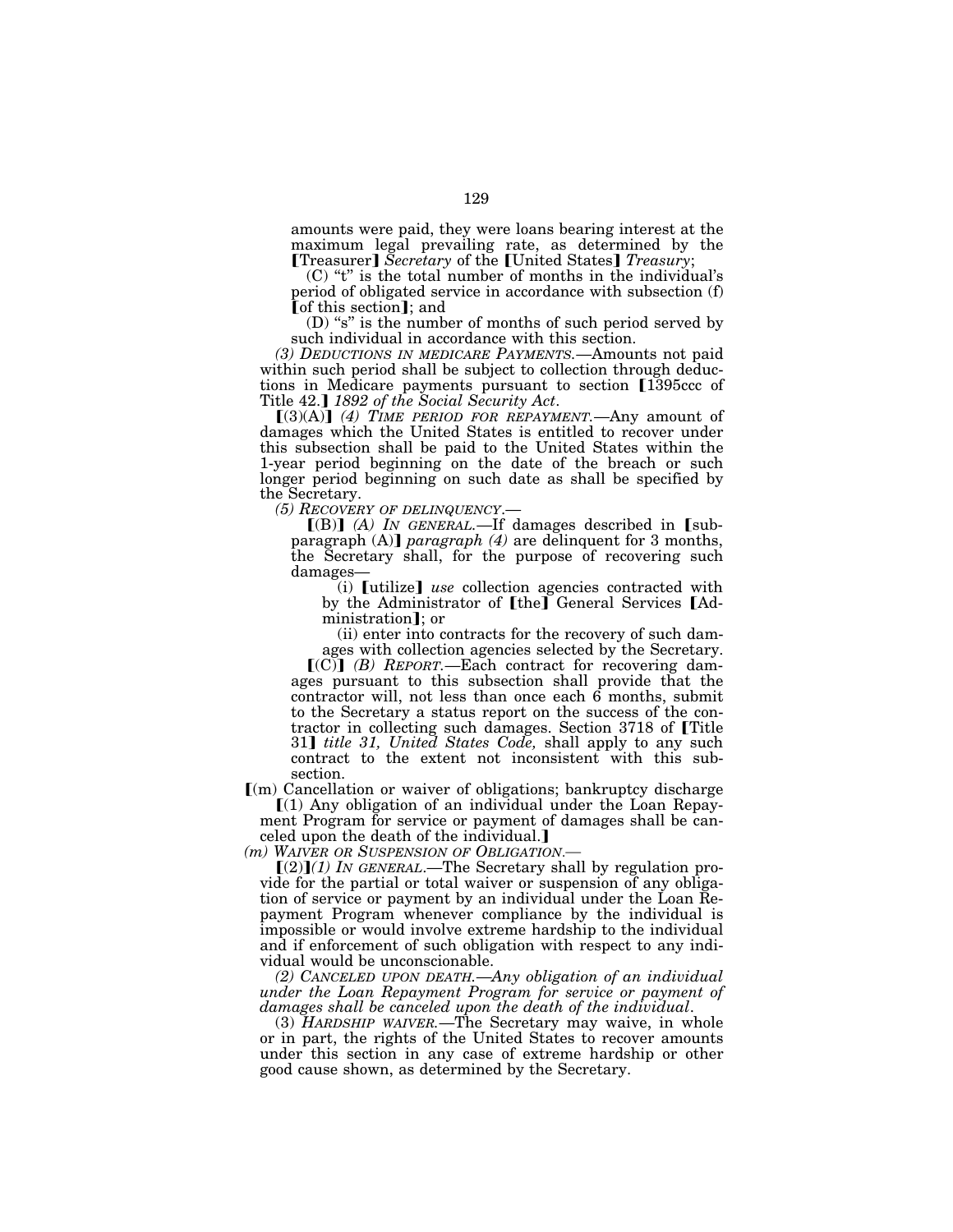amounts were paid, they were loans bearing interest at the maximum legal prevailing rate, as determined by the 【Treasurer】 *Secretary* of the 【United States】 *Treasury*;

(C) "t" is the total number of months in the individual's period of obligated service in accordance with subsection (f) 【of this section】; and

(D) "s" is the number of months of such period served by such individual in accordance with this section.

*(3) DEDUCTIONS IN MEDICARE PAYMENTS.*—Amounts not paid within such period shall be subject to collection through deductions in Medicare payments pursuant to section 【1395ccc of Title 42.】 *1892 of the Social Security Act*.

【(3)(A)】 *(4) TIME PERIOD FOR REPAYMENT.*—Any amount of damages which the United States is entitled to recover under this subsection shall be paid to the United States within the 1-year period beginning on the date of the breach or such longer period beginning on such date as shall be specified by the Secretary.

*(5) RECOVERY OF DELINQUENCY.*—

【(B)】 *(A) IN GENERAL.*—If damages described in 【subparagraph (A)】 *paragraph (4)* are delinquent for 3 months, the Secretary shall, for the purpose of recovering such damages—

(i) 【utilize】 *use* collection agencies contracted with by the Administrator of 【the】 General Services 【Administration】; or

(ii) enter into contracts for the recovery of such damages with collection agencies selected by the Secretary.

【(C)】 *(B) REPORT.*—Each contract for recovering damages pursuant to this subsection shall provide that the contractor will, not less than once each 6 months, submit to the Secretary a status report on the success of the contractor in collecting such damages. Section 3718 of 【Title 31】 *title 31, United States Code,* shall apply to any such contract to the extent not inconsistent with this subsection.

【(m) Cancellation or waiver of obligations; bankruptcy discharge

【(1) Any obligation of an individual under the Loan Repayment Program for service or payment of damages shall be canceled upon the death of the individual.】

*(m) WAIVER OR SUSPENSION OF OBLIGATION.*—

【(2)】*(1) IN GENERAL.*—The Secretary shall by regulation provide for the partial or total waiver or suspension of any obligation of service or payment by an individual under the Loan Repayment Program whenever compliance by the individual is impossible or would involve extreme hardship to the individual and if enforcement of such obligation with respect to any individual would be unconscionable.

*(2) CANCELED UPON DEATH.—Any obligation of an individual under the Loan Repayment Program for service or payment of damages shall be canceled upon the death of the individual.*

(3) *HARDSHIP WAIVER.*—The Secretary may waive, in whole or in part, the rights of the United States to recover amounts under this section in any case of extreme hardship or other good cause shown, as determined by the Secretary.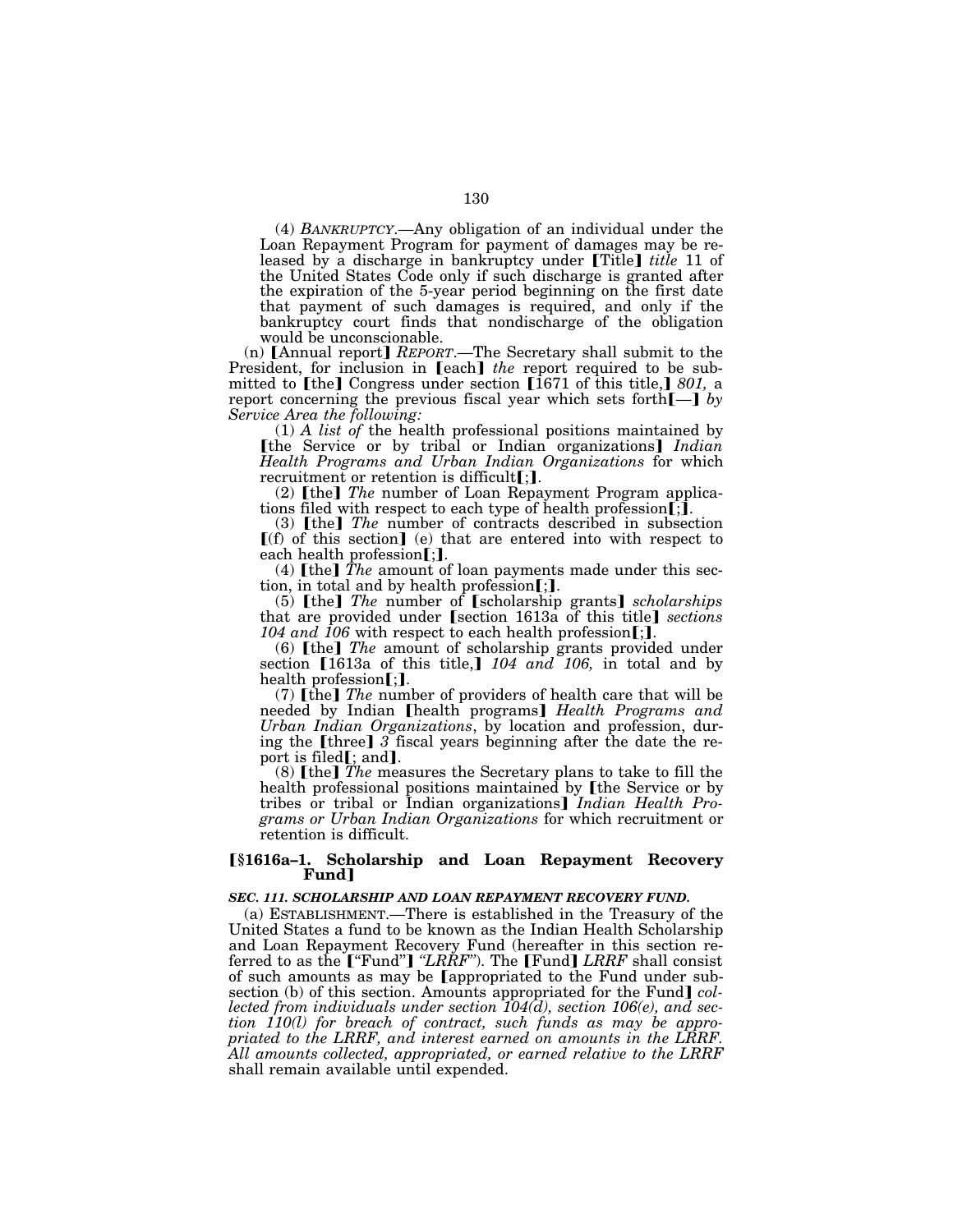(4) *BANKRUPTCY*.—Any obligation of an individual under the Loan Repayment Program for payment of damages may be released by a discharge in bankruptcy under ⟦Title⟧ *title* 11 of the United States Code only if such discharge is granted after the expiration of the 5-year period beginning on the first date that payment of such damages is required, and only if the bankruptcy court finds that nondischarge of the obligation would be unconscionable.

(n) ⟦Annual report⟧ *REPORT*.—The Secretary shall submit to the President, for inclusion in ⟦each⟧ *the* report required to be submitted to ⟦the⟧ Congress under section ⟦1671 of this title,⟧ *801,* a report concerning the previous fiscal year which sets forth⟦—⟧ *by Service Area the following:*

(1) *A list of* the health professional positions maintained by ⟦the Service or by tribal or Indian organizations⟧ *Indian Health Programs and Urban Indian Organizations* for which recruitment or retention is difficult⟦;⟧.

(2) ⟦the⟧ *The* number of Loan Repayment Program applications filed with respect to each type of health profession⟦;⟧.

(3) ⟦the⟧ *The* number of contracts described in subsection ⟦(f) of this section⟧ (e) that are entered into with respect to each health profession⟦;⟧.

(4) ⟦the⟧ *The* amount of loan payments made under this section, in total and by health profession⟦;⟧.

(5) ⟦the⟧ *The* number of ⟦scholarship grants⟧ *scholarships* that are provided under ⟦section 1613a of this title⟧ *sections 104 and 106* with respect to each health profession⟦;⟧.

(6) ⟦the⟧ *The* amount of scholarship grants provided under section ⟦1613a of this title,⟧ *104 and 106,* in total and by health profession⟦;⟧.

(7) ⟦the⟧ *The* number of providers of health care that will be needed by Indian ⟦health programs⟧ *Health Programs and Urban Indian Organizations*, by location and profession, during the ⟦three⟧ *3* fiscal years beginning after the date the report is filed⟦; and⟧.

(8) ⟦the⟧ *The* measures the Secretary plans to take to fill the health professional positions maintained by ⟦the Service or by tribes or tribal or Indian organizations⟧ *Indian Health Programs or Urban Indian Organizations* for which recruitment or retention is difficult.

**⟦§1616a–1. Scholarship and Loan Repayment Recovery Fund⟧**

***SEC. 111. SCHOLARSHIP AND LOAN REPAYMENT RECOVERY FUND.***

(a) ESTABLISHMENT.—There is established in the Treasury of the United States a fund to be known as the Indian Health Scholarship and Loan Repayment Recovery Fund (hereafter in this section referred to as the ⟦"Fund"⟧ *"LRRF"*). The ⟦Fund⟧ *LRRF* shall consist of such amounts as may be ⟦appropriated to the Fund under subsection (b) of this section. Amounts appropriated for the Fund⟧ *collected from individuals under section 104(d), section 106(e), and section 110(l) for breach of contract, such funds as may be appropriated to the LRRF, and interest earned on amounts in the LRRF. All amounts collected, appropriated, or earned relative to the LRRF* shall remain available until expended.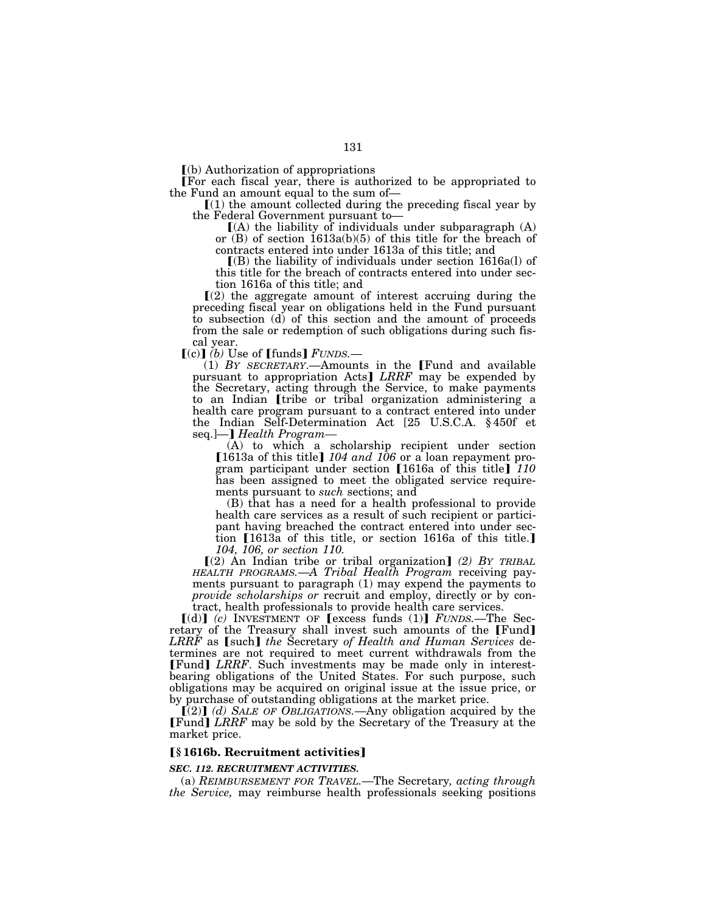⟦(b) Authorization of appropriations

⟦For each fiscal year, there is authorized to be appropriated to the Fund an amount equal to the sum of—

⟦(1) the amount collected during the preceding fiscal year by the Federal Government pursuant to—

⟦(A) the liability of individuals under subparagraph (A) or (B) of section 1613a(b)(5) of this title for the breach of contracts entered into under 1613a of this title; and

⟦(B) the liability of individuals under section 1616a(l) of this title for the breach of contracts entered into under section 1616a of this title; and

⟦(2) the aggregate amount of interest accruing during the preceding fiscal year on obligations held in the Fund pursuant to subsection (d) of this section and the amount of proceeds from the sale or redemption of such obligations during such fiscal year.

⟦(c)⟧ *(b)* Use of ⟦funds⟧ *FUNDS.*—

(1) *BY SECRETARY.*—Amounts in the ⟦Fund and available pursuant to appropriation Acts⟧ *LRRF* may be expended by the Secretary, acting through the Service, to make payments to an Indian ⟦tribe or tribal organization administering a health care program pursuant to a contract entered into under the Indian Self-Determination Act [25 U.S.C.A. § 450f et seq.]—⟧ *Health Program*—

(A) to which a scholarship recipient under section ⟦1613a of this title⟧ *104 and 106* or a loan repayment program participant under section ⟦1616a of this title⟧ *110* has been assigned to meet the obligated service requirements pursuant to *such* sections; and

(B) that has a need for a health professional to provide health care services as a result of such recipient or participant having breached the contract entered into under section ⟦1613a of this title, or section 1616a of this title.⟧ *104, 106, or section 110.*

⟦(2) An Indian tribe or tribal organization⟧ *(2) BY TRIBAL HEALTH PROGRAMS.—A Tribal Health Program* receiving payments pursuant to paragraph (1) may expend the payments to *provide scholarships or* recruit and employ, directly or by contract, health professionals to provide health care services.

⟦(d)⟧ *(c)* INVESTMENT OF ⟦excess funds (1)⟧ *FUNDS.*—The Secretary of the Treasury shall invest such amounts of the ⟦Fund⟧ *LRRF* as ⟦such⟧ *the* Secretary *of Health and Human Services* determines are not required to meet current withdrawals from the ⟦Fund⟧ *LRRF*. Such investments may be made only in interest-bearing obligations of the United States. For such purpose, such obligations may be acquired on original issue at the issue price, or by purchase of outstanding obligations at the market price.

⟦(2)⟧ *(d) SALE OF OBLIGATIONS.*—Any obligation acquired by the ⟦Fund⟧ *LRRF* may be sold by the Secretary of the Treasury at the market price.

**⟦§ 1616b. Recruitment activities⟧**

***SEC. 112. RECRUITMENT ACTIVITIES.***

(a) *REIMBURSEMENT FOR TRAVEL.*—The Secretary*, acting through the Service,* may reimburse health professionals seeking positions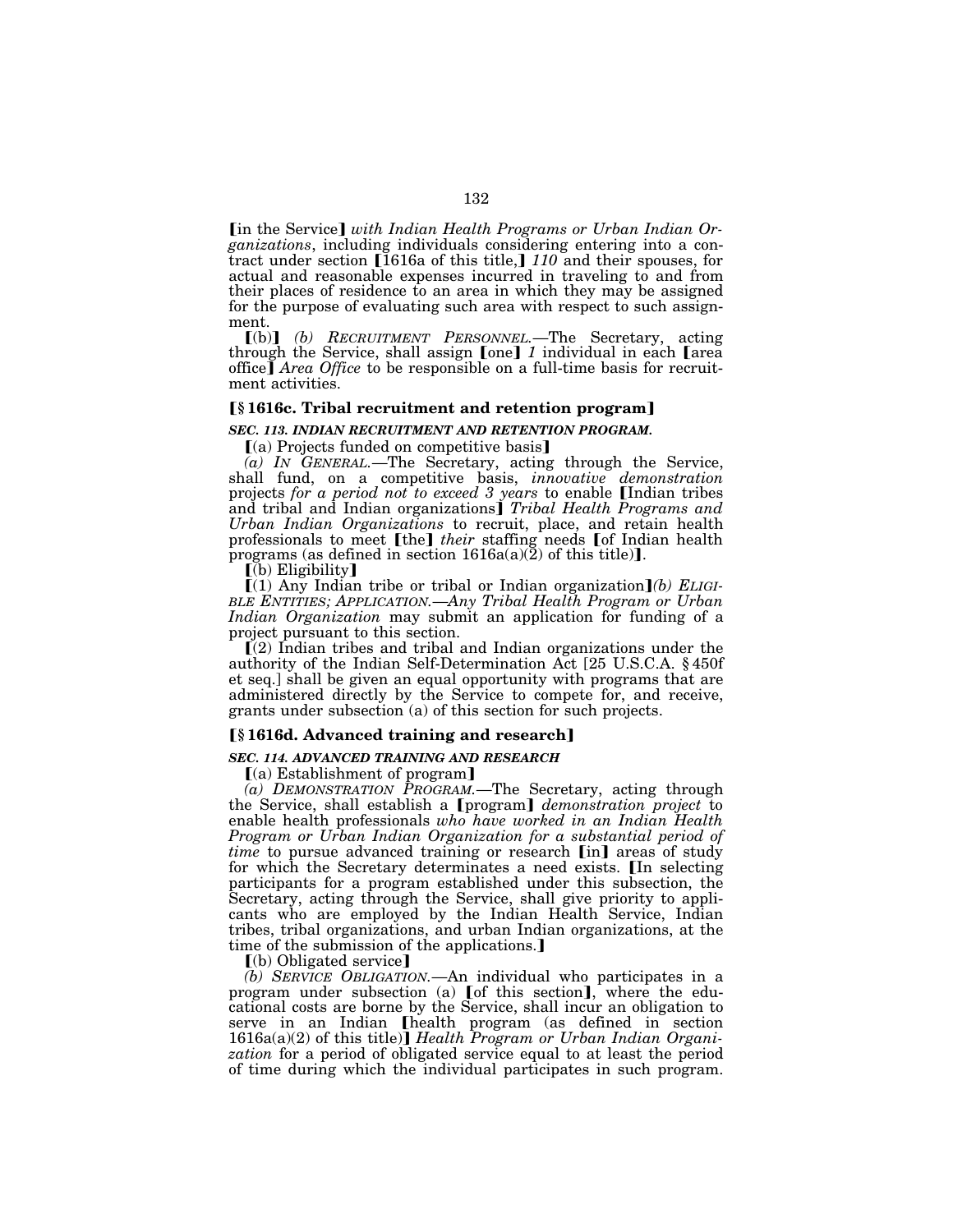【in the Service】 *with Indian Health Programs or Urban Indian Organizations*, including individuals considering entering into a contract under section 【1616a of this title,】 *110* and their spouses, for actual and reasonable expenses incurred in traveling to and from their places of residence to an area in which they may be assigned for the purpose of evaluating such area with respect to such assignment.

【(b)】 *(b) RECRUITMENT PERSONNEL.*—The Secretary, acting through the Service, shall assign 【one】 *1* individual in each 【area office】 *Area Office* to be responsible on a full-time basis for recruitment activities.

### 【§ 1616c. Tribal recruitment and retention program】

***SEC. 113. INDIAN RECRUITMENT AND RETENTION PROGRAM.***

【(a) Projects funded on competitive basis】

*(a) IN GENERAL.*—The Secretary, acting through the Service, shall fund, on a competitive basis, *innovative demonstration* projects *for a period not to exceed 3 years* to enable 【Indian tribes and tribal and Indian organizations】 *Tribal Health Programs and Urban Indian Organizations* to recruit, place, and retain health professionals to meet 【the】 *their* staffing needs 【of Indian health programs (as defined in section 1616a(a)(2) of this title)】.

【(b) Eligibility】

【(1) Any Indian tribe or tribal or Indian organization】*(b) ELIGIBLE ENTITIES; APPLICATION.*—*Any Tribal Health Program or Urban Indian Organization* may submit an application for funding of a project pursuant to this section.

【(2) Indian tribes and tribal and Indian organizations under the authority of the Indian Self-Determination Act [25 U.S.C.A. § 450f et seq.] shall be given an equal opportunity with programs that are administered directly by the Service to compete for, and receive, grants under subsection (a) of this section for such projects.

### 【§ 1616d. Advanced training and research】

***SEC. 114. ADVANCED TRAINING AND RESEARCH***

【(a) Establishment of program】

*(a) DEMONSTRATION PROGRAM.*—The Secretary, acting through the Service, shall establish a 【program】 *demonstration project* to enable health professionals *who have worked in an Indian Health Program or Urban Indian Organization for a substantial period of time* to pursue advanced training or research 【in】 areas of study for which the Secretary determines a need exists. 【In selecting participants for a program established under this subsection, the Secretary, acting through the Service, shall give priority to applicants who are employed by the Indian Health Service, Indian tribes, tribal organizations, and urban Indian organizations, at the time of the submission of the applications.】

【(b) Obligated service】

*(b) SERVICE OBLIGATION.*—An individual who participates in a program under subsection (a) 【of this section】, where the educational costs are borne by the Service, shall incur an obligation to serve in an Indian 【health program (as defined in section 1616a(a)(2) of this title)】 *Health Program or Urban Indian Organization* for a period of obligated service equal to at least the period of time during which the individual participates in such program.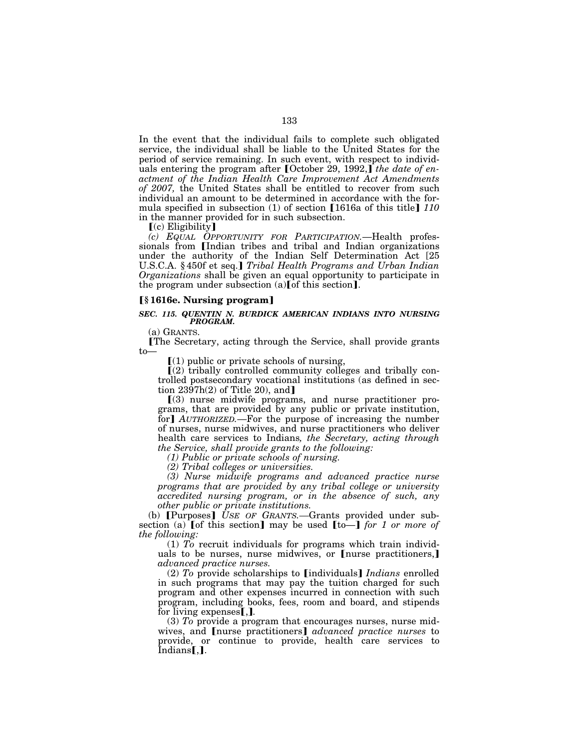In the event that the individual fails to complete such obligated service, the individual shall be liable to the United States for the period of service remaining. In such event, with respect to individuals entering the program after ⟦October 29, 1992,⟧ *the date of enactment of the Indian Health Care Improvement Act Amendments of 2007,* the United States shall be entitled to recover from such individual an amount to be determined in accordance with the formula specified in subsection (1) of section ⟦1616a of this title⟧ *110* in the manner provided for in such subsection.

⟦(c) Eligibility⟧

*(c) EQUAL OPPORTUNITY FOR PARTICIPATION.*—Health professionals from ⟦Indian tribes and tribal and Indian organizations under the authority of the Indian Self Determination Act [25 U.S.C.A. §450f et seq.]⟧ *Tribal Health Programs and Urban Indian Organizations* shall be given an equal opportunity to participate in the program under subsection (a)⟦of this section⟧.

### ⟦§1616e. Nursing program⟧

#### *SEC. 115. QUENTIN N. BURDICK AMERICAN INDIANS INTO NURSING PROGRAM.*

(a) GRANTS.

⟦The Secretary, acting through the Service, shall provide grants to—

⟦(1) public or private schools of nursing,

⟦(2) tribally controlled community colleges and tribally controlled postsecondary vocational institutions (as defined in section 2397h(2) of Title 20), and⟧

⟦(3) nurse midwife programs, and nurse practitioner programs, that are provided by any public or private institution, for⟧ *AUTHORIZED.*—For the purpose of increasing the number of nurses, nurse midwives, and nurse practitioners who deliver health care services to Indians*, the Secretary, acting through the Service, shall provide grants to the following:*

*(1) Public or private schools of nursing.*

*(2) Tribal colleges or universities.*

*(3) Nurse midwife programs and advanced practice nurse programs that are provided by any tribal college or university accredited nursing program, or in the absence of such, any other public or private institutions.*

(b) ⟦Purposes⟧ *USE OF GRANTS.*—Grants provided under subsection (a) ⟦of this section⟧ may be used ⟦to—⟧ *for 1 or more of the following:*

(1) *To* recruit individuals for programs which train individuals to be nurses, nurse midwives, or ⟦nurse practitioners,⟧ *advanced practice nurses.*

(2) *To* provide scholarships to ⟦individuals⟧ *Indians* enrolled in such programs that may pay the tuition charged for such program and other expenses incurred in connection with such program, including books, fees, room and board, and stipends for living expenses⟦,⟧.

(3) *To* provide a program that encourages nurses, nurse midwives, and ⟦nurse practitioners⟧ *advanced practice nurses* to provide, or continue to provide, health care services to Indians⟦,⟧.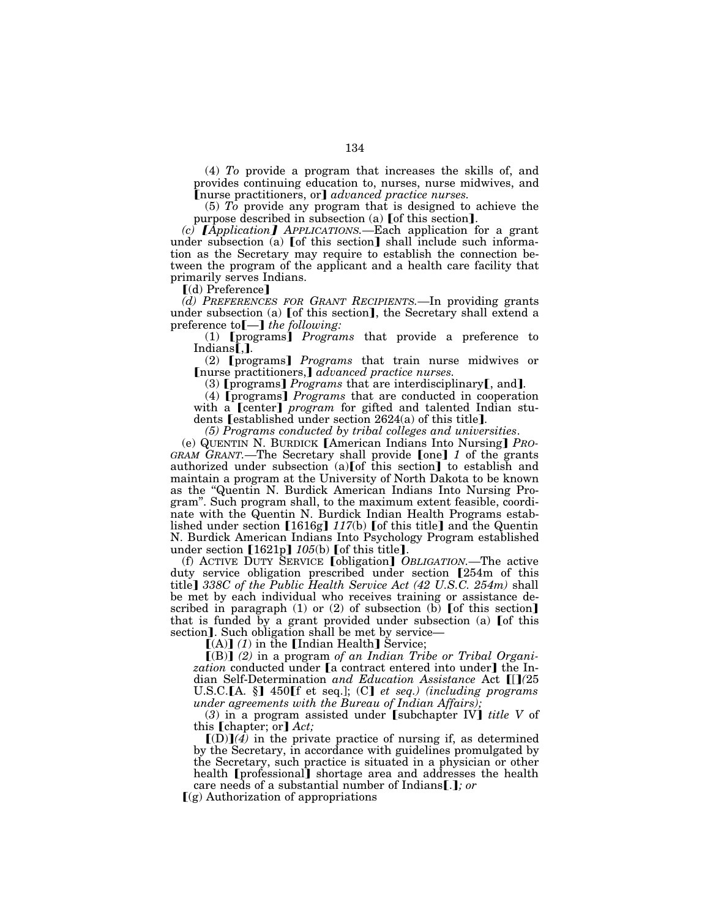(4) *To* provide a program that increases the skills of, and provides continuing education to, nurses, nurse midwives, and ⟦nurse practitioners, or⟧ *advanced practice nurses.*

(5) *To* provide any program that is designed to achieve the purpose described in subsection (a) ⟦of this section⟧.

*(c)* ⟦*Application*⟧ *APPLICATIONS.*—Each application for a grant under subsection (a) ⟦of this section⟧ shall include such information as the Secretary may require to establish the connection between the program of the applicant and a health care facility that primarily serves Indians.

⟦(d) Preference⟧

*(d) PREFERENCES FOR GRANT RECIPIENTS.*—In providing grants under subsection (a) ⟦of this section⟧, the Secretary shall extend a preference to⟦—⟧ *the following:*

(1) ⟦programs⟧ *Programs* that provide a preference to Indians⟦,⟧.

(2) ⟦programs⟧ *Programs* that train nurse midwives or ⟦nurse practitioners,⟧ *advanced practice nurses.*

(3) ⟦programs⟧ *Programs* that are interdisciplinary⟦, and⟧.

(4) ⟦programs⟧ *Programs* that are conducted in cooperation with a ⟦center⟧ *program* for gifted and talented Indian students ⟦established under section 2624(a) of this title⟧.

*(5) Programs conducted by tribal colleges and universities.*

(e) QUENTIN N. BURDICK ⟦American Indians Into Nursing⟧ *PROGRAM GRANT.*—The Secretary shall provide ⟦one⟧ *1* of the grants authorized under subsection (a)⟦of this section⟧ to establish and maintain a program at the University of North Dakota to be known as the "Quentin N. Burdick American Indians Into Nursing Program". Such program shall, to the maximum extent feasible, coordinate with the Quentin N. Burdick Indian Health Programs established under section ⟦1616g⟧ *117*(b) ⟦of this title⟧ and the Quentin N. Burdick American Indians Into Psychology Program established under section ⟦1621p⟧ *105*(b) ⟦of this title⟧.

(f) ACTIVE DUTY SERVICE ⟦obligation⟧ *OBLIGATION.*—The active duty service obligation prescribed under section ⟦254m of this title⟧ *338C of the Public Health Service Act (42 U.S.C. 254m)* shall be met by each individual who receives training or assistance described in paragraph (1) or (2) of subsection (b) ⟦of this section⟧ that is funded by a grant provided under subsection (a) ⟦of this section⟧. Such obligation shall be met by service—

⟦(A)⟧ *(1)* in the ⟦Indian Health⟧ Service;

⟦(B)⟧ *(2)* in a program *of an Indian Tribe or Tribal Organization* conducted under ⟦a contract entered into under⟧ the Indian Self-Determination *and Education Assistance* Act ⟦[⟧*(*25 U.S.C.⟦A. §⟧ 450⟦f et seq.]; (C)⟧ *et seq.) (including programs under agreements with the Bureau of Indian Affairs);*

*(3)* in a program assisted under ⟦subchapter IV⟧ *title V* of this ⟦chapter; or⟧ *Act;*

⟦(D)⟧*(4)* in the private practice of nursing if, as determined by the Secretary, in accordance with guidelines promulgated by the Secretary, such practice is situated in a physician or other health ⟦professional⟧ shortage area and addresses the health care needs of a substantial number of Indians⟦.⟧*; or*

⟦(g) Authorization of appropriations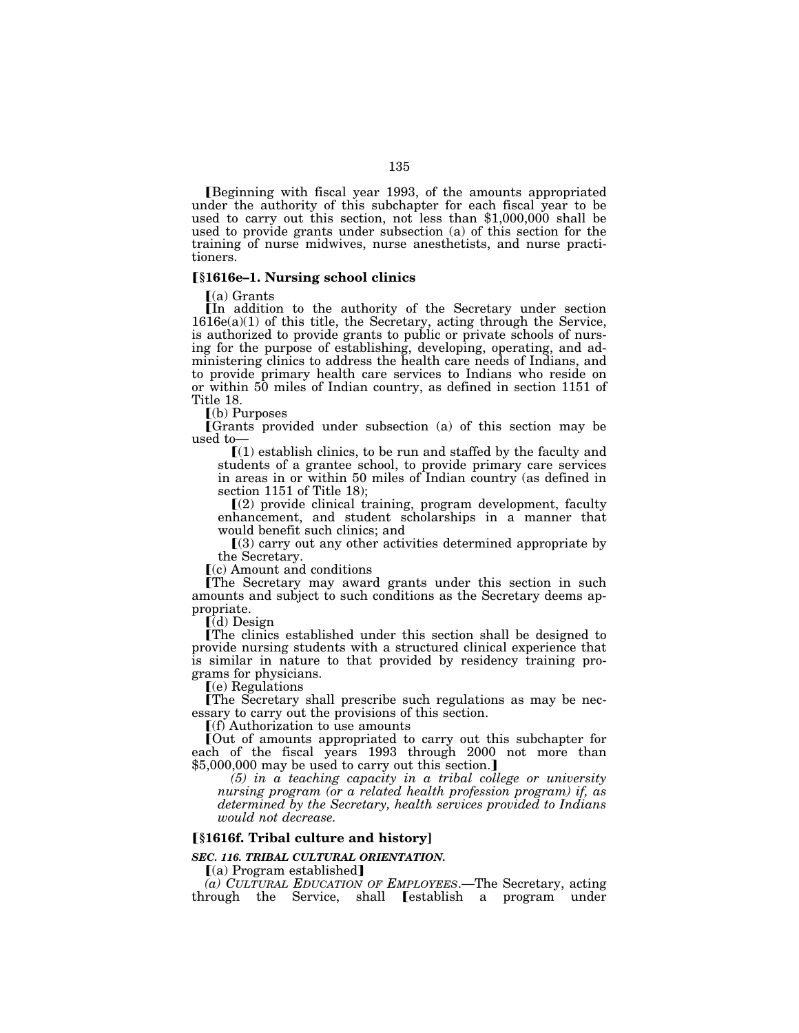[Beginning with fiscal year 1993, of the amounts appropriated under the authority of this subchapter for each fiscal year to be used to carry out this section, not less than $1,000,000 shall be used to provide grants under subsection (a) of this section for the training of nurse midwives, nurse anesthetists, and nurse practitioners.

### [§1616e–1. Nursing school clinics

[(a) Grants

[In addition to the authority of the Secretary under section 1616e(a)(1) of this title, the Secretary, acting through the Service, is authorized to provide grants to public or private schools of nursing for the purpose of establishing, developing, operating, and administering clinics to address the health care needs of Indians, and to provide primary health care services to Indians who reside on or within 50 miles of Indian country, as defined in section 1151 of Title 18.

[(b) Purposes

[Grants provided under subsection (a) of this section may be used to—

[(1) establish clinics, to be run and staffed by the faculty and students of a grantee school, to provide primary care services in areas in or within 50 miles of Indian country (as defined in section 1151 of Title 18);

[(2) provide clinical training, program development, faculty enhancement, and student scholarships in a manner that would benefit such clinics; and

[(3) carry out any other activities determined appropriate by the Secretary.

[(c) Amount and conditions

[The Secretary may award grants under this section in such amounts and subject to such conditions as the Secretary deems appropriate.

[(d) Design

[The clinics established under this section shall be designed to provide nursing students with a structured clinical experience that is similar in nature to that provided by residency training programs for physicians.

[(e) Regulations

[The Secretary shall prescribe such regulations as may be necessary to carry out the provisions of this section.

[(f) Authorization to use amounts

[Out of amounts appropriated to carry out this subchapter for each of the fiscal years 1993 through 2000 not more than $5,000,000 may be used to carry out this section.]

*(5) in a teaching capacity in a tribal college or university nursing program (or a related health profession program) if, as determined by the Secretary, health services provided to Indians would not decrease.*

### [§1616f. Tribal culture and history]

***SEC. 116. TRIBAL CULTURAL ORIENTATION.***

[(a) Program established]

*(a) CULTURAL EDUCATION OF EMPLOYEES.*—The Secretary, acting through the Service, shall [establish a program under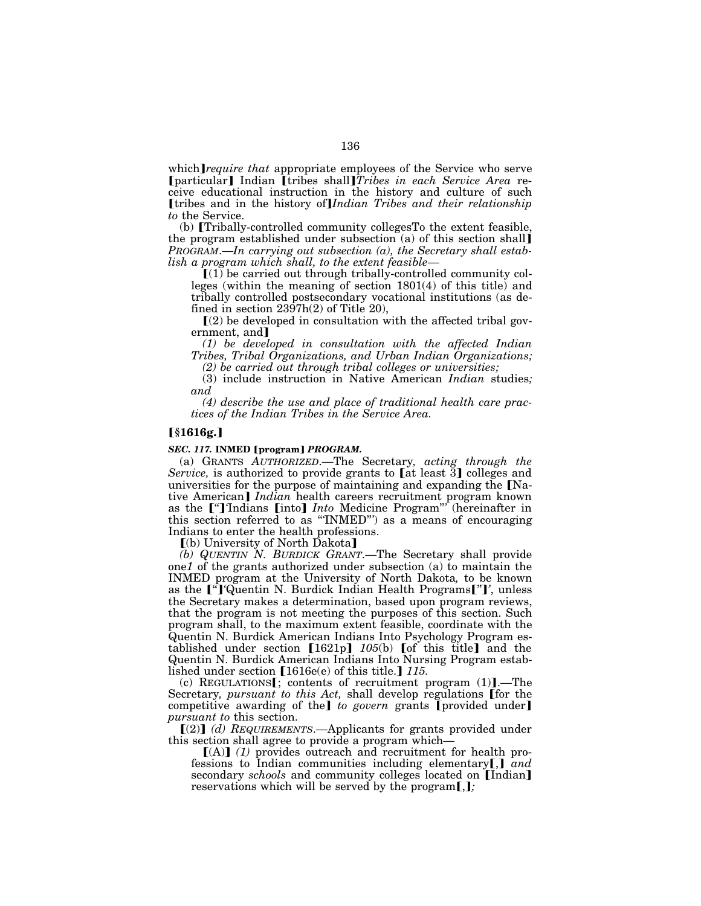which⟧*require that* appropriate employees of the Service who serve ⟦particular⟧ Indian ⟦tribes shall⟧*Tribes in each Service Area* receive educational instruction in the history and culture of such ⟦tribes and in the history of⟧*Indian Tribes and their relationship to* the Service.

(b) ⟦Tribally-controlled community collegesTo the extent feasible, the program established under subsection (a) of this section shall⟧ *PROGRAM.—In carrying out subsection (a), the Secretary shall establish a program which shall, to the extent feasible—*

⟦(1) be carried out through tribally-controlled community colleges (within the meaning of section 1801(4) of this title) and tribally controlled postsecondary vocational institutions (as defined in section 2397h(2) of Title 20),

⟦(2) be developed in consultation with the affected tribal government, and⟧

*(1) be developed in consultation with the affected Indian Tribes, Tribal Organizations, and Urban Indian Organizations;*

*(2) be carried out through tribal colleges or universities;*

(3) include instruction in Native American *Indian* studies*; and*

*(4) describe the use and place of traditional health care practices of the Indian Tribes in the Service Area.*

## ⟦§1616g.⟧

### *SEC. 117.* INMED ⟦program⟧ *PROGRAM.*

(a) GRANTS *AUTHORIZED*.—The Secretary*, acting through the Service,* is authorized to provide grants to ⟦at least 3⟧ colleges and universities for the purpose of maintaining and expanding the ⟦Native American⟧ *Indian* health careers recruitment program known as the ⟦"⟧'Indians ⟦into⟧ *Into* Medicine Program"' (hereinafter in this section referred to as "'INMED"') as a means of encouraging Indians to enter the health professions.

⟦(b) University of North Dakota⟧

*(b) QUENTIN N. BURDICK GRANT*.—The Secretary shall provide one*1* of the grants authorized under subsection (a) to maintain the INMED program at the University of North Dakota*,* to be known as the ⟦"⟧'Quentin N. Burdick Indian Health Programs⟦"⟧', unless the Secretary makes a determination, based upon program reviews, that the program is not meeting the purposes of this section. Such program shall, to the maximum extent feasible, coordinate with the Quentin N. Burdick American Indians Into Psychology Program established under section ⟦1621p⟧ *105*(b) ⟦of this title⟧ and the Quentin N. Burdick American Indians Into Nursing Program established under section ⟦1616e(e) of this title.⟧ *115.*

(c) REGULATIONS⟦; contents of recruitment program (1)⟧.—The Secretary*, pursuant to this Act,* shall develop regulations ⟦for the competitive awarding of the⟧ *to govern* grants ⟦provided under⟧ *pursuant to* this section.

⟦(2)⟧ *(d) REQUIREMENTS*.—Applicants for grants provided under this section shall agree to provide a program which—

⟦(A)⟧ *(1)* provides outreach and recruitment for health professions to Indian communities including elementary⟦,⟧ *and* secondary *schools* and community colleges located on ⟦Indian⟧ reservations which will be served by the program⟦,⟧*;*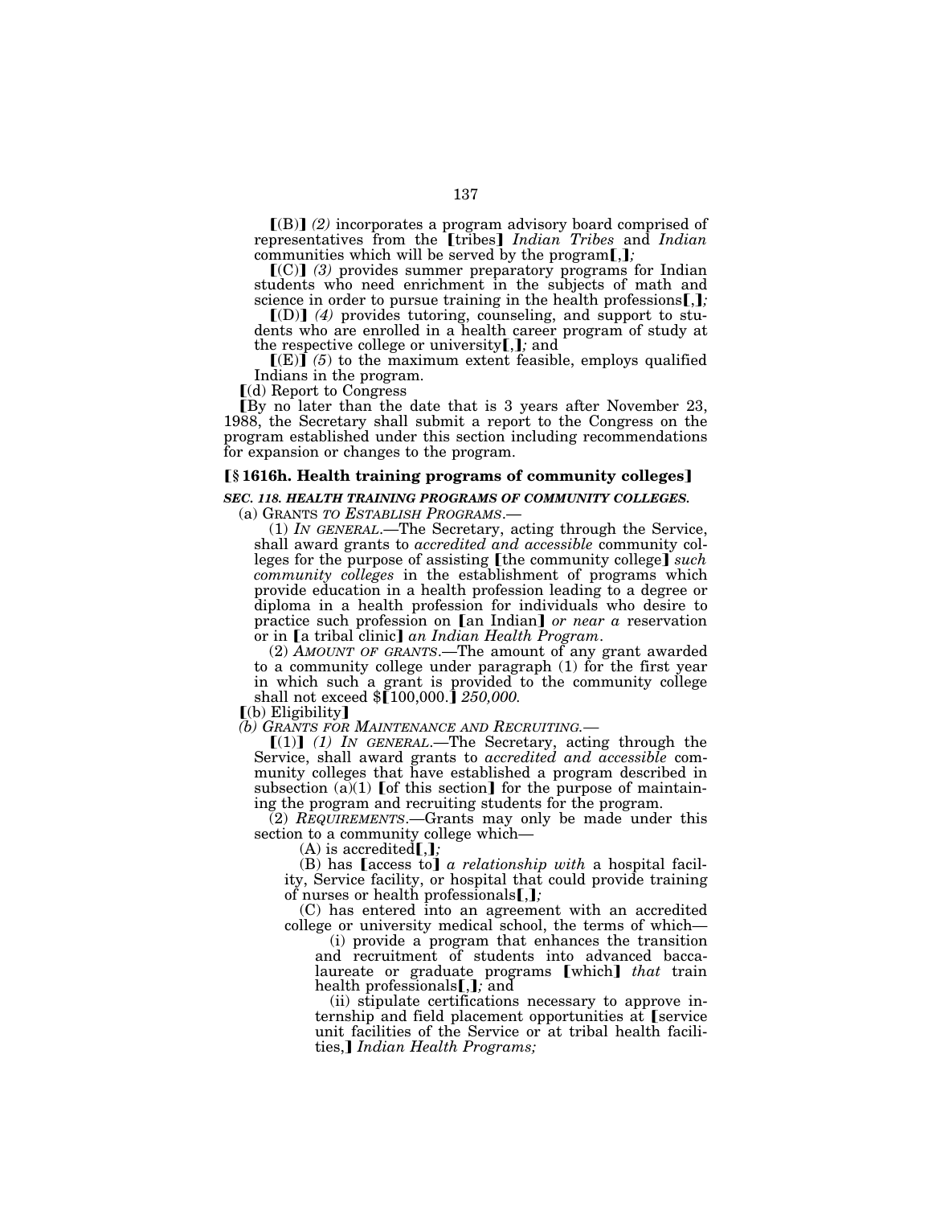⟦(B)⟧ *(2)* incorporates a program advisory board comprised of representatives from the ⟦tribes⟧ *Indian Tribes* and *Indian* communities which will be served by the program⟦,⟧*;*

⟦(C)⟧ *(3)* provides summer preparatory programs for Indian students who need enrichment in the subjects of math and science in order to pursue training in the health professions⟦,⟧*;*

⟦(D)⟧ *(4)* provides tutoring, counseling, and support to students who are enrolled in a health career program of study at the respective college or university⟦,⟧*;* and

⟦(E)⟧ *(5)* to the maximum extent feasible, employs qualified Indians in the program.

⟦(d) Report to Congress

⟦By no later than the date that is 3 years after November 23, 1988, the Secretary shall submit a report to the Congress on the program established under this section including recommendations for expansion or changes to the program.

**⟦§ 1616h. Health training programs of community colleges⟧**

***SEC. 118. HEALTH TRAINING PROGRAMS OF COMMUNITY COLLEGES.***

(a) GRANTS *TO ESTABLISH PROGRAMS*.—

(1) *IN GENERAL*.—The Secretary, acting through the Service, shall award grants to *accredited and accessible* community colleges for the purpose of assisting ⟦the community college⟧ *such community colleges* in the establishment of programs which provide education in a health profession leading to a degree or diploma in a health profession for individuals who desire to practice such profession on ⟦an Indian⟧ *or near a* reservation or in ⟦a tribal clinic⟧ *an Indian Health Program*.

(2) *AMOUNT OF GRANTS*.—The amount of any grant awarded to a community college under paragraph (1) for the first year in which such a grant is provided to the community college shall not exceed $⟦100,000.⟧ *250,000.*

⟦(b) Eligibility⟧

*(b) GRANTS FOR MAINTENANCE AND RECRUITING.—*

⟦(1)⟧ *(1) IN GENERAL*.—The Secretary, acting through the Service, shall award grants to *accredited and accessible* community colleges that have established a program described in subsection (a)(1) ⟦of this section⟧ for the purpose of maintaining the program and recruiting students for the program.

(2) *REQUIREMENTS*.—Grants may only be made under this section to a community college which—

(A) is accredited⟦,⟧*;*

(B) has ⟦access to⟧ *a relationship with* a hospital facility, Service facility, or hospital that could provide training of nurses or health professionals⟦,⟧*;*

(C) has entered into an agreement with an accredited college or university medical school, the terms of which—

(i) provide a program that enhances the transition and recruitment of students into advanced baccalaureate or graduate programs ⟦which⟧ *that* train health professionals⟦,⟧*;* and

(ii) stipulate certifications necessary to approve internship and field placement opportunities at ⟦service unit facilities of the Service or at tribal health facilities,⟧ *Indian Health Programs;*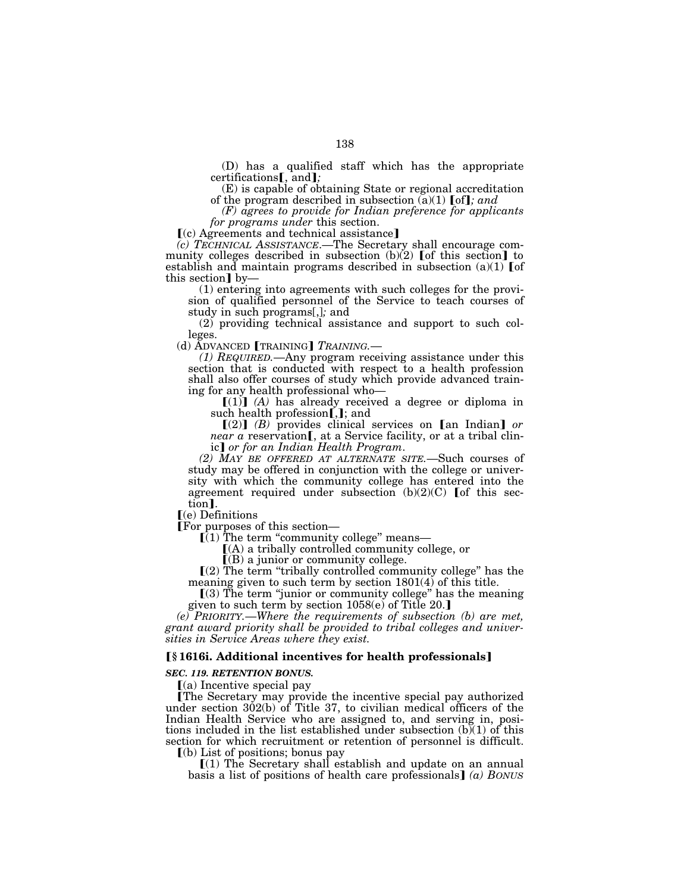(D) has a qualified staff which has the appropriate certifications【, and】*;*

(E) is capable of obtaining State or regional accreditation of the program described in subsection (a)(1) 【of】*; and*

*(F) agrees to provide for Indian preference for applicants for programs under* this section.

【(c) Agreements and technical assistance】

*(c) TECHNICAL ASSISTANCE.*—The Secretary shall encourage community colleges described in subsection (b)(2) 【of this section】 to establish and maintain programs described in subsection (a)(1) 【of this section】 by—

(1) entering into agreements with such colleges for the provision of qualified personnel of the Service to teach courses of study in such programs[,]*;* and

(2) providing technical assistance and support to such colleges.

(d) ADVANCED 【TRAINING】 *TRAINING.*—

*(1) REQUIRED.*—Any program receiving assistance under this section that is conducted with respect to a health profession shall also offer courses of study which provide advanced training for any health professional who—

【(1)】 *(A)* has already received a degree or diploma in such health profession【,】; and

【(2)】 *(B)* provides clinical services on 【an Indian】 *or near a* reservation【, at a Service facility, or at a tribal clinic】 *or for an Indian Health Program*.

*(2) MAY BE OFFERED AT ALTERNATE SITE.*—Such courses of study may be offered in conjunction with the college or university with which the community college has entered into the agreement required under subsection (b)(2)(C) 【of this section】.

【(e) Definitions

【For purposes of this section—

【(1) The term "community college" means—

【(A) a tribally controlled community college, or

【(B) a junior or community college.

【(2) The term "tribally controlled community college" has the meaning given to such term by section 1801(4) of this title.

【(3) The term "junior or community college" has the meaning given to such term by section 1058(e) of Title 20.】

*(e) PRIORITY.—Where the requirements of subsection (b) are met, grant award priority shall be provided to tribal colleges and universities in Service Areas where they exist.*

### 【§ 1616i. Additional incentives for health professionals】

***SEC. 119. RETENTION BONUS.***

【(a) Incentive special pay

【The Secretary may provide the incentive special pay authorized under section 302(b) of Title 37, to civilian medical officers of the Indian Health Service who are assigned to, and serving in, positions included in the list established under subsection (b)(1) of this section for which recruitment or retention of personnel is difficult.

【(b) List of positions; bonus pay

【(1) The Secretary shall establish and update on an annual basis a list of positions of health care professionals】 *(a) BONUS*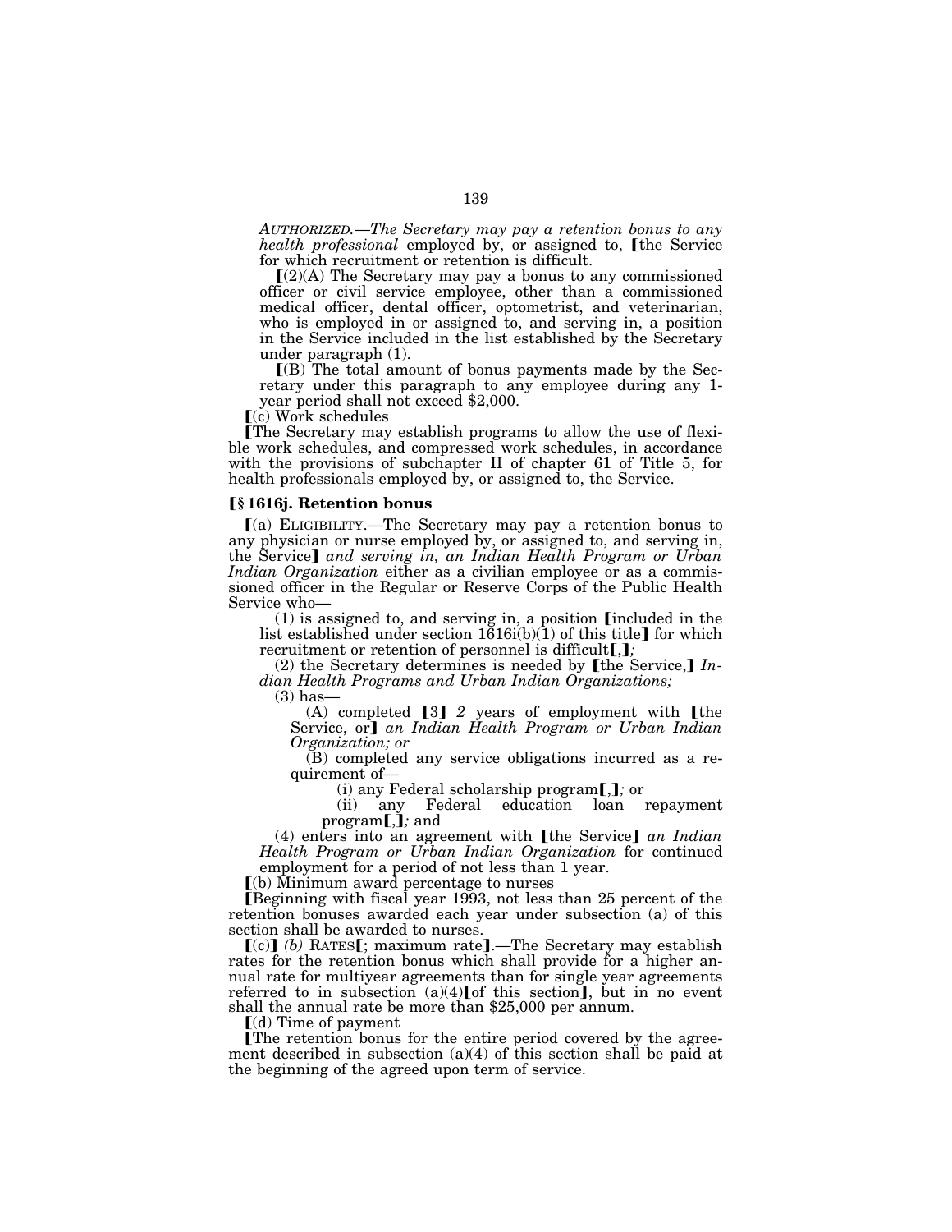*AUTHORIZED.—The Secretary may pay a retention bonus to any health professional* employed by, or assigned to, ⟦the Service for which recruitment or retention is difficult.

⟦(2)(A) The Secretary may pay a bonus to any commissioned officer or civil service employee, other than a commissioned medical officer, dental officer, optometrist, and veterinarian, who is employed in or assigned to, and serving in, a position in the Service included in the list established by the Secretary under paragraph (1).

⟦(B) The total amount of bonus payments made by the Secretary under this paragraph to any employee during any 1-year period shall not exceed $2,000.

⟦(c) Work schedules

⟦The Secretary may establish programs to allow the use of flexible work schedules, and compressed work schedules, in accordance with the provisions of subchapter II of chapter 61 of Title 5, for health professionals employed by, or assigned to, the Service.

**⟦§ 1616j. Retention bonus**

⟦(a) ELIGIBILITY.—The Secretary may pay a retention bonus to any physician or nurse employed by, or assigned to, and serving in, the Service⟧ *and serving in, an Indian Health Program or Urban Indian Organization* either as a civilian employee or as a commissioned officer in the Regular or Reserve Corps of the Public Health Service who—

(1) is assigned to, and serving in, a position ⟦included in the list established under section 1616i(b)(1) of this title⟧ for which recruitment or retention of personnel is difficult⟦,⟧*;*

(2) the Secretary determines is needed by ⟦the Service,⟧ *Indian Health Programs and Urban Indian Organizations;*

(3) has—

(A) completed ⟦3⟧ *2* years of employment with ⟦the Service, or⟧ *an Indian Health Program or Urban Indian Organization; or*

(B) completed any service obligations incurred as a requirement of—

(i) any Federal scholarship program⟦,⟧*;* or

(ii) any Federal education loan repayment program⟦,⟧*;* and

(4) enters into an agreement with ⟦the Service⟧ *an Indian Health Program or Urban Indian Organization* for continued employment for a period of not less than 1 year.

⟦(b) Minimum award percentage to nurses

⟦Beginning with fiscal year 1993, not less than 25 percent of the retention bonuses awarded each year under subsection (a) of this section shall be awarded to nurses.

⟦(c)⟧ *(b)* RATES⟦; maximum rate⟧.—The Secretary may establish rates for the retention bonus which shall provide for a higher annual rate for multiyear agreements than for single year agreements referred to in subsection (a)(4)⟦of this section⟧, but in no event shall the annual rate be more than $25,000 per annum.

⟦(d) Time of payment

⟦The retention bonus for the entire period covered by the agreement described in subsection (a)(4) of this section shall be paid at the beginning of the agreed upon term of service.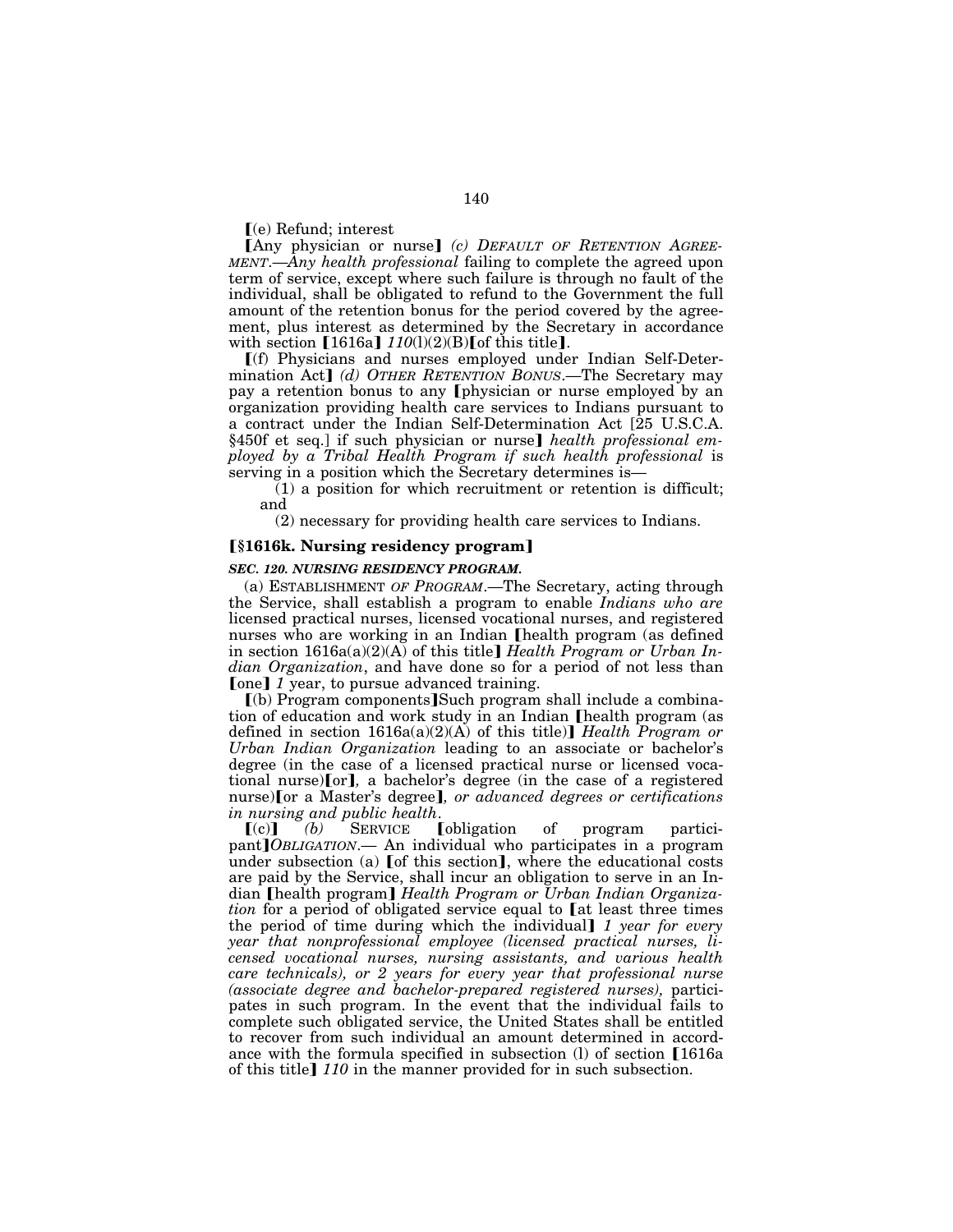⟦(e) Refund; interest

⟦Any physician or nurse⟧ *(c) DEFAULT OF RETENTION AGREEMENT.—Any health professional* failing to complete the agreed upon term of service, except where such failure is through no fault of the individual, shall be obligated to refund to the Government the full amount of the retention bonus for the period covered by the agreement, plus interest as determined by the Secretary in accordance with section ⟦1616a⟧ *110*(l)(2)(B)⟦of this title⟧.

⟦(f) Physicians and nurses employed under Indian Self-Determination Act⟧ *(d) OTHER RETENTION BONUS.*—The Secretary may pay a retention bonus to any ⟦physician or nurse employed by an organization providing health care services to Indians pursuant to a contract under the Indian Self-Determination Act [25 U.S.C.A. §450f et seq.] if such physician or nurse⟧ *health professional employed by a Tribal Health Program if such health professional* is serving in a position which the Secretary determines is—

(1) a position for which recruitment or retention is difficult; and

(2) necessary for providing health care services to Indians.

**⟦§1616k. Nursing residency program⟧**

***SEC. 120. NURSING RESIDENCY PROGRAM.***

(a) ESTABLISHMENT *OF PROGRAM*.—The Secretary, acting through the Service, shall establish a program to enable *Indians who are* licensed practical nurses, licensed vocational nurses, and registered nurses who are working in an Indian ⟦health program (as defined in section 1616a(a)(2)(A) of this title⟧ *Health Program or Urban Indian Organization*, and have done so for a period of not less than ⟦one⟧ *1* year, to pursue advanced training.

⟦(b) Program components⟧Such program shall include a combination of education and work study in an Indian ⟦health program (as defined in section 1616a(a)(2)(A) of this title)⟧ *Health Program or Urban Indian Organization* leading to an associate or bachelor's degree (in the case of a licensed practical nurse or licensed vocational nurse)⟦or⟧*,* a bachelor's degree (in the case of a registered nurse)⟦or a Master's degree⟧*, or advanced degrees or certifications in nursing and public health*.

⟦(c)⟧ *(b)* SERVICE ⟦obligation of program participant⟧*OBLIGATION*.— An individual who participates in a program under subsection (a) ⟦of this section⟧, where the educational costs are paid by the Service, shall incur an obligation to serve in an Indian ⟦health program⟧ *Health Program or Urban Indian Organization* for a period of obligated service equal to ⟦at least three times the period of time during which the individual⟧ *1 year for every year that nonprofessional employee (licensed practical nurses, licensed vocational nurses, nursing assistants, and various health care technicals), or 2 years for every year that professional nurse (associate degree and bachelor-prepared registered nurses),* participates in such program. In the event that the individual fails to complete such obligated service, the United States shall be entitled to recover from such individual an amount determined in accordance with the formula specified in subsection (l) of section ⟦1616a of this title⟧ *110* in the manner provided for in such subsection.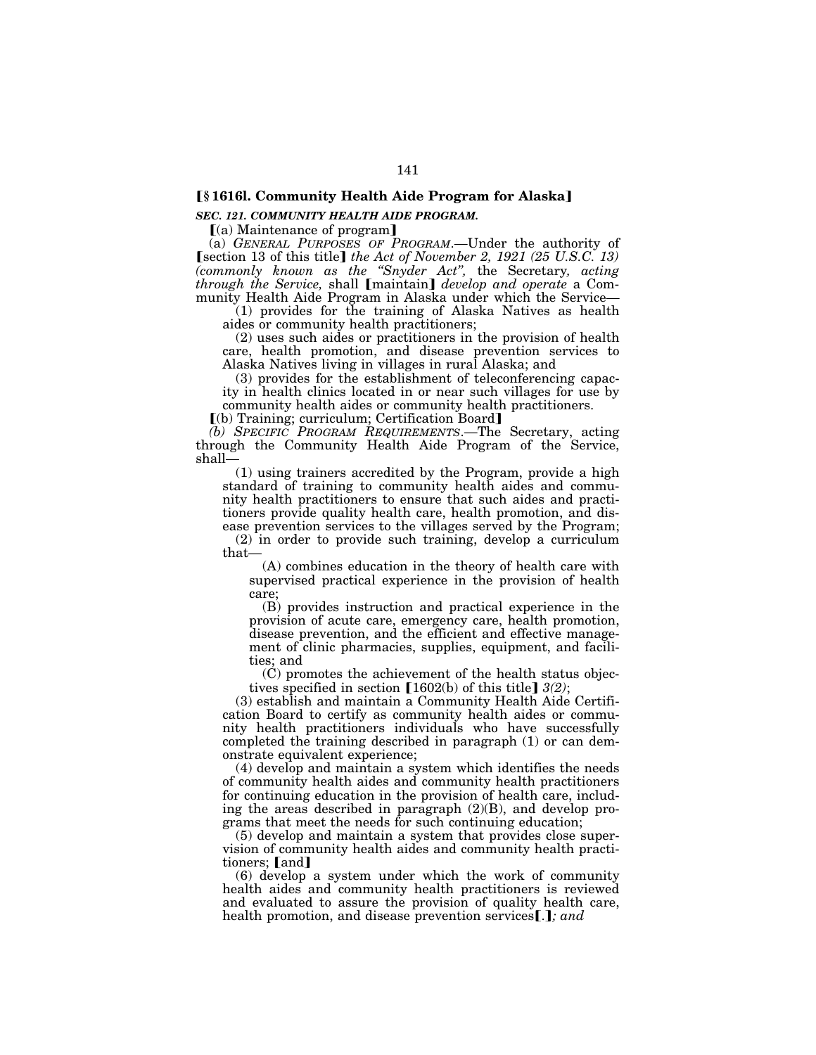**[§ 1616l. Community Health Aide Program for Alaska]**

***SEC. 121. COMMUNITY HEALTH AIDE PROGRAM.***

[(a) Maintenance of program]

(a) *GENERAL PURPOSES OF PROGRAM.*—Under the authority of [section 13 of this title] *the Act of November 2, 1921 (25 U.S.C. 13) (commonly known as the "Snyder Act",* the Secretary*, acting through the Service,* shall [maintain] *develop and operate* a Community Health Aide Program in Alaska under which the Service—

(1) provides for the training of Alaska Natives as health aides or community health practitioners;

(2) uses such aides or practitioners in the provision of health care, health promotion, and disease prevention services to Alaska Natives living in villages in rural Alaska; and

(3) provides for the establishment of teleconferencing capacity in health clinics located in or near such villages for use by community health aides or community health practitioners.

[(b) Training; curriculum; Certification Board]

*(b) SPECIFIC PROGRAM REQUIREMENTS.*—The Secretary, acting through the Community Health Aide Program of the Service, shall—

(1) using trainers accredited by the Program, provide a high standard of training to community health aides and community health practitioners to ensure that such aides and practitioners provide quality health care, health promotion, and disease prevention services to the villages served by the Program;

(2) in order to provide such training, develop a curriculum that—

(A) combines education in the theory of health care with supervised practical experience in the provision of health care;

(B) provides instruction and practical experience in the provision of acute care, emergency care, health promotion, disease prevention, and the efficient and effective management of clinic pharmacies, supplies, equipment, and facilities; and

(C) promotes the achievement of the health status objectives specified in section [1602(b) of this title] *3(2)*;

(3) establish and maintain a Community Health Aide Certification Board to certify as community health aides or community health practitioners individuals who have successfully completed the training described in paragraph (1) or can demonstrate equivalent experience;

(4) develop and maintain a system which identifies the needs of community health aides and community health practitioners for continuing education in the provision of health care, including the areas described in paragraph (2)(B), and develop programs that meet the needs for such continuing education;

(5) develop and maintain a system that provides close supervision of community health aides and community health practitioners; [and]

(6) develop a system under which the work of community health aides and community health practitioners is reviewed and evaluated to assure the provision of quality health care, health promotion, and disease prevention services[.]*; and*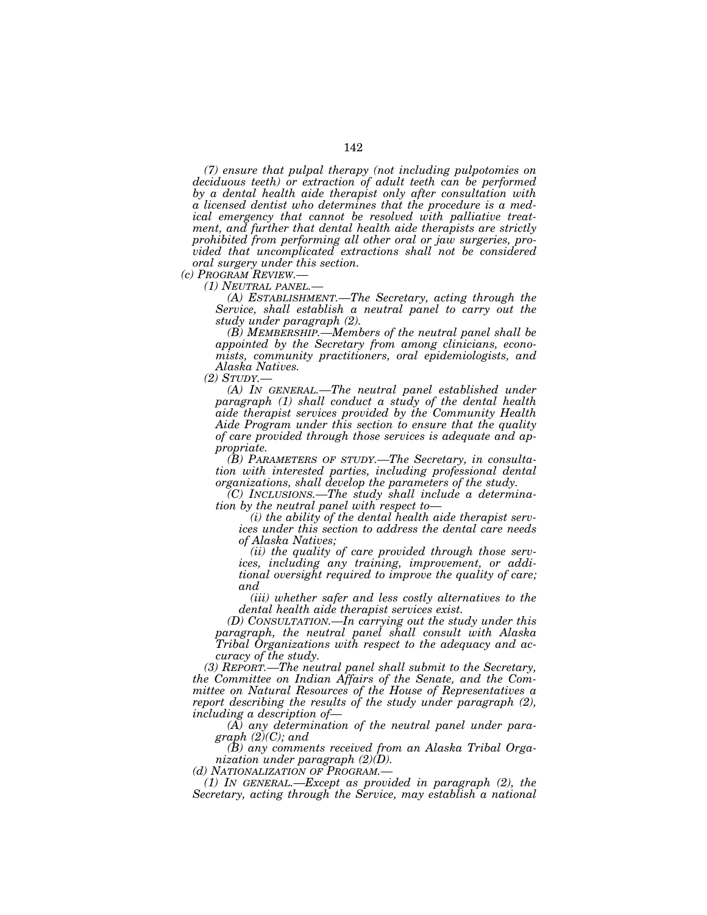*(7) ensure that pulpal therapy (not including pulpotomies on deciduous teeth) or extraction of adult teeth can be performed by a dental health aide therapist only after consultation with a licensed dentist who determines that the procedure is a medical emergency that cannot be resolved with palliative treatment, and further that dental health aide therapists are strictly prohibited from performing all other oral or jaw surgeries, provided that uncomplicated extractions shall not be considered oral surgery under this section.*

*(c) PROGRAM REVIEW.—*

*(1) NEUTRAL PANEL.—*

*(A) ESTABLISHMENT.—The Secretary, acting through the Service, shall establish a neutral panel to carry out the study under paragraph (2).*

*(B) MEMBERSHIP.—Members of the neutral panel shall be appointed by the Secretary from among clinicians, economists, community practitioners, oral epidemiologists, and Alaska Natives.*

*(2) STUDY.—*

*(A) IN GENERAL.—The neutral panel established under paragraph (1) shall conduct a study of the dental health aide therapist services provided by the Community Health Aide Program under this section to ensure that the quality of care provided through those services is adequate and appropriate.*

*(B) PARAMETERS OF STUDY.—The Secretary, in consultation with interested parties, including professional dental organizations, shall develop the parameters of the study.*

*(C) INCLUSIONS.—The study shall include a determination by the neutral panel with respect to—*

*(i) the ability of the dental health aide therapist services under this section to address the dental care needs of Alaska Natives;*

*(ii) the quality of care provided through those services, including any training, improvement, or additional oversight required to improve the quality of care; and*

*(iii) whether safer and less costly alternatives to the dental health aide therapist services exist.*

*(D) CONSULTATION.—In carrying out the study under this paragraph, the neutral panel shall consult with Alaska Tribal Organizations with respect to the adequacy and accuracy of the study.*

*(3) REPORT.—The neutral panel shall submit to the Secretary, the Committee on Indian Affairs of the Senate, and the Committee on Natural Resources of the House of Representatives a report describing the results of the study under paragraph (2), including a description of—*

*(A) any determination of the neutral panel under paragraph (2)(C); and*

*(B) any comments received from an Alaska Tribal Organization under paragraph (2)(D).*

*(d) NATIONALIZATION OF PROGRAM.—*

*(1) IN GENERAL.—Except as provided in paragraph (2), the Secretary, acting through the Service, may establish a national*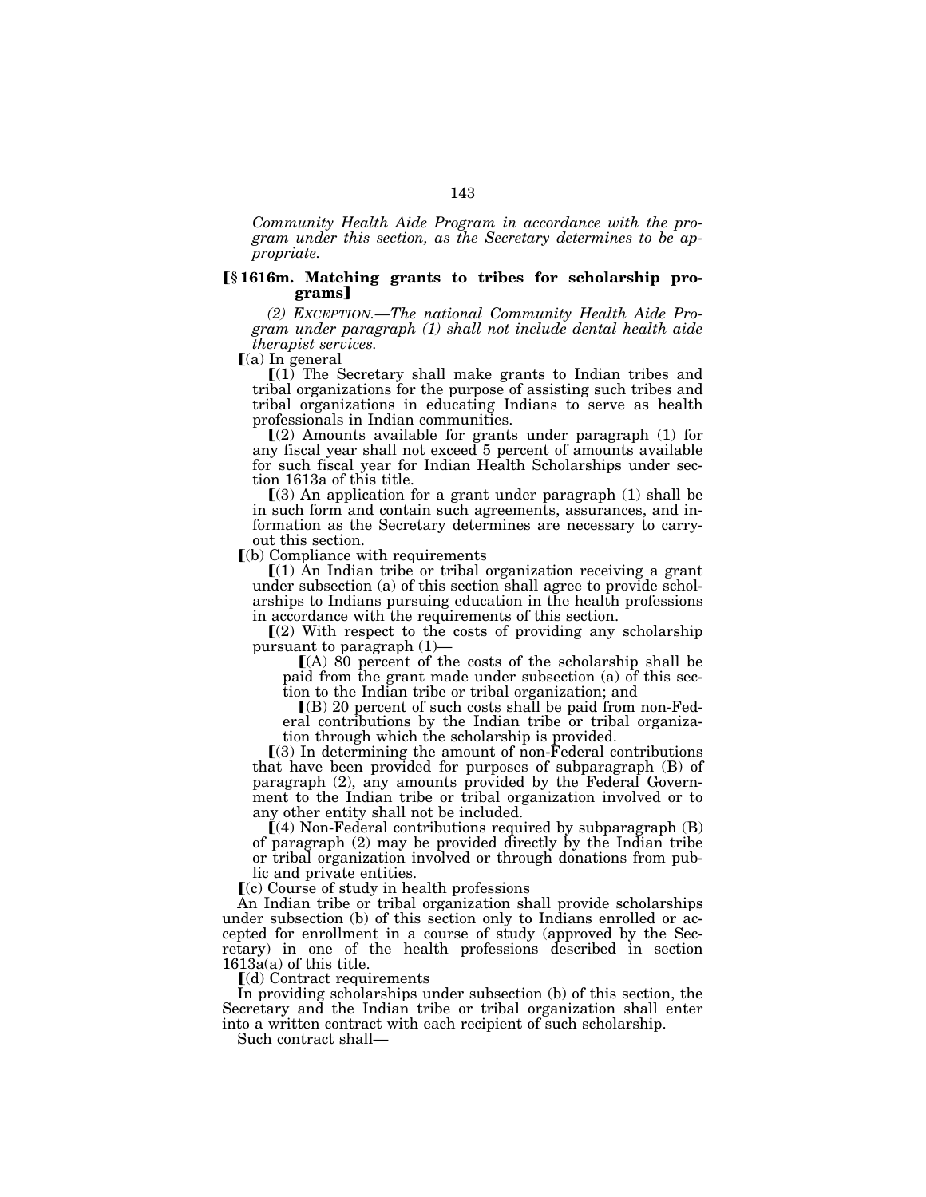*Community Health Aide Program in accordance with the program under this section, as the Secretary determines to be appropriate.*

**⟦§ 1616m. Matching grants to tribes for scholarship programs⟧**

*(2) EXCEPTION.—The national Community Health Aide Program under paragraph (1) shall not include dental health aide therapist services.*

⟦(a) In general

⟦(1) The Secretary shall make grants to Indian tribes and tribal organizations for the purpose of assisting such tribes and tribal organizations in educating Indians to serve as health professionals in Indian communities.

⟦(2) Amounts available for grants under paragraph (1) for any fiscal year shall not exceed 5 percent of amounts available for such fiscal year for Indian Health Scholarships under section 1613a of this title.

⟦(3) An application for a grant under paragraph (1) shall be in such form and contain such agreements, assurances, and information as the Secretary determines are necessary to carryout this section.

⟦(b) Compliance with requirements

⟦(1) An Indian tribe or tribal organization receiving a grant under subsection (a) of this section shall agree to provide scholarships to Indians pursuing education in the health professions in accordance with the requirements of this section.

⟦(2) With respect to the costs of providing any scholarship pursuant to paragraph (1)—

⟦(A) 80 percent of the costs of the scholarship shall be paid from the grant made under subsection (a) of this section to the Indian tribe or tribal organization; and

⟦(B) 20 percent of such costs shall be paid from non-Federal contributions by the Indian tribe or tribal organization through which the scholarship is provided.

⟦(3) In determining the amount of non-Federal contributions that have been provided for purposes of subparagraph (B) of paragraph (2), any amounts provided by the Federal Government to the Indian tribe or tribal organization involved or to any other entity shall not be included.

⟦(4) Non-Federal contributions required by subparagraph (B) of paragraph (2) may be provided directly by the Indian tribe or tribal organization involved or through donations from public and private entities.

⟦(c) Course of study in health professions

An Indian tribe or tribal organization shall provide scholarships under subsection (b) of this section only to Indians enrolled or accepted for enrollment in a course of study (approved by the Secretary) in one of the health professions described in section 1613a(a) of this title.

⟦(d) Contract requirements

In providing scholarships under subsection (b) of this section, the Secretary and the Indian tribe or tribal organization shall enter into a written contract with each recipient of such scholarship.

Such contract shall—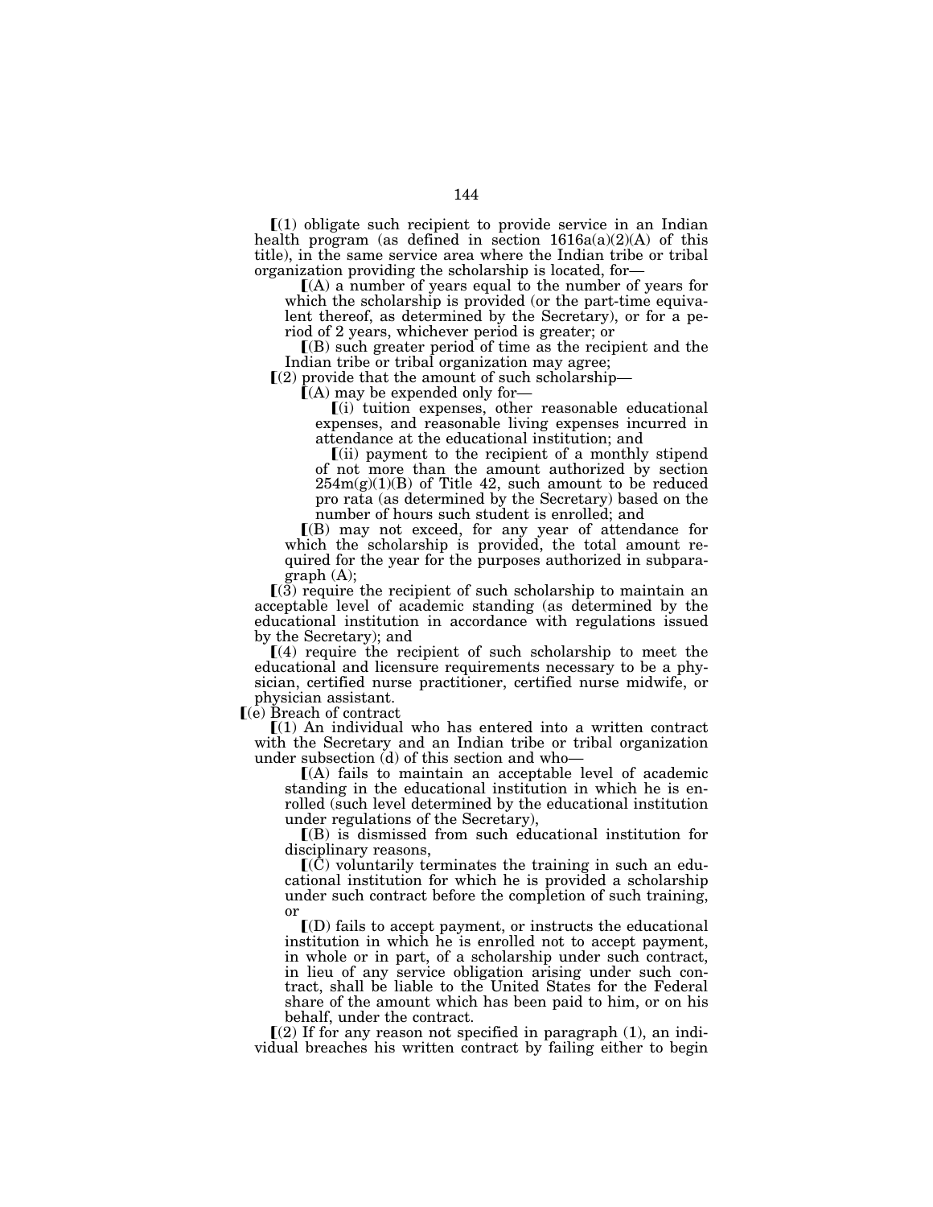⟦(1) obligate such recipient to provide service in an Indian health program (as defined in section 1616a(a)(2)(A) of this title), in the same service area where the Indian tribe or tribal organization providing the scholarship is located, for—

⟦(A) a number of years equal to the number of years for which the scholarship is provided (or the part-time equivalent thereof, as determined by the Secretary), or for a period of 2 years, whichever period is greater; or

⟦(B) such greater period of time as the recipient and the Indian tribe or tribal organization may agree;

⟦(2) provide that the amount of such scholarship—

⟦(A) may be expended only for—

⟦(i) tuition expenses, other reasonable educational expenses, and reasonable living expenses incurred in attendance at the educational institution; and

⟦(ii) payment to the recipient of a monthly stipend of not more than the amount authorized by section 254m(g)(1)(B) of Title 42, such amount to be reduced pro rata (as determined by the Secretary) based on the number of hours such student is enrolled; and

⟦(B) may not exceed, for any year of attendance for which the scholarship is provided, the total amount required for the year for the purposes authorized in subparagraph (A);

⟦(3) require the recipient of such scholarship to maintain an acceptable level of academic standing (as determined by the educational institution in accordance with regulations issued by the Secretary); and

⟦(4) require the recipient of such scholarship to meet the educational and licensure requirements necessary to be a physician, certified nurse practitioner, certified nurse midwife, or physician assistant.

⟦(e) Breach of contract

⟦(1) An individual who has entered into a written contract with the Secretary and an Indian tribe or tribal organization under subsection (d) of this section and who—

⟦(A) fails to maintain an acceptable level of academic standing in the educational institution in which he is enrolled (such level determined by the educational institution under regulations of the Secretary),

⟦(B) is dismissed from such educational institution for disciplinary reasons,

⟦(C) voluntarily terminates the training in such an educational institution for which he is provided a scholarship under such contract before the completion of such training, or

⟦(D) fails to accept payment, or instructs the educational institution in which he is enrolled not to accept payment, in whole or in part, of a scholarship under such contract, in lieu of any service obligation arising under such contract, shall be liable to the United States for the Federal share of the amount which has been paid to him, or on his behalf, under the contract.

⟦(2) If for any reason not specified in paragraph (1), an individual breaches his written contract by failing either to begin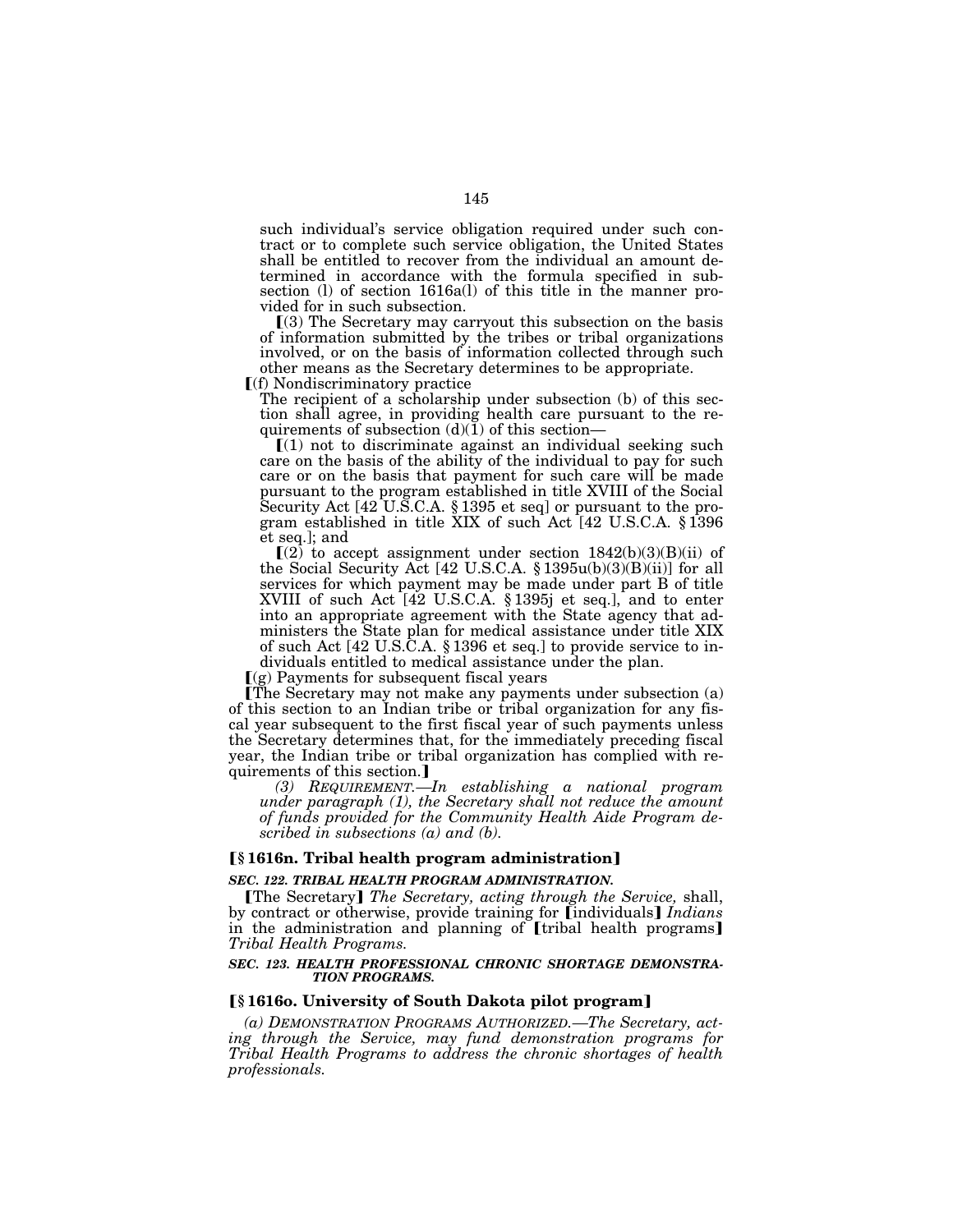such individual's service obligation required under such contract or to complete such service obligation, the United States shall be entitled to recover from the individual an amount determined in accordance with the formula specified in subsection (l) of section 1616a(l) of this title in the manner provided for in such subsection.

⟦(3) The Secretary may carryout this subsection on the basis of information submitted by the tribes or tribal organizations involved, or on the basis of information collected through such other means as the Secretary determines to be appropriate.

⟦(f) Nondiscriminatory practice

The recipient of a scholarship under subsection (b) of this section shall agree, in providing health care pursuant to the requirements of subsection (d)(1) of this section—

⟦(1) not to discriminate against an individual seeking such care on the basis of the ability of the individual to pay for such care or on the basis that payment for such care will be made pursuant to the program established in title XVIII of the Social Security Act [42 U.S.C.A. § 1395 et seq] or pursuant to the program established in title XIX of such Act [42 U.S.C.A. § 1396 et seq.]; and

⟦(2) to accept assignment under section 1842(b)(3)(B)(ii) of the Social Security Act [42 U.S.C.A. § 1395u(b)(3)(B)(ii)] for all services for which payment may be made under part B of title XVIII of such Act [42 U.S.C.A. § 1395j et seq.], and to enter into an appropriate agreement with the State agency that administers the State plan for medical assistance under title XIX of such Act [42 U.S.C.A. § 1396 et seq.] to provide service to individuals entitled to medical assistance under the plan.

⟦(g) Payments for subsequent fiscal years

⟦The Secretary may not make any payments under subsection (a) of this section to an Indian tribe or tribal organization for any fiscal year subsequent to the first fiscal year of such payments unless the Secretary determines that, for the immediately preceding fiscal year, the Indian tribe or tribal organization has complied with requirements of this section.⟧

*(3) REQUIREMENT.—In establishing a national program under paragraph (1), the Secretary shall not reduce the amount of funds provided for the Community Health Aide Program described in subsections (a) and (b).*

### ⟦§ 1616n. Tribal health program administration⟧

***SEC. 122. TRIBAL HEALTH PROGRAM ADMINISTRATION.***

⟦The Secretary⟧ *The Secretary, acting through the Service,* shall, by contract or otherwise, provide training for ⟦individuals⟧ *Indians* in the administration and planning of ⟦tribal health programs⟧ *Tribal Health Programs.*

***SEC. 123. HEALTH PROFESSIONAL CHRONIC SHORTAGE DEMONSTRATION PROGRAMS.***

### ⟦§ 1616o. University of South Dakota pilot program⟧

*(a) DEMONSTRATION PROGRAMS AUTHORIZED.—The Secretary, acting through the Service, may fund demonstration programs for Tribal Health Programs to address the chronic shortages of health professionals.*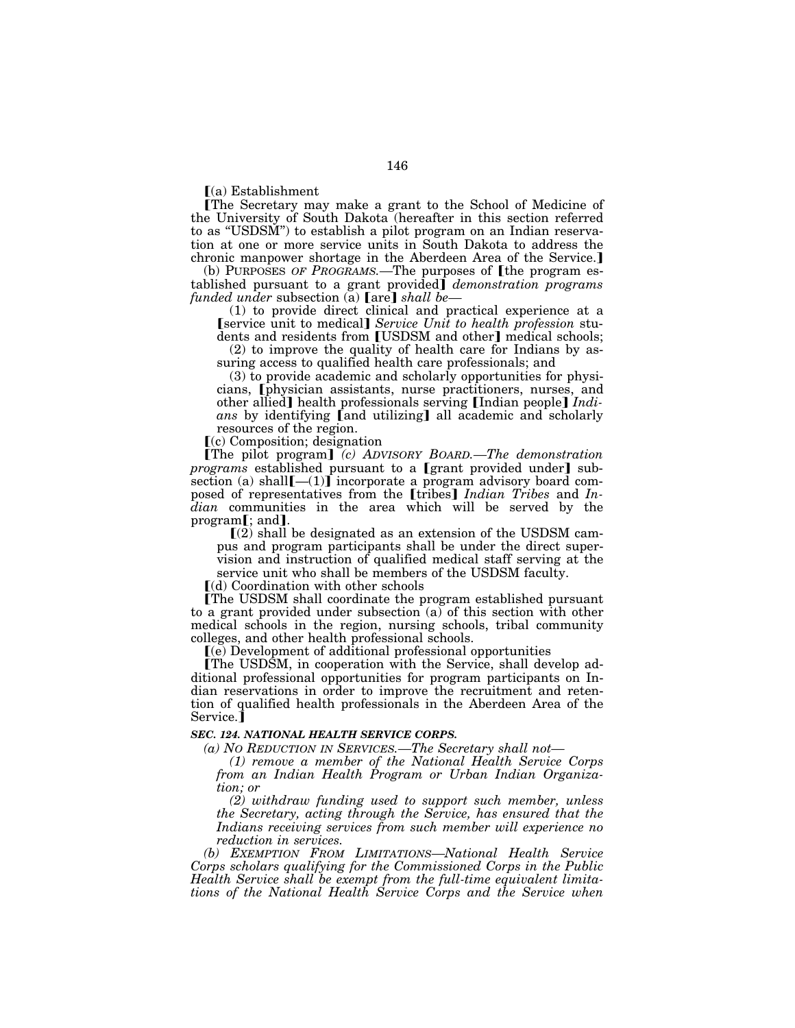⟦(a) Establishment

⟦The Secretary may make a grant to the School of Medicine of the University of South Dakota (hereafter in this section referred to as "USDSM") to establish a pilot program on an Indian reservation at one or more service units in South Dakota to address the chronic manpower shortage in the Aberdeen Area of the Service.⟧

(b) PURPOSES *OF PROGRAMS*.—The purposes of ⟦the program established pursuant to a grant provided⟧ *demonstration programs funded under* subsection (a) ⟦are⟧ *shall be*—

(1) to provide direct clinical and practical experience at a ⟦service unit to medical⟧ *Service Unit to health profession* students and residents from ⟦USDSM and other⟧ medical schools;

(2) to improve the quality of health care for Indians by assuring access to qualified health care professionals; and

(3) to provide academic and scholarly opportunities for physicians, ⟦physician assistants, nurse practitioners, nurses, and other allied⟧ health professionals serving ⟦Indian people⟧ *Indians* by identifying ⟦and utilizing⟧ all academic and scholarly resources of the region.

⟦(c) Composition; designation

⟦The pilot program⟧ *(c) ADVISORY BOARD.—The demonstration programs* established pursuant to a ⟦grant provided under⟧ subsection (a) shall⟦—(1)⟧ incorporate a program advisory board composed of representatives from the ⟦tribes⟧ *Indian Tribes* and *Indian* communities in the area which will be served by the program⟦; and⟧.

⟦(2) shall be designated as an extension of the USDSM campus and program participants shall be under the direct supervision and instruction of qualified medical staff serving at the service unit who shall be members of the USDSM faculty.

⟦(d) Coordination with other schools

⟦The USDSM shall coordinate the program established pursuant to a grant provided under subsection (a) of this section with other medical schools in the region, nursing schools, tribal community colleges, and other health professional schools.

⟦(e) Development of additional professional opportunities

⟦The USDSM, in cooperation with the Service, shall develop additional professional opportunities for program participants on Indian reservations in order to improve the recruitment and retention of qualified health professionals in the Aberdeen Area of the Service.⟧

***SEC. 124. NATIONAL HEALTH SERVICE CORPS.***

*(a) NO REDUCTION IN SERVICES.—The Secretary shall not—*

*(1) remove a member of the National Health Service Corps from an Indian Health Program or Urban Indian Organization; or*

*(2) withdraw funding used to support such member, unless the Secretary, acting through the Service, has ensured that the Indians receiving services from such member will experience no reduction in services.*

*(b) EXEMPTION FROM LIMITATIONS—National Health Service Corps scholars qualifying for the Commissioned Corps in the Public Health Service shall be exempt from the full-time equivalent limitations of the National Health Service Corps and the Service when*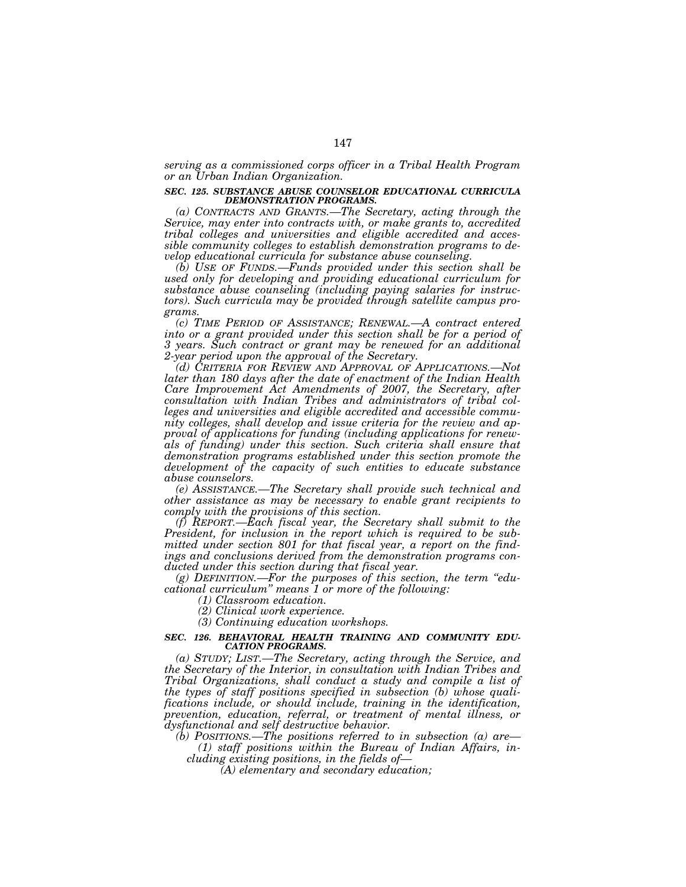*serving as a commissioned corps officer in a Tribal Health Program or an Urban Indian Organization.*

### *SEC. 125. SUBSTANCE ABUSE COUNSELOR EDUCATIONAL CURRICULA DEMONSTRATION PROGRAMS.*

*(a) CONTRACTS AND GRANTS.—The Secretary, acting through the Service, may enter into contracts with, or make grants to, accredited tribal colleges and universities and eligible accredited and accessible community colleges to establish demonstration programs to develop educational curricula for substance abuse counseling.*

*(b) USE OF FUNDS.—Funds provided under this section shall be used only for developing and providing educational curriculum for substance abuse counseling (including paying salaries for instructors). Such curricula may be provided through satellite campus programs.*

*(c) TIME PERIOD OF ASSISTANCE; RENEWAL.—A contract entered into or a grant provided under this section shall be for a period of 3 years. Such contract or grant may be renewed for an additional 2-year period upon the approval of the Secretary.*

*(d) CRITERIA FOR REVIEW AND APPROVAL OF APPLICATIONS.—Not later than 180 days after the date of enactment of the Indian Health Care Improvement Act Amendments of 2007, the Secretary, after consultation with Indian Tribes and administrators of tribal colleges and universities and eligible accredited and accessible community colleges, shall develop and issue criteria for the review and approval of applications for funding (including applications for renewals of funding) under this section. Such criteria shall ensure that demonstration programs established under this section promote the development of the capacity of such entities to educate substance abuse counselors.*

*(e) ASSISTANCE.—The Secretary shall provide such technical and other assistance as may be necessary to enable grant recipients to comply with the provisions of this section.*

*(f) REPORT.—Each fiscal year, the Secretary shall submit to the President, for inclusion in the report which is required to be submitted under section 801 for that fiscal year, a report on the findings and conclusions derived from the demonstration programs conducted under this section during that fiscal year.*

*(g) DEFINITION.—For the purposes of this section, the term "educational curriculum" means 1 or more of the following:*

*(1) Classroom education.*

*(2) Clinical work experience.*

*(3) Continuing education workshops.*

### *SEC. 126. BEHAVIORAL HEALTH TRAINING AND COMMUNITY EDUCATION PROGRAMS.*

*(a) STUDY; LIST.—The Secretary, acting through the Service, and the Secretary of the Interior, in consultation with Indian Tribes and Tribal Organizations, shall conduct a study and compile a list of the types of staff positions specified in subsection (b) whose qualifications include, or should include, training in the identification, prevention, education, referral, or treatment of mental illness, or dysfunctional and self destructive behavior.*

*(b) POSITIONS.—The positions referred to in subsection (a) are—*

*(1) staff positions within the Bureau of Indian Affairs, including existing positions, in the fields of—*

*(A) elementary and secondary education;*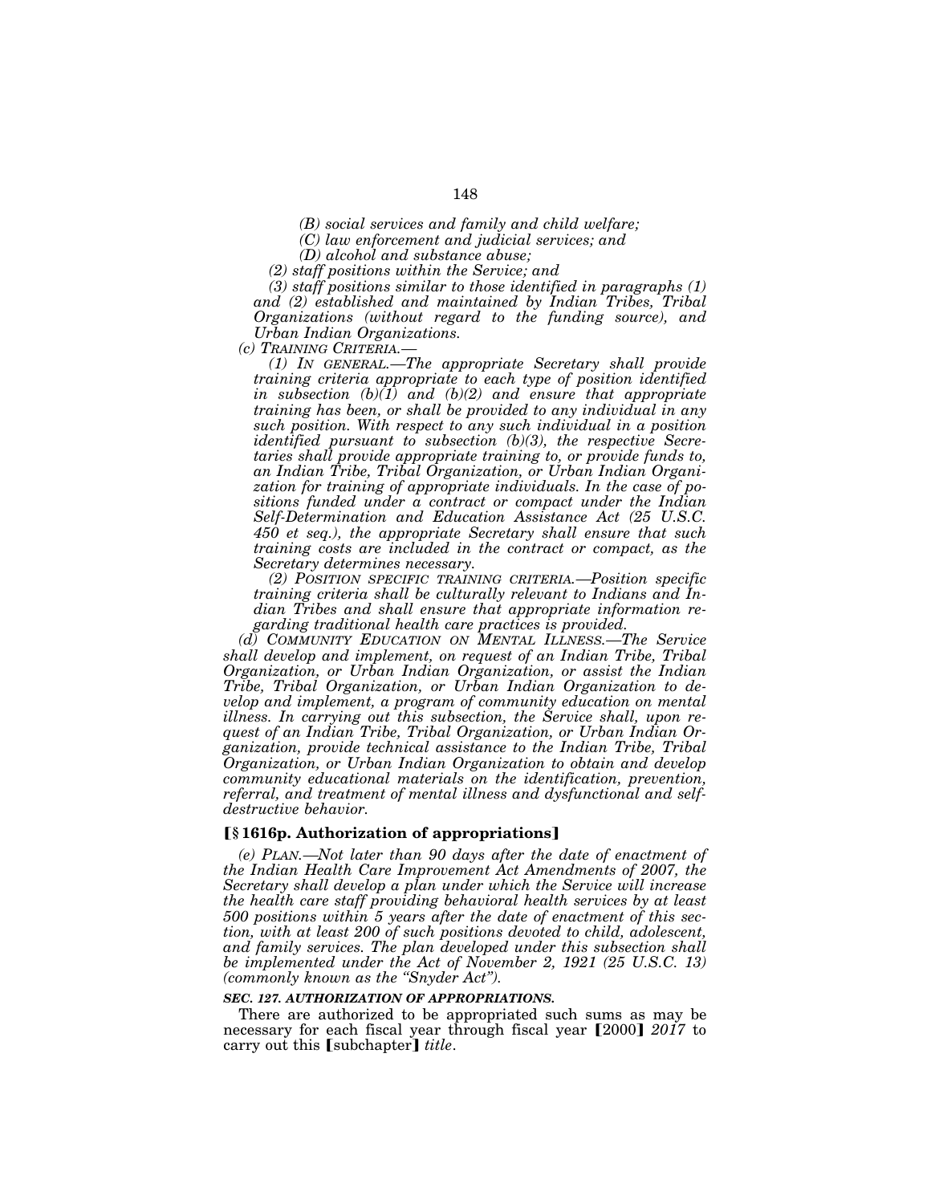*(B) social services and family and child welfare;*

*(C) law enforcement and judicial services; and*

*(D) alcohol and substance abuse;*

*(2) staff positions within the Service; and*

*(3) staff positions similar to those identified in paragraphs (1) and (2) established and maintained by Indian Tribes, Tribal Organizations (without regard to the funding source), and Urban Indian Organizations.*

*(c) TRAINING CRITERIA.—*

*(1) IN GENERAL.—The appropriate Secretary shall provide training criteria appropriate to each type of position identified in subsection (b)(1) and (b)(2) and ensure that appropriate training has been, or shall be provided to any individual in any such position. With respect to any such individual in a position identified pursuant to subsection (b)(3), the respective Secretaries shall provide appropriate training to, or provide funds to, an Indian Tribe, Tribal Organization, or Urban Indian Organization for training of appropriate individuals. In the case of positions funded under a contract or compact under the Indian Self-Determination and Education Assistance Act (25 U.S.C. 450 et seq.), the appropriate Secretary shall ensure that such training costs are included in the contract or compact, as the Secretary determines necessary.*

*(2) POSITION SPECIFIC TRAINING CRITERIA.—Position specific training criteria shall be culturally relevant to Indians and Indian Tribes and shall ensure that appropriate information regarding traditional health care practices is provided.*

*(d) COMMUNITY EDUCATION ON MENTAL ILLNESS.—The Service shall develop and implement, on request of an Indian Tribe, Tribal Organization, or Urban Indian Organization, or assist the Indian Tribe, Tribal Organization, or Urban Indian Organization to develop and implement, a program of community education on mental illness. In carrying out this subsection, the Service shall, upon request of an Indian Tribe, Tribal Organization, or Urban Indian Organization, provide technical assistance to the Indian Tribe, Tribal Organization, or Urban Indian Organization to obtain and develop community educational materials on the identification, prevention, referral, and treatment of mental illness and dysfunctional and self-destructive behavior.*

**[§ 1616p. Authorization of appropriations]**

*(e) PLAN.—Not later than 90 days after the date of enactment of the Indian Health Care Improvement Act Amendments of 2007, the Secretary shall develop a plan under which the Service will increase the health care staff providing behavioral health services by at least 500 positions within 5 years after the date of enactment of this section, with at least 200 of such positions devoted to child, adolescent, and family services. The plan developed under this subsection shall be implemented under the Act of November 2, 1921 (25 U.S.C. 13) (commonly known as the "Snyder Act").*

***SEC. 127. AUTHORIZATION OF APPROPRIATIONS.***

There are authorized to be appropriated such sums as may be necessary for each fiscal year through fiscal year [2000] *2017* to carry out this [subchapter] *title*.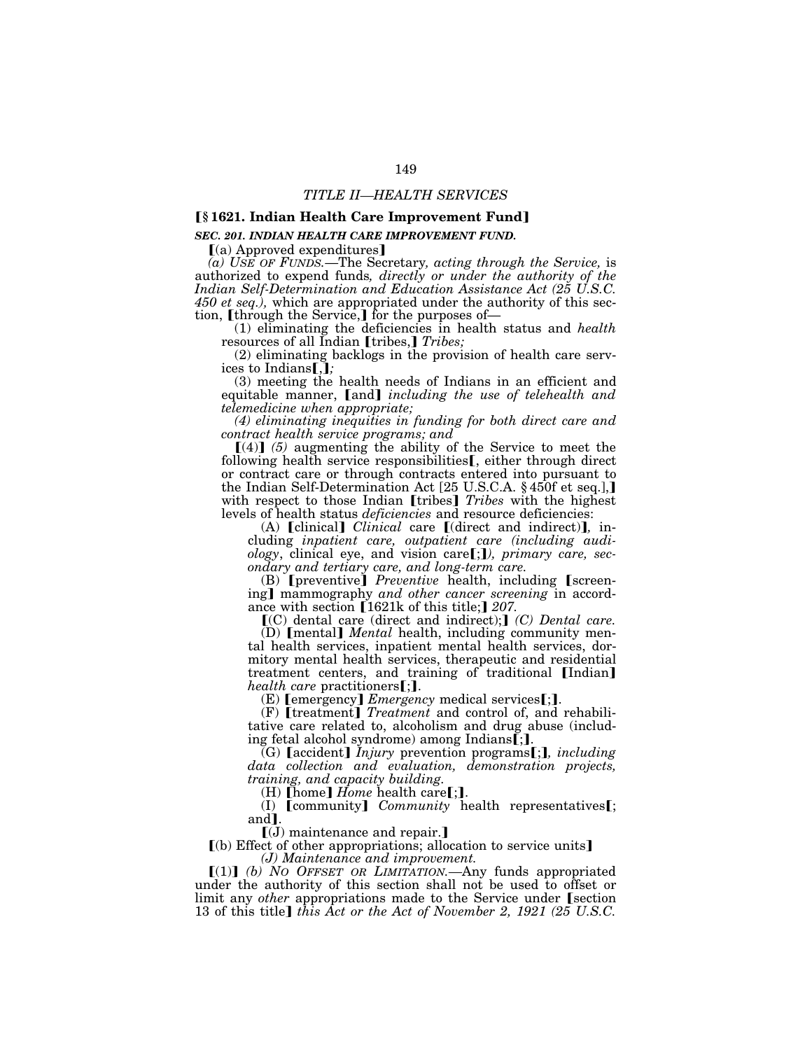## *TITLE II—HEALTH SERVICES*

### **[§ 1621. Indian Health Care Improvement Fund]**

***SEC. 201. INDIAN HEALTH CARE IMPROVEMENT FUND.***

[(a) Approved expenditures]

*(a) USE OF FUNDS.*—The Secretary*, acting through the Service,* is authorized to expend funds*, directly or under the authority of the Indian Self-Determination and Education Assistance Act (25 U.S.C. 450 et seq.),* which are appropriated under the authority of this section, [through the Service,] for the purposes of—

(1) eliminating the deficiencies in health status and *health* resources of all Indian [tribes,] *Tribes;*

(2) eliminating backlogs in the provision of health care services to Indians[,]*;*

(3) meeting the health needs of Indians in an efficient and equitable manner, [and] *including the use of telehealth and telemedicine when appropriate;*

*(4) eliminating inequities in funding for both direct care and contract health service programs; and*

[(4)] *(5)* augmenting the ability of the Service to meet the following health service responsibilities[, either through direct or contract care or through contracts entered into pursuant to the Indian Self-Determination Act [25 U.S.C.A. § 450f et seq.],] with respect to those Indian [tribes] *Tribes* with the highest levels of health status *deficiencies* and resource deficiencies:

(A) [clinical] *Clinical* care [(direct and indirect)], including *inpatient care, outpatient care (including audiology*, clinical eye, and vision care[;]*), primary care, secondary and tertiary care, and long-term care.*

(B) [preventive] *Preventive* health, including [screening] mammography *and other cancer screening* in accordance with section [1621k of this title;] *207.*

[(C) dental care (direct and indirect);] *(C) Dental care.*

(D) [mental] *Mental* health, including community mental health services, inpatient mental health services, dormitory mental health services, therapeutic and residential treatment centers, and training of traditional [Indian] *health care* practitioners[;].

(E) [emergency] *Emergency* medical services[;].

(F) [treatment] *Treatment* and control of, and rehabilitative care related to, alcoholism and drug abuse (including fetal alcohol syndrome) among Indians[;].

(G) [accident] *Injury* prevention programs[;]*, including data collection and evaluation, demonstration projects, training, and capacity building.*

(H) [home] *Home* health care[;].

(I) [community] *Community* health representatives[; and].

[(J) maintenance and repair.]

[(b) Effect of other appropriations; allocation to service units]

*(J) Maintenance and improvement.*

[(1)] *(b) NO OFFSET OR LIMITATION.*—Any funds appropriated under the authority of this section shall not be used to offset or limit any *other* appropriations made to the Service under [section 13 of this title] *this Act or the Act of November 2, 1921 (25 U.S.C.*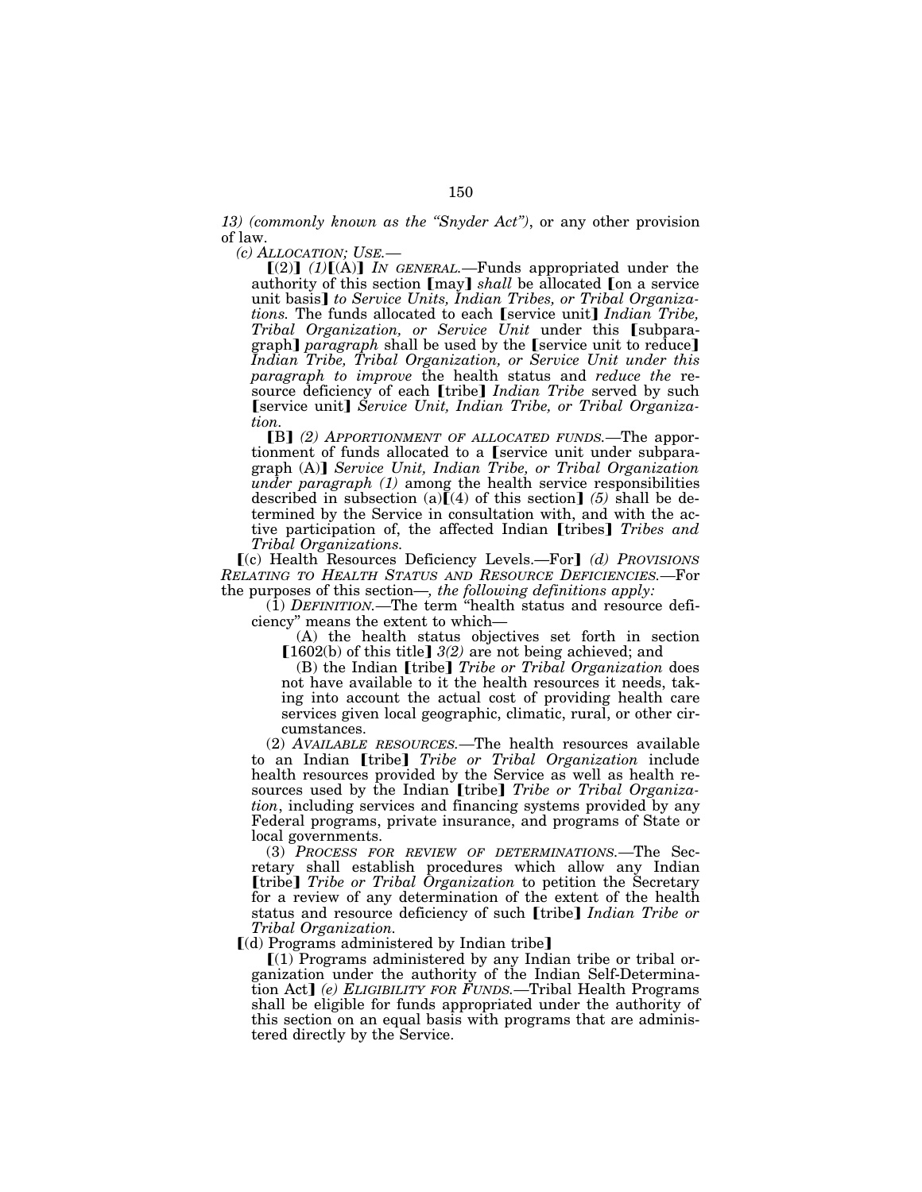*13) (commonly known as the "Snyder Act")*, or any other provision of law.

*(c) ALLOCATION; USE.—*

⟦(2)⟧ *(1)*⟦(A)⟧ *IN GENERAL.*—Funds appropriated under the authority of this section ⟦may⟧ *shall* be allocated ⟦on a service unit basis⟧ *to Service Units, Indian Tribes, or Tribal Organizations.* The funds allocated to each ⟦service unit⟧ *Indian Tribe, Tribal Organization, or Service Unit* under this ⟦subparagraph⟧ *paragraph* shall be used by the ⟦service unit to reduce⟧ *Indian Tribe, Tribal Organization, or Service Unit under this paragraph to improve* the health status and *reduce the* resource deficiency of each ⟦tribe⟧ *Indian Tribe* served by such ⟦service unit⟧ *Service Unit, Indian Tribe, or Tribal Organization.*

⟦B⟧ *(2) APPORTIONMENT OF ALLOCATED FUNDS.*—The apportionment of funds allocated to a ⟦service unit under subparagraph (A)⟧ *Service Unit, Indian Tribe, or Tribal Organization under paragraph (1)* among the health service responsibilities described in subsection (a)⟦(4) of this section⟧ *(5)* shall be determined by the Service in consultation with, and with the active participation of, the affected Indian ⟦tribes⟧ *Tribes and Tribal Organizations.*

⟦(c) Health Resources Deficiency Levels.—For⟧ *(d) PROVISIONS RELATING TO HEALTH STATUS AND RESOURCE DEFICIENCIES.*—For the purposes of this section—*, the following definitions apply:*

(1) *DEFINITION.*—The term "health status and resource deficiency" means the extent to which—

(A) the health status objectives set forth in section ⟦1602(b) of this title⟧ *3(2)* are not being achieved; and

(B) the Indian ⟦tribe⟧ *Tribe or Tribal Organization* does not have available to it the health resources it needs, taking into account the actual cost of providing health care services given local geographic, climatic, rural, or other circumstances.

(2) *AVAILABLE RESOURCES.*—The health resources available to an Indian ⟦tribe⟧ *Tribe or Tribal Organization* include health resources provided by the Service as well as health resources used by the Indian ⟦tribe⟧ *Tribe or Tribal Organization*, including services and financing systems provided by any Federal programs, private insurance, and programs of State or local governments.

(3) *PROCESS FOR REVIEW OF DETERMINATIONS.*—The Secretary shall establish procedures which allow any Indian ⟦tribe⟧ *Tribe or Tribal Organization* to petition the Secretary for a review of any determination of the extent of the health status and resource deficiency of such ⟦tribe⟧ *Indian Tribe or Tribal Organization.*

⟦(d) Programs administered by Indian tribe⟧

⟦(1) Programs administered by any Indian tribe or tribal organization under the authority of the Indian Self-Determination Act⟧ *(e) ELIGIBILITY FOR FUNDS.*—Tribal Health Programs shall be eligible for funds appropriated under the authority of this section on an equal basis with programs that are administered directly by the Service.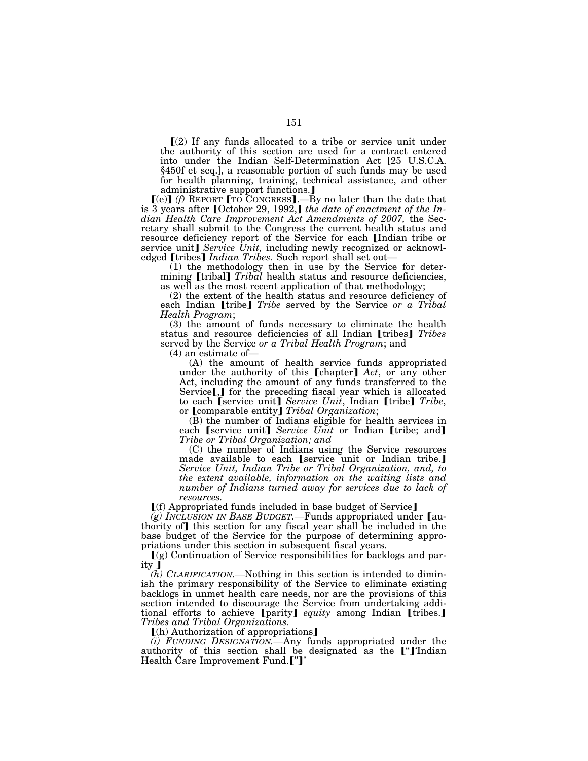【(2) If any funds allocated to a tribe or service unit under the authority of this section are used for a contract entered into under the Indian Self-Determination Act [25 U.S.C.A. §450f et seq.], a reasonable portion of such funds may be used for health planning, training, technical assistance, and other administrative support functions.】

【(e)】 *(f)* REPORT 【TO CONGRESS】.—By no later than the date that is 3 years after 【October 29, 1992,】 *the date of enactment of the Indian Health Care Improvement Act Amendments of 2007,* the Secretary shall submit to the Congress the current health status and resource deficiency report of the Service for each 【Indian tribe or service unit】 *Service Unit,* including newly recognized or acknowledged 【tribes】 *Indian Tribes.* Such report shall set out—

(1) the methodology then in use by the Service for determining 【tribal】 *Tribal* health status and resource deficiencies, as well as the most recent application of that methodology;

(2) the extent of the health status and resource deficiency of each Indian 【tribe】 *Tribe* served by the Service *or a Tribal Health Program*;

(3) the amount of funds necessary to eliminate the health status and resource deficiencies of all Indian 【tribes】 *Tribes* served by the Service *or a Tribal Health Program*; and

(4) an estimate of—

(A) the amount of health service funds appropriated under the authority of this 【chapter】 *Act*, or any other Act, including the amount of any funds transferred to the Service【,】 for the preceding fiscal year which is allocated to each 【service unit】 *Service Unit*, Indian 【tribe】 *Tribe*, or 【comparable entity】 *Tribal Organization*;

(B) the number of Indians eligible for health services in each 【service unit】 *Service Unit* or Indian 【tribe; and】 *Tribe or Tribal Organization; and*

(C) the number of Indians using the Service resources made available to each 【service unit or Indian tribe.】 *Service Unit, Indian Tribe or Tribal Organization, and, to the extent available, information on the waiting lists and number of Indians turned away for services due to lack of resources.*

【(f) Appropriated funds included in base budget of Service】

*(g) INCLUSION IN BASE BUDGET.*—Funds appropriated under 【authority of】 this section for any fiscal year shall be included in the base budget of the Service for the purpose of determining appropriations under this section in subsequent fiscal years.

【(g) Continuation of Service responsibilities for backlogs and parity 】

*(h) CLARIFICATION.*—Nothing in this section is intended to diminish the primary responsibility of the Service to eliminate existing backlogs in unmet health care needs, nor are the provisions of this section intended to discourage the Service from undertaking additional efforts to achieve 【parity】 *equity* among Indian 【tribes.】 *Tribes and Tribal Organizations.*

【(h) Authorization of appropriations】

*(i) FUNDING DESIGNATION.*—Any funds appropriated under the authority of this section shall be designated as the 【"】*'*Indian Health Care Improvement Fund.【"】*'*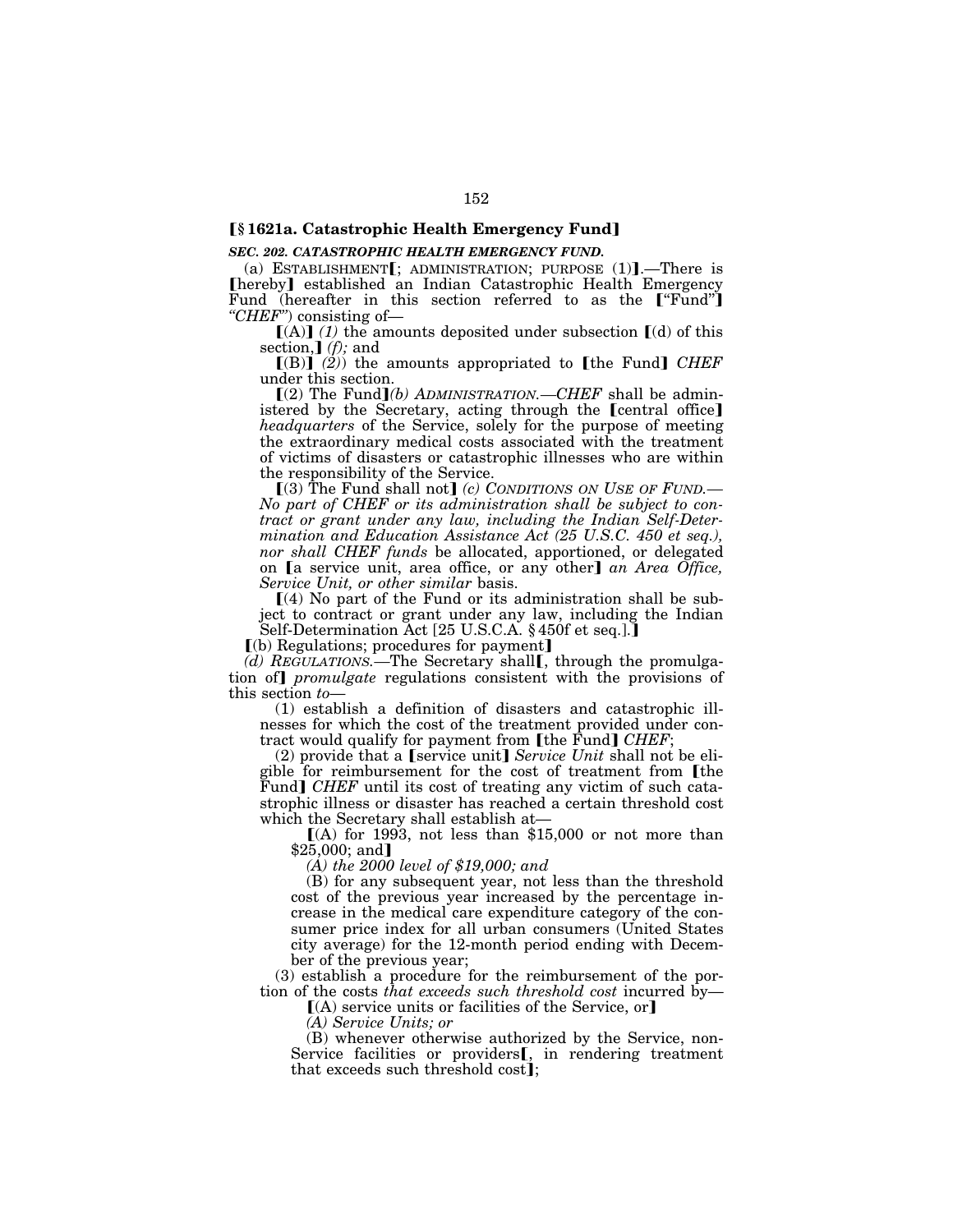**[§ 1621a. Catastrophic Health Emergency Fund]**

***SEC. 202. CATASTROPHIC HEALTH EMERGENCY FUND.***

(a) ESTABLISHMENT[; ADMINISTRATION; PURPOSE (1)].—There is [hereby] established an Indian Catastrophic Health Emergency Fund (hereafter in this section referred to as the ["Fund"] *"CHEF"*) consisting of—

[(A)] *(1)* the amounts deposited under subsection [(d) of this section,] *(f);* and

[(B)] *(2)*) the amounts appropriated to [the Fund] *CHEF* under this section.

[(2) The Fund]*(b) ADMINISTRATION.—CHEF* shall be administered by the Secretary, acting through the [central office] *headquarters* of the Service, solely for the purpose of meeting the extraordinary medical costs associated with the treatment of victims of disasters or catastrophic illnesses who are within the responsibility of the Service.

[(3) The Fund shall not] *(c) CONDITIONS ON USE OF FUND.—No part of CHEF or its administration shall be subject to contract or grant under any law, including the Indian Self-Determination and Education Assistance Act (25 U.S.C. 450 et seq.), nor shall CHEF funds* be allocated, apportioned, or delegated on [a service unit, area office, or any other] *an Area Office, Service Unit, or other similar* basis.

[(4) No part of the Fund or its administration shall be subject to contract or grant under any law, including the Indian Self-Determination Act [25 U.S.C.A. § 450f et seq.].]

[(b) Regulations; procedures for payment]

*(d) REGULATIONS.*—The Secretary shall[, through the promulgation of] *promulgate* regulations consistent with the provisions of this section *to*—

(1) establish a definition of disasters and catastrophic illnesses for which the cost of the treatment provided under contract would qualify for payment from [the Fund] *CHEF*;

(2) provide that a [service unit] *Service Unit* shall not be eligible for reimbursement for the cost of treatment from [the Fund] *CHEF* until its cost of treating any victim of such catastrophic illness or disaster has reached a certain threshold cost which the Secretary shall establish at—

[(A) for 1993, not less than $15,000 or not more than $25,000; and]

*(A) the 2000 level of $19,000; and*

(B) for any subsequent year, not less than the threshold cost of the previous year increased by the percentage increase in the medical care expenditure category of the consumer price index for all urban consumers (United States city average) for the 12-month period ending with December of the previous year;

(3) establish a procedure for the reimbursement of the portion of the costs *that exceeds such threshold cost* incurred by—

[(A) service units or facilities of the Service, or]

*(A) Service Units; or*

(B) whenever otherwise authorized by the Service, non-Service facilities or providers[, in rendering treatment that exceeds such threshold cost];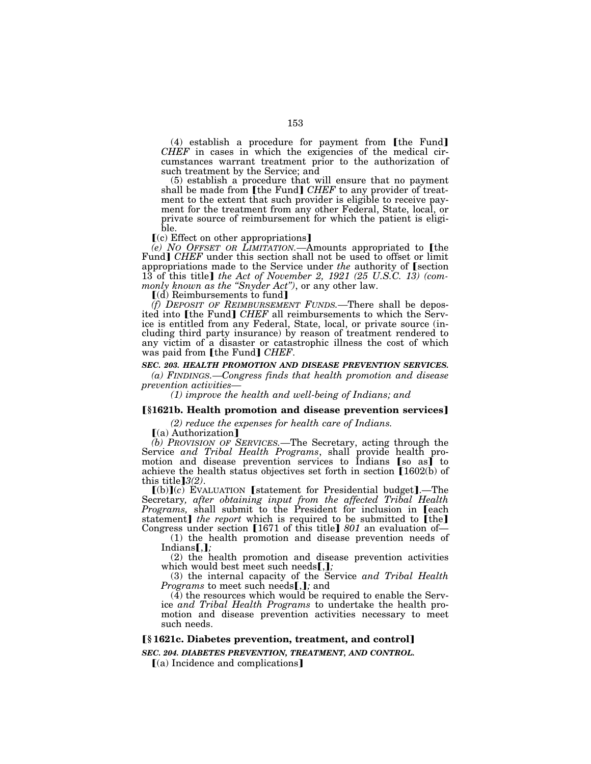(4) establish a procedure for payment from ⟦the Fund⟧ *CHEF* in cases in which the exigencies of the medical circumstances warrant treatment prior to the authorization of such treatment by the Service; and

(5) establish a procedure that will ensure that no payment shall be made from ⟦the Fund⟧ *CHEF* to any provider of treatment to the extent that such provider is eligible to receive payment for the treatment from any other Federal, State, local, or private source of reimbursement for which the patient is eligible.

⟦(c) Effect on other appropriations⟧

*(e) NO OFFSET OR LIMITATION.*—Amounts appropriated to ⟦the Fund⟧ *CHEF* under this section shall not be used to offset or limit appropriations made to the Service under *the* authority of ⟦section 13 of this title⟧ *the Act of November 2, 1921 (25 U.S.C. 13) (commonly known as the "Snyder Act")*, or any other law.

⟦(d) Reimbursements to fund⟧

*(f) DEPOSIT OF REIMBURSEMENT FUNDS.*—There shall be deposited into ⟦the Fund⟧ *CHEF* all reimbursements to which the Service is entitled from any Federal, State, local, or private source (including third party insurance) by reason of treatment rendered to any victim of a disaster or catastrophic illness the cost of which was paid from ⟦the Fund⟧ *CHEF*.

***SEC. 203. HEALTH PROMOTION AND DISEASE PREVENTION SERVICES.***

*(a) FINDINGS.—Congress finds that health promotion and disease prevention activities—*

*(1) improve the health and well-being of Indians; and*

**⟦§1621b. Health promotion and disease prevention services⟧**

*(2) reduce the expenses for health care of Indians.*

⟦(a) Authorization⟧

*(b) PROVISION OF SERVICES.*—The Secretary, acting through the Service *and Tribal Health Programs*, shall provide health promotion and disease prevention services to Indians ⟦so as⟧ to achieve the health status objectives set forth in section ⟦1602(b) of this title⟧*3(2)*.

⟦(b)⟧*(c)* EVALUATION ⟦statement for Presidential budget⟧.—The Secretary*, after obtaining input from the affected Tribal Health Programs,* shall submit to the President for inclusion in ⟦each statement⟧ *the report* which is required to be submitted to ⟦the⟧ Congress under section ⟦1671 of this title⟧ *801* an evaluation of—

(1) the health promotion and disease prevention needs of Indians⟦,⟧*;*

(2) the health promotion and disease prevention activities which would best meet such needs⟦,⟧*;*

(3) the internal capacity of the Service *and Tribal Health Programs* to meet such needs⟦,⟧*;* and

(4) the resources which would be required to enable the Service *and Tribal Health Programs* to undertake the health promotion and disease prevention activities necessary to meet such needs.

**⟦§1621c. Diabetes prevention, treatment, and control⟧**

***SEC. 204. DIABETES PREVENTION, TREATMENT, AND CONTROL.***

⟦(a) Incidence and complications⟧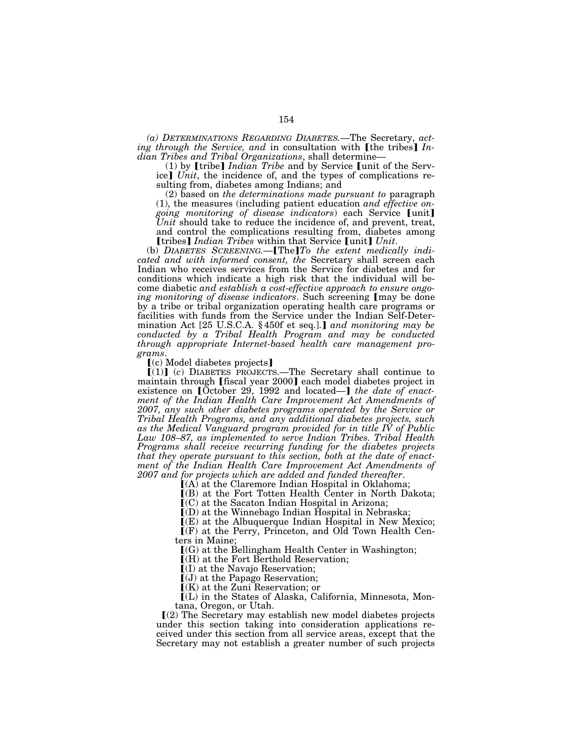*(a) DETERMINATIONS REGARDING DIABETES.*—The Secretary, *acting through the Service, and* in consultation with ❲the tribes❳ *Indian Tribes and Tribal Organizations*, shall determine—

(1) by ❲tribe❳ *Indian Tribe* and by Service ❲unit of the Service❳ *Unit*, the incidence of, and the types of complications resulting from, diabetes among Indians; and

(2) based on *the determinations made pursuant to* paragraph (1), the measures (including patient education *and effective ongoing monitoring of disease indicators*) each Service ❲unit❳ *Unit* should take to reduce the incidence of, and prevent, treat, and control the complications resulting from, diabetes among ❲tribes❳ *Indian Tribes* within that Service ❲unit❳ *Unit*.

(b) *DIABETES SCREENING.*—❲The❳*To the extent medically indicated and with informed consent, the* Secretary shall screen each Indian who receives services from the Service for diabetes and for conditions which indicate a high risk that the individual will become diabetic *and establish a cost-effective approach to ensure ongoing monitoring of disease indicators*. Such screening ❲may be done by a tribe or tribal organization operating health care programs or facilities with funds from the Service under the Indian Self-Determination Act [25 U.S.C.A. § 450f et seq.].❳ *and monitoring may be conducted by a Tribal Health Program and may be conducted through appropriate Internet-based health care management programs*.

❲(c) Model diabetes projects❳

❲(1)❳ *(c)* DIABETES PROJECTS.—The Secretary shall continue to maintain through ❲fiscal year 2000❳ each model diabetes project in existence on ❲October 29, 1992 and located—❳ *the date of enactment of the Indian Health Care Improvement Act Amendments of 2007, any such other diabetes programs operated by the Service or Tribal Health Programs, and any additional diabetes projects, such as the Medical Vanguard program provided for in title IV of Public Law 108–87, as implemented to serve Indian Tribes. Tribal Health Programs shall receive recurring funding for the diabetes projects that they operate pursuant to this section, both at the date of enactment of the Indian Health Care Improvement Act Amendments of 2007 and for projects which are added and funded thereafter*.

❲(A) at the Claremore Indian Hospital in Oklahoma;

❲(B) at the Fort Totten Health Center in North Dakota;

❲(C) at the Sacaton Indian Hospital in Arizona;

❲(D) at the Winnebago Indian Hospital in Nebraska;

❲(E) at the Albuquerque Indian Hospital in New Mexico;

❲(F) at the Perry, Princeton, and Old Town Health Centers in Maine;

❲(G) at the Bellingham Health Center in Washington;

❲(H) at the Fort Berthold Reservation;

❲(I) at the Navajo Reservation;

❲(J) at the Papago Reservation;

❲(K) at the Zuni Reservation; or

❲(L) in the States of Alaska, California, Minnesota, Montana, Oregon, or Utah.

❲(2) The Secretary may establish new model diabetes projects under this section taking into consideration applications received under this section from all service areas, except that the Secretary may not establish a greater number of such projects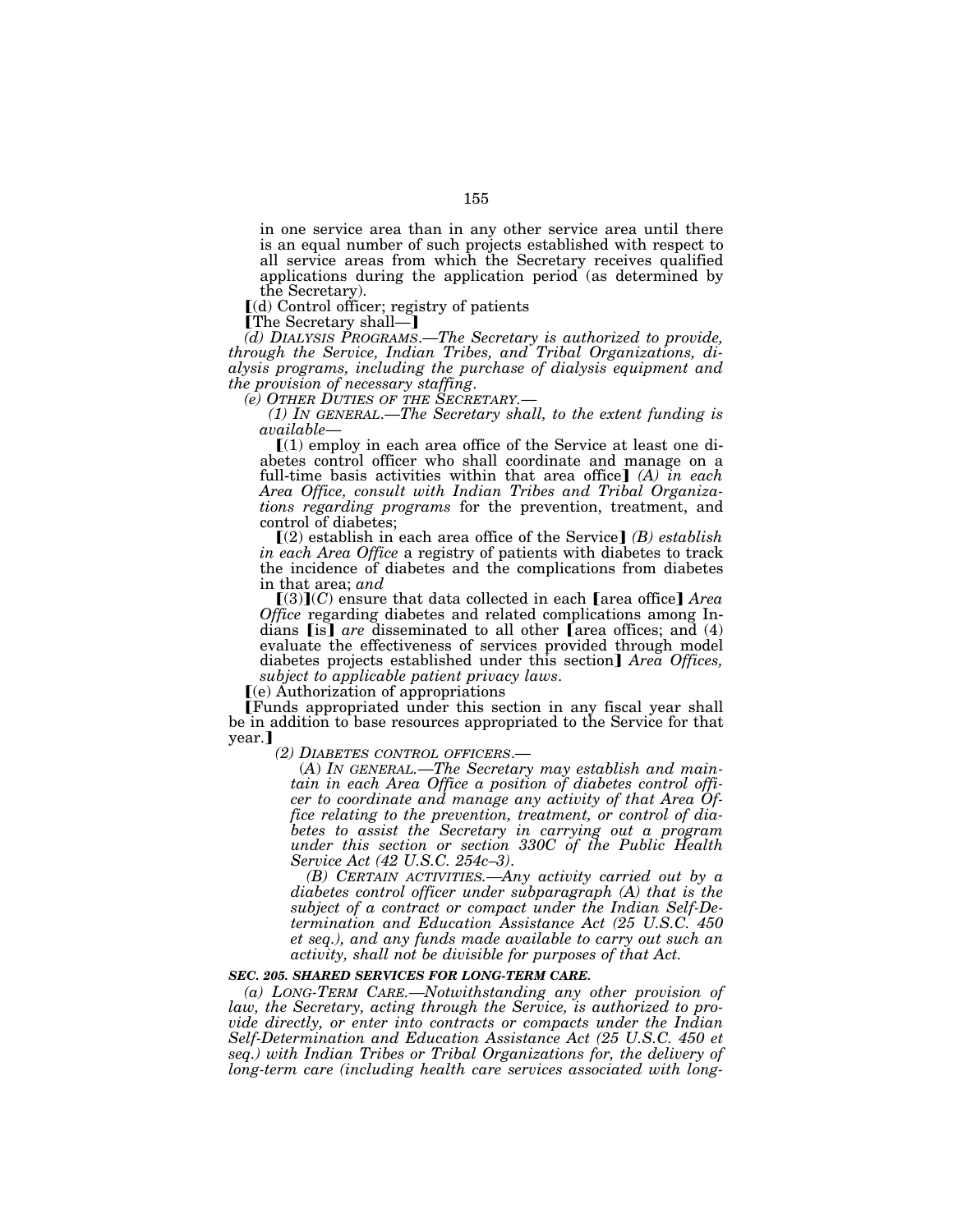in one service area than in any other service area until there is an equal number of such projects established with respect to all service areas from which the Secretary receives qualified applications during the application period (as determined by the Secretary).

【(d) Control officer; registry of patients

【The Secretary shall—】

*(d) DIALYSIS PROGRAMS.—The Secretary is authorized to provide, through the Service, Indian Tribes, and Tribal Organizations, dialysis programs, including the purchase of dialysis equipment and the provision of necessary staffing.*

*(e) OTHER DUTIES OF THE SECRETARY.—*

*(1) IN GENERAL.—The Secretary shall, to the extent funding is available—*

【(1) employ in each area office of the Service at least one diabetes control officer who shall coordinate and manage on a full-time basis activities within that area office】 *(A) in each Area Office, consult with Indian Tribes and Tribal Organizations regarding programs* for the prevention, treatment, and control of diabetes;

【(2) establish in each area office of the Service】 *(B) establish in each Area Office* a registry of patients with diabetes to track the incidence of diabetes and the complications from diabetes in that area; *and*

【(3)】*(C)* ensure that data collected in each 【area office】 *Area Office* regarding diabetes and related complications among Indians 【is】 *are* disseminated to all other 【area offices; and (4) evaluate the effectiveness of services provided through model diabetes projects established under this section】 *Area Offices, subject to applicable patient privacy laws.*

【(e) Authorization of appropriations

【Funds appropriated under this section in any fiscal year shall be in addition to base resources appropriated to the Service for that year.】

*(2) DIABETES CONTROL OFFICERS.—*

*(A) IN GENERAL.—The Secretary may establish and maintain in each Area Office a position of diabetes control officer to coordinate and manage any activity of that Area Office relating to the prevention, treatment, or control of diabetes to assist the Secretary in carrying out a program under this section or section 330C of the Public Health Service Act (42 U.S.C. 254c–3).*

*(B) CERTAIN ACTIVITIES.—Any activity carried out by a diabetes control officer under subparagraph (A) that is the subject of a contract or compact under the Indian Self-Determination and Education Assistance Act (25 U.S.C. 450 et seq.), and any funds made available to carry out such an activity, shall not be divisible for purposes of that Act.*

***SEC. 205. SHARED SERVICES FOR LONG-TERM CARE.***

*(a) LONG-TERM CARE.—Notwithstanding any other provision of law, the Secretary, acting through the Service, is authorized to provide directly, or enter into contracts or compacts under the Indian Self-Determination and Education Assistance Act (25 U.S.C. 450 et seq.) with Indian Tribes or Tribal Organizations for, the delivery of long-term care (including health care services associated with long-*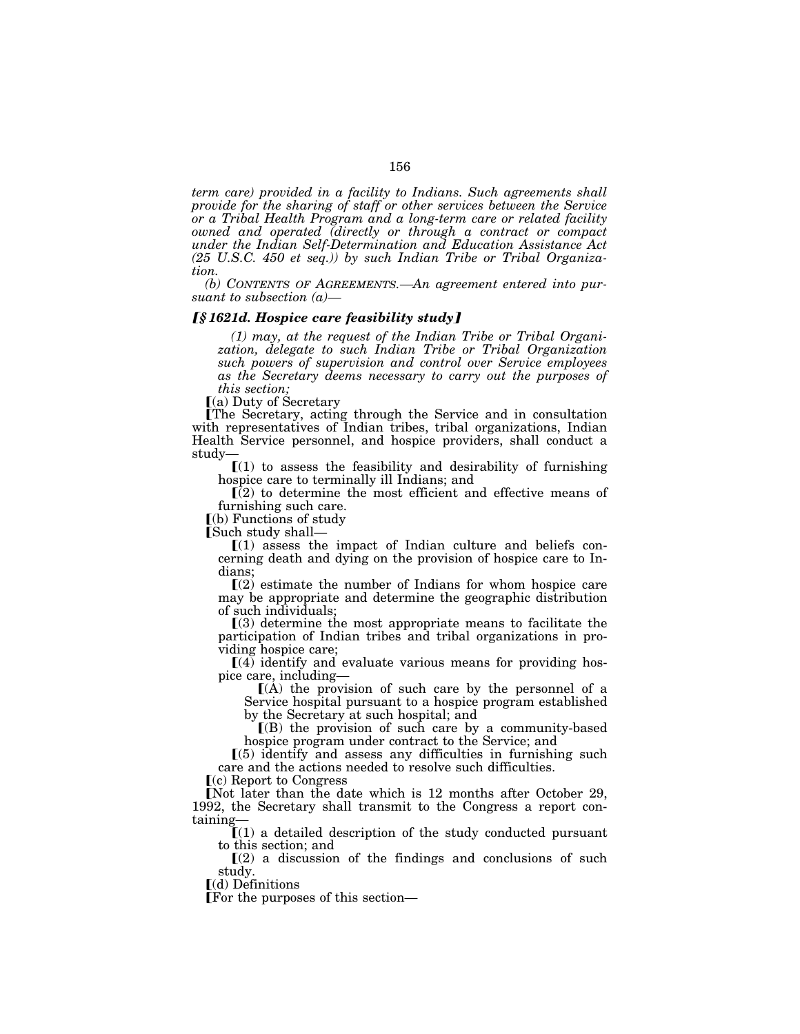*term care) provided in a facility to Indians. Such agreements shall provide for the sharing of staff or other services between the Service or a Tribal Health Program and a long-term care or related facility owned and operated (directly or through a contract or compact under the Indian Self-Determination and Education Assistance Act (25 U.S.C. 450 et seq.)) by such Indian Tribe or Tribal Organization.*

*(b) CONTENTS OF AGREEMENTS.—An agreement entered into pursuant to subsection (a)—*

***[§ 1621d. Hospice care feasibility study]***

*(1) may, at the request of the Indian Tribe or Tribal Organization, delegate to such Indian Tribe or Tribal Organization such powers of supervision and control over Service employees as the Secretary deems necessary to carry out the purposes of this section;*

[(a) Duty of Secretary

[The Secretary, acting through the Service and in consultation with representatives of Indian tribes, tribal organizations, Indian Health Service personnel, and hospice providers, shall conduct a study—

[(1) to assess the feasibility and desirability of furnishing hospice care to terminally ill Indians; and

[(2) to determine the most efficient and effective means of furnishing such care.

[(b) Functions of study

[Such study shall—

[(1) assess the impact of Indian culture and beliefs concerning death and dying on the provision of hospice care to Indians;

[(2) estimate the number of Indians for whom hospice care may be appropriate and determine the geographic distribution of such individuals;

[(3) determine the most appropriate means to facilitate the participation of Indian tribes and tribal organizations in providing hospice care;

[(4) identify and evaluate various means for providing hospice care, including—

[(A) the provision of such care by the personnel of a Service hospital pursuant to a hospice program established by the Secretary at such hospital; and

[(B) the provision of such care by a community-based hospice program under contract to the Service; and

[(5) identify and assess any difficulties in furnishing such care and the actions needed to resolve such difficulties.

[(c) Report to Congress

[Not later than the date which is 12 months after October 29, 1992, the Secretary shall transmit to the Congress a report containing—

[(1) a detailed description of the study conducted pursuant to this section; and

[(2) a discussion of the findings and conclusions of such study.

[(d) Definitions

[For the purposes of this section—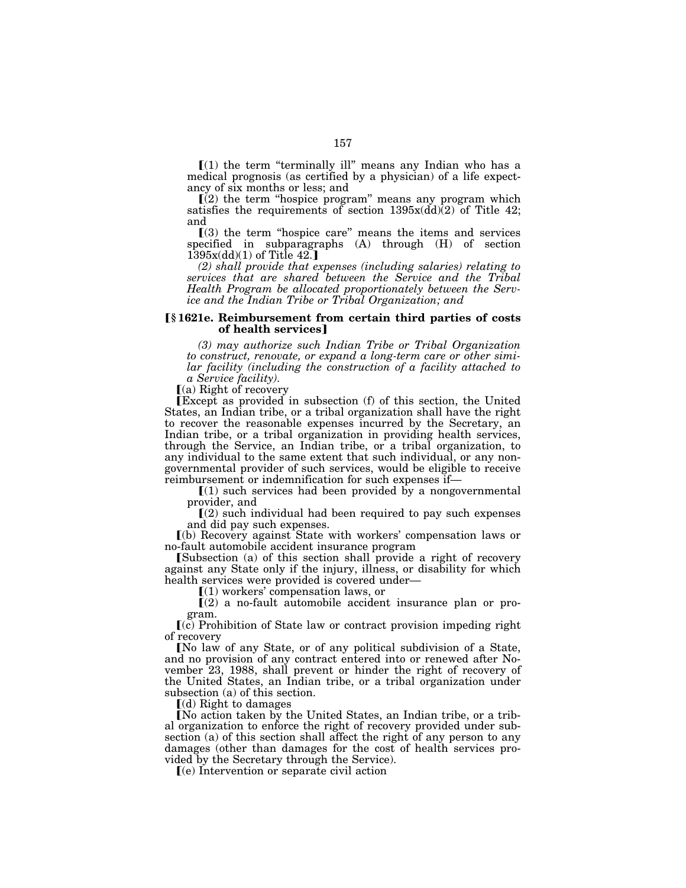❲(1) the term "terminally ill" means any Indian who has a medical prognosis (as certified by a physician) of a life expectancy of six months or less; and

❲(2) the term "hospice program" means any program which satisfies the requirements of section 1395x(dd)(2) of Title 42; and

❲(3) the term "hospice care" means the items and services specified in subparagraphs (A) through (H) of section 1395x(dd)(1) of Title 42.❳

*(2) shall provide that expenses (including salaries) relating to services that are shared between the Service and the Tribal Health Program be allocated proportionately between the Service and the Indian Tribe or Tribal Organization; and*

### ❲§ 1621e. Reimbursement from certain third parties of costs of health services❳

*(3) may authorize such Indian Tribe or Tribal Organization to construct, renovate, or expand a long-term care or other similar facility (including the construction of a facility attached to a Service facility).*

❲(a) Right of recovery

❲Except as provided in subsection (f) of this section, the United States, an Indian tribe, or a tribal organization shall have the right to recover the reasonable expenses incurred by the Secretary, an Indian tribe, or a tribal organization in providing health services, through the Service, an Indian tribe, or a tribal organization, to any individual to the same extent that such individual, or any nongovernmental provider of such services, would be eligible to receive reimbursement or indemnification for such expenses if—

❲(1) such services had been provided by a nongovernmental provider, and

❲(2) such individual had been required to pay such expenses and did pay such expenses.

❲(b) Recovery against State with workers' compensation laws or no-fault automobile accident insurance program

❲Subsection (a) of this section shall provide a right of recovery against any State only if the injury, illness, or disability for which health services were provided is covered under—

❲(1) workers' compensation laws, or

❲(2) a no-fault automobile accident insurance plan or program.

❲(c) Prohibition of State law or contract provision impeding right of recovery

❲No law of any State, or of any political subdivision of a State, and no provision of any contract entered into or renewed after November 23, 1988, shall prevent or hinder the right of recovery of the United States, an Indian tribe, or a tribal organization under subsection (a) of this section.

❲(d) Right to damages

❲No action taken by the United States, an Indian tribe, or a tribal organization to enforce the right of recovery provided under subsection (a) of this section shall affect the right of any person to any damages (other than damages for the cost of health services provided by the Secretary through the Service).

❲(e) Intervention or separate civil action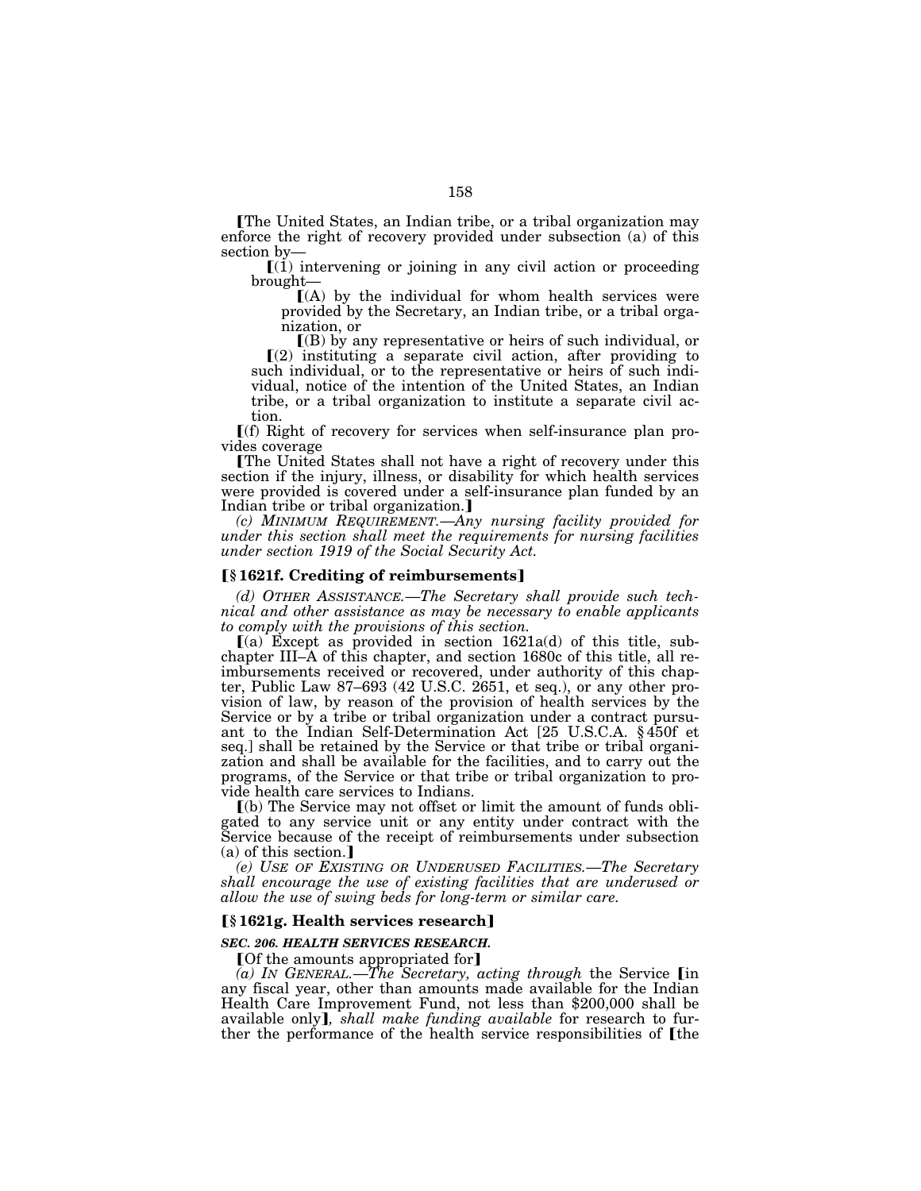⟦The United States, an Indian tribe, or a tribal organization may enforce the right of recovery provided under subsection (a) of this section by—

⟦(1) intervening or joining in any civil action or proceeding brought—

⟦(A) by the individual for whom health services were provided by the Secretary, an Indian tribe, or a tribal organization, or

⟦(B) by any representative or heirs of such individual, or

⟦(2) instituting a separate civil action, after providing to such individual, or to the representative or heirs of such individual, notice of the intention of the United States, an Indian tribe, or a tribal organization to institute a separate civil action.

⟦(f) Right of recovery for services when self-insurance plan provides coverage

⟦The United States shall not have a right of recovery under this section if the injury, illness, or disability for which health services were provided is covered under a self-insurance plan funded by an Indian tribe or tribal organization.⟧

*(c) MINIMUM REQUIREMENT.—Any nursing facility provided for under this section shall meet the requirements for nursing facilities under section 1919 of the Social Security Act.*

### ⟦§ 1621f. Crediting of reimbursements⟧

*(d) OTHER ASSISTANCE.—The Secretary shall provide such technical and other assistance as may be necessary to enable applicants to comply with the provisions of this section.*

⟦(a) Except as provided in section 1621a(d) of this title, subchapter III–A of this chapter, and section 1680c of this title, all reimbursements received or recovered, under authority of this chapter, Public Law 87–693 (42 U.S.C. 2651, et seq.), or any other provision of law, by reason of the provision of health services by the Service or by a tribe or tribal organization under a contract pursuant to the Indian Self-Determination Act [25 U.S.C.A. § 450f et seq.] shall be retained by the Service or that tribe or tribal organization and shall be available for the facilities, and to carry out the programs, of the Service or that tribe or tribal organization to provide health care services to Indians.

⟦(b) The Service may not offset or limit the amount of funds obligated to any service unit or any entity under contract with the Service because of the receipt of reimbursements under subsection (a) of this section.⟧

*(e) USE OF EXISTING OR UNDERUSED FACILITIES.—The Secretary shall encourage the use of existing facilities that are underused or allow the use of swing beds for long-term or similar care.*

### ⟦§ 1621g. Health services research⟧

***SEC. 206. HEALTH SERVICES RESEARCH.***

⟦Of the amounts appropriated for⟧

*(a) IN GENERAL.—The Secretary, acting through* the Service ⟦in any fiscal year, other than amounts made available for the Indian Health Care Improvement Fund, not less than $200,000 shall be available only⟧*, shall make funding available* for research to further the performance of the health service responsibilities of ⟦the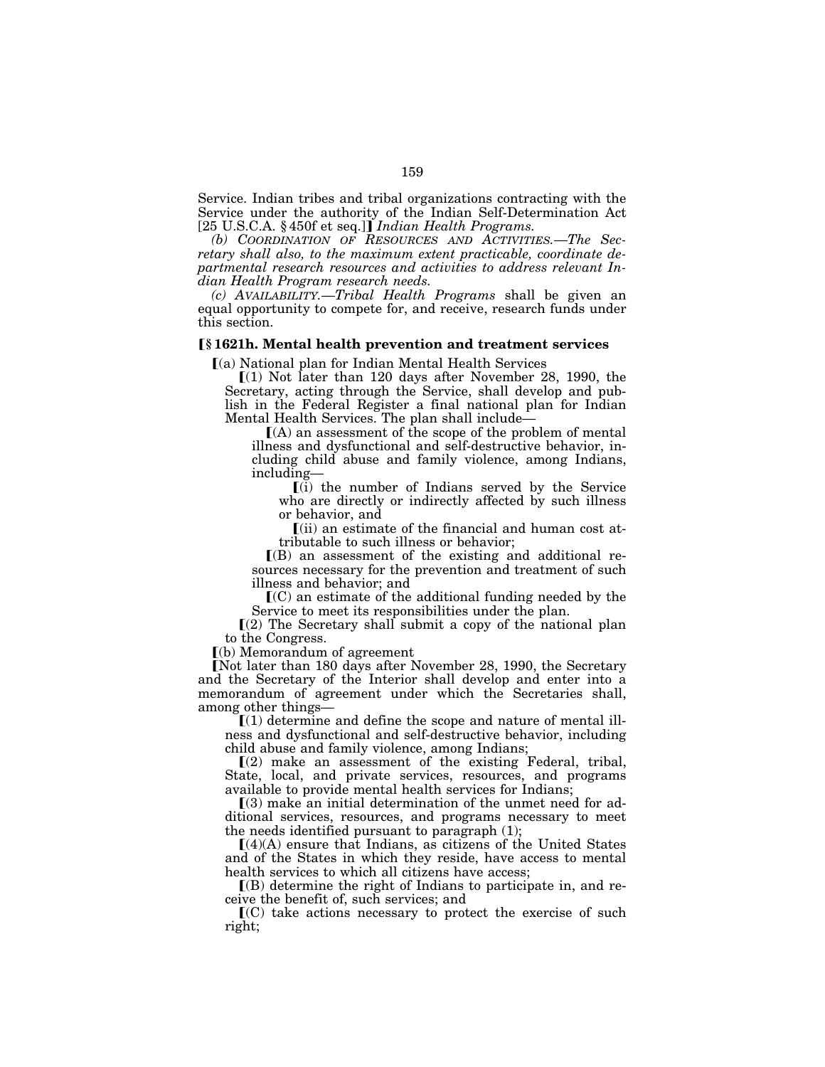Service. Indian tribes and tribal organizations contracting with the Service under the authority of the Indian Self-Determination Act [25 U.S.C.A. § 450f et seq.]⟧ *Indian Health Programs.*

*(b) COORDINATION OF RESOURCES AND ACTIVITIES.—The Secretary shall also, to the maximum extent practicable, coordinate departmental research resources and activities to address relevant Indian Health Program research needs.*

*(c) AVAILABILITY.—Tribal Health Programs* shall be given an equal opportunity to compete for, and receive, research funds under this section.

### ⟦§ 1621h. Mental health prevention and treatment services

⟦(a) National plan for Indian Mental Health Services

⟦(1) Not later than 120 days after November 28, 1990, the Secretary, acting through the Service, shall develop and publish in the Federal Register a final national plan for Indian Mental Health Services. The plan shall include—

⟦(A) an assessment of the scope of the problem of mental illness and dysfunctional and self-destructive behavior, including child abuse and family violence, among Indians, including—

⟦(i) the number of Indians served by the Service who are directly or indirectly affected by such illness or behavior, and

⟦(ii) an estimate of the financial and human cost attributable to such illness or behavior;

⟦(B) an assessment of the existing and additional resources necessary for the prevention and treatment of such illness and behavior; and

⟦(C) an estimate of the additional funding needed by the Service to meet its responsibilities under the plan.

⟦(2) The Secretary shall submit a copy of the national plan to the Congress.

⟦(b) Memorandum of agreement

⟦Not later than 180 days after November 28, 1990, the Secretary and the Secretary of the Interior shall develop and enter into a memorandum of agreement under which the Secretaries shall, among other things—

⟦(1) determine and define the scope and nature of mental illness and dysfunctional and self-destructive behavior, including child abuse and family violence, among Indians;

⟦(2) make an assessment of the existing Federal, tribal, State, local, and private services, resources, and programs available to provide mental health services for Indians;

⟦(3) make an initial determination of the unmet need for additional services, resources, and programs necessary to meet the needs identified pursuant to paragraph (1);

⟦(4)(A) ensure that Indians, as citizens of the United States and of the States in which they reside, have access to mental health services to which all citizens have access;

⟦(B) determine the right of Indians to participate in, and receive the benefit of, such services; and

⟦(C) take actions necessary to protect the exercise of such right;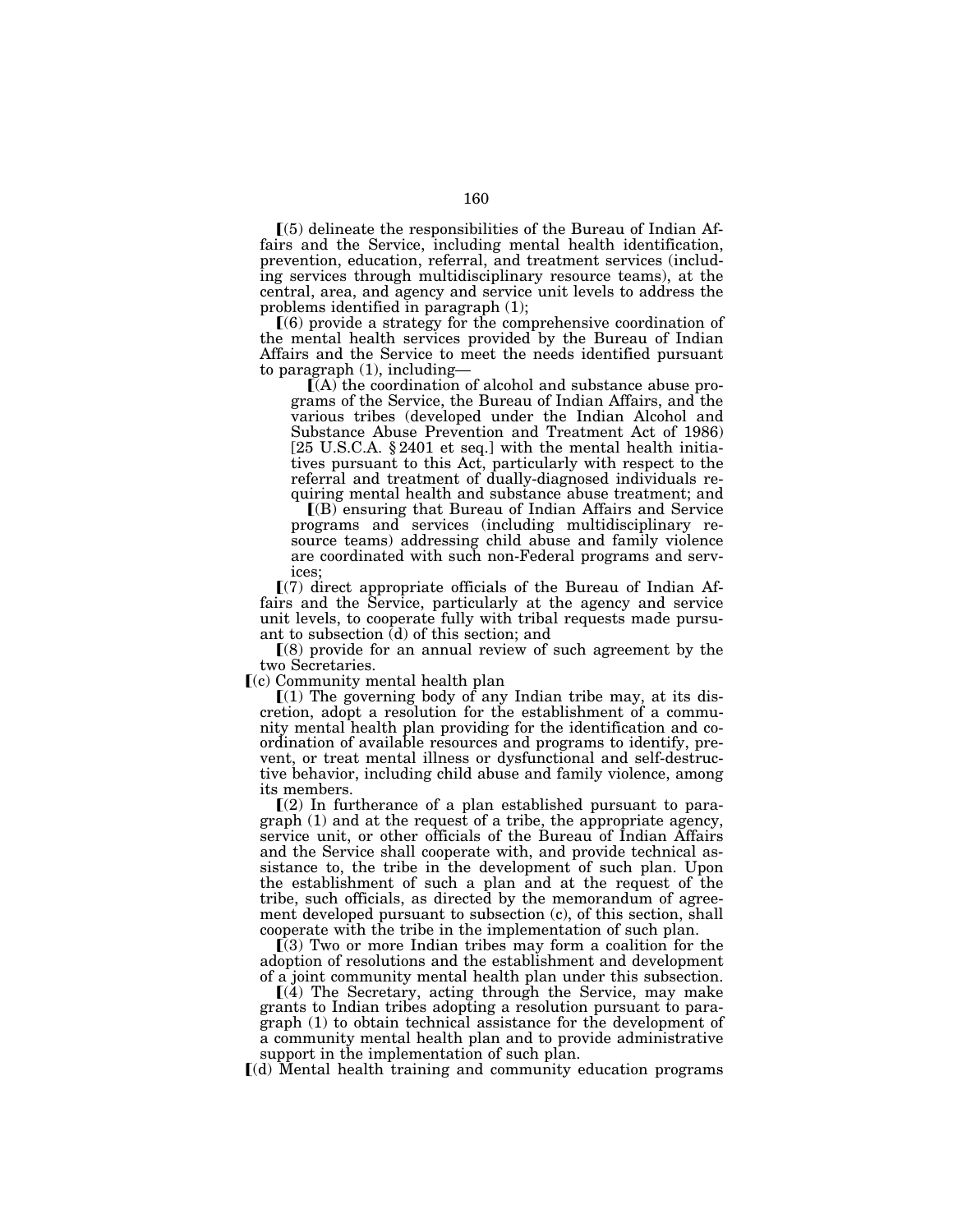⟦(5) delineate the responsibilities of the Bureau of Indian Affairs and the Service, including mental health identification, prevention, education, referral, and treatment services (including services through multidisciplinary resource teams), at the central, area, and agency and service unit levels to address the problems identified in paragraph (1);

⟦(6) provide a strategy for the comprehensive coordination of the mental health services provided by the Bureau of Indian Affairs and the Service to meet the needs identified pursuant to paragraph (1), including—

⟦(A) the coordination of alcohol and substance abuse programs of the Service, the Bureau of Indian Affairs, and the various tribes (developed under the Indian Alcohol and Substance Abuse Prevention and Treatment Act of 1986) [25 U.S.C.A. § 2401 et seq.] with the mental health initiatives pursuant to this Act, particularly with respect to the referral and treatment of dually-diagnosed individuals requiring mental health and substance abuse treatment; and

⟦(B) ensuring that Bureau of Indian Affairs and Service programs and services (including multidisciplinary resource teams) addressing child abuse and family violence are coordinated with such non-Federal programs and services;

⟦(7) direct appropriate officials of the Bureau of Indian Affairs and the Service, particularly at the agency and service unit levels, to cooperate fully with tribal requests made pursuant to subsection (d) of this section; and

⟦(8) provide for an annual review of such agreement by the two Secretaries.

⟦(c) Community mental health plan

⟦(1) The governing body of any Indian tribe may, at its discretion, adopt a resolution for the establishment of a community mental health plan providing for the identification and coordination of available resources and programs to identify, prevent, or treat mental illness or dysfunctional and self-destructive behavior, including child abuse and family violence, among its members.

⟦(2) In furtherance of a plan established pursuant to paragraph (1) and at the request of a tribe, the appropriate agency, service unit, or other officials of the Bureau of Indian Affairs and the Service shall cooperate with, and provide technical assistance to, the tribe in the development of such plan. Upon the establishment of such a plan and at the request of the tribe, such officials, as directed by the memorandum of agreement developed pursuant to subsection (c), of this section, shall cooperate with the tribe in the implementation of such plan.

⟦(3) Two or more Indian tribes may form a coalition for the adoption of resolutions and the establishment and development of a joint community mental health plan under this subsection.

⟦(4) The Secretary, acting through the Service, may make grants to Indian tribes adopting a resolution pursuant to paragraph (1) to obtain technical assistance for the development of a community mental health plan and to provide administrative support in the implementation of such plan.

⟦(d) Mental health training and community education programs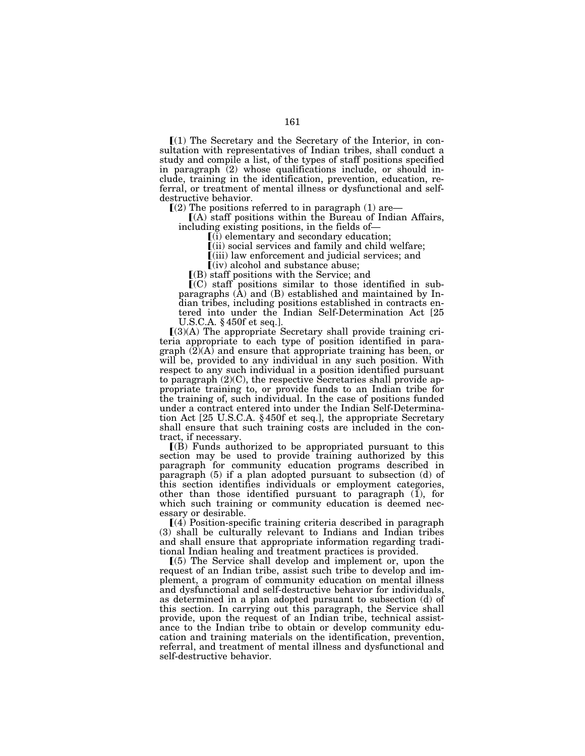⟦(1) The Secretary and the Secretary of the Interior, in consultation with representatives of Indian tribes, shall conduct a study and compile a list, of the types of staff positions specified in paragraph (2) whose qualifications include, or should include, training in the identification, prevention, education, referral, or treatment of mental illness or dysfunctional and self-destructive behavior.

⟦(2) The positions referred to in paragraph (1) are—

⟦(A) staff positions within the Bureau of Indian Affairs, including existing positions, in the fields of—

⟦(i) elementary and secondary education;

⟦(ii) social services and family and child welfare;

⟦(iii) law enforcement and judicial services; and

⟦(iv) alcohol and substance abuse;

⟦(B) staff positions with the Service; and

⟦(C) staff positions similar to those identified in subparagraphs (A) and (B) established and maintained by Indian tribes, including positions established in contracts entered into under the Indian Self-Determination Act [25 U.S.C.A. § 450f et seq.].

⟦(3)(A) The appropriate Secretary shall provide training criteria appropriate to each type of position identified in paragraph (2)(A) and ensure that appropriate training has been, or will be, provided to any individual in any such position. With respect to any such individual in a position identified pursuant to paragraph (2)(C), the respective Secretaries shall provide appropriate training to, or provide funds to an Indian tribe for the training of, such individual. In the case of positions funded under a contract entered into under the Indian Self-Determination Act [25 U.S.C.A. § 450f et seq.], the appropriate Secretary shall ensure that such training costs are included in the contract, if necessary.

⟦(B) Funds authorized to be appropriated pursuant to this section may be used to provide training authorized by this paragraph for community education programs described in paragraph (5) if a plan adopted pursuant to subsection (d) of this section identifies individuals or employment categories, other than those identified pursuant to paragraph (1), for which such training or community education is deemed necessary or desirable.

⟦(4) Position-specific training criteria described in paragraph (3) shall be culturally relevant to Indians and Indian tribes and shall ensure that appropriate information regarding traditional Indian healing and treatment practices is provided.

⟦(5) The Service shall develop and implement or, upon the request of an Indian tribe, assist such tribe to develop and implement, a program of community education on mental illness and dysfunctional and self-destructive behavior for individuals, as determined in a plan adopted pursuant to subsection (d) of this section. In carrying out this paragraph, the Service shall provide, upon the request of an Indian tribe, technical assistance to the Indian tribe to obtain or develop community education and training materials on the identification, prevention, referral, and treatment of mental illness and dysfunctional and self-destructive behavior.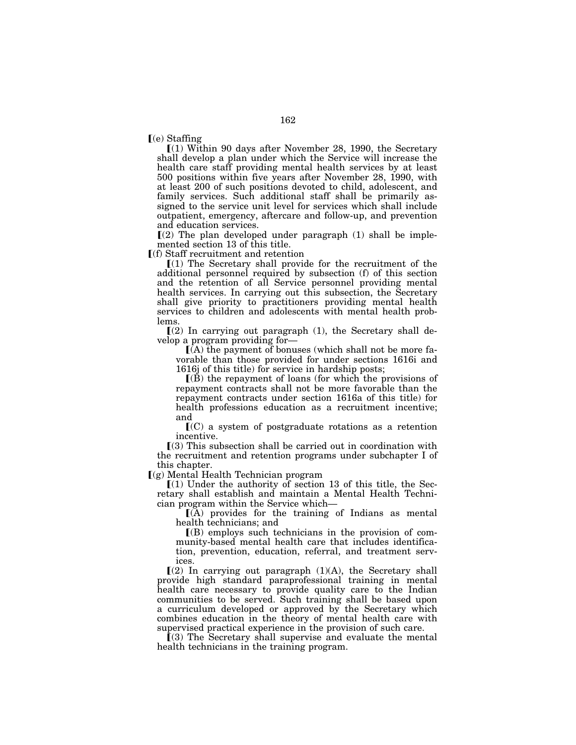⟦(e) Staffing

⟦(1) Within 90 days after November 28, 1990, the Secretary shall develop a plan under which the Service will increase the health care staff providing mental health services by at least 500 positions within five years after November 28, 1990, with at least 200 of such positions devoted to child, adolescent, and family services. Such additional staff shall be primarily assigned to the service unit level for services which shall include outpatient, emergency, aftercare and follow-up, and prevention and education services.

⟦(2) The plan developed under paragraph (1) shall be implemented section 13 of this title.

⟦(f) Staff recruitment and retention

⟦(1) The Secretary shall provide for the recruitment of the additional personnel required by subsection (f) of this section and the retention of all Service personnel providing mental health services. In carrying out this subsection, the Secretary shall give priority to practitioners providing mental health services to children and adolescents with mental health problems.

⟦(2) In carrying out paragraph (1), the Secretary shall develop a program providing for—

⟦(A) the payment of bonuses (which shall not be more favorable than those provided for under sections 1616i and 1616j of this title) for service in hardship posts;

⟦(B) the repayment of loans (for which the provisions of repayment contracts shall not be more favorable than the repayment contracts under section 1616a of this title) for health professions education as a recruitment incentive; and

⟦(C) a system of postgraduate rotations as a retention incentive.

⟦(3) This subsection shall be carried out in coordination with the recruitment and retention programs under subchapter I of this chapter.

⟦(g) Mental Health Technician program

⟦(1) Under the authority of section 13 of this title, the Secretary shall establish and maintain a Mental Health Technician program within the Service which—

⟦(A) provides for the training of Indians as mental health technicians; and

⟦(B) employs such technicians in the provision of community-based mental health care that includes identification, prevention, education, referral, and treatment services.

⟦(2) In carrying out paragraph (1)(A), the Secretary shall provide high standard paraprofessional training in mental health care necessary to provide quality care to the Indian communities to be served. Such training shall be based upon a curriculum developed or approved by the Secretary which combines education in the theory of mental health care with supervised practical experience in the provision of such care.

⟦(3) The Secretary shall supervise and evaluate the mental health technicians in the training program.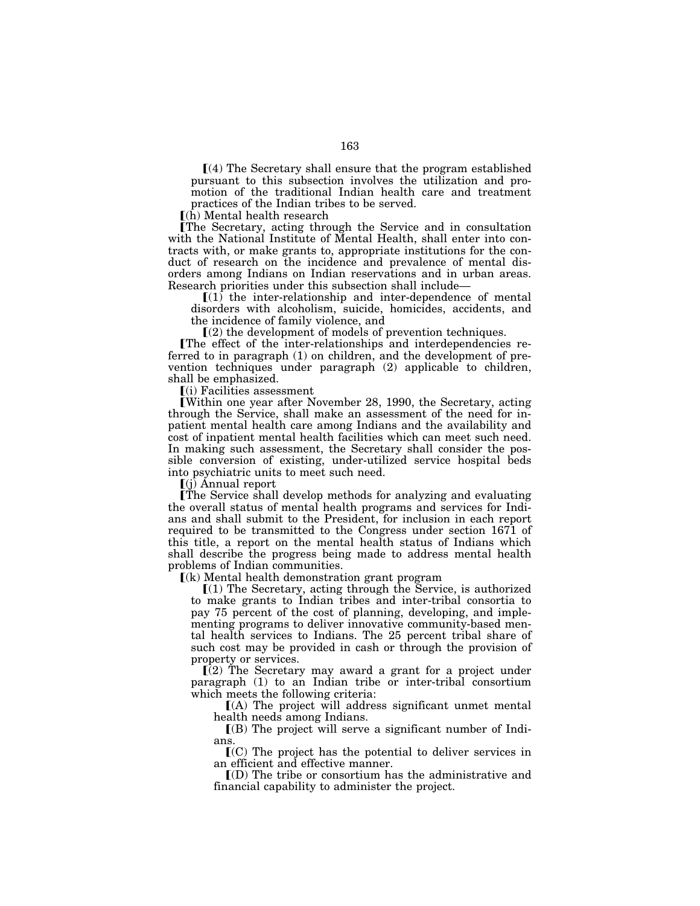⟦(4) The Secretary shall ensure that the program established pursuant to this subsection involves the utilization and promotion of the traditional Indian health care and treatment practices of the Indian tribes to be served.

⟦(h) Mental health research

⟦The Secretary, acting through the Service and in consultation with the National Institute of Mental Health, shall enter into contracts with, or make grants to, appropriate institutions for the conduct of research on the incidence and prevalence of mental disorders among Indians on Indian reservations and in urban areas. Research priorities under this subsection shall include—

⟦(1) the inter-relationship and inter-dependence of mental disorders with alcoholism, suicide, homicides, accidents, and the incidence of family violence, and

⟦(2) the development of models of prevention techniques.

⟦The effect of the inter-relationships and interdependencies referred to in paragraph (1) on children, and the development of prevention techniques under paragraph (2) applicable to children, shall be emphasized.

⟦(i) Facilities assessment

⟦Within one year after November 28, 1990, the Secretary, acting through the Service, shall make an assessment of the need for inpatient mental health care among Indians and the availability and cost of inpatient mental health facilities which can meet such need. In making such assessment, the Secretary shall consider the possible conversion of existing, under-utilized service hospital beds into psychiatric units to meet such need.

⟦(j) Annual report

⟦The Service shall develop methods for analyzing and evaluating the overall status of mental health programs and services for Indians and shall submit to the President, for inclusion in each report required to be transmitted to the Congress under section 1671 of this title, a report on the mental health status of Indians which shall describe the progress being made to address mental health problems of Indian communities.

⟦(k) Mental health demonstration grant program

⟦(1) The Secretary, acting through the Service, is authorized to make grants to Indian tribes and inter-tribal consortia to pay 75 percent of the cost of planning, developing, and implementing programs to deliver innovative community-based mental health services to Indians. The 25 percent tribal share of such cost may be provided in cash or through the provision of property or services.

⟦(2) The Secretary may award a grant for a project under paragraph (1) to an Indian tribe or inter-tribal consortium which meets the following criteria:

⟦(A) The project will address significant unmet mental health needs among Indians.

⟦(B) The project will serve a significant number of Indians.

⟦(C) The project has the potential to deliver services in an efficient and effective manner.

⟦(D) The tribe or consortium has the administrative and financial capability to administer the project.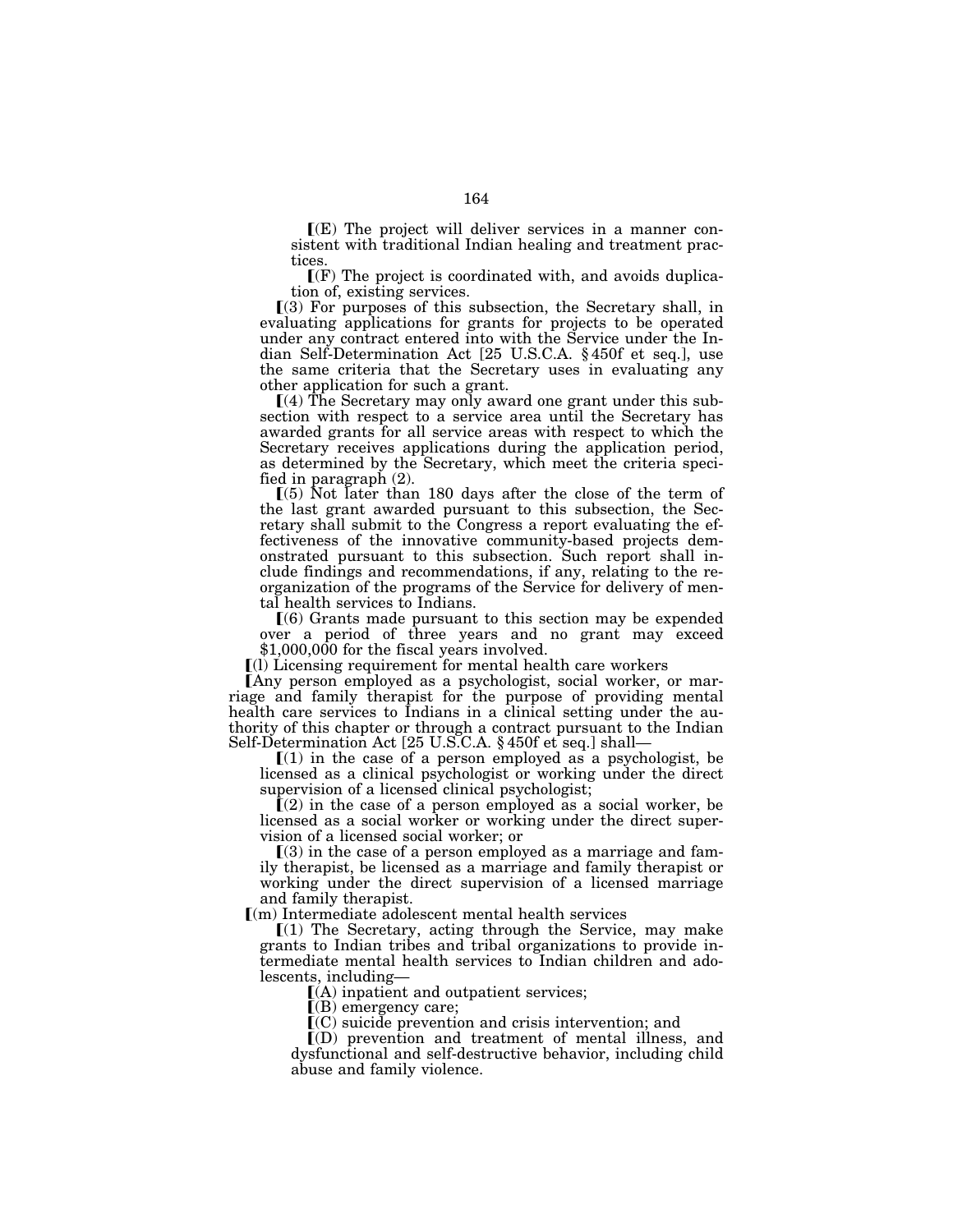⟦(E) The project will deliver services in a manner consistent with traditional Indian healing and treatment practices.

⟦(F) The project is coordinated with, and avoids duplication of, existing services.

⟦(3) For purposes of this subsection, the Secretary shall, in evaluating applications for grants for projects to be operated under any contract entered into with the Service under the Indian Self-Determination Act [25 U.S.C.A. § 450f et seq.], use the same criteria that the Secretary uses in evaluating any other application for such a grant.

⟦(4) The Secretary may only award one grant under this subsection with respect to a service area until the Secretary has awarded grants for all service areas with respect to which the Secretary receives applications during the application period, as determined by the Secretary, which meet the criteria specified in paragraph (2).

⟦(5) Not later than 180 days after the close of the term of the last grant awarded pursuant to this subsection, the Secretary shall submit to the Congress a report evaluating the effectiveness of the innovative community-based projects demonstrated pursuant to this subsection. Such report shall include findings and recommendations, if any, relating to the reorganization of the programs of the Service for delivery of mental health services to Indians.

⟦(6) Grants made pursuant to this section may be expended over a period of three years and no grant may exceed $1,000,000 for the fiscal years involved.

⟦(l) Licensing requirement for mental health care workers

⟦Any person employed as a psychologist, social worker, or marriage and family therapist for the purpose of providing mental health care services to Indians in a clinical setting under the authority of this chapter or through a contract pursuant to the Indian Self-Determination Act [25 U.S.C.A. § 450f et seq.] shall—

⟦(1) in the case of a person employed as a psychologist, be licensed as a clinical psychologist or working under the direct supervision of a licensed clinical psychologist;

⟦(2) in the case of a person employed as a social worker, be licensed as a social worker or working under the direct supervision of a licensed social worker; or

⟦(3) in the case of a person employed as a marriage and family therapist, be licensed as a marriage and family therapist or working under the direct supervision of a licensed marriage and family therapist.

⟦(m) Intermediate adolescent mental health services

⟦(1) The Secretary, acting through the Service, may make grants to Indian tribes and tribal organizations to provide intermediate mental health services to Indian children and adolescents, including—

⟦(A) inpatient and outpatient services;

⟦(B) emergency care;

⟦(C) suicide prevention and crisis intervention; and

⟦(D) prevention and treatment of mental illness, and dysfunctional and self-destructive behavior, including child abuse and family violence.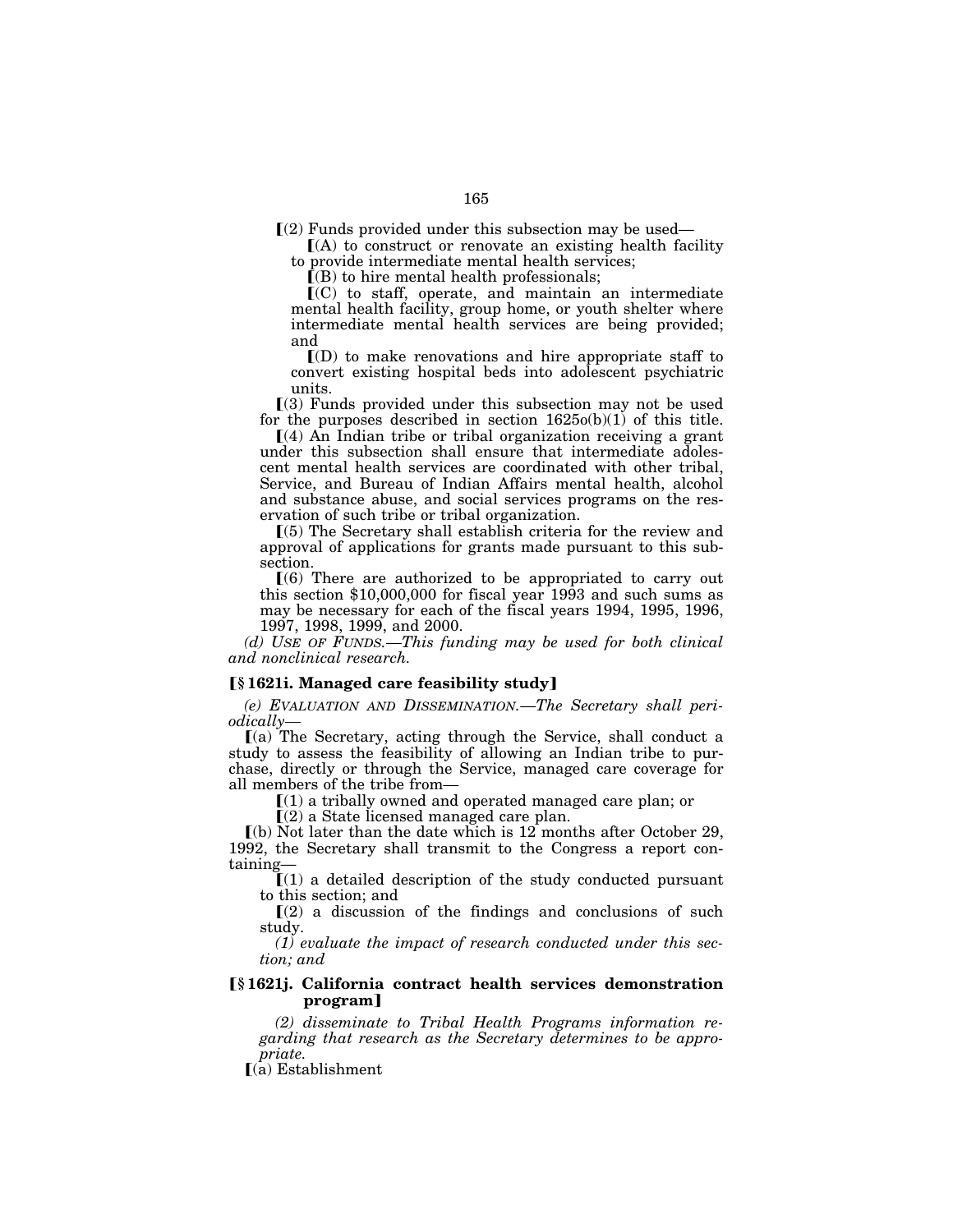[(2) Funds provided under this subsection may be used—

[(A) to construct or renovate an existing health facility to provide intermediate mental health services;

[(B) to hire mental health professionals;

[(C) to staff, operate, and maintain an intermediate mental health facility, group home, or youth shelter where intermediate mental health services are being provided; and

[(D) to make renovations and hire appropriate staff to convert existing hospital beds into adolescent psychiatric units.

[(3) Funds provided under this subsection may not be used for the purposes described in section 1625o(b)(1) of this title.

[(4) An Indian tribe or tribal organization receiving a grant under this subsection shall ensure that intermediate adolescent mental health services are coordinated with other tribal, Service, and Bureau of Indian Affairs mental health, alcohol and substance abuse, and social services programs on the reservation of such tribe or tribal organization.

[(5) The Secretary shall establish criteria for the review and approval of applications for grants made pursuant to this subsection.

[(6) There are authorized to be appropriated to carry out this section $10,000,000 for fiscal year 1993 and such sums as may be necessary for each of the fiscal years 1994, 1995, 1996, 1997, 1998, 1999, and 2000.

*(d) USE OF FUNDS.—This funding may be used for both clinical and nonclinical research.*

**[§ 1621i. Managed care feasibility study]**

*(e) EVALUATION AND DISSEMINATION.—The Secretary shall periodically—*

[(a) The Secretary, acting through the Service, shall conduct a study to assess the feasibility of allowing an Indian tribe to purchase, directly or through the Service, managed care coverage for all members of the tribe from—

[(1) a tribally owned and operated managed care plan; or

[(2) a State licensed managed care plan.

[(b) Not later than the date which is 12 months after October 29, 1992, the Secretary shall transmit to the Congress a report containing—

[(1) a detailed description of the study conducted pursuant to this section; and

[(2) a discussion of the findings and conclusions of such study.

*(1) evaluate the impact of research conducted under this section; and*

**[§ 1621j. California contract health services demonstration program]**

*(2) disseminate to Tribal Health Programs information regarding that research as the Secretary determines to be appropriate.*

[(a) Establishment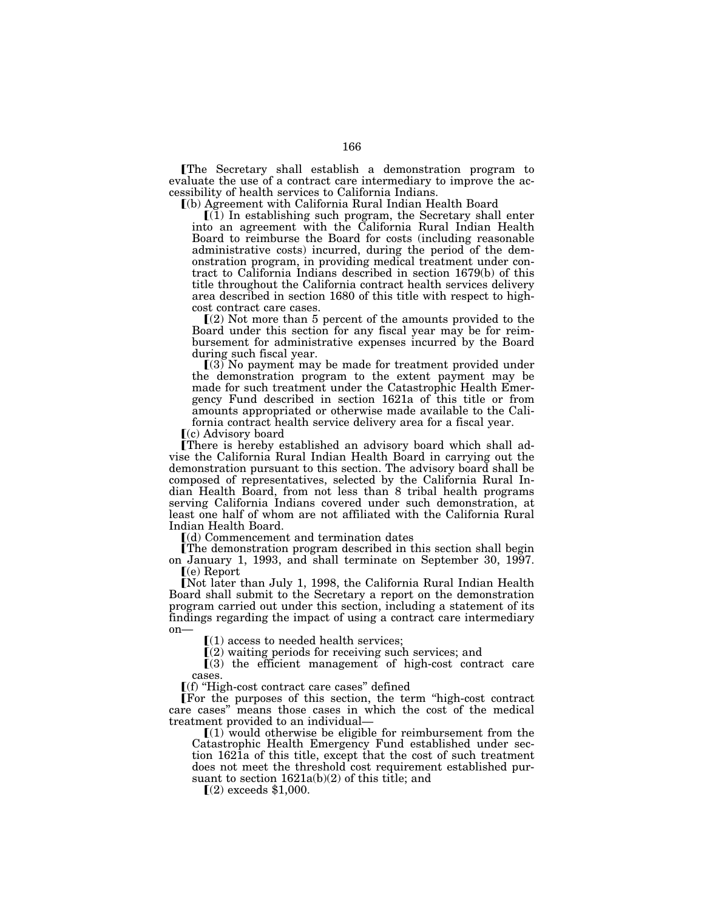⟦The Secretary shall establish a demonstration program to evaluate the use of a contract care intermediary to improve the accessibility of health services to California Indians.

⟦(b) Agreement with California Rural Indian Health Board

⟦(1) In establishing such program, the Secretary shall enter into an agreement with the California Rural Indian Health Board to reimburse the Board for costs (including reasonable administrative costs) incurred, during the period of the demonstration program, in providing medical treatment under contract to California Indians described in section 1679(b) of this title throughout the California contract health services delivery area described in section 1680 of this title with respect to high-cost contract care cases.

⟦(2) Not more than 5 percent of the amounts provided to the Board under this section for any fiscal year may be for reimbursement for administrative expenses incurred by the Board during such fiscal year.

⟦(3) No payment may be made for treatment provided under the demonstration program to the extent payment may be made for such treatment under the Catastrophic Health Emergency Fund described in section 1621a of this title or from amounts appropriated or otherwise made available to the California contract health service delivery area for a fiscal year.

⟦(c) Advisory board

⟦There is hereby established an advisory board which shall advise the California Rural Indian Health Board in carrying out the demonstration pursuant to this section. The advisory board shall be composed of representatives, selected by the California Rural Indian Health Board, from not less than 8 tribal health programs serving California Indians covered under such demonstration, at least one half of whom are not affiliated with the California Rural Indian Health Board.

⟦(d) Commencement and termination dates

⟦The demonstration program described in this section shall begin on January 1, 1993, and shall terminate on September 30, 1997.

⟦(e) Report

⟦Not later than July 1, 1998, the California Rural Indian Health Board shall submit to the Secretary a report on the demonstration program carried out under this section, including a statement of its findings regarding the impact of using a contract care intermediary on—

⟦(1) access to needed health services;

⟦(2) waiting periods for receiving such services; and

⟦(3) the efficient management of high-cost contract care cases.

⟦(f) "High-cost contract care cases" defined

⟦For the purposes of this section, the term "high-cost contract care cases" means those cases in which the cost of the medical treatment provided to an individual—

⟦(1) would otherwise be eligible for reimbursement from the Catastrophic Health Emergency Fund established under section 1621a of this title, except that the cost of such treatment does not meet the threshold cost requirement established pursuant to section 1621a(b)(2) of this title; and

⟦(2) exceeds $1,000.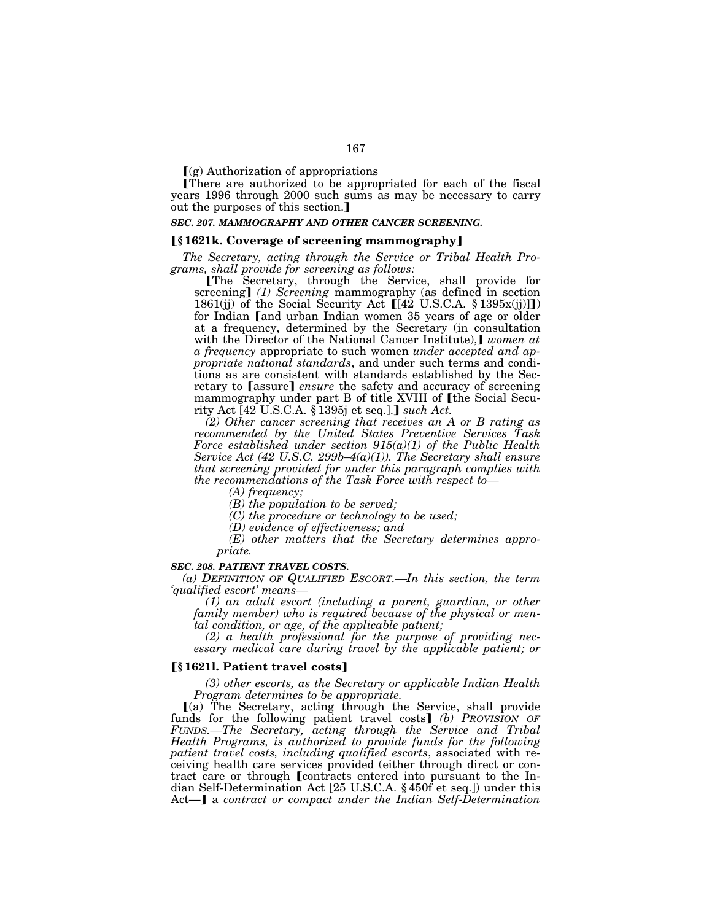⟦(g) Authorization of appropriations

⟦There are authorized to be appropriated for each of the fiscal years 1996 through 2000 such sums as may be necessary to carry out the purposes of this section.⟧

***SEC. 207. MAMMOGRAPHY AND OTHER CANCER SCREENING.***

### ⟦§ 1621k. Coverage of screening mammography⟧

*The Secretary, acting through the Service or Tribal Health Programs, shall provide for screening as follows:*

⟦The Secretary, through the Service, shall provide for screening⟧ *(1) Screening* mammography (as defined in section 1861(jj) of the Social Security Act ⟦[42 U.S.C.A. § 1395x(jj)]⟧) for Indian ⟦and urban Indian women 35 years of age or older at a frequency, determined by the Secretary (in consultation with the Director of the National Cancer Institute),⟧ *women at a frequency* appropriate to such women *under accepted and appropriate national standards*, and under such terms and conditions as are consistent with standards established by the Secretary to ⟦assure⟧ *ensure* the safety and accuracy of screening mammography under part B of title XVIII of ⟦the Social Security Act [42 U.S.C.A. § 1395j et seq.].⟧ *such Act.*

*(2) Other cancer screening that receives an A or B rating as recommended by the United States Preventive Services Task Force established under section 915(a)(1) of the Public Health Service Act (42 U.S.C. 299b–4(a)(1)). The Secretary shall ensure that screening provided for under this paragraph complies with the recommendations of the Task Force with respect to—*

*(A) frequency;*

*(B) the population to be served;*

*(C) the procedure or technology to be used;*

*(D) evidence of effectiveness; and*

*(E) other matters that the Secretary determines appropriate.*

***SEC. 208. PATIENT TRAVEL COSTS.***

*(a) DEFINITION OF QUALIFIED ESCORT.—In this section, the term 'qualified escort' means—*

*(1) an adult escort (including a parent, guardian, or other family member) who is required because of the physical or mental condition, or age, of the applicable patient;*

*(2) a health professional for the purpose of providing necessary medical care during travel by the applicable patient; or*

### ⟦§ 1621l. Patient travel costs⟧

*(3) other escorts, as the Secretary or applicable Indian Health Program determines to be appropriate.*

⟦(a) The Secretary, acting through the Service, shall provide funds for the following patient travel costs⟧ *(b) PROVISION OF FUNDS.—The Secretary, acting through the Service and Tribal Health Programs, is authorized to provide funds for the following patient travel costs, including qualified escorts*, associated with receiving health care services provided (either through direct or contract care or through ⟦contracts entered into pursuant to the Indian Self-Determination Act [25 U.S.C.A. § 450f et seq.]) under this Act—⟧ a *contract or compact under the Indian Self-Determination*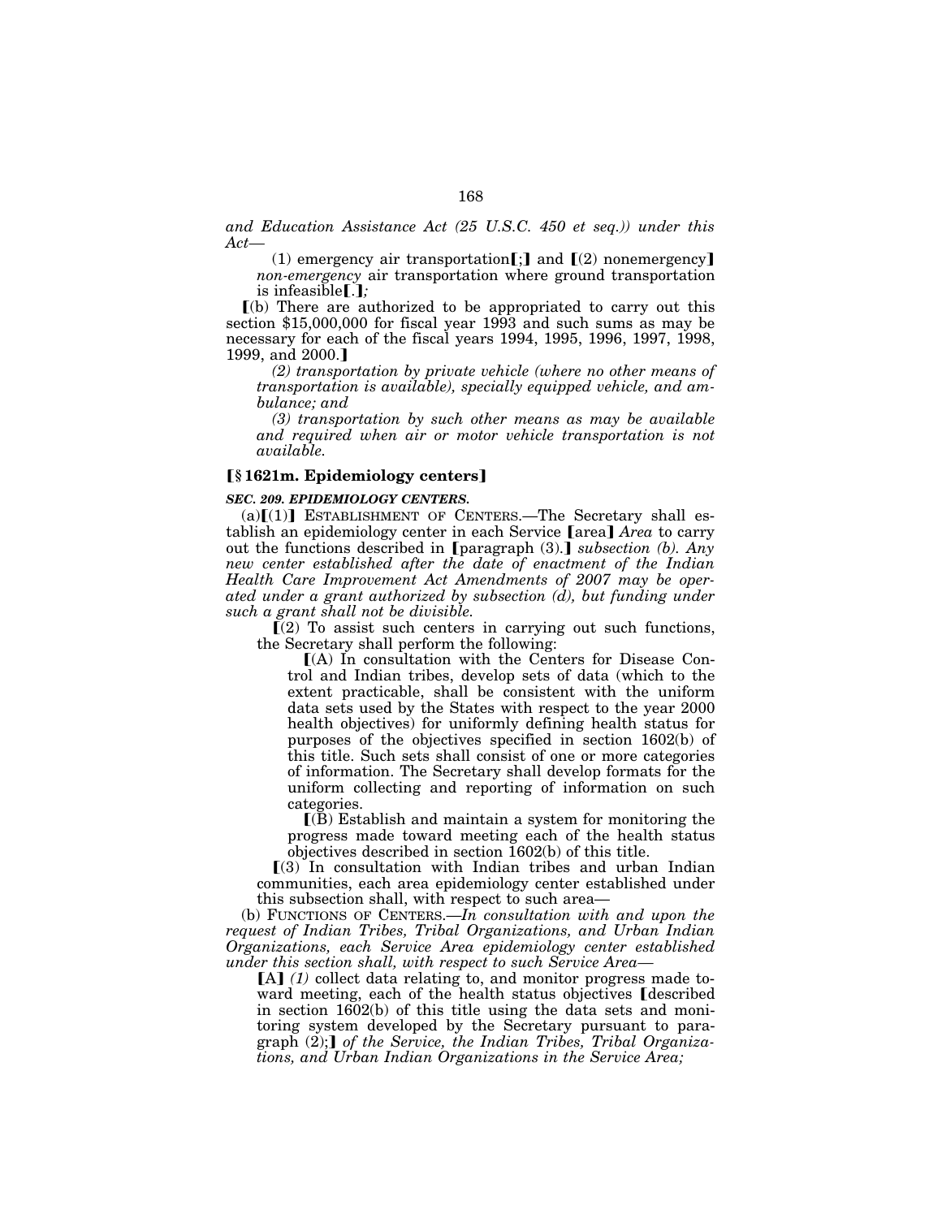*and Education Assistance Act (25 U.S.C. 450 et seq.)) under this Act—*

(1) emergency air transportation⟦;⟧ and ⟦(2) nonemergency⟧ *non-emergency* air transportation where ground transportation is infeasible⟦.⟧*;*

⟦(b) There are authorized to be appropriated to carry out this section $15,000,000 for fiscal year 1993 and such sums as may be necessary for each of the fiscal years 1994, 1995, 1996, 1997, 1998, 1999, and 2000.⟧

*(2) transportation by private vehicle (where no other means of transportation is available), specially equipped vehicle, and ambulance; and*

*(3) transportation by such other means as may be available and required when air or motor vehicle transportation is not available.*

### ⟦§ 1621m. Epidemiology centers⟧

***SEC. 209. EPIDEMIOLOGY CENTERS.***

(a)⟦(1)⟧ ESTABLISHMENT OF CENTERS.—The Secretary shall establish an epidemiology center in each Service ⟦area⟧ *Area* to carry out the functions described in ⟦paragraph (3).⟧ *subsection (b). Any new center established after the date of enactment of the Indian Health Care Improvement Act Amendments of 2007 may be operated under a grant authorized by subsection (d), but funding under such a grant shall not be divisible.*

⟦(2) To assist such centers in carrying out such functions, the Secretary shall perform the following:

⟦(A) In consultation with the Centers for Disease Control and Indian tribes, develop sets of data (which to the extent practicable, shall be consistent with the uniform data sets used by the States with respect to the year 2000 health objectives) for uniformly defining health status for purposes of the objectives specified in section 1602(b) of this title. Such sets shall consist of one or more categories of information. The Secretary shall develop formats for the uniform collecting and reporting of information on such categories.

⟦(B) Establish and maintain a system for monitoring the progress made toward meeting each of the health status objectives described in section 1602(b) of this title.

⟦(3) In consultation with Indian tribes and urban Indian communities, each area epidemiology center established under this subsection shall, with respect to such area—

(b) FUNCTIONS OF CENTERS.—*In consultation with and upon the request of Indian Tribes, Tribal Organizations, and Urban Indian Organizations, each Service Area epidemiology center established under this section shall, with respect to such Service Area—*

⟦A⟧ *(1)* collect data relating to, and monitor progress made toward meeting, each of the health status objectives ⟦described in section 1602(b) of this title using the data sets and monitoring system developed by the Secretary pursuant to paragraph (2);⟧ *of the Service, the Indian Tribes, Tribal Organizations, and Urban Indian Organizations in the Service Area;*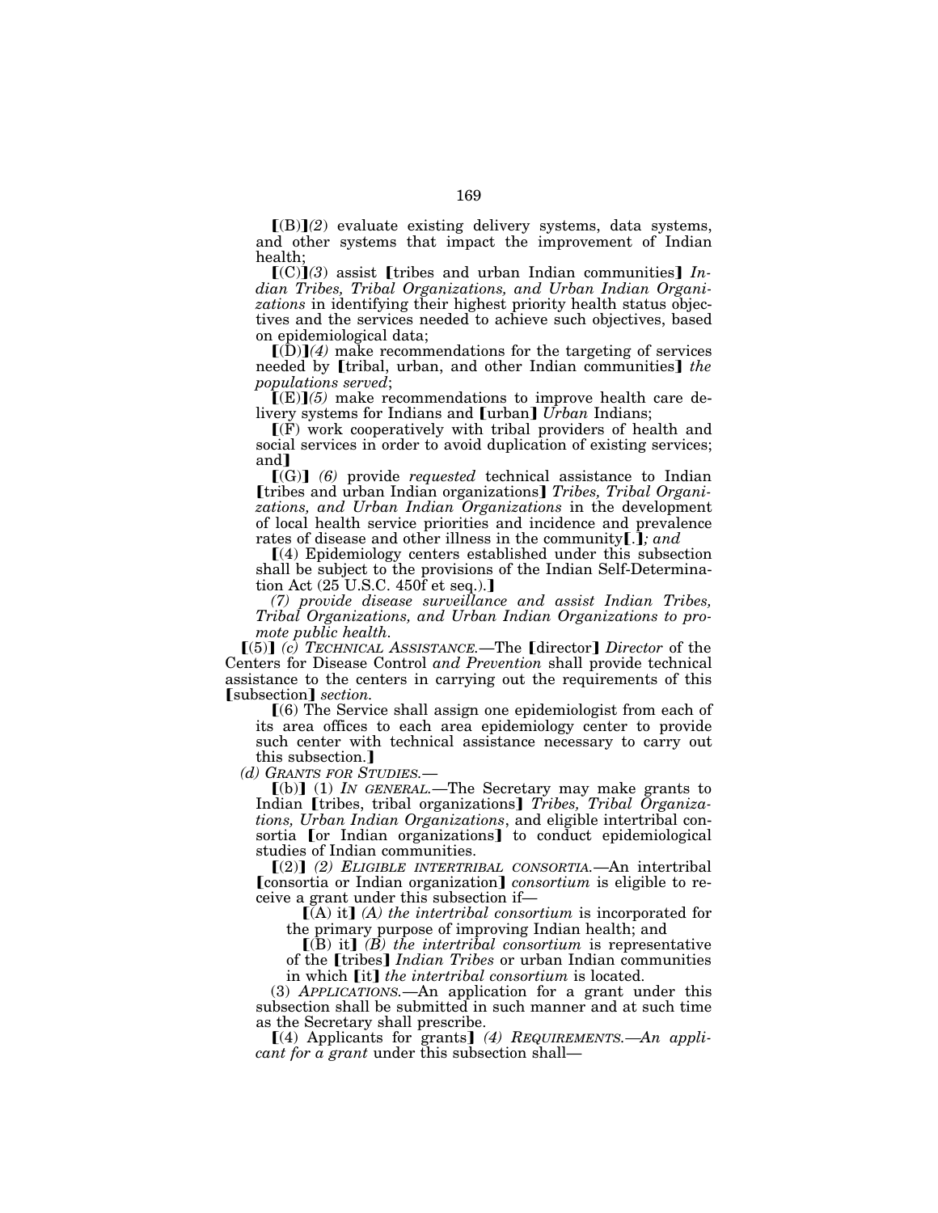⟦(B)⟧*(2)* evaluate existing delivery systems, data systems, and other systems that impact the improvement of Indian health;

⟦(C)⟧*(3)* assist ⟦tribes and urban Indian communities⟧ *Indian Tribes, Tribal Organizations, and Urban Indian Organizations* in identifying their highest priority health status objectives and the services needed to achieve such objectives, based on epidemiological data;

⟦(D)⟧*(4)* make recommendations for the targeting of services needed by ⟦tribal, urban, and other Indian communities⟧ *the populations served*;

⟦(E)⟧*(5)* make recommendations to improve health care delivery systems for Indians and ⟦urban⟧ *Urban* Indians;

⟦(F) work cooperatively with tribal providers of health and social services in order to avoid duplication of existing services; and⟧

⟦(G)⟧ *(6)* provide *requested* technical assistance to Indian ⟦tribes and urban Indian organizations⟧ *Tribes, Tribal Organizations, and Urban Indian Organizations* in the development of local health service priorities and incidence and prevalence rates of disease and other illness in the community⟦.⟧*; and*

⟦(4) Epidemiology centers established under this subsection shall be subject to the provisions of the Indian Self-Determination Act (25 U.S.C. 450f et seq.).⟧

*(7) provide disease surveillance and assist Indian Tribes, Tribal Organizations, and Urban Indian Organizations to promote public health.*

⟦(5)⟧ *(c) TECHNICAL ASSISTANCE.*—The ⟦director⟧ *Director* of the Centers for Disease Control *and Prevention* shall provide technical assistance to the centers in carrying out the requirements of this ⟦subsection⟧ *section.*

⟦(6) The Service shall assign one epidemiologist from each of its area offices to each area epidemiology center to provide such center with technical assistance necessary to carry out this subsection.⟧

*(d) GRANTS FOR STUDIES.*—

⟦(b)⟧ (1) *IN GENERAL.*—The Secretary may make grants to Indian ⟦tribes, tribal organizations⟧ *Tribes, Tribal Organizations, Urban Indian Organizations*, and eligible intertribal consortia ⟦or Indian organizations⟧ to conduct epidemiological studies of Indian communities.

⟦(2)⟧ *(2) ELIGIBLE INTERTRIBAL CONSORTIA.*—An intertribal ⟦consortia or Indian organization⟧ *consortium* is eligible to receive a grant under this subsection if—

⟦(A) it⟧ *(A) the intertribal consortium* is incorporated for the primary purpose of improving Indian health; and

⟦(B) it⟧ *(B) the intertribal consortium* is representative of the ⟦tribes⟧ *Indian Tribes* or urban Indian communities in which ⟦it⟧ *the intertribal consortium* is located.

(3) *APPLICATIONS.*—An application for a grant under this subsection shall be submitted in such manner and at such time as the Secretary shall prescribe.

⟦(4) Applicants for grants⟧ *(4) REQUIREMENTS.—An applicant for a grant* under this subsection shall—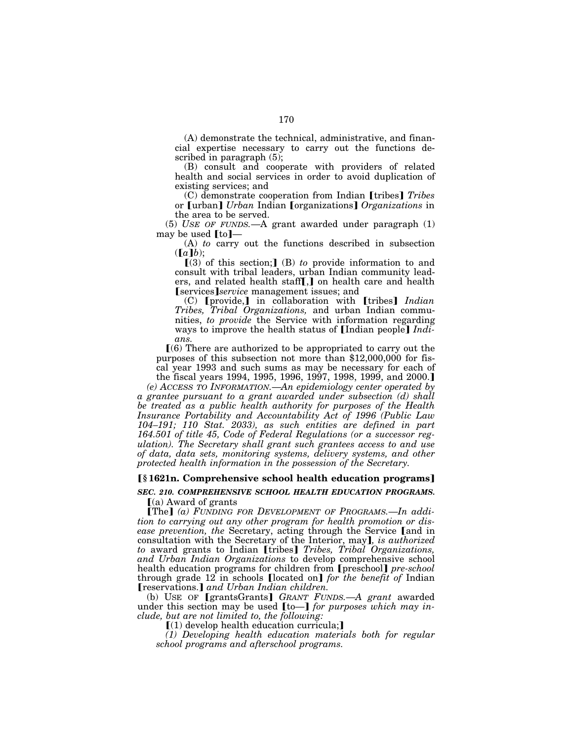(A) demonstrate the technical, administrative, and financial expertise necessary to carry out the functions described in paragraph (5);

(B) consult and cooperate with providers of related health and social services in order to avoid duplication of existing services; and

(C) demonstrate cooperation from Indian ⟦tribes⟧ *Tribes* or ⟦urban⟧ *Urban* Indian ⟦organizations⟧ *Organizations* in the area to be served.

(5) *USE OF FUNDS.*—A grant awarded under paragraph (1) may be used ⟦to⟧—

(A) *to* carry out the functions described in subsection (⟦*a*⟧*b*);

⟦(3) of this section;⟧ (B) *to* provide information to and consult with tribal leaders, urban Indian community leaders, and related health staff⟦,⟧ on health care and health ⟦services⟧*service* management issues; and

(C) ⟦provide,⟧ in collaboration with ⟦tribes⟧ *Indian Tribes, Tribal Organizations,* and urban Indian communities, *to provide* the Service with information regarding ways to improve the health status of ⟦Indian people⟧ *Indians.*

⟦(6) There are authorized to be appropriated to carry out the purposes of this subsection not more than $12,000,000 for fiscal year 1993 and such sums as may be necessary for each of the fiscal years 1994, 1995, 1996, 1997, 1998, 1999, and 2000.⟧

*(e) ACCESS TO INFORMATION.—An epidemiology center operated by a grantee pursuant to a grant awarded under subsection (d) shall be treated as a public health authority for purposes of the Health Insurance Portability and Accountability Act of 1996 (Public Law 104–191; 110 Stat. 2033), as such entities are defined in part 164.501 of title 45, Code of Federal Regulations (or a successor regulation). The Secretary shall grant such grantees access to and use of data, data sets, monitoring systems, delivery systems, and other protected health information in the possession of the Secretary.*

**⟦§ 1621n. Comprehensive school health education programs⟧**

***SEC. 210. COMPREHENSIVE SCHOOL HEALTH EDUCATION PROGRAMS.***

⟦(a) Award of grants

⟦The⟧ *(a) FUNDING FOR DEVELOPMENT OF PROGRAMS.—In addition to carrying out any other program for health promotion or disease prevention, the* Secretary, acting through the Service ⟦and in consultation with the Secretary of the Interior, may⟧*, is authorized to* award grants to Indian ⟦tribes⟧ *Tribes, Tribal Organizations, and Urban Indian Organizations* to develop comprehensive school health education programs for children from ⟦preschool⟧ *pre-school* through grade 12 in schools ⟦located on⟧ *for the benefit of* Indian ⟦reservations.⟧ *and Urban Indian children.*

(b) USE OF ⟦grantsGrants⟧ *GRANT FUNDS.—A grant* awarded under this section may be used ⟦to—⟧ *for purposes which may include, but are not limited to, the following:*

⟦(1) develop health education curricula;⟧

*(1) Developing health education materials both for regular school programs and afterschool programs.*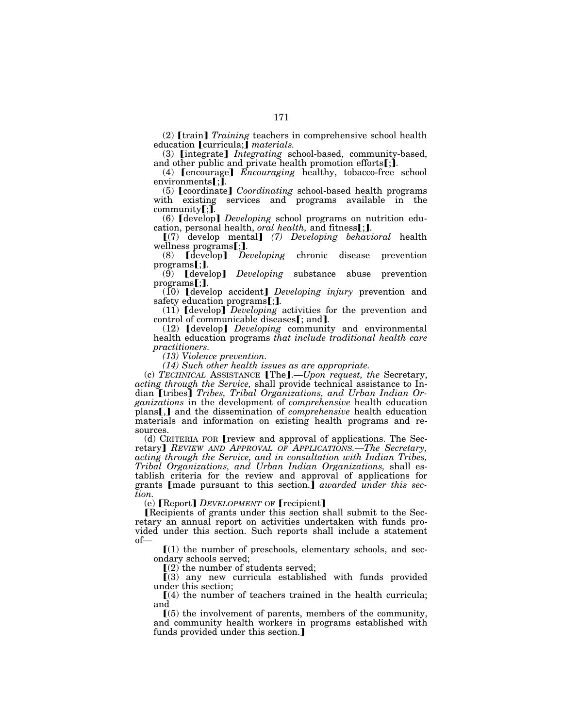(2) ⟦train⟧ *Training* teachers in comprehensive school health education ⟦curricula;⟧ *materials.*

(3) ⟦integrate⟧ *Integrating* school-based, community-based, and other public and private health promotion efforts⟦;⟧.

(4) ⟦encourage⟧ *Encouraging* healthy, tobacco-free school environments⟦;⟧.

(5) ⟦coordinate⟧ *Coordinating* school-based health programs with existing services and programs available in the community⟦;⟧.

(6) ⟦develop⟧ *Developing* school programs on nutrition education, personal health, *oral health,* and fitness⟦;⟧.

⟦(7) develop mental⟧ *(7) Developing behavioral* health wellness programs⟦;⟧.

(8) ⟦develop⟧ *Developing* chronic disease prevention programs⟦;⟧.

(9) ⟦develop⟧ *Developing* substance abuse prevention programs⟦;⟧.

(10) ⟦develop accident⟧ *Developing injury* prevention and safety education programs⟦;⟧.

(11) ⟦develop⟧ *Developing* activities for the prevention and control of communicable diseases⟦; and⟧.

(12) ⟦develop⟧ *Developing* community and environmental health education programs *that include traditional health care practitioners.*

*(13) Violence prevention.*

*(14) Such other health issues as are appropriate.*

(c) *TECHNICAL* ASSISTANCE ⟦The⟧.—*Upon request, the* Secretary, *acting through the Service,* shall provide technical assistance to Indian ⟦tribes⟧ *Tribes, Tribal Organizations, and Urban Indian Organizations* in the development of *comprehensive* health education plans⟦,⟧ and the dissemination of *comprehensive* health education materials and information on existing health programs and resources.

(d) CRITERIA FOR ⟦review and approval of applications. The Secretary⟧ *REVIEW AND APPROVAL OF APPLICATIONS.—The Secretary, acting through the Service, and in consultation with Indian Tribes, Tribal Organizations, and Urban Indian Organizations,* shall establish criteria for the review and approval of applications for grants ⟦made pursuant to this section.⟧ *awarded under this section.*

(e) ⟦Report⟧ *DEVELOPMENT* OF ⟦recipient⟧

⟦Recipients of grants under this section shall submit to the Secretary an annual report on activities undertaken with funds provided under this section. Such reports shall include a statement of—

⟦(1) the number of preschools, elementary schools, and secondary schools served;

⟦(2) the number of students served;

⟦(3) any new curricula established with funds provided under this section;

⟦(4) the number of teachers trained in the health curricula; and

⟦(5) the involvement of parents, members of the community, and community health workers in programs established with funds provided under this section.⟧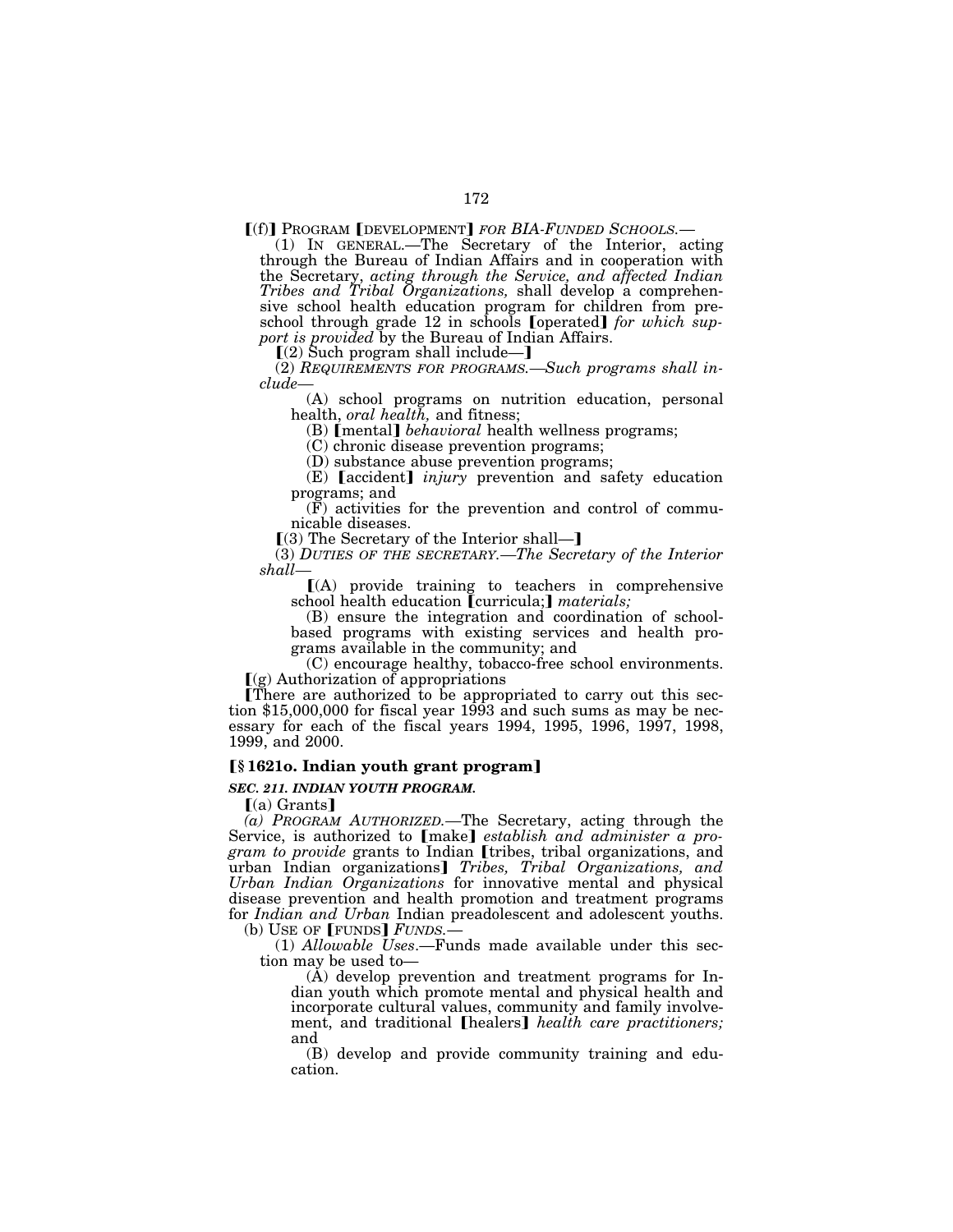⟦(f)⟧ PROGRAM ⟦DEVELOPMENT⟧ *FOR BIA-FUNDED SCHOOLS.*—

(1) IN GENERAL.—The Secretary of the Interior, acting through the Bureau of Indian Affairs and in cooperation with the Secretary, *acting through the Service, and affected Indian Tribes and Tribal Organizations,* shall develop a comprehensive school health education program for children from preschool through grade 12 in schools ⟦operated⟧ *for which support is provided* by the Bureau of Indian Affairs.

⟦(2) Such program shall include—⟧

(2) *REQUIREMENTS FOR PROGRAMS.—Such programs shall include*—

(A) school programs on nutrition education, personal health, *oral health,* and fitness;

(B) ⟦mental⟧ *behavioral* health wellness programs;

(C) chronic disease prevention programs;

(D) substance abuse prevention programs;

(E) ⟦accident⟧ *injury* prevention and safety education programs; and

(F) activities for the prevention and control of communicable diseases.

⟦(3) The Secretary of the Interior shall—⟧

(3) *DUTIES OF THE SECRETARY.—The Secretary of the Interior shall*—

⟦(A) provide training to teachers in comprehensive school health education ⟦curricula;⟧ *materials;*

(B) ensure the integration and coordination of school-based programs with existing services and health programs available in the community; and

(C) encourage healthy, tobacco-free school environments.

⟦(g) Authorization of appropriations

⟦There are authorized to be appropriated to carry out this section $15,000,000 for fiscal year 1993 and such sums as may be necessary for each of the fiscal years 1994, 1995, 1996, 1997, 1998, 1999, and 2000.

**⟦§ 1621o. Indian youth grant program⟧**

***SEC. 211. INDIAN YOUTH PROGRAM.***

⟦(a) Grants⟧

*(a) PROGRAM AUTHORIZED.*—The Secretary, acting through the Service, is authorized to ⟦make⟧ *establish and administer a program to provide* grants to Indian ⟦tribes, tribal organizations, and urban Indian organizations⟧ *Tribes, Tribal Organizations, and Urban Indian Organizations* for innovative mental and physical disease prevention and health promotion and treatment programs for *Indian and Urban* Indian preadolescent and adolescent youths.

(b) USE OF ⟦FUNDS⟧ *FUNDS.*—

(1) *Allowable Uses*.—Funds made available under this section may be used to—

(A) develop prevention and treatment programs for Indian youth which promote mental and physical health and incorporate cultural values, community and family involvement, and traditional ⟦healers⟧ *health care practitioners;* and

(B) develop and provide community training and education.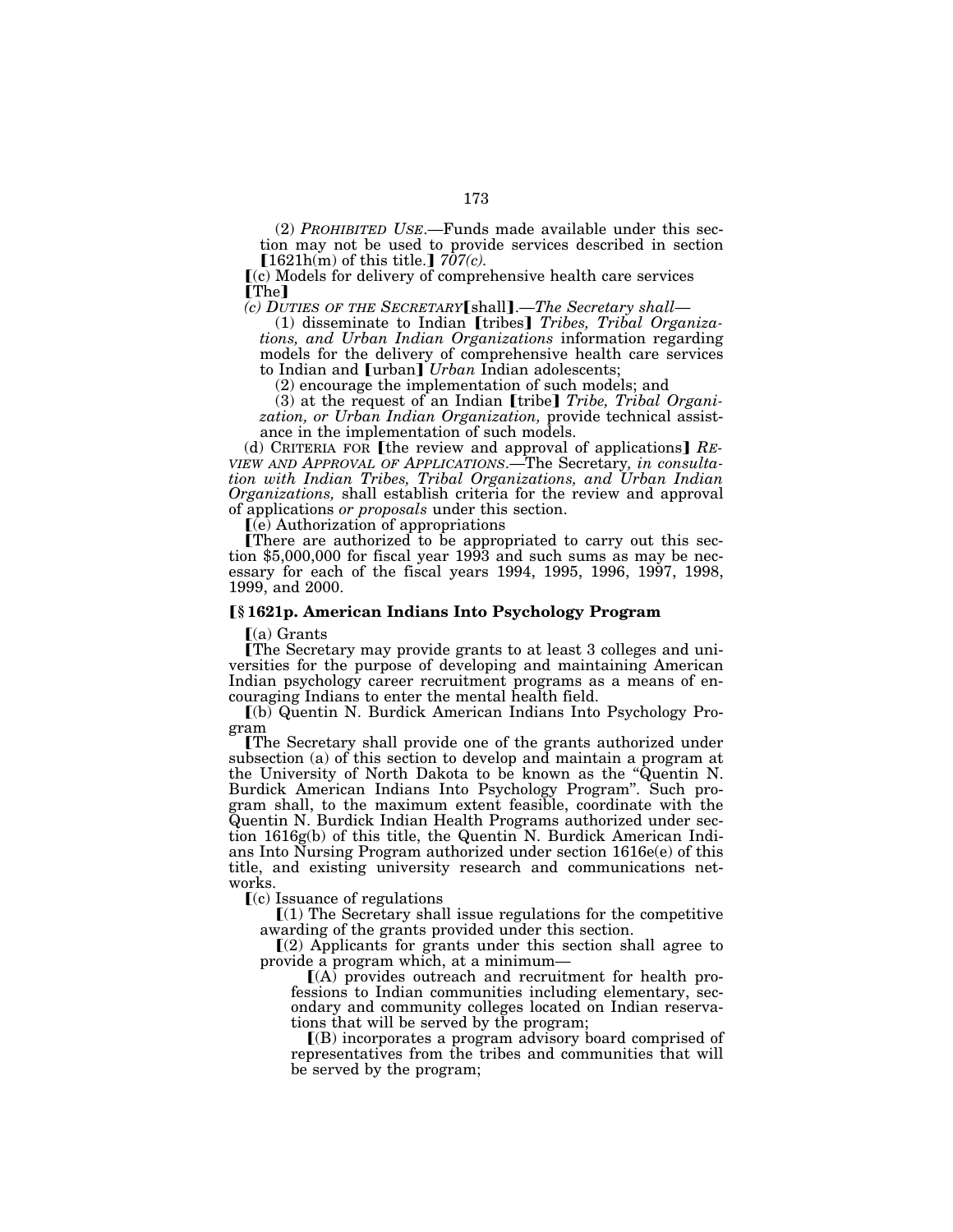(2) *PROHIBITED USE*.—Funds made available under this section may not be used to provide services described in section ❲1621h(m) of this title.❳ *707(c).*

❲(c) Models for delivery of comprehensive health care services ❲The❳

*(c) DUTIES OF THE SECRETARY*❲shall❳.—*The Secretary shall*—

(1) disseminate to Indian ❲tribes❳ *Tribes, Tribal Organizations, and Urban Indian Organizations* information regarding models for the delivery of comprehensive health care services to Indian and ❲urban❳ *Urban* Indian adolescents;

(2) encourage the implementation of such models; and

(3) at the request of an Indian ❲tribe❳ *Tribe, Tribal Organization, or Urban Indian Organization,* provide technical assistance in the implementation of such models.

(d) CRITERIA FOR ❲the review and approval of applications❳ *REVIEW AND APPROVAL OF APPLICATIONS*.—The Secretary*, in consultation with Indian Tribes, Tribal Organizations, and Urban Indian Organizations,* shall establish criteria for the review and approval of applications *or proposals* under this section.

❲(e) Authorization of appropriations

❲There are authorized to be appropriated to carry out this section $5,000,000 for fiscal year 1993 and such sums as may be necessary for each of the fiscal years 1994, 1995, 1996, 1997, 1998, 1999, and 2000.

### ❲§ 1621p. American Indians Into Psychology Program

❲(a) Grants

❲The Secretary may provide grants to at least 3 colleges and universities for the purpose of developing and maintaining American Indian psychology career recruitment programs as a means of encouraging Indians to enter the mental health field.

❲(b) Quentin N. Burdick American Indians Into Psychology Program

❲The Secretary shall provide one of the grants authorized under subsection (a) of this section to develop and maintain a program at the University of North Dakota to be known as the "Quentin N. Burdick American Indians Into Psychology Program". Such program shall, to the maximum extent feasible, coordinate with the Quentin N. Burdick Indian Health Programs authorized under section 1616g(b) of this title, the Quentin N. Burdick American Indians Into Nursing Program authorized under section 1616e(e) of this title, and existing university research and communications networks.

❲(c) Issuance of regulations

❲(1) The Secretary shall issue regulations for the competitive awarding of the grants provided under this section.

❲(2) Applicants for grants under this section shall agree to provide a program which, at a minimum—

❲(A) provides outreach and recruitment for health professions to Indian communities including elementary, secondary and community colleges located on Indian reservations that will be served by the program;

❲(B) incorporates a program advisory board comprised of representatives from the tribes and communities that will be served by the program;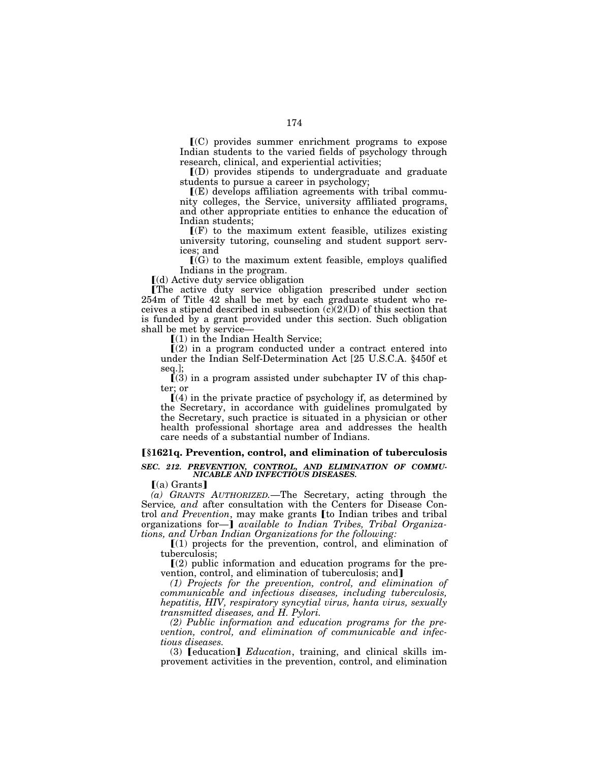⟦(C) provides summer enrichment programs to expose Indian students to the varied fields of psychology through research, clinical, and experiential activities;

⟦(D) provides stipends to undergraduate and graduate students to pursue a career in psychology;

⟦(E) develops affiliation agreements with tribal community colleges, the Service, university affiliated programs, and other appropriate entities to enhance the education of Indian students;

⟦(F) to the maximum extent feasible, utilizes existing university tutoring, counseling and student support services; and

⟦(G) to the maximum extent feasible, employs qualified Indians in the program.

⟦(d) Active duty service obligation

⟦The active duty service obligation prescribed under section 254m of Title 42 shall be met by each graduate student who receives a stipend described in subsection (c)(2)(D) of this section that is funded by a grant provided under this section. Such obligation shall be met by service—

⟦(1) in the Indian Health Service;

⟦(2) in a program conducted under a contract entered into under the Indian Self-Determination Act [25 U.S.C.A. §450f et seq.];

⟦(3) in a program assisted under subchapter IV of this chapter; or

⟦(4) in the private practice of psychology if, as determined by the Secretary, in accordance with guidelines promulgated by the Secretary, such practice is situated in a physician or other health professional shortage area and addresses the health care needs of a substantial number of Indians.

### ⟦§1621q. Prevention, control, and elimination of tuberculosis

***SEC. 212. PREVENTION, CONTROL, AND ELIMINATION OF COMMUNICABLE AND INFECTIOUS DISEASES.***

⟦(a) Grants⟧

*(a) GRANTS AUTHORIZED.*—The Secretary, acting through the Service*, and* after consultation with the Centers for Disease Control *and Prevention*, may make grants ⟦to Indian tribes and tribal organizations for—⟧ *available to Indian Tribes, Tribal Organizations, and Urban Indian Organizations for the following:*

⟦(1) projects for the prevention, control, and elimination of tuberculosis;

⟦(2) public information and education programs for the prevention, control, and elimination of tuberculosis; and⟧

*(1) Projects for the prevention, control, and elimination of communicable and infectious diseases, including tuberculosis, hepatitis, HIV, respiratory syncytial virus, hanta virus, sexually transmitted diseases, and H. Pylori.*

*(2) Public information and education programs for the prevention, control, and elimination of communicable and infectious diseases.*

(3) ⟦education⟧ *Education*, training, and clinical skills improvement activities in the prevention, control, and elimination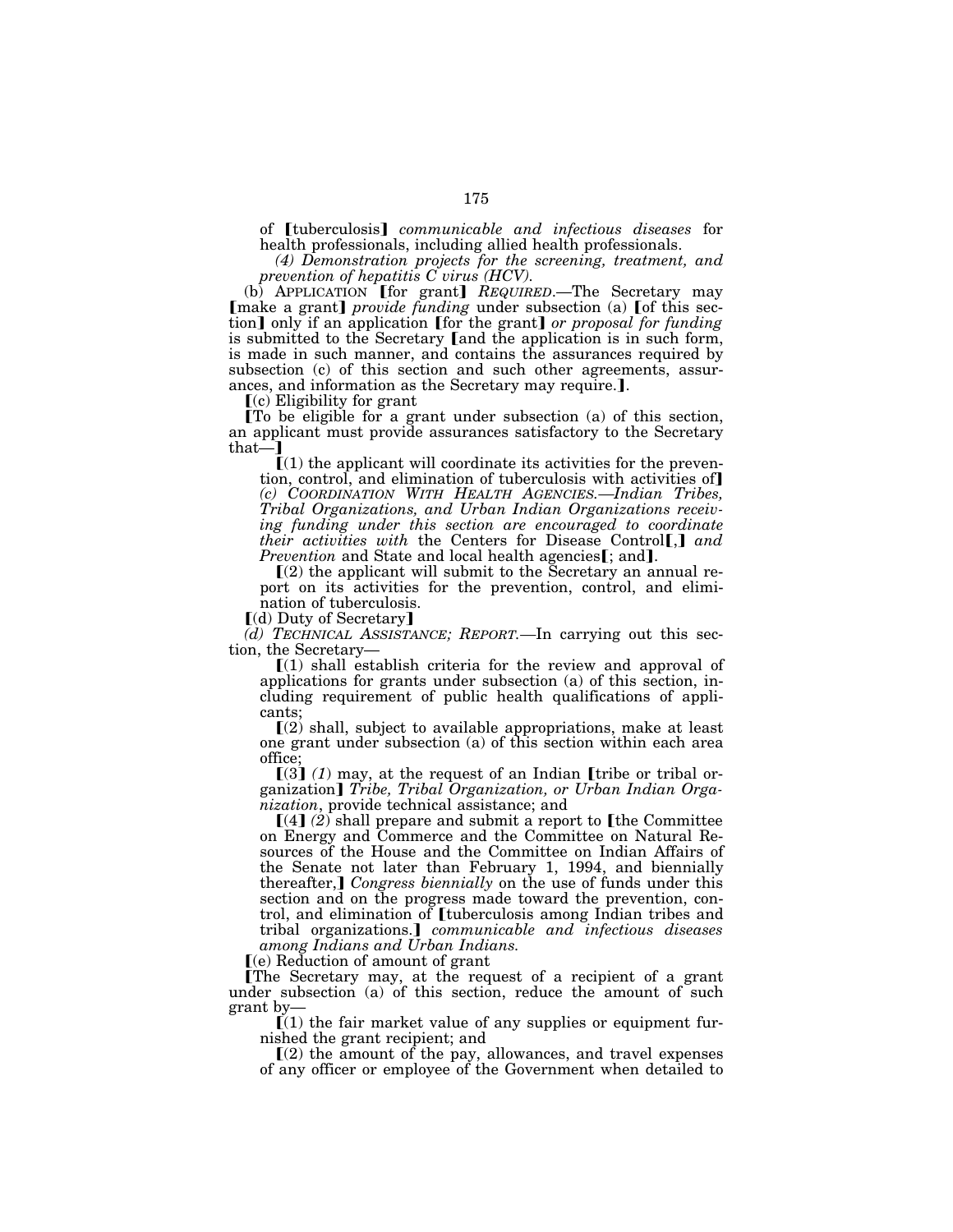of ⟦tuberculosis⟧ *communicable and infectious diseases* for health professionals, including allied health professionals.

*(4) Demonstration projects for the screening, treatment, and prevention of hepatitis C virus (HCV).*

(b) APPLICATION ⟦for grant⟧ *REQUIRED*.—The Secretary may ⟦make a grant⟧ *provide funding* under subsection (a) ⟦of this section⟧ only if an application ⟦for the grant⟧ *or proposal for funding* is submitted to the Secretary ⟦and the application is in such form, is made in such manner, and contains the assurances required by subsection (c) of this section and such other agreements, assurances, and information as the Secretary may require.⟧.

⟦(c) Eligibility for grant

⟦To be eligible for a grant under subsection (a) of this section, an applicant must provide assurances satisfactory to the Secretary that—⟧

⟦(1) the applicant will coordinate its activities for the prevention, control, and elimination of tuberculosis with activities of⟧ *(c) COORDINATION WITH HEALTH AGENCIES.—Indian Tribes, Tribal Organizations, and Urban Indian Organizations receiving funding under this section are encouraged to coordinate their activities with* the Centers for Disease Control⟦,⟧ *and Prevention* and State and local health agencies⟦; and⟧.

⟦(2) the applicant will submit to the Secretary an annual report on its activities for the prevention, control, and elimination of tuberculosis.

⟦(d) Duty of Secretary⟧

*(d) TECHNICAL ASSISTANCE; REPORT.*—In carrying out this section, the Secretary—

⟦(1) shall establish criteria for the review and approval of applications for grants under subsection (a) of this section, including requirement of public health qualifications of applicants;

⟦(2) shall, subject to available appropriations, make at least one grant under subsection (a) of this section within each area office;

⟦(3⟧ *(1)* may, at the request of an Indian ⟦tribe or tribal organization⟧ *Tribe, Tribal Organization, or Urban Indian Organization*, provide technical assistance; and

⟦(4⟧ *(2)* shall prepare and submit a report to ⟦the Committee on Energy and Commerce and the Committee on Natural Resources of the House and the Committee on Indian Affairs of the Senate not later than February 1, 1994, and biennially thereafter,⟧ *Congress biennially* on the use of funds under this section and on the progress made toward the prevention, control, and elimination of ⟦tuberculosis among Indian tribes and tribal organizations.⟧ *communicable and infectious diseases among Indians and Urban Indians.*

⟦(e) Reduction of amount of grant

⟦The Secretary may, at the request of a recipient of a grant under subsection (a) of this section, reduce the amount of such grant by—

⟦(1) the fair market value of any supplies or equipment furnished the grant recipient; and

⟦(2) the amount of the pay, allowances, and travel expenses of any officer or employee of the Government when detailed to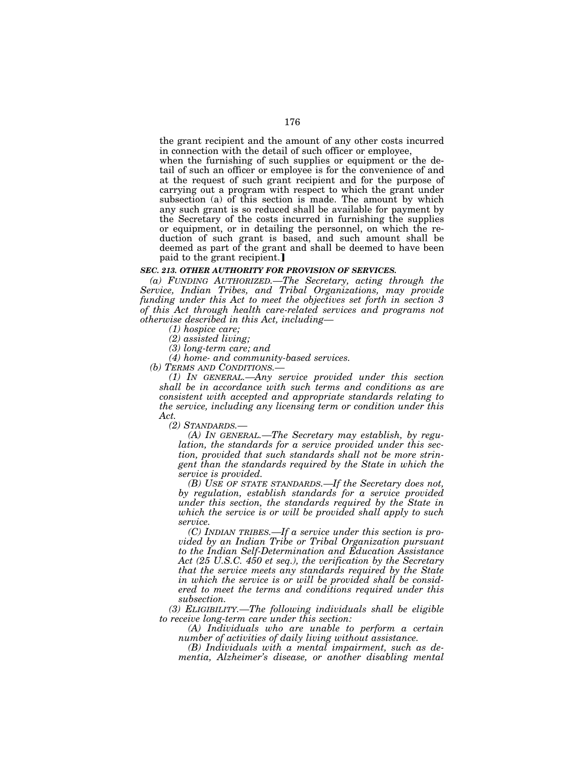the grant recipient and the amount of any other costs incurred in connection with the detail of such officer or employee,

when the furnishing of such supplies or equipment or the detail of such an officer or employee is for the convenience of and at the request of such grant recipient and for the purpose of carrying out a program with respect to which the grant under subsection (a) of this section is made. The amount by which any such grant is so reduced shall be available for payment by the Secretary of the costs incurred in furnishing the supplies or equipment, or in detailing the personnel, on which the reduction of such grant is based, and such amount shall be deemed as part of the grant and shall be deemed to have been paid to the grant recipient.]

***SEC. 213. OTHER AUTHORITY FOR PROVISION OF SERVICES.***

*(a) FUNDING AUTHORIZED.—The Secretary, acting through the Service, Indian Tribes, and Tribal Organizations, may provide funding under this Act to meet the objectives set forth in section 3 of this Act through health care-related services and programs not otherwise described in this Act, including—*

*(1) hospice care;*

*(2) assisted living;*

*(3) long-term care; and*

*(4) home- and community-based services.*

*(b) TERMS AND CONDITIONS.—*

*(1) IN GENERAL.—Any service provided under this section shall be in accordance with such terms and conditions as are consistent with accepted and appropriate standards relating to the service, including any licensing term or condition under this Act.*

*(2) STANDARDS.—*

*(A) IN GENERAL.—The Secretary may establish, by regulation, the standards for a service provided under this section, provided that such standards shall not be more stringent than the standards required by the State in which the service is provided.*

*(B) USE OF STATE STANDARDS.—If the Secretary does not, by regulation, establish standards for a service provided under this section, the standards required by the State in which the service is or will be provided shall apply to such service.*

*(C) INDIAN TRIBES.—If a service under this section is provided by an Indian Tribe or Tribal Organization pursuant to the Indian Self-Determination and Education Assistance Act (25 U.S.C. 450 et seq.), the verification by the Secretary that the service meets any standards required by the State in which the service is or will be provided shall be considered to meet the terms and conditions required under this subsection.*

*(3) ELIGIBILITY.—The following individuals shall be eligible to receive long-term care under this section:*

*(A) Individuals who are unable to perform a certain number of activities of daily living without assistance.*

*(B) Individuals with a mental impairment, such as dementia, Alzheimer's disease, or another disabling mental*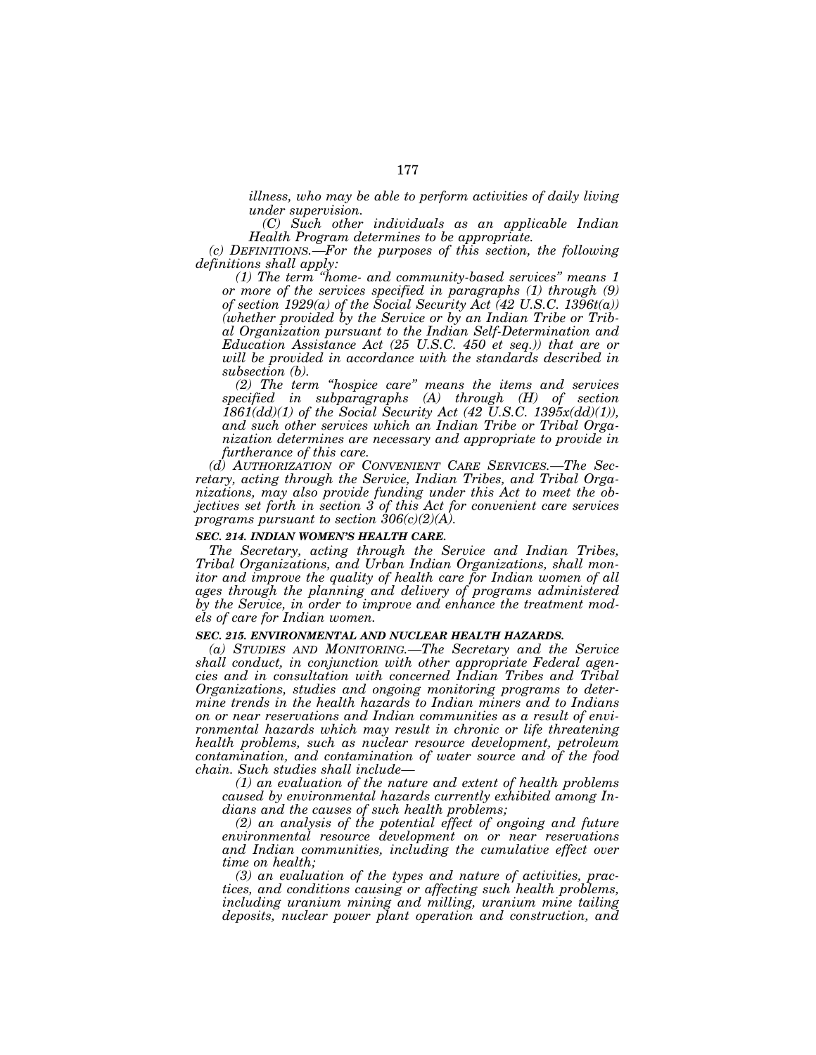*illness, who may be able to perform activities of daily living under supervision.*

*(C) Such other individuals as an applicable Indian Health Program determines to be appropriate.*

*(c) DEFINITIONS.—For the purposes of this section, the following definitions shall apply:*

*(1) The term "home- and community-based services" means 1 or more of the services specified in paragraphs (1) through (9) of section 1929(a) of the Social Security Act (42 U.S.C. 1396t(a)) (whether provided by the Service or by an Indian Tribe or Tribal Organization pursuant to the Indian Self-Determination and Education Assistance Act (25 U.S.C. 450 et seq.)) that are or will be provided in accordance with the standards described in subsection (b).*

*(2) The term "hospice care" means the items and services specified in subparagraphs (A) through (H) of section 1861(dd)(1) of the Social Security Act (42 U.S.C. 1395x(dd)(1)), and such other services which an Indian Tribe or Tribal Organization determines are necessary and appropriate to provide in furtherance of this care.*

*(d) AUTHORIZATION OF CONVENIENT CARE SERVICES.—The Secretary, acting through the Service, Indian Tribes, and Tribal Organizations, may also provide funding under this Act to meet the objectives set forth in section 3 of this Act for convenient care services programs pursuant to section 306(c)(2)(A).*

### *SEC. 214. INDIAN WOMEN'S HEALTH CARE.*

*The Secretary, acting through the Service and Indian Tribes, Tribal Organizations, and Urban Indian Organizations, shall monitor and improve the quality of health care for Indian women of all ages through the planning and delivery of programs administered by the Service, in order to improve and enhance the treatment models of care for Indian women.*

### *SEC. 215. ENVIRONMENTAL AND NUCLEAR HEALTH HAZARDS.*

*(a) STUDIES AND MONITORING.—The Secretary and the Service shall conduct, in conjunction with other appropriate Federal agencies and in consultation with concerned Indian Tribes and Tribal Organizations, studies and ongoing monitoring programs to determine trends in the health hazards to Indian miners and to Indians on or near reservations and Indian communities as a result of environmental hazards which may result in chronic or life threatening health problems, such as nuclear resource development, petroleum contamination, and contamination of water source and of the food chain. Such studies shall include—*

*(1) an evaluation of the nature and extent of health problems caused by environmental hazards currently exhibited among Indians and the causes of such health problems;*

*(2) an analysis of the potential effect of ongoing and future environmental resource development on or near reservations and Indian communities, including the cumulative effect over time on health;*

*(3) an evaluation of the types and nature of activities, practices, and conditions causing or affecting such health problems, including uranium mining and milling, uranium mine tailing deposits, nuclear power plant operation and construction, and*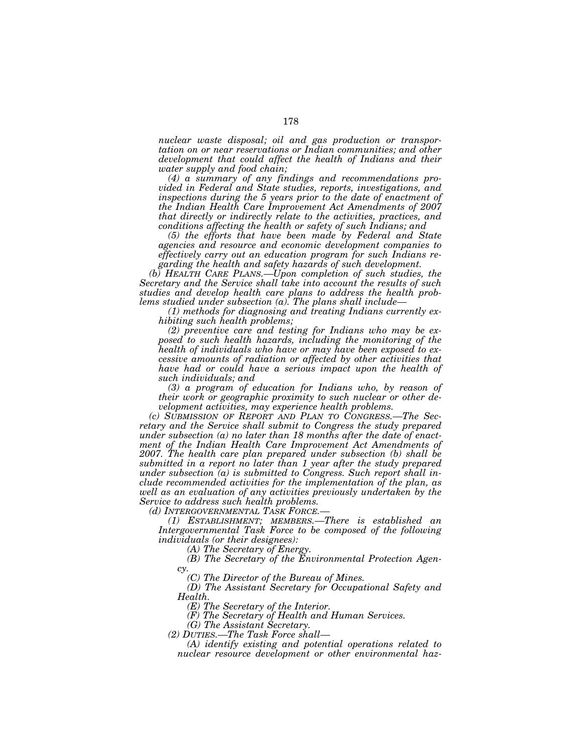*nuclear waste disposal; oil and gas production or transportation on or near reservations or Indian communities; and other development that could affect the health of Indians and their water supply and food chain;*

*(4) a summary of any findings and recommendations provided in Federal and State studies, reports, investigations, and inspections during the 5 years prior to the date of enactment of the Indian Health Care Improvement Act Amendments of 2007 that directly or indirectly relate to the activities, practices, and conditions affecting the health or safety of such Indians; and*

*(5) the efforts that have been made by Federal and State agencies and resource and economic development companies to effectively carry out an education program for such Indians regarding the health and safety hazards of such development.*

*(b) HEALTH CARE PLANS.—Upon completion of such studies, the Secretary and the Service shall take into account the results of such studies and develop health care plans to address the health problems studied under subsection (a). The plans shall include—*

*(1) methods for diagnosing and treating Indians currently exhibiting such health problems;*

*(2) preventive care and testing for Indians who may be exposed to such health hazards, including the monitoring of the health of individuals who have or may have been exposed to excessive amounts of radiation or affected by other activities that have had or could have a serious impact upon the health of such individuals; and*

*(3) a program of education for Indians who, by reason of their work or geographic proximity to such nuclear or other development activities, may experience health problems.*

*(c) SUBMISSION OF REPORT AND PLAN TO CONGRESS.—The Secretary and the Service shall submit to Congress the study prepared under subsection (a) no later than 18 months after the date of enactment of the Indian Health Care Improvement Act Amendments of 2007. The health care plan prepared under subsection (b) shall be submitted in a report no later than 1 year after the study prepared under subsection (a) is submitted to Congress. Such report shall include recommended activities for the implementation of the plan, as well as an evaluation of any activities previously undertaken by the Service to address such health problems.*

*(d) INTERGOVERNMENTAL TASK FORCE.—*

*(1) ESTABLISHMENT; MEMBERS.—There is established an Intergovernmental Task Force to be composed of the following individuals (or their designees):*

*(A) The Secretary of Energy.*

*(B) The Secretary of the Environmental Protection Agency.*

*(C) The Director of the Bureau of Mines.*

*(D) The Assistant Secretary for Occupational Safety and Health.*

*(E) The Secretary of the Interior.*

*(F) The Secretary of Health and Human Services.*

*(G) The Assistant Secretary.*

*(2) DUTIES.—The Task Force shall—*

*(A) identify existing and potential operations related to nuclear resource development or other environmental haz-*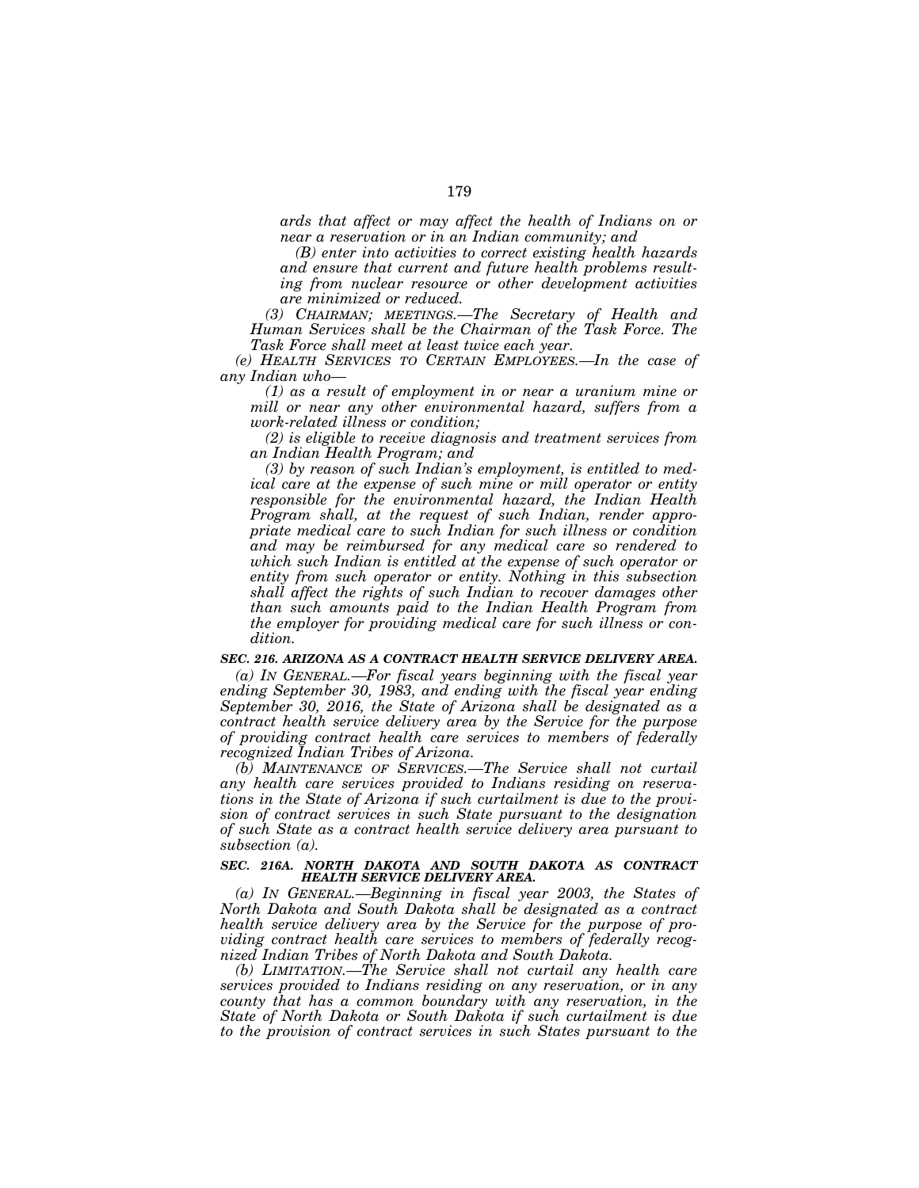*ards that affect or may affect the health of Indians on or near a reservation or in an Indian community; and*

*(B) enter into activities to correct existing health hazards and ensure that current and future health problems resulting from nuclear resource or other development activities are minimized or reduced.*

*(3) CHAIRMAN; MEETINGS.—The Secretary of Health and Human Services shall be the Chairman of the Task Force. The Task Force shall meet at least twice each year.*

*(e) HEALTH SERVICES TO CERTAIN EMPLOYEES.—In the case of any Indian who—*

*(1) as a result of employment in or near a uranium mine or mill or near any other environmental hazard, suffers from a work-related illness or condition;*

*(2) is eligible to receive diagnosis and treatment services from an Indian Health Program; and*

*(3) by reason of such Indian's employment, is entitled to medical care at the expense of such mine or mill operator or entity responsible for the environmental hazard, the Indian Health Program shall, at the request of such Indian, render appropriate medical care to such Indian for such illness or condition and may be reimbursed for any medical care so rendered to which such Indian is entitled at the expense of such operator or entity from such operator or entity. Nothing in this subsection shall affect the rights of such Indian to recover damages other than such amounts paid to the Indian Health Program from the employer for providing medical care for such illness or condition.*

***SEC. 216. ARIZONA AS A CONTRACT HEALTH SERVICE DELIVERY AREA.***

*(a) IN GENERAL.—For fiscal years beginning with the fiscal year ending September 30, 1983, and ending with the fiscal year ending September 30, 2016, the State of Arizona shall be designated as a contract health service delivery area by the Service for the purpose of providing contract health care services to members of federally recognized Indian Tribes of Arizona.*

*(b) MAINTENANCE OF SERVICES.—The Service shall not curtail any health care services provided to Indians residing on reservations in the State of Arizona if such curtailment is due to the provision of contract services in such State pursuant to the designation of such State as a contract health service delivery area pursuant to subsection (a).*

***SEC. 216A. NORTH DAKOTA AND SOUTH DAKOTA AS CONTRACT HEALTH SERVICE DELIVERY AREA.***

*(a) IN GENERAL.—Beginning in fiscal year 2003, the States of North Dakota and South Dakota shall be designated as a contract health service delivery area by the Service for the purpose of providing contract health care services to members of federally recognized Indian Tribes of North Dakota and South Dakota.*

*(b) LIMITATION.—The Service shall not curtail any health care services provided to Indians residing on any reservation, or in any county that has a common boundary with any reservation, in the State of North Dakota or South Dakota if such curtailment is due to the provision of contract services in such States pursuant to the*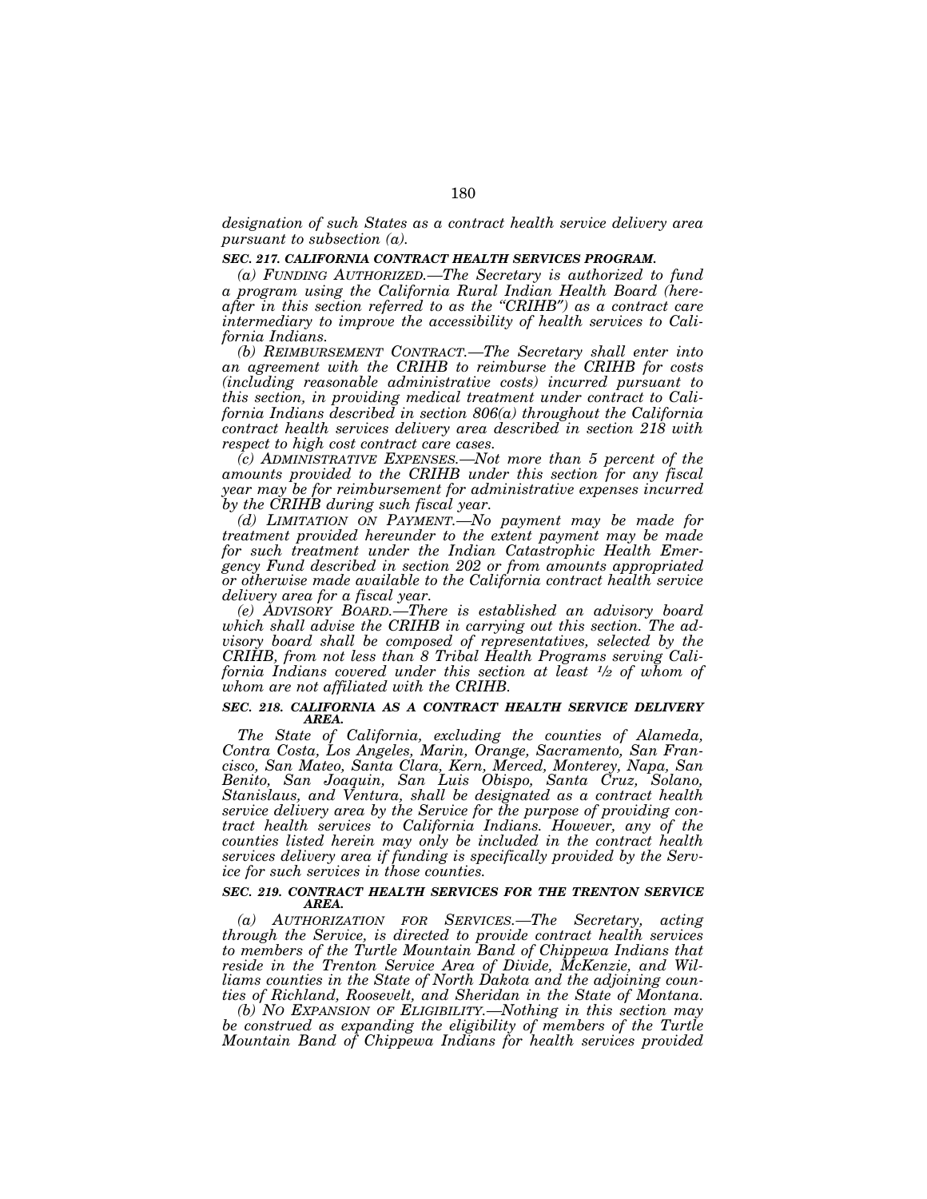*designation of such States as a contract health service delivery area pursuant to subsection (a).*

### *SEC. 217. CALIFORNIA CONTRACT HEALTH SERVICES PROGRAM.*

*(a) FUNDING AUTHORIZED.—The Secretary is authorized to fund a program using the California Rural Indian Health Board (hereafter in this section referred to as the "CRIHB") as a contract care intermediary to improve the accessibility of health services to California Indians.*

*(b) REIMBURSEMENT CONTRACT.—The Secretary shall enter into an agreement with the CRIHB to reimburse the CRIHB for costs (including reasonable administrative costs) incurred pursuant to this section, in providing medical treatment under contract to California Indians described in section 806(a) throughout the California contract health services delivery area described in section 218 with respect to high cost contract care cases.*

*(c) ADMINISTRATIVE EXPENSES.—Not more than 5 percent of the amounts provided to the CRIHB under this section for any fiscal year may be for reimbursement for administrative expenses incurred by the CRIHB during such fiscal year.*

*(d) LIMITATION ON PAYMENT.—No payment may be made for treatment provided hereunder to the extent payment may be made for such treatment under the Indian Catastrophic Health Emergency Fund described in section 202 or from amounts appropriated or otherwise made available to the California contract health service delivery area for a fiscal year.*

*(e) ADVISORY BOARD.—There is established an advisory board which shall advise the CRIHB in carrying out this section. The advisory board shall be composed of representatives, selected by the CRIHB, from not less than 8 Tribal Health Programs serving California Indians covered under this section at least ½ of whom of whom are not affiliated with the CRIHB.*

### *SEC. 218. CALIFORNIA AS A CONTRACT HEALTH SERVICE DELIVERY AREA.*

*The State of California, excluding the counties of Alameda, Contra Costa, Los Angeles, Marin, Orange, Sacramento, San Francisco, San Mateo, Santa Clara, Kern, Merced, Monterey, Napa, San Benito, San Joaquin, San Luis Obispo, Santa Cruz, Solano, Stanislaus, and Ventura, shall be designated as a contract health service delivery area by the Service for the purpose of providing contract health services to California Indians. However, any of the counties listed herein may only be included in the contract health services delivery area if funding is specifically provided by the Service for such services in those counties.*

### *SEC. 219. CONTRACT HEALTH SERVICES FOR THE TRENTON SERVICE AREA.*

*(a) AUTHORIZATION FOR SERVICES.—The Secretary, acting through the Service, is directed to provide contract health services to members of the Turtle Mountain Band of Chippewa Indians that reside in the Trenton Service Area of Divide, McKenzie, and Williams counties in the State of North Dakota and the adjoining counties of Richland, Roosevelt, and Sheridan in the State of Montana.*

*(b) NO EXPANSION OF ELIGIBILITY.—Nothing in this section may be construed as expanding the eligibility of members of the Turtle Mountain Band of Chippewa Indians for health services provided*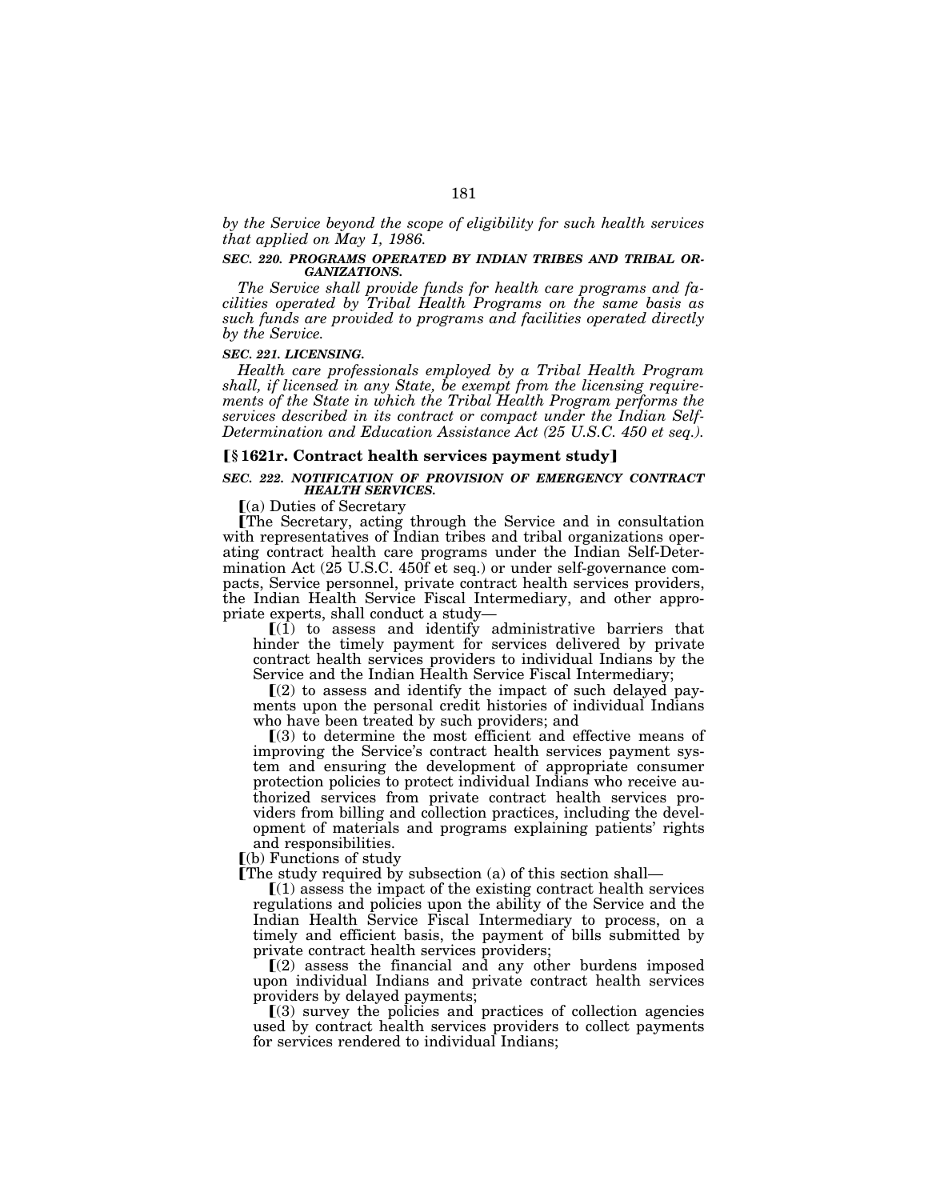*by the Service beyond the scope of eligibility for such health services that applied on May 1, 1986.*

***SEC. 220. PROGRAMS OPERATED BY INDIAN TRIBES AND TRIBAL ORGANIZATIONS.***

*The Service shall provide funds for health care programs and facilities operated by Tribal Health Programs on the same basis as such funds are provided to programs and facilities operated directly by the Service.*

***SEC. 221. LICENSING.***

*Health care professionals employed by a Tribal Health Program shall, if licensed in any State, be exempt from the licensing requirements of the State in which the Tribal Health Program performs the services described in its contract or compact under the Indian Self-Determination and Education Assistance Act (25 U.S.C. 450 et seq.).*

**[§ 1621r. Contract health services payment study]**

***SEC. 222. NOTIFICATION OF PROVISION OF EMERGENCY CONTRACT HEALTH SERVICES.***

[(a) Duties of Secretary

[The Secretary, acting through the Service and in consultation with representatives of Indian tribes and tribal organizations operating contract health care programs under the Indian Self-Determination Act (25 U.S.C. 450f et seq.) or under self-governance compacts, Service personnel, private contract health services providers, the Indian Health Service Fiscal Intermediary, and other appropriate experts, shall conduct a study—

[(1) to assess and identify administrative barriers that hinder the timely payment for services delivered by private contract health services providers to individual Indians by the Service and the Indian Health Service Fiscal Intermediary;

[(2) to assess and identify the impact of such delayed payments upon the personal credit histories of individual Indians who have been treated by such providers; and

[(3) to determine the most efficient and effective means of improving the Service's contract health services payment system and ensuring the development of appropriate consumer protection policies to protect individual Indians who receive authorized services from private contract health services providers from billing and collection practices, including the development of materials and programs explaining patients' rights and responsibilities.

[(b) Functions of study

[The study required by subsection (a) of this section shall—

[(1) assess the impact of the existing contract health services regulations and policies upon the ability of the Service and the Indian Health Service Fiscal Intermediary to process, on a timely and efficient basis, the payment of bills submitted by private contract health services providers;

[(2) assess the financial and any other burdens imposed upon individual Indians and private contract health services providers by delayed payments;

[(3) survey the policies and practices of collection agencies used by contract health services providers to collect payments for services rendered to individual Indians;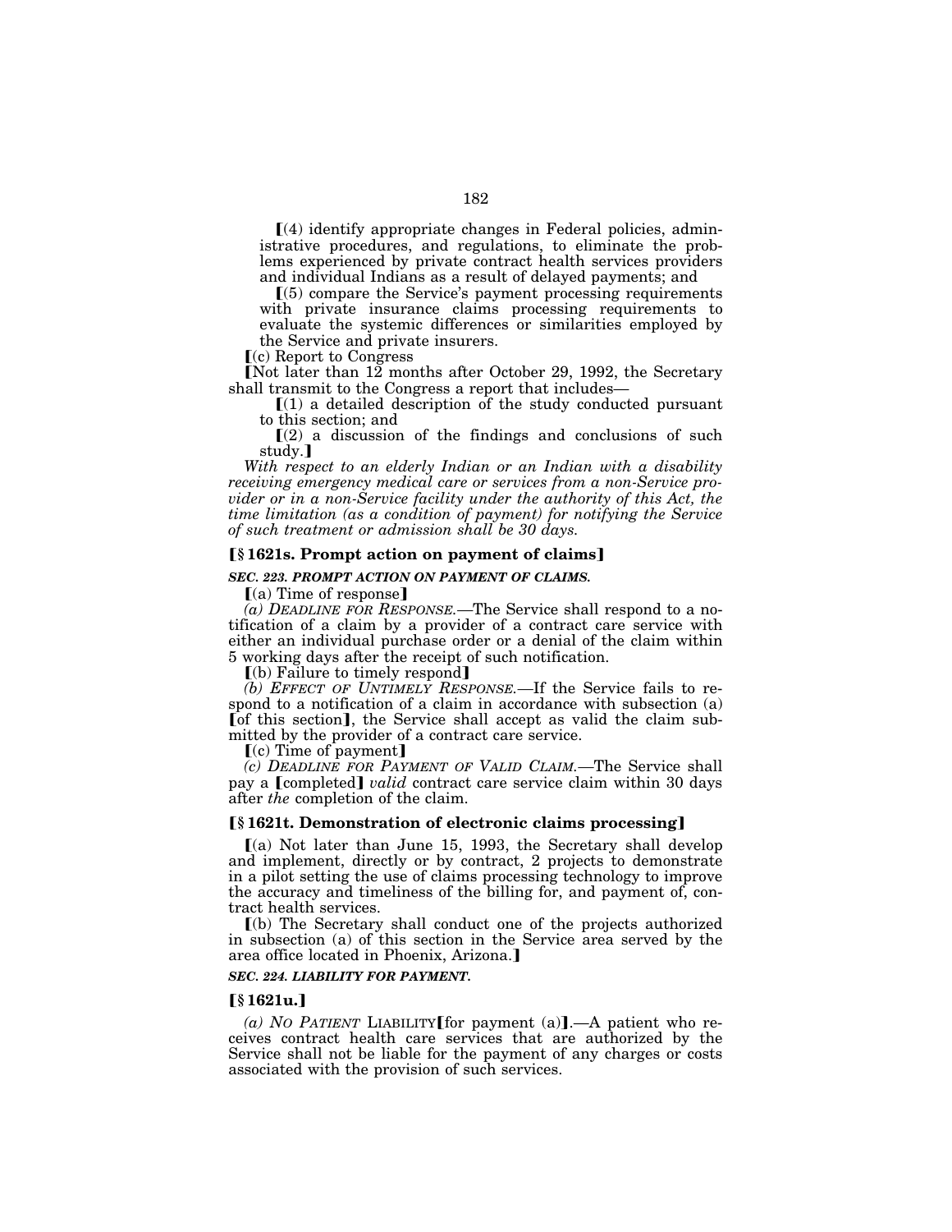⟦(4) identify appropriate changes in Federal policies, administrative procedures, and regulations, to eliminate the problems experienced by private contract health services providers and individual Indians as a result of delayed payments; and

⟦(5) compare the Service's payment processing requirements with private insurance claims processing requirements to evaluate the systemic differences or similarities employed by the Service and private insurers.

⟦(c) Report to Congress

⟦Not later than 12 months after October 29, 1992, the Secretary shall transmit to the Congress a report that includes—

⟦(1) a detailed description of the study conducted pursuant to this section; and

⟦(2) a discussion of the findings and conclusions of such study.⟧

*With respect to an elderly Indian or an Indian with a disability receiving emergency medical care or services from a non-Service provider or in a non-Service facility under the authority of this Act, the time limitation (as a condition of payment) for notifying the Service of such treatment or admission shall be 30 days.*

**⟦§ 1621s. Prompt action on payment of claims⟧**

***SEC. 223. PROMPT ACTION ON PAYMENT OF CLAIMS.***

⟦(a) Time of response⟧

*(a) DEADLINE FOR RESPONSE.*—The Service shall respond to a notification of a claim by a provider of a contract care service with either an individual purchase order or a denial of the claim within 5 working days after the receipt of such notification.

⟦(b) Failure to timely respond⟧

*(b) EFFECT OF UNTIMELY RESPONSE.*—If the Service fails to respond to a notification of a claim in accordance with subsection (a) ⟦of this section⟧, the Service shall accept as valid the claim submitted by the provider of a contract care service.

⟦(c) Time of payment⟧

*(c) DEADLINE FOR PAYMENT OF VALID CLAIM.*—The Service shall pay a ⟦completed⟧ *valid* contract care service claim within 30 days after *the* completion of the claim.

**⟦§ 1621t. Demonstration of electronic claims processing⟧**

⟦(a) Not later than June 15, 1993, the Secretary shall develop and implement, directly or by contract, 2 projects to demonstrate in a pilot setting the use of claims processing technology to improve the accuracy and timeliness of the billing for, and payment of, contract health services.

⟦(b) The Secretary shall conduct one of the projects authorized in subsection (a) of this section in the Service area served by the area office located in Phoenix, Arizona.⟧

***SEC. 224. LIABILITY FOR PAYMENT.***

**⟦§ 1621u.⟧**

*(a) NO PATIENT* LIABILITY⟦for payment (a)⟧.—A patient who receives contract health care services that are authorized by the Service shall not be liable for the payment of any charges or costs associated with the provision of such services.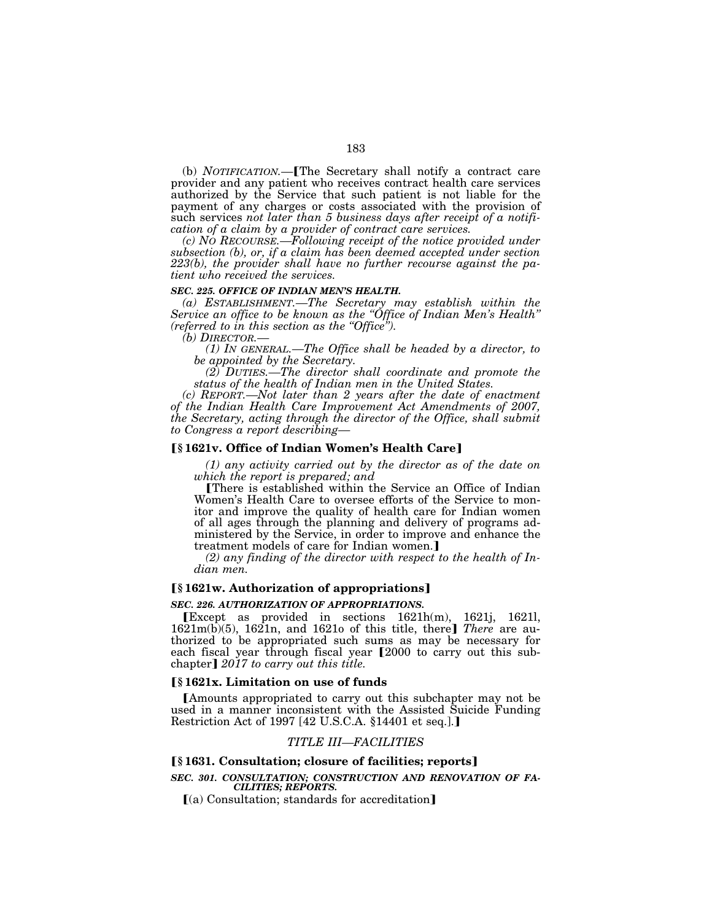(b) *NOTIFICATION.*—【The Secretary shall notify a contract care provider and any patient who receives contract health care services authorized by the Service that such patient is not liable for the payment of any charges or costs associated with the provision of such services *not later than 5 business days after receipt of a notification of a claim by a provider of contract care services.*

*(c) NO RECOURSE.—Following receipt of the notice provided under subsection (b), or, if a claim has been deemed accepted under section 223(b), the provider shall have no further recourse against the patient who received the services.*

***SEC. 225. OFFICE OF INDIAN MEN'S HEALTH.***

*(a) ESTABLISHMENT.—The Secretary may establish within the Service an office to be known as the "Office of Indian Men's Health" (referred to in this section as the "Office").*

*(b) DIRECTOR.—*

*(1) IN GENERAL.—The Office shall be headed by a director, to be appointed by the Secretary.*

*(2) DUTIES.—The director shall coordinate and promote the status of the health of Indian men in the United States.*

*(c) REPORT.—Not later than 2 years after the date of enactment of the Indian Health Care Improvement Act Amendments of 2007, the Secretary, acting through the director of the Office, shall submit to Congress a report describing—*

**【§ 1621v. Office of Indian Women's Health Care】**

*(1) any activity carried out by the director as of the date on which the report is prepared; and*

【There is established within the Service an Office of Indian Women's Health Care to oversee efforts of the Service to monitor and improve the quality of health care for Indian women of all ages through the planning and delivery of programs administered by the Service, in order to improve and enhance the treatment models of care for Indian women.】

*(2) any finding of the director with respect to the health of Indian men.*

**【§ 1621w. Authorization of appropriations】**

***SEC. 226. AUTHORIZATION OF APPROPRIATIONS.***

【Except as provided in sections 1621h(m), 1621j, 1621l, 1621m(b)(5), 1621n, and 1621o of this title, there】 *There* are authorized to be appropriated such sums as may be necessary for each fiscal year through fiscal year 【2000 to carry out this subchapter】 *2017 to carry out this title.*

**【§ 1621x. Limitation on use of funds**

【Amounts appropriated to carry out this subchapter may not be used in a manner inconsistent with the Assisted Suicide Funding Restriction Act of 1997 [42 U.S.C.A. §14401 et seq.].】

*TITLE III—FACILITIES*

**【§ 1631. Consultation; closure of facilities; reports】**

***SEC. 301. CONSULTATION; CONSTRUCTION AND RENOVATION OF FACILITIES; REPORTS.***

【(a) Consultation; standards for accreditation】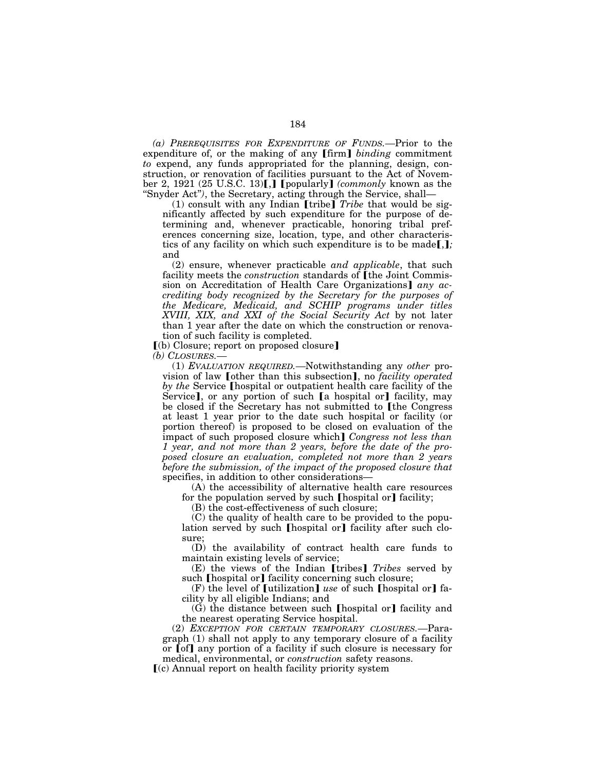*(a) PREREQUISITES FOR EXPENDITURE OF FUNDS.*—Prior to the expenditure of, or the making of any 【firm】 *binding* commitment *to* expend, any funds appropriated for the planning, design, construction, or renovation of facilities pursuant to the Act of November 2, 1921 (25 U.S.C. 13)【,】 【popularly】 *(commonly* known as the "Snyder Act"*)*, the Secretary, acting through the Service, shall—

(1) consult with any Indian 【tribe】 *Tribe* that would be significantly affected by such expenditure for the purpose of determining and, whenever practicable, honoring tribal preferences concerning size, location, type, and other characteristics of any facility on which such expenditure is to be made【,】*;* and

(2) ensure, whenever practicable *and applicable*, that such facility meets the *construction* standards of 【the Joint Commission on Accreditation of Health Care Organizations】 *any accrediting body recognized by the Secretary for the purposes of the Medicare, Medicaid, and SCHIP programs under titles XVIII, XIX, and XXI of the Social Security Act* by not later than 1 year after the date on which the construction or renovation of such facility is completed.

【(b) Closure; report on proposed closure】

*(b) CLOSURES.*—

(1) *EVALUATION REQUIRED.*—Notwithstanding any *other* provision of law 【other than this subsection】, no *facility operated by the* Service 【hospital or outpatient health care facility of the Service】, or any portion of such 【a hospital or】 facility, may be closed if the Secretary has not submitted to 【the Congress at least 1 year prior to the date such hospital or facility (or portion thereof) is proposed to be closed on evaluation of the impact of such proposed closure which】 *Congress not less than 1 year, and not more than 2 years, before the date of the proposed closure an evaluation, completed not more than 2 years before the submission, of the impact of the proposed closure that* specifies, in addition to other considerations—

(A) the accessibility of alternative health care resources for the population served by such 【hospital or】 facility;

(B) the cost-effectiveness of such closure;

(C) the quality of health care to be provided to the population served by such 【hospital or】 facility after such closure;

(D) the availability of contract health care funds to maintain existing levels of service;

(E) the views of the Indian 【tribes】 *Tribes* served by such 【hospital or】 facility concerning such closure;

(F) the level of 【utilization】 *use* of such 【hospital or】 facility by all eligible Indians; and

(G) the distance between such 【hospital or】 facility and the nearest operating Service hospital.

(2) *EXCEPTION FOR CERTAIN TEMPORARY CLOSURES.*—Paragraph (1) shall not apply to any temporary closure of a facility or 【of】 any portion of a facility if such closure is necessary for medical, environmental, or *construction* safety reasons.

【(c) Annual report on health facility priority system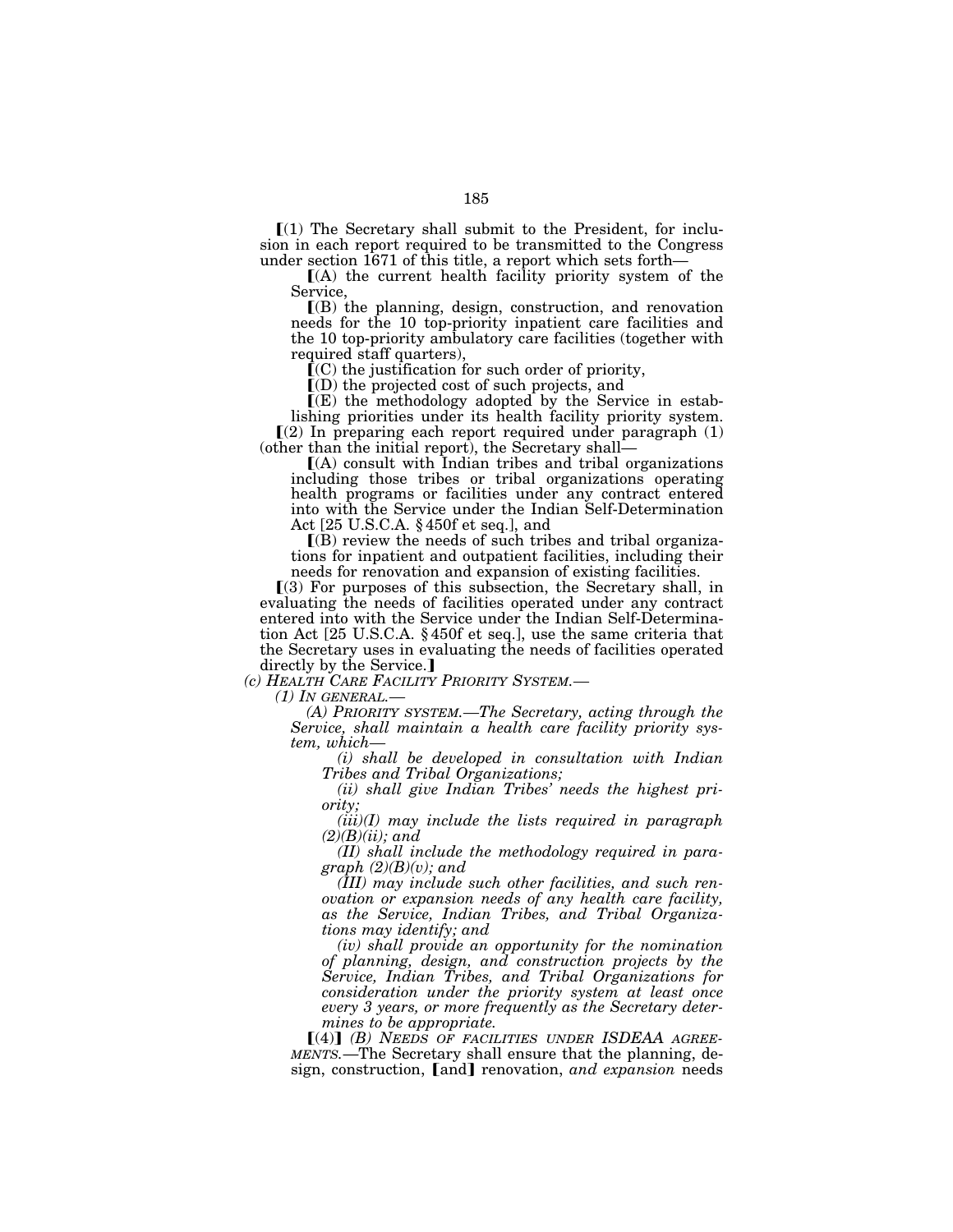⟦(1) The Secretary shall submit to the President, for inclusion in each report required to be transmitted to the Congress under section 1671 of this title, a report which sets forth—

⟦(A) the current health facility priority system of the Service,

⟦(B) the planning, design, construction, and renovation needs for the 10 top-priority inpatient care facilities and the 10 top-priority ambulatory care facilities (together with required staff quarters),

⟦(C) the justification for such order of priority,

⟦(D) the projected cost of such projects, and

⟦(E) the methodology adopted by the Service in establishing priorities under its health facility priority system.

⟦(2) In preparing each report required under paragraph (1) (other than the initial report), the Secretary shall—

⟦(A) consult with Indian tribes and tribal organizations including those tribes or tribal organizations operating health programs or facilities under any contract entered into with the Service under the Indian Self-Determination Act [25 U.S.C.A. § 450f et seq.], and

⟦(B) review the needs of such tribes and tribal organizations for inpatient and outpatient facilities, including their needs for renovation and expansion of existing facilities.

⟦(3) For purposes of this subsection, the Secretary shall, in evaluating the needs of facilities operated under any contract entered into with the Service under the Indian Self-Determination Act [25 U.S.C.A. § 450f et seq.], use the same criteria that the Secretary uses in evaluating the needs of facilities operated directly by the Service.⟧

*(c) HEALTH CARE FACILITY PRIORITY SYSTEM.—*

*(1) IN GENERAL.—*

*(A) PRIORITY SYSTEM.—The Secretary, acting through the Service, shall maintain a health care facility priority system, which—*

*(i) shall be developed in consultation with Indian Tribes and Tribal Organizations;*

*(ii) shall give Indian Tribes' needs the highest priority;*

*(iii)(I) may include the lists required in paragraph (2)(B)(ii); and*

*(II) shall include the methodology required in paragraph (2)(B)(v); and*

*(III) may include such other facilities, and such renovation or expansion needs of any health care facility, as the Service, Indian Tribes, and Tribal Organizations may identify; and*

*(iv) shall provide an opportunity for the nomination of planning, design, and construction projects by the Service, Indian Tribes, and Tribal Organizations for consideration under the priority system at least once every 3 years, or more frequently as the Secretary determines to be appropriate.*

⟦(4)⟧ *(B) NEEDS OF FACILITIES UNDER ISDEAA AGREEMENTS.—*The Secretary shall ensure that the planning, design, construction, ⟦and⟧ renovation, *and expansion* needs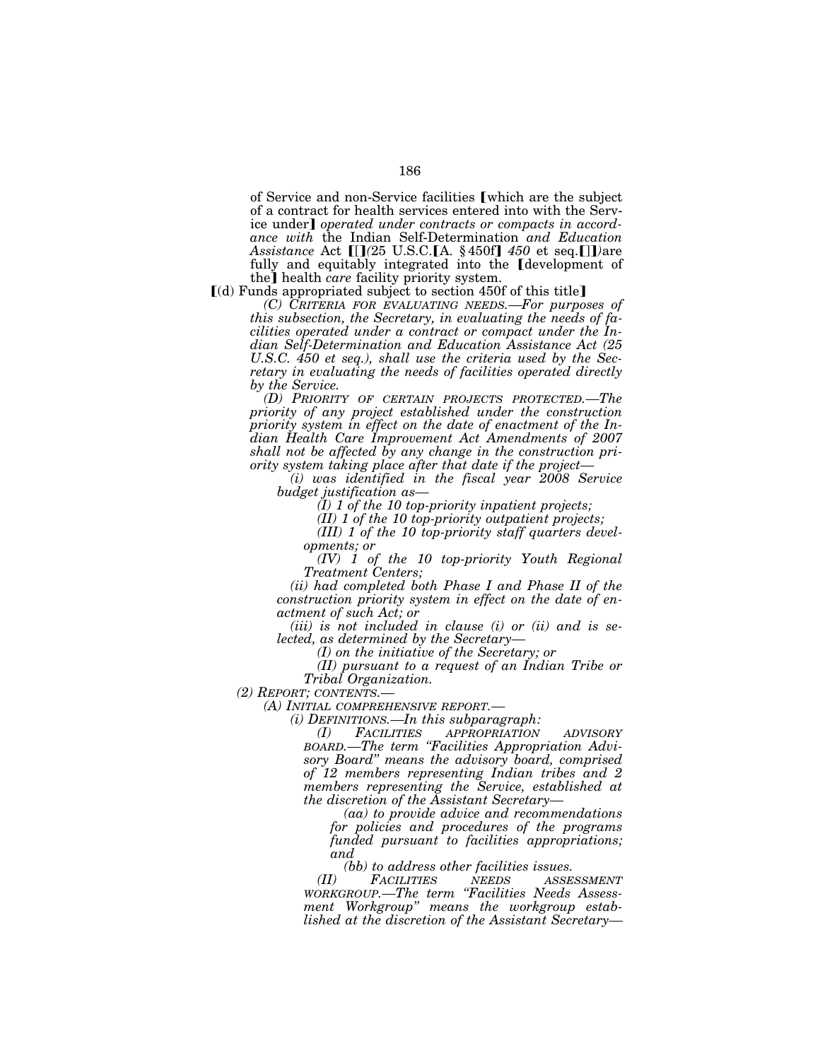of Service and non-Service facilities ⟦which are the subject of a contract for health services entered into with the Service under⟧ *operated under contracts or compacts in accordance with* the Indian Self-Determination *and Education Assistance* Act ⟦[⟧*(*25 U.S.C.⟦A. §450f⟧ *450* et seq.⟦]⟧*)*are fully and equitably integrated into the ⟦development of the⟧ health *care* facility priority system.

⟦(d) Funds appropriated subject to section 450f of this title⟧

*(C) CRITERIA FOR EVALUATING NEEDS.—For purposes of this subsection, the Secretary, in evaluating the needs of facilities operated under a contract or compact under the Indian Self-Determination and Education Assistance Act (25 U.S.C. 450 et seq.), shall use the criteria used by the Secretary in evaluating the needs of facilities operated directly by the Service.*

*(D) PRIORITY OF CERTAIN PROJECTS PROTECTED.—The priority of any project established under the construction priority system in effect on the date of enactment of the Indian Health Care Improvement Act Amendments of 2007 shall not be affected by any change in the construction priority system taking place after that date if the project—*

*(i) was identified in the fiscal year 2008 Service budget justification as—*

*(I) 1 of the 10 top-priority inpatient projects;*

*(II) 1 of the 10 top-priority outpatient projects;*

*(III) 1 of the 10 top-priority staff quarters developments; or*

*(IV) 1 of the 10 top-priority Youth Regional Treatment Centers;*

*(ii) had completed both Phase I and Phase II of the construction priority system in effect on the date of enactment of such Act; or*

*(iii) is not included in clause (i) or (ii) and is selected, as determined by the Secretary—*

*(I) on the initiative of the Secretary; or*

*(II) pursuant to a request of an Indian Tribe or Tribal Organization.*

*(2) REPORT; CONTENTS.—*

*(A) INITIAL COMPREHENSIVE REPORT.—*

*(i) DEFINITIONS.—In this subparagraph:*

*(I) FACILITIES APPROPRIATION ADVISORY BOARD.—The term "Facilities Appropriation Advisory Board" means the advisory board, comprised of 12 members representing Indian tribes and 2 members representing the Service, established at the discretion of the Assistant Secretary—*

*(aa) to provide advice and recommendations for policies and procedures of the programs funded pursuant to facilities appropriations; and*

*(bb) to address other facilities issues.*

*(II) FACILITIES NEEDS ASSESSMENT WORKGROUP.—The term "Facilities Needs Assessment Workgroup" means the workgroup established at the discretion of the Assistant Secretary—*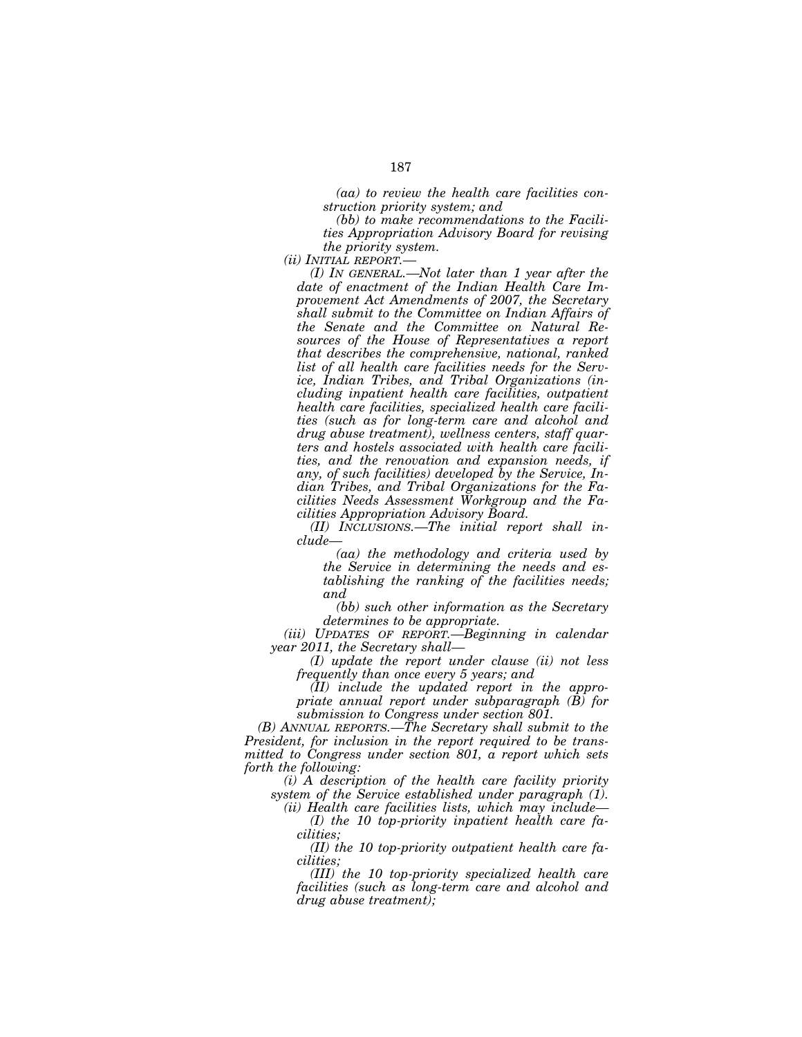*(aa) to review the health care facilities construction priority system; and*

*(bb) to make recommendations to the Facilities Appropriation Advisory Board for revising the priority system.*

*(ii) INITIAL REPORT.—*

*(I) IN GENERAL.—Not later than 1 year after the date of enactment of the Indian Health Care Improvement Act Amendments of 2007, the Secretary shall submit to the Committee on Indian Affairs of the Senate and the Committee on Natural Resources of the House of Representatives a report that describes the comprehensive, national, ranked list of all health care facilities needs for the Service, Indian Tribes, and Tribal Organizations (including inpatient health care facilities, outpatient health care facilities, specialized health care facilities (such as for long-term care and alcohol and drug abuse treatment), wellness centers, staff quarters and hostels associated with health care facilities, and the renovation and expansion needs, if any, of such facilities) developed by the Service, Indian Tribes, and Tribal Organizations for the Facilities Needs Assessment Workgroup and the Facilities Appropriation Advisory Board.*

*(II) INCLUSIONS.—The initial report shall include—*

*(aa) the methodology and criteria used by the Service in determining the needs and establishing the ranking of the facilities needs; and*

*(bb) such other information as the Secretary determines to be appropriate.*

*(iii) UPDATES OF REPORT.—Beginning in calendar year 2011, the Secretary shall—*

*(I) update the report under clause (ii) not less frequently than once every 5 years; and*

*(II) include the updated report in the appropriate annual report under subparagraph (B) for submission to Congress under section 801.*

*(B) ANNUAL REPORTS.—The Secretary shall submit to the President, for inclusion in the report required to be transmitted to Congress under section 801, a report which sets forth the following:*

*(i) A description of the health care facility priority system of the Service established under paragraph (1).*

*(ii) Health care facilities lists, which may include—*

*(I) the 10 top-priority inpatient health care facilities;*

*(II) the 10 top-priority outpatient health care facilities;*

*(III) the 10 top-priority specialized health care facilities (such as long-term care and alcohol and drug abuse treatment);*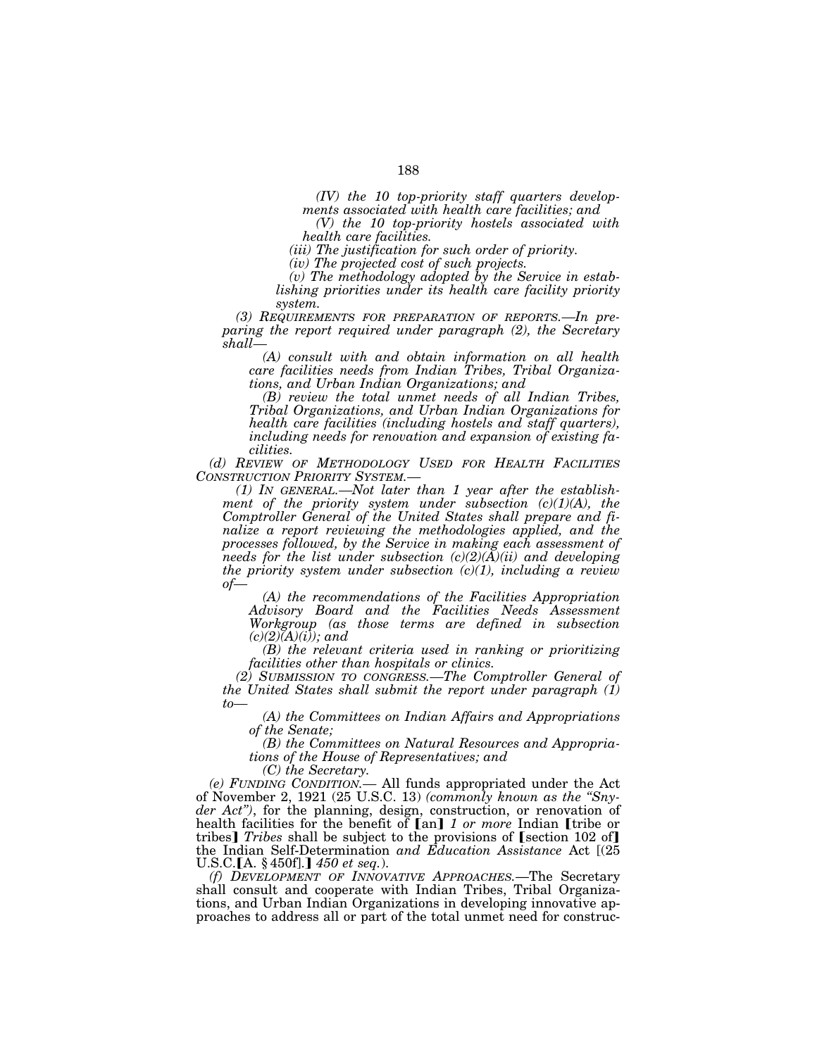*(IV) the 10 top-priority staff quarters developments associated with health care facilities; and*

*(V) the 10 top-priority hostels associated with health care facilities.*

*(iii) The justification for such order of priority.*

*(iv) The projected cost of such projects.*

*(v) The methodology adopted by the Service in establishing priorities under its health care facility priority system.*

*(3) REQUIREMENTS FOR PREPARATION OF REPORTS.—In preparing the report required under paragraph (2), the Secretary shall—*

*(A) consult with and obtain information on all health care facilities needs from Indian Tribes, Tribal Organizations, and Urban Indian Organizations; and*

*(B) review the total unmet needs of all Indian Tribes, Tribal Organizations, and Urban Indian Organizations for health care facilities (including hostels and staff quarters), including needs for renovation and expansion of existing facilities.*

*(d) REVIEW OF METHODOLOGY USED FOR HEALTH FACILITIES CONSTRUCTION PRIORITY SYSTEM.—*

*(1) IN GENERAL.—Not later than 1 year after the establishment of the priority system under subsection (c)(1)(A), the Comptroller General of the United States shall prepare and finalize a report reviewing the methodologies applied, and the processes followed, by the Service in making each assessment of needs for the list under subsection (c)(2)(A)(ii) and developing the priority system under subsection (c)(1), including a review of—*

*(A) the recommendations of the Facilities Appropriation Advisory Board and the Facilities Needs Assessment Workgroup (as those terms are defined in subsection (c)(2)(A)(i)); and*

*(B) the relevant criteria used in ranking or prioritizing facilities other than hospitals or clinics.*

*(2) SUBMISSION TO CONGRESS.—The Comptroller General of the United States shall submit the report under paragraph (1) to—*

*(A) the Committees on Indian Affairs and Appropriations of the Senate;*

*(B) the Committees on Natural Resources and Appropriations of the House of Representatives; and*

*(C) the Secretary.*

*(e) FUNDING CONDITION.*— All funds appropriated under the Act of November 2, 1921 (25 U.S.C. 13) *(commonly known as the "Snyder Act")*, for the planning, design, construction, or renovation of health facilities for the benefit of ⟦an⟧ *1 or more* Indian ⟦tribe or tribes⟧ *Tribes* shall be subject to the provisions of ⟦section 102 of⟧ the Indian Self-Determination *and Education Assistance* Act [(25 U.S.C.⟦A. §450f].⟧ *450 et seq.*).

*(f) DEVELOPMENT OF INNOVATIVE APPROACHES.*—The Secretary shall consult and cooperate with Indian Tribes, Tribal Organizations, and Urban Indian Organizations in developing innovative approaches to address all or part of the total unmet need for construc-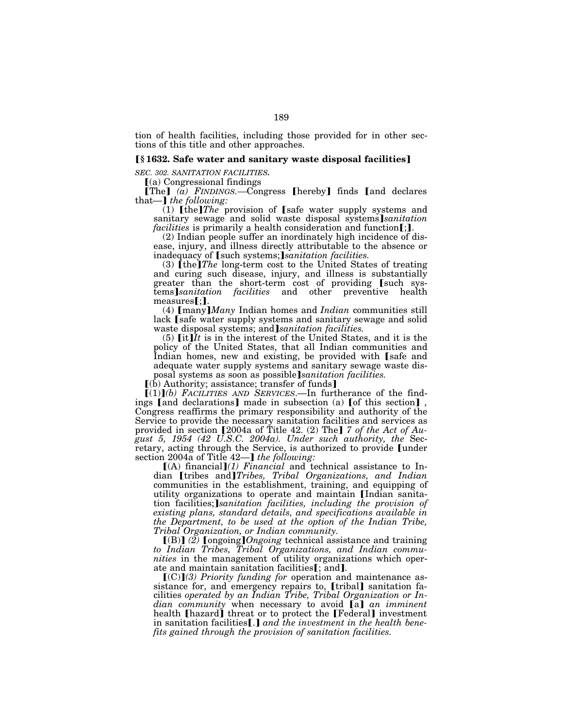tion of health facilities, including those provided for in other sections of this title and other approaches.

### **【§ 1632. Safe water and sanitary waste disposal facilities】**

*SEC. 302. SANITATION FACILITIES.*

【(a) Congressional findings

【The】 *(a) FINDINGS.*—Congress 【hereby】 finds 【and declares that—】 *the following:*

(1) 【the】*The* provision of 【safe water supply systems and sanitary sewage and solid waste disposal systems】*sanitation facilities* is primarily a health consideration and function【;】.

(2) Indian people suffer an inordinately high incidence of disease, injury, and illness directly attributable to the absence or inadequacy of 【such systems;】*sanitation facilities.*

(3) 【the】*The* long-term cost to the United States of treating and curing such disease, injury, and illness is substantially greater than the short-term cost of providing 【such systems】*sanitation facilities* and other preventive health measures【;】.

(4) 【many】*Many* Indian homes and *Indian* communities still lack 【safe water supply systems and sanitary sewage and solid waste disposal systems; and】*sanitation facilities.*

(5) 【it】*It* is in the interest of the United States, and it is the policy of the United States, that all Indian communities and Indian homes, new and existing, be provided with 【safe and adequate water supply systems and sanitary sewage waste disposal systems as soon as possible】*sanitation facilities.*

【(b) Authority; assistance; transfer of funds】

【(1)】*(b) FACILITIES AND SERVICES.*—In furtherance of the findings 【and declarations】 made in subsection (a) 【of this section】, Congress reaffirms the primary responsibility and authority of the Service to provide the necessary sanitation facilities and services as provided in section 【2004a of Title 42. (2) The】 *7 of the Act of August 5, 1954 (42 U.S.C. 2004a). Under such authority, the* Secretary, acting through the Service, is authorized to provide 【under section 2004a of Title 42—】 *the following:*

【(A) financial】*(1) Financial* and technical assistance to Indian 【tribes and】*Tribes, Tribal Organizations, and Indian* communities in the establishment, training, and equipping of utility organizations to operate and maintain 【Indian sanitation facilities;】*sanitation facilities, including the provision of existing plans, standard details, and specifications available in the Department, to be used at the option of the Indian Tribe, Tribal Organization, or Indian community.*

【(B)】 *(2)* 【ongoing】*Ongoing* technical assistance and training *to Indian Tribes, Tribal Organizations, and Indian communities* in the management of utility organizations which operate and maintain sanitation facilities【; and】.

【(C)】*(3) Priority funding for* operation and maintenance assistance for, and emergency repairs to, 【tribal】 sanitation facilities *operated by an Indian Tribe, Tribal Organization or Indian community* when necessary to avoid 【a】 *an imminent* health 【hazard】 threat or to protect the 【Federal】 investment in sanitation facilities【.】 *and the investment in the health benefits gained through the provision of sanitation facilities.*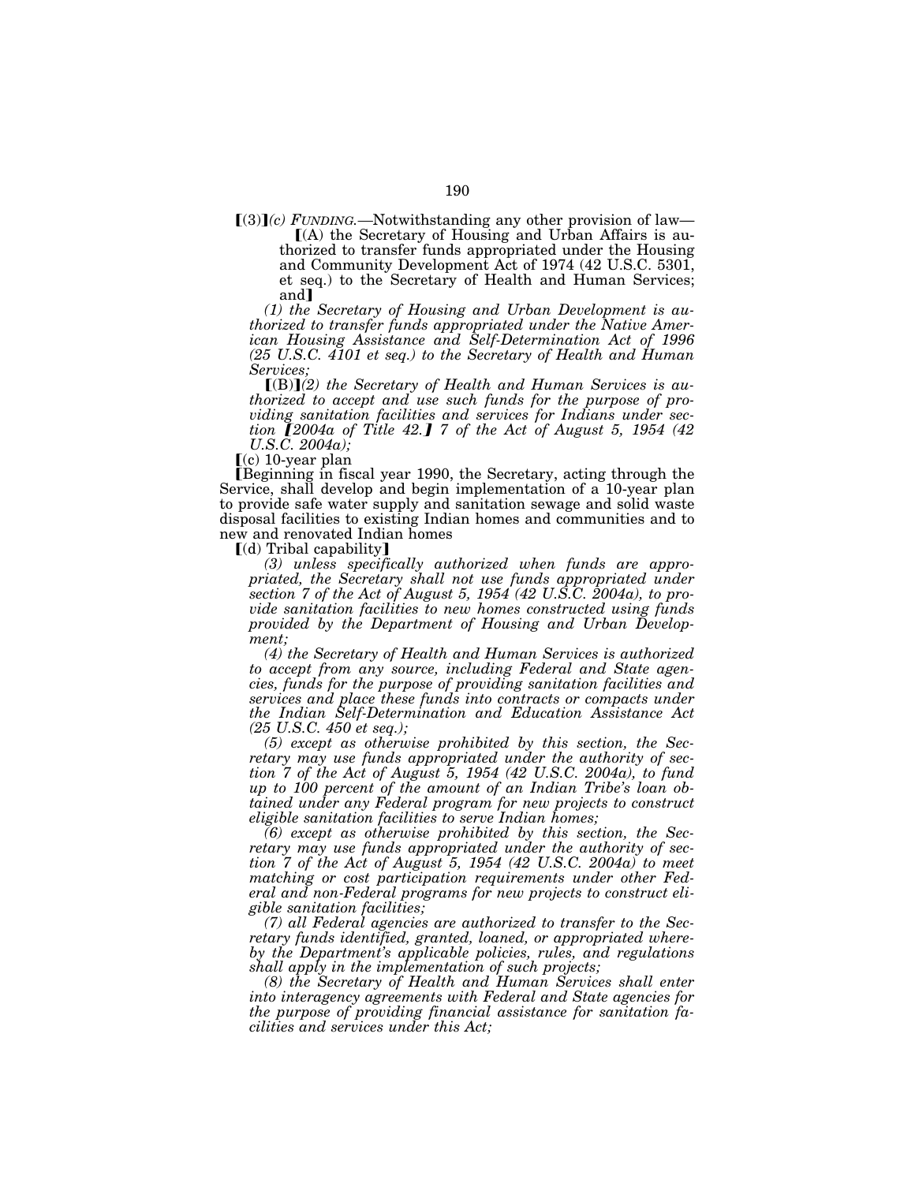⟦(3)⟧*(c) FUNDING.*—Notwithstanding any other provision of law—

⟦(A) the Secretary of Housing and Urban Affairs is authorized to transfer funds appropriated under the Housing and Community Development Act of 1974 (42 U.S.C. 5301, et seq.) to the Secretary of Health and Human Services; and⟧

*(1) the Secretary of Housing and Urban Development is authorized to transfer funds appropriated under the Native American Housing Assistance and Self-Determination Act of 1996 (25 U.S.C. 4101 et seq.) to the Secretary of Health and Human Services;*

⟦(B)⟧*(2) the Secretary of Health and Human Services is authorized to accept and use such funds for the purpose of providing sanitation facilities and services for Indians under section ⟦2004a of Title 42.⟧ 7 of the Act of August 5, 1954 (42 U.S.C. 2004a);*

⟦(c) 10-year plan

⟦Beginning in fiscal year 1990, the Secretary, acting through the Service, shall develop and begin implementation of a 10-year plan to provide safe water supply and sanitation sewage and solid waste disposal facilities to existing Indian homes and communities and to new and renovated Indian homes

⟦(d) Tribal capability⟧

*(3) unless specifically authorized when funds are appropriated, the Secretary shall not use funds appropriated under section 7 of the Act of August 5, 1954 (42 U.S.C. 2004a), to provide sanitation facilities to new homes constructed using funds provided by the Department of Housing and Urban Development;*

*(4) the Secretary of Health and Human Services is authorized to accept from any source, including Federal and State agencies, funds for the purpose of providing sanitation facilities and services and place these funds into contracts or compacts under the Indian Self-Determination and Education Assistance Act (25 U.S.C. 450 et seq.);*

*(5) except as otherwise prohibited by this section, the Secretary may use funds appropriated under the authority of section 7 of the Act of August 5, 1954 (42 U.S.C. 2004a), to fund up to 100 percent of the amount of an Indian Tribe's loan obtained under any Federal program for new projects to construct eligible sanitation facilities to serve Indian homes;*

*(6) except as otherwise prohibited by this section, the Secretary may use funds appropriated under the authority of section 7 of the Act of August 5, 1954 (42 U.S.C. 2004a) to meet matching or cost participation requirements under other Federal and non-Federal programs for new projects to construct eligible sanitation facilities;*

*(7) all Federal agencies are authorized to transfer to the Secretary funds identified, granted, loaned, or appropriated whereby the Department's applicable policies, rules, and regulations shall apply in the implementation of such projects;*

*(8) the Secretary of Health and Human Services shall enter into interagency agreements with Federal and State agencies for the purpose of providing financial assistance for sanitation facilities and services under this Act;*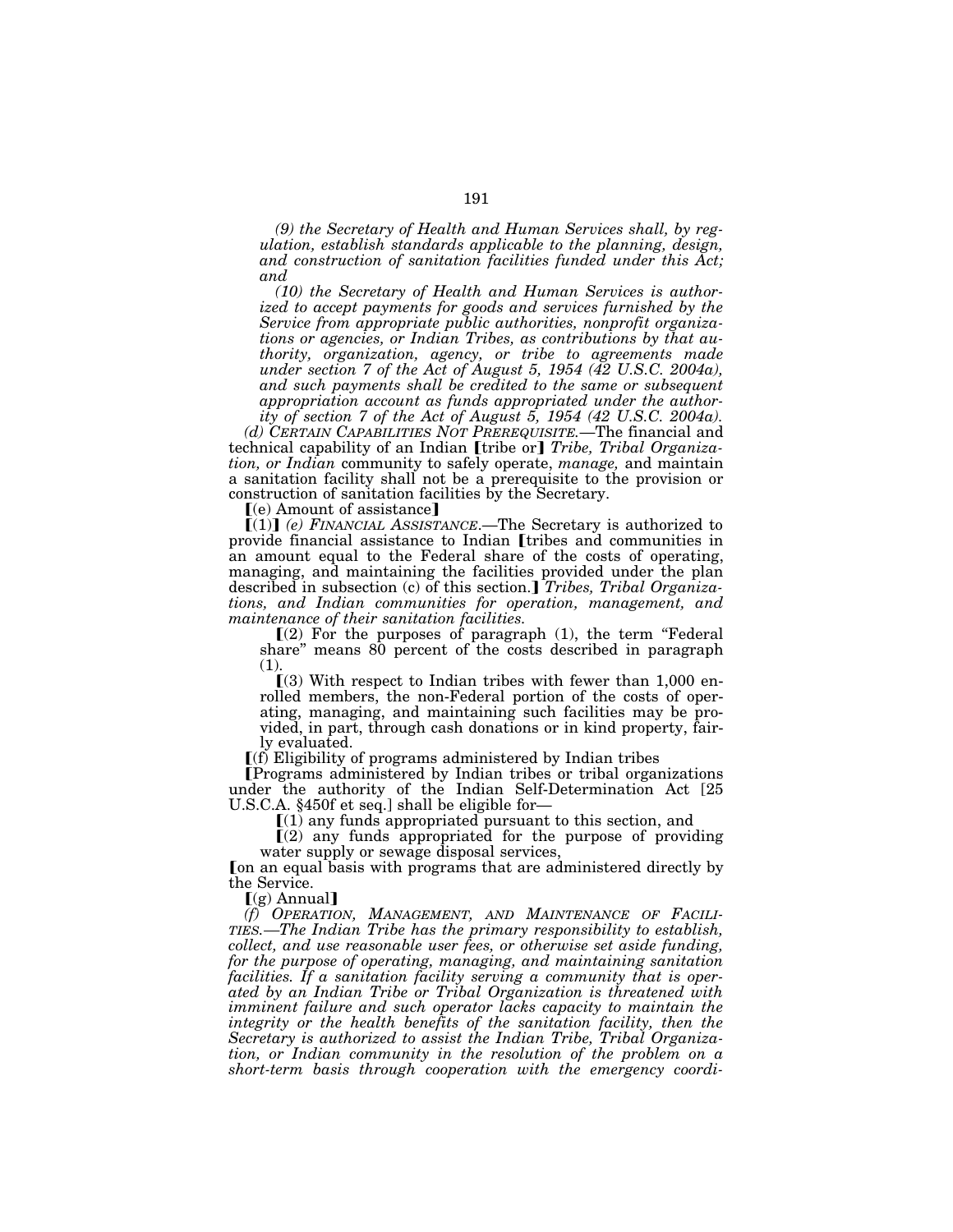*(9) the Secretary of Health and Human Services shall, by regulation, establish standards applicable to the planning, design, and construction of sanitation facilities funded under this Act; and*

*(10) the Secretary of Health and Human Services is authorized to accept payments for goods and services furnished by the Service from appropriate public authorities, nonprofit organizations or agencies, or Indian Tribes, as contributions by that authority, organization, agency, or tribe to agreements made under section 7 of the Act of August 5, 1954 (42 U.S.C. 2004a), and such payments shall be credited to the same or subsequent appropriation account as funds appropriated under the authority of section 7 of the Act of August 5, 1954 (42 U.S.C. 2004a).*

*(d) CERTAIN CAPABILITIES NOT PREREQUISITE.*—The financial and technical capability of an Indian ⟦tribe or⟧ *Tribe, Tribal Organization, or Indian* community to safely operate, *manage,* and maintain a sanitation facility shall not be a prerequisite to the provision or construction of sanitation facilities by the Secretary.

⟦(e) Amount of assistance⟧

⟦(1)⟧ *(e) FINANCIAL ASSISTANCE.*—The Secretary is authorized to provide financial assistance to Indian ⟦tribes and communities in an amount equal to the Federal share of the costs of operating, managing, and maintaining the facilities provided under the plan described in subsection (c) of this section.⟧ *Tribes, Tribal Organizations, and Indian communities for operation, management, and maintenance of their sanitation facilities.*

⟦(2) For the purposes of paragraph (1), the term "Federal share" means 80 percent of the costs described in paragraph (1).

⟦(3) With respect to Indian tribes with fewer than 1,000 enrolled members, the non-Federal portion of the costs of operating, managing, and maintaining such facilities may be provided, in part, through cash donations or in kind property, fairly evaluated.

⟦(f) Eligibility of programs administered by Indian tribes

⟦Programs administered by Indian tribes or tribal organizations under the authority of the Indian Self-Determination Act [25 U.S.C.A. §450f et seq.] shall be eligible for—

⟦(1) any funds appropriated pursuant to this section, and

⟦(2) any funds appropriated for the purpose of providing water supply or sewage disposal services,

⟦on an equal basis with programs that are administered directly by the Service.

⟦(g) Annual⟧

*(f) OPERATION, MANAGEMENT, AND MAINTENANCE OF FACILITIES.—The Indian Tribe has the primary responsibility to establish, collect, and use reasonable user fees, or otherwise set aside funding, for the purpose of operating, managing, and maintaining sanitation facilities. If a sanitation facility serving a community that is operated by an Indian Tribe or Tribal Organization is threatened with imminent failure and such operator lacks capacity to maintain the integrity or the health benefits of the sanitation facility, then the Secretary is authorized to assist the Indian Tribe, Tribal Organization, or Indian community in the resolution of the problem on a short-term basis through cooperation with the emergency coordi-*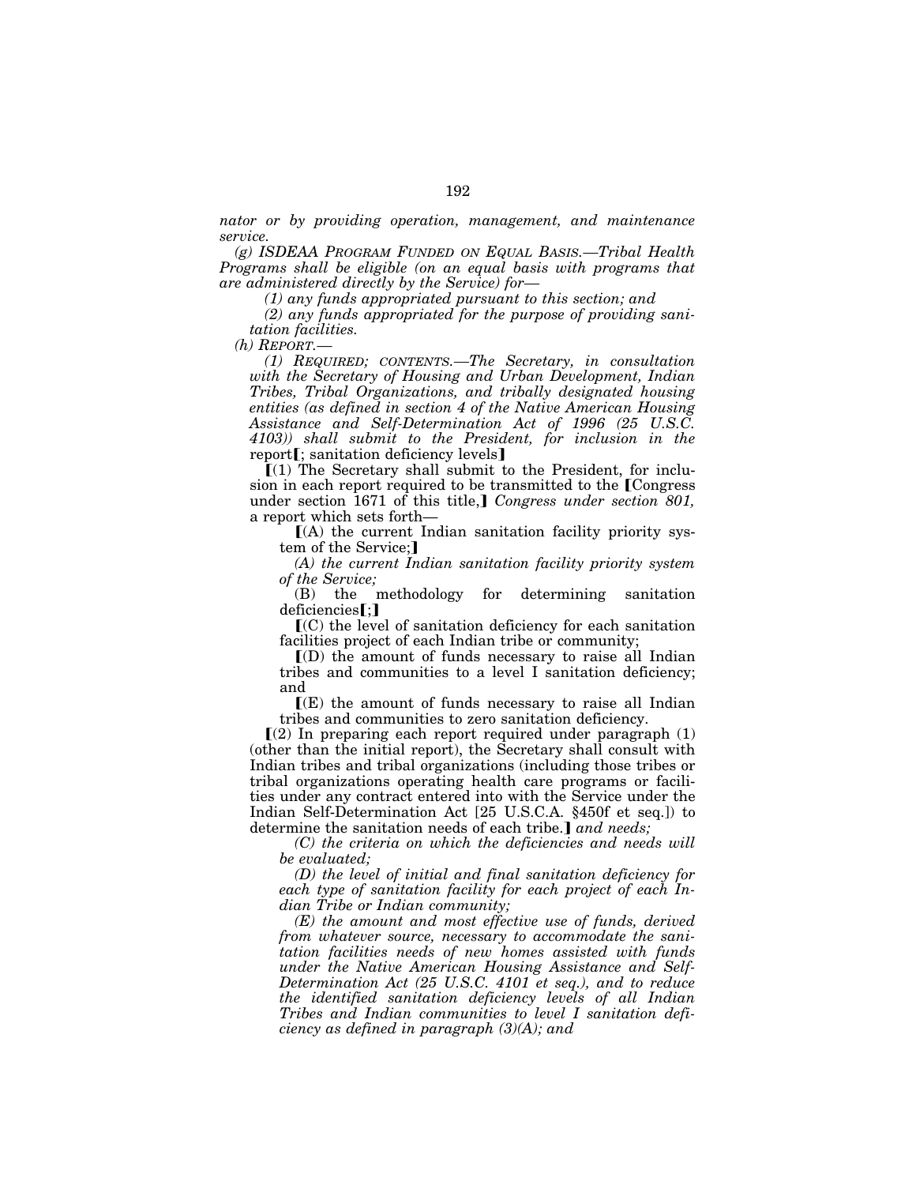*nator or by providing operation, management, and maintenance service.*

*(g) ISDEAA PROGRAM FUNDED ON EQUAL BASIS.—Tribal Health Programs shall be eligible (on an equal basis with programs that are administered directly by the Service) for—*

*(1) any funds appropriated pursuant to this section; and*

*(2) any funds appropriated for the purpose of providing sanitation facilities.*

*(h) REPORT.—*

*(1) REQUIRED; CONTENTS.—The Secretary, in consultation with the Secretary of Housing and Urban Development, Indian Tribes, Tribal Organizations, and tribally designated housing entities (as defined in section 4 of the Native American Housing Assistance and Self-Determination Act of 1996 (25 U.S.C. 4103)) shall submit to the President, for inclusion in the* report【; sanitation deficiency levels】

【(1) The Secretary shall submit to the President, for inclusion in each report required to be transmitted to the 【Congress under section 1671 of this title,】 *Congress under section 801,* a report which sets forth—

【(A) the current Indian sanitation facility priority system of the Service;】

*(A) the current Indian sanitation facility priority system of the Service;*

(B) the methodology for determining sanitation deficiencies【;】

【(C) the level of sanitation deficiency for each sanitation facilities project of each Indian tribe or community;

【(D) the amount of funds necessary to raise all Indian tribes and communities to a level I sanitation deficiency; and

【(E) the amount of funds necessary to raise all Indian tribes and communities to zero sanitation deficiency.

【(2) In preparing each report required under paragraph (1) (other than the initial report), the Secretary shall consult with Indian tribes and tribal organizations (including those tribes or tribal organizations operating health care programs or facilities under any contract entered into with the Service under the Indian Self-Determination Act [25 U.S.C.A. §450f et seq.]) to determine the sanitation needs of each tribe.】 *and needs;*

*(C) the criteria on which the deficiencies and needs will be evaluated;*

*(D) the level of initial and final sanitation deficiency for each type of sanitation facility for each project of each Indian Tribe or Indian community;*

*(E) the amount and most effective use of funds, derived from whatever source, necessary to accommodate the sanitation facilities needs of new homes assisted with funds under the Native American Housing Assistance and Self-Determination Act (25 U.S.C. 4101 et seq.), and to reduce the identified sanitation deficiency levels of all Indian Tribes and Indian communities to level I sanitation deficiency as defined in paragraph (3)(A); and*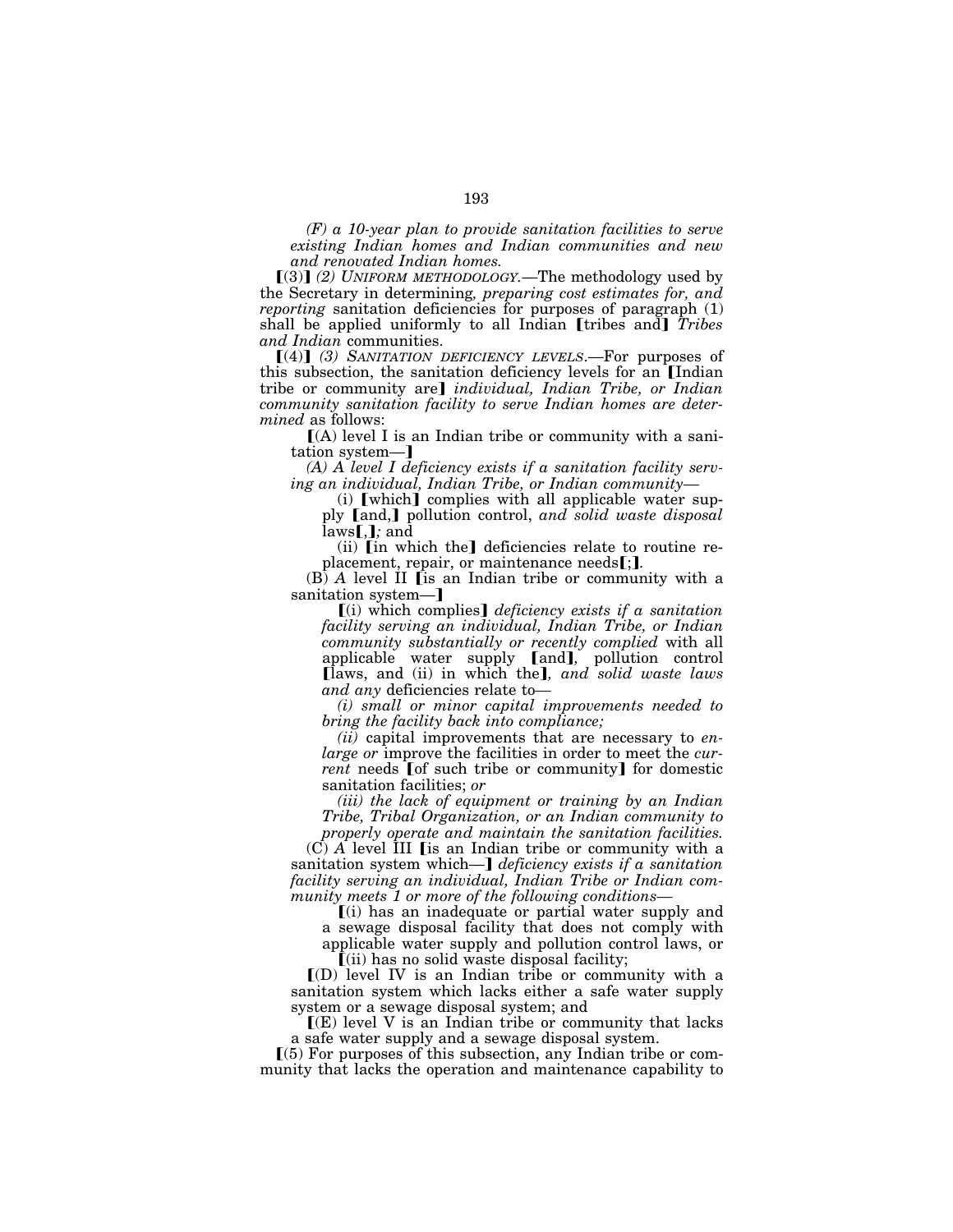*(F) a 10-year plan to provide sanitation facilities to serve existing Indian homes and Indian communities and new and renovated Indian homes.*

⟦(3)⟧ *(2) UNIFORM METHODOLOGY.*—The methodology used by the Secretary in determining*, preparing cost estimates for, and reporting* sanitation deficiencies for purposes of paragraph (1) shall be applied uniformly to all Indian ⟦tribes and⟧ *Tribes and Indian* communities.

⟦(4)⟧ *(3) SANITATION DEFICIENCY LEVELS.*—For purposes of this subsection, the sanitation deficiency levels for an ⟦Indian tribe or community are⟧ *individual, Indian Tribe, or Indian community sanitation facility to serve Indian homes are determined* as follows:

⟦(A) level I is an Indian tribe or community with a sanitation system—⟧

*(A) A level I deficiency exists if a sanitation facility serving an individual, Indian Tribe, or Indian community—*

(i) ⟦which⟧ complies with all applicable water supply ⟦and,⟧ pollution control, *and solid waste disposal* laws⟦,⟧*;* and

(ii) ⟦in which the⟧ deficiencies relate to routine replacement, repair, or maintenance needs⟦;⟧*.*

(B) *A* level II ⟦is an Indian tribe or community with a sanitation system—⟧

⟦(i) which complies⟧ *deficiency exists if a sanitation facility serving an individual, Indian Tribe, or Indian community substantially or recently complied* with all applicable water supply ⟦and⟧*,* pollution control ⟦laws, and (ii) in which the⟧*, and solid waste laws and any* deficiencies relate to—

*(i) small or minor capital improvements needed to bring the facility back into compliance;*

*(ii)* capital improvements that are necessary to *enlarge or* improve the facilities in order to meet the *current* needs ⟦of such tribe or community⟧ for domestic sanitation facilities; *or*

*(iii) the lack of equipment or training by an Indian Tribe, Tribal Organization, or an Indian community to properly operate and maintain the sanitation facilities.*

(C) *A* level III ⟦is an Indian tribe or community with a sanitation system which—⟧ *deficiency exists if a sanitation facility serving an individual, Indian Tribe or Indian community meets 1 or more of the following conditions—*

⟦(i) has an inadequate or partial water supply and a sewage disposal facility that does not comply with applicable water supply and pollution control laws, or

⟦(ii) has no solid waste disposal facility;

⟦(D) level IV is an Indian tribe or community with a sanitation system which lacks either a safe water supply system or a sewage disposal system; and

⟦(E) level V is an Indian tribe or community that lacks a safe water supply and a sewage disposal system.

⟦(5) For purposes of this subsection, any Indian tribe or community that lacks the operation and maintenance capability to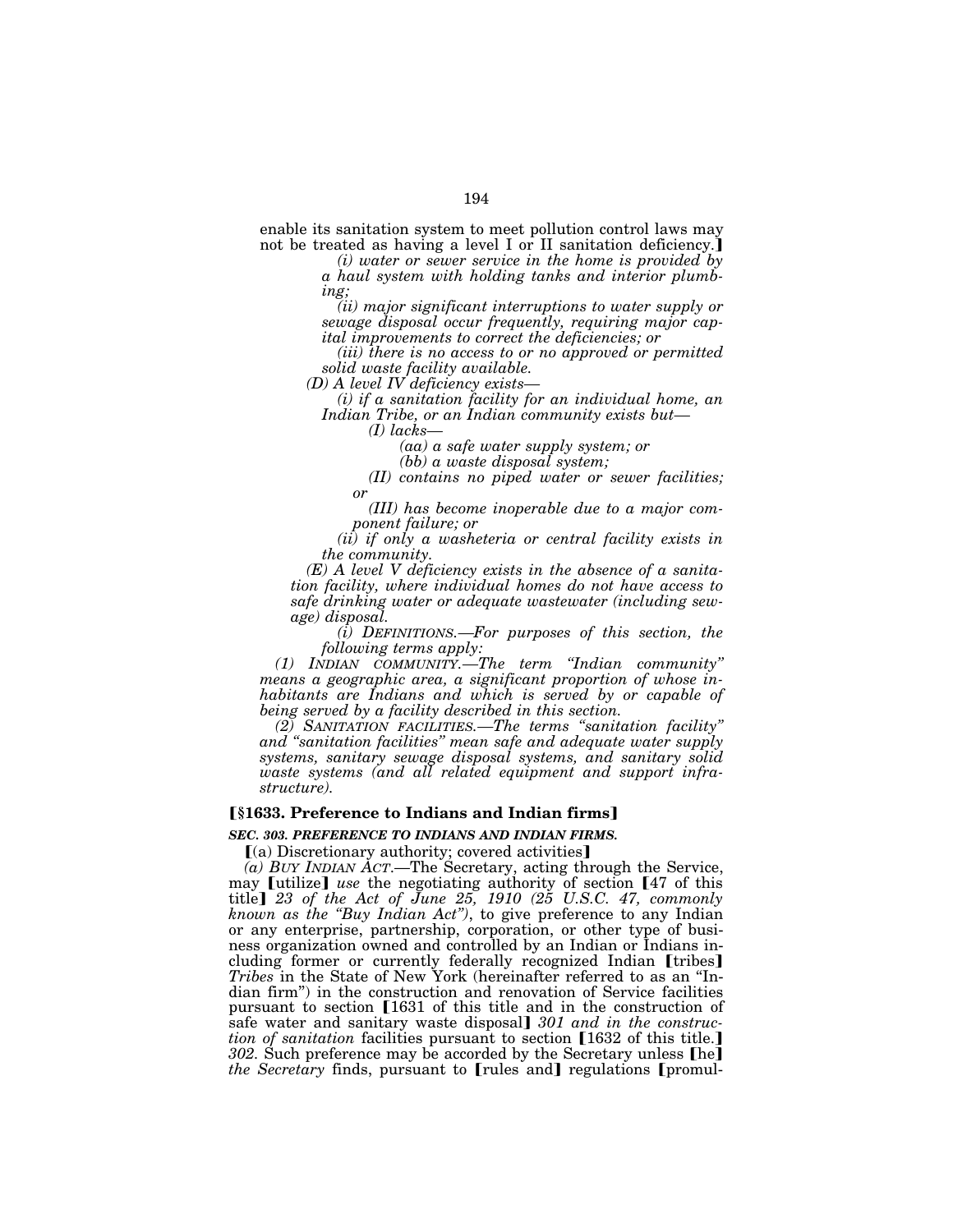enable its sanitation system to meet pollution control laws may not be treated as having a level I or II sanitation deficiency.】

*(i) water or sewer service in the home is provided by a haul system with holding tanks and interior plumbing;*

*(ii) major significant interruptions to water supply or sewage disposal occur frequently, requiring major capital improvements to correct the deficiencies; or*

*(iii) there is no access to or no approved or permitted solid waste facility available.*

*(D) A level IV deficiency exists—*

*(i) if a sanitation facility for an individual home, an Indian Tribe, or an Indian community exists but—*

*(I) lacks—*

*(aa) a safe water supply system; or*

*(bb) a waste disposal system;*

*(II) contains no piped water or sewer facilities; or*

*(III) has become inoperable due to a major component failure; or*

*(ii) if only a washeteria or central facility exists in the community.*

*(E) A level V deficiency exists in the absence of a sanitation facility, where individual homes do not have access to safe drinking water or adequate wastewater (including sewage) disposal.*

*(i) DEFINITIONS.—For purposes of this section, the following terms apply:*

*(1) INDIAN COMMUNITY.—The term "Indian community" means a geographic area, a significant proportion of whose inhabitants are Indians and which is served by or capable of being served by a facility described in this section.*

*(2) SANITATION FACILITIES.—The terms "sanitation facility" and "sanitation facilities" mean safe and adequate water supply systems, sanitary sewage disposal systems, and sanitary solid waste systems (and all related equipment and support infrastructure).*

**【§1633. Preference to Indians and Indian firms】**

***SEC. 303. PREFERENCE TO INDIANS AND INDIAN FIRMS.***

【(a) Discretionary authority; covered activities】

*(a) BUY INDIAN ACT.*—The Secretary, acting through the Service, may 【utilize】 *use* the negotiating authority of section 【47 of this title】 *23 of the Act of June 25, 1910 (25 U.S.C. 47, commonly known as the "Buy Indian Act")*, to give preference to any Indian or any enterprise, partnership, corporation, or other type of business organization owned and controlled by an Indian or Indians including former or currently federally recognized Indian 【tribes】 *Tribes* in the State of New York (hereinafter referred to as an "Indian firm") in the construction and renovation of Service facilities pursuant to section 【1631 of this title and in the construction of safe water and sanitary waste disposal】 *301 and in the construction of sanitation* facilities pursuant to section 【1632 of this title.】 *302*. Such preference may be accorded by the Secretary unless 【he】 *the Secretary* finds, pursuant to 【rules and】 regulations 【promul-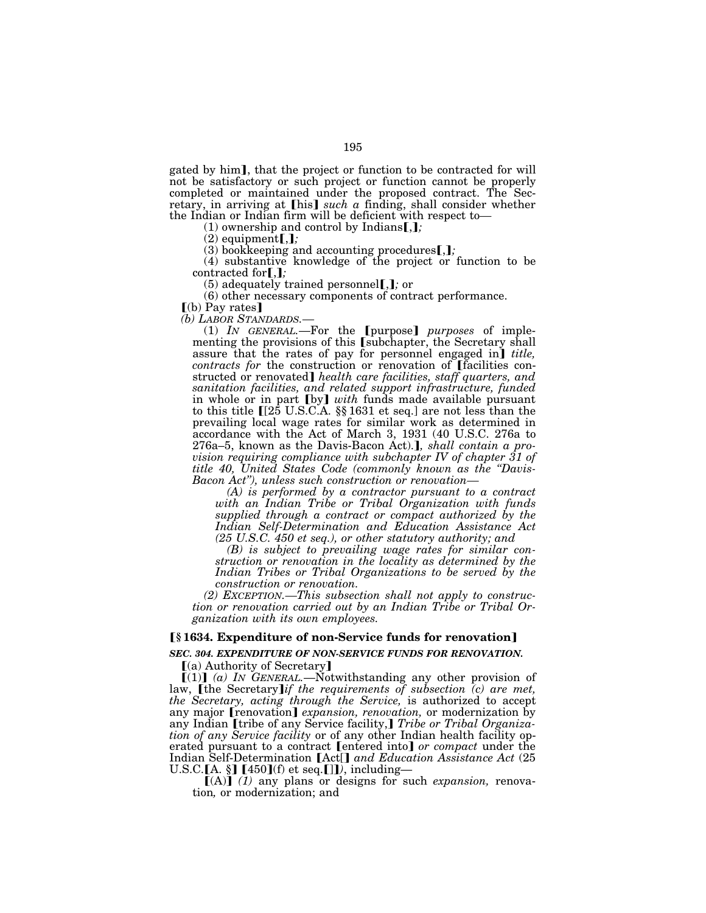gated by him], that the project or function to be contracted for will not be satisfactory or such project or function cannot be properly completed or maintained under the proposed contract. The Secretary, in arriving at [his] *such a* finding, shall consider whether the Indian or Indian firm will be deficient with respect to—

(1) ownership and control by Indians[,]*;*

(2) equipment[,]*;*

(3) bookkeeping and accounting procedures[,]*;*

(4) substantive knowledge of the project or function to be contracted for[,]*;*

(5) adequately trained personnel[,]*;* or

(6) other necessary components of contract performance.

[(b) Pay rates]

*(b) LABOR STANDARDS.—*

(1) *IN GENERAL.*—For the [purpose] *purposes* of implementing the provisions of this [subchapter, the Secretary shall assure that the rates of pay for personnel engaged in] *title, contracts for* the construction or renovation of [facilities constructed or renovated] *health care facilities, staff quarters, and sanitation facilities, and related support infrastructure, funded* in whole or in part [by] *with* funds made available pursuant to this title [[25 U.S.C.A. §§ 1631 et seq.] are not less than the prevailing local wage rates for similar work as determined in accordance with the Act of March 3, 1931 (40 U.S.C. 276a to 276a–5, known as the Davis-Bacon Act).]*, shall contain a provision requiring compliance with subchapter IV of chapter 31 of title 40, United States Code (commonly known as the "Davis-Bacon Act"), unless such construction or renovation—*

*(A) is performed by a contractor pursuant to a contract with an Indian Tribe or Tribal Organization with funds supplied through a contract or compact authorized by the Indian Self-Determination and Education Assistance Act (25 U.S.C. 450 et seq.), or other statutory authority; and*

*(B) is subject to prevailing wage rates for similar construction or renovation in the locality as determined by the Indian Tribes or Tribal Organizations to be served by the construction or renovation.*

*(2) EXCEPTION.—This subsection shall not apply to construction or renovation carried out by an Indian Tribe or Tribal Organization with its own employees.*

### [§ 1634. Expenditure of non-Service funds for renovation]

#### *SEC. 304. EXPENDITURE OF NON-SERVICE FUNDS FOR RENOVATION.*

[(a) Authority of Secretary]

[(1)] *(a) IN GENERAL.*—Notwithstanding any other provision of law, [the Secretary]*if the requirements of subsection (c) are met, the Secretary, acting through the Service,* is authorized to accept any major [renovation] *expansion, renovation,* or modernization by any Indian [tribe of any Service facility,] *Tribe or Tribal Organization of any Service facility* or of any other Indian health facility operated pursuant to a contract [entered into] *or compact* under the Indian Self-Determination [Act[] *and Education Assistance Act* (25 U.S.C.[A. §] [450](f) et seq.[]]*)*, including—

[(A)] *(1)* any plans or designs for such *expansion,* renovation*,* or modernization; and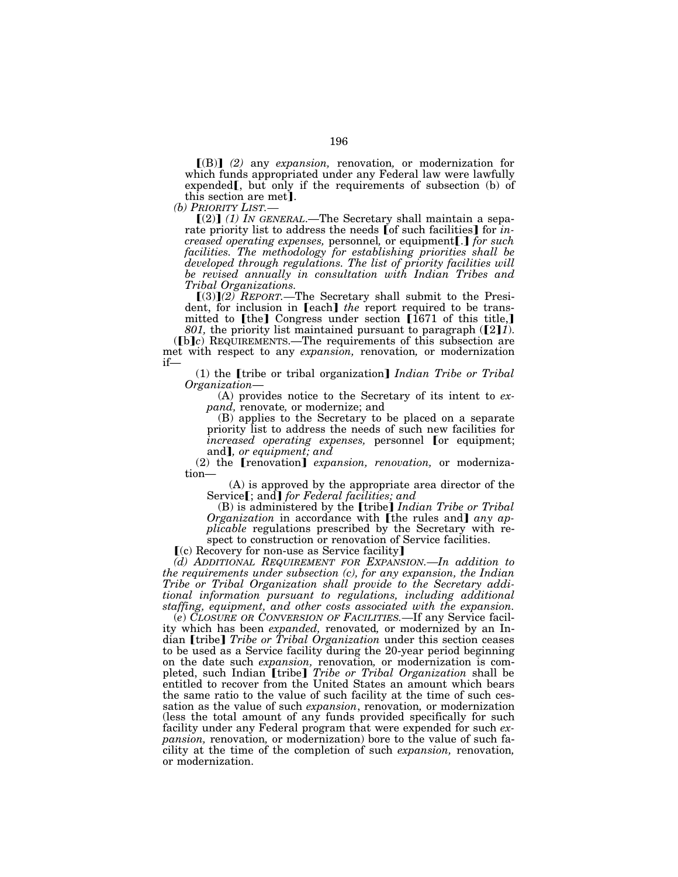【(B)】 *(2)* any *expansion,* renovation*,* or modernization for which funds appropriated under any Federal law were lawfully expended【, but only if the requirements of subsection (b) of this section are met】.

*(b)* *PRIORITY LIST.—*

【(2)】 *(1)* *IN GENERAL.*—The Secretary shall maintain a separate priority list to address the needs 【of such facilities】 for *increased operating expenses,* personnel*,* or equipment【.】 *for such facilities. The methodology for establishing priorities shall be developed through regulations. The list of priority facilities will be revised annually in consultation with Indian Tribes and Tribal Organizations.*

【(3)】*(2)* *REPORT.*—The Secretary shall submit to the President, for inclusion in 【each】 *the* report required to be transmitted to 【the】 Congress under section 【1671 of this title,】 *801,* the priority list maintained pursuant to paragraph (【2】*1*).

(【b】*c*) REQUIREMENTS.—The requirements of this subsection are met with respect to any *expansion,* renovation*,* or modernization if—

(1) the 【tribe or tribal organization】 *Indian Tribe or Tribal Organization*—

(A) provides notice to the Secretary of its intent to *expand,* renovate*,* or modernize; and

(B) applies to the Secretary to be placed on a separate priority list to address the needs of such new facilities for *increased operating expenses,* personnel 【or equipment; and】*, or equipment; and*

(2) the 【renovation】 *expansion, renovation,* or modernization—

(A) is approved by the appropriate area director of the Service【; and】 *for Federal facilities; and*

(B) is administered by the 【tribe】 *Indian Tribe or Tribal Organization* in accordance with 【the rules and】 *any applicable* regulations prescribed by the Secretary with respect to construction or renovation of Service facilities.

【(c) Recovery for non-use as Service facility】

*(d)* *ADDITIONAL REQUIREMENT FOR EXPANSION.—In addition to the requirements under subsection (c), for any expansion, the Indian Tribe or Tribal Organization shall provide to the Secretary additional information pursuant to regulations, including additional staffing, equipment, and other costs associated with the expansion.*

*(e)* *CLOSURE OR CONVERSION OF FACILITIES.*—If any Service facility which has been *expanded,* renovated*,* or modernized by an Indian 【tribe】 *Tribe or Tribal Organization* under this section ceases to be used as a Service facility during the 20-year period beginning on the date such *expansion,* renovation*,* or modernization is completed, such Indian 【tribe】 *Tribe or Tribal Organization* shall be entitled to recover from the United States an amount which bears the same ratio to the value of such facility at the time of such cessation as the value of such *expansion*, renovation*,* or modernization (less the total amount of any funds provided specifically for such facility under any Federal program that were expended for such *expansion,* renovation*,* or modernization) bore to the value of such facility at the time of the completion of such *expansion,* renovation*,* or modernization.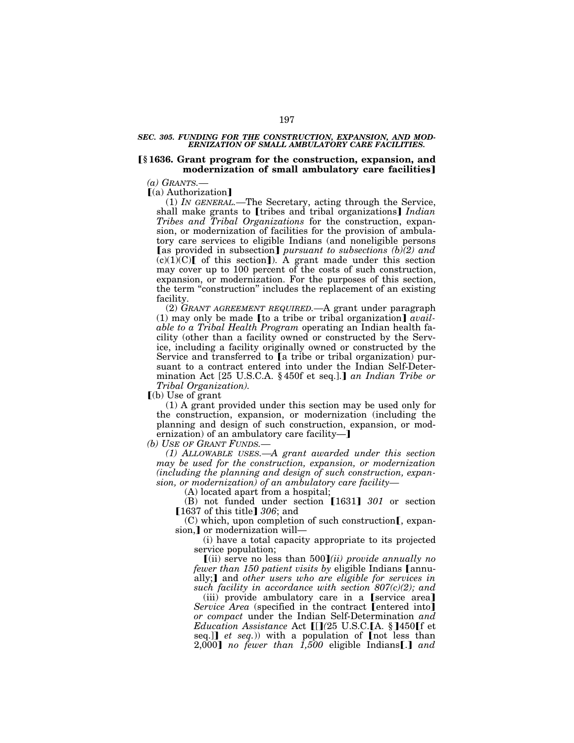***SEC. 305. FUNDING FOR THE CONSTRUCTION, EXPANSION, AND MODERNIZATION OF SMALL AMBULATORY CARE FACILITIES.***

**⟦§ 1636. Grant program for the construction, expansion, and modernization of small ambulatory care facilities⟧**

*(a) GRANTS.—*

⟦(a) Authorization⟧

(1) *IN GENERAL.*—The Secretary, acting through the Service, shall make grants to ⟦tribes and tribal organizations⟧ *Indian Tribes and Tribal Organizations* for the construction, expansion, or modernization of facilities for the provision of ambulatory care services to eligible Indians (and noneligible persons ⟦as provided in subsection⟧ *pursuant to subsections (b)(2) and* (c)(1)(C)⟦ of this section⟧). A grant made under this section may cover up to 100 percent of the costs of such construction, expansion, or modernization. For the purposes of this section, the term "construction" includes the replacement of an existing facility.

(2) *GRANT AGREEMENT REQUIRED.*—A grant under paragraph (1) may only be made ⟦to a tribe or tribal organization⟧ *available to a Tribal Health Program* operating an Indian health facility (other than a facility owned or constructed by the Service, including a facility originally owned or constructed by the Service and transferred to ⟦a tribe or tribal organization) pursuant to a contract entered into under the Indian Self-Determination Act [25 U.S.C.A. § 450f et seq.].⟧ *an Indian Tribe or Tribal Organization).*

⟦(b) Use of grant

(1) A grant provided under this section may be used only for the construction, expansion, or modernization (including the planning and design of such construction, expansion, or modernization) of an ambulatory care facility—⟧

*(b) USE OF GRANT FUNDS.—*

*(1) ALLOWABLE USES.—A grant awarded under this section may be used for the construction, expansion, or modernization (including the planning and design of such construction, expansion, or modernization) of an ambulatory care facility—*

(A) located apart from a hospital;

(B) not funded under section ⟦1631⟧ *301* or section ⟦1637 of this title⟧ *306*; and

(C) which, upon completion of such construction⟦, expansion,⟧ or modernization will—

(i) have a total capacity appropriate to its projected service population;

⟦(ii) serve no less than 500⟧*(ii) provide annually no fewer than 150 patient visits by* eligible Indians ⟦annually;⟧ and *other users who are eligible for services in such facility in accordance with section 807(c)(2); and*

(iii) provide ambulatory care in a ⟦service area⟧ *Service Area* (specified in the contract ⟦entered into⟧ *or compact* under the Indian Self-Determination *and Education Assistance* Act ⟦[⟧*(*25 U.S.C.⟦A. §⟧450⟦f et seq.]⟧ *et seq.*)) with a population of ⟦not less than 2,000⟧ *no fewer than 1,500* eligible Indians⟦.⟧ *and*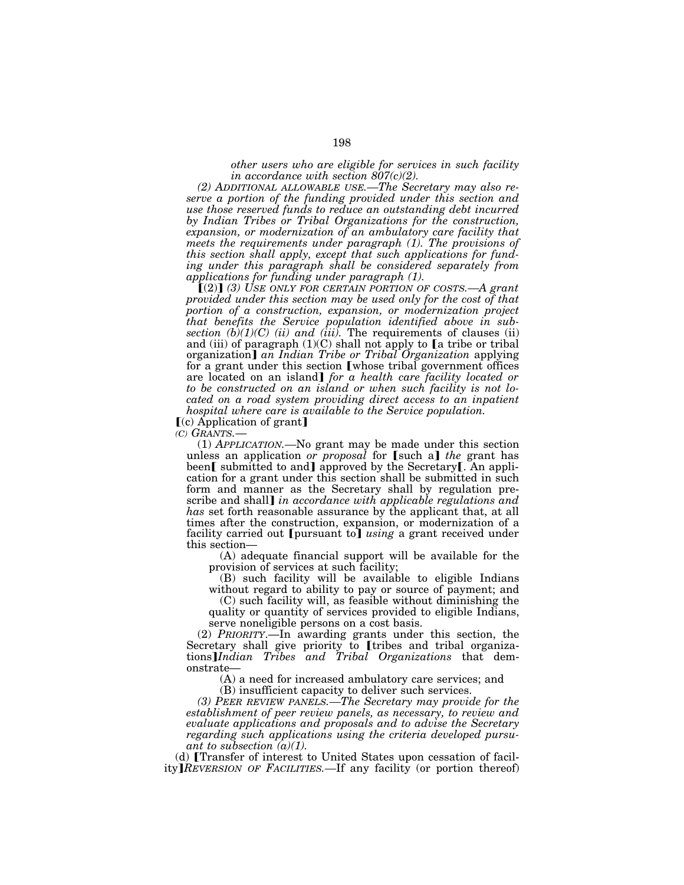*other users who are eligible for services in such facility in accordance with section 807(c)(2).*

*(2) ADDITIONAL ALLOWABLE USE.—The Secretary may also reserve a portion of the funding provided under this section and use those reserved funds to reduce an outstanding debt incurred by Indian Tribes or Tribal Organizations for the construction, expansion, or modernization of an ambulatory care facility that meets the requirements under paragraph (1). The provisions of this section shall apply, except that such applications for funding under this paragraph shall be considered separately from applications for funding under paragraph (1).*

❲(2)❳ *(3) USE ONLY FOR CERTAIN PORTION OF COSTS.—A grant provided under this section may be used only for the cost of that portion of a construction, expansion, or modernization project that benefits the Service population identified above in subsection (b)(1)(C) (ii) and (iii).* The requirements of clauses (ii) and (iii) of paragraph (1)(C) shall not apply to ❲a tribe or tribal organization❳ *an Indian Tribe or Tribal Organization* applying for a grant under this section ❲whose tribal government offices are located on an island❳ *for a health care facility located or to be constructed on an island or when such facility is not located on a road system providing direct access to an inpatient hospital where care is available to the Service population.*

❲(c) Application of grant❳

*(C) GRANTS.—*

(1) *APPLICATION.*—No grant may be made under this section unless an application *or proposal* for ❲such a❳ *the* grant has been❲ submitted to and❳ approved by the Secretary❲. An application for a grant under this section shall be submitted in such form and manner as the Secretary shall by regulation prescribe and shall❳ *in accordance with applicable regulations and has* set forth reasonable assurance by the applicant that, at all times after the construction, expansion, or modernization of a facility carried out ❲pursuant to❳ *using* a grant received under this section—

(A) adequate financial support will be available for the provision of services at such facility;

(B) such facility will be available to eligible Indians without regard to ability to pay or source of payment; and

(C) such facility will, as feasible without diminishing the quality or quantity of services provided to eligible Indians, serve noneligible persons on a cost basis.

(2) *PRIORITY.*—In awarding grants under this section, the Secretary shall give priority to ❲tribes and tribal organizations❳*Indian Tribes and Tribal Organizations* that demonstrate—

(A) a need for increased ambulatory care services; and

(B) insufficient capacity to deliver such services.

*(3) PEER REVIEW PANELS.—The Secretary may provide for the establishment of peer review panels, as necessary, to review and evaluate applications and proposals and to advise the Secretary regarding such applications using the criteria developed pursuant to subsection (a)(1).*

(d) ❲Transfer of interest to United States upon cessation of facility❳*REVERSION OF FACILITIES.*—If any facility (or portion thereof)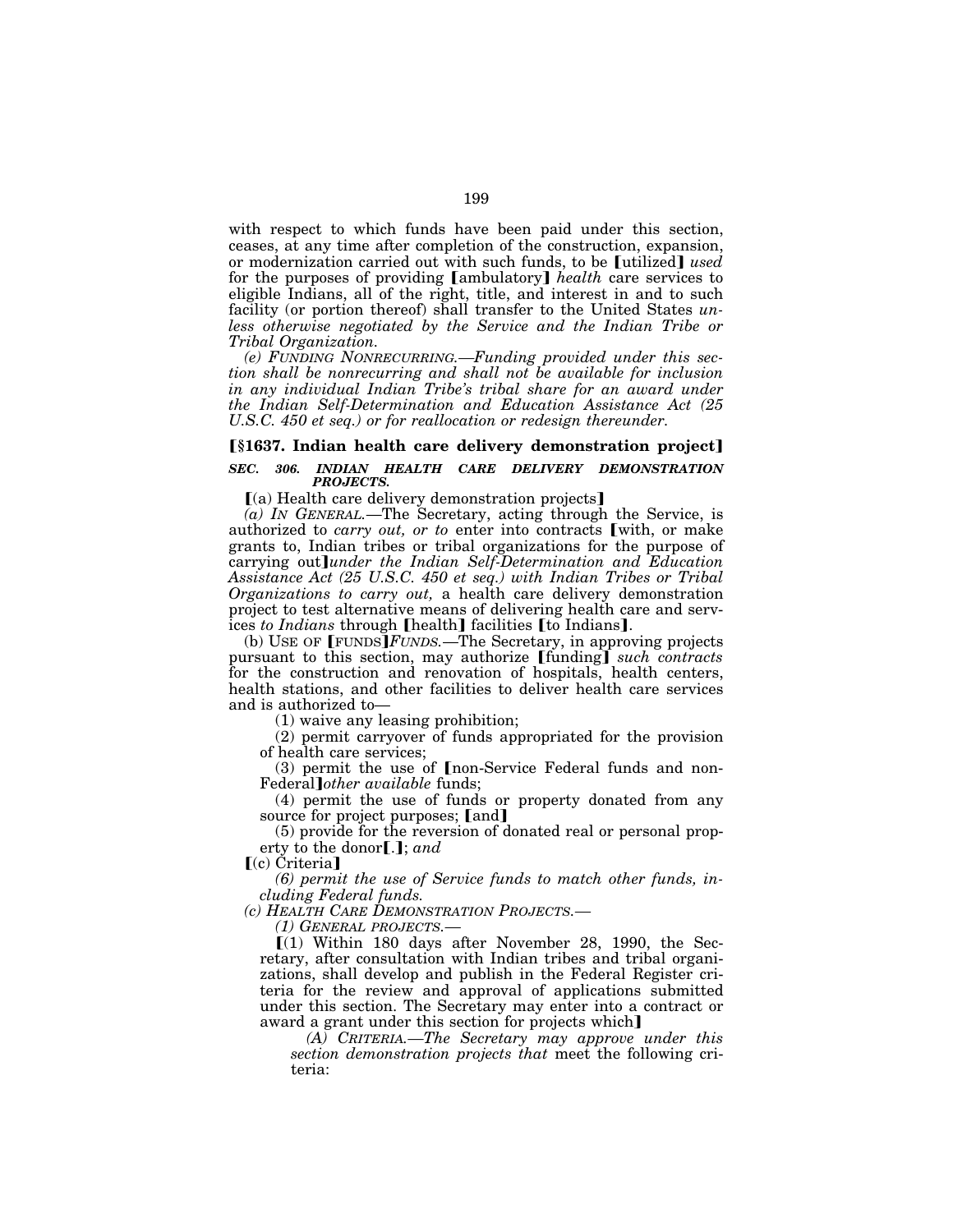with respect to which funds have been paid under this section, ceases, at any time after completion of the construction, expansion, or modernization carried out with such funds, to be [utilized] *used* for the purposes of providing [ambulatory] *health* care services to eligible Indians, all of the right, title, and interest in and to such facility (or portion thereof) shall transfer to the United States *unless otherwise negotiated by the Service and the Indian Tribe or Tribal Organization.*

*(e) FUNDING NONRECURRING.—Funding provided under this section shall be nonrecurring and shall not be available for inclusion in any individual Indian Tribe's tribal share for an award under the Indian Self-Determination and Education Assistance Act (25 U.S.C. 450 et seq.) or for reallocation or redesign thereunder.*

**[§1637. Indian health care delivery demonstration project]**

***SEC. 306. INDIAN HEALTH CARE DELIVERY DEMONSTRATION PROJECTS.***

[(a) Health care delivery demonstration projects]

*(a) IN GENERAL.*—The Secretary, acting through the Service, is authorized to *carry out, or to* enter into contracts [with, or make grants to, Indian tribes or tribal organizations for the purpose of carrying out]*under the Indian Self-Determination and Education Assistance Act (25 U.S.C. 450 et seq.) with Indian Tribes or Tribal Organizations to carry out,* a health care delivery demonstration project to test alternative means of delivering health care and services *to Indians* through [health] facilities [to Indians].

(b) USE OF [FUNDS]*FUNDS.*—The Secretary, in approving projects pursuant to this section, may authorize [funding] *such contracts* for the construction and renovation of hospitals, health centers, health stations, and other facilities to deliver health care services and is authorized to—

(1) waive any leasing prohibition;

(2) permit carryover of funds appropriated for the provision of health care services;

(3) permit the use of [non-Service Federal funds and non-Federal]*other available* funds;

(4) permit the use of funds or property donated from any source for project purposes; [and]

(5) provide for the reversion of donated real or personal property to the donor[.]; *and*

[(c) Criteria]

*(6) permit the use of Service funds to match other funds, including Federal funds.*

*(c) HEALTH CARE DEMONSTRATION PROJECTS.—*

*(1) GENERAL PROJECTS.—*

[(1) Within 180 days after November 28, 1990, the Secretary, after consultation with Indian tribes and tribal organizations, shall develop and publish in the Federal Register criteria for the review and approval of applications submitted under this section. The Secretary may enter into a contract or award a grant under this section for projects which]

*(A) CRITERIA.—The Secretary may approve under this section demonstration projects that* meet the following criteria: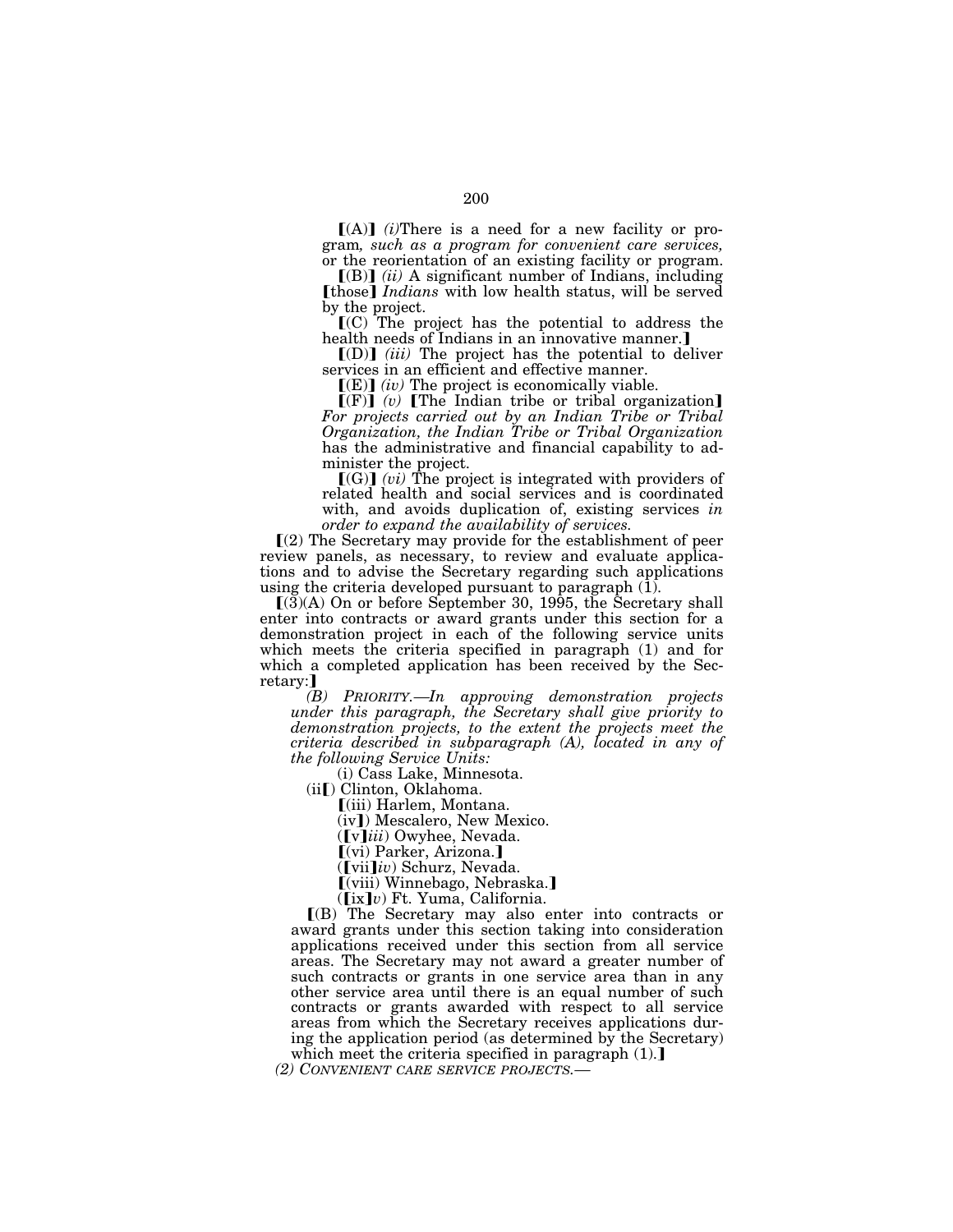⟦(A)⟧ *(i)*There is a need for a new facility or program*, such as a program for convenient care services,* or the reorientation of an existing facility or program.

⟦(B)⟧ *(ii)* A significant number of Indians, including ⟦those⟧ *Indians* with low health status, will be served by the project.

⟦(C) The project has the potential to address the health needs of Indians in an innovative manner.⟧

⟦(D)⟧ *(iii)* The project has the potential to deliver services in an efficient and effective manner.

⟦(E)⟧ *(iv)* The project is economically viable.

⟦(F)⟧ *(v)* ⟦The Indian tribe or tribal organization⟧ *For projects carried out by an Indian Tribe or Tribal Organization, the Indian Tribe or Tribal Organization* has the administrative and financial capability to administer the project.

⟦(G)⟧ *(vi)* The project is integrated with providers of related health and social services and is coordinated with, and avoids duplication of, existing services *in order to expand the availability of services.*

⟦(2) The Secretary may provide for the establishment of peer review panels, as necessary, to review and evaluate applications and to advise the Secretary regarding such applications using the criteria developed pursuant to paragraph (1).

⟦(3)(A) On or before September 30, 1995, the Secretary shall enter into contracts or award grants under this section for a demonstration project in each of the following service units which meets the criteria specified in paragraph (1) and for which a completed application has been received by the Secretary:⟧

*(B) PRIORITY.—In approving demonstration projects under this paragraph, the Secretary shall give priority to demonstration projects, to the extent the projects meet the criteria described in subparagraph (A), located in any of the following Service Units:*

(i) Cass Lake, Minnesota.

(ii⟦) Clinton, Oklahoma.

⟦(iii) Harlem, Montana.

(iv⟧) Mescalero, New Mexico.

(⟦v⟧*iii*) Owyhee, Nevada.

⟦(vi) Parker, Arizona.⟧

(⟦vii⟧*iv*) Schurz, Nevada.

⟦(viii) Winnebago, Nebraska.⟧

(⟦ix⟧*v*) Ft. Yuma, California.

⟦(B) The Secretary may also enter into contracts or award grants under this section taking into consideration applications received under this section from all service areas. The Secretary may not award a greater number of such contracts or grants in one service area than in any other service area until there is an equal number of such contracts or grants awarded with respect to all service areas from which the Secretary receives applications during the application period (as determined by the Secretary) which meet the criteria specified in paragraph (1).⟧

*(2) CONVENIENT CARE SERVICE PROJECTS.—*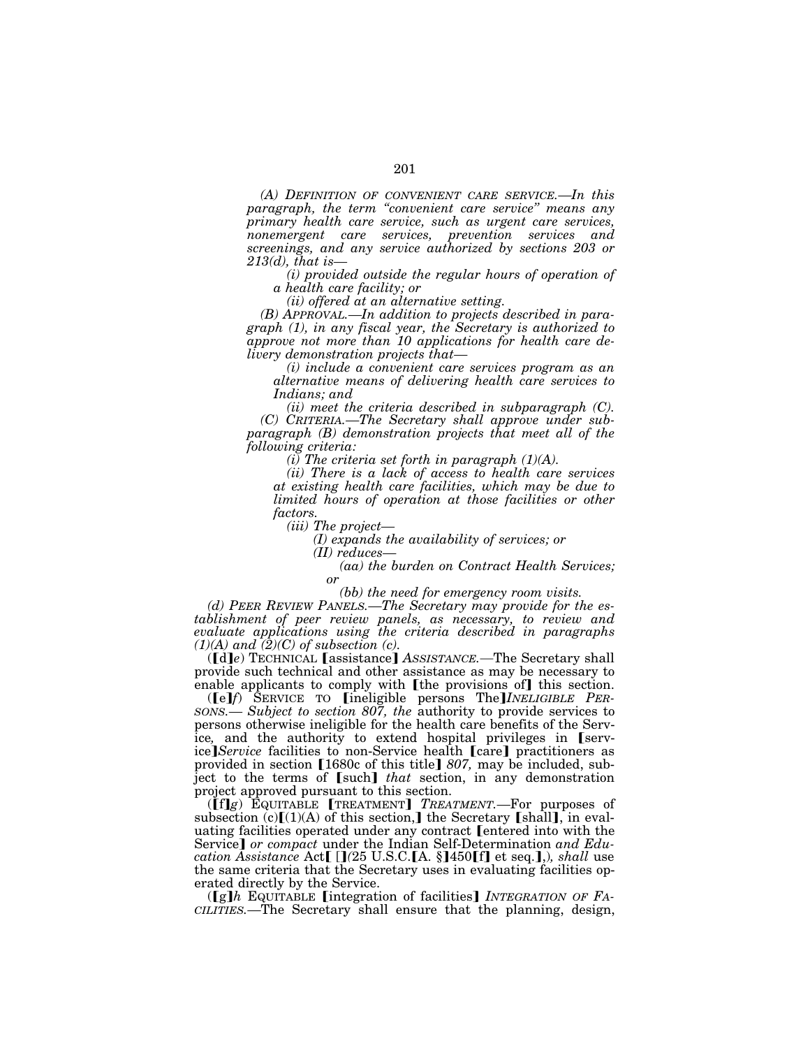*(A) DEFINITION OF CONVENIENT CARE SERVICE.—In this paragraph, the term "convenient care service" means any primary health care service, such as urgent care services, nonemergent care services, prevention services and screenings, and any service authorized by sections 203 or 213(d), that is—*

*(i) provided outside the regular hours of operation of a health care facility; or*

*(ii) offered at an alternative setting.*

*(B) APPROVAL.—In addition to projects described in paragraph (1), in any fiscal year, the Secretary is authorized to approve not more than 10 applications for health care delivery demonstration projects that—*

*(i) include a convenient care services program as an alternative means of delivering health care services to Indians; and*

*(ii) meet the criteria described in subparagraph (C).*

*(C) CRITERIA.—The Secretary shall approve under subparagraph (B) demonstration projects that meet all of the following criteria:*

*(i) The criteria set forth in paragraph (1)(A).*

*(ii) There is a lack of access to health care services at existing health care facilities, which may be due to limited hours of operation at those facilities or other factors.*

*(iii) The project—*

*(I) expands the availability of services; or*

*(II) reduces—*

*(aa) the burden on Contract Health Services; or*

*(bb) the need for emergency room visits.*

*(d) PEER REVIEW PANELS.—The Secretary may provide for the establishment of peer review panels, as necessary, to review and evaluate applications using the criteria described in paragraphs (1)(A) and (2)(C) of subsection (c).*

(【d】*e*) TECHNICAL 【assistance】 *ASSISTANCE.*—The Secretary shall provide such technical and other assistance as may be necessary to enable applicants to comply with 【the provisions of】 this section.

(【e】*f*) SERVICE TO 【ineligible persons The】*INELIGIBLE PERSONS.— Subject to section 807, the* authority to provide services to persons otherwise ineligible for the health care benefits of the Service*,* and the authority to extend hospital privileges in 【service】*Service* facilities to non-Service health 【care】 practitioners as provided in section 【1680c of this title】 *807,* may be included, subject to the terms of 【such】 *that* section, in any demonstration project approved pursuant to this section.

(【f】*g*) EQUITABLE 【TREATMENT】 *TREATMENT.*—For purposes of subsection (c)【(1)(A) of this section,】 the Secretary 【shall】, in evaluating facilities operated under any contract 【entered into with the Service】 *or compact* under the Indian Self-Determination *and Education Assistance* Act【 [】*(*25 U.S.C.【A. §】450【f】 et seq.【,】*),* *shall* use the same criteria that the Secretary uses in evaluating facilities operated directly by the Service.

(【g】*h* EQUITABLE 【integration of facilities】 *INTEGRATION OF FACILITIES.*—The Secretary shall ensure that the planning, design,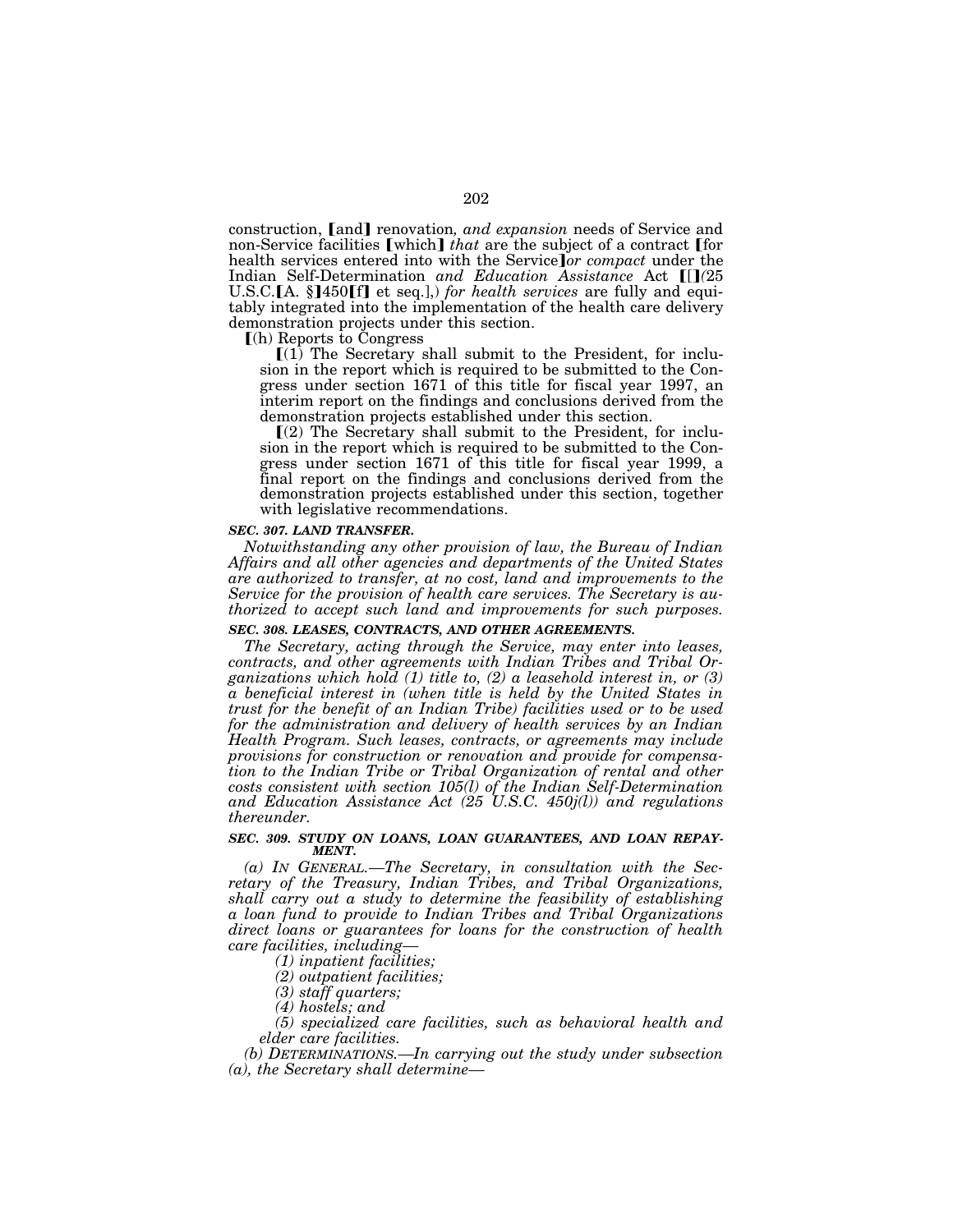construction, ⟦and⟧ renovation*, and expansion* needs of Service and non-Service facilities ⟦which⟧ *that* are the subject of a contract ⟦for health services entered into with the Service⟧*or compact* under the Indian Self-Determination *and Education Assistance* Act ⟦[⟧*(*25 U.S.C.⟦A. §⟧450⟦f⟧ et seq.⟦],⟧*) for health services* are fully and equitably integrated into the implementation of the health care delivery demonstration projects under this section.

⟦(h) Reports to Congress

⟦(1) The Secretary shall submit to the President, for inclusion in the report which is required to be submitted to the Congress under section 1671 of this title for fiscal year 1997, an interim report on the findings and conclusions derived from the demonstration projects established under this section.

⟦(2) The Secretary shall submit to the President, for inclusion in the report which is required to be submitted to the Congress under section 1671 of this title for fiscal year 1999, a final report on the findings and conclusions derived from the demonstration projects established under this section, together with legislative recommendations.

***SEC. 307. LAND TRANSFER.***

*Notwithstanding any other provision of law, the Bureau of Indian Affairs and all other agencies and departments of the United States are authorized to transfer, at no cost, land and improvements to the Service for the provision of health care services. The Secretary is authorized to accept such land and improvements for such purposes.*

***SEC. 308. LEASES, CONTRACTS, AND OTHER AGREEMENTS.***

*The Secretary, acting through the Service, may enter into leases, contracts, and other agreements with Indian Tribes and Tribal Organizations which hold (1) title to, (2) a leasehold interest in, or (3) a beneficial interest in (when title is held by the United States in trust for the benefit of an Indian Tribe) facilities used or to be used for the administration and delivery of health services by an Indian Health Program. Such leases, contracts, or agreements may include provisions for construction or renovation and provide for compensation to the Indian Tribe or Tribal Organization of rental and other costs consistent with section 105(l) of the Indian Self-Determination and Education Assistance Act (25 U.S.C. 450j(l)) and regulations thereunder.*

***SEC. 309. STUDY ON LOANS, LOAN GUARANTEES, AND LOAN REPAYMENT.***

*(a) IN GENERAL.—The Secretary, in consultation with the Secretary of the Treasury, Indian Tribes, and Tribal Organizations, shall carry out a study to determine the feasibility of establishing a loan fund to provide to Indian Tribes and Tribal Organizations direct loans or guarantees for loans for the construction of health care facilities, including—*

*(1) inpatient facilities;*

*(2) outpatient facilities;*

*(3) staff quarters;*

*(4) hostels; and*

*(5) specialized care facilities, such as behavioral health and elder care facilities.*

*(b) DETERMINATIONS.—In carrying out the study under subsection (a), the Secretary shall determine—*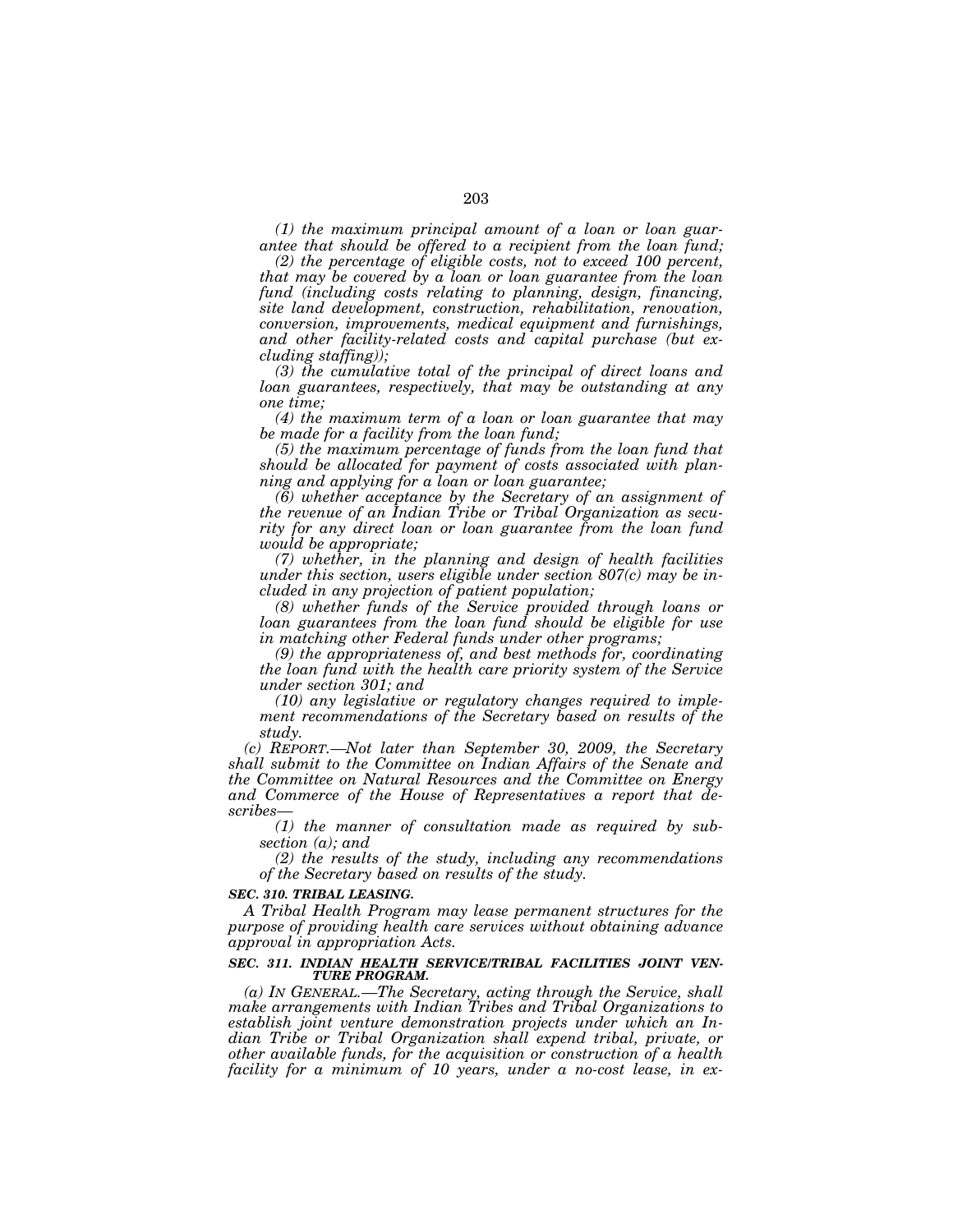*(1) the maximum principal amount of a loan or loan guarantee that should be offered to a recipient from the loan fund;*

*(2) the percentage of eligible costs, not to exceed 100 percent, that may be covered by a loan or loan guarantee from the loan fund (including costs relating to planning, design, financing, site land development, construction, rehabilitation, renovation, conversion, improvements, medical equipment and furnishings, and other facility-related costs and capital purchase (but excluding staffing));*

*(3) the cumulative total of the principal of direct loans and loan guarantees, respectively, that may be outstanding at any one time;*

*(4) the maximum term of a loan or loan guarantee that may be made for a facility from the loan fund;*

*(5) the maximum percentage of funds from the loan fund that should be allocated for payment of costs associated with planning and applying for a loan or loan guarantee;*

*(6) whether acceptance by the Secretary of an assignment of the revenue of an Indian Tribe or Tribal Organization as security for any direct loan or loan guarantee from the loan fund would be appropriate;*

*(7) whether, in the planning and design of health facilities under this section, users eligible under section 807(c) may be included in any projection of patient population;*

*(8) whether funds of the Service provided through loans or loan guarantees from the loan fund should be eligible for use in matching other Federal funds under other programs;*

*(9) the appropriateness of, and best methods for, coordinating the loan fund with the health care priority system of the Service under section 301; and*

*(10) any legislative or regulatory changes required to implement recommendations of the Secretary based on results of the study.*

*(c) REPORT.—Not later than September 30, 2009, the Secretary shall submit to the Committee on Indian Affairs of the Senate and the Committee on Natural Resources and the Committee on Energy and Commerce of the House of Representatives a report that describes—*

*(1) the manner of consultation made as required by subsection (a); and*

*(2) the results of the study, including any recommendations of the Secretary based on results of the study.*

***SEC. 310. TRIBAL LEASING.***

*A Tribal Health Program may lease permanent structures for the purpose of providing health care services without obtaining advance approval in appropriation Acts.*

***SEC. 311. INDIAN HEALTH SERVICE/TRIBAL FACILITIES JOINT VENTURE PROGRAM.***

*(a) IN GENERAL.—The Secretary, acting through the Service, shall make arrangements with Indian Tribes and Tribal Organizations to establish joint venture demonstration projects under which an Indian Tribe or Tribal Organization shall expend tribal, private, or other available funds, for the acquisition or construction of a health facility for a minimum of 10 years, under a no-cost lease, in ex-*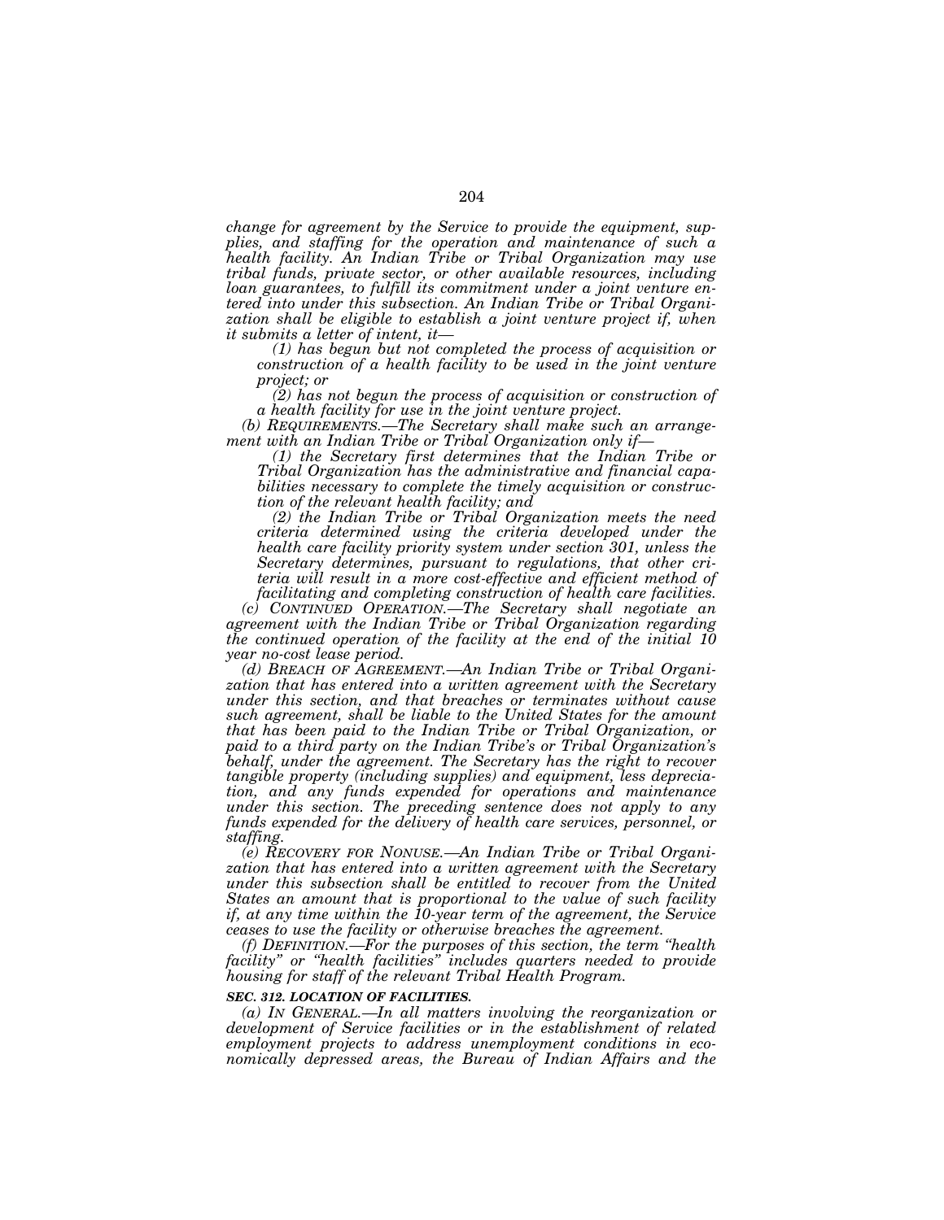*change for agreement by the Service to provide the equipment, supplies, and staffing for the operation and maintenance of such a health facility. An Indian Tribe or Tribal Organization may use tribal funds, private sector, or other available resources, including loan guarantees, to fulfill its commitment under a joint venture entered into under this subsection. An Indian Tribe or Tribal Organization shall be eligible to establish a joint venture project if, when it submits a letter of intent, it—*

*(1) has begun but not completed the process of acquisition or construction of a health facility to be used in the joint venture project; or*

*(2) has not begun the process of acquisition or construction of a health facility for use in the joint venture project.*

*(b) REQUIREMENTS.—The Secretary shall make such an arrangement with an Indian Tribe or Tribal Organization only if—*

*(1) the Secretary first determines that the Indian Tribe or Tribal Organization has the administrative and financial capabilities necessary to complete the timely acquisition or construction of the relevant health facility; and*

*(2) the Indian Tribe or Tribal Organization meets the need criteria determined using the criteria developed under the health care facility priority system under section 301, unless the Secretary determines, pursuant to regulations, that other criteria will result in a more cost-effective and efficient method of facilitating and completing construction of health care facilities.*

*(c) CONTINUED OPERATION.—The Secretary shall negotiate an agreement with the Indian Tribe or Tribal Organization regarding the continued operation of the facility at the end of the initial 10 year no-cost lease period.*

*(d) BREACH OF AGREEMENT.—An Indian Tribe or Tribal Organization that has entered into a written agreement with the Secretary under this section, and that breaches or terminates without cause such agreement, shall be liable to the United States for the amount that has been paid to the Indian Tribe or Tribal Organization, or paid to a third party on the Indian Tribe's or Tribal Organization's behalf, under the agreement. The Secretary has the right to recover tangible property (including supplies) and equipment, less depreciation, and any funds expended for operations and maintenance under this section. The preceding sentence does not apply to any funds expended for the delivery of health care services, personnel, or staffing.*

*(e) RECOVERY FOR NONUSE.—An Indian Tribe or Tribal Organization that has entered into a written agreement with the Secretary under this subsection shall be entitled to recover from the United States an amount that is proportional to the value of such facility if, at any time within the 10-year term of the agreement, the Service ceases to use the facility or otherwise breaches the agreement.*

*(f) DEFINITION.—For the purposes of this section, the term "health facility" or "health facilities" includes quarters needed to provide housing for staff of the relevant Tribal Health Program.*

***SEC. 312. LOCATION OF FACILITIES.***

*(a) IN GENERAL.—In all matters involving the reorganization or development of Service facilities or in the establishment of related employment projects to address unemployment conditions in economically depressed areas, the Bureau of Indian Affairs and the*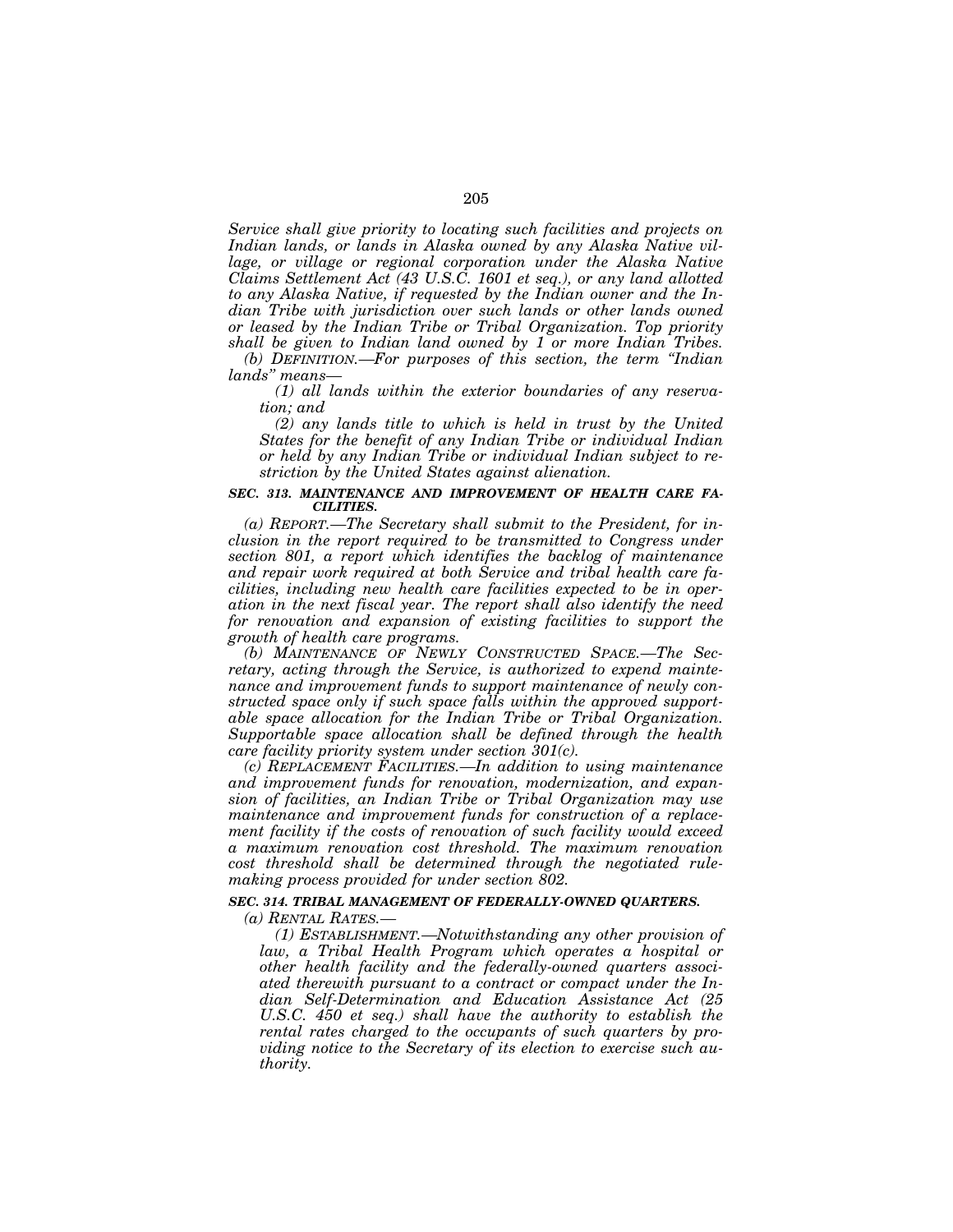*Service shall give priority to locating such facilities and projects on Indian lands, or lands in Alaska owned by any Alaska Native village, or village or regional corporation under the Alaska Native Claims Settlement Act (43 U.S.C. 1601 et seq.), or any land allotted to any Alaska Native, if requested by the Indian owner and the Indian Tribe with jurisdiction over such lands or other lands owned or leased by the Indian Tribe or Tribal Organization. Top priority shall be given to Indian land owned by 1 or more Indian Tribes.*

*(b) DEFINITION.—For purposes of this section, the term "Indian lands" means—*

*(1) all lands within the exterior boundaries of any reservation; and*

*(2) any lands title to which is held in trust by the United States for the benefit of any Indian Tribe or individual Indian or held by any Indian Tribe or individual Indian subject to restriction by the United States against alienation.*

***SEC. 313. MAINTENANCE AND IMPROVEMENT OF HEALTH CARE FACILITIES.***

*(a) REPORT.—The Secretary shall submit to the President, for inclusion in the report required to be transmitted to Congress under section 801, a report which identifies the backlog of maintenance and repair work required at both Service and tribal health care facilities, including new health care facilities expected to be in operation in the next fiscal year. The report shall also identify the need for renovation and expansion of existing facilities to support the growth of health care programs.*

*(b) MAINTENANCE OF NEWLY CONSTRUCTED SPACE.—The Secretary, acting through the Service, is authorized to expend maintenance and improvement funds to support maintenance of newly constructed space only if such space falls within the approved supportable space allocation for the Indian Tribe or Tribal Organization. Supportable space allocation shall be defined through the health care facility priority system under section 301(c).*

*(c) REPLACEMENT FACILITIES.—In addition to using maintenance and improvement funds for renovation, modernization, and expansion of facilities, an Indian Tribe or Tribal Organization may use maintenance and improvement funds for construction of a replacement facility if the costs of renovation of such facility would exceed a maximum renovation cost threshold. The maximum renovation cost threshold shall be determined through the negotiated rulemaking process provided for under section 802.*

***SEC. 314. TRIBAL MANAGEMENT OF FEDERALLY-OWNED QUARTERS.***

*(a) RENTAL RATES.—*

*(1) ESTABLISHMENT.—Notwithstanding any other provision of law, a Tribal Health Program which operates a hospital or other health facility and the federally-owned quarters associated therewith pursuant to a contract or compact under the Indian Self-Determination and Education Assistance Act (25 U.S.C. 450 et seq.) shall have the authority to establish the rental rates charged to the occupants of such quarters by providing notice to the Secretary of its election to exercise such authority.*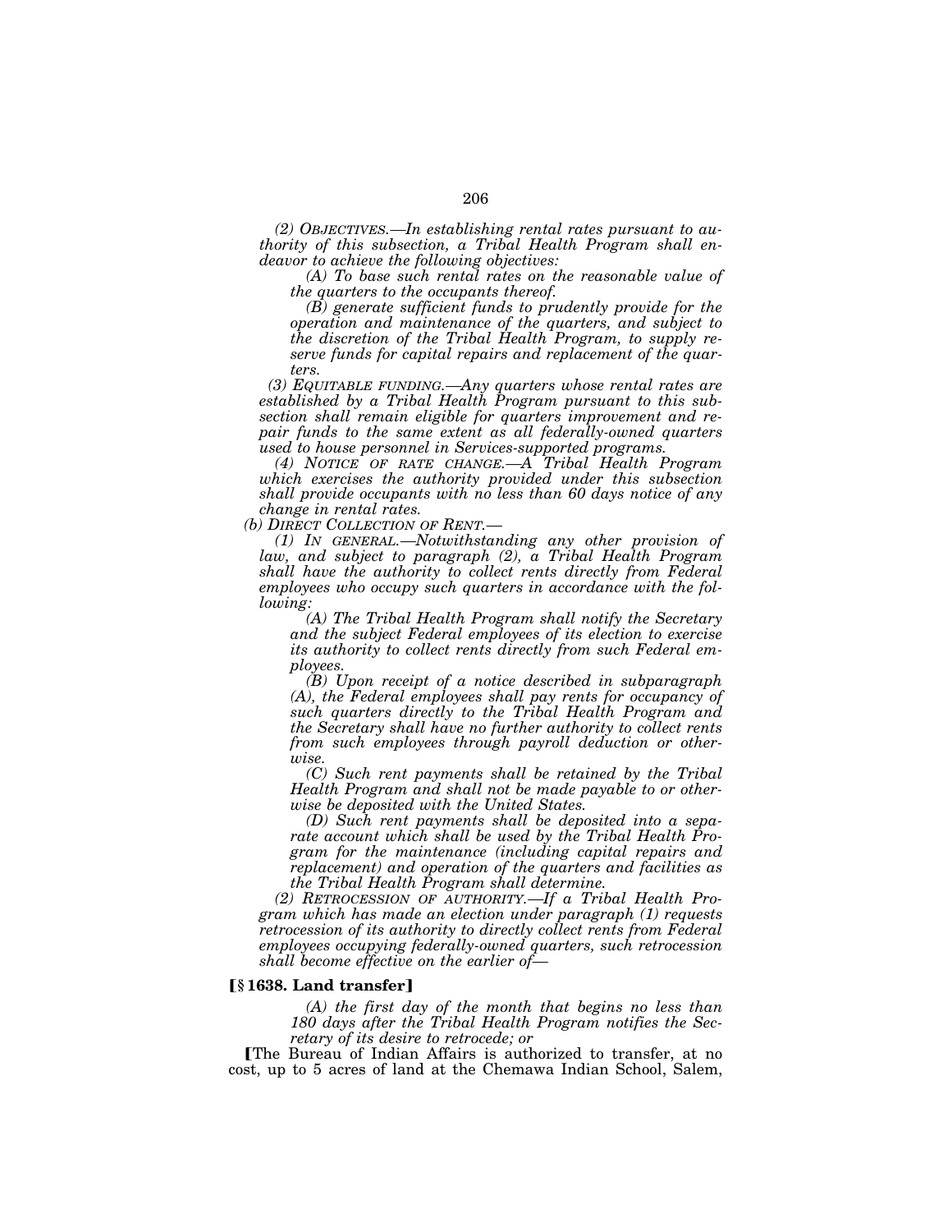*(2) OBJECTIVES.—In establishing rental rates pursuant to authority of this subsection, a Tribal Health Program shall endeavor to achieve the following objectives:*

*(A) To base such rental rates on the reasonable value of the quarters to the occupants thereof.*

*(B) generate sufficient funds to prudently provide for the operation and maintenance of the quarters, and subject to the discretion of the Tribal Health Program, to supply reserve funds for capital repairs and replacement of the quarters.*

*(3) EQUITABLE FUNDING.—Any quarters whose rental rates are established by a Tribal Health Program pursuant to this subsection shall remain eligible for quarters improvement and repair funds to the same extent as all federally-owned quarters used to house personnel in Services-supported programs.*

*(4) NOTICE OF RATE CHANGE.—A Tribal Health Program which exercises the authority provided under this subsection shall provide occupants with no less than 60 days notice of any change in rental rates.*

*(b) DIRECT COLLECTION OF RENT.—*

*(1) IN GENERAL.—Notwithstanding any other provision of law, and subject to paragraph (2), a Tribal Health Program shall have the authority to collect rents directly from Federal employees who occupy such quarters in accordance with the following:*

*(A) The Tribal Health Program shall notify the Secretary and the subject Federal employees of its election to exercise its authority to collect rents directly from such Federal employees.*

*(B) Upon receipt of a notice described in subparagraph (A), the Federal employees shall pay rents for occupancy of such quarters directly to the Tribal Health Program and the Secretary shall have no further authority to collect rents from such employees through payroll deduction or otherwise.*

*(C) Such rent payments shall be retained by the Tribal Health Program and shall not be made payable to or otherwise be deposited with the United States.*

*(D) Such rent payments shall be deposited into a separate account which shall be used by the Tribal Health Program for the maintenance (including capital repairs and replacement) and operation of the quarters and facilities as the Tribal Health Program shall determine.*

*(2) RETROCESSION OF AUTHORITY.—If a Tribal Health Program which has made an election under paragraph (1) requests retrocession of its authority to directly collect rents from Federal employees occupying federally-owned quarters, such retrocession shall become effective on the earlier of—*

**[§ 1638. Land transfer]**

*(A) the first day of the month that begins no less than 180 days after the Tribal Health Program notifies the Secretary of its desire to retrocede; or*

[The Bureau of Indian Affairs is authorized to transfer, at no cost, up to 5 acres of land at the Chemawa Indian School, Salem,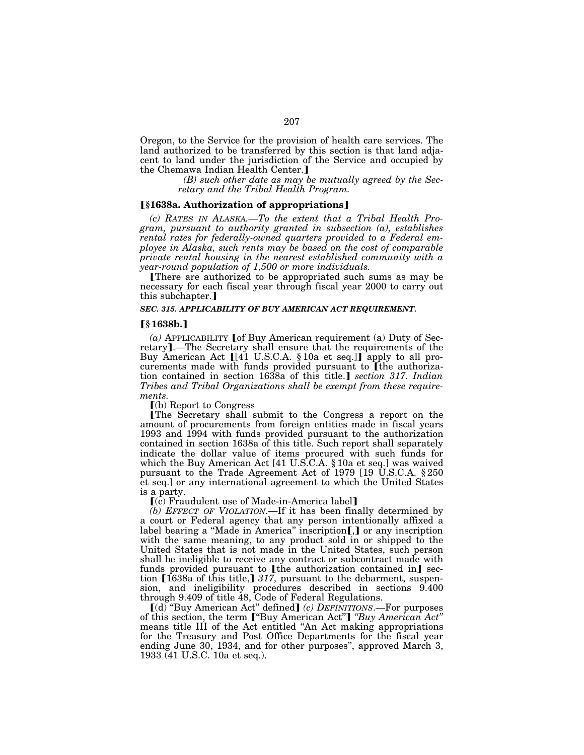Oregon, to the Service for the provision of health care services. The land authorized to be transferred by this section is that land adjacent to land under the jurisdiction of the Service and occupied by the Chemawa Indian Health Center.】

*(B) such other date as may be mutually agreed by the Secretary and the Tribal Health Program.*

### 【§1638a. Authorization of appropriations】

*(c) RATES IN ALASKA.—To the extent that a Tribal Health Program, pursuant to authority granted in subsection (a), establishes rental rates for federally-owned quarters provided to a Federal employee in Alaska, such rents may be based on the cost of comparable private rental housing in the nearest established community with a year-round population of 1,500 or more individuals.*

【There are authorized to be appropriated such sums as may be necessary for each fiscal year through fiscal year 2000 to carry out this subchapter.】

***SEC. 315. APPLICABILITY OF BUY AMERICAN ACT REQUIREMENT.***

### 【§1638b.】

*(a)* APPLICABILITY 【of Buy American requirement (a) Duty of Secretary】.—The Secretary shall ensure that the requirements of the Buy American Act 【[41 U.S.C.A. §10a et seq.]】 apply to all procurements made with funds provided pursuant to 【the authorization contained in section 1638a of this title.】 *section 317. Indian Tribes and Tribal Organizations shall be exempt from these requirements.*

【(b) Report to Congress

【The Secretary shall submit to the Congress a report on the amount of procurements from foreign entities made in fiscal years 1993 and 1994 with funds provided pursuant to the authorization contained in section 1638a of this title. Such report shall separately indicate the dollar value of items procured with such funds for which the Buy American Act [41 U.S.C.A. §10a et seq.] was waived pursuant to the Trade Agreement Act of 1979 [19 U.S.C.A. §250 et seq.] or any international agreement to which the United States is a party.

【(c) Fraudulent use of Made-in-America label】

*(b) EFFECT OF VIOLATION.*—If it has been finally determined by a court or Federal agency that any person intentionally affixed a label bearing a "Made in America" inscription【,】 or any inscription with the same meaning, to any product sold in or shipped to the United States that is not made in the United States, such person shall be ineligible to receive any contract or subcontract made with funds provided pursuant to 【the authorization contained in】 section 【1638a of this title,】 *317,* pursuant to the debarment, suspension, and ineligibility procedures described in sections 9.400 through 9.409 of title 48, Code of Federal Regulations.

【(d) "Buy American Act" defined】 *(c) DEFINITIONS.*—For purposes of this section, the term 【"Buy American Act"】 *"Buy American Act"* means title III of the Act entitled "An Act making appropriations for the Treasury and Post Office Departments for the fiscal year ending June 30, 1934, and for other purposes", approved March 3, 1933 (41 U.S.C. 10a et seq.).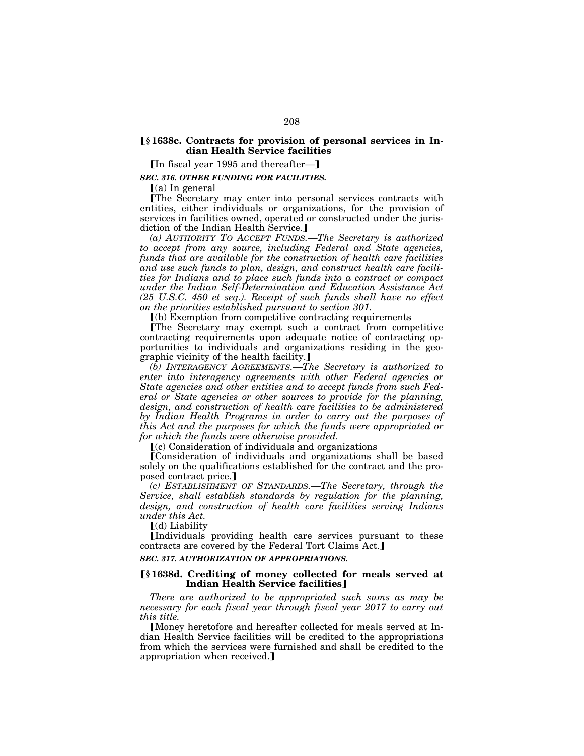**[§ 1638c. Contracts for provision of personal services in Indian Health Service facilities**

[In fiscal year 1995 and thereafter—]

***SEC. 316. OTHER FUNDING FOR FACILITIES.***

[(a) In general

[The Secretary may enter into personal services contracts with entities, either individuals or organizations, for the provision of services in facilities owned, operated or constructed under the jurisdiction of the Indian Health Service.]

*(a) AUTHORITY TO ACCEPT FUNDS.—The Secretary is authorized to accept from any source, including Federal and State agencies, funds that are available for the construction of health care facilities and use such funds to plan, design, and construct health care facilities for Indians and to place such funds into a contract or compact under the Indian Self-Determination and Education Assistance Act (25 U.S.C. 450 et seq.). Receipt of such funds shall have no effect on the priorities established pursuant to section 301.*

[(b) Exemption from competitive contracting requirements

[The Secretary may exempt such a contract from competitive contracting requirements upon adequate notice of contracting opportunities to individuals and organizations residing in the geographic vicinity of the health facility.]

*(b) INTERAGENCY AGREEMENTS.—The Secretary is authorized to enter into interagency agreements with other Federal agencies or State agencies and other entities and to accept funds from such Federal or State agencies or other sources to provide for the planning, design, and construction of health care facilities to be administered by Indian Health Programs in order to carry out the purposes of this Act and the purposes for which the funds were appropriated or for which the funds were otherwise provided.*

[(c) Consideration of individuals and organizations

[Consideration of individuals and organizations shall be based solely on the qualifications established for the contract and the proposed contract price.]

*(c) ESTABLISHMENT OF STANDARDS.—The Secretary, through the Service, shall establish standards by regulation for the planning, design, and construction of health care facilities serving Indians under this Act.*

[(d) Liability

[Individuals providing health care services pursuant to these contracts are covered by the Federal Tort Claims Act.]

***SEC. 317. AUTHORIZATION OF APPROPRIATIONS.***

**[§ 1638d. Crediting of money collected for meals served at Indian Health Service facilities]**

*There are authorized to be appropriated such sums as may be necessary for each fiscal year through fiscal year 2017 to carry out this title.*

[Money heretofore and hereafter collected for meals served at Indian Health Service facilities will be credited to the appropriations from which the services were furnished and shall be credited to the appropriation when received.]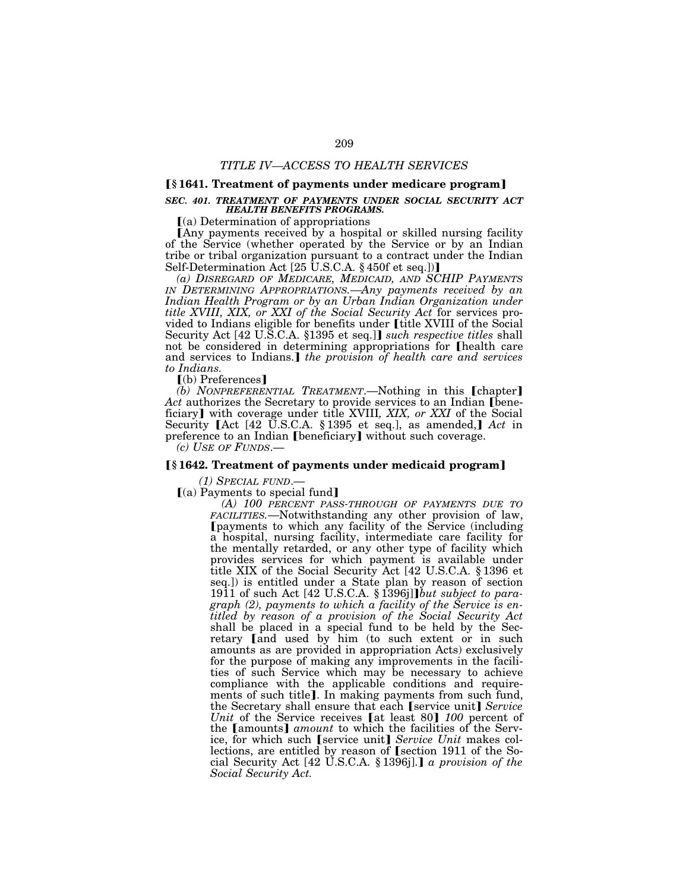## *TITLE IV—ACCESS TO HEALTH SERVICES*

### ⟦§ 1641. Treatment of payments under medicare program⟧

***SEC. 401. TREATMENT OF PAYMENTS UNDER SOCIAL SECURITY ACT HEALTH BENEFITS PROGRAMS.***

⟦(a) Determination of appropriations

⟦Any payments received by a hospital or skilled nursing facility of the Service (whether operated by the Service or by an Indian tribe or tribal organization pursuant to a contract under the Indian Self-Determination Act [25 U.S.C.A. § 450f et seq.])⟧

*(a) DISREGARD OF MEDICARE, MEDICAID, AND SCHIP PAYMENTS IN DETERMINING APPROPRIATIONS.—Any payments received by an Indian Health Program or by an Urban Indian Organization under title XVIII, XIX, or XXI of the Social Security Act* for services provided to Indians eligible for benefits under ⟦title XVIII of the Social Security Act [42 U.S.C.A. §1395 et seq.]⟧ *such respective titles* shall not be considered in determining appropriations for ⟦health care and services to Indians.⟧ *the provision of health care and services to Indians.*

⟦(b) Preferences⟧

*(b) NONPREFERENTIAL TREATMENT*.—Nothing in this ⟦chapter⟧ *Act* authorizes the Secretary to provide services to an Indian ⟦beneficiary⟧ with coverage under title XVIII*, XIX, or XXI* of the Social Security ⟦Act [42 U.S.C.A. § 1395 et seq.], as amended,⟧ *Act* in preference to an Indian ⟦beneficiary⟧ without such coverage.

*(c) USE OF FUNDS*.—

### ⟦§ 1642. Treatment of payments under medicaid program⟧

*(1) SPECIAL FUND*.—

⟦(a) Payments to special fund⟧

*(A) 100 PERCENT PASS-THROUGH OF PAYMENTS DUE TO FACILITIES.*—Notwithstanding any other provision of law, ⟦payments to which any facility of the Service (including a hospital, nursing facility, intermediate care facility for the mentally retarded, or any other type of facility which provides services for which payment is available under title XIX of the Social Security Act [42 U.S.C.A. § 1396 et seq.]) is entitled under a State plan by reason of section 1911 of such Act [42 U.S.C.A. § 1396j]⟧*but subject to paragraph (2), payments to which a facility of the Service is entitled by reason of a provision of the Social Security Act* shall be placed in a special fund to be held by the Secretary ⟦and used by him (to such extent or in such amounts as are provided in appropriation Acts) exclusively for the purpose of making any improvements in the facilities of such Service which may be necessary to achieve compliance with the applicable conditions and requirements of such title⟧. In making payments from such fund, the Secretary shall ensure that each ⟦service unit⟧ *Service Unit* of the Service receives ⟦at least 80⟧ *100* percent of the ⟦amounts⟧ *amount* to which the facilities of the Service, for which such ⟦service unit⟧ *Service Unit* makes collections, are entitled by reason of ⟦section 1911 of the Social Security Act [42 U.S.C.A. § 1396j].⟧ *a provision of the Social Security Act.*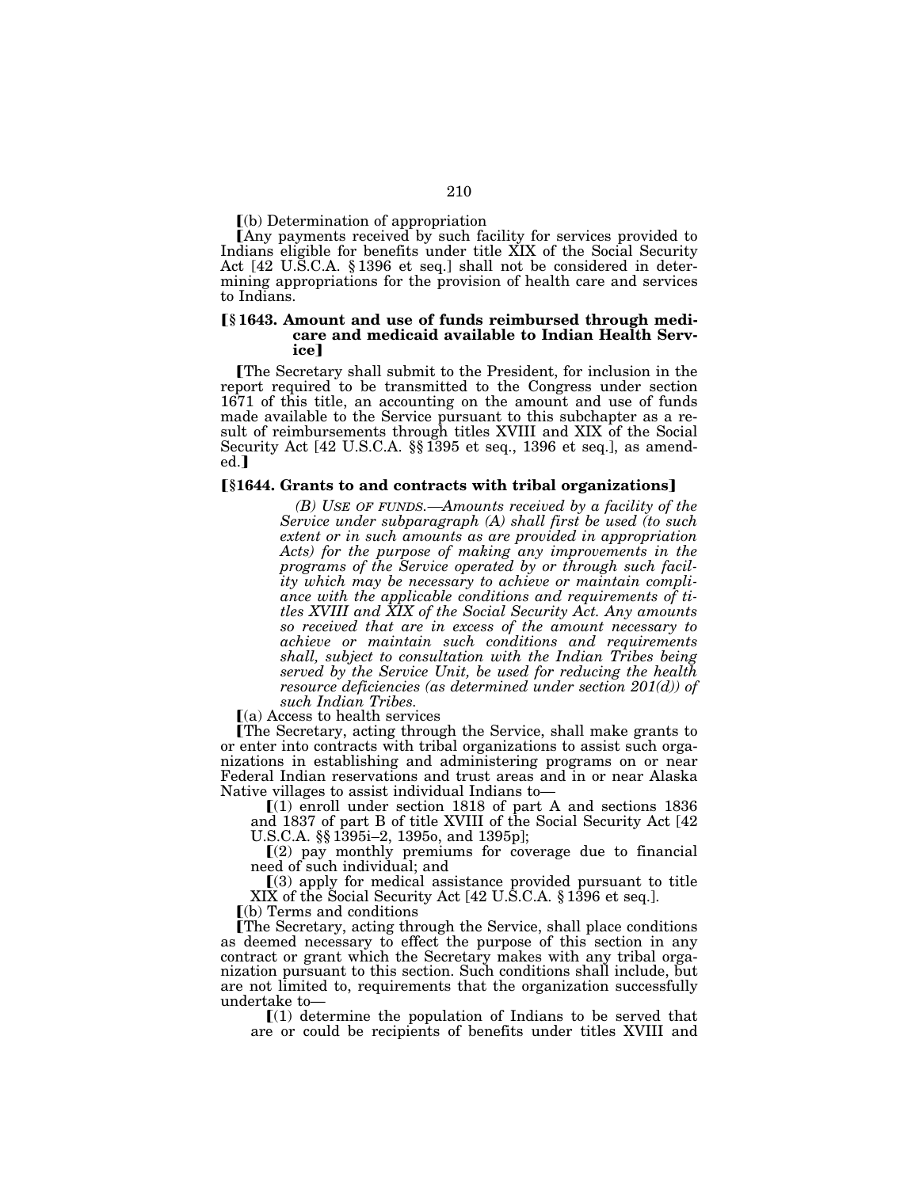⟦(b) Determination of appropriation

⟦Any payments received by such facility for services provided to Indians eligible for benefits under title XIX of the Social Security Act [42 U.S.C.A. § 1396 et seq.] shall not be considered in determining appropriations for the provision of health care and services to Indians.

### ⟦§ 1643. Amount and use of funds reimbursed through medicare and medicaid available to Indian Health Service⟧

⟦The Secretary shall submit to the President, for inclusion in the report required to be transmitted to the Congress under section 1671 of this title, an accounting on the amount and use of funds made available to the Service pursuant to this subchapter as a result of reimbursements through titles XVIII and XIX of the Social Security Act [42 U.S.C.A. §§ 1395 et seq., 1396 et seq.], as amended.⟧

### ⟦§1644. Grants to and contracts with tribal organizations⟧

> *(B) USE OF FUNDS.—Amounts received by a facility of the Service under subparagraph (A) shall first be used (to such extent or in such amounts as are provided in appropriation Acts) for the purpose of making any improvements in the programs of the Service operated by or through such facility which may be necessary to achieve or maintain compliance with the applicable conditions and requirements of titles XVIII and XIX of the Social Security Act. Any amounts so received that are in excess of the amount necessary to achieve or maintain such conditions and requirements shall, subject to consultation with the Indian Tribes being served by the Service Unit, be used for reducing the health resource deficiencies (as determined under section 201(d)) of such Indian Tribes.*

⟦(a) Access to health services

⟦The Secretary, acting through the Service, shall make grants to or enter into contracts with tribal organizations to assist such organizations in establishing and administering programs on or near Federal Indian reservations and trust areas and in or near Alaska Native villages to assist individual Indians to—

⟦(1) enroll under section 1818 of part A and sections 1836 and 1837 of part B of title XVIII of the Social Security Act [42 U.S.C.A. §§ 1395i–2, 1395o, and 1395p];

⟦(2) pay monthly premiums for coverage due to financial need of such individual; and

⟦(3) apply for medical assistance provided pursuant to title XIX of the Social Security Act [42 U.S.C.A. § 1396 et seq.].

⟦(b) Terms and conditions

⟦The Secretary, acting through the Service, shall place conditions as deemed necessary to effect the purpose of this section in any contract or grant which the Secretary makes with any tribal organization pursuant to this section. Such conditions shall include, but are not limited to, requirements that the organization successfully undertake to—

⟦(1) determine the population of Indians to be served that are or could be recipients of benefits under titles XVIII and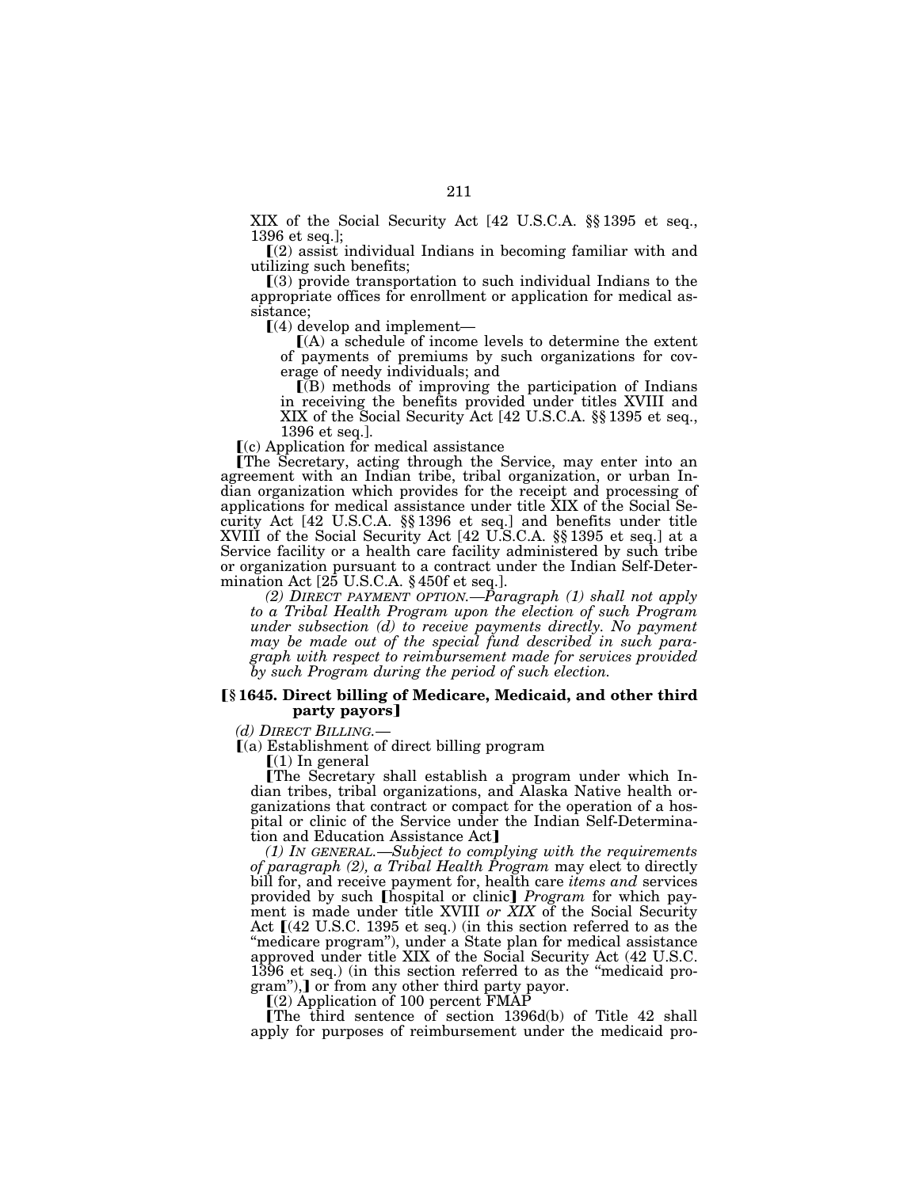XIX of the Social Security Act [42 U.S.C.A. §§ 1395 et seq., 1396 et seq.];

⟦(2) assist individual Indians in becoming familiar with and utilizing such benefits;

⟦(3) provide transportation to such individual Indians to the appropriate offices for enrollment or application for medical assistance;

⟦(4) develop and implement—

⟦(A) a schedule of income levels to determine the extent of payments of premiums by such organizations for coverage of needy individuals; and

⟦(B) methods of improving the participation of Indians in receiving the benefits provided under titles XVIII and XIX of the Social Security Act [42 U.S.C.A. §§ 1395 et seq., 1396 et seq.].

⟦(c) Application for medical assistance

⟦The Secretary, acting through the Service, may enter into an agreement with an Indian tribe, tribal organization, or urban Indian organization which provides for the receipt and processing of applications for medical assistance under title XIX of the Social Security Act [42 U.S.C.A. §§ 1396 et seq.] and benefits under title XVIII of the Social Security Act [42 U.S.C.A. §§ 1395 et seq.] at a Service facility or a health care facility administered by such tribe or organization pursuant to a contract under the Indian Self-Determination Act [25 U.S.C.A. § 450f et seq.].

*(2) DIRECT PAYMENT OPTION.—Paragraph (1) shall not apply to a Tribal Health Program upon the election of such Program under subsection (d) to receive payments directly. No payment may be made out of the special fund described in such paragraph with respect to reimbursement made for services provided by such Program during the period of such election.*

### ⟦§ 1645. Direct billing of Medicare, Medicaid, and other third party payors⟧

*(d) DIRECT BILLING.—*

⟦(a) Establishment of direct billing program

⟦(1) In general

⟦The Secretary shall establish a program under which Indian tribes, tribal organizations, and Alaska Native health organizations that contract or compact for the operation of a hospital or clinic of the Service under the Indian Self-Determination and Education Assistance Act⟧

*(1) IN GENERAL.—Subject to complying with the requirements of paragraph (2), a Tribal Health Program* may elect to directly bill for, and receive payment for, health care *items and* services provided by such ⟦hospital or clinic⟧ *Program* for which payment is made under title XVIII *or XIX* of the Social Security Act ⟦(42 U.S.C. 1395 et seq.) (in this section referred to as the "medicare program"), under a State plan for medical assistance approved under title XIX of the Social Security Act (42 U.S.C. 1396 et seq.) (in this section referred to as the "medicaid program"),⟧ or from any other third party payor.

⟦(2) Application of 100 percent FMAP

⟦The third sentence of section 1396d(b) of Title 42 shall apply for purposes of reimbursement under the medicaid pro-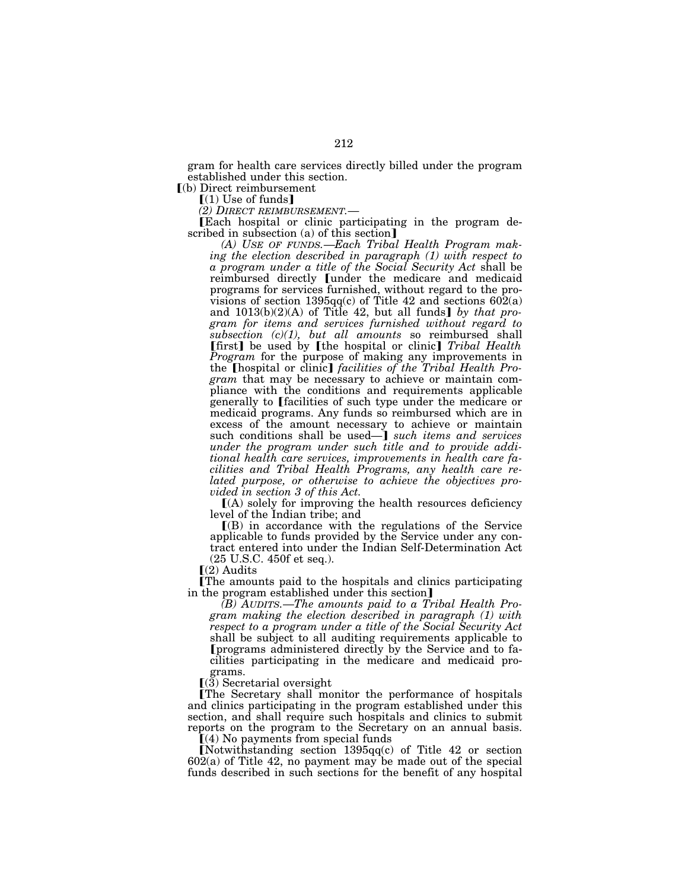gram for health care services directly billed under the program established under this section.

⟦(b) Direct reimbursement

⟦(1) Use of funds⟧

*(2) DIRECT REIMBURSEMENT.—*

⟦Each hospital or clinic participating in the program described in subsection (a) of this section⟧

*(A) USE OF FUNDS.—Each Tribal Health Program making the election described in paragraph (1) with respect to a program under a title of the Social Security Act* shall be reimbursed directly ⟦under the medicare and medicaid programs for services furnished, without regard to the provisions of section 1395qq(c) of Title 42 and sections 602(a) and 1013(b)(2)(A) of Title 42, but all funds⟧ *by that program for items and services furnished without regard to subsection (c)(1), but all amounts* so reimbursed shall ⟦first⟧ be used by ⟦the hospital or clinic⟧ *Tribal Health Program* for the purpose of making any improvements in the ⟦hospital or clinic⟧ *facilities of the Tribal Health Program* that may be necessary to achieve or maintain compliance with the conditions and requirements applicable generally to ⟦facilities of such type under the medicare or medicaid programs. Any funds so reimbursed which are in excess of the amount necessary to achieve or maintain such conditions shall be used—⟧ *such items and services under the program under such title and to provide additional health care services, improvements in health care facilities and Tribal Health Programs, any health care related purpose, or otherwise to achieve the objectives provided in section 3 of this Act.*

⟦(A) solely for improving the health resources deficiency level of the Indian tribe; and

⟦(B) in accordance with the regulations of the Service applicable to funds provided by the Service under any contract entered into under the Indian Self-Determination Act (25 U.S.C. 450f et seq.).

⟦(2) Audits

⟦The amounts paid to the hospitals and clinics participating in the program established under this section⟧

*(B) AUDITS.—The amounts paid to a Tribal Health Program making the election described in paragraph (1) with respect to a program under a title of the Social Security Act* shall be subject to all auditing requirements applicable to ⟦programs administered directly by the Service and to facilities participating in the medicare and medicaid programs.

⟦(3) Secretarial oversight

⟦The Secretary shall monitor the performance of hospitals and clinics participating in the program established under this section, and shall require such hospitals and clinics to submit reports on the program to the Secretary on an annual basis.

⟦(4) No payments from special funds

⟦Notwithstanding section 1395qq(c) of Title 42 or section 602(a) of Title 42, no payment may be made out of the special funds described in such sections for the benefit of any hospital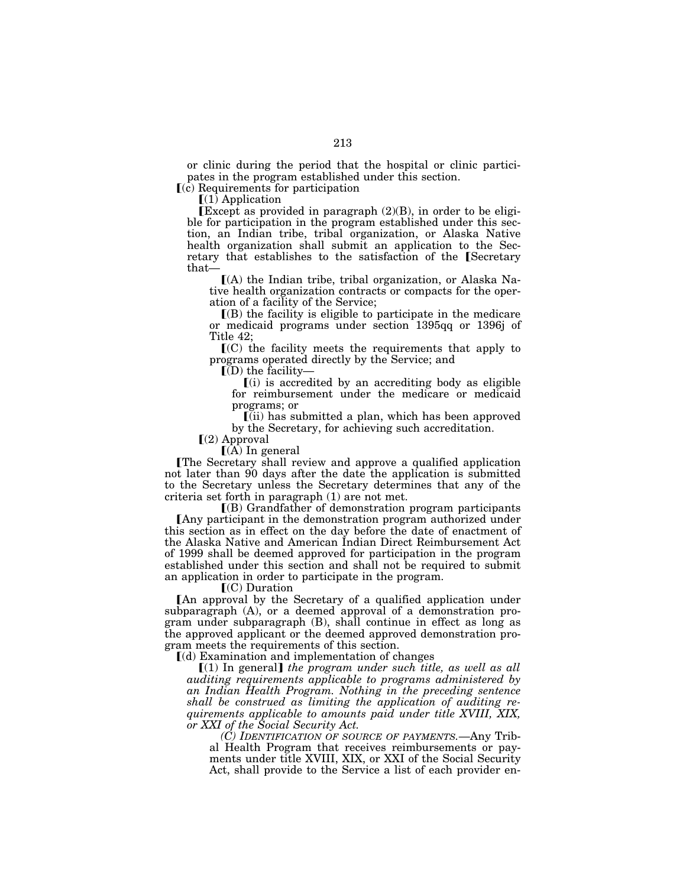or clinic during the period that the hospital or clinic participates in the program established under this section.

⟦(c) Requirements for participation

⟦(1) Application

⟦Except as provided in paragraph (2)(B), in order to be eligible for participation in the program established under this section, an Indian tribe, tribal organization, or Alaska Native health organization shall submit an application to the Secretary that establishes to the satisfaction of the ⟦Secretary that—

⟦(A) the Indian tribe, tribal organization, or Alaska Native health organization contracts or compacts for the operation of a facility of the Service;

⟦(B) the facility is eligible to participate in the medicare or medicaid programs under section 1395qq or 1396j of Title 42;

⟦(C) the facility meets the requirements that apply to programs operated directly by the Service; and

⟦(D) the facility—

⟦(i) is accredited by an accrediting body as eligible for reimbursement under the medicare or medicaid programs; or

⟦(ii) has submitted a plan, which has been approved by the Secretary, for achieving such accreditation.

⟦(2) Approval

⟦(A) In general

⟦The Secretary shall review and approve a qualified application not later than 90 days after the date the application is submitted to the Secretary unless the Secretary determines that any of the criteria set forth in paragraph (1) are not met.

⟦(B) Grandfather of demonstration program participants

⟦Any participant in the demonstration program authorized under this section as in effect on the day before the date of enactment of the Alaska Native and American Indian Direct Reimbursement Act of 1999 shall be deemed approved for participation in the program established under this section and shall not be required to submit an application in order to participate in the program.

⟦(C) Duration

⟦An approval by the Secretary of a qualified application under subparagraph (A), or a deemed approval of a demonstration program under subparagraph (B), shall continue in effect as long as the approved applicant or the deemed approved demonstration program meets the requirements of this section.

⟦(d) Examination and implementation of changes

⟦(1) In general⟧ *the program under such title, as well as all auditing requirements applicable to programs administered by an Indian Health Program. Nothing in the preceding sentence shall be construed as limiting the application of auditing requirements applicable to amounts paid under title XVIII, XIX, or XXI of the Social Security Act.*

*(C) IDENTIFICATION OF SOURCE OF PAYMENTS.*—Any Tribal Health Program that receives reimbursements or payments under title XVIII, XIX, or XXI of the Social Security Act, shall provide to the Service a list of each provider en-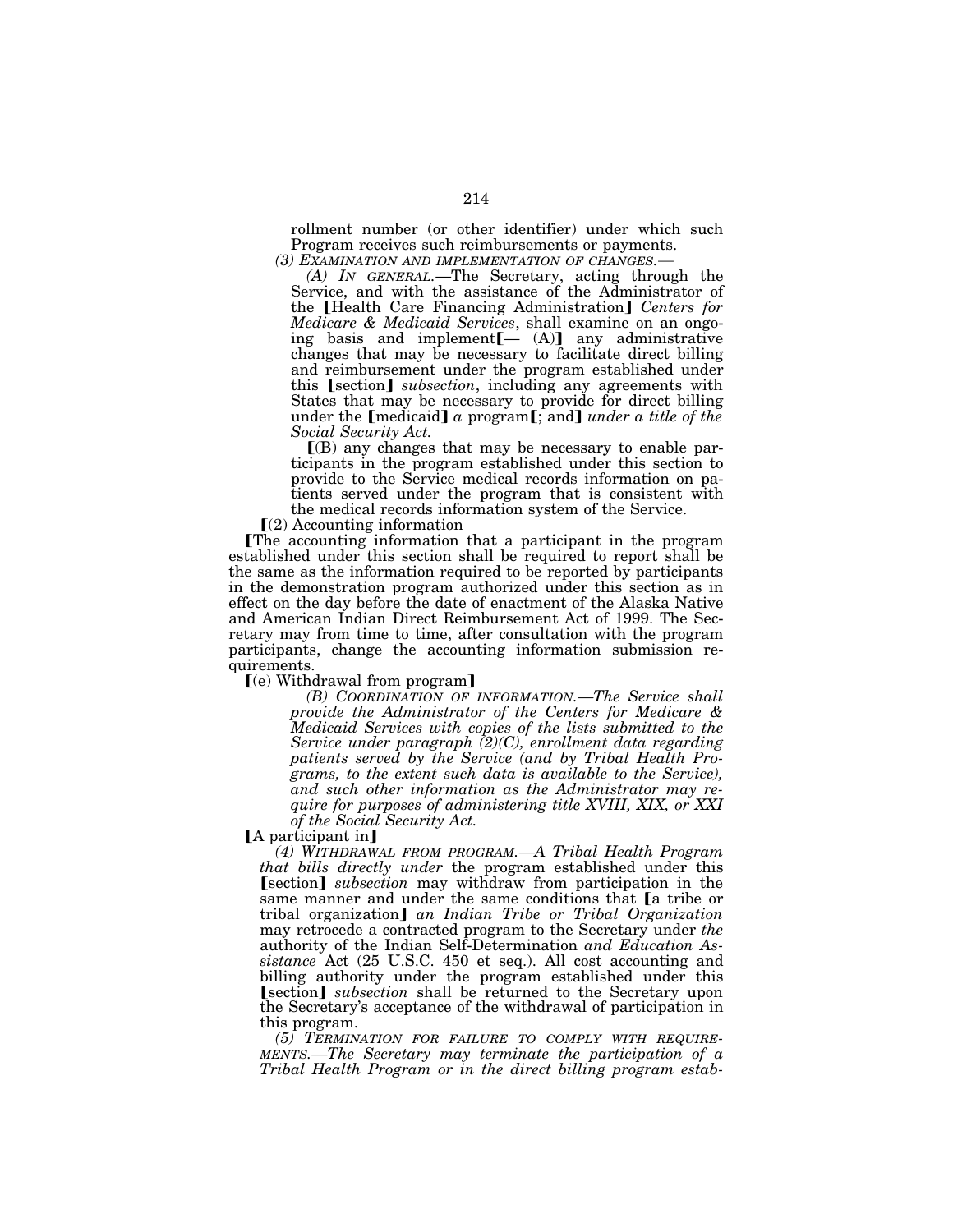rollment number (or other identifier) under which such Program receives such reimbursements or payments.

*(3) EXAMINATION AND IMPLEMENTATION OF CHANGES.—*

*(A) IN GENERAL.*—The Secretary, acting through the Service, and with the assistance of the Administrator of the ⟦Health Care Financing Administration⟧ *Centers for Medicare & Medicaid Services*, shall examine on an ongoing basis and implement⟦— (A)⟧ any administrative changes that may be necessary to facilitate direct billing and reimbursement under the program established under this ⟦section⟧ *subsection*, including any agreements with States that may be necessary to provide for direct billing under the ⟦medicaid⟧ *a* program⟦; and⟧ *under a title of the Social Security Act.*

⟦(B) any changes that may be necessary to enable participants in the program established under this section to provide to the Service medical records information on patients served under the program that is consistent with the medical records information system of the Service.

⟦(2) Accounting information

⟦The accounting information that a participant in the program established under this section shall be required to report shall be the same as the information required to be reported by participants in the demonstration program authorized under this section as in effect on the day before the date of enactment of the Alaska Native and American Indian Direct Reimbursement Act of 1999. The Secretary may from time to time, after consultation with the program participants, change the accounting information submission requirements.

⟦(e) Withdrawal from program⟧

*(B) COORDINATION OF INFORMATION.—The Service shall provide the Administrator of the Centers for Medicare & Medicaid Services with copies of the lists submitted to the Service under paragraph (2)(C), enrollment data regarding patients served by the Service (and by Tribal Health Programs, to the extent such data is available to the Service), and such other information as the Administrator may require for purposes of administering title XVIII, XIX, or XXI of the Social Security Act.*

⟦A participant in⟧

*(4) WITHDRAWAL FROM PROGRAM.—A Tribal Health Program that bills directly under* the program established under this ⟦section⟧ *subsection* may withdraw from participation in the same manner and under the same conditions that ⟦a tribe or tribal organization⟧ *an Indian Tribe or Tribal Organization* may retrocede a contracted program to the Secretary under *the* authority of the Indian Self-Determination *and Education Assistance* Act (25 U.S.C. 450 et seq.). All cost accounting and billing authority under the program established under this ⟦section⟧ *subsection* shall be returned to the Secretary upon the Secretary's acceptance of the withdrawal of participation in this program.

*(5) TERMINATION FOR FAILURE TO COMPLY WITH REQUIREMENTS.—The Secretary may terminate the participation of a Tribal Health Program or in the direct billing program estab-*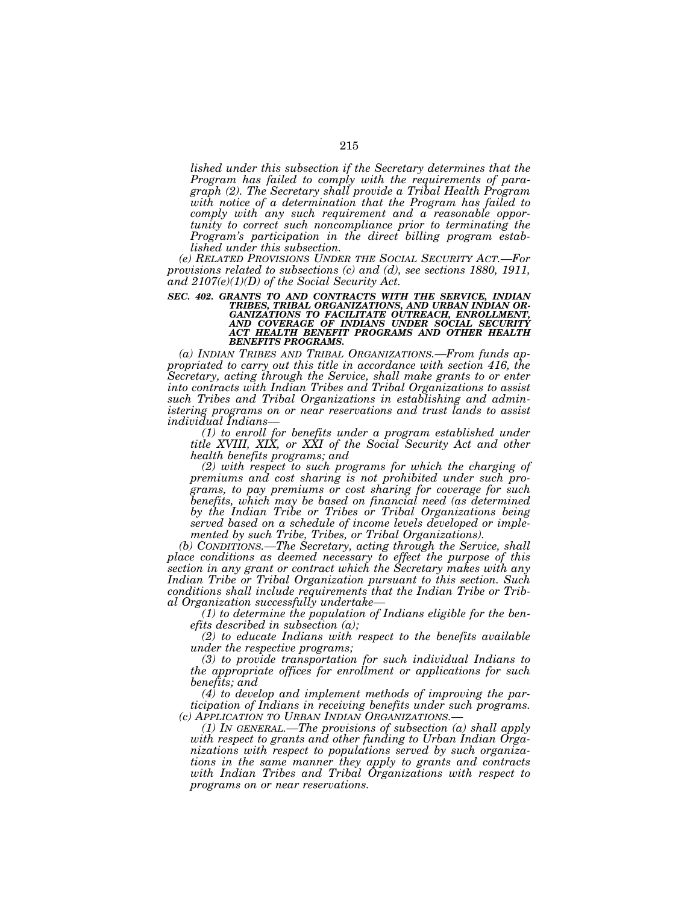*lished under this subsection if the Secretary determines that the Program has failed to comply with the requirements of paragraph (2). The Secretary shall provide a Tribal Health Program with notice of a determination that the Program has failed to comply with any such requirement and a reasonable opportunity to correct such noncompliance prior to terminating the Program's participation in the direct billing program established under this subsection.*

*(e) RELATED PROVISIONS UNDER THE SOCIAL SECURITY ACT.—For provisions related to subsections (c) and (d), see sections 1880, 1911, and 2107(e)(1)(D) of the Social Security Act.*

***SEC. 402. GRANTS TO AND CONTRACTS WITH THE SERVICE, INDIAN TRIBES, TRIBAL ORGANIZATIONS, AND URBAN INDIAN ORGANIZATIONS TO FACILITATE OUTREACH, ENROLLMENT, AND COVERAGE OF INDIANS UNDER SOCIAL SECURITY ACT HEALTH BENEFIT PROGRAMS AND OTHER HEALTH BENEFITS PROGRAMS.***

*(a) INDIAN TRIBES AND TRIBAL ORGANIZATIONS.—From funds appropriated to carry out this title in accordance with section 416, the Secretary, acting through the Service, shall make grants to or enter into contracts with Indian Tribes and Tribal Organizations to assist such Tribes and Tribal Organizations in establishing and administering programs on or near reservations and trust lands to assist individual Indians—*

*(1) to enroll for benefits under a program established under title XVIII, XIX, or XXI of the Social Security Act and other health benefits programs; and*

*(2) with respect to such programs for which the charging of premiums and cost sharing is not prohibited under such programs, to pay premiums or cost sharing for coverage for such benefits, which may be based on financial need (as determined by the Indian Tribe or Tribes or Tribal Organizations being served based on a schedule of income levels developed or implemented by such Tribe, Tribes, or Tribal Organizations).*

*(b) CONDITIONS.—The Secretary, acting through the Service, shall place conditions as deemed necessary to effect the purpose of this section in any grant or contract which the Secretary makes with any Indian Tribe or Tribal Organization pursuant to this section. Such conditions shall include requirements that the Indian Tribe or Tribal Organization successfully undertake—*

*(1) to determine the population of Indians eligible for the benefits described in subsection (a);*

*(2) to educate Indians with respect to the benefits available under the respective programs;*

*(3) to provide transportation for such individual Indians to the appropriate offices for enrollment or applications for such benefits; and*

*(4) to develop and implement methods of improving the participation of Indians in receiving benefits under such programs.*

*(c) APPLICATION TO URBAN INDIAN ORGANIZATIONS.—*

*(1) IN GENERAL.—The provisions of subsection (a) shall apply with respect to grants and other funding to Urban Indian Organizations with respect to populations served by such organizations in the same manner they apply to grants and contracts with Indian Tribes and Tribal Organizations with respect to programs on or near reservations.*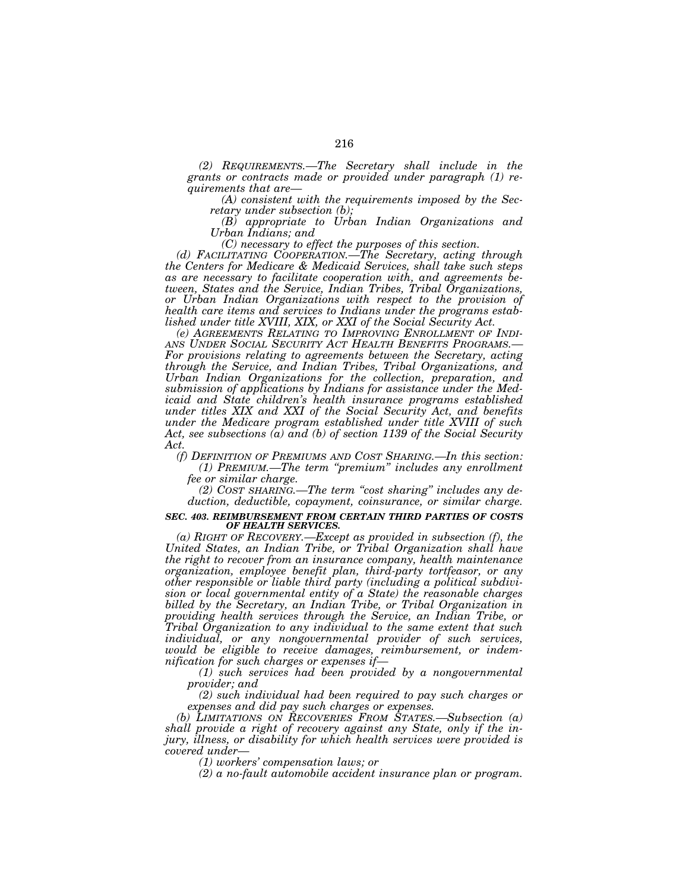*(2) REQUIREMENTS.—The Secretary shall include in the grants or contracts made or provided under paragraph (1) requirements that are—*

*(A) consistent with the requirements imposed by the Secretary under subsection (b);*

*(B) appropriate to Urban Indian Organizations and Urban Indians; and*

*(C) necessary to effect the purposes of this section.*

*(d) FACILITATING COOPERATION.—The Secretary, acting through the Centers for Medicare & Medicaid Services, shall take such steps as are necessary to facilitate cooperation with, and agreements between, States and the Service, Indian Tribes, Tribal Organizations, or Urban Indian Organizations with respect to the provision of health care items and services to Indians under the programs established under title XVIII, XIX, or XXI of the Social Security Act.*

*(e) AGREEMENTS RELATING TO IMPROVING ENROLLMENT OF INDIANS UNDER SOCIAL SECURITY ACT HEALTH BENEFITS PROGRAMS.—For provisions relating to agreements between the Secretary, acting through the Service, and Indian Tribes, Tribal Organizations, and Urban Indian Organizations for the collection, preparation, and submission of applications by Indians for assistance under the Medicaid and State children's health insurance programs established under titles XIX and XXI of the Social Security Act, and benefits under the Medicare program established under title XVIII of such Act, see subsections (a) and (b) of section 1139 of the Social Security Act.*

*(f) DEFINITION OF PREMIUMS AND COST SHARING.—In this section:*

*(1) PREMIUM.—The term "premium" includes any enrollment fee or similar charge.*

*(2) COST SHARING.—The term "cost sharing" includes any deduction, deductible, copayment, coinsurance, or similar charge.*

***SEC. 403. REIMBURSEMENT FROM CERTAIN THIRD PARTIES OF COSTS OF HEALTH SERVICES.***

*(a) RIGHT OF RECOVERY.—Except as provided in subsection (f), the United States, an Indian Tribe, or Tribal Organization shall have the right to recover from an insurance company, health maintenance organization, employee benefit plan, third-party tortfeasor, or any other responsible or liable third party (including a political subdivision or local governmental entity of a State) the reasonable charges billed by the Secretary, an Indian Tribe, or Tribal Organization in providing health services through the Service, an Indian Tribe, or Tribal Organization to any individual to the same extent that such individual, or any nongovernmental provider of such services, would be eligible to receive damages, reimbursement, or indemnification for such charges or expenses if—*

*(1) such services had been provided by a nongovernmental provider; and*

*(2) such individual had been required to pay such charges or expenses and did pay such charges or expenses.*

*(b) LIMITATIONS ON RECOVERIES FROM STATES.—Subsection (a) shall provide a right of recovery against any State, only if the injury, illness, or disability for which health services were provided is covered under—*

*(1) workers' compensation laws; or*

*(2) a no-fault automobile accident insurance plan or program.*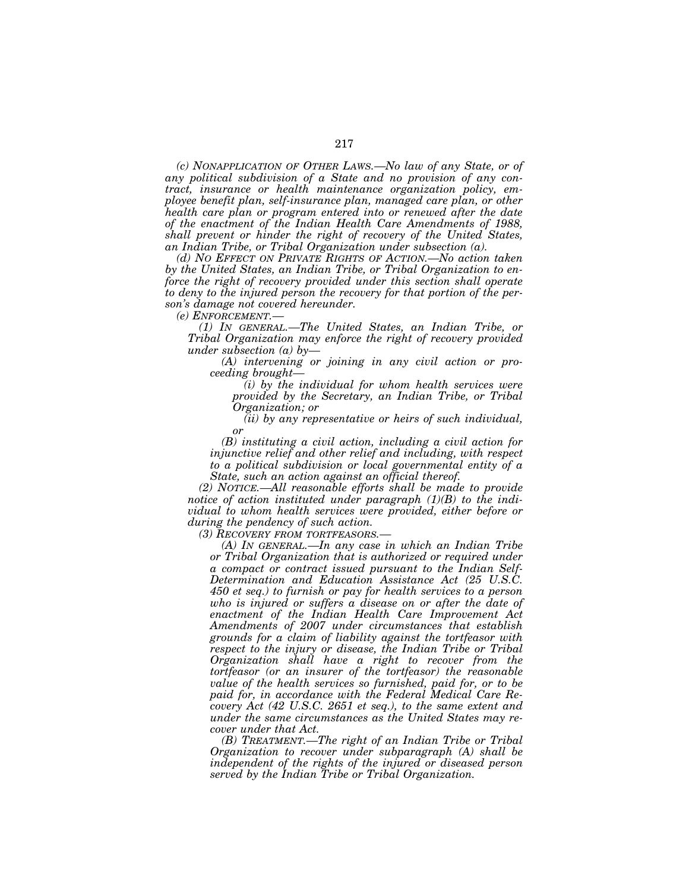*(c) Nonapplication of Other Laws.—No law of any State, or of any political subdivision of a State and no provision of any contract, insurance or health maintenance organization policy, employee benefit plan, self-insurance plan, managed care plan, or other health care plan or program entered into or renewed after the date of the enactment of the Indian Health Care Amendments of 1988, shall prevent or hinder the right of recovery of the United States, an Indian Tribe, or Tribal Organization under subsection (a).*

*(d) No Effect on Private Rights of Action.—No action taken by the United States, an Indian Tribe, or Tribal Organization to enforce the right of recovery provided under this section shall operate to deny to the injured person the recovery for that portion of the person's damage not covered hereunder.*

*(e) Enforcement.—*

*(1) In general.—The United States, an Indian Tribe, or Tribal Organization may enforce the right of recovery provided under subsection (a) by—*

*(A) intervening or joining in any civil action or proceeding brought—*

*(i) by the individual for whom health services were provided by the Secretary, an Indian Tribe, or Tribal Organization; or*

*(ii) by any representative or heirs of such individual, or*

*(B) instituting a civil action, including a civil action for injunctive relief and other relief and including, with respect to a political subdivision or local governmental entity of a State, such an action against an official thereof.*

*(2) Notice.—All reasonable efforts shall be made to provide notice of action instituted under paragraph (1)(B) to the individual to whom health services were provided, either before or during the pendency of such action.*

*(3) Recovery from tortfeasors.—*

*(A) In general.—In any case in which an Indian Tribe or Tribal Organization that is authorized or required under a compact or contract issued pursuant to the Indian Self-Determination and Education Assistance Act (25 U.S.C. 450 et seq.) to furnish or pay for health services to a person who is injured or suffers a disease on or after the date of enactment of the Indian Health Care Improvement Act Amendments of 2007 under circumstances that establish grounds for a claim of liability against the tortfeasor with respect to the injury or disease, the Indian Tribe or Tribal Organization shall have a right to recover from the tortfeasor (or an insurer of the tortfeasor) the reasonable value of the health services so furnished, paid for, or to be paid for, in accordance with the Federal Medical Care Recovery Act (42 U.S.C. 2651 et seq.), to the same extent and under the same circumstances as the United States may recover under that Act.*

*(B) Treatment.—The right of an Indian Tribe or Tribal Organization to recover under subparagraph (A) shall be independent of the rights of the injured or diseased person served by the Indian Tribe or Tribal Organization.*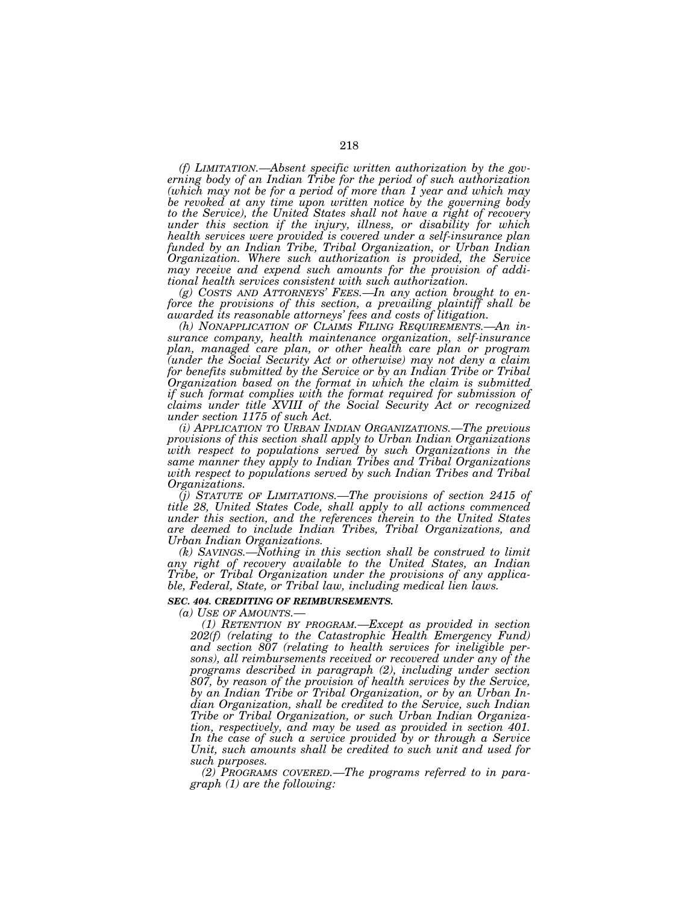*(f) LIMITATION.—Absent specific written authorization by the governing body of an Indian Tribe for the period of such authorization (which may not be for a period of more than 1 year and which may be revoked at any time upon written notice by the governing body to the Service), the United States shall not have a right of recovery under this section if the injury, illness, or disability for which health services were provided is covered under a self-insurance plan funded by an Indian Tribe, Tribal Organization, or Urban Indian Organization. Where such authorization is provided, the Service may receive and expend such amounts for the provision of additional health services consistent with such authorization.*

*(g) COSTS AND ATTORNEYS' FEES.—In any action brought to enforce the provisions of this section, a prevailing plaintiff shall be awarded its reasonable attorneys' fees and costs of litigation.*

*(h) NONAPPLICATION OF CLAIMS FILING REQUIREMENTS.—An insurance company, health maintenance organization, self-insurance plan, managed care plan, or other health care plan or program (under the Social Security Act or otherwise) may not deny a claim for benefits submitted by the Service or by an Indian Tribe or Tribal Organization based on the format in which the claim is submitted if such format complies with the format required for submission of claims under title XVIII of the Social Security Act or recognized under section 1175 of such Act.*

*(i) APPLICATION TO URBAN INDIAN ORGANIZATIONS.—The previous provisions of this section shall apply to Urban Indian Organizations with respect to populations served by such Organizations in the same manner they apply to Indian Tribes and Tribal Organizations with respect to populations served by such Indian Tribes and Tribal Organizations.*

*(j) STATUTE OF LIMITATIONS.—The provisions of section 2415 of title 28, United States Code, shall apply to all actions commenced under this section, and the references therein to the United States are deemed to include Indian Tribes, Tribal Organizations, and Urban Indian Organizations.*

*(k) SAVINGS.—Nothing in this section shall be construed to limit any right of recovery available to the United States, an Indian Tribe, or Tribal Organization under the provisions of any applicable, Federal, State, or Tribal law, including medical lien laws.*

***SEC. 404. CREDITING OF REIMBURSEMENTS.***

*(a) USE OF AMOUNTS.—*

*(1) RETENTION BY PROGRAM.—Except as provided in section 202(f) (relating to the Catastrophic Health Emergency Fund) and section 807 (relating to health services for ineligible persons), all reimbursements received or recovered under any of the programs described in paragraph (2), including under section 807, by reason of the provision of health services by the Service, by an Indian Tribe or Tribal Organization, or by an Urban Indian Organization, shall be credited to the Service, such Indian Tribe or Tribal Organization, or such Urban Indian Organization, respectively, and may be used as provided in section 401. In the case of such a service provided by or through a Service Unit, such amounts shall be credited to such unit and used for such purposes.*

*(2) PROGRAMS COVERED.—The programs referred to in paragraph (1) are the following:*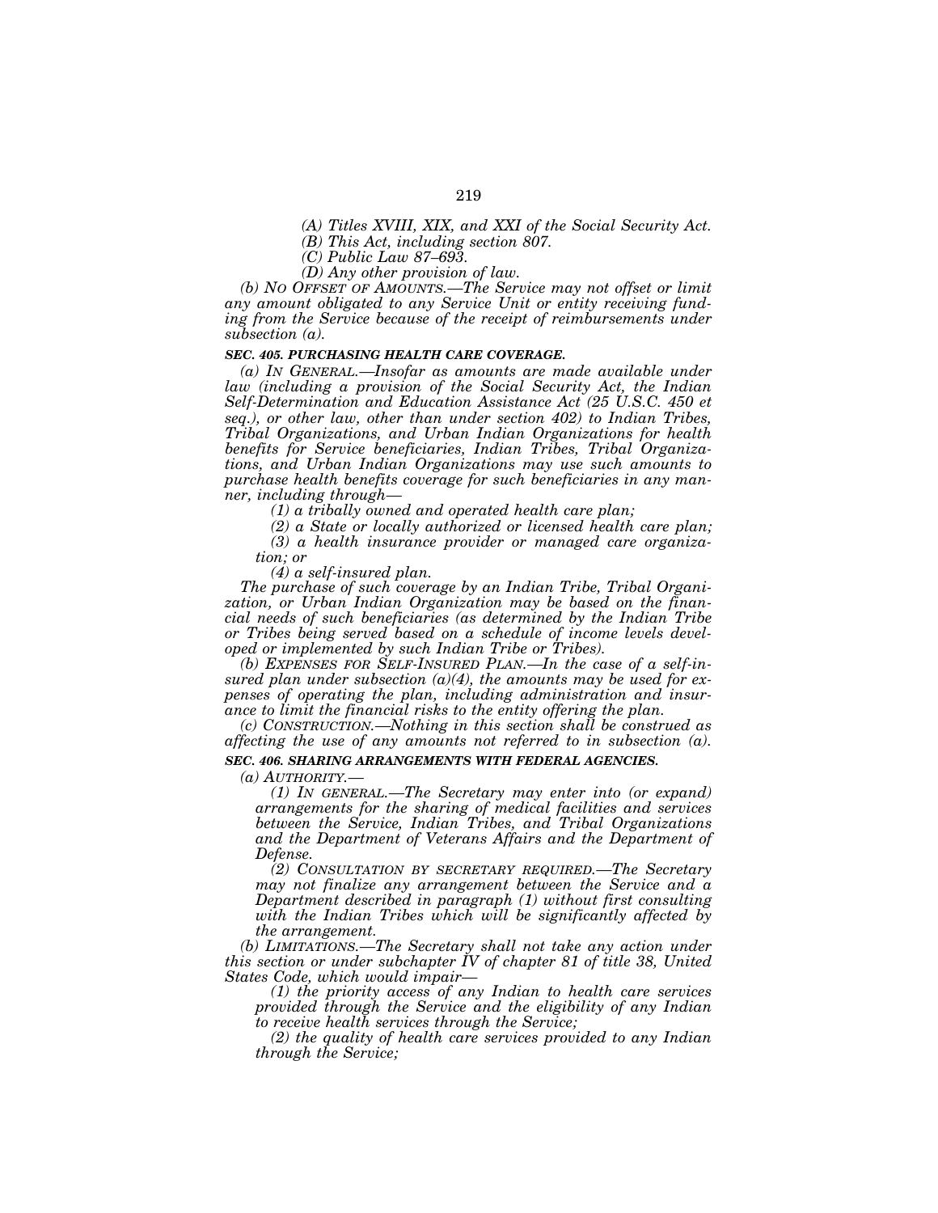*(A) Titles XVIII, XIX, and XXI of the Social Security Act.*

*(B) This Act, including section 807.*

*(C) Public Law 87–693.*

*(D) Any other provision of law.*

*(b) NO OFFSET OF AMOUNTS.—The Service may not offset or limit any amount obligated to any Service Unit or entity receiving funding from the Service because of the receipt of reimbursements under subsection (a).*

***SEC. 405. PURCHASING HEALTH CARE COVERAGE.***

*(a) IN GENERAL.—Insofar as amounts are made available under law (including a provision of the Social Security Act, the Indian Self-Determination and Education Assistance Act (25 U.S.C. 450 et seq.), or other law, other than under section 402) to Indian Tribes, Tribal Organizations, and Urban Indian Organizations for health benefits for Service beneficiaries, Indian Tribes, Tribal Organizations, and Urban Indian Organizations may use such amounts to purchase health benefits coverage for such beneficiaries in any manner, including through—*

*(1) a tribally owned and operated health care plan;*

*(2) a State or locally authorized or licensed health care plan;*

*(3) a health insurance provider or managed care organization; or*

*(4) a self-insured plan.*

*The purchase of such coverage by an Indian Tribe, Tribal Organization, or Urban Indian Organization may be based on the financial needs of such beneficiaries (as determined by the Indian Tribe or Tribes being served based on a schedule of income levels developed or implemented by such Indian Tribe or Tribes).*

*(b) EXPENSES FOR SELF-INSURED PLAN.—In the case of a self-insured plan under subsection (a)(4), the amounts may be used for expenses of operating the plan, including administration and insurance to limit the financial risks to the entity offering the plan.*

*(c) CONSTRUCTION.—Nothing in this section shall be construed as affecting the use of any amounts not referred to in subsection (a).*

***SEC. 406. SHARING ARRANGEMENTS WITH FEDERAL AGENCIES.***

*(a) AUTHORITY.—*

*(1) IN GENERAL.—The Secretary may enter into (or expand) arrangements for the sharing of medical facilities and services between the Service, Indian Tribes, and Tribal Organizations and the Department of Veterans Affairs and the Department of Defense.*

*(2) CONSULTATION BY SECRETARY REQUIRED.—The Secretary may not finalize any arrangement between the Service and a Department described in paragraph (1) without first consulting with the Indian Tribes which will be significantly affected by the arrangement.*

*(b) LIMITATIONS.—The Secretary shall not take any action under this section or under subchapter IV of chapter 81 of title 38, United States Code, which would impair—*

*(1) the priority access of any Indian to health care services provided through the Service and the eligibility of any Indian to receive health services through the Service;*

*(2) the quality of health care services provided to any Indian through the Service;*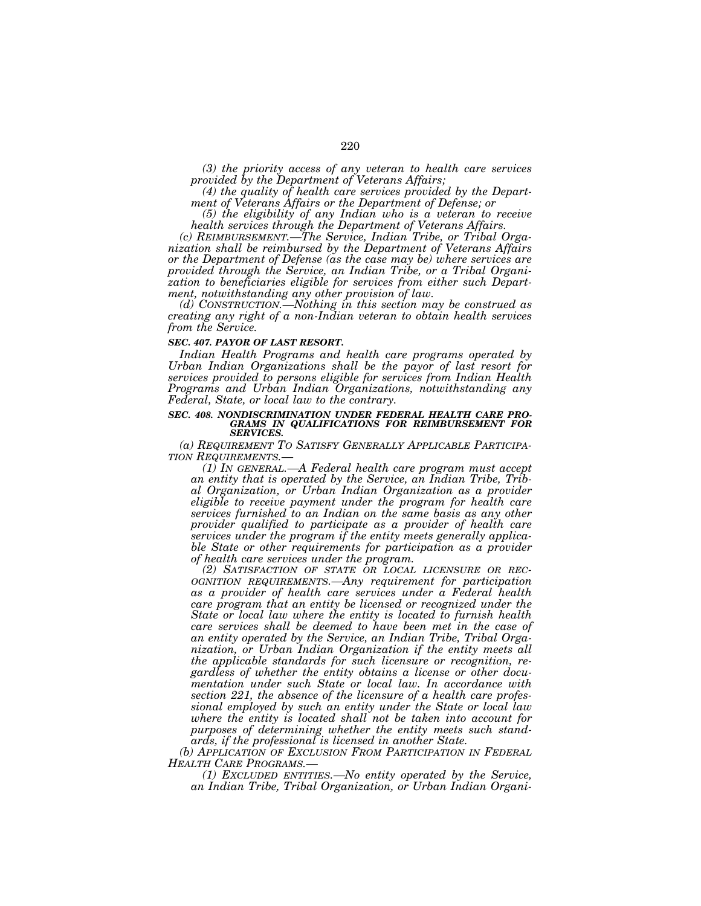*(3) the priority access of any veteran to health care services provided by the Department of Veterans Affairs;*

*(4) the quality of health care services provided by the Department of Veterans Affairs or the Department of Defense; or*

*(5) the eligibility of any Indian who is a veteran to receive health services through the Department of Veterans Affairs.*

*(c) REIMBURSEMENT.—The Service, Indian Tribe, or Tribal Organization shall be reimbursed by the Department of Veterans Affairs or the Department of Defense (as the case may be) where services are provided through the Service, an Indian Tribe, or a Tribal Organization to beneficiaries eligible for services from either such Department, notwithstanding any other provision of law.*

*(d) CONSTRUCTION.—Nothing in this section may be construed as creating any right of a non-Indian veteran to obtain health services from the Service.*

### *SEC. 407. PAYOR OF LAST RESORT.*

*Indian Health Programs and health care programs operated by Urban Indian Organizations shall be the payor of last resort for services provided to persons eligible for services from Indian Health Programs and Urban Indian Organizations, notwithstanding any Federal, State, or local law to the contrary.*

### *SEC. 408. NONDISCRIMINATION UNDER FEDERAL HEALTH CARE PROGRAMS IN QUALIFICATIONS FOR REIMBURSEMENT FOR SERVICES.*

*(a) REQUIREMENT TO SATISFY GENERALLY APPLICABLE PARTICIPATION REQUIREMENTS.—*

*(1) IN GENERAL.—A Federal health care program must accept an entity that is operated by the Service, an Indian Tribe, Tribal Organization, or Urban Indian Organization as a provider eligible to receive payment under the program for health care services furnished to an Indian on the same basis as any other provider qualified to participate as a provider of health care services under the program if the entity meets generally applicable State or other requirements for participation as a provider of health care services under the program.*

*(2) SATISFACTION OF STATE OR LOCAL LICENSURE OR RECOGNITION REQUIREMENTS.—Any requirement for participation as a provider of health care services under a Federal health care program that an entity be licensed or recognized under the State or local law where the entity is located to furnish health care services shall be deemed to have been met in the case of an entity operated by the Service, an Indian Tribe, Tribal Organization, or Urban Indian Organization if the entity meets all the applicable standards for such licensure or recognition, regardless of whether the entity obtains a license or other documentation under such State or local law. In accordance with section 221, the absence of the licensure of a health care professional employed by such an entity under the State or local law where the entity is located shall not be taken into account for purposes of determining whether the entity meets such standards, if the professional is licensed in another State.*

*(b) APPLICATION OF EXCLUSION FROM PARTICIPATION IN FEDERAL HEALTH CARE PROGRAMS.—*

*(1) EXCLUDED ENTITIES.—No entity operated by the Service, an Indian Tribe, Tribal Organization, or Urban Indian Organi-*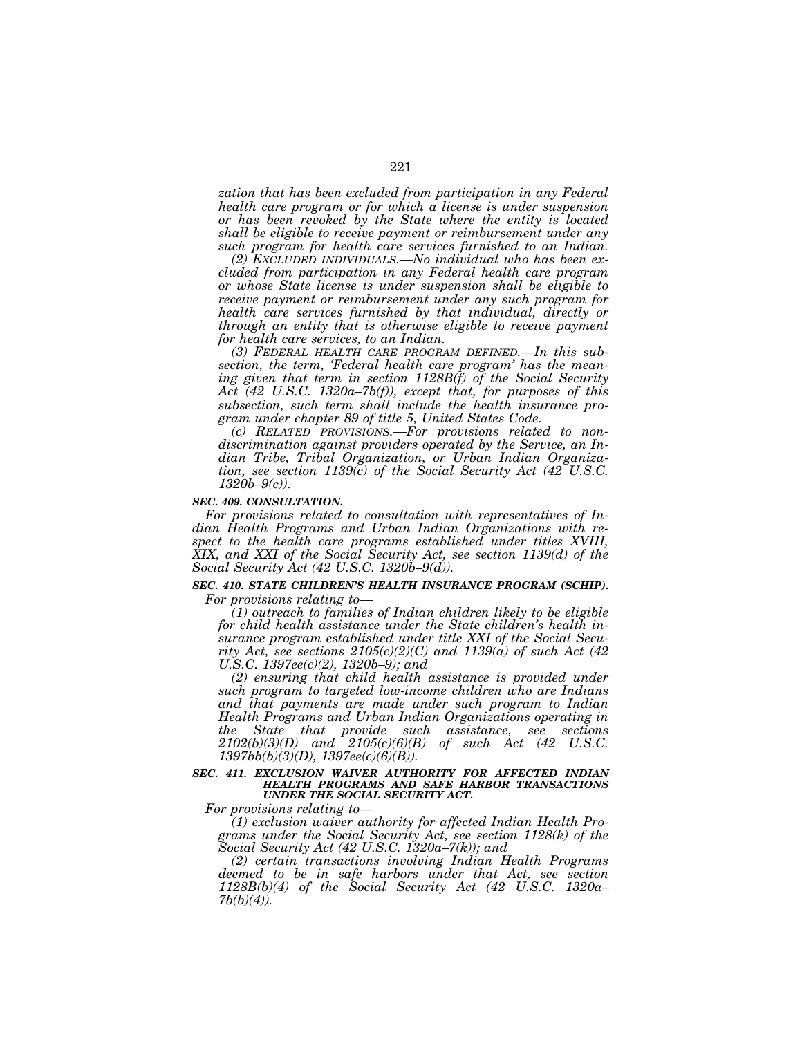*zation that has been excluded from participation in any Federal health care program or for which a license is under suspension or has been revoked by the State where the entity is located shall be eligible to receive payment or reimbursement under any such program for health care services furnished to an Indian.*

*(2) EXCLUDED INDIVIDUALS.—No individual who has been excluded from participation in any Federal health care program or whose State license is under suspension shall be eligible to receive payment or reimbursement under any such program for health care services furnished by that individual, directly or through an entity that is otherwise eligible to receive payment for health care services, to an Indian.*

*(3) FEDERAL HEALTH CARE PROGRAM DEFINED.—In this subsection, the term, 'Federal health care program' has the meaning given that term in section 1128B(f) of the Social Security Act (42 U.S.C. 1320a–7b(f)), except that, for purposes of this subsection, such term shall include the health insurance program under chapter 89 of title 5, United States Code.*

*(c) RELATED PROVISIONS.—For provisions related to nondiscrimination against providers operated by the Service, an Indian Tribe, Tribal Organization, or Urban Indian Organization, see section 1139(c) of the Social Security Act (42 U.S.C. 1320b–9(c)).*

***SEC. 409. CONSULTATION.***

*For provisions related to consultation with representatives of Indian Health Programs and Urban Indian Organizations with respect to the health care programs established under titles XVIII, XIX, and XXI of the Social Security Act, see section 1139(d) of the Social Security Act (42 U.S.C. 1320b–9(d)).*

***SEC. 410. STATE CHILDREN'S HEALTH INSURANCE PROGRAM (SCHIP).***

*For provisions relating to—*

*(1) outreach to families of Indian children likely to be eligible for child health assistance under the State children's health insurance program established under title XXI of the Social Security Act, see sections 2105(c)(2)(C) and 1139(a) of such Act (42 U.S.C. 1397ee(c)(2), 1320b–9); and*

*(2) ensuring that child health assistance is provided under such program to targeted low-income children who are Indians and that payments are made under such program to Indian Health Programs and Urban Indian Organizations operating in the State that provide such assistance, see sections 2102(b)(3)(D) and 2105(c)(6)(B) of such Act (42 U.S.C. 1397bb(b)(3)(D), 1397ee(c)(6)(B)).*

***SEC. 411. EXCLUSION WAIVER AUTHORITY FOR AFFECTED INDIAN HEALTH PROGRAMS AND SAFE HARBOR TRANSACTIONS UNDER THE SOCIAL SECURITY ACT.***

*For provisions relating to—*

*(1) exclusion waiver authority for affected Indian Health Programs under the Social Security Act, see section 1128(k) of the Social Security Act (42 U.S.C. 1320a–7(k)); and*

*(2) certain transactions involving Indian Health Programs deemed to be in safe harbors under that Act, see section 1128B(b)(4) of the Social Security Act (42 U.S.C. 1320a–7b(b)(4)).*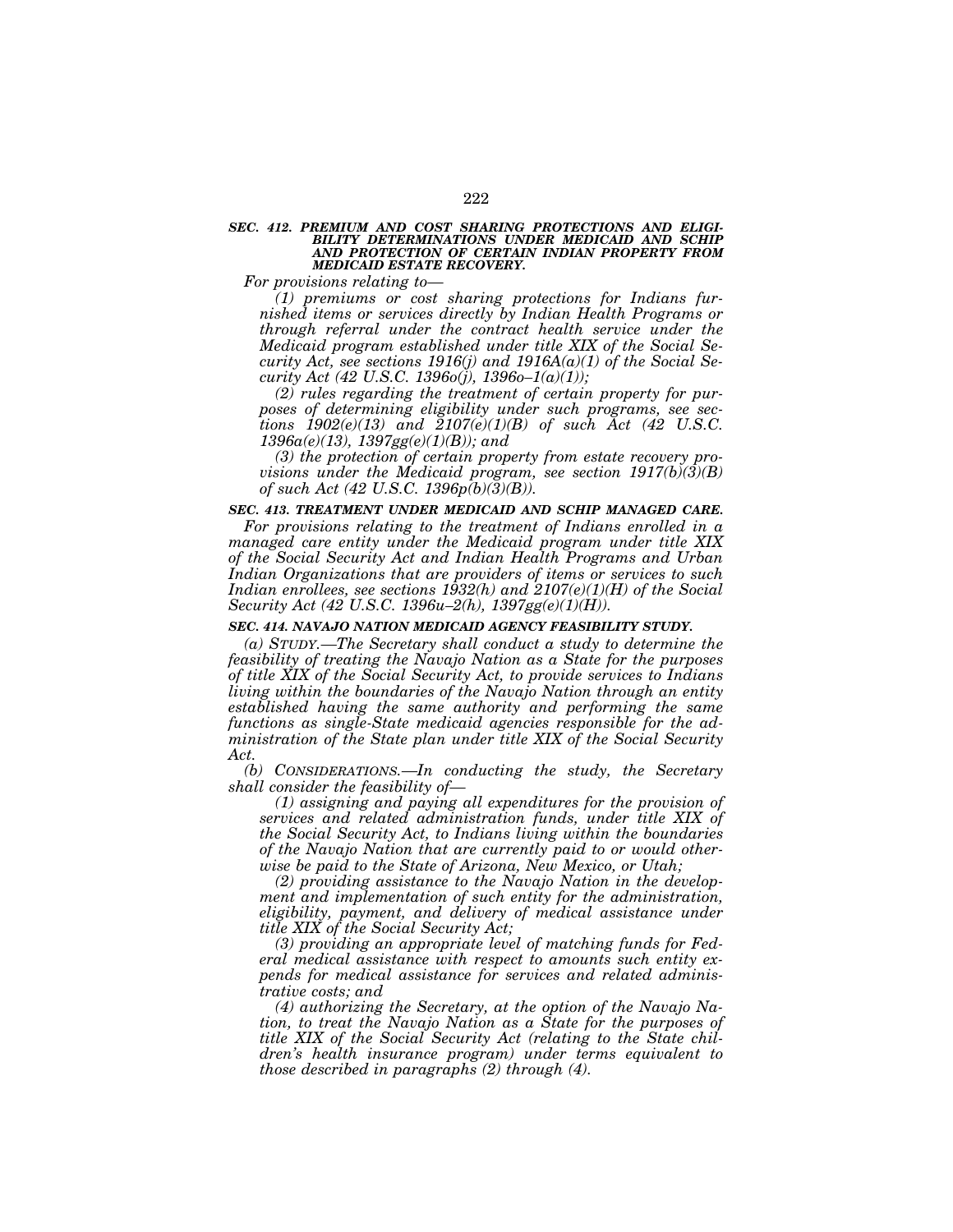***SEC. 412. PREMIUM AND COST SHARING PROTECTIONS AND ELIGIBILITY DETERMINATIONS UNDER MEDICAID AND SCHIP AND PROTECTION OF CERTAIN INDIAN PROPERTY FROM MEDICAID ESTATE RECOVERY.***

*For provisions relating to—*

*(1) premiums or cost sharing protections for Indians furnished items or services directly by Indian Health Programs or through referral under the contract health service under the Medicaid program established under title XIX of the Social Security Act, see sections 1916(j) and 1916A(a)(1) of the Social Security Act (42 U.S.C. 1396o(j), 1396o–1(a)(1));*

*(2) rules regarding the treatment of certain property for purposes of determining eligibility under such programs, see sections 1902(e)(13) and 2107(e)(1)(B) of such Act (42 U.S.C. 1396a(e)(13), 1397gg(e)(1)(B)); and*

*(3) the protection of certain property from estate recovery provisions under the Medicaid program, see section 1917(b)(3)(B) of such Act (42 U.S.C. 1396p(b)(3)(B)).*

***SEC. 413. TREATMENT UNDER MEDICAID AND SCHIP MANAGED CARE.***

*For provisions relating to the treatment of Indians enrolled in a managed care entity under the Medicaid program under title XIX of the Social Security Act and Indian Health Programs and Urban Indian Organizations that are providers of items or services to such Indian enrollees, see sections 1932(h) and 2107(e)(1)(H) of the Social Security Act (42 U.S.C. 1396u–2(h), 1397gg(e)(1)(H)).*

***SEC. 414. NAVAJO NATION MEDICAID AGENCY FEASIBILITY STUDY.***

*(a) STUDY.—The Secretary shall conduct a study to determine the feasibility of treating the Navajo Nation as a State for the purposes of title XIX of the Social Security Act, to provide services to Indians living within the boundaries of the Navajo Nation through an entity established having the same authority and performing the same functions as single-State medicaid agencies responsible for the administration of the State plan under title XIX of the Social Security Act.*

*(b) CONSIDERATIONS.—In conducting the study, the Secretary shall consider the feasibility of—*

*(1) assigning and paying all expenditures for the provision of services and related administration funds, under title XIX of the Social Security Act, to Indians living within the boundaries of the Navajo Nation that are currently paid to or would otherwise be paid to the State of Arizona, New Mexico, or Utah;*

*(2) providing assistance to the Navajo Nation in the development and implementation of such entity for the administration, eligibility, payment, and delivery of medical assistance under title XIX of the Social Security Act;*

*(3) providing an appropriate level of matching funds for Federal medical assistance with respect to amounts such entity expends for medical assistance for services and related administrative costs; and*

*(4) authorizing the Secretary, at the option of the Navajo Nation, to treat the Navajo Nation as a State for the purposes of title XIX of the Social Security Act (relating to the State children's health insurance program) under terms equivalent to those described in paragraphs (2) through (4).*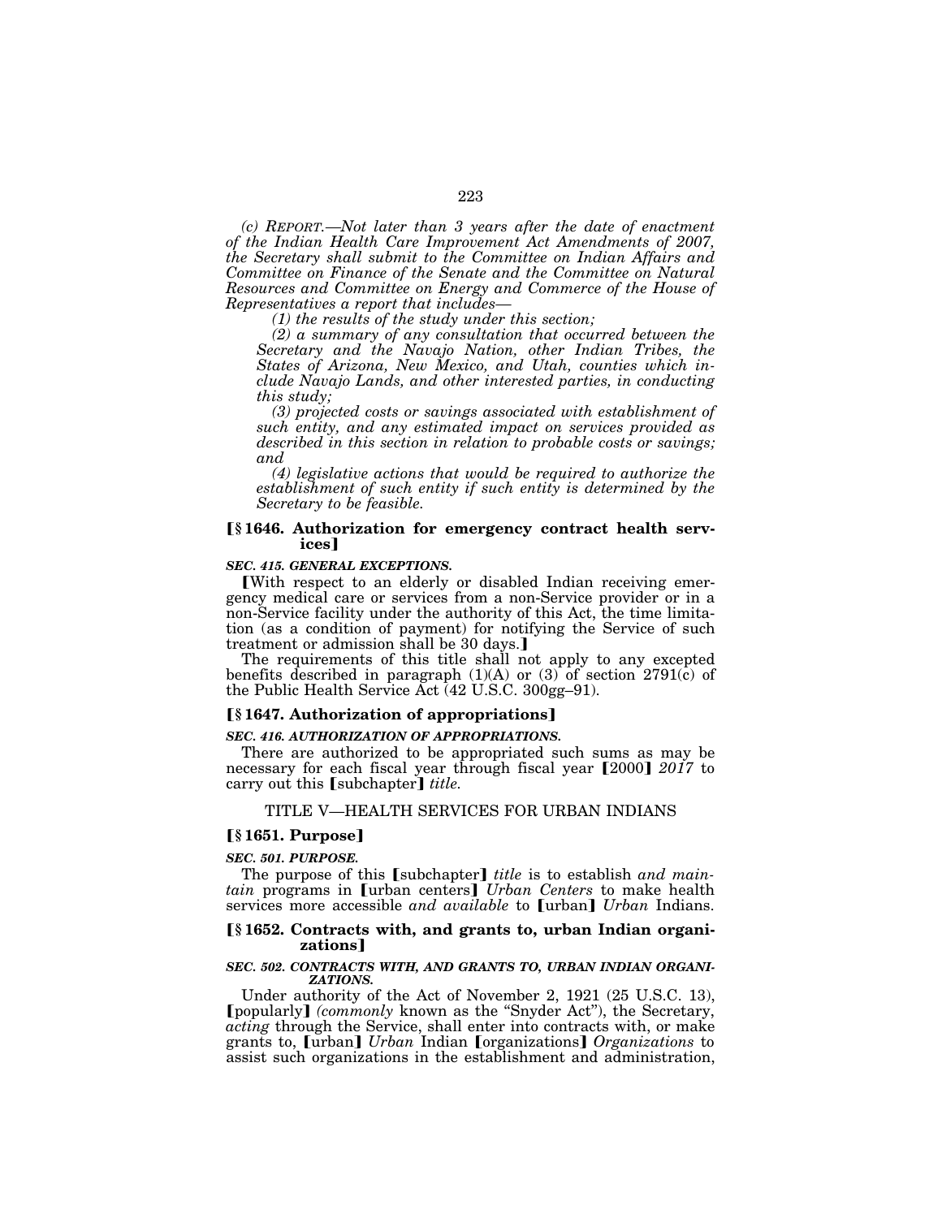*(c) REPORT.—Not later than 3 years after the date of enactment of the Indian Health Care Improvement Act Amendments of 2007, the Secretary shall submit to the Committee on Indian Affairs and Committee on Finance of the Senate and the Committee on Natural Resources and Committee on Energy and Commerce of the House of Representatives a report that includes—*

*(1) the results of the study under this section;*

*(2) a summary of any consultation that occurred between the Secretary and the Navajo Nation, other Indian Tribes, the States of Arizona, New Mexico, and Utah, counties which include Navajo Lands, and other interested parties, in conducting this study;*

*(3) projected costs or savings associated with establishment of such entity, and any estimated impact on services provided as described in this section in relation to probable costs or savings; and*

*(4) legislative actions that would be required to authorize the establishment of such entity if such entity is determined by the Secretary to be feasible.*

### ⟦§ 1646. Authorization for emergency contract health services⟧

***SEC. 415. GENERAL EXCEPTIONS.***

⟦With respect to an elderly or disabled Indian receiving emergency medical care or services from a non-Service provider or in a non-Service facility under the authority of this Act, the time limitation (as a condition of payment) for notifying the Service of such treatment or admission shall be 30 days.⟧

The requirements of this title shall not apply to any excepted benefits described in paragraph (1)(A) or (3) of section 2791(c) of the Public Health Service Act (42 U.S.C. 300gg–91).

### ⟦§ 1647. Authorization of appropriations⟧

***SEC. 416. AUTHORIZATION OF APPROPRIATIONS.***

There are authorized to be appropriated such sums as may be necessary for each fiscal year through fiscal year ⟦2000⟧ *2017* to carry out this ⟦subchapter⟧ *title.*

## TITLE V—HEALTH SERVICES FOR URBAN INDIANS

### ⟦§ 1651. Purpose⟧

***SEC. 501. PURPOSE.***

The purpose of this ⟦subchapter⟧ *title* is to establish *and maintain* programs in ⟦urban centers⟧ *Urban Centers* to make health services more accessible *and available* to ⟦urban⟧ *Urban* Indians.

### ⟦§ 1652. Contracts with, and grants to, urban Indian organizations⟧

***SEC. 502. CONTRACTS WITH, AND GRANTS TO, URBAN INDIAN ORGANIZATIONS.***

Under authority of the Act of November 2, 1921 (25 U.S.C. 13), ⟦popularly⟧ *(commonly* known as the "Snyder Act"), the Secretary, *acting* through the Service, shall enter into contracts with, or make grants to, ⟦urban⟧ *Urban* Indian ⟦organizations⟧ *Organizations* to assist such organizations in the establishment and administration,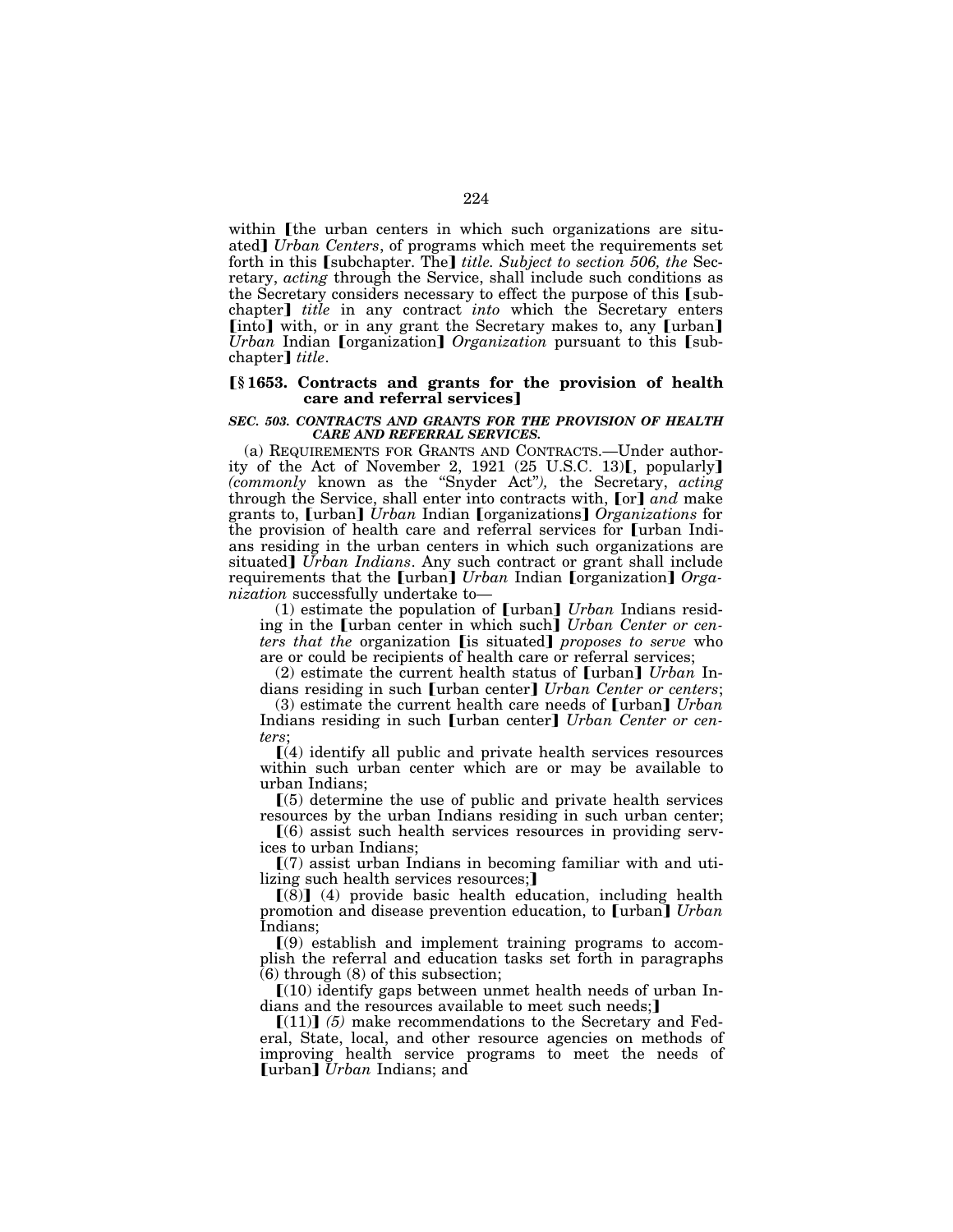within ⟦the urban centers in which such organizations are situated⟧ *Urban Centers*, of programs which meet the requirements set forth in this ⟦subchapter. The⟧ *title. Subject to section 506, the* Secretary, *acting* through the Service, shall include such conditions as the Secretary considers necessary to effect the purpose of this ⟦subchapter⟧ *title* in any contract *into* which the Secretary enters ⟦into⟧ with, or in any grant the Secretary makes to, any ⟦urban⟧ *Urban* Indian ⟦organization⟧ *Organization* pursuant to this ⟦subchapter⟧ *title*.

### ⟦§ 1653. Contracts and grants for the provision of health care and referral services⟧

***SEC. 503. CONTRACTS AND GRANTS FOR THE PROVISION OF HEALTH CARE AND REFERRAL SERVICES.***

(a) REQUIREMENTS FOR GRANTS AND CONTRACTS.—Under authority of the Act of November 2, 1921 (25 U.S.C. 13)⟦, popularly⟧ *(commonly* known as the "Snyder Act"*),* the Secretary, *acting* through the Service, shall enter into contracts with, ⟦or⟧ *and* make grants to, ⟦urban⟧ *Urban* Indian ⟦organizations⟧ *Organizations* for the provision of health care and referral services for ⟦urban Indians residing in the urban centers in which such organizations are situated⟧ *Urban Indians*. Any such contract or grant shall include requirements that the ⟦urban⟧ *Urban* Indian ⟦organization⟧ *Organization* successfully undertake to—

(1) estimate the population of ⟦urban⟧ *Urban* Indians residing in the ⟦urban center in which such⟧ *Urban Center or centers that the* organization ⟦is situated⟧ *proposes to serve* who are or could be recipients of health care or referral services;

(2) estimate the current health status of ⟦urban⟧ *Urban* Indians residing in such ⟦urban center⟧ *Urban Center or centers*;

(3) estimate the current health care needs of ⟦urban⟧ *Urban* Indians residing in such ⟦urban center⟧ *Urban Center or centers*;

⟦(4) identify all public and private health services resources within such urban center which are or may be available to urban Indians;

⟦(5) determine the use of public and private health services resources by the urban Indians residing in such urban center;

⟦(6) assist such health services resources in providing services to urban Indians;

⟦(7) assist urban Indians in becoming familiar with and utilizing such health services resources;⟧

⟦(8)⟧ (4) provide basic health education, including health promotion and disease prevention education, to ⟦urban⟧ *Urban* Indians;

⟦(9) establish and implement training programs to accomplish the referral and education tasks set forth in paragraphs (6) through (8) of this subsection;

⟦(10) identify gaps between unmet health needs of urban Indians and the resources available to meet such needs;⟧

⟦(11)⟧ *(5)* make recommendations to the Secretary and Federal, State, local, and other resource agencies on methods of improving health service programs to meet the needs of ⟦urban⟧ *Urban* Indians; and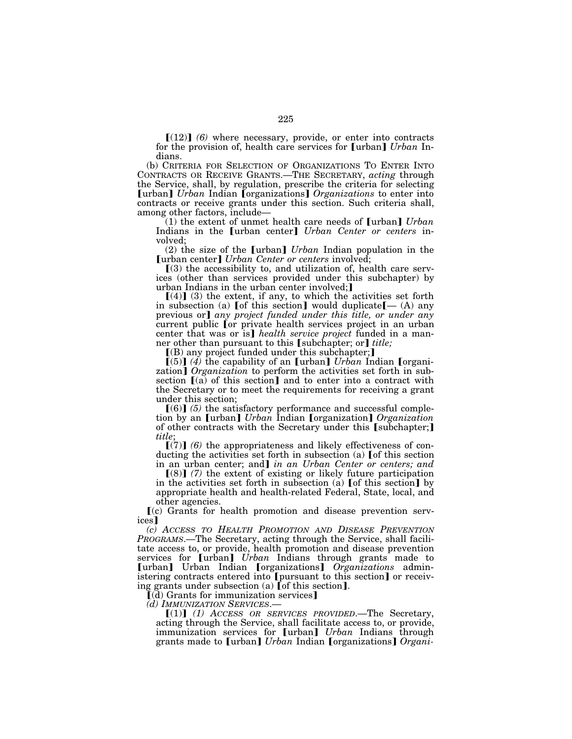⟦(12)⟧ *(6)* where necessary, provide, or enter into contracts for the provision of, health care services for ⟦urban⟧ *Urban* Indians.

(b) CRITERIA FOR SELECTION OF ORGANIZATIONS TO ENTER INTO CONTRACTS OR RECEIVE GRANTS.—THE SECRETARY, *acting* through the Service, shall, by regulation, prescribe the criteria for selecting ⟦urban⟧ *Urban* Indian ⟦organizations⟧ *Organizations* to enter into contracts or receive grants under this section. Such criteria shall, among other factors, include—

(1) the extent of unmet health care needs of ⟦urban⟧ *Urban* Indians in the ⟦urban center⟧ *Urban Center or centers* involved;

(2) the size of the ⟦urban⟧ *Urban* Indian population in the ⟦urban center⟧ *Urban Center or centers* involved;

⟦(3) the accessibility to, and utilization of, health care services (other than services provided under this subchapter) by urban Indians in the urban center involved;⟧

⟦(4)⟧ (3) the extent, if any, to which the activities set forth in subsection (a) ⟦of this section⟧ would duplicate⟦— (A) any previous or⟧ *any project funded under this title, or under any* current public ⟦or private health services project in an urban center that was or is⟧ *health service project* funded in a manner other than pursuant to this ⟦subchapter; or⟧ *title;*

⟦(B) any project funded under this subchapter;⟧

⟦(5)⟧ *(4)* the capability of an ⟦urban⟧ *Urban* Indian ⟦organization⟧ *Organization* to perform the activities set forth in subsection ⟦(a) of this section⟧ and to enter into a contract with the Secretary or to meet the requirements for receiving a grant under this section;

⟦(6)⟧ *(5)* the satisfactory performance and successful completion by an ⟦urban⟧ *Urban* Indian ⟦organization⟧ *Organization* of other contracts with the Secretary under this ⟦subchapter;⟧ *title*;

⟦(7)⟧ *(6)* the appropriateness and likely effectiveness of conducting the activities set forth in subsection (a) ⟦of this section in an urban center; and⟧ *in an Urban Center or centers; and*

⟦(8)⟧ *(7)* the extent of existing or likely future participation in the activities set forth in subsection (a) ⟦of this section⟧ by appropriate health and health-related Federal, State, local, and other agencies.

⟦(c) Grants for health promotion and disease prevention services⟧

*(c) ACCESS TO HEALTH PROMOTION AND DISEASE PREVENTION PROGRAMS.*—The Secretary, acting through the Service, shall facilitate access to, or provide, health promotion and disease prevention services for ⟦urban⟧ *Urban* Indians through grants made to ⟦urban⟧ Urban Indian ⟦organizations⟧ *Organizations* administering contracts entered into ⟦pursuant to this section⟧ or receiving grants under subsection (a) ⟦of this section⟧.

⟦(d) Grants for immunization services⟧

*(d) IMMUNIZATION SERVICES.*—

⟦(1)⟧ *(1) ACCESS OR SERVICES PROVIDED.*—The Secretary, acting through the Service, shall facilitate access to, or provide, immunization services for ⟦urban⟧ *Urban* Indians through grants made to ⟦urban⟧ *Urban* Indian ⟦organizations⟧ *Organi-*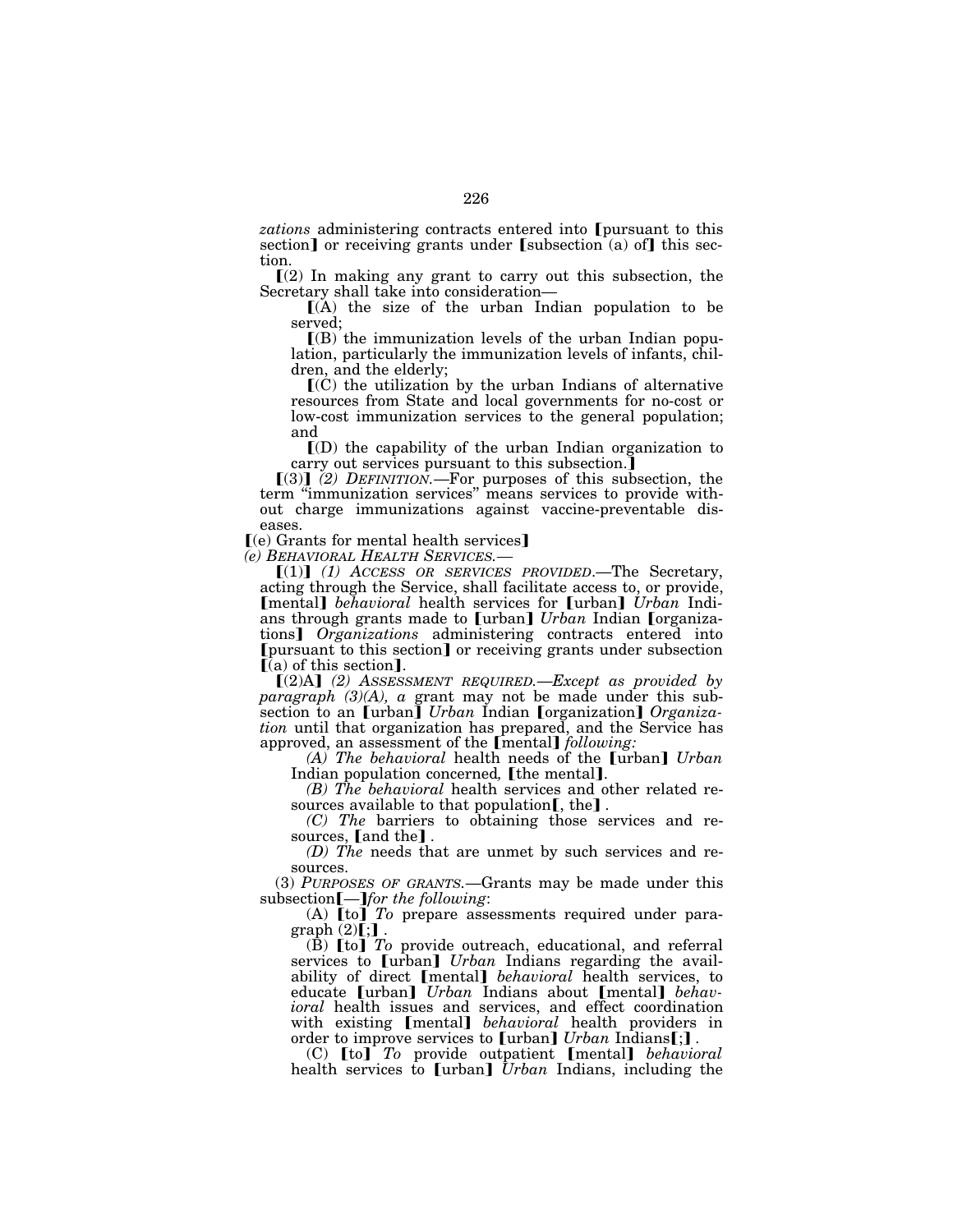*zations* administering contracts entered into 【pursuant to this section】 or receiving grants under 【subsection (a) of】 this section.

【(2) In making any grant to carry out this subsection, the Secretary shall take into consideration—

【(A) the size of the urban Indian population to be served;

【(B) the immunization levels of the urban Indian population, particularly the immunization levels of infants, children, and the elderly;

【(C) the utilization by the urban Indians of alternative resources from State and local governments for no-cost or low-cost immunization services to the general population; and

【(D) the capability of the urban Indian organization to carry out services pursuant to this subsection.】

【(3)】 *(2) DEFINITION.*—For purposes of this subsection, the term "immunization services" means services to provide without charge immunizations against vaccine-preventable diseases.

【(e) Grants for mental health services】

*(e) BEHAVIORAL HEALTH SERVICES.*—

【(1)】 *(1) ACCESS OR SERVICES PROVIDED.*—The Secretary, acting through the Service, shall facilitate access to, or provide, 【mental】 *behavioral* health services for 【urban】 *Urban* Indians through grants made to 【urban】 *Urban* Indian 【organizations】 *Organizations* administering contracts entered into 【pursuant to this section】 or receiving grants under subsection 【(a) of this section】.

【(2)A】 *(2) ASSESSMENT REQUIRED.—Except as provided by paragraph (3)(A), a* grant may not be made under this subsection to an 【urban】 *Urban* Indian 【organization】 *Organization* until that organization has prepared, and the Service has approved, an assessment of the 【mental】 *following:*

*(A) The behavioral* health needs of the 【urban】 *Urban* Indian population concerned*,* 【the mental】.

*(B) The behavioral* health services and other related resources available to that population【, the】.

*(C) The* barriers to obtaining those services and resources, 【and the】.

*(D) The* needs that are unmet by such services and resources.

(3) *PURPOSES OF GRANTS.*—Grants may be made under this subsection【—】*for the following*:

(A) 【to】 *To* prepare assessments required under paragraph (2)【;】.

(B) 【to】 *To* provide outreach, educational, and referral services to 【urban】 *Urban* Indians regarding the availability of direct 【mental】 *behavioral* health services, to educate 【urban】 *Urban* Indians about 【mental】 *behavioral* health issues and services, and effect coordination with existing 【mental】 *behavioral* health providers in order to improve services to 【urban】 *Urban* Indians【;】.

(C) 【to】 *To* provide outpatient 【mental】 *behavioral* health services to 【urban】 *Urban* Indians, including the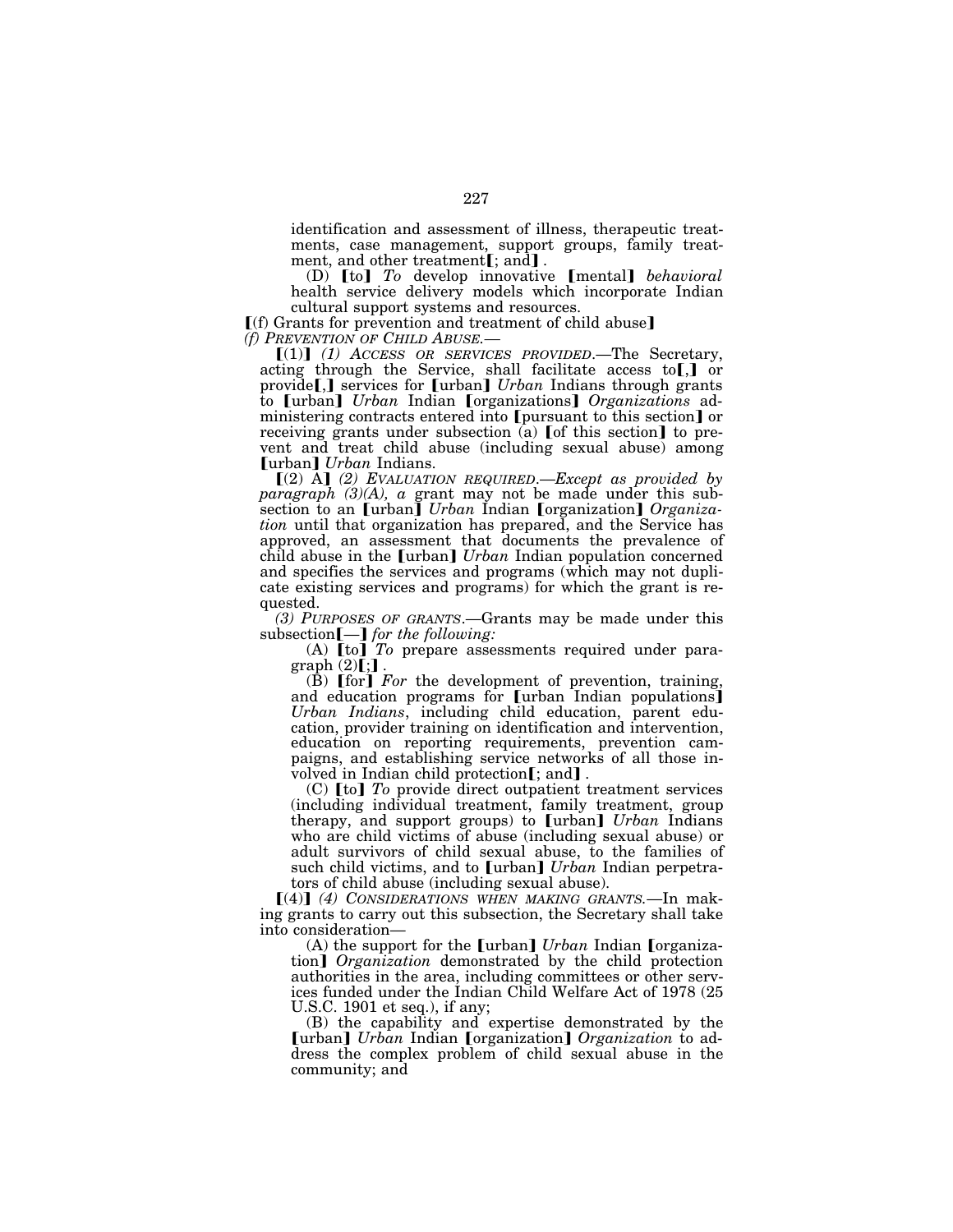identification and assessment of illness, therapeutic treatments, case management, support groups, family treatment, and other treatment【; and】.

(D) 【to】 *To* develop innovative 【mental】 *behavioral* health service delivery models which incorporate Indian cultural support systems and resources.

【(f) Grants for prevention and treatment of child abuse】

*(f) PREVENTION OF CHILD ABUSE.—*

【(1)】 *(1) ACCESS OR SERVICES PROVIDED.*—The Secretary, acting through the Service, shall facilitate access to【,】 or provide【,】 services for 【urban】 *Urban* Indians through grants to 【urban】 *Urban* Indian 【organizations】 *Organizations* administering contracts entered into 【pursuant to this section】 or receiving grants under subsection (a) 【of this section】 to prevent and treat child abuse (including sexual abuse) among 【urban】 *Urban* Indians.

【(2) A】 *(2) EVALUATION REQUIRED.—Except as provided by paragraph (3)(A), a* grant may not be made under this subsection to an 【urban】 *Urban* Indian 【organization】 *Organization* until that organization has prepared, and the Service has approved, an assessment that documents the prevalence of child abuse in the 【urban】 *Urban* Indian population concerned and specifies the services and programs (which may not duplicate existing services and programs) for which the grant is requested.

*(3) PURPOSES OF GRANTS.*—Grants may be made under this subsection【—】 *for the following:*

(A) 【to】 *To* prepare assessments required under paragraph (2)【;】.

(B) 【for】 *For* the development of prevention, training, and education programs for 【urban Indian populations】 *Urban Indians*, including child education, parent education, provider training on identification and intervention, education on reporting requirements, prevention campaigns, and establishing service networks of all those involved in Indian child protection【; and】.

(C) 【to】 *To* provide direct outpatient treatment services (including individual treatment, family treatment, group therapy, and support groups) to 【urban】 *Urban* Indians who are child victims of abuse (including sexual abuse) or adult survivors of child sexual abuse, to the families of such child victims, and to 【urban】 *Urban* Indian perpetrators of child abuse (including sexual abuse).

【(4)】 *(4) CONSIDERATIONS WHEN MAKING GRANTS.*—In making grants to carry out this subsection, the Secretary shall take into consideration—

(A) the support for the 【urban】 *Urban* Indian 【organization】 *Organization* demonstrated by the child protection authorities in the area, including committees or other services funded under the Indian Child Welfare Act of 1978 (25 U.S.C. 1901 et seq.), if any;

(B) the capability and expertise demonstrated by the 【urban】 *Urban* Indian 【organization】 *Organization* to address the complex problem of child sexual abuse in the community; and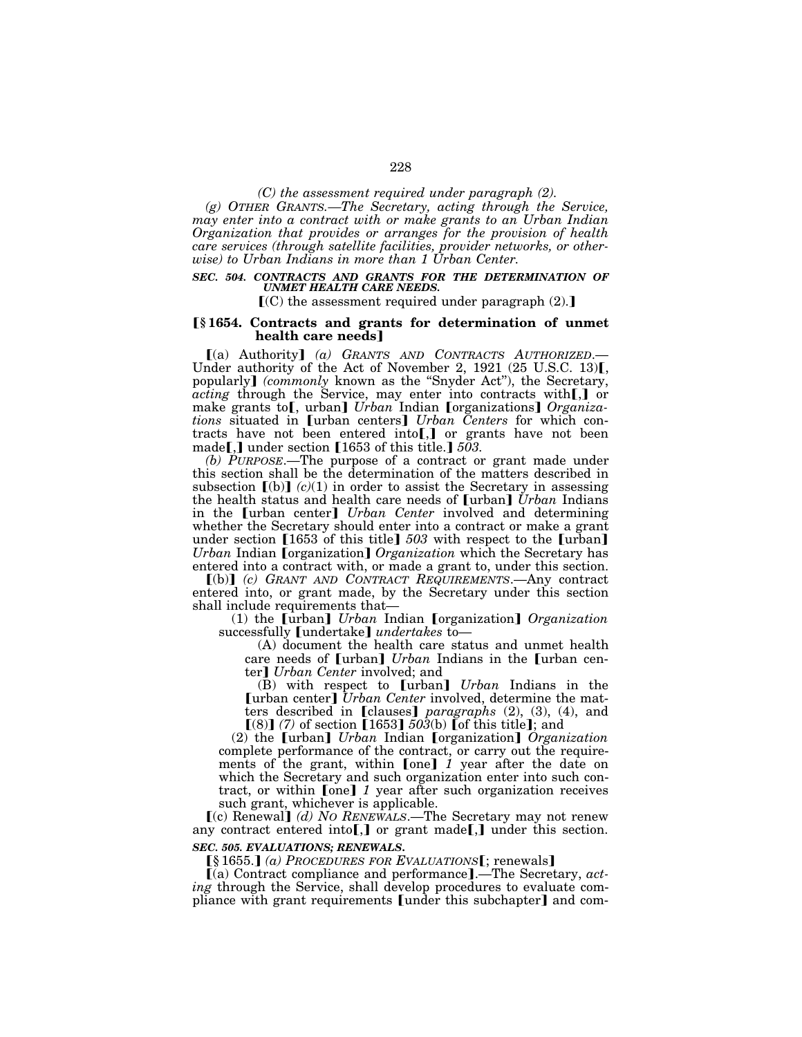*(C) the assessment required under paragraph (2).*

*(g) OTHER GRANTS.—The Secretary, acting through the Service, may enter into a contract with or make grants to an Urban Indian Organization that provides or arranges for the provision of health care services (through satellite facilities, provider networks, or otherwise) to Urban Indians in more than 1 Urban Center.*

***SEC. 504. CONTRACTS AND GRANTS FOR THE DETERMINATION OF UNMET HEALTH CARE NEEDS.***

【(C) the assessment required under paragraph (2).】

**【§ 1654. Contracts and grants for determination of unmet health care needs】**

【(a) Authority】 *(a) GRANTS AND CONTRACTS AUTHORIZED.*—Under authority of the Act of November 2, 1921 (25 U.S.C. 13)【, popularly】 *(commonly* known as the "Snyder Act"), the Secretary, *acting* through the Service, may enter into contracts with【,】 or make grants to【, urban】 *Urban* Indian 【organizations】 *Organizations* situated in 【urban centers】 *Urban Centers* for which contracts have not been entered into【,】 or grants have not been made【,】 under section 【1653 of this title.】 *503.*

*(b) PURPOSE.*—The purpose of a contract or grant made under this section shall be the determination of the matters described in subsection 【(b)】 *(c)*(1) in order to assist the Secretary in assessing the health status and health care needs of 【urban】 *Urban* Indians in the 【urban center】 *Urban Center* involved and determining whether the Secretary should enter into a contract or make a grant under section 【1653 of this title】 *503* with respect to the 【urban】 *Urban* Indian 【organization】 *Organization* which the Secretary has entered into a contract with, or made a grant to, under this section.

【(b)】 *(c) GRANT AND CONTRACT REQUIREMENTS.*—Any contract entered into, or grant made, by the Secretary under this section shall include requirements that—

(1) the 【urban】 *Urban* Indian 【organization】 *Organization* successfully 【undertake】 *undertakes* to—

(A) document the health care status and unmet health care needs of 【urban】 *Urban* Indians in the 【urban center】 *Urban Center* involved; and

(B) with respect to 【urban】 *Urban* Indians in the 【urban center】 *Urban Center* involved, determine the matters described in 【clauses】 *paragraphs* (2), (3), (4), and 【(8)】 *(7)* of section 【1653】 *503*(b) 【of this title】; and

(2) the 【urban】 *Urban* Indian 【organization】 *Organization* complete performance of the contract, or carry out the requirements of the grant, within 【one】 *1* year after the date on which the Secretary and such organization enter into such contract, or within 【one】 *1* year after such organization receives such grant, whichever is applicable.

【(c) Renewal】 *(d) NO RENEWALS.*—The Secretary may not renew any contract entered into【,】 or grant made【,】 under this section.

***SEC. 505. EVALUATIONS; RENEWALS.***

【§ 1655.】 *(a) PROCEDURES FOR EVALUATIONS*【; renewals】

【(a) Contract compliance and performance】.—The Secretary, *acting* through the Service, shall develop procedures to evaluate compliance with grant requirements 【under this subchapter】 and com-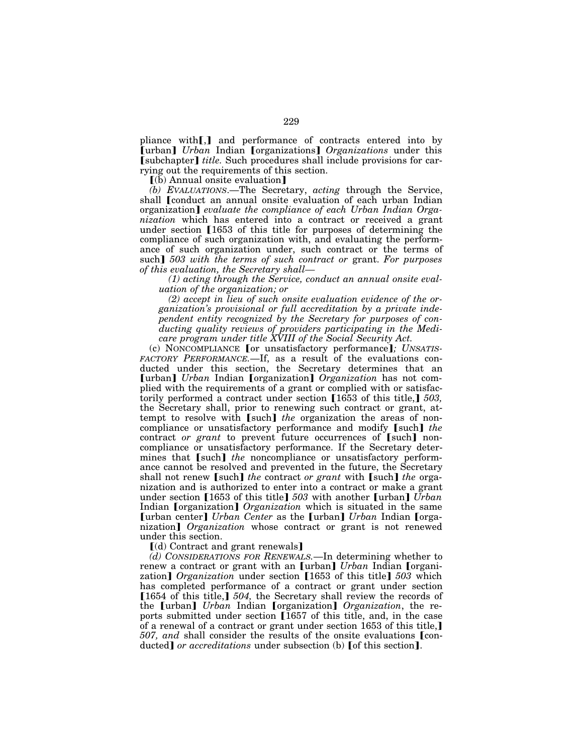pliance with[,] and performance of contracts entered into by [urban] *Urban* Indian [organizations] *Organizations* under this [subchapter] *title.* Such procedures shall include provisions for carrying out the requirements of this section.

[(b) Annual onsite evaluation]

*(b) EVALUATIONS.*—The Secretary, *acting* through the Service, shall [conduct an annual onsite evaluation of each urban Indian organization] *evaluate the compliance of each Urban Indian Organization* which has entered into a contract or received a grant under section [1653 of this title for purposes of determining the compliance of such organization with, and evaluating the performance of such organization under, such contract or the terms of such] *503 with the terms of such contract or* grant. *For purposes of this evaluation, the Secretary shall—*

*(1) acting through the Service, conduct an annual onsite evaluation of the organization; or*

*(2) accept in lieu of such onsite evaluation evidence of the organization's provisional or full accreditation by a private independent entity recognized by the Secretary for purposes of conducting quality reviews of providers participating in the Medicare program under title XVIII of the Social Security Act.*

(c) NONCOMPLIANCE [or unsatisfactory performance]*; UNSATISFACTORY PERFORMANCE.*—If, as a result of the evaluations conducted under this section, the Secretary determines that an [urban] *Urban* Indian [organization] *Organization* has not complied with the requirements of a grant or complied with or satisfactorily performed a contract under section [1653 of this title,] *503,* the Secretary shall, prior to renewing such contract or grant, attempt to resolve with [such] *the* organization the areas of noncompliance or unsatisfactory performance and modify [such] *the* contract *or grant* to prevent future occurrences of [such] noncompliance or unsatisfactory performance. If the Secretary determines that [such] *the* noncompliance or unsatisfactory performance cannot be resolved and prevented in the future, the Secretary shall not renew [such] *the* contract *or grant* with [such] *the* organization and is authorized to enter into a contract or make a grant under section [1653 of this title] *503* with another [urban] *Urban* Indian [organization] *Organization* which is situated in the same [urban center] *Urban Center* as the [urban] *Urban* Indian [organization] *Organization* whose contract or grant is not renewed under this section.

[(d) Contract and grant renewals]

*(d) CONSIDERATIONS FOR RENEWALS.*—In determining whether to renew a contract or grant with an [urban] *Urban* Indian [organization] *Organization* under section [1653 of this title] *503* which has completed performance of a contract or grant under section [1654 of this title,] *504,* the Secretary shall review the records of the [urban] *Urban* Indian [organization] *Organization*, the reports submitted under section [1657 of this title, and, in the case of a renewal of a contract or grant under section 1653 of this title,] *507, and* shall consider the results of the onsite evaluations [conducted] *or accreditations* under subsection (b) [of this section].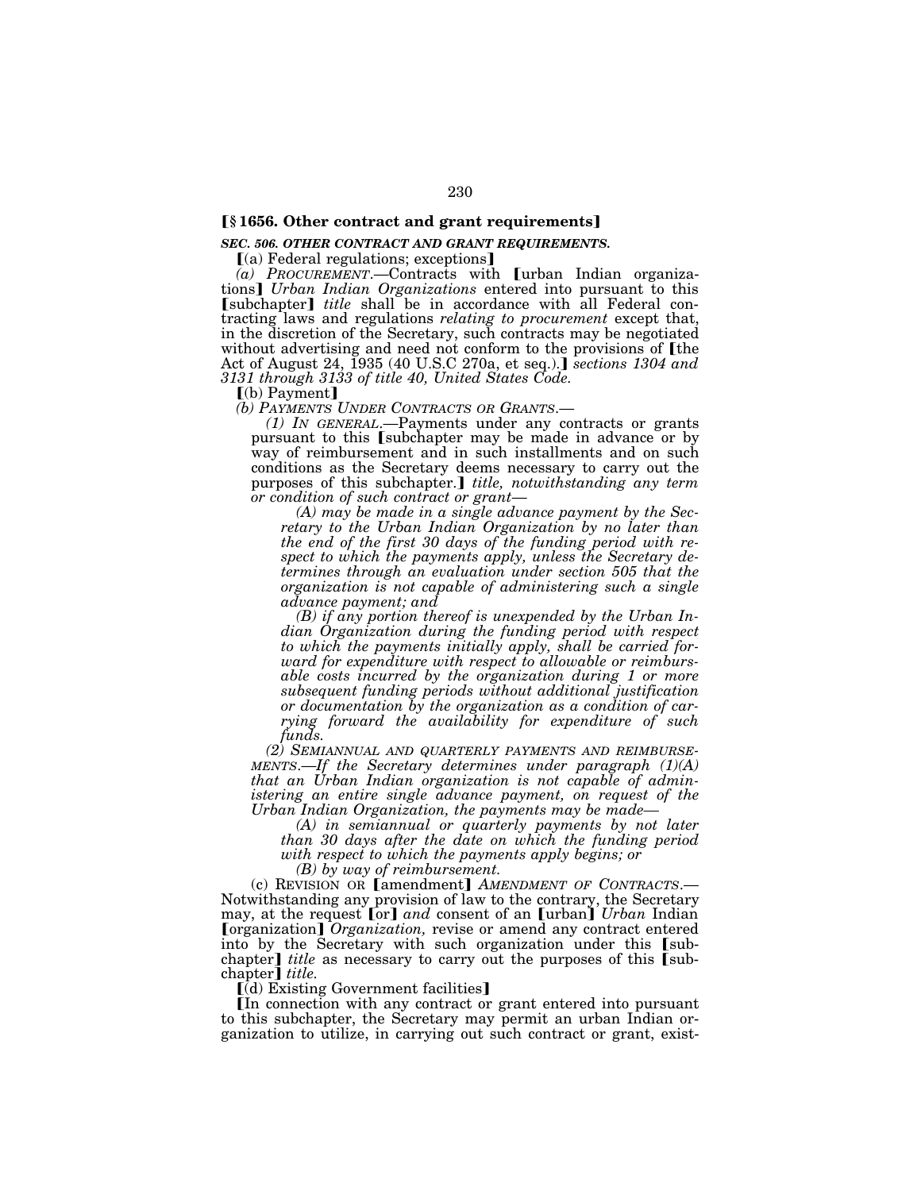**[§ 1656. Other contract and grant requirements]**

***SEC. 506. OTHER CONTRACT AND GRANT REQUIREMENTS.***

[(a) Federal regulations; exceptions]

*(a) PROCUREMENT.*—Contracts with [urban Indian organizations] *Urban Indian Organizations* entered into pursuant to this [subchapter] *title* shall be in accordance with all Federal contracting laws and regulations *relating to procurement* except that, in the discretion of the Secretary, such contracts may be negotiated without advertising and need not conform to the provisions of [the Act of August 24, 1935 (40 U.S.C 270a, et seq.).] *sections 1304 and 3131 through 3133 of title 40, United States Code.*

[(b) Payment]

*(b) PAYMENTS UNDER CONTRACTS OR GRANTS.*—

*(1) IN GENERAL.*—Payments under any contracts or grants pursuant to this [subchapter may be made in advance or by way of reimbursement and in such installments and on such conditions as the Secretary deems necessary to carry out the purposes of this subchapter.] *title, notwithstanding any term or condition of such contract or grant*—

*(A) may be made in a single advance payment by the Secretary to the Urban Indian Organization by no later than the end of the first 30 days of the funding period with respect to which the payments apply, unless the Secretary determines through an evaluation under section 505 that the organization is not capable of administering such a single advance payment; and*

*(B) if any portion thereof is unexpended by the Urban Indian Organization during the funding period with respect to which the payments initially apply, shall be carried forward for expenditure with respect to allowable or reimbursable costs incurred by the organization during 1 or more subsequent funding periods without additional justification or documentation by the organization as a condition of carrying forward the availability for expenditure of such funds.*

*(2) SEMIANNUAL AND QUARTERLY PAYMENTS AND REIMBURSEMENTS.—If the Secretary determines under paragraph (1)(A) that an Urban Indian organization is not capable of administering an entire single advance payment, on request of the Urban Indian Organization, the payments may be made—*

*(A) in semiannual or quarterly payments by not later than 30 days after the date on which the funding period with respect to which the payments apply begins; or*

*(B) by way of reimbursement.*

(c) REVISION OR [amendment] *AMENDMENT OF CONTRACTS.*—Notwithstanding any provision of law to the contrary, the Secretary may, at the request [or] *and* consent of an [urban] *Urban* Indian [organization] *Organization,* revise or amend any contract entered into by the Secretary with such organization under this [subchapter] *title* as necessary to carry out the purposes of this [subchapter] *title.*

[(d) Existing Government facilities]

[In connection with any contract or grant entered into pursuant to this subchapter, the Secretary may permit an urban Indian organization to utilize, in carrying out such contract or grant, exist-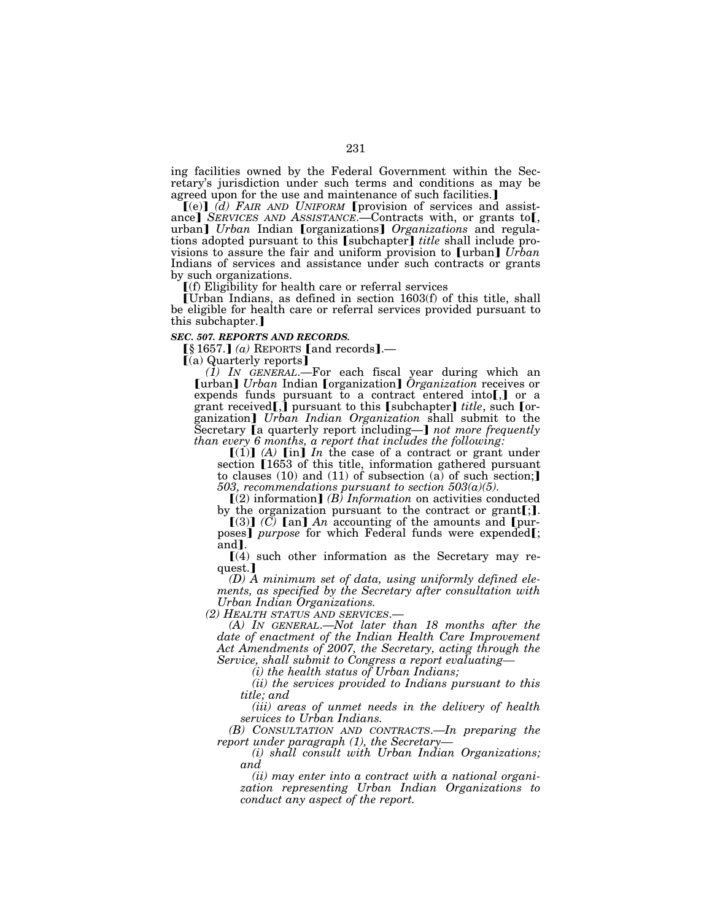ing facilities owned by the Federal Government within the Secretary's jurisdiction under such terms and conditions as may be agreed upon for the use and maintenance of such facilities.⟧

⟦(e)⟧ *(d) FAIR AND UNIFORM* ⟦provision of services and assistance⟧ *SERVICES AND ASSISTANCE*.—Contracts with, or grants to⟦, urban⟧ *Urban* Indian ⟦organizations⟧ *Organizations* and regulations adopted pursuant to this ⟦subchapter⟧ *title* shall include provisions to assure the fair and uniform provision to ⟦urban⟧ *Urban* Indians of services and assistance under such contracts or grants by such organizations.

⟦(f) Eligibility for health care or referral services

⟦Urban Indians, as defined in section 1603(f) of this title, shall be eligible for health care or referral services provided pursuant to this subchapter.⟧

***SEC. 507. REPORTS AND RECORDS.***

⟦§ 1657.⟧ *(a)* REPORTS ⟦and records⟧.—

⟦(a) Quarterly reports⟧

*(1) IN GENERAL*.—For each fiscal year during which an ⟦urban⟧ *Urban* Indian ⟦organization⟧ *Organization* receives or expends funds pursuant to a contract entered into⟦,⟧ or a grant received⟦,⟧ pursuant to this ⟦subchapter⟧ *title*, such ⟦organization⟧ *Urban Indian Organization* shall submit to the Secretary ⟦a quarterly report including—⟧ *not more frequently than every 6 months, a report that includes the following:*

⟦(1)⟧ *(A)* ⟦in⟧ *In* the case of a contract or grant under section ⟦1653 of this title, information gathered pursuant to clauses (10) and (11) of subsection (a) of such section;⟧ *503, recommendations pursuant to section 503(a)(5).*

⟦(2) information⟧ *(B) Information* on activities conducted by the organization pursuant to the contract or grant⟦;⟧.

⟦(3)⟧ *(C)* ⟦an⟧ *An* accounting of the amounts and ⟦purposes⟧ *purpose* for which Federal funds were expended⟦; and⟧.

⟦(4) such other information as the Secretary may request.⟧

*(D) A minimum set of data, using uniformly defined elements, as specified by the Secretary after consultation with Urban Indian Organizations.*

*(2) HEALTH STATUS AND SERVICES.—*

*(A) IN GENERAL.—Not later than 18 months after the date of enactment of the Indian Health Care Improvement Act Amendments of 2007, the Secretary, acting through the Service, shall submit to Congress a report evaluating—*

*(i) the health status of Urban Indians;*

*(ii) the services provided to Indians pursuant to this title; and*

*(iii) areas of unmet needs in the delivery of health services to Urban Indians.*

*(B) CONSULTATION AND CONTRACTS.—In preparing the report under paragraph (1), the Secretary—*

*(i) shall consult with Urban Indian Organizations; and*

*(ii) may enter into a contract with a national organization representing Urban Indian Organizations to conduct any aspect of the report.*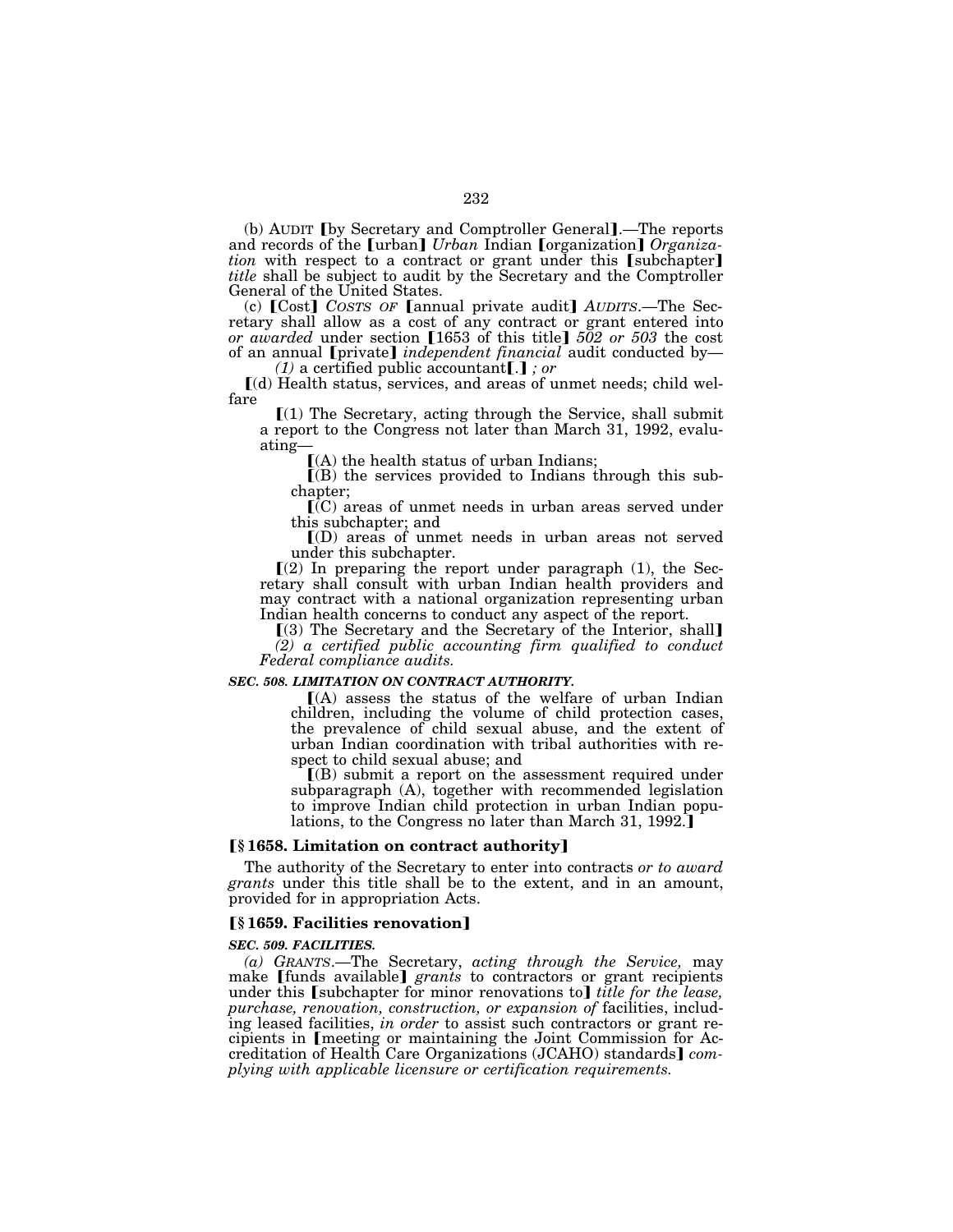(b) AUDIT ⟦by Secretary and Comptroller General⟧.—The reports and records of the ⟦urban⟧ *Urban* Indian ⟦organization⟧ *Organization* with respect to a contract or grant under this ⟦subchapter⟧ *title* shall be subject to audit by the Secretary and the Comptroller General of the United States.

(c) ⟦Cost⟧ *COSTS OF* ⟦annual private audit⟧ *AUDITS*.—The Secretary shall allow as a cost of any contract or grant entered into *or awarded* under section ⟦1653 of this title⟧ *502 or 503* the cost of an annual ⟦private⟧ *independent financial* audit conducted by—

*(1)* a certified public accountant⟦.⟧ *; or*

⟦(d) Health status, services, and areas of unmet needs; child welfare

⟦(1) The Secretary, acting through the Service, shall submit a report to the Congress not later than March 31, 1992, evaluating—

⟦(A) the health status of urban Indians;

⟦(B) the services provided to Indians through this subchapter;

⟦(C) areas of unmet needs in urban areas served under this subchapter; and

⟦(D) areas of unmet needs in urban areas not served under this subchapter.

⟦(2) In preparing the report under paragraph (1), the Secretary shall consult with urban Indian health providers and may contract with a national organization representing urban Indian health concerns to conduct any aspect of the report.

⟦(3) The Secretary and the Secretary of the Interior, shall⟧ *(2) a certified public accounting firm qualified to conduct Federal compliance audits.*

***SEC. 508. LIMITATION ON CONTRACT AUTHORITY.***

⟦(A) assess the status of the welfare of urban Indian children, including the volume of child protection cases, the prevalence of child sexual abuse, and the extent of urban Indian coordination with tribal authorities with respect to child sexual abuse; and

⟦(B) submit a report on the assessment required under subparagraph (A), together with recommended legislation to improve Indian child protection in urban Indian populations, to the Congress no later than March 31, 1992.⟧

**⟦§ 1658. Limitation on contract authority⟧**

The authority of the Secretary to enter into contracts *or to award grants* under this title shall be to the extent, and in an amount, provided for in appropriation Acts.

**⟦§ 1659. Facilities renovation⟧**

***SEC. 509. FACILITIES.***

*(a) GRANTS*.—The Secretary, *acting through the Service,* may make ⟦funds available⟧ *grants* to contractors or grant recipients under this ⟦subchapter for minor renovations to⟧ *title for the lease, purchase, renovation, construction, or expansion of* facilities, including leased facilities, *in order* to assist such contractors or grant recipients in ⟦meeting or maintaining the Joint Commission for Accreditation of Health Care Organizations (JCAHO) standards⟧ *complying with applicable licensure or certification requirements.*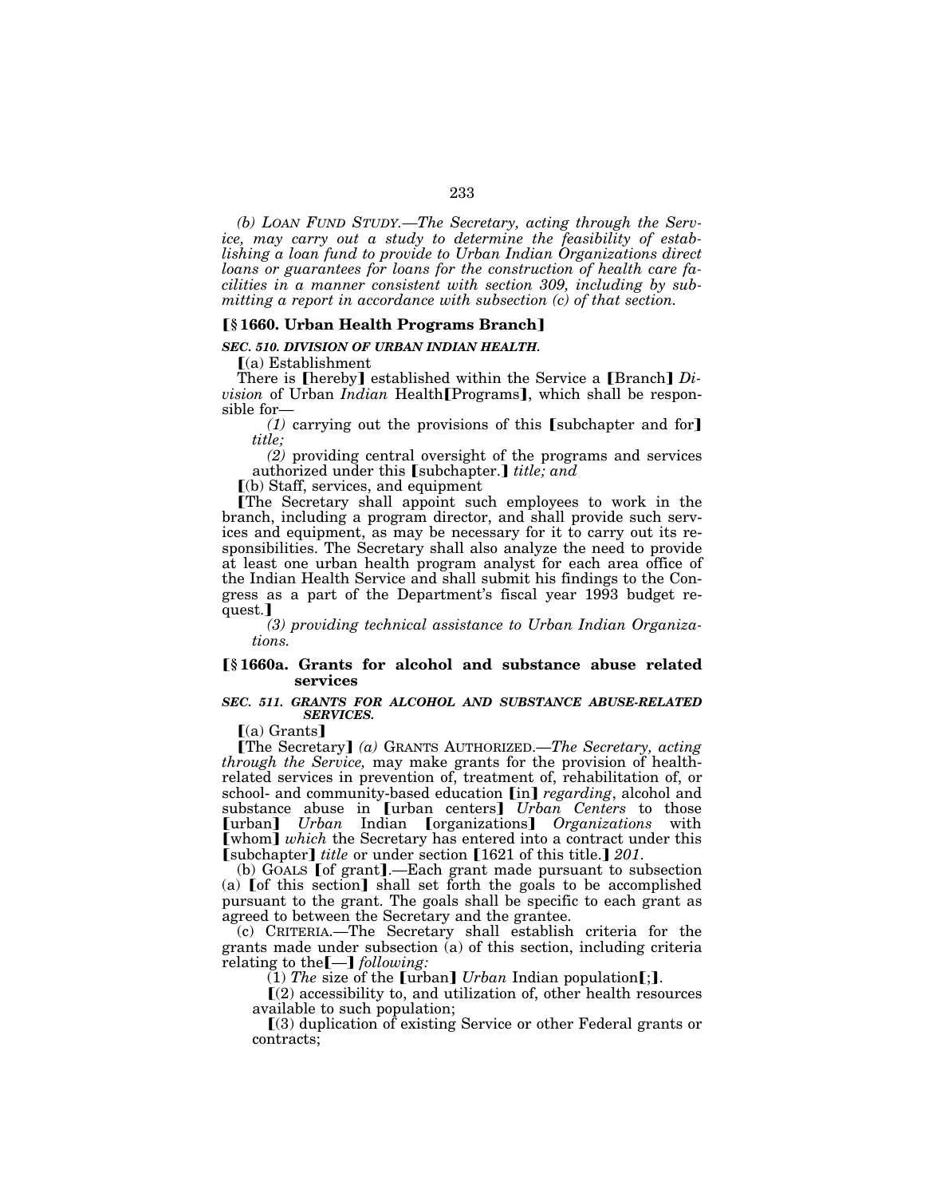*(b) LOAN FUND STUDY.—The Secretary, acting through the Service, may carry out a study to determine the feasibility of establishing a loan fund to provide to Urban Indian Organizations direct loans or guarantees for loans for the construction of health care facilities in a manner consistent with section 309, including by submitting a report in accordance with subsection (c) of that section.*

### **【§ 1660. Urban Health Programs Branch】**

***SEC. 510. DIVISION OF URBAN INDIAN HEALTH.***

【(a) Establishment

There is 【hereby】 established within the Service a 【Branch】 *Division* of Urban *Indian* Health【Programs】, which shall be responsible for—

*(1)* carrying out the provisions of this 【subchapter and for】 *title;*

*(2)* providing central oversight of the programs and services authorized under this 【subchapter.】 *title; and*

【(b) Staff, services, and equipment

【The Secretary shall appoint such employees to work in the branch, including a program director, and shall provide such services and equipment, as may be necessary for it to carry out its responsibilities. The Secretary shall also analyze the need to provide at least one urban health program analyst for each area office of the Indian Health Service and shall submit his findings to the Congress as a part of the Department's fiscal year 1993 budget request.】

*(3) providing technical assistance to Urban Indian Organizations.*

### **【§ 1660a. Grants for alcohol and substance abuse related services**

***SEC. 511. GRANTS FOR ALCOHOL AND SUBSTANCE ABUSE-RELATED SERVICES.***

【(a) Grants】

【The Secretary】 *(a)* GRANTS AUTHORIZED.—*The Secretary, acting through the Service,* may make grants for the provision of health-related services in prevention of, treatment of, rehabilitation of, or school- and community-based education 【in】 *regarding*, alcohol and substance abuse in 【urban centers】 *Urban Centers* to those 【urban】 *Urban* Indian 【organizations】 *Organizations* with 【whom】 *which* the Secretary has entered into a contract under this 【subchapter】 *title* or under section 【1621 of this title.】 *201*.

(b) GOALS 【of grant】.—Each grant made pursuant to subsection (a) 【of this section】 shall set forth the goals to be accomplished pursuant to the grant. The goals shall be specific to each grant as agreed to between the Secretary and the grantee.

(c) CRITERIA.—The Secretary shall establish criteria for the grants made under subsection (a) of this section, including criteria relating to the【—】 *following:*

(1) *The* size of the 【urban】 *Urban* Indian population【;】.

【(2) accessibility to, and utilization of, other health resources available to such population;

【(3) duplication of existing Service or other Federal grants or contracts;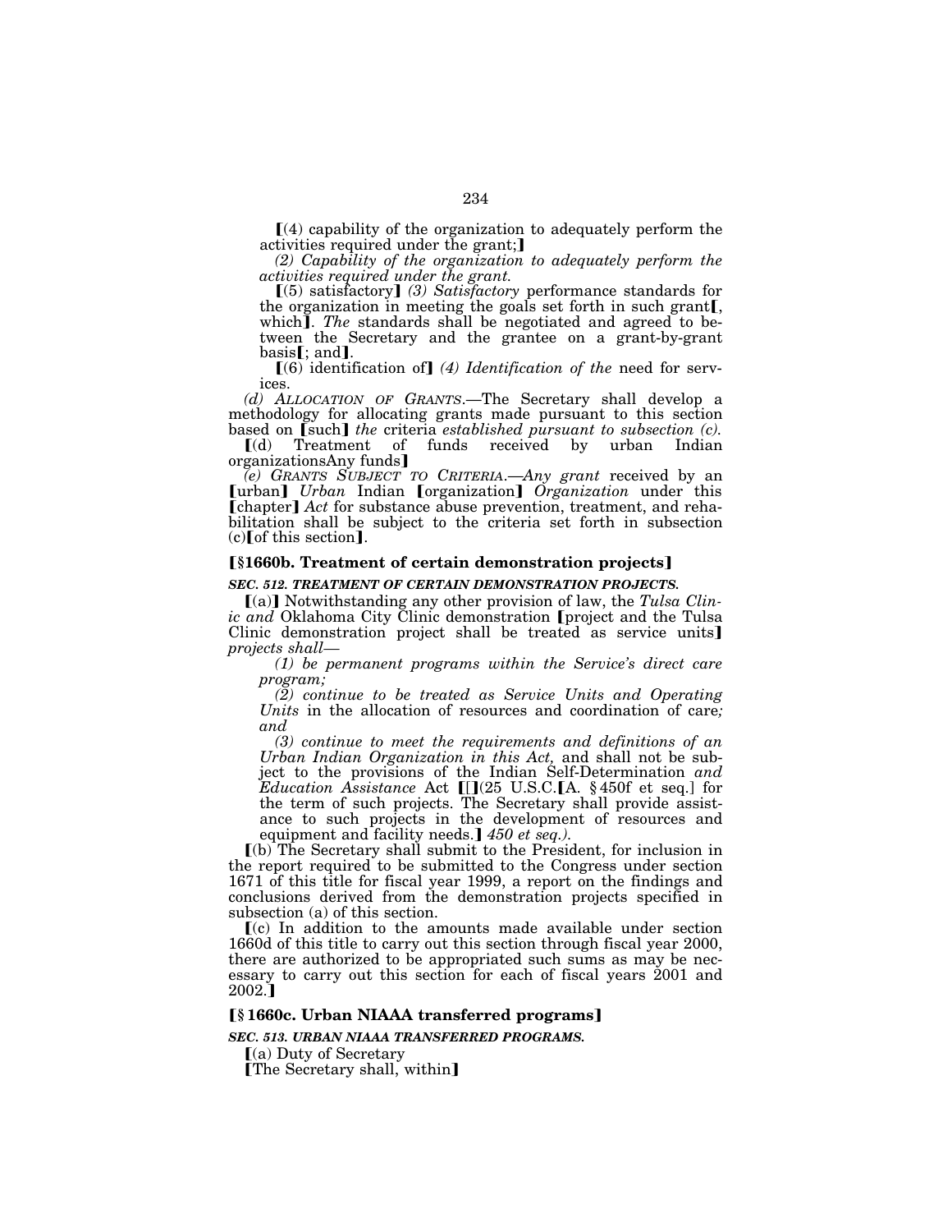⟦(4) capability of the organization to adequately perform the activities required under the grant;⟧

*(2) Capability of the organization to adequately perform the activities required under the grant.*

⟦(5) satisfactory⟧ *(3) Satisfactory* performance standards for the organization in meeting the goals set forth in such grant⟦, which⟧. *The* standards shall be negotiated and agreed to between the Secretary and the grantee on a grant-by-grant basis⟦; and⟧.

⟦(6) identification of⟧ *(4) Identification of the* need for services.

*(d) ALLOCATION OF GRANTS.*—The Secretary shall develop a methodology for allocating grants made pursuant to this section based on ⟦such⟧ *the* criteria *established pursuant to subsection (c).*

⟦(d) Treatment of funds received by urban Indian organizationsAny funds⟧

*(e) GRANTS SUBJECT TO CRITERIA.—Any grant* received by an ⟦urban⟧ *Urban* Indian ⟦organization⟧ *Organization* under this ⟦chapter⟧ *Act* for substance abuse prevention, treatment, and rehabilitation shall be subject to the criteria set forth in subsection (c)⟦of this section⟧.

### ⟦§1660b. Treatment of certain demonstration projects⟧

***SEC. 512. TREATMENT OF CERTAIN DEMONSTRATION PROJECTS.***

⟦(a)⟧ Notwithstanding any other provision of law, the *Tulsa Clinic and* Oklahoma City Clinic demonstration ⟦project and the Tulsa Clinic demonstration project shall be treated as service units⟧ *projects shall—*

*(1) be permanent programs within the Service's direct care program;*

*(2) continue to be treated as Service Units and Operating Units* in the allocation of resources and coordination of care*; and*

*(3) continue to meet the requirements and definitions of an Urban Indian Organization in this Act,* and shall not be subject to the provisions of the Indian Self-Determination *and Education Assistance* Act ⟦[⟧(25 U.S.C.⟦A. §450f et seq.] for the term of such projects. The Secretary shall provide assistance to such projects in the development of resources and equipment and facility needs.⟧ *450 et seq.).*

⟦(b) The Secretary shall submit to the President, for inclusion in the report required to be submitted to the Congress under section 1671 of this title for fiscal year 1999, a report on the findings and conclusions derived from the demonstration projects specified in subsection (a) of this section.

⟦(c) In addition to the amounts made available under section 1660d of this title to carry out this section through fiscal year 2000, there are authorized to be appropriated such sums as may be necessary to carry out this section for each of fiscal years 2001 and 2002.⟧

### ⟦§1660c. Urban NIAAA transferred programs⟧

***SEC. 513. URBAN NIAAA TRANSFERRED PROGRAMS.***

⟦(a) Duty of Secretary

⟦The Secretary shall, within⟧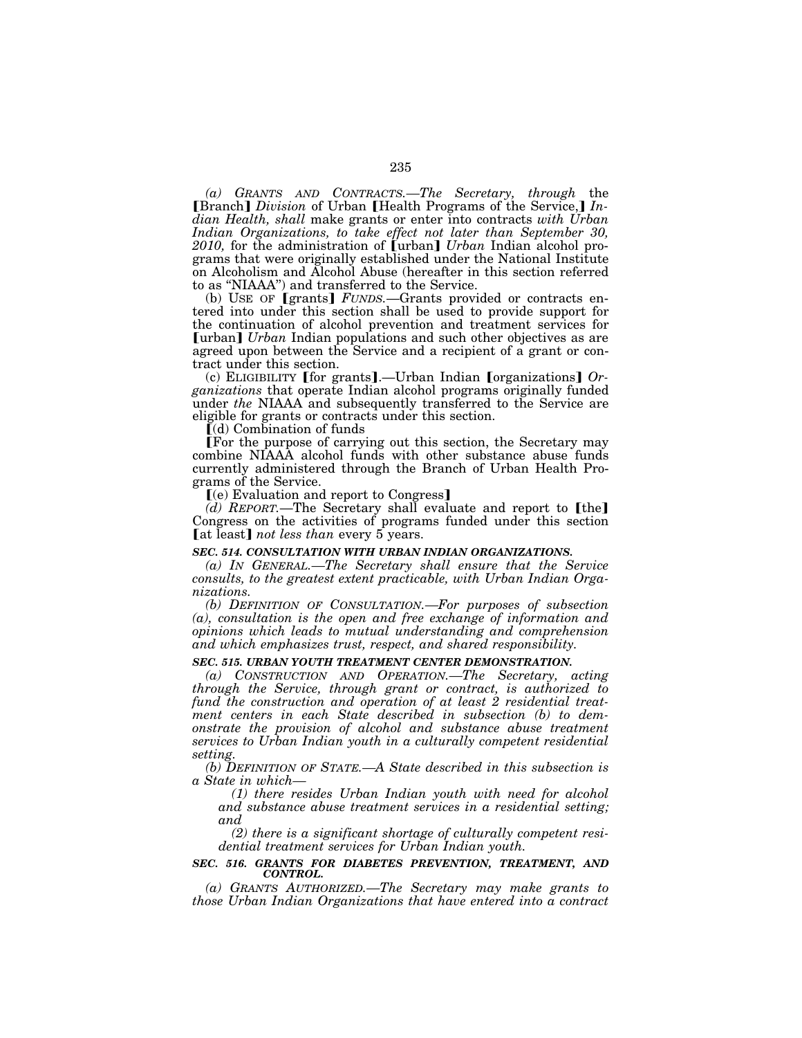*(a) GRANTS AND CONTRACTS.—The Secretary, through* the 【Branch】 *Division* of Urban 【Health Programs of the Service,】 *Indian Health, shall* make grants or enter into contracts *with Urban Indian Organizations, to take effect not later than September 30, 2010,* for the administration of 【urban】 *Urban* Indian alcohol programs that were originally established under the National Institute on Alcoholism and Alcohol Abuse (hereafter in this section referred to as "NIAAA") and transferred to the Service.

(b) USE OF 【grants】 *FUNDS.*—Grants provided or contracts entered into under this section shall be used to provide support for the continuation of alcohol prevention and treatment services for 【urban】 *Urban* Indian populations and such other objectives as are agreed upon between the Service and a recipient of a grant or contract under this section.

(c) ELIGIBILITY 【for grants】.—Urban Indian 【organizations】 *Organizations* that operate Indian alcohol programs originally funded under *the* NIAAA and subsequently transferred to the Service are eligible for grants or contracts under this section.

【(d) Combination of funds

【For the purpose of carrying out this section, the Secretary may combine NIAAA alcohol funds with other substance abuse funds currently administered through the Branch of Urban Health Programs of the Service.

【(e) Evaluation and report to Congress】

*(d) REPORT.*—The Secretary shall evaluate and report to 【the】 Congress on the activities of programs funded under this section 【at least】 *not less than* every 5 years.

***SEC. 514. CONSULTATION WITH URBAN INDIAN ORGANIZATIONS.***

*(a) IN GENERAL.—The Secretary shall ensure that the Service consults, to the greatest extent practicable, with Urban Indian Organizations.*

*(b) DEFINITION OF CONSULTATION.—For purposes of subsection (a), consultation is the open and free exchange of information and opinions which leads to mutual understanding and comprehension and which emphasizes trust, respect, and shared responsibility.*

***SEC. 515. URBAN YOUTH TREATMENT CENTER DEMONSTRATION.***

*(a) CONSTRUCTION AND OPERATION.—The Secretary, acting through the Service, through grant or contract, is authorized to fund the construction and operation of at least 2 residential treatment centers in each State described in subsection (b) to demonstrate the provision of alcohol and substance abuse treatment services to Urban Indian youth in a culturally competent residential setting.*

*(b) DEFINITION OF STATE.—A State described in this subsection is a State in which—*

*(1) there resides Urban Indian youth with need for alcohol and substance abuse treatment services in a residential setting; and*

*(2) there is a significant shortage of culturally competent residential treatment services for Urban Indian youth.*

***SEC. 516. GRANTS FOR DIABETES PREVENTION, TREATMENT, AND CONTROL.***

*(a) GRANTS AUTHORIZED.—The Secretary may make grants to those Urban Indian Organizations that have entered into a contract*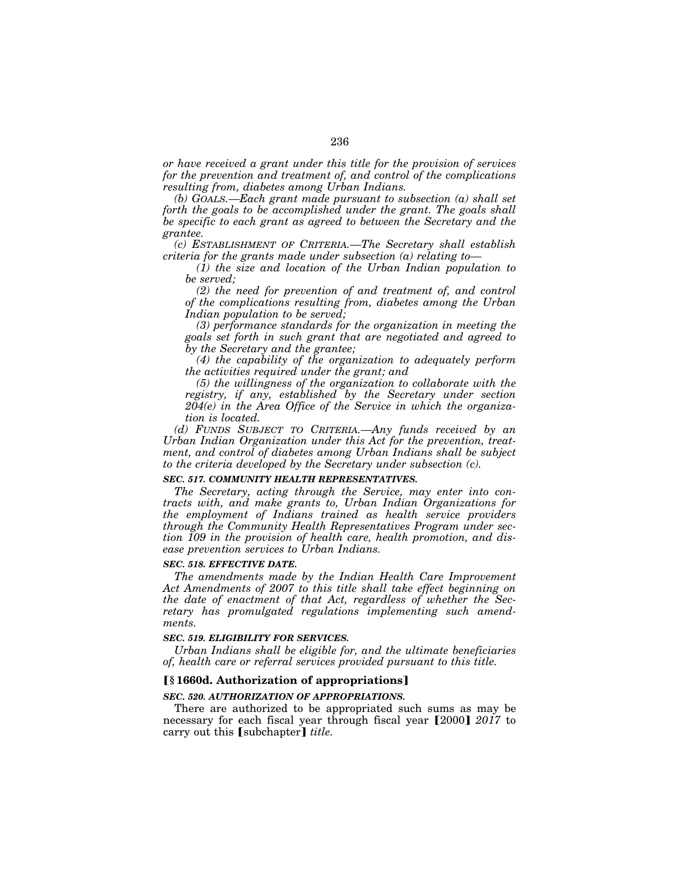*or have received a grant under this title for the provision of services for the prevention and treatment of, and control of the complications resulting from, diabetes among Urban Indians.*

*(b) GOALS.—Each grant made pursuant to subsection (a) shall set forth the goals to be accomplished under the grant. The goals shall be specific to each grant as agreed to between the Secretary and the grantee.*

*(c) ESTABLISHMENT OF CRITERIA.—The Secretary shall establish criteria for the grants made under subsection (a) relating to—*

*(1) the size and location of the Urban Indian population to be served;*

*(2) the need for prevention of and treatment of, and control of the complications resulting from, diabetes among the Urban Indian population to be served;*

*(3) performance standards for the organization in meeting the goals set forth in such grant that are negotiated and agreed to by the Secretary and the grantee;*

*(4) the capability of the organization to adequately perform the activities required under the grant; and*

*(5) the willingness of the organization to collaborate with the registry, if any, established by the Secretary under section 204(e) in the Area Office of the Service in which the organization is located.*

*(d) FUNDS SUBJECT TO CRITERIA.—Any funds received by an Urban Indian Organization under this Act for the prevention, treatment, and control of diabetes among Urban Indians shall be subject to the criteria developed by the Secretary under subsection (c).*

***SEC. 517. COMMUNITY HEALTH REPRESENTATIVES.***

*The Secretary, acting through the Service, may enter into contracts with, and make grants to, Urban Indian Organizations for the employment of Indians trained as health service providers through the Community Health Representatives Program under section 109 in the provision of health care, health promotion, and disease prevention services to Urban Indians.*

***SEC. 518. EFFECTIVE DATE.***

*The amendments made by the Indian Health Care Improvement Act Amendments of 2007 to this title shall take effect beginning on the date of enactment of that Act, regardless of whether the Secretary has promulgated regulations implementing such amendments.*

***SEC. 519. ELIGIBILITY FOR SERVICES.***

*Urban Indians shall be eligible for, and the ultimate beneficiaries of, health care or referral services provided pursuant to this title.*

**[§ 1660d. Authorization of appropriations]**

***SEC. 520. AUTHORIZATION OF APPROPRIATIONS.***

There are authorized to be appropriated such sums as may be necessary for each fiscal year through fiscal year [2000] *2017* to carry out this [subchapter] *title.*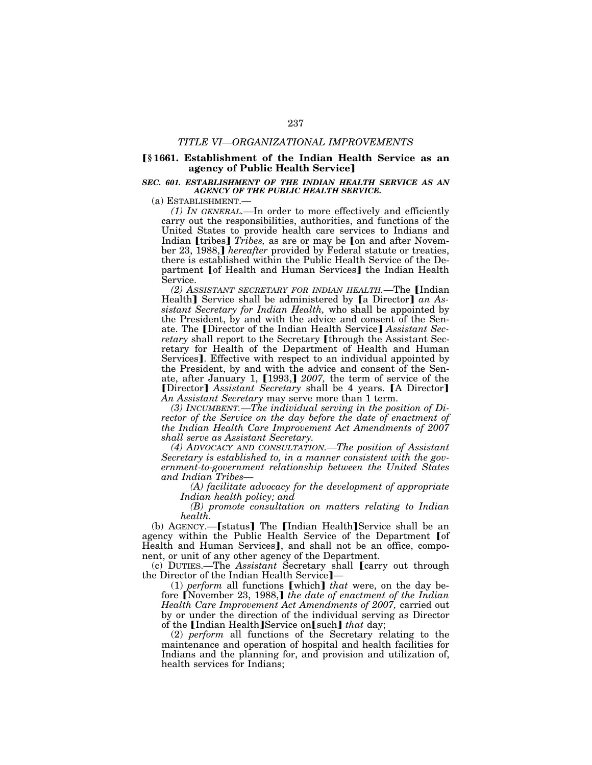*TITLE VI—ORGANIZATIONAL IMPROVEMENTS*

**【§ 1661. Establishment of the Indian Health Service as an agency of Public Health Service】**

***SEC. 601. ESTABLISHMENT OF THE INDIAN HEALTH SERVICE AS AN AGENCY OF THE PUBLIC HEALTH SERVICE.***

(a) ESTABLISHMENT.—

*(1) IN GENERAL.*—In order to more effectively and efficiently carry out the responsibilities, authorities, and functions of the United States to provide health care services to Indians and Indian 【tribes】 *Tribes,* as are or may be 【on and after November 23, 1988,】 *hereafter* provided by Federal statute or treaties, there is established within the Public Health Service of the Department 【of Health and Human Services】 the Indian Health Service.

*(2) ASSISTANT SECRETARY FOR INDIAN HEALTH.*—The 【Indian Health】 Service shall be administered by 【a Director】 *an Assistant Secretary for Indian Health,* who shall be appointed by the President, by and with the advice and consent of the Senate. The 【Director of the Indian Health Service】 *Assistant Secretary* shall report to the Secretary 【through the Assistant Secretary for Health of the Department of Health and Human Services】. Effective with respect to an individual appointed by the President, by and with the advice and consent of the Senate, after January 1, 【1993,】 *2007,* the term of service of the 【Director】 *Assistant Secretary* shall be 4 years. 【A Director】 *An Assistant Secretary* may serve more than 1 term.

*(3) INCUMBENT.—The individual serving in the position of Director of the Service on the day before the date of enactment of the Indian Health Care Improvement Act Amendments of 2007 shall serve as Assistant Secretary.*

*(4) ADVOCACY AND CONSULTATION.—The position of Assistant Secretary is established to, in a manner consistent with the government-to-government relationship between the United States and Indian Tribes—*

*(A) facilitate advocacy for the development of appropriate Indian health policy; and*

*(B) promote consultation on matters relating to Indian health.*

(b) AGENCY.—【status】 The 【Indian Health】Service shall be an agency within the Public Health Service of the Department 【of Health and Human Services】, and shall not be an office, component, or unit of any other agency of the Department.

(c) DUTIES.—The *Assistant* Secretary shall 【carry out through the Director of the Indian Health Service】—

(1) *perform* all functions 【which】 *that* were, on the day before 【November 23, 1988,】 *the date of enactment of the Indian Health Care Improvement Act Amendments of 2007,* carried out by or under the direction of the individual serving as Director of the 【Indian Health】Service on【such】 *that* day;

(2) *perform* all functions of the Secretary relating to the maintenance and operation of hospital and health facilities for Indians and the planning for, and provision and utilization of, health services for Indians;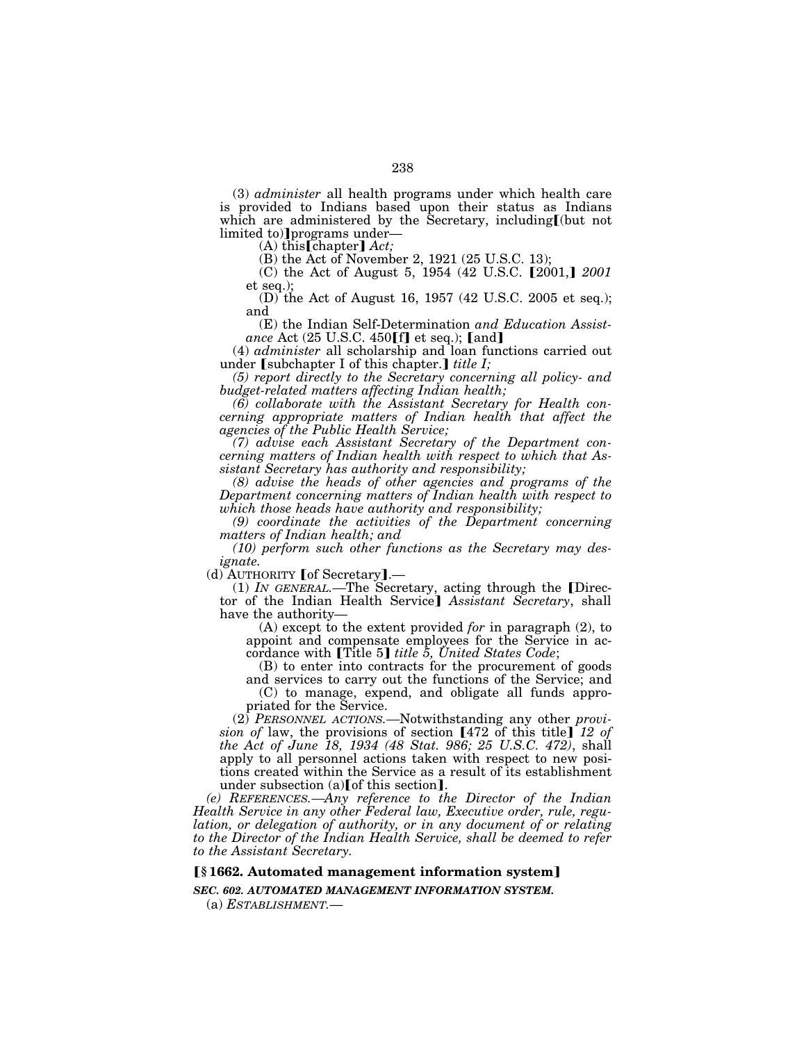(3) *administer* all health programs under which health care is provided to Indians based upon their status as Indians which are administered by the Secretary, including【(but not limited to)】programs under—

(A) this【chapter】*Act;*

(B) the Act of November 2, 1921 (25 U.S.C. 13);

(C) the Act of August 5, 1954 (42 U.S.C. 【2001,】*2001* et seq.);

(D) the Act of August 16, 1957 (42 U.S.C. 2005 et seq.); and

(E) the Indian Self-Determination *and Education Assistance* Act (25 U.S.C. 450【f】et seq.); 【and】

(4) *administer* all scholarship and loan functions carried out under 【subchapter I of this chapter.】*title I;*

*(5) report directly to the Secretary concerning all policy- and budget-related matters affecting Indian health;*

*(6) collaborate with the Assistant Secretary for Health concerning appropriate matters of Indian health that affect the agencies of the Public Health Service;*

*(7) advise each Assistant Secretary of the Department concerning matters of Indian health with respect to which that Assistant Secretary has authority and responsibility;*

*(8) advise the heads of other agencies and programs of the Department concerning matters of Indian health with respect to which those heads have authority and responsibility;*

*(9) coordinate the activities of the Department concerning matters of Indian health; and*

*(10) perform such other functions as the Secretary may designate.*

(d) AUTHORITY 【of Secretary】.—

(1) *IN GENERAL.*—The Secretary, acting through the 【Director of the Indian Health Service】*Assistant Secretary*, shall have the authority—

(A) except to the extent provided *for* in paragraph (2), to appoint and compensate employees for the Service in accordance with 【Title 5】*title 5, United States Code*;

(B) to enter into contracts for the procurement of goods and services to carry out the functions of the Service; and

(C) to manage, expend, and obligate all funds appropriated for the Service.

(2) *PERSONNEL ACTIONS.*—Notwithstanding any other *provision of* law, the provisions of section 【472 of this title】*12 of the Act of June 18, 1934 (48 Stat. 986; 25 U.S.C. 472)*, shall apply to all personnel actions taken with respect to new positions created within the Service as a result of its establishment under subsection (a)【of this section】.

*(e) REFERENCES.—Any reference to the Director of the Indian Health Service in any other Federal law, Executive order, rule, regulation, or delegation of authority, or in any document of or relating to the Director of the Indian Health Service, shall be deemed to refer to the Assistant Secretary.*

### 【§ 1662. Automated management information system】

***SEC. 602. AUTOMATED MANAGEMENT INFORMATION SYSTEM.***

(a) *ESTABLISHMENT.*—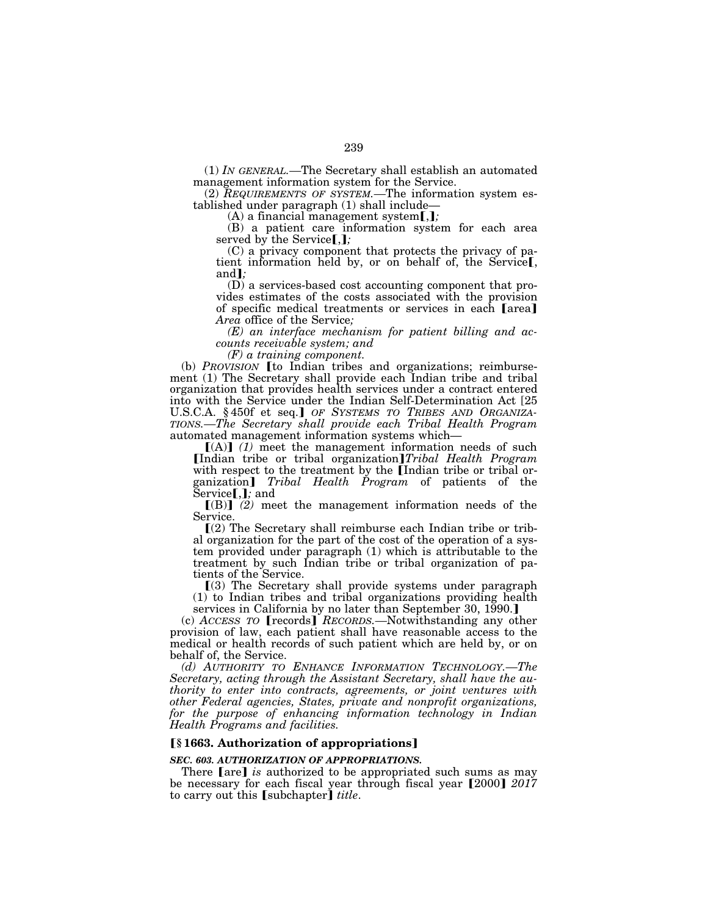(1) *IN GENERAL.*—The Secretary shall establish an automated management information system for the Service.

(2) *REQUIREMENTS OF SYSTEM.*—The information system established under paragraph (1) shall include—

(A) a financial management system【,】*;*

(B) a patient care information system for each area served by the Service【,】*;*

(C) a privacy component that protects the privacy of patient information held by, or on behalf of, the Service【, and】*;*

(D) a services-based cost accounting component that provides estimates of the costs associated with the provision of specific medical treatments or services in each 【area】 *Area* office of the Service*;*

*(E) an interface mechanism for patient billing and accounts receivable system; and*

*(F) a training component.*

(b) *PROVISION* 【to Indian tribes and organizations; reimbursement (1) The Secretary shall provide each Indian tribe and tribal organization that provides health services under a contract entered into with the Service under the Indian Self-Determination Act [25 U.S.C.A. § 450f et seq.】 *OF SYSTEMS TO TRIBES AND ORGANIZATIONS.—The Secretary shall provide each Tribal Health Program* automated management information systems which—

【(A)】 *(1)* meet the management information needs of such 【Indian tribe or tribal organization】*Tribal Health Program* with respect to the treatment by the 【Indian tribe or tribal organization】 *Tribal Health Program* of patients of the Service【,】*;* and

【(B)】 *(2)* meet the management information needs of the Service.

【(2) The Secretary shall reimburse each Indian tribe or tribal organization for the part of the cost of the operation of a system provided under paragraph (1) which is attributable to the treatment by such Indian tribe or tribal organization of patients of the Service.

【(3) The Secretary shall provide systems under paragraph (1) to Indian tribes and tribal organizations providing health services in California by no later than September 30, 1990.】

(c) *ACCESS TO* 【records】 *RECORDS.*—Notwithstanding any other provision of law, each patient shall have reasonable access to the medical or health records of such patient which are held by, or on behalf of, the Service.

*(d) AUTHORITY TO ENHANCE INFORMATION TECHNOLOGY.—The Secretary, acting through the Assistant Secretary, shall have the authority to enter into contracts, agreements, or joint ventures with other Federal agencies, States, private and nonprofit organizations, for the purpose of enhancing information technology in Indian Health Programs and facilities.*

### 【§ 1663. Authorization of appropriations】

***SEC. 603. AUTHORIZATION OF APPROPRIATIONS.***

There 【are】 *is* authorized to be appropriated such sums as may be necessary for each fiscal year through fiscal year 【2000】 *2017* to carry out this 【subchapter】 *title*.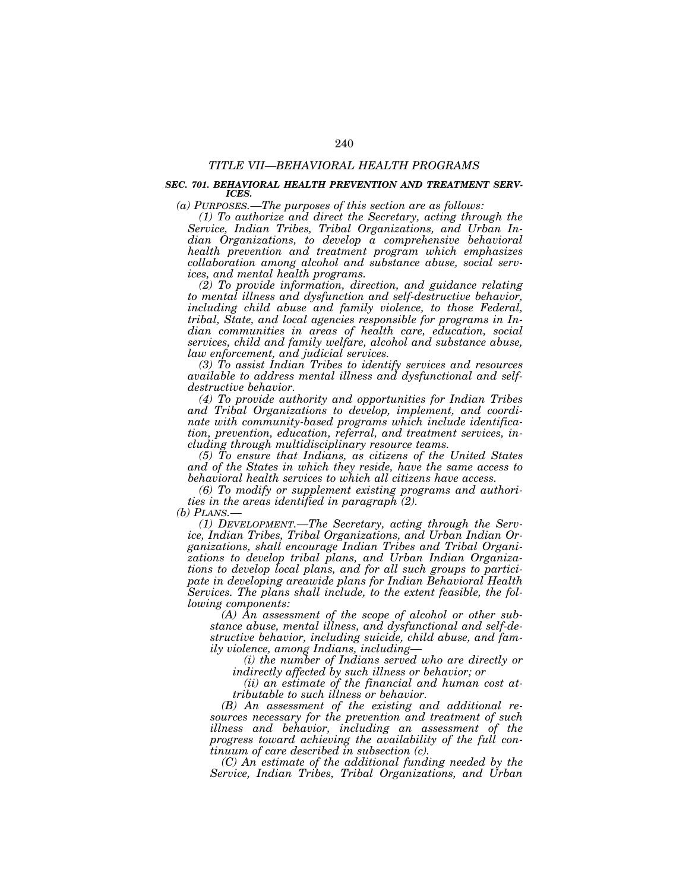## *TITLE VII—BEHAVIORAL HEALTH PROGRAMS*

### ***SEC. 701. BEHAVIORAL HEALTH PREVENTION AND TREATMENT SERVICES.***

*(a) PURPOSES.—The purposes of this section are as follows:*

*(1) To authorize and direct the Secretary, acting through the Service, Indian Tribes, Tribal Organizations, and Urban Indian Organizations, to develop a comprehensive behavioral health prevention and treatment program which emphasizes collaboration among alcohol and substance abuse, social services, and mental health programs.*

*(2) To provide information, direction, and guidance relating to mental illness and dysfunction and self-destructive behavior, including child abuse and family violence, to those Federal, tribal, State, and local agencies responsible for programs in Indian communities in areas of health care, education, social services, child and family welfare, alcohol and substance abuse, law enforcement, and judicial services.*

*(3) To assist Indian Tribes to identify services and resources available to address mental illness and dysfunctional and self-destructive behavior.*

*(4) To provide authority and opportunities for Indian Tribes and Tribal Organizations to develop, implement, and coordinate with community-based programs which include identification, prevention, education, referral, and treatment services, including through multidisciplinary resource teams.*

*(5) To ensure that Indians, as citizens of the United States and of the States in which they reside, have the same access to behavioral health services to which all citizens have access.*

*(6) To modify or supplement existing programs and authorities in the areas identified in paragraph (2).*

*(b) PLANS.—*

*(1) DEVELOPMENT.—The Secretary, acting through the Service, Indian Tribes, Tribal Organizations, and Urban Indian Organizations, shall encourage Indian Tribes and Tribal Organizations to develop tribal plans, and Urban Indian Organizations to develop local plans, and for all such groups to participate in developing areawide plans for Indian Behavioral Health Services. The plans shall include, to the extent feasible, the following components:*

*(A) An assessment of the scope of alcohol or other substance abuse, mental illness, and dysfunctional and self-destructive behavior, including suicide, child abuse, and family violence, among Indians, including—*

*(i) the number of Indians served who are directly or indirectly affected by such illness or behavior; or*

*(ii) an estimate of the financial and human cost attributable to such illness or behavior.*

*(B) An assessment of the existing and additional resources necessary for the prevention and treatment of such illness and behavior, including an assessment of the progress toward achieving the availability of the full continuum of care described in subsection (c).*

*(C) An estimate of the additional funding needed by the Service, Indian Tribes, Tribal Organizations, and Urban*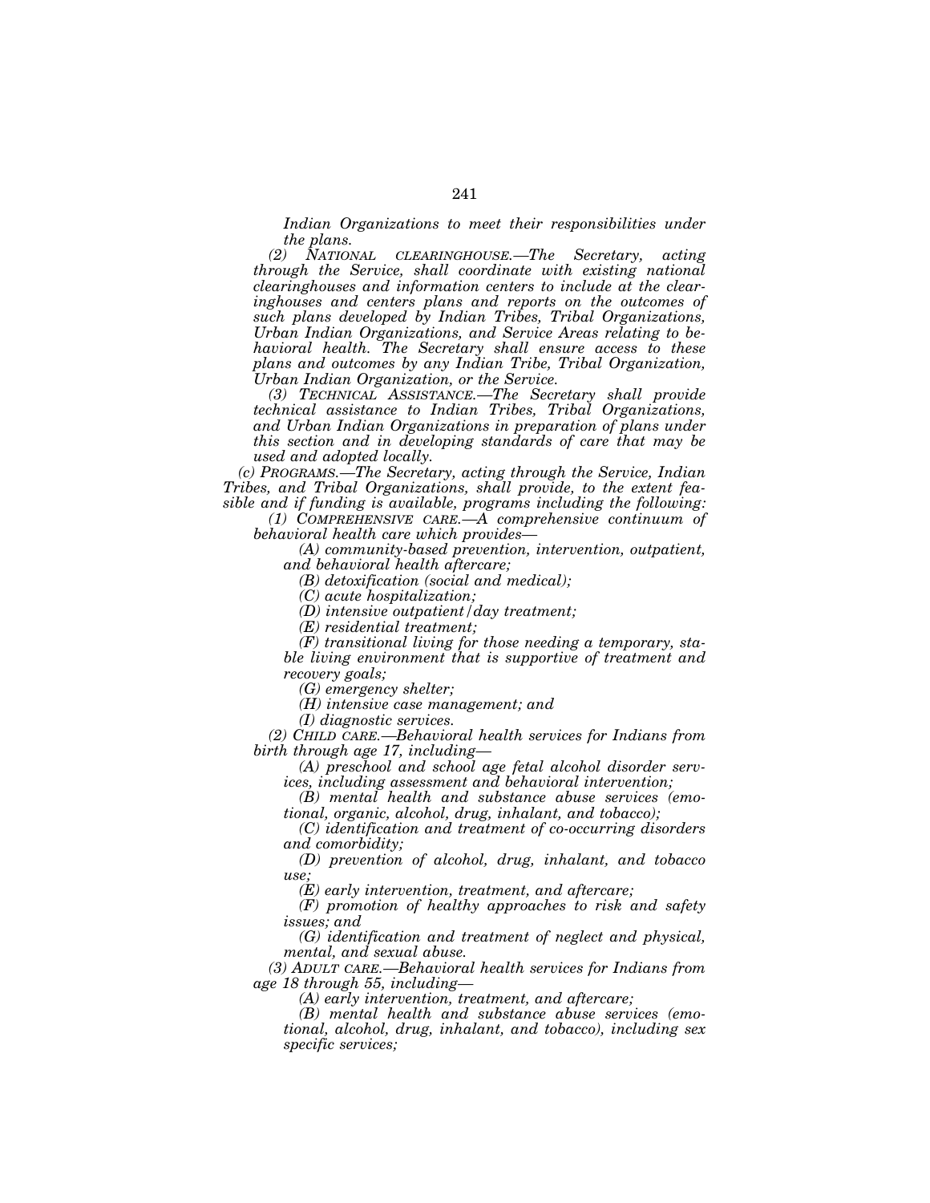*Indian Organizations to meet their responsibilities under the plans.*

*(2) NATIONAL CLEARINGHOUSE.—The Secretary, acting through the Service, shall coordinate with existing national clearinghouses and information centers to include at the clearinghouses and centers plans and reports on the outcomes of such plans developed by Indian Tribes, Tribal Organizations, Urban Indian Organizations, and Service Areas relating to behavioral health. The Secretary shall ensure access to these plans and outcomes by any Indian Tribe, Tribal Organization, Urban Indian Organization, or the Service.*

*(3) TECHNICAL ASSISTANCE.—The Secretary shall provide technical assistance to Indian Tribes, Tribal Organizations, and Urban Indian Organizations in preparation of plans under this section and in developing standards of care that may be used and adopted locally.*

*(c) PROGRAMS.—The Secretary, acting through the Service, Indian Tribes, and Tribal Organizations, shall provide, to the extent feasible and if funding is available, programs including the following:*

*(1) COMPREHENSIVE CARE.—A comprehensive continuum of behavioral health care which provides—*

*(A) community-based prevention, intervention, outpatient, and behavioral health aftercare;*

*(B) detoxification (social and medical);*

*(C) acute hospitalization;*

*(D) intensive outpatient/day treatment;*

*(E) residential treatment;*

*(F) transitional living for those needing a temporary, stable living environment that is supportive of treatment and recovery goals;*

*(G) emergency shelter;*

*(H) intensive case management; and*

*(I) diagnostic services.*

*(2) CHILD CARE.—Behavioral health services for Indians from birth through age 17, including—*

*(A) preschool and school age fetal alcohol disorder services, including assessment and behavioral intervention;*

*(B) mental health and substance abuse services (emotional, organic, alcohol, drug, inhalant, and tobacco);*

*(C) identification and treatment of co-occurring disorders and comorbidity;*

*(D) prevention of alcohol, drug, inhalant, and tobacco use;*

*(E) early intervention, treatment, and aftercare;*

*(F) promotion of healthy approaches to risk and safety issues; and*

*(G) identification and treatment of neglect and physical, mental, and sexual abuse.*

*(3) ADULT CARE.—Behavioral health services for Indians from age 18 through 55, including—*

*(A) early intervention, treatment, and aftercare;*

*(B) mental health and substance abuse services (emotional, alcohol, drug, inhalant, and tobacco), including sex specific services;*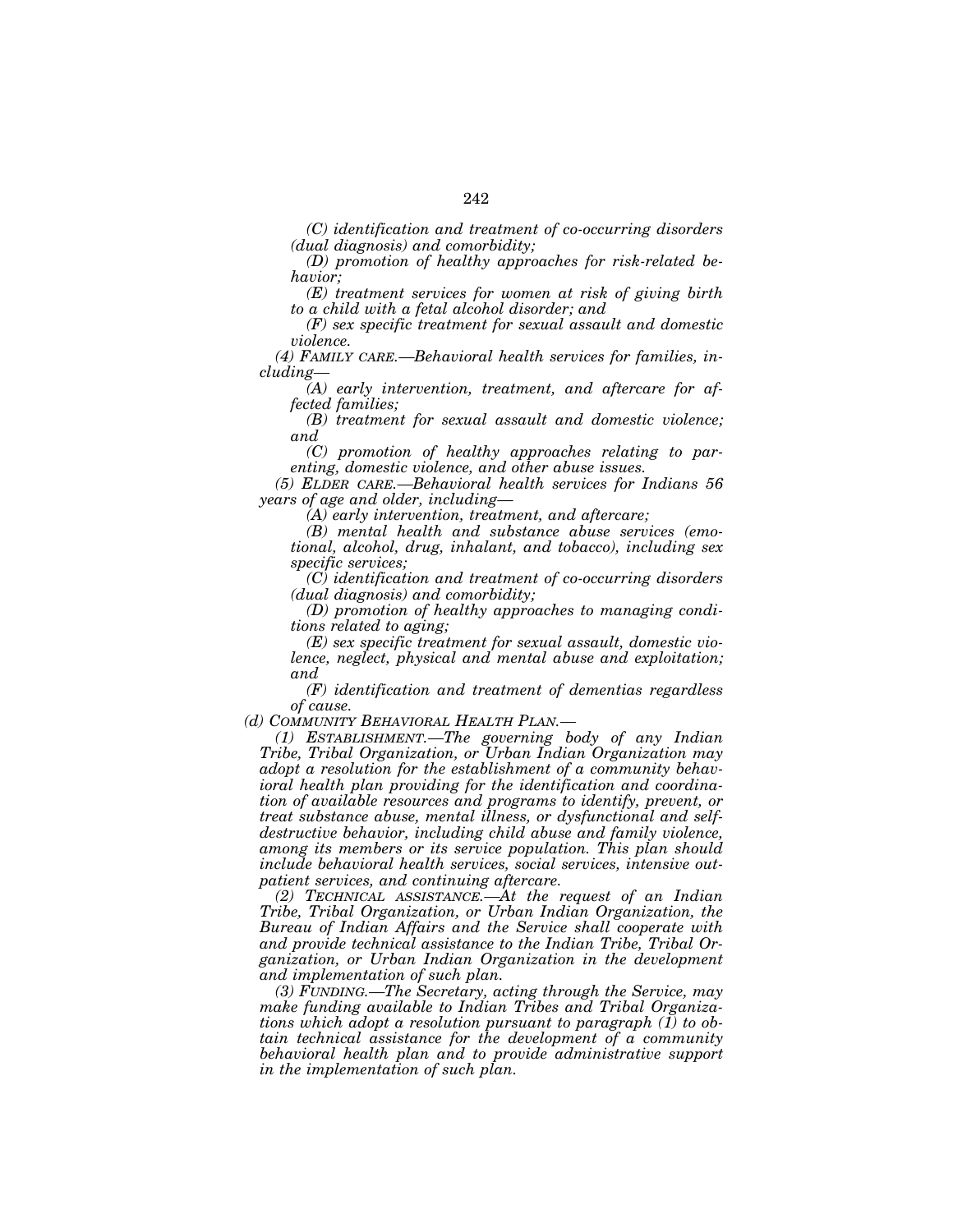*(C) identification and treatment of co-occurring disorders (dual diagnosis) and comorbidity;*

*(D) promotion of healthy approaches for risk-related behavior;*

*(E) treatment services for women at risk of giving birth to a child with a fetal alcohol disorder; and*

*(F) sex specific treatment for sexual assault and domestic violence.*

*(4) FAMILY CARE.—Behavioral health services for families, including—*

*(A) early intervention, treatment, and aftercare for affected families;*

*(B) treatment for sexual assault and domestic violence; and*

*(C) promotion of healthy approaches relating to parenting, domestic violence, and other abuse issues.*

*(5) ELDER CARE.—Behavioral health services for Indians 56 years of age and older, including—*

*(A) early intervention, treatment, and aftercare;*

*(B) mental health and substance abuse services (emotional, alcohol, drug, inhalant, and tobacco), including sex specific services;*

*(C) identification and treatment of co-occurring disorders (dual diagnosis) and comorbidity;*

*(D) promotion of healthy approaches to managing conditions related to aging;*

*(E) sex specific treatment for sexual assault, domestic violence, neglect, physical and mental abuse and exploitation; and*

*(F) identification and treatment of dementias regardless of cause.*

*(d) COMMUNITY BEHAVIORAL HEALTH PLAN.—*

*(1) ESTABLISHMENT.—The governing body of any Indian Tribe, Tribal Organization, or Urban Indian Organization may adopt a resolution for the establishment of a community behavioral health plan providing for the identification and coordination of available resources and programs to identify, prevent, or treat substance abuse, mental illness, or dysfunctional and self-destructive behavior, including child abuse and family violence, among its members or its service population. This plan should include behavioral health services, social services, intensive outpatient services, and continuing aftercare.*

*(2) TECHNICAL ASSISTANCE.—At the request of an Indian Tribe, Tribal Organization, or Urban Indian Organization, the Bureau of Indian Affairs and the Service shall cooperate with and provide technical assistance to the Indian Tribe, Tribal Organization, or Urban Indian Organization in the development and implementation of such plan.*

*(3) FUNDING.—The Secretary, acting through the Service, may make funding available to Indian Tribes and Tribal Organizations which adopt a resolution pursuant to paragraph (1) to obtain technical assistance for the development of a community behavioral health plan and to provide administrative support in the implementation of such plan.*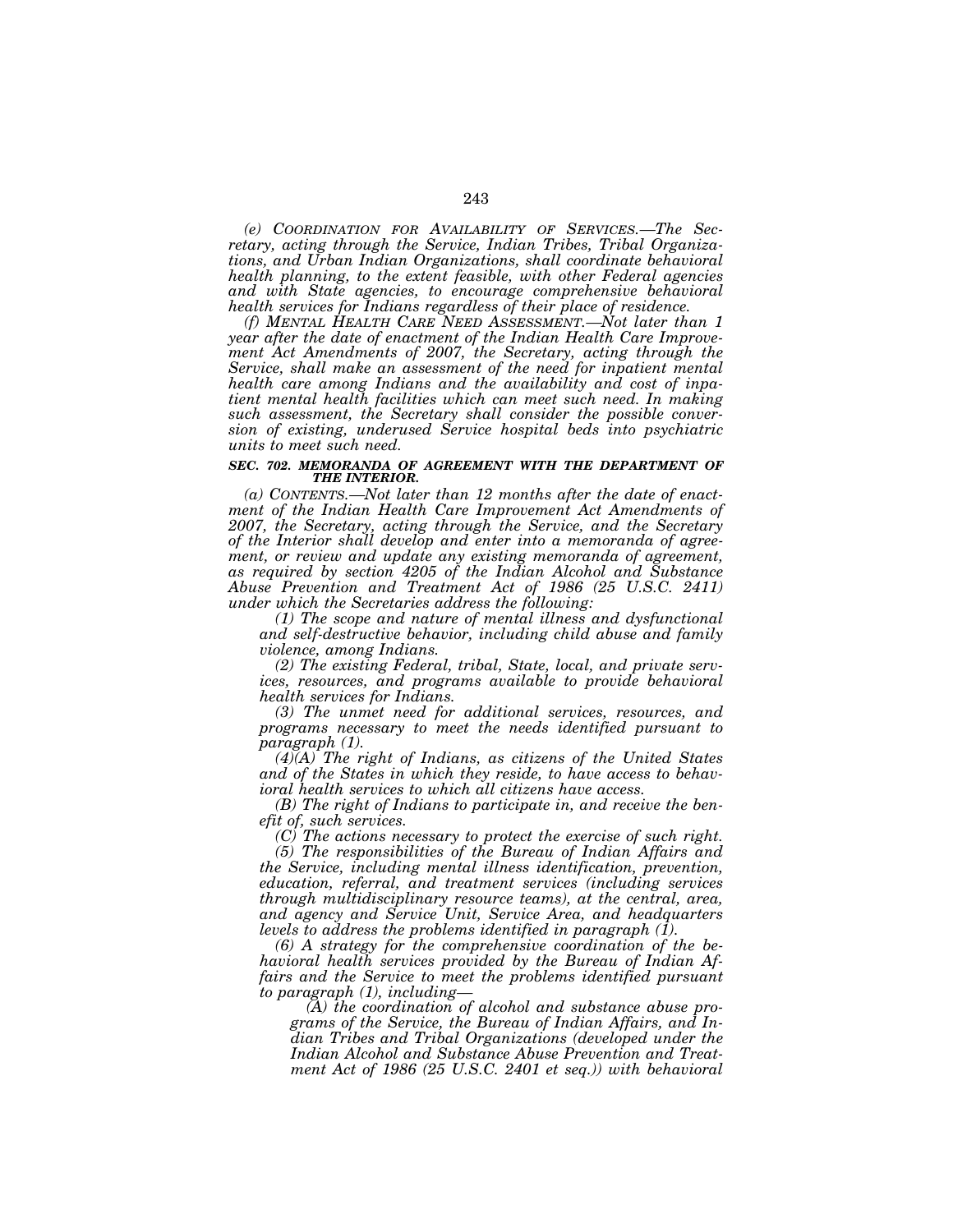*(e) COORDINATION FOR AVAILABILITY OF SERVICES.—The Secretary, acting through the Service, Indian Tribes, Tribal Organizations, and Urban Indian Organizations, shall coordinate behavioral health planning, to the extent feasible, with other Federal agencies and with State agencies, to encourage comprehensive behavioral health services for Indians regardless of their place of residence.*

*(f) MENTAL HEALTH CARE NEED ASSESSMENT.—Not later than 1 year after the date of enactment of the Indian Health Care Improvement Act Amendments of 2007, the Secretary, acting through the Service, shall make an assessment of the need for inpatient mental health care among Indians and the availability and cost of inpatient mental health facilities which can meet such need. In making such assessment, the Secretary shall consider the possible conversion of existing, underused Service hospital beds into psychiatric units to meet such need.*

***SEC. 702. MEMORANDA OF AGREEMENT WITH THE DEPARTMENT OF THE INTERIOR.***

*(a) CONTENTS.—Not later than 12 months after the date of enactment of the Indian Health Care Improvement Act Amendments of 2007, the Secretary, acting through the Service, and the Secretary of the Interior shall develop and enter into a memoranda of agreement, or review and update any existing memoranda of agreement, as required by section 4205 of the Indian Alcohol and Substance Abuse Prevention and Treatment Act of 1986 (25 U.S.C. 2411) under which the Secretaries address the following:*

*(1) The scope and nature of mental illness and dysfunctional and self-destructive behavior, including child abuse and family violence, among Indians.*

*(2) The existing Federal, tribal, State, local, and private services, resources, and programs available to provide behavioral health services for Indians.*

*(3) The unmet need for additional services, resources, and programs necessary to meet the needs identified pursuant to paragraph (1).*

*(4)(A) The right of Indians, as citizens of the United States and of the States in which they reside, to have access to behavioral health services to which all citizens have access.*

*(B) The right of Indians to participate in, and receive the benefit of, such services.*

*(C) The actions necessary to protect the exercise of such right.*

*(5) The responsibilities of the Bureau of Indian Affairs and the Service, including mental illness identification, prevention, education, referral, and treatment services (including services through multidisciplinary resource teams), at the central, area, and agency and Service Unit, Service Area, and headquarters levels to address the problems identified in paragraph (1).*

*(6) A strategy for the comprehensive coordination of the behavioral health services provided by the Bureau of Indian Affairs and the Service to meet the problems identified pursuant to paragraph (1), including—*

*(A) the coordination of alcohol and substance abuse programs of the Service, the Bureau of Indian Affairs, and Indian Tribes and Tribal Organizations (developed under the Indian Alcohol and Substance Abuse Prevention and Treatment Act of 1986 (25 U.S.C. 2401 et seq.)) with behavioral*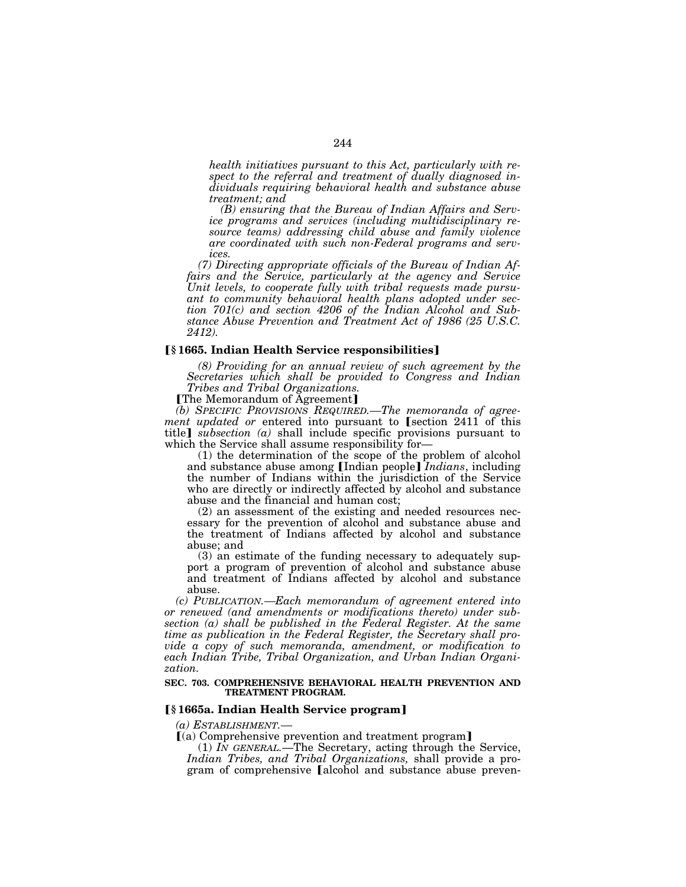*health initiatives pursuant to this Act, particularly with respect to the referral and treatment of dually diagnosed individuals requiring behavioral health and substance abuse treatment; and*

*(B) ensuring that the Bureau of Indian Affairs and Service programs and services (including multidisciplinary resource teams) addressing child abuse and family violence are coordinated with such non-Federal programs and services.*

*(7) Directing appropriate officials of the Bureau of Indian Affairs and the Service, particularly at the agency and Service Unit levels, to cooperate fully with tribal requests made pursuant to community behavioral health plans adopted under section 701(c) and section 4206 of the Indian Alcohol and Substance Abuse Prevention and Treatment Act of 1986 (25 U.S.C. 2412).*

### ❲§ 1665. Indian Health Service responsibilities❳

*(8) Providing for an annual review of such agreement by the Secretaries which shall be provided to Congress and Indian Tribes and Tribal Organizations.*

❲The Memorandum of Agreement❳

*(b) SPECIFIC PROVISIONS REQUIRED.—The memoranda of agreement updated or* entered into pursuant to ❲section 2411 of this title❳ *subsection (a)* shall include specific provisions pursuant to which the Service shall assume responsibility for—

(1) the determination of the scope of the problem of alcohol and substance abuse among ❲Indian people❳ *Indians*, including the number of Indians within the jurisdiction of the Service who are directly or indirectly affected by alcohol and substance abuse and the financial and human cost;

(2) an assessment of the existing and needed resources necessary for the prevention of alcohol and substance abuse and the treatment of Indians affected by alcohol and substance abuse; and

(3) an estimate of the funding necessary to adequately support a program of prevention of alcohol and substance abuse and treatment of Indians affected by alcohol and substance abuse.

*(c) PUBLICATION.—Each memorandum of agreement entered into or renewed (and amendments or modifications thereto) under subsection (a) shall be published in the Federal Register. At the same time as publication in the Federal Register, the Secretary shall provide a copy of such memoranda, amendment, or modification to each Indian Tribe, Tribal Organization, and Urban Indian Organization.*

**SEC. 703. COMPREHENSIVE BEHAVIORAL HEALTH PREVENTION AND TREATMENT PROGRAM.**

### ❲§ 1665a. Indian Health Service program❳

*(a) ESTABLISHMENT.—*

❲(a) Comprehensive prevention and treatment program❳

(1) *IN GENERAL.*—The Secretary, acting through the Service, *Indian Tribes, and Tribal Organizations,* shall provide a program of comprehensive ❲alcohol and substance abuse preven-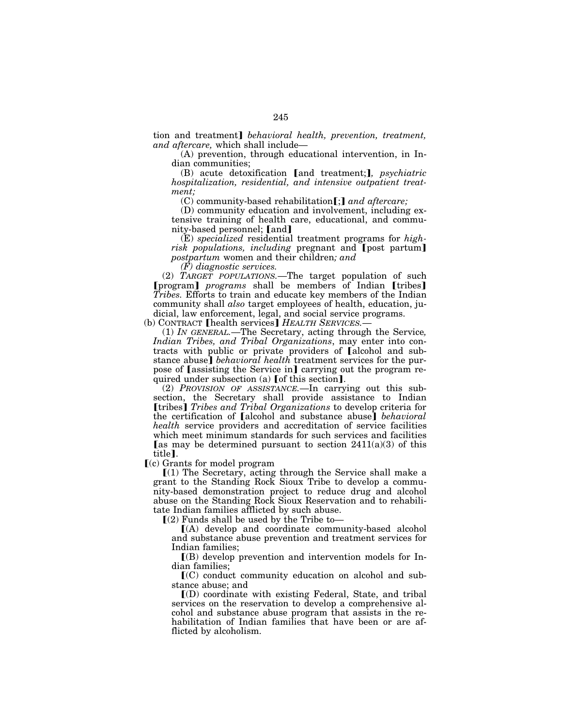tion and treatment】 *behavioral health, prevention, treatment, and aftercare,* which shall include—

(A) prevention, through educational intervention, in Indian communities;

(B) acute detoxification 【and treatment;】, *psychiatric hospitalization, residential, and intensive outpatient treatment;*

(C) community-based rehabilitation【;】 *and aftercare;*

(D) community education and involvement, including extensive training of health care, educational, and community-based personnel; 【and】

(E) *specialized* residential treatment programs for *high-risk populations, including* pregnant and 【post partum】 *postpartum* women and their children*; and*

*(F) diagnostic services.*

(2) *TARGET POPULATIONS.*—The target population of such 【program】 *programs* shall be members of Indian 【tribes】 *Tribes.* Efforts to train and educate key members of the Indian community shall *also* target employees of health, education, judicial, law enforcement, legal, and social service programs.

(b) CONTRACT 【health services】 *HEALTH SERVICES.*—

(1) *IN GENERAL.*—The Secretary, acting through the Service*, Indian Tribes, and Tribal Organizations*, may enter into contracts with public or private providers of 【alcohol and substance abuse】 *behavioral health* treatment services for the purpose of 【assisting the Service in】 carrying out the program required under subsection (a) 【of this section】.

(2) *PROVISION OF ASSISTANCE.*—In carrying out this subsection, the Secretary shall provide assistance to Indian 【tribes】 *Tribes and Tribal Organizations* to develop criteria for the certification of 【alcohol and substance abuse】 *behavioral health* service providers and accreditation of service facilities which meet minimum standards for such services and facilities 【as may be determined pursuant to section 2411(a)(3) of this title】.

【(c) Grants for model program

【(1) The Secretary, acting through the Service shall make a grant to the Standing Rock Sioux Tribe to develop a community-based demonstration project to reduce drug and alcohol abuse on the Standing Rock Sioux Reservation and to rehabilitate Indian families afflicted by such abuse.

【(2) Funds shall be used by the Tribe to—

【(A) develop and coordinate community-based alcohol and substance abuse prevention and treatment services for Indian families;

【(B) develop prevention and intervention models for Indian families;

【(C) conduct community education on alcohol and substance abuse; and

【(D) coordinate with existing Federal, State, and tribal services on the reservation to develop a comprehensive alcohol and substance abuse program that assists in the rehabilitation of Indian families that have been or are afflicted by alcoholism.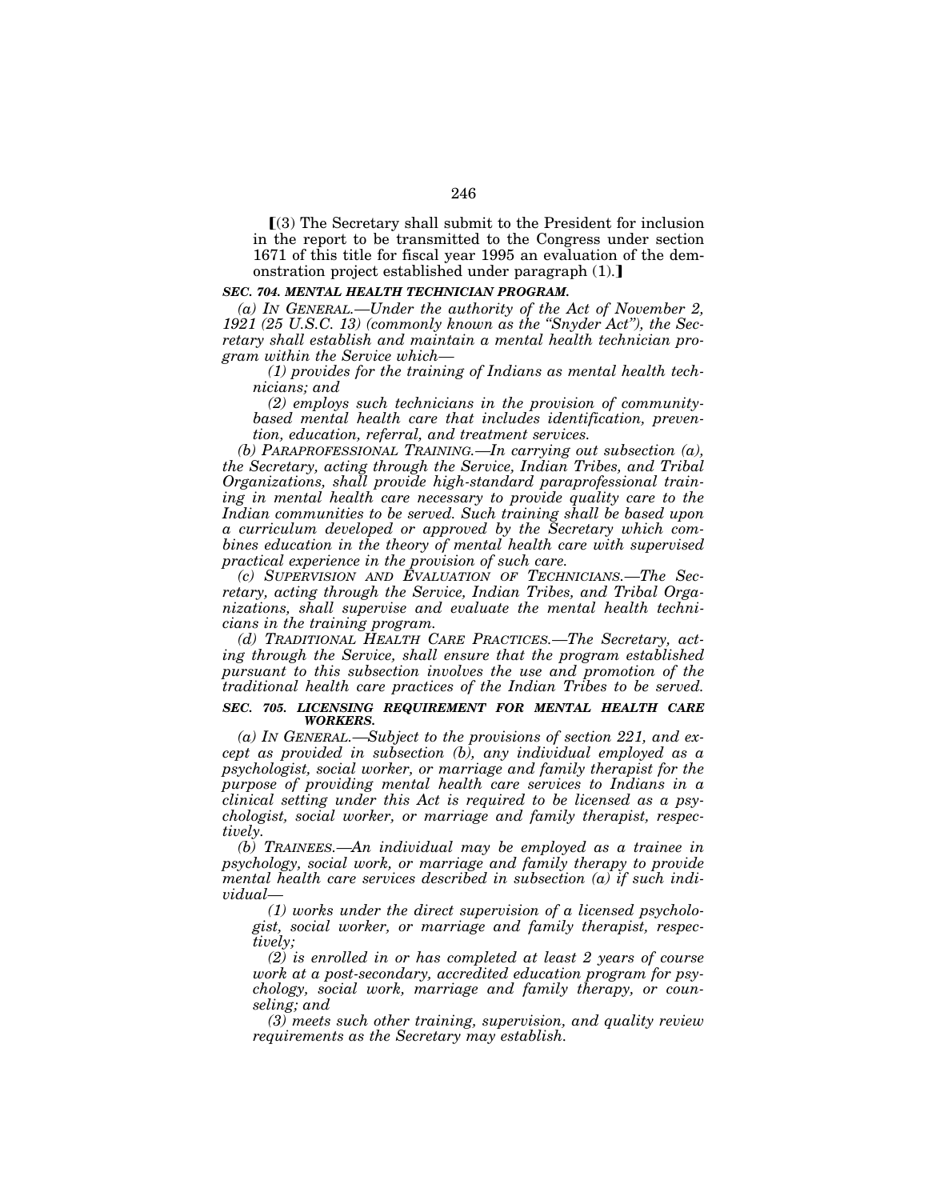[(3) The Secretary shall submit to the President for inclusion in the report to be transmitted to the Congress under section 1671 of this title for fiscal year 1995 an evaluation of the demonstration project established under paragraph (1).]

***SEC. 704. MENTAL HEALTH TECHNICIAN PROGRAM.***

*(a) IN GENERAL.—Under the authority of the Act of November 2, 1921 (25 U.S.C. 13) (commonly known as the "Snyder Act"), the Secretary shall establish and maintain a mental health technician program within the Service which—*

*(1) provides for the training of Indians as mental health technicians; and*

*(2) employs such technicians in the provision of community-based mental health care that includes identification, prevention, education, referral, and treatment services.*

*(b) PARAPROFESSIONAL TRAINING.—In carrying out subsection (a), the Secretary, acting through the Service, Indian Tribes, and Tribal Organizations, shall provide high-standard paraprofessional training in mental health care necessary to provide quality care to the Indian communities to be served. Such training shall be based upon a curriculum developed or approved by the Secretary which combines education in the theory of mental health care with supervised practical experience in the provision of such care.*

*(c) SUPERVISION AND EVALUATION OF TECHNICIANS.—The Secretary, acting through the Service, Indian Tribes, and Tribal Organizations, shall supervise and evaluate the mental health technicians in the training program.*

*(d) TRADITIONAL HEALTH CARE PRACTICES.—The Secretary, acting through the Service, shall ensure that the program established pursuant to this subsection involves the use and promotion of the traditional health care practices of the Indian Tribes to be served.*

***SEC. 705. LICENSING REQUIREMENT FOR MENTAL HEALTH CARE WORKERS.***

*(a) IN GENERAL.—Subject to the provisions of section 221, and except as provided in subsection (b), any individual employed as a psychologist, social worker, or marriage and family therapist for the purpose of providing mental health care services to Indians in a clinical setting under this Act is required to be licensed as a psychologist, social worker, or marriage and family therapist, respectively.*

*(b) TRAINEES.—An individual may be employed as a trainee in psychology, social work, or marriage and family therapy to provide mental health care services described in subsection (a) if such individual—*

*(1) works under the direct supervision of a licensed psychologist, social worker, or marriage and family therapist, respectively;*

*(2) is enrolled in or has completed at least 2 years of course work at a post-secondary, accredited education program for psychology, social work, marriage and family therapy, or counseling; and*

*(3) meets such other training, supervision, and quality review requirements as the Secretary may establish.*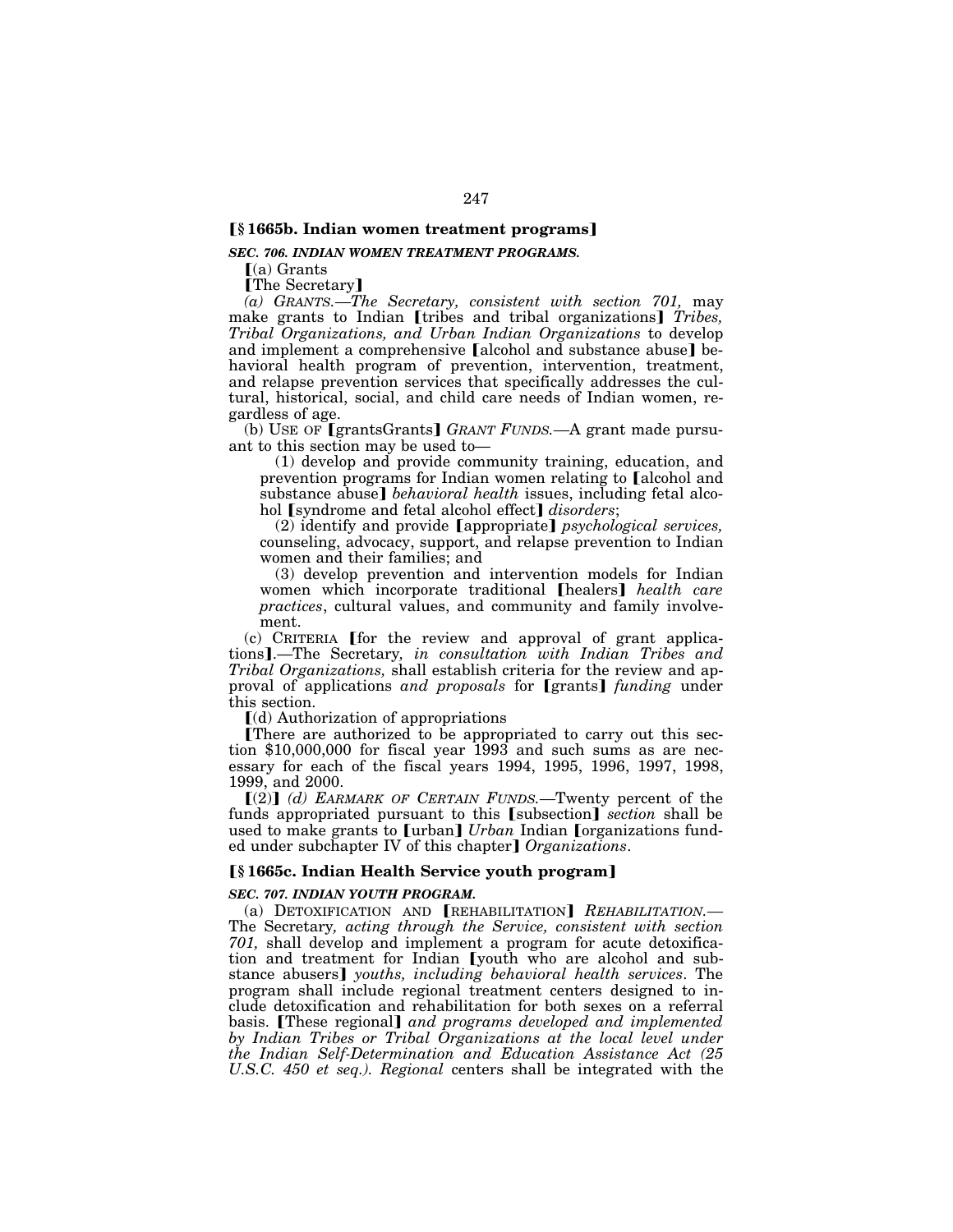**[§ 1665b. Indian women treatment programs]**

***SEC. 706. INDIAN WOMEN TREATMENT PROGRAMS.***

[(a) Grants

[The Secretary]

*(a) GRANTS.—The Secretary, consistent with section 701,* may make grants to Indian [tribes and tribal organizations] *Tribes, Tribal Organizations, and Urban Indian Organizations* to develop and implement a comprehensive [alcohol and substance abuse] behavioral health program of prevention, intervention, treatment, and relapse prevention services that specifically addresses the cultural, historical, social, and child care needs of Indian women, regardless of age.

(b) USE OF [grantsGrants] *GRANT FUNDS.*—A grant made pursuant to this section may be used to—

(1) develop and provide community training, education, and prevention programs for Indian women relating to [alcohol and substance abuse] *behavioral health* issues, including fetal alcohol [syndrome and fetal alcohol effect] *disorders*;

(2) identify and provide [appropriate] *psychological services,* counseling, advocacy, support, and relapse prevention to Indian women and their families; and

(3) develop prevention and intervention models for Indian women which incorporate traditional [healers] *health care practices*, cultural values, and community and family involvement.

(c) CRITERIA [for the review and approval of grant applications].—The Secretary*, in consultation with Indian Tribes and Tribal Organizations,* shall establish criteria for the review and approval of applications *and proposals* for [grants] *funding* under this section.

[(d) Authorization of appropriations

[There are authorized to be appropriated to carry out this section $10,000,000 for fiscal year 1993 and such sums as are necessary for each of the fiscal years 1994, 1995, 1996, 1997, 1998, 1999, and 2000.

[(2)] *(d) EARMARK OF CERTAIN FUNDS.*—Twenty percent of the funds appropriated pursuant to this [subsection] *section* shall be used to make grants to [urban] *Urban* Indian [organizations funded under subchapter IV of this chapter] *Organizations*.

**[§ 1665c. Indian Health Service youth program]**

***SEC. 707. INDIAN YOUTH PROGRAM.***

(a) DETOXIFICATION AND [REHABILITATION] *REHABILITATION.*—The Secretary*, acting through the Service, consistent with section 701,* shall develop and implement a program for acute detoxification and treatment for Indian [youth who are alcohol and substance abusers] *youths, including behavioral health services*. The program shall include regional treatment centers designed to include detoxification and rehabilitation for both sexes on a referral basis. [These regional] *and programs developed and implemented by Indian Tribes or Tribal Organizations at the local level under the Indian Self-Determination and Education Assistance Act (25 U.S.C. 450 et seq.). Regional* centers shall be integrated with the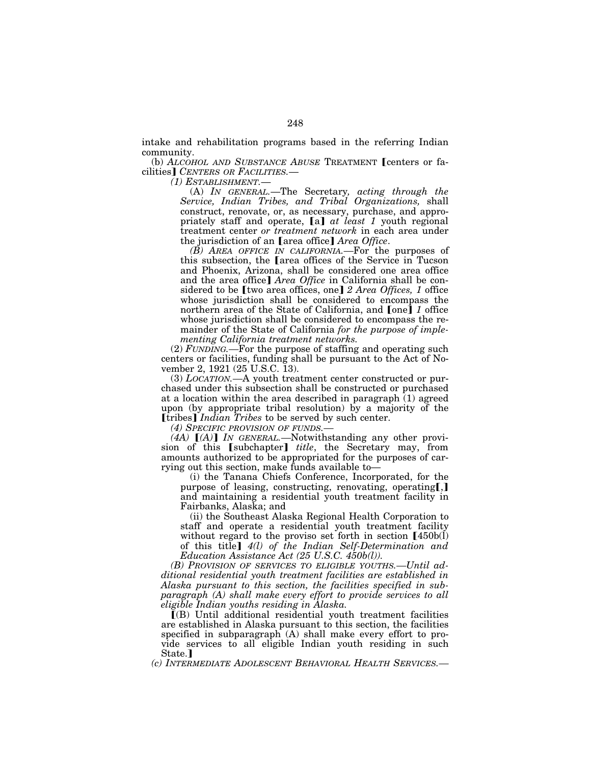intake and rehabilitation programs based in the referring Indian community.

(b) *ALCOHOL AND SUBSTANCE ABUSE* TREATMENT 【centers or facilities】 *CENTERS OR FACILITIES.*—

*(1) ESTABLISHMENT.*—

(A) *IN GENERAL.*—The Secretary*, acting through the Service, Indian Tribes, and Tribal Organizations,* shall construct, renovate, or, as necessary, purchase, and appropriately staff and operate, 【a】 *at least 1* youth regional treatment center *or treatment network* in each area under the jurisdiction of an 【area office】 *Area Office*.

*(B) AREA OFFICE IN CALIFORNIA.*—For the purposes of this subsection, the 【area offices of the Service in Tucson and Phoenix, Arizona, shall be considered one area office and the area office】 *Area Office* in California shall be considered to be 【two area offices, one】 *2 Area Offices, 1* office whose jurisdiction shall be considered to encompass the northern area of the State of California, and 【one】 *1* office whose jurisdiction shall be considered to encompass the remainder of the State of California *for the purpose of implementing California treatment networks.*

(2) *FUNDING.*—For the purpose of staffing and operating such centers or facilities, funding shall be pursuant to the Act of November 2, 1921 (25 U.S.C. 13).

(3) *LOCATION.*—A youth treatment center constructed or purchased under this subsection shall be constructed or purchased at a location within the area described in paragraph (1) agreed upon (by appropriate tribal resolution) by a majority of the 【tribes】 *Indian Tribes* to be served by such center.

*(4) SPECIFIC PROVISION OF FUNDS.*—

*(4A)* 【*(A)*】 *IN GENERAL.*—Notwithstanding any other provision of this 【subchapter】 *title*, the Secretary may, from amounts authorized to be appropriated for the purposes of carrying out this section, make funds available to—

(i) the Tanana Chiefs Conference, Incorporated, for the purpose of leasing, constructing, renovating, operating【,】 and maintaining a residential youth treatment facility in Fairbanks, Alaska; and

(ii) the Southeast Alaska Regional Health Corporation to staff and operate a residential youth treatment facility without regard to the proviso set forth in section 【450b(l) of this title】 *4(l) of the Indian Self-Determination and Education Assistance Act (25 U.S.C. 450b(l)).*

*(B) PROVISION OF SERVICES TO ELIGIBLE YOUTHS.—Until additional residential youth treatment facilities are established in Alaska pursuant to this section, the facilities specified in subparagraph (A) shall make every effort to provide services to all eligible Indian youths residing in Alaska.*

【(B) Until additional residential youth treatment facilities are established in Alaska pursuant to this section, the facilities specified in subparagraph (A) shall make every effort to provide services to all eligible Indian youth residing in such State.】

*(c) INTERMEDIATE ADOLESCENT BEHAVIORAL HEALTH SERVICES.*—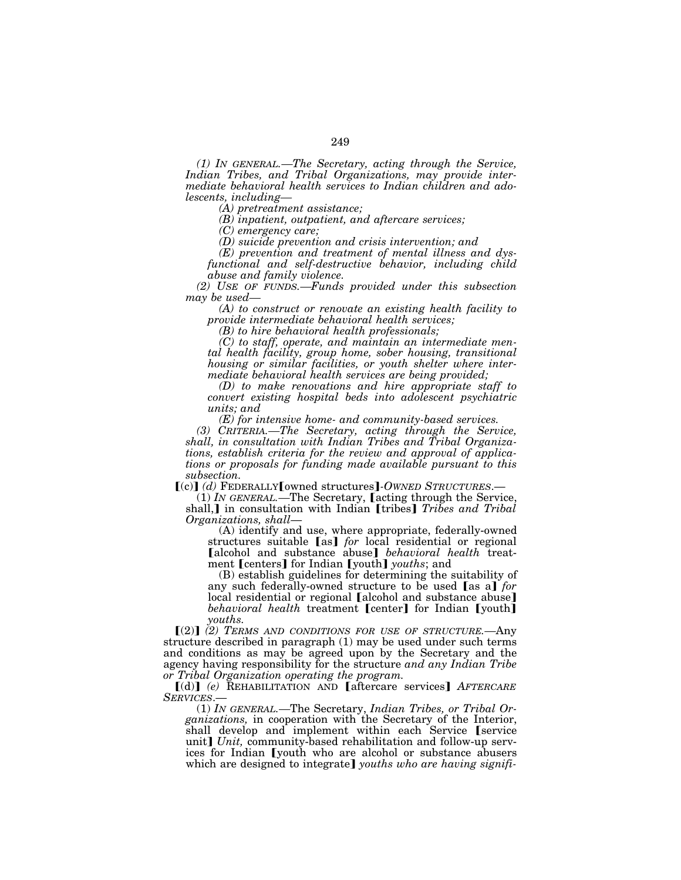*(1) IN GENERAL.—The Secretary, acting through the Service, Indian Tribes, and Tribal Organizations, may provide intermediate behavioral health services to Indian children and adolescents, including—*

*(A) pretreatment assistance;*

*(B) inpatient, outpatient, and aftercare services;*

*(C) emergency care;*

*(D) suicide prevention and crisis intervention; and*

*(E) prevention and treatment of mental illness and dysfunctional and self-destructive behavior, including child abuse and family violence.*

*(2) USE OF FUNDS.—Funds provided under this subsection may be used—*

*(A) to construct or renovate an existing health facility to provide intermediate behavioral health services;*

*(B) to hire behavioral health professionals;*

*(C) to staff, operate, and maintain an intermediate mental health facility, group home, sober housing, transitional housing or similar facilities, or youth shelter where intermediate behavioral health services are being provided;*

*(D) to make renovations and hire appropriate staff to convert existing hospital beds into adolescent psychiatric units; and*

*(E) for intensive home- and community-based services.*

*(3) CRITERIA.—The Secretary, acting through the Service, shall, in consultation with Indian Tribes and Tribal Organizations, establish criteria for the review and approval of applications or proposals for funding made available pursuant to this subsection.*

[(c)] *(d)* FEDERALLY[owned structures]*-OWNED STRUCTURES.*—

(1) *IN GENERAL.*—The Secretary, [acting through the Service, shall,] in consultation with Indian [tribes] *Tribes and Tribal Organizations, shall*—

(A) identify and use, where appropriate, federally-owned structures suitable [as] *for* local residential or regional [alcohol and substance abuse] *behavioral health* treatment [centers] for Indian [youth] *youths*; and

(B) establish guidelines for determining the suitability of any such federally-owned structure to be used [as a] *for* local residential or regional [alcohol and substance abuse] *behavioral health* treatment [center] for Indian [youth] *youths.*

[(2)] *(2) TERMS AND CONDITIONS FOR USE OF STRUCTURE.*—Any structure described in paragraph (1) may be used under such terms and conditions as may be agreed upon by the Secretary and the agency having responsibility for the structure *and any Indian Tribe or Tribal Organization operating the program.*

[(d)] *(e)* REHABILITATION AND [aftercare services] *AFTERCARE SERVICES.*—

(1) *IN GENERAL.*—The Secretary, *Indian Tribes, or Tribal Organizations,* in cooperation with the Secretary of the Interior, shall develop and implement within each Service [service unit] *Unit,* community-based rehabilitation and follow-up services for Indian [youth who are alcohol or substance abusers which are designed to integrate] *youths who are having signifi-*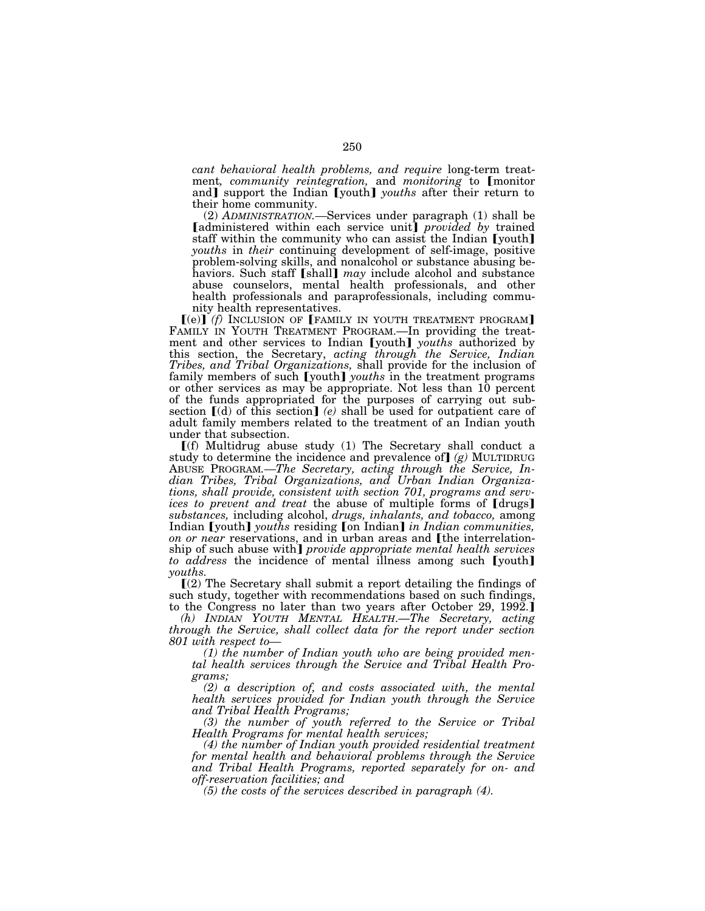*cant behavioral health problems, and require* long-term treatment, *community reintegration,* and *monitoring* to ⟦monitor and⟧ support the Indian ⟦youth⟧ *youths* after their return to their home community.

(2) *ADMINISTRATION.*—Services under paragraph (1) shall be ⟦administered within each service unit⟧ *provided by* trained staff within the community who can assist the Indian ⟦youth⟧ *youths* in *their* continuing development of self-image, positive problem-solving skills, and nonalcohol or substance abusing behaviors. Such staff ⟦shall⟧ *may* include alcohol and substance abuse counselors, mental health professionals, and other health professionals and paraprofessionals, including community health representatives.

⟦(e)⟧ *(f)* INCLUSION OF ⟦FAMILY IN YOUTH TREATMENT PROGRAM⟧ FAMILY IN YOUTH TREATMENT PROGRAM.—In providing the treatment and other services to Indian ⟦youth⟧ *youths* authorized by this section, the Secretary, *acting through the Service, Indian Tribes, and Tribal Organizations,* shall provide for the inclusion of family members of such ⟦youth⟧ *youths* in the treatment programs or other services as may be appropriate. Not less than 10 percent of the funds appropriated for the purposes of carrying out subsection ⟦(d) of this section⟧ *(e)* shall be used for outpatient care of adult family members related to the treatment of an Indian youth under that subsection.

⟦(f) Multidrug abuse study (1) The Secretary shall conduct a study to determine the incidence and prevalence of⟧ *(g)* MULTIDRUG ABUSE PROGRAM.—*The Secretary, acting through the Service, Indian Tribes, Tribal Organizations, and Urban Indian Organizations, shall provide, consistent with section 701, programs and services to prevent and treat* the abuse of multiple forms of ⟦drugs⟧ *substances,* including alcohol, *drugs, inhalants, and tobacco,* among Indian ⟦youth⟧ *youths* residing ⟦on Indian⟧ *in Indian communities, on or near* reservations, and in urban areas and ⟦the interrelationship of such abuse with⟧ *provide appropriate mental health services to address* the incidence of mental illness among such ⟦youth⟧ *youths.*

⟦(2) The Secretary shall submit a report detailing the findings of such study, together with recommendations based on such findings, to the Congress no later than two years after October 29, 1992.⟧

*(h) INDIAN YOUTH MENTAL HEALTH.—The Secretary, acting through the Service, shall collect data for the report under section 801 with respect to—*

*(1) the number of Indian youth who are being provided mental health services through the Service and Tribal Health Programs;*

*(2) a description of, and costs associated with, the mental health services provided for Indian youth through the Service and Tribal Health Programs;*

*(3) the number of youth referred to the Service or Tribal Health Programs for mental health services;*

*(4) the number of Indian youth provided residential treatment for mental health and behavioral problems through the Service and Tribal Health Programs, reported separately for on- and off-reservation facilities; and*

*(5) the costs of the services described in paragraph (4).*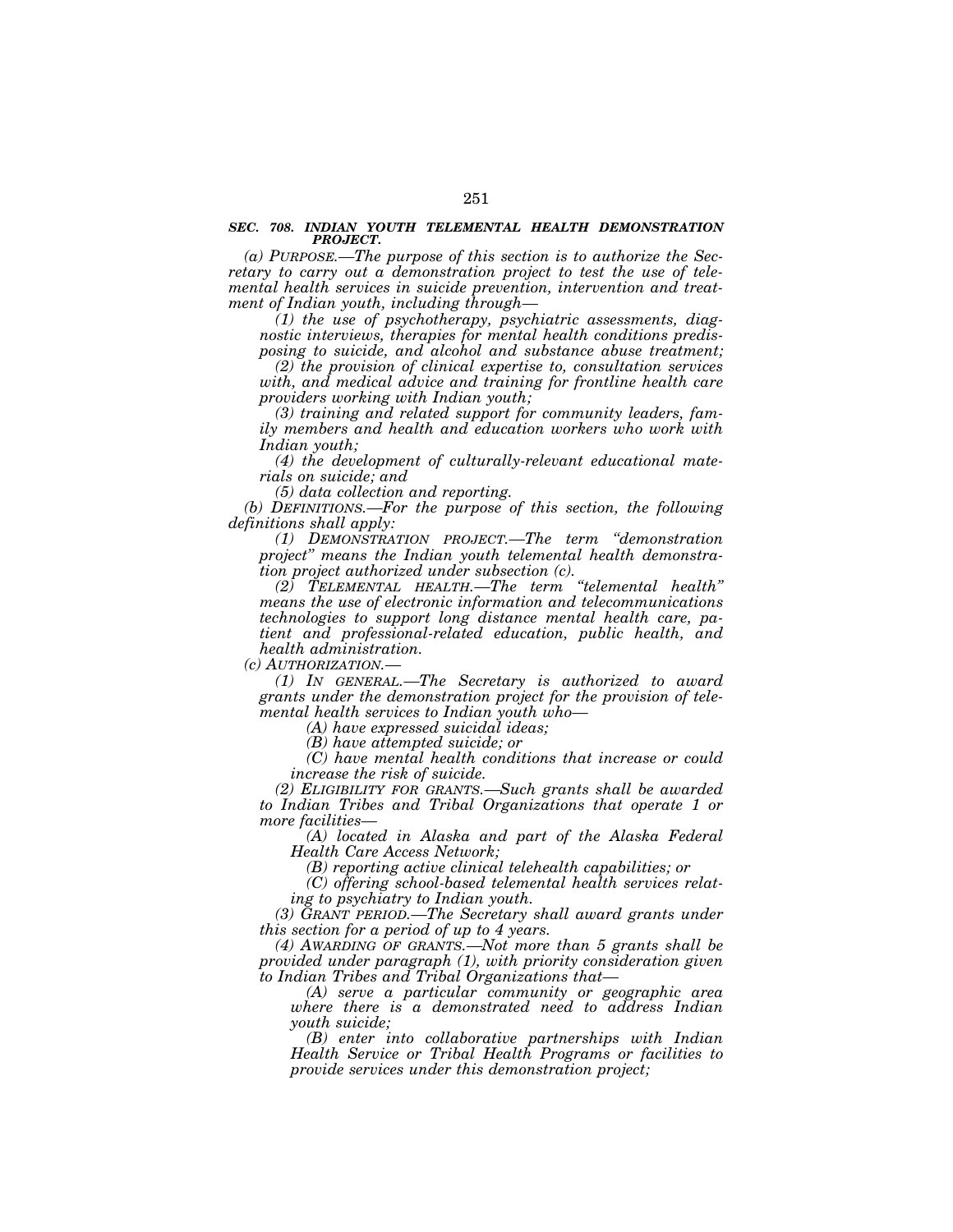### *SEC. 708. INDIAN YOUTH TELEMENTAL HEALTH DEMONSTRATION PROJECT.*

*(a) PURPOSE.—The purpose of this section is to authorize the Secretary to carry out a demonstration project to test the use of telemental health services in suicide prevention, intervention and treatment of Indian youth, including through—*

*(1) the use of psychotherapy, psychiatric assessments, diagnostic interviews, therapies for mental health conditions predisposing to suicide, and alcohol and substance abuse treatment;*

*(2) the provision of clinical expertise to, consultation services with, and medical advice and training for frontline health care providers working with Indian youth;*

*(3) training and related support for community leaders, family members and health and education workers who work with Indian youth;*

*(4) the development of culturally-relevant educational materials on suicide; and*

*(5) data collection and reporting.*

*(b) DEFINITIONS.—For the purpose of this section, the following definitions shall apply:*

*(1) DEMONSTRATION PROJECT.—The term "demonstration project" means the Indian youth telemental health demonstration project authorized under subsection (c).*

*(2) TELEMENTAL HEALTH.—The term "telemental health" means the use of electronic information and telecommunications technologies to support long distance mental health care, patient and professional-related education, public health, and health administration.*

*(c) AUTHORIZATION.—*

*(1) IN GENERAL.—The Secretary is authorized to award grants under the demonstration project for the provision of telemental health services to Indian youth who—*

*(A) have expressed suicidal ideas;*

*(B) have attempted suicide; or*

*(C) have mental health conditions that increase or could increase the risk of suicide.*

*(2) ELIGIBILITY FOR GRANTS.—Such grants shall be awarded to Indian Tribes and Tribal Organizations that operate 1 or more facilities—*

*(A) located in Alaska and part of the Alaska Federal Health Care Access Network;*

*(B) reporting active clinical telehealth capabilities; or*

*(C) offering school-based telemental health services relating to psychiatry to Indian youth.*

*(3) GRANT PERIOD.—The Secretary shall award grants under this section for a period of up to 4 years.*

*(4) AWARDING OF GRANTS.—Not more than 5 grants shall be provided under paragraph (1), with priority consideration given to Indian Tribes and Tribal Organizations that—*

*(A) serve a particular community or geographic area where there is a demonstrated need to address Indian youth suicide;*

*(B) enter into collaborative partnerships with Indian Health Service or Tribal Health Programs or facilities to provide services under this demonstration project;*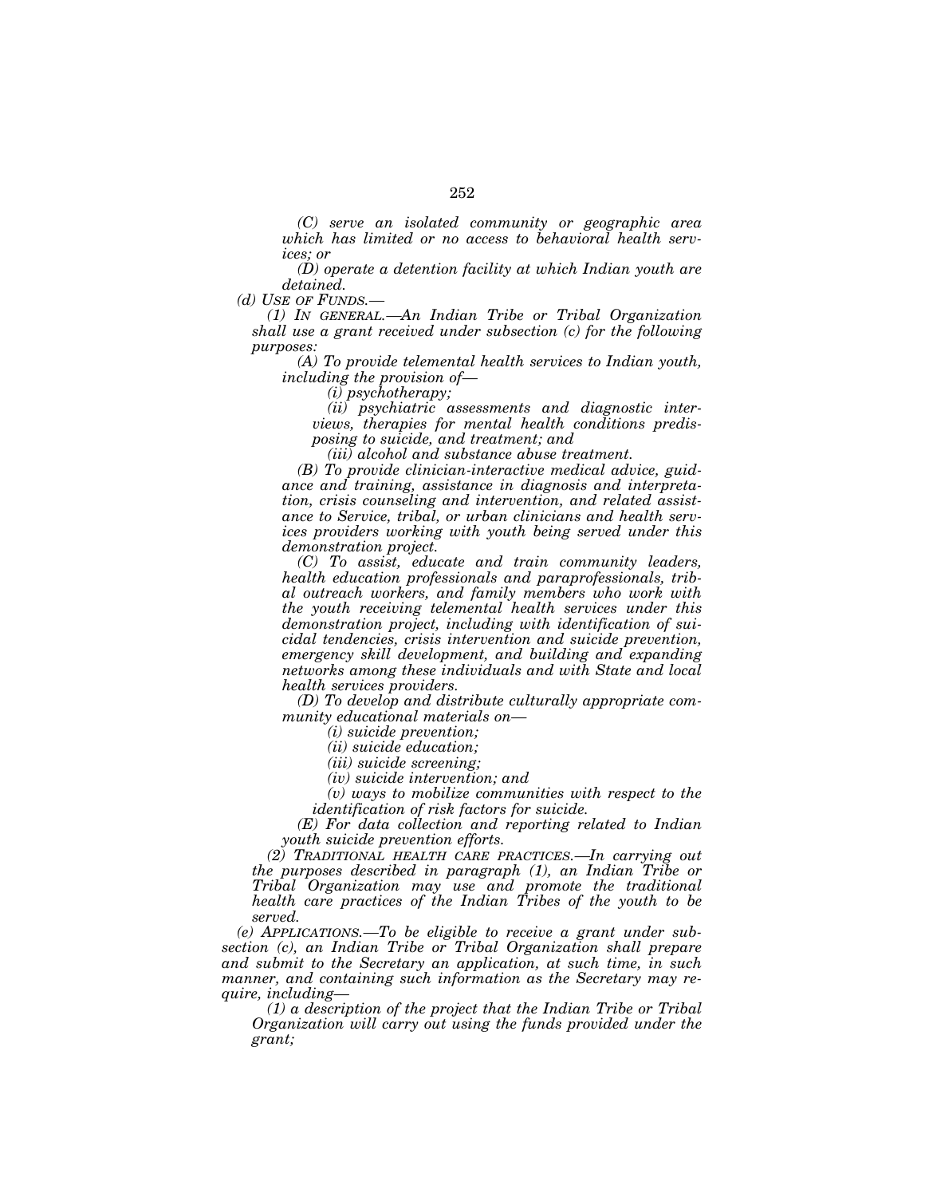*(C) serve an isolated community or geographic area which has limited or no access to behavioral health services; or*

*(D) operate a detention facility at which Indian youth are detained.*

*(d) USE OF FUNDS.—*

*(1) IN GENERAL.—An Indian Tribe or Tribal Organization shall use a grant received under subsection (c) for the following purposes:*

*(A) To provide telemental health services to Indian youth, including the provision of—*

*(i) psychotherapy;*

*(ii) psychiatric assessments and diagnostic interviews, therapies for mental health conditions predisposing to suicide, and treatment; and*

*(iii) alcohol and substance abuse treatment.*

*(B) To provide clinician-interactive medical advice, guidance and training, assistance in diagnosis and interpretation, crisis counseling and intervention, and related assistance to Service, tribal, or urban clinicians and health services providers working with youth being served under this demonstration project.*

*(C) To assist, educate and train community leaders, health education professionals and paraprofessionals, tribal outreach workers, and family members who work with the youth receiving telemental health services under this demonstration project, including with identification of suicidal tendencies, crisis intervention and suicide prevention, emergency skill development, and building and expanding networks among these individuals and with State and local health services providers.*

*(D) To develop and distribute culturally appropriate community educational materials on—*

*(i) suicide prevention;*

*(ii) suicide education;*

*(iii) suicide screening;*

*(iv) suicide intervention; and*

*(v) ways to mobilize communities with respect to the identification of risk factors for suicide.*

*(E) For data collection and reporting related to Indian youth suicide prevention efforts.*

*(2) TRADITIONAL HEALTH CARE PRACTICES.—In carrying out the purposes described in paragraph (1), an Indian Tribe or Tribal Organization may use and promote the traditional health care practices of the Indian Tribes of the youth to be served.*

*(e) APPLICATIONS.—To be eligible to receive a grant under subsection (c), an Indian Tribe or Tribal Organization shall prepare and submit to the Secretary an application, at such time, in such manner, and containing such information as the Secretary may require, including—*

*(1) a description of the project that the Indian Tribe or Tribal Organization will carry out using the funds provided under the grant;*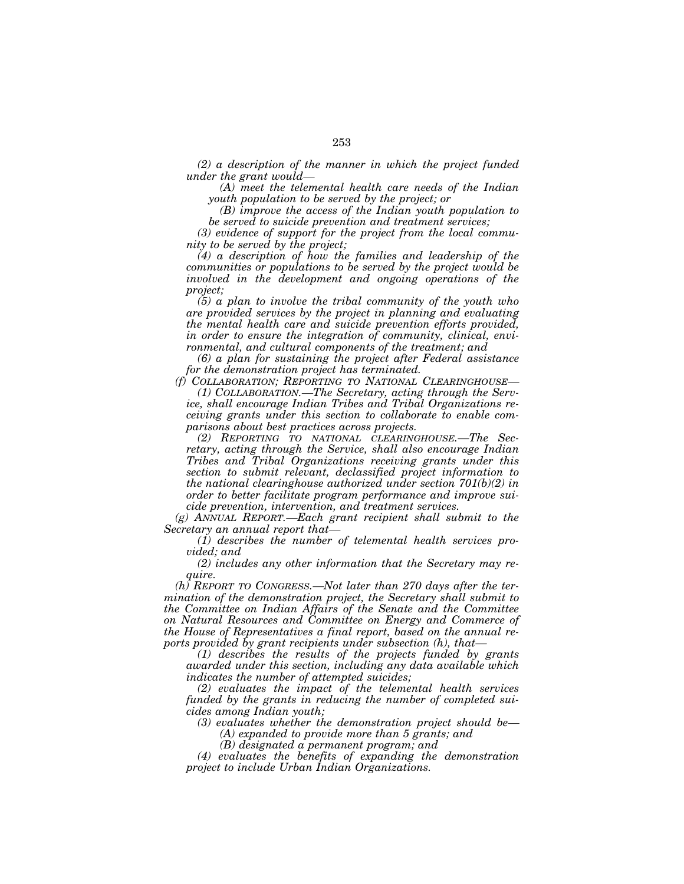*(2) a description of the manner in which the project funded under the grant would—*

*(A) meet the telemental health care needs of the Indian youth population to be served by the project; or*

*(B) improve the access of the Indian youth population to be served to suicide prevention and treatment services;*

*(3) evidence of support for the project from the local community to be served by the project;*

*(4) a description of how the families and leadership of the communities or populations to be served by the project would be involved in the development and ongoing operations of the project;*

*(5) a plan to involve the tribal community of the youth who are provided services by the project in planning and evaluating the mental health care and suicide prevention efforts provided, in order to ensure the integration of community, clinical, environmental, and cultural components of the treatment; and*

*(6) a plan for sustaining the project after Federal assistance for the demonstration project has terminated.*

*(f) COLLABORATION; REPORTING TO NATIONAL CLEARINGHOUSE—*

*(1) COLLABORATION.—The Secretary, acting through the Service, shall encourage Indian Tribes and Tribal Organizations receiving grants under this section to collaborate to enable comparisons about best practices across projects.*

*(2) REPORTING TO NATIONAL CLEARINGHOUSE.—The Secretary, acting through the Service, shall also encourage Indian Tribes and Tribal Organizations receiving grants under this section to submit relevant, declassified project information to the national clearinghouse authorized under section 701(b)(2) in order to better facilitate program performance and improve suicide prevention, intervention, and treatment services.*

*(g) ANNUAL REPORT.—Each grant recipient shall submit to the Secretary an annual report that—*

*(1) describes the number of telemental health services provided; and*

*(2) includes any other information that the Secretary may require.*

*(h) REPORT TO CONGRESS.—Not later than 270 days after the termination of the demonstration project, the Secretary shall submit to the Committee on Indian Affairs of the Senate and the Committee on Natural Resources and Committee on Energy and Commerce of the House of Representatives a final report, based on the annual reports provided by grant recipients under subsection (h), that—*

*(1) describes the results of the projects funded by grants awarded under this section, including any data available which indicates the number of attempted suicides;*

*(2) evaluates the impact of the telemental health services funded by the grants in reducing the number of completed suicides among Indian youth;*

*(3) evaluates whether the demonstration project should be—*

*(A) expanded to provide more than 5 grants; and*

*(B) designated a permanent program; and*

*(4) evaluates the benefits of expanding the demonstration project to include Urban Indian Organizations.*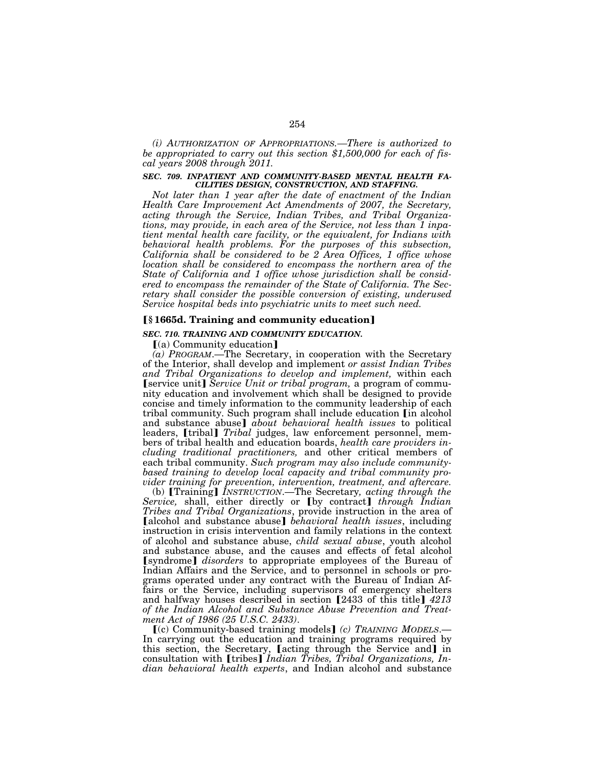*(i) AUTHORIZATION OF APPROPRIATIONS.—There is authorized to be appropriated to carry out this section $1,500,000 for each of fiscal years 2008 through 2011.*

***SEC. 709. INPATIENT AND COMMUNITY-BASED MENTAL HEALTH FACILITIES DESIGN, CONSTRUCTION, AND STAFFING.***

*Not later than 1 year after the date of enactment of the Indian Health Care Improvement Act Amendments of 2007, the Secretary, acting through the Service, Indian Tribes, and Tribal Organizations, may provide, in each area of the Service, not less than 1 inpatient mental health care facility, or the equivalent, for Indians with behavioral health problems. For the purposes of this subsection, California shall be considered to be 2 Area Offices, 1 office whose location shall be considered to encompass the northern area of the State of California and 1 office whose jurisdiction shall be considered to encompass the remainder of the State of California. The Secretary shall consider the possible conversion of existing, underused Service hospital beds into psychiatric units to meet such need.*

## [§ 1665d. Training and community education]

***SEC. 710. TRAINING AND COMMUNITY EDUCATION.***

[(a) Community education]

*(a) PROGRAM.*—The Secretary, in cooperation with the Secretary of the Interior, shall develop and implement *or assist Indian Tribes and Tribal Organizations to develop and implement,* within each [service unit] *Service Unit or tribal program,* a program of community education and involvement which shall be designed to provide concise and timely information to the community leadership of each tribal community. Such program shall include education [in alcohol and substance abuse] *about behavioral health issues* to political leaders, [tribal] *Tribal* judges, law enforcement personnel, members of tribal health and education boards, *health care providers including traditional practitioners,* and other critical members of each tribal community. *Such program may also include community-based training to develop local capacity and tribal community provider training for prevention, intervention, treatment, and aftercare.*

(b) [Training] *INSTRUCTION.*—The Secretary*, acting through the Service,* shall, either directly or [by contract] *through Indian Tribes and Tribal Organizations*, provide instruction in the area of [alcohol and substance abuse] *behavioral health issues*, including instruction in crisis intervention and family relations in the context of alcohol and substance abuse, *child sexual abuse*, youth alcohol and substance abuse, and the causes and effects of fetal alcohol [syndrome] *disorders* to appropriate employees of the Bureau of Indian Affairs and the Service, and to personnel in schools or programs operated under any contract with the Bureau of Indian Affairs or the Service, including supervisors of emergency shelters and halfway houses described in section [2433 of this title] *4213 of the Indian Alcohol and Substance Abuse Prevention and Treatment Act of 1986 (25 U.S.C. 2433)*.

[(c) Community-based training models] *(c) TRAINING MODELS.*—In carrying out the education and training programs required by this section, the Secretary, [acting through the Service and] in consultation with [tribes] *Indian Tribes, Tribal Organizations, Indian behavioral health experts*, and Indian alcohol and substance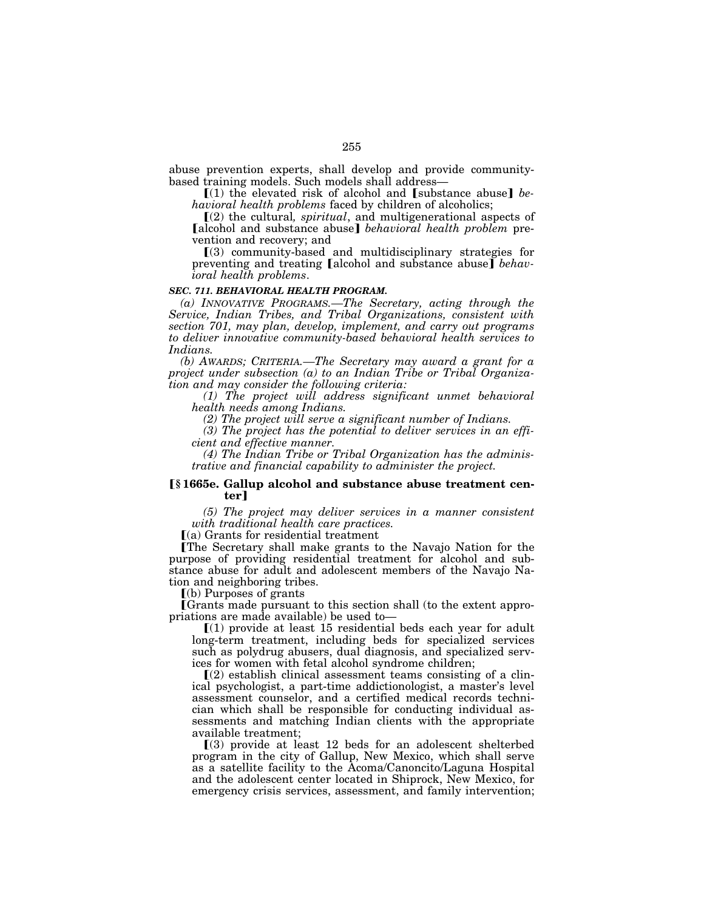abuse prevention experts, shall develop and provide community-based training models. Such models shall address—

【(1) the elevated risk of alcohol and 【substance abuse】 *behavioral health problems* faced by children of alcoholics;

【(2) the cultural*, spiritual*, and multigenerational aspects of 【alcohol and substance abuse】 *behavioral health problem* prevention and recovery; and

【(3) community-based and multidisciplinary strategies for preventing and treating 【alcohol and substance abuse】 *behavioral health problems*.

***SEC. 711. BEHAVIORAL HEALTH PROGRAM.***

*(a) INNOVATIVE PROGRAMS.—The Secretary, acting through the Service, Indian Tribes, and Tribal Organizations, consistent with section 701, may plan, develop, implement, and carry out programs to deliver innovative community-based behavioral health services to Indians.*

*(b) AWARDS; CRITERIA.—The Secretary may award a grant for a project under subsection (a) to an Indian Tribe or Tribal Organization and may consider the following criteria:*

*(1) The project will address significant unmet behavioral health needs among Indians.*

*(2) The project will serve a significant number of Indians.*

*(3) The project has the potential to deliver services in an efficient and effective manner.*

*(4) The Indian Tribe or Tribal Organization has the administrative and financial capability to administer the project.*

**【§ 1665e. Gallup alcohol and substance abuse treatment center】**

*(5) The project may deliver services in a manner consistent with traditional health care practices.*

【(a) Grants for residential treatment

【The Secretary shall make grants to the Navajo Nation for the purpose of providing residential treatment for alcohol and substance abuse for adult and adolescent members of the Navajo Nation and neighboring tribes.

【(b) Purposes of grants

【Grants made pursuant to this section shall (to the extent appropriations are made available) be used to—

【(1) provide at least 15 residential beds each year for adult long-term treatment, including beds for specialized services such as polydrug abusers, dual diagnosis, and specialized services for women with fetal alcohol syndrome children;

【(2) establish clinical assessment teams consisting of a clinical psychologist, a part-time addictionologist, a master's level assessment counselor, and a certified medical records technician which shall be responsible for conducting individual assessments and matching Indian clients with the appropriate available treatment;

【(3) provide at least 12 beds for an adolescent shelterbed program in the city of Gallup, New Mexico, which shall serve as a satellite facility to the Acoma/Canoncito/Laguna Hospital and the adolescent center located in Shiprock, New Mexico, for emergency crisis services, assessment, and family intervention;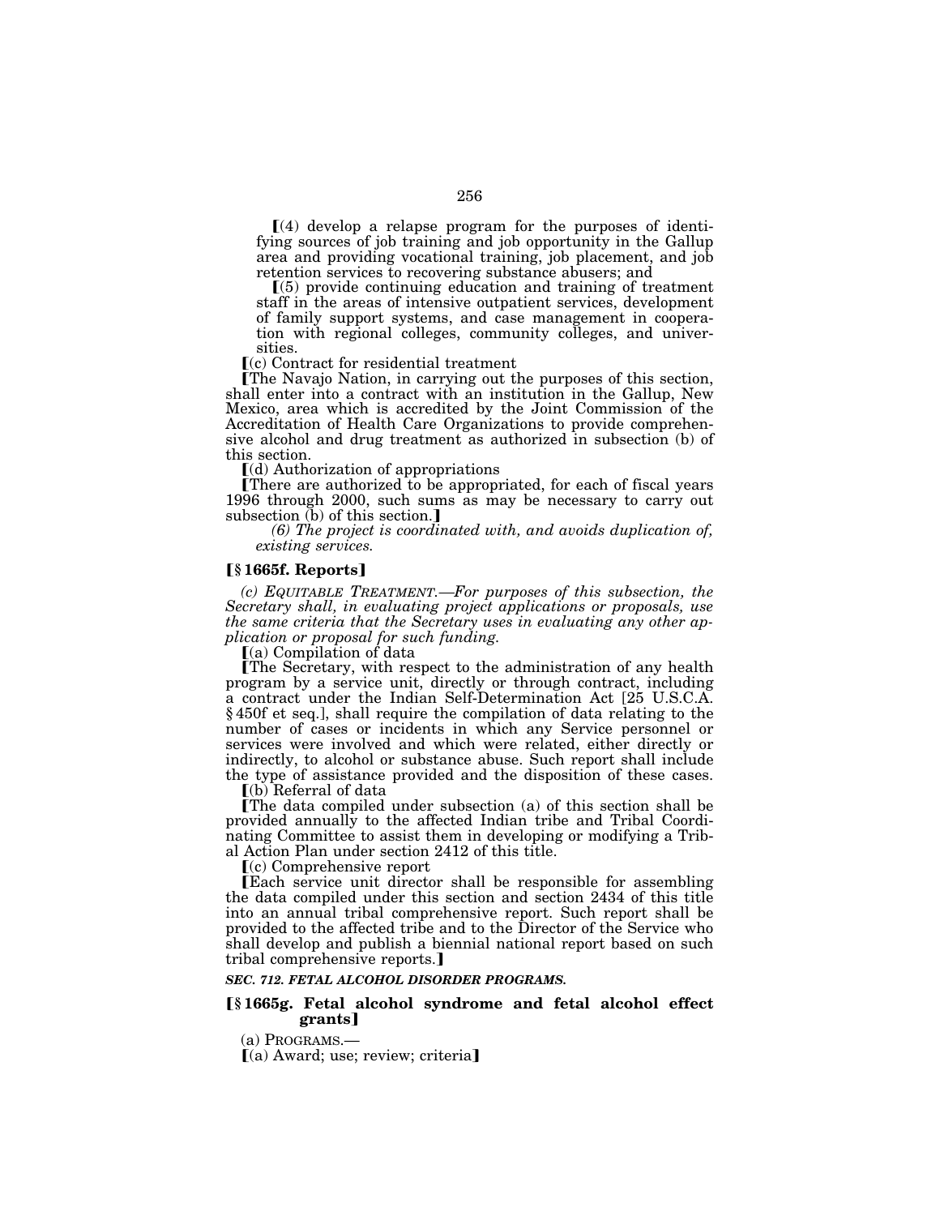⟦(4) develop a relapse program for the purposes of identifying sources of job training and job opportunity in the Gallup area and providing vocational training, job placement, and job retention services to recovering substance abusers; and

⟦(5) provide continuing education and training of treatment staff in the areas of intensive outpatient services, development of family support systems, and case management in cooperation with regional colleges, community colleges, and universities.

⟦(c) Contract for residential treatment

⟦The Navajo Nation, in carrying out the purposes of this section, shall enter into a contract with an institution in the Gallup, New Mexico, area which is accredited by the Joint Commission of the Accreditation of Health Care Organizations to provide comprehensive alcohol and drug treatment as authorized in subsection (b) of this section.

⟦(d) Authorization of appropriations

⟦There are authorized to be appropriated, for each of fiscal years 1996 through 2000, such sums as may be necessary to carry out subsection (b) of this section.⟧

*(6) The project is coordinated with, and avoids duplication of, existing services.*

### ⟦§ 1665f. Reports⟧

*(c) EQUITABLE TREATMENT.—For purposes of this subsection, the Secretary shall, in evaluating project applications or proposals, use the same criteria that the Secretary uses in evaluating any other application or proposal for such funding.*

⟦(a) Compilation of data

⟦The Secretary, with respect to the administration of any health program by a service unit, directly or through contract, including a contract under the Indian Self-Determination Act [25 U.S.C.A. § 450f et seq.], shall require the compilation of data relating to the number of cases or incidents in which any Service personnel or services were involved and which were related, either directly or indirectly, to alcohol or substance abuse. Such report shall include the type of assistance provided and the disposition of these cases.

⟦(b) Referral of data

⟦The data compiled under subsection (a) of this section shall be provided annually to the affected Indian tribe and Tribal Coordinating Committee to assist them in developing or modifying a Tribal Action Plan under section 2412 of this title.

⟦(c) Comprehensive report

⟦Each service unit director shall be responsible for assembling the data compiled under this section and section 2434 of this title into an annual tribal comprehensive report. Such report shall be provided to the affected tribe and to the Director of the Service who shall develop and publish a biennial national report based on such tribal comprehensive reports.⟧

***SEC. 712. FETAL ALCOHOL DISORDER PROGRAMS.***

### ⟦§ 1665g. Fetal alcohol syndrome and fetal alcohol effect grants⟧

(a) PROGRAMS.—

⟦(a) Award; use; review; criteria⟧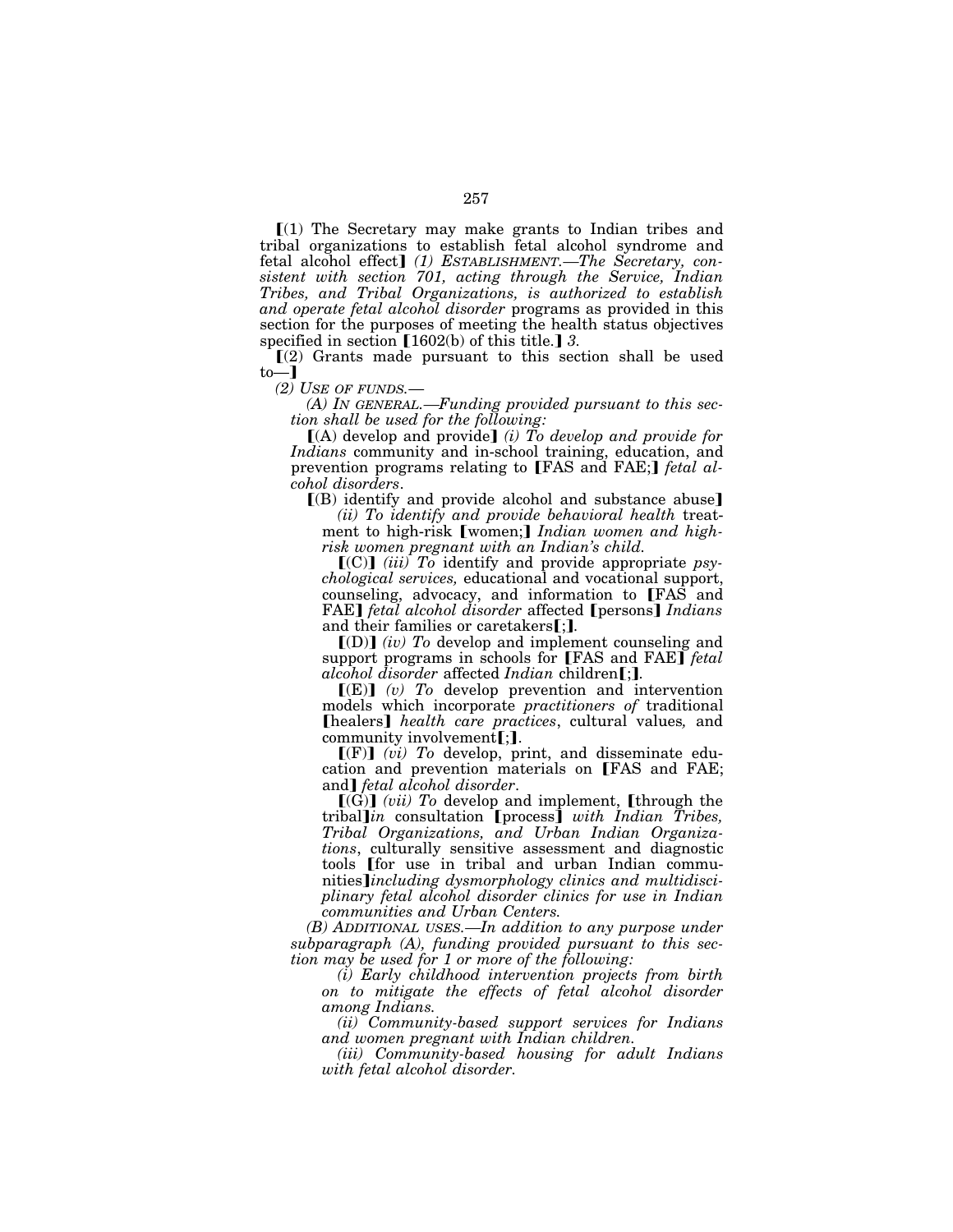⟦(1) The Secretary may make grants to Indian tribes and tribal organizations to establish fetal alcohol syndrome and fetal alcohol effect⟧ *(1) ESTABLISHMENT.—The Secretary, consistent with section 701, acting through the Service, Indian Tribes, and Tribal Organizations, is authorized to establish and operate fetal alcohol disorder* programs as provided in this section for the purposes of meeting the health status objectives specified in section ⟦1602(b) of this title.⟧ *3.*

⟦(2) Grants made pursuant to this section shall be used to—⟧

*(2) USE OF FUNDS.—*

*(A) IN GENERAL.—Funding provided pursuant to this section shall be used for the following:*

⟦(A) develop and provide⟧ *(i) To develop and provide for Indians* community and in-school training, education, and prevention programs relating to ⟦FAS and FAE;⟧ *fetal alcohol disorders*.

⟦(B) identify and provide alcohol and substance abuse⟧

*(ii) To identify and provide behavioral health* treatment to high-risk ⟦women;⟧ *Indian women and high-risk women pregnant with an Indian's child.*

⟦(C)⟧ *(iii) To* identify and provide appropriate *psychological services,* educational and vocational support, counseling, advocacy, and information to ⟦FAS and FAE⟧ *fetal alcohol disorder* affected ⟦persons⟧ *Indians* and their families or caretakers⟦;⟧.

⟦(D)⟧ *(iv) To* develop and implement counseling and support programs in schools for ⟦FAS and FAE⟧ *fetal alcohol disorder* affected *Indian* children⟦;⟧.

⟦(E)⟧ *(v) To* develop prevention and intervention models which incorporate *practitioners of* traditional ⟦healers⟧ *health care practices*, cultural values*,* and community involvement⟦;⟧.

⟦(F)⟧ *(vi) To* develop, print, and disseminate education and prevention materials on ⟦FAS and FAE; and⟧ *fetal alcohol disorder*.

⟦(G)⟧ *(vii) To* develop and implement, ⟦through the tribal⟧*in* consultation ⟦process⟧ *with Indian Tribes, Tribal Organizations, and Urban Indian Organizations*, culturally sensitive assessment and diagnostic tools ⟦for use in tribal and urban Indian communities⟧*including dysmorphology clinics and multidisciplinary fetal alcohol disorder clinics for use in Indian communities and Urban Centers.*

*(B) ADDITIONAL USES.—In addition to any purpose under subparagraph (A), funding provided pursuant to this section may be used for 1 or more of the following:*

*(i) Early childhood intervention projects from birth on to mitigate the effects of fetal alcohol disorder among Indians.*

*(ii) Community-based support services for Indians and women pregnant with Indian children.*

*(iii) Community-based housing for adult Indians with fetal alcohol disorder.*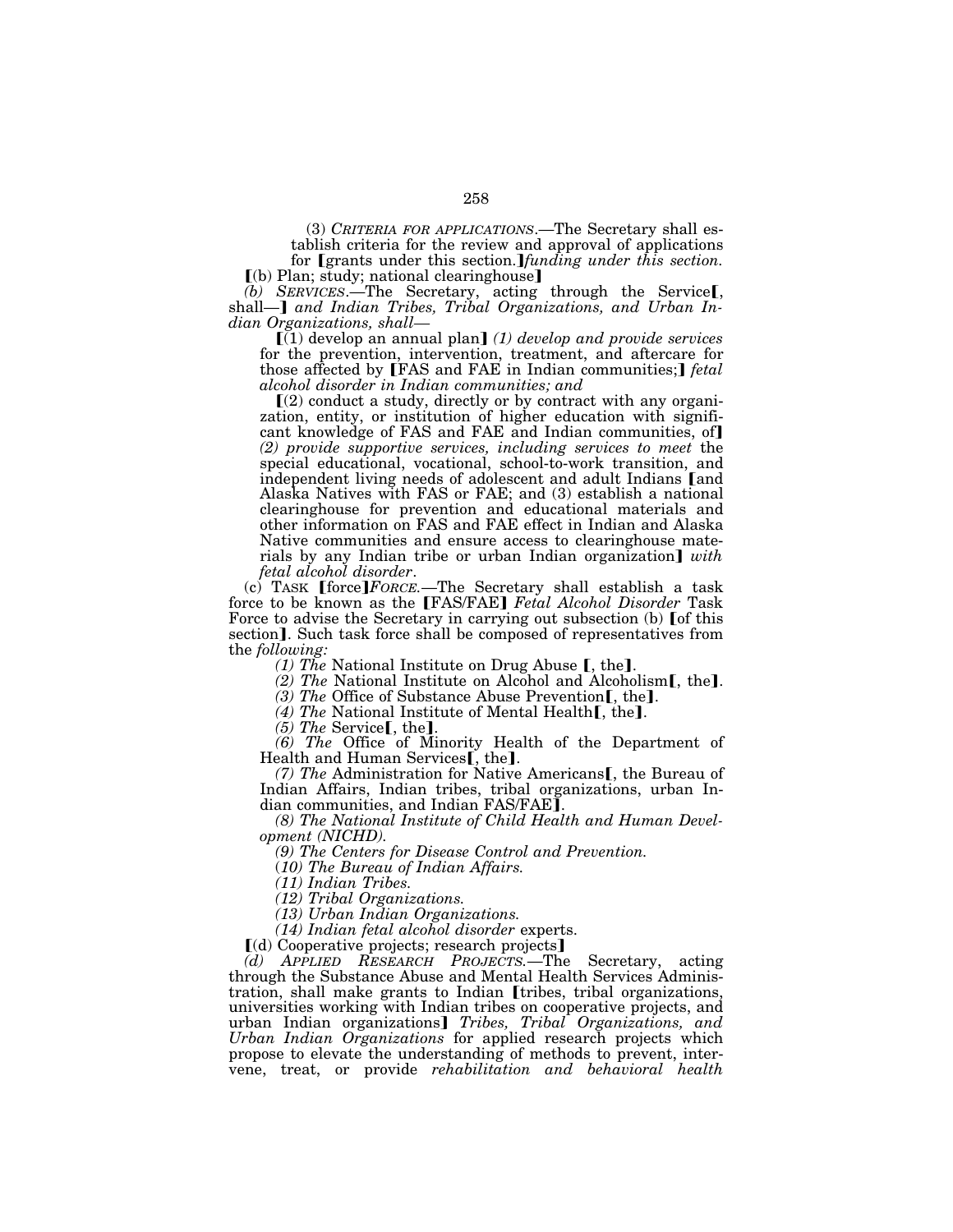(3) *CRITERIA FOR APPLICATIONS*.—The Secretary shall establish criteria for the review and approval of applications for ❲grants under this section.❳*funding under this section.*

❲(b) Plan; study; national clearinghouse❳

*(b) SERVICES*.—The Secretary, acting through the Service❲, shall—❳ *and Indian Tribes, Tribal Organizations, and Urban Indian Organizations, shall*—

❲(1) develop an annual plan❳ *(1) develop and provide services* for the prevention, intervention, treatment, and aftercare for those affected by ❲FAS and FAE in Indian communities;❳ *fetal alcohol disorder in Indian communities; and*

❲(2) conduct a study, directly or by contract with any organization, entity, or institution of higher education with significant knowledge of FAS and FAE and Indian communities, of❳ *(2) provide supportive services, including services to meet* the special educational, vocational, school-to-work transition, and independent living needs of adolescent and adult Indians ❲and Alaska Natives with FAS or FAE; and (3) establish a national clearinghouse for prevention and educational materials and other information on FAS and FAE effect in Indian and Alaska Native communities and ensure access to clearinghouse materials by any Indian tribe or urban Indian organization❳ *with fetal alcohol disorder*.

(c) TASK ❲force❳*FORCE.*—The Secretary shall establish a task force to be known as the ❲FAS/FAE❳ *Fetal Alcohol Disorder* Task Force to advise the Secretary in carrying out subsection (b) ❲of this section❳. Such task force shall be composed of representatives from the *following:*

*(1) The* National Institute on Drug Abuse ❲, the❳.

*(2) The* National Institute on Alcohol and Alcoholism❲, the❳.

*(3) The* Office of Substance Abuse Prevention❲, the❳.

*(4) The* National Institute of Mental Health❲, the❳.

*(5) The* Service❲, the❳.

*(6) The* Office of Minority Health of the Department of Health and Human Services❲, the❳.

*(7) The* Administration for Native Americans❲, the Bureau of Indian Affairs, Indian tribes, tribal organizations, urban Indian communities, and Indian FAS/FAE❳.

*(8) The National Institute of Child Health and Human Development (NICHD).*

*(9) The Centers for Disease Control and Prevention.*

*(10) The Bureau of Indian Affairs.*

*(11) Indian Tribes.*

*(12) Tribal Organizations.*

*(13) Urban Indian Organizations.*

*(14) Indian fetal alcohol disorder* experts.

❲(d) Cooperative projects; research projects❳

*(d) APPLIED RESEARCH PROJECTS.*—The Secretary, acting through the Substance Abuse and Mental Health Services Administration, shall make grants to Indian ❲tribes, tribal organizations, universities working with Indian tribes on cooperative projects, and urban Indian organizations❳ *Tribes, Tribal Organizations, and Urban Indian Organizations* for applied research projects which propose to elevate the understanding of methods to prevent, intervene, treat, or provide *rehabilitation and behavioral health*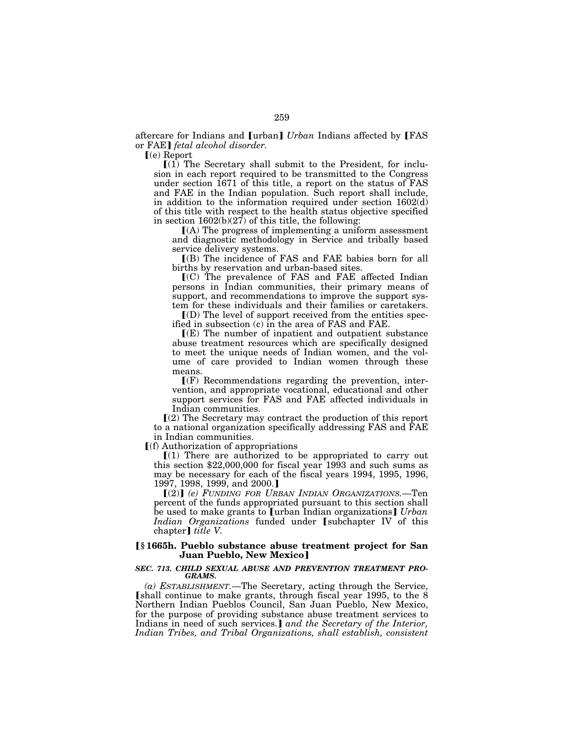aftercare for Indians and [urban] *Urban* Indians affected by [FAS or FAE] *fetal alcohol disorder.*

[(e) Report

[(1) The Secretary shall submit to the President, for inclusion in each report required to be transmitted to the Congress under section 1671 of this title, a report on the status of FAS and FAE in the Indian population. Such report shall include, in addition to the information required under section 1602(d) of this title with respect to the health status objective specified in section 1602(b)(27) of this title, the following:

[(A) The progress of implementing a uniform assessment and diagnostic methodology in Service and tribally based service delivery systems.

[(B) The incidence of FAS and FAE babies born for all births by reservation and urban-based sites.

[(C) The prevalence of FAS and FAE affected Indian persons in Indian communities, their primary means of support, and recommendations to improve the support system for these individuals and their families or caretakers.

[(D) The level of support received from the entities specified in subsection (c) in the area of FAS and FAE.

[(E) The number of inpatient and outpatient substance abuse treatment resources which are specifically designed to meet the unique needs of Indian women, and the volume of care provided to Indian women through these means.

[(F) Recommendations regarding the prevention, intervention, and appropriate vocational, educational and other support services for FAS and FAE affected individuals in Indian communities.

[(2) The Secretary may contract the production of this report to a national organization specifically addressing FAS and FAE in Indian communities.

[(f) Authorization of appropriations

[(1) There are authorized to be appropriated to carry out this section $22,000,000 for fiscal year 1993 and such sums as may be necessary for each of the fiscal years 1994, 1995, 1996, 1997, 1998, 1999, and 2000.]

[(2)] *(e) FUNDING FOR URBAN INDIAN ORGANIZATIONS.*—Ten percent of the funds appropriated pursuant to this section shall be used to make grants to [urban Indian organizations] *Urban Indian Organizations* funded under [subchapter IV of this chapter] *title V.*

### [§ 1665h. Pueblo substance abuse treatment project for San Juan Pueblo, New Mexico]

#### *SEC. 713. CHILD SEXUAL ABUSE AND PREVENTION TREATMENT PROGRAMS.*

*(a) ESTABLISHMENT.*—The Secretary, acting through the Service, [shall continue to make grants, through fiscal year 1995, to the 8 Northern Indian Pueblos Council, San Juan Pueblo, New Mexico, for the purpose of providing substance abuse treatment services to Indians in need of such services.] *and the Secretary of the Interior, Indian Tribes, and Tribal Organizations, shall establish, consistent*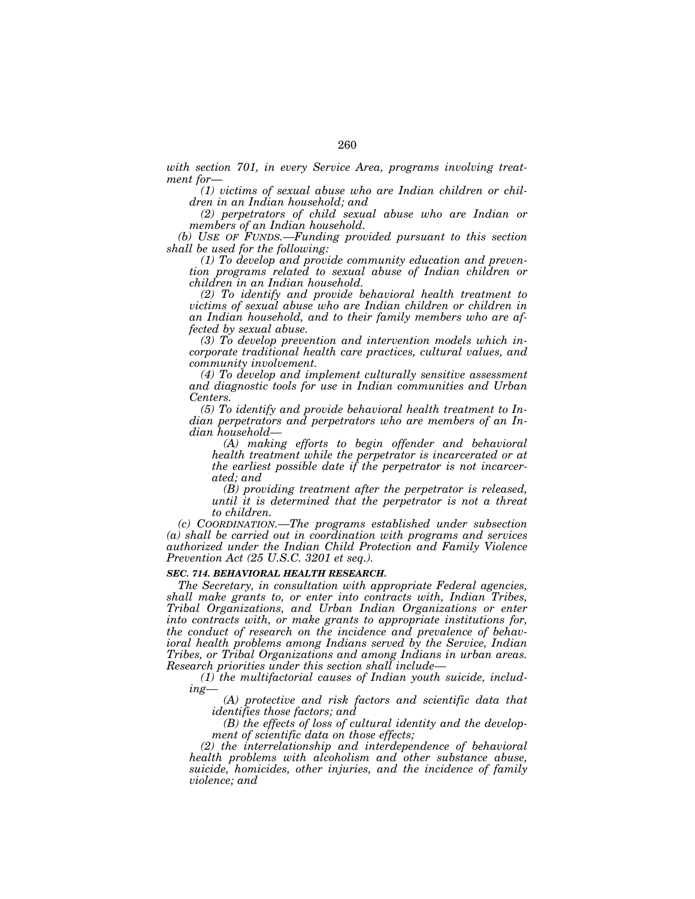*with section 701, in every Service Area, programs involving treatment for—*

*(1) victims of sexual abuse who are Indian children or children in an Indian household; and*

*(2) perpetrators of child sexual abuse who are Indian or members of an Indian household.*

*(b) USE OF FUNDS.—Funding provided pursuant to this section shall be used for the following:*

*(1) To develop and provide community education and prevention programs related to sexual abuse of Indian children or children in an Indian household.*

*(2) To identify and provide behavioral health treatment to victims of sexual abuse who are Indian children or children in an Indian household, and to their family members who are affected by sexual abuse.*

*(3) To develop prevention and intervention models which incorporate traditional health care practices, cultural values, and community involvement.*

*(4) To develop and implement culturally sensitive assessment and diagnostic tools for use in Indian communities and Urban Centers.*

*(5) To identify and provide behavioral health treatment to Indian perpetrators and perpetrators who are members of an Indian household—*

*(A) making efforts to begin offender and behavioral health treatment while the perpetrator is incarcerated or at the earliest possible date if the perpetrator is not incarcerated; and*

*(B) providing treatment after the perpetrator is released, until it is determined that the perpetrator is not a threat to children.*

*(c) COORDINATION.—The programs established under subsection (a) shall be carried out in coordination with programs and services authorized under the Indian Child Protection and Family Violence Prevention Act (25 U.S.C. 3201 et seq.).*

***SEC. 714. BEHAVIORAL HEALTH RESEARCH.***

*The Secretary, in consultation with appropriate Federal agencies, shall make grants to, or enter into contracts with, Indian Tribes, Tribal Organizations, and Urban Indian Organizations or enter into contracts with, or make grants to appropriate institutions for, the conduct of research on the incidence and prevalence of behavioral health problems among Indians served by the Service, Indian Tribes, or Tribal Organizations and among Indians in urban areas. Research priorities under this section shall include—*

*(1) the multifactorial causes of Indian youth suicide, including—*

*(A) protective and risk factors and scientific data that identifies those factors; and*

*(B) the effects of loss of cultural identity and the development of scientific data on those effects;*

*(2) the interrelationship and interdependence of behavioral health problems with alcoholism and other substance abuse, suicide, homicides, other injuries, and the incidence of family violence; and*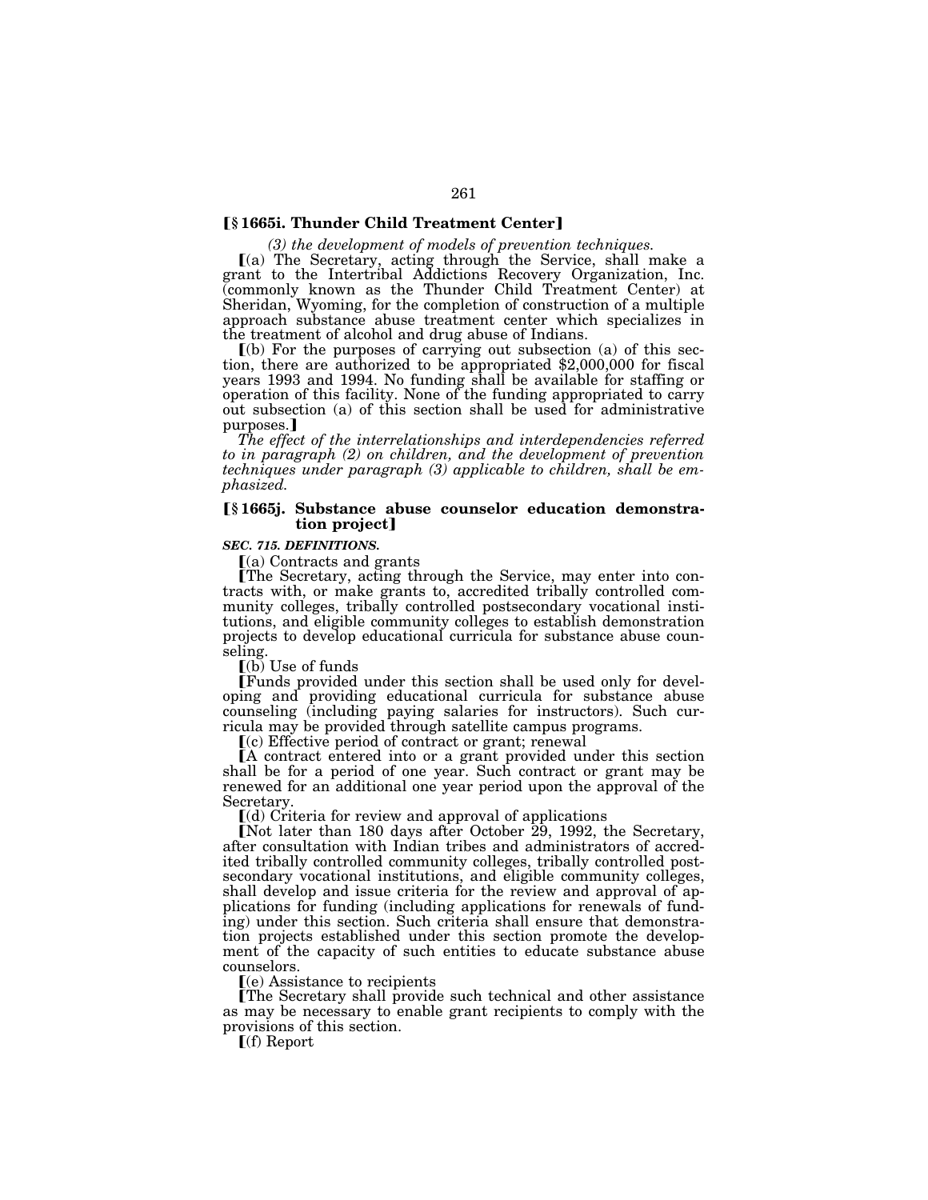**[§ 1665i. Thunder Child Treatment Center]**

*(3) the development of models of prevention techniques.*

[(a) The Secretary, acting through the Service, shall make a grant to the Intertribal Addictions Recovery Organization, Inc. (commonly known as the Thunder Child Treatment Center) at Sheridan, Wyoming, for the completion of construction of a multiple approach substance abuse treatment center which specializes in the treatment of alcohol and drug abuse of Indians.

[(b) For the purposes of carrying out subsection (a) of this section, there are authorized to be appropriated $2,000,000 for fiscal years 1993 and 1994. No funding shall be available for staffing or operation of this facility. None of the funding appropriated to carry out subsection (a) of this section shall be used for administrative purposes.]

*The effect of the interrelationships and interdependencies referred to in paragraph (2) on children, and the development of prevention techniques under paragraph (3) applicable to children, shall be emphasized.*

**[§ 1665j. Substance abuse counselor education demonstration project]**

***SEC. 715. DEFINITIONS.***

[(a) Contracts and grants

[The Secretary, acting through the Service, may enter into contracts with, or make grants to, accredited tribally controlled community colleges, tribally controlled postsecondary vocational institutions, and eligible community colleges to establish demonstration projects to develop educational curricula for substance abuse counseling.

[(b) Use of funds

[Funds provided under this section shall be used only for developing and providing educational curricula for substance abuse counseling (including paying salaries for instructors). Such curricula may be provided through satellite campus programs.

[(c) Effective period of contract or grant; renewal

[A contract entered into or a grant provided under this section shall be for a period of one year. Such contract or grant may be renewed for an additional one year period upon the approval of the Secretary.

[(d) Criteria for review and approval of applications

[Not later than 180 days after October 29, 1992, the Secretary, after consultation with Indian tribes and administrators of accredited tribally controlled community colleges, tribally controlled postsecondary vocational institutions, and eligible community colleges, shall develop and issue criteria for the review and approval of applications for funding (including applications for renewals of funding) under this section. Such criteria shall ensure that demonstration projects established under this section promote the development of the capacity of such entities to educate substance abuse counselors.

[(e) Assistance to recipients

[The Secretary shall provide such technical and other assistance as may be necessary to enable grant recipients to comply with the provisions of this section.

[(f) Report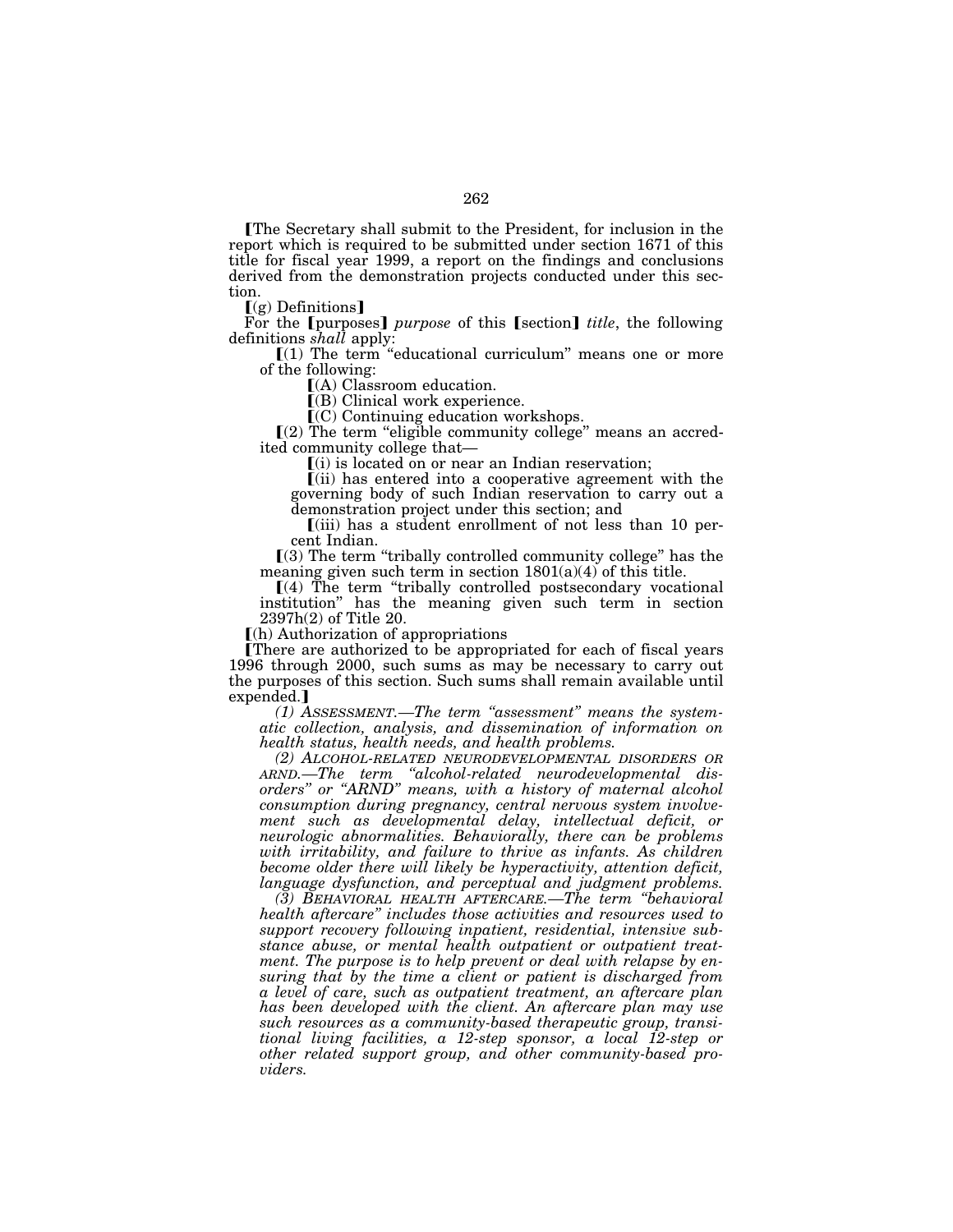⟦The Secretary shall submit to the President, for inclusion in the report which is required to be submitted under section 1671 of this title for fiscal year 1999, a report on the findings and conclusions derived from the demonstration projects conducted under this section.

⟦(g) Definitions⟧

For the ⟦purposes⟧ *purpose* of this ⟦section⟧ *title*, the following definitions *shall* apply:

⟦(1) The term "educational curriculum" means one or more of the following:

⟦(A) Classroom education.

⟦(B) Clinical work experience.

⟦(C) Continuing education workshops.

⟦(2) The term "eligible community college" means an accredited community college that—

⟦(i) is located on or near an Indian reservation;

⟦(ii) has entered into a cooperative agreement with the governing body of such Indian reservation to carry out a demonstration project under this section; and

⟦(iii) has a student enrollment of not less than 10 percent Indian.

⟦(3) The term "tribally controlled community college" has the meaning given such term in section 1801(a)(4) of this title.

⟦(4) The term "tribally controlled postsecondary vocational institution" has the meaning given such term in section 2397h(2) of Title 20.

⟦(h) Authorization of appropriations

⟦There are authorized to be appropriated for each of fiscal years 1996 through 2000, such sums as may be necessary to carry out the purposes of this section. Such sums shall remain available until expended.⟧

*(1) ASSESSMENT.—The term "assessment" means the systematic collection, analysis, and dissemination of information on health status, health needs, and health problems.*

*(2) ALCOHOL-RELATED NEURODEVELOPMENTAL DISORDERS OR ARND.—The term "alcohol-related neurodevelopmental disorders" or "ARND" means, with a history of maternal alcohol consumption during pregnancy, central nervous system involvement such as developmental delay, intellectual deficit, or neurologic abnormalities. Behaviorally, there can be problems with irritability, and failure to thrive as infants. As children become older there will likely be hyperactivity, attention deficit, language dysfunction, and perceptual and judgment problems.*

*(3) BEHAVIORAL HEALTH AFTERCARE.—The term "behavioral health aftercare" includes those activities and resources used to support recovery following inpatient, residential, intensive substance abuse, or mental health outpatient or outpatient treatment. The purpose is to help prevent or deal with relapse by ensuring that by the time a client or patient is discharged from a level of care, such as outpatient treatment, an aftercare plan has been developed with the client. An aftercare plan may use such resources as a community-based therapeutic group, transitional living facilities, a 12-step sponsor, a local 12-step or other related support group, and other community-based providers.*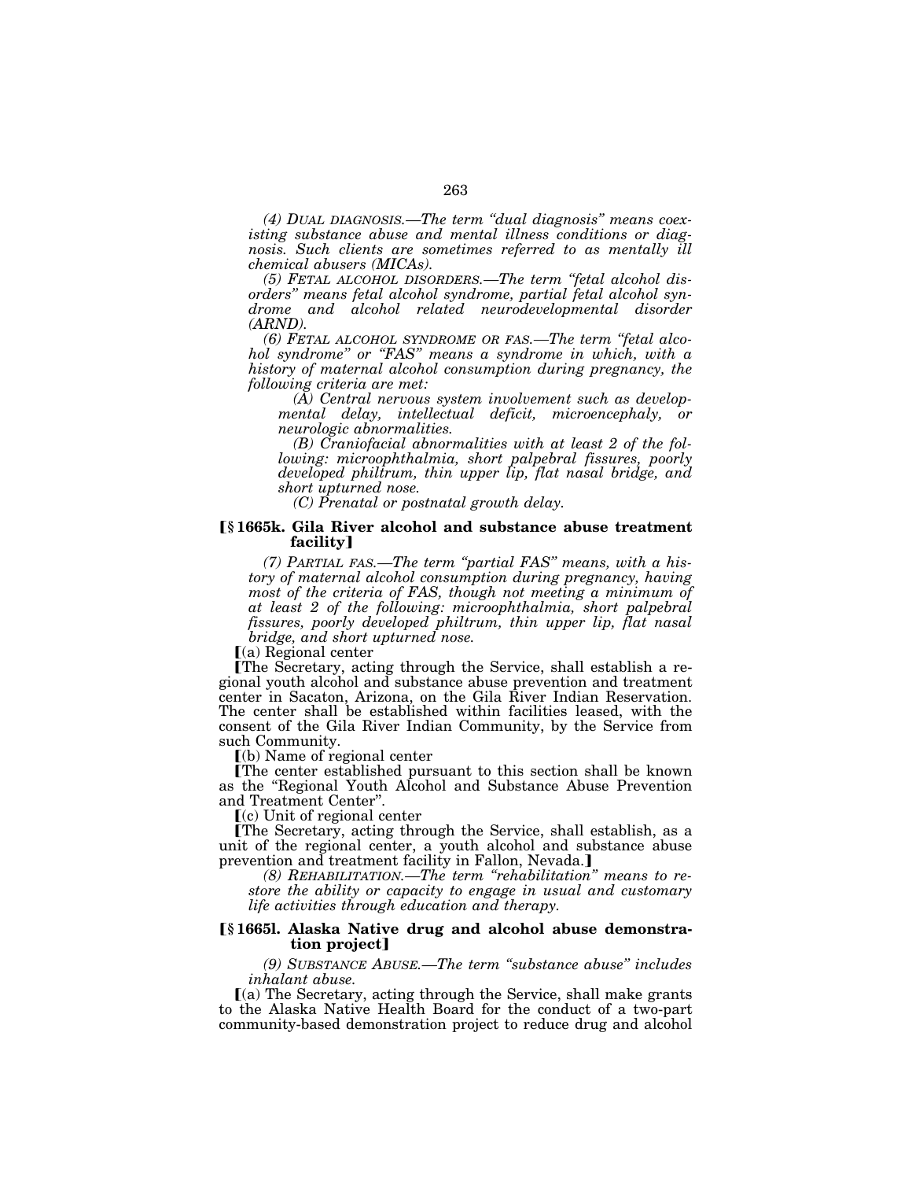*(4) DUAL DIAGNOSIS.—The term "dual diagnosis" means coexisting substance abuse and mental illness conditions or diagnosis. Such clients are sometimes referred to as mentally ill chemical abusers (MICAs).*

*(5) FETAL ALCOHOL DISORDERS.—The term "fetal alcohol disorders" means fetal alcohol syndrome, partial fetal alcohol syndrome and alcohol related neurodevelopmental disorder (ARND).*

*(6) FETAL ALCOHOL SYNDROME OR FAS.—The term "fetal alcohol syndrome" or "FAS" means a syndrome in which, with a history of maternal alcohol consumption during pregnancy, the following criteria are met:*

*(A) Central nervous system involvement such as developmental delay, intellectual deficit, microencephaly, or neurologic abnormalities.*

*(B) Craniofacial abnormalities with at least 2 of the following: microophthalmia, short palpebral fissures, poorly developed philtrum, thin upper lip, flat nasal bridge, and short upturned nose.*

*(C) Prenatal or postnatal growth delay.*

### [§ 1665k. Gila River alcohol and substance abuse treatment facility]

*(7) PARTIAL FAS.—The term "partial FAS" means, with a history of maternal alcohol consumption during pregnancy, having most of the criteria of FAS, though not meeting a minimum of at least 2 of the following: microophthalmia, short palpebral fissures, poorly developed philtrum, thin upper lip, flat nasal bridge, and short upturned nose.*

[(a) Regional center

[The Secretary, acting through the Service, shall establish a regional youth alcohol and substance abuse prevention and treatment center in Sacaton, Arizona, on the Gila River Indian Reservation. The center shall be established within facilities leased, with the consent of the Gila River Indian Community, by the Service from such Community.

[(b) Name of regional center

[The center established pursuant to this section shall be known as the "Regional Youth Alcohol and Substance Abuse Prevention and Treatment Center".

[(c) Unit of regional center

[The Secretary, acting through the Service, shall establish, as a unit of the regional center, a youth alcohol and substance abuse prevention and treatment facility in Fallon, Nevada.]

*(8) REHABILITATION.—The term "rehabilitation" means to restore the ability or capacity to engage in usual and customary life activities through education and therapy.*

### [§ 1665l. Alaska Native drug and alcohol abuse demonstration project]

*(9) SUBSTANCE ABUSE.—The term "substance abuse" includes inhalant abuse.*

[(a) The Secretary, acting through the Service, shall make grants to the Alaska Native Health Board for the conduct of a two-part community-based demonstration project to reduce drug and alcohol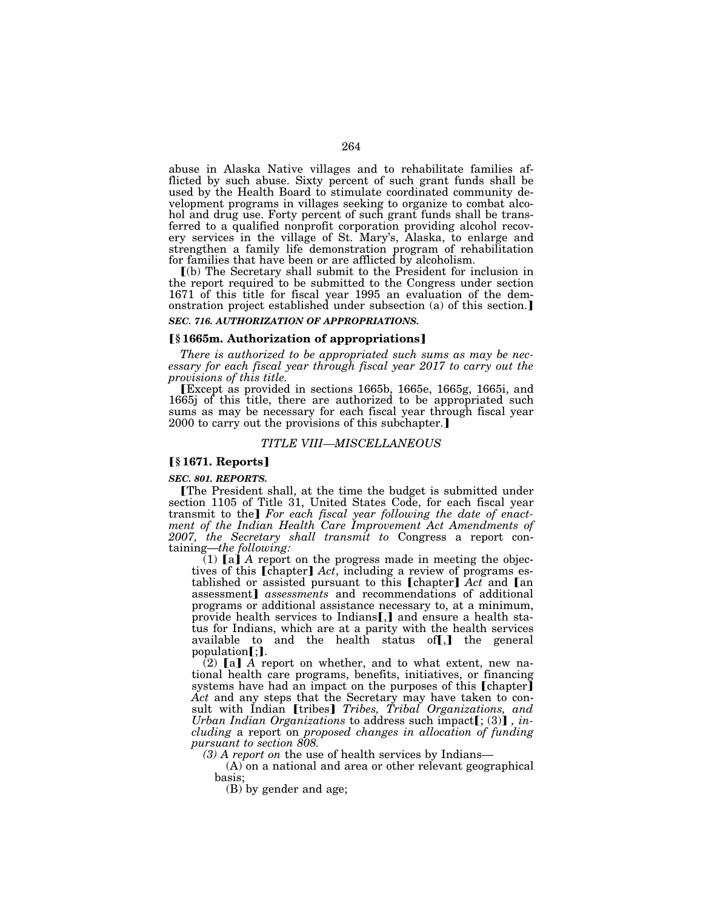abuse in Alaska Native villages and to rehabilitate families afflicted by such abuse. Sixty percent of such grant funds shall be used by the Health Board to stimulate coordinated community development programs in villages seeking to organize to combat alcohol and drug use. Forty percent of such grant funds shall be transferred to a qualified nonprofit corporation providing alcohol recovery services in the village of St. Mary's, Alaska, to enlarge and strengthen a family life demonstration program of rehabilitation for families that have been or are afflicted by alcoholism.

【(b) The Secretary shall submit to the President for inclusion in the report required to be submitted to the Congress under section 1671 of this title for fiscal year 1995 an evaluation of the demonstration project established under subsection (a) of this section.】

***SEC. 716. AUTHORIZATION OF APPROPRIATIONS.***

### 【§ 1665m. Authorization of appropriations】

*There is authorized to be appropriated such sums as may be necessary for each fiscal year through fiscal year 2017 to carry out the provisions of this title.*

【Except as provided in sections 1665b, 1665e, 1665g, 1665i, and 1665j of this title, there are authorized to be appropriated such sums as may be necessary for each fiscal year through fiscal year 2000 to carry out the provisions of this subchapter.】

*TITLE VIII—MISCELLANEOUS*

### 【§ 1671. Reports】

***SEC. 801. REPORTS.***

【The President shall, at the time the budget is submitted under section 1105 of Title 31, United States Code, for each fiscal year transmit to the】 *For each fiscal year following the date of enactment of the Indian Health Care Improvement Act Amendments of 2007, the Secretary shall transmit to* Congress a report containing—*the following:*

(1) 【a】 *A* report on the progress made in meeting the objectives of this 【chapter】 *Act*, including a review of programs established or assisted pursuant to this 【chapter】 *Act* and 【an assessment】 *assessments* and recommendations of additional programs or additional assistance necessary to, at a minimum, provide health services to Indians【,】 and ensure a health status for Indians, which are at a parity with the health services available to and the health status of【,】 the general population【;】.

(2) 【a】 *A* report on whether, and to what extent, new national health care programs, benefits, initiatives, or financing systems have had an impact on the purposes of this 【chapter】 *Act* and any steps that the Secretary may have taken to consult with Indian 【tribes】 *Tribes, Tribal Organizations, and Urban Indian Organizations* to address such impact【; (3)】*, including* a report on *proposed changes in allocation of funding pursuant to section 808.*

*(3) A report on* the use of health services by Indians—

(A) on a national and area or other relevant geographical basis;

(B) by gender and age;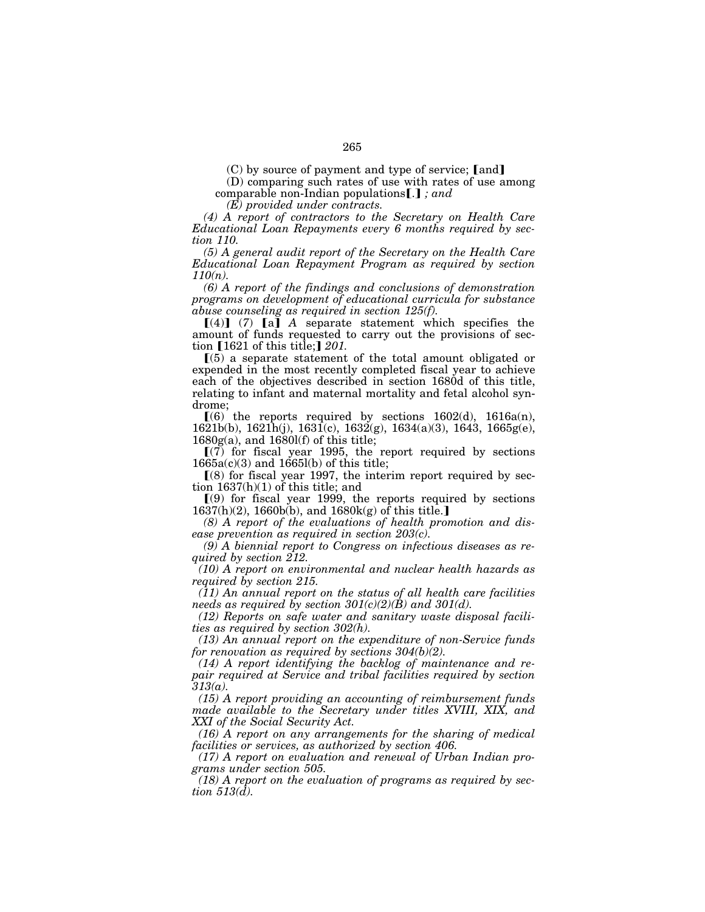(C) by source of payment and type of service; ⟦and⟧

(D) comparing such rates of use with rates of use among comparable non-Indian populations⟦.⟧ *; and*

*(E) provided under contracts.*

*(4) A report of contractors to the Secretary on Health Care Educational Loan Repayments every 6 months required by section 110.*

*(5) A general audit report of the Secretary on the Health Care Educational Loan Repayment Program as required by section 110(n).*

*(6) A report of the findings and conclusions of demonstration programs on development of educational curricula for substance abuse counseling as required in section 125(f).*

⟦(4)⟧ *(7)* ⟦a⟧ *A* separate statement which specifies the amount of funds requested to carry out the provisions of section ⟦1621 of this title;⟧ *201.*

⟦(5) a separate statement of the total amount obligated or expended in the most recently completed fiscal year to achieve each of the objectives described in section 1680d of this title, relating to infant and maternal mortality and fetal alcohol syndrome;

⟦(6) the reports required by sections 1602(d), 1616a(n), 1621b(b), 1621h(j), 1631(c), 1632(g), 1634(a)(3), 1643, 1665g(e), 1680g(a), and 1680l(f) of this title;

⟦(7) for fiscal year 1995, the report required by sections 1665a(c)(3) and 1665l(b) of this title;

⟦(8) for fiscal year 1997, the interim report required by section 1637(h)(1) of this title; and

⟦(9) for fiscal year 1999, the reports required by sections 1637(h)(2), 1660b(b), and 1680k(g) of this title.⟧

*(8) A report of the evaluations of health promotion and disease prevention as required in section 203(c).*

*(9) A biennial report to Congress on infectious diseases as required by section 212.*

*(10) A report on environmental and nuclear health hazards as required by section 215.*

*(11) An annual report on the status of all health care facilities needs as required by section 301(c)(2)(B) and 301(d).*

*(12) Reports on safe water and sanitary waste disposal facilities as required by section 302(h).*

*(13) An annual report on the expenditure of non-Service funds for renovation as required by sections 304(b)(2).*

*(14) A report identifying the backlog of maintenance and repair required at Service and tribal facilities required by section 313(a).*

*(15) A report providing an accounting of reimbursement funds made available to the Secretary under titles XVIII, XIX, and XXI of the Social Security Act.*

*(16) A report on any arrangements for the sharing of medical facilities or services, as authorized by section 406.*

*(17) A report on evaluation and renewal of Urban Indian programs under section 505.*

*(18) A report on the evaluation of programs as required by section 513(d).*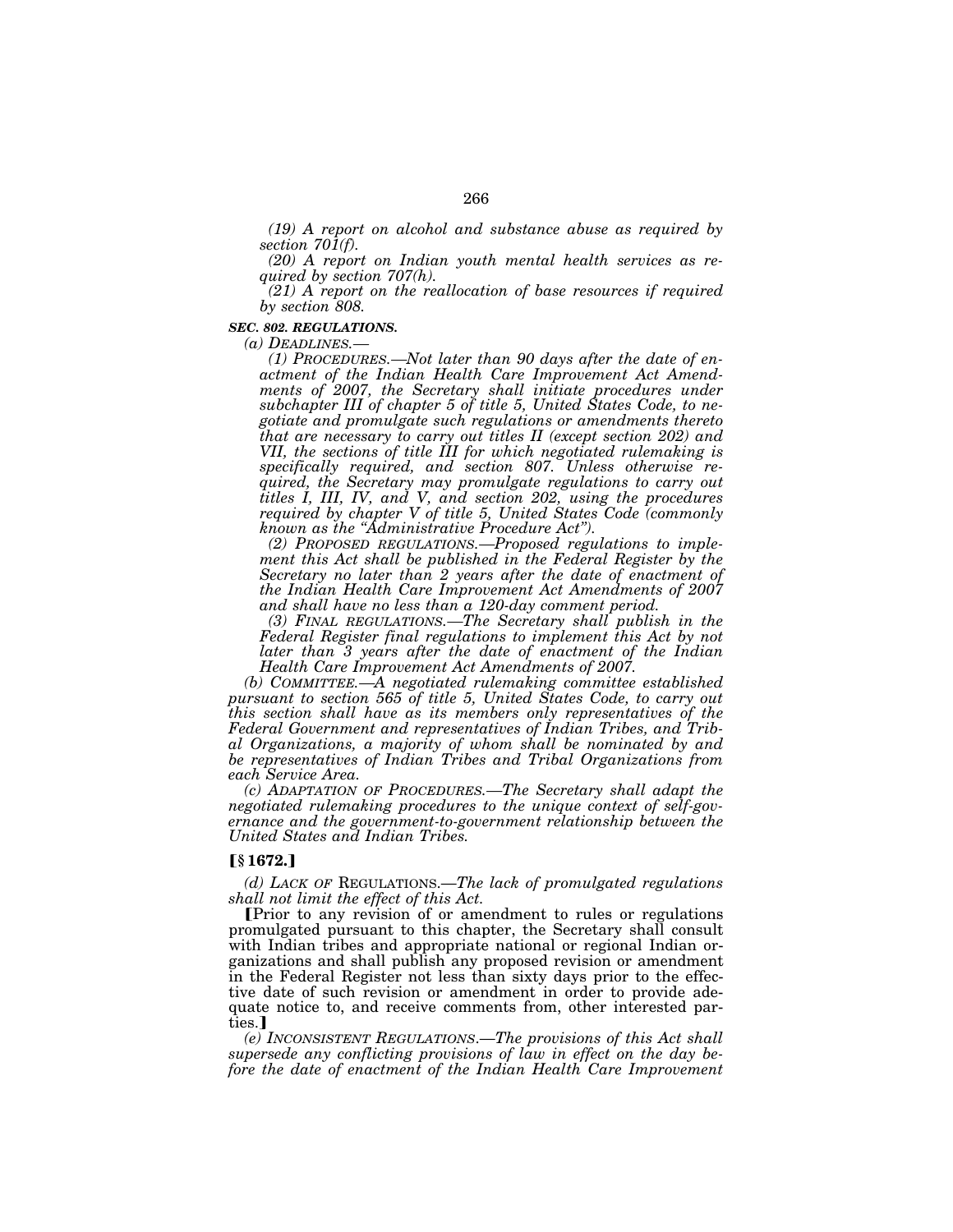*(19) A report on alcohol and substance abuse as required by section 701(f).*

*(20) A report on Indian youth mental health services as required by section 707(h).*

*(21) A report on the reallocation of base resources if required by section 808.*

***SEC. 802. REGULATIONS.***

*(a) DEADLINES.—*

*(1) PROCEDURES.—Not later than 90 days after the date of enactment of the Indian Health Care Improvement Act Amendments of 2007, the Secretary shall initiate procedures under subchapter III of chapter 5 of title 5, United States Code, to negotiate and promulgate such regulations or amendments thereto that are necessary to carry out titles II (except section 202) and VII, the sections of title III for which negotiated rulemaking is specifically required, and section 807. Unless otherwise required, the Secretary may promulgate regulations to carry out titles I, III, IV, and V, and section 202, using the procedures required by chapter V of title 5, United States Code (commonly known as the "Administrative Procedure Act").*

*(2) PROPOSED REGULATIONS.—Proposed regulations to implement this Act shall be published in the Federal Register by the Secretary no later than 2 years after the date of enactment of the Indian Health Care Improvement Act Amendments of 2007 and shall have no less than a 120-day comment period.*

*(3) FINAL REGULATIONS.—The Secretary shall publish in the Federal Register final regulations to implement this Act by not later than 3 years after the date of enactment of the Indian Health Care Improvement Act Amendments of 2007.*

*(b) COMMITTEE.—A negotiated rulemaking committee established pursuant to section 565 of title 5, United States Code, to carry out this section shall have as its members only representatives of the Federal Government and representatives of Indian Tribes, and Tribal Organizations, a majority of whom shall be nominated by and be representatives of Indian Tribes and Tribal Organizations from each Service Area.*

*(c) ADAPTATION OF PROCEDURES.—The Secretary shall adapt the negotiated rulemaking procedures to the unique context of self-governance and the government-to-government relationship between the United States and Indian Tribes.*

**[§ 1672.]**

*(d) LACK OF* REGULATIONS.—*The lack of promulgated regulations shall not limit the effect of this Act.*

[Prior to any revision of or amendment to rules or regulations promulgated pursuant to this chapter, the Secretary shall consult with Indian tribes and appropriate national or regional Indian organizations and shall publish any proposed revision or amendment in the Federal Register not less than sixty days prior to the effective date of such revision or amendment in order to provide adequate notice to, and receive comments from, other interested parties.]

*(e) INCONSISTENT REGULATIONS.—The provisions of this Act shall supersede any conflicting provisions of law in effect on the day before the date of enactment of the Indian Health Care Improvement*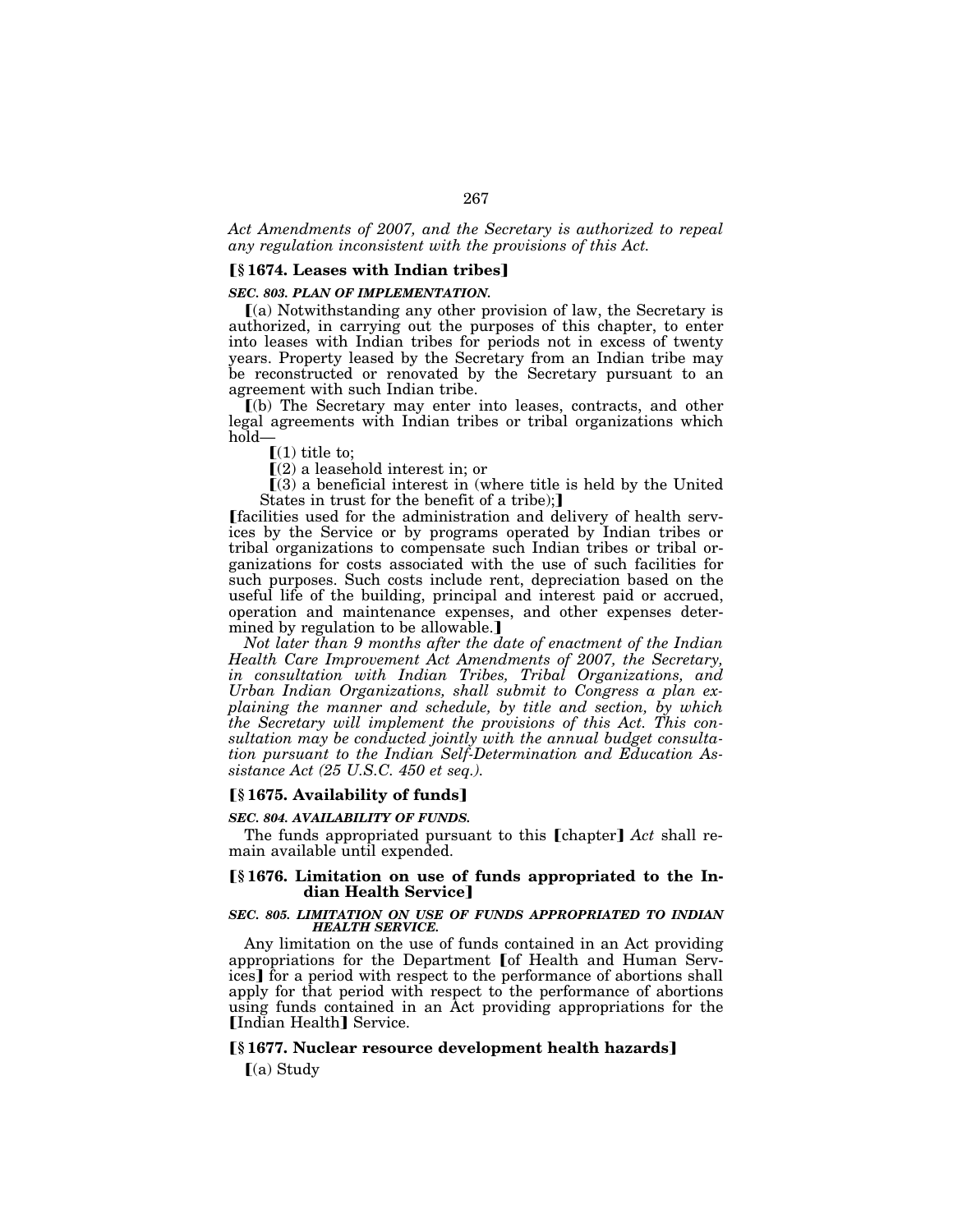*Act Amendments of 2007, and the Secretary is authorized to repeal any regulation inconsistent with the provisions of this Act.*

### ⟦§ 1674. Leases with Indian tribes⟧

***SEC. 803. PLAN OF IMPLEMENTATION.***

⟦(a) Notwithstanding any other provision of law, the Secretary is authorized, in carrying out the purposes of this chapter, to enter into leases with Indian tribes for periods not in excess of twenty years. Property leased by the Secretary from an Indian tribe may be reconstructed or renovated by the Secretary pursuant to an agreement with such Indian tribe.

⟦(b) The Secretary may enter into leases, contracts, and other legal agreements with Indian tribes or tribal organizations which hold—

⟦(1) title to;

⟦(2) a leasehold interest in; or

⟦(3) a beneficial interest in (where title is held by the United States in trust for the benefit of a tribe);⟧

⟦facilities used for the administration and delivery of health services by the Service or by programs operated by Indian tribes or tribal organizations to compensate such Indian tribes or tribal organizations for costs associated with the use of such facilities for such purposes. Such costs include rent, depreciation based on the useful life of the building, principal and interest paid or accrued, operation and maintenance expenses, and other expenses determined by regulation to be allowable.⟧

*Not later than 9 months after the date of enactment of the Indian Health Care Improvement Act Amendments of 2007, the Secretary, in consultation with Indian Tribes, Tribal Organizations, and Urban Indian Organizations, shall submit to Congress a plan explaining the manner and schedule, by title and section, by which the Secretary will implement the provisions of this Act. This consultation may be conducted jointly with the annual budget consultation pursuant to the Indian Self-Determination and Education Assistance Act (25 U.S.C. 450 et seq.).*

### ⟦§ 1675. Availability of funds⟧

***SEC. 804. AVAILABILITY OF FUNDS.***

The funds appropriated pursuant to this ⟦chapter⟧ *Act* shall remain available until expended.

### ⟦§ 1676. Limitation on use of funds appropriated to the Indian Health Service⟧

***SEC. 805. LIMITATION ON USE OF FUNDS APPROPRIATED TO INDIAN HEALTH SERVICE.***

Any limitation on the use of funds contained in an Act providing appropriations for the Department ⟦of Health and Human Services⟧ for a period with respect to the performance of abortions shall apply for that period with respect to the performance of abortions using funds contained in an Act providing appropriations for the ⟦Indian Health⟧ Service.

### ⟦§ 1677. Nuclear resource development health hazards⟧

⟦(a) Study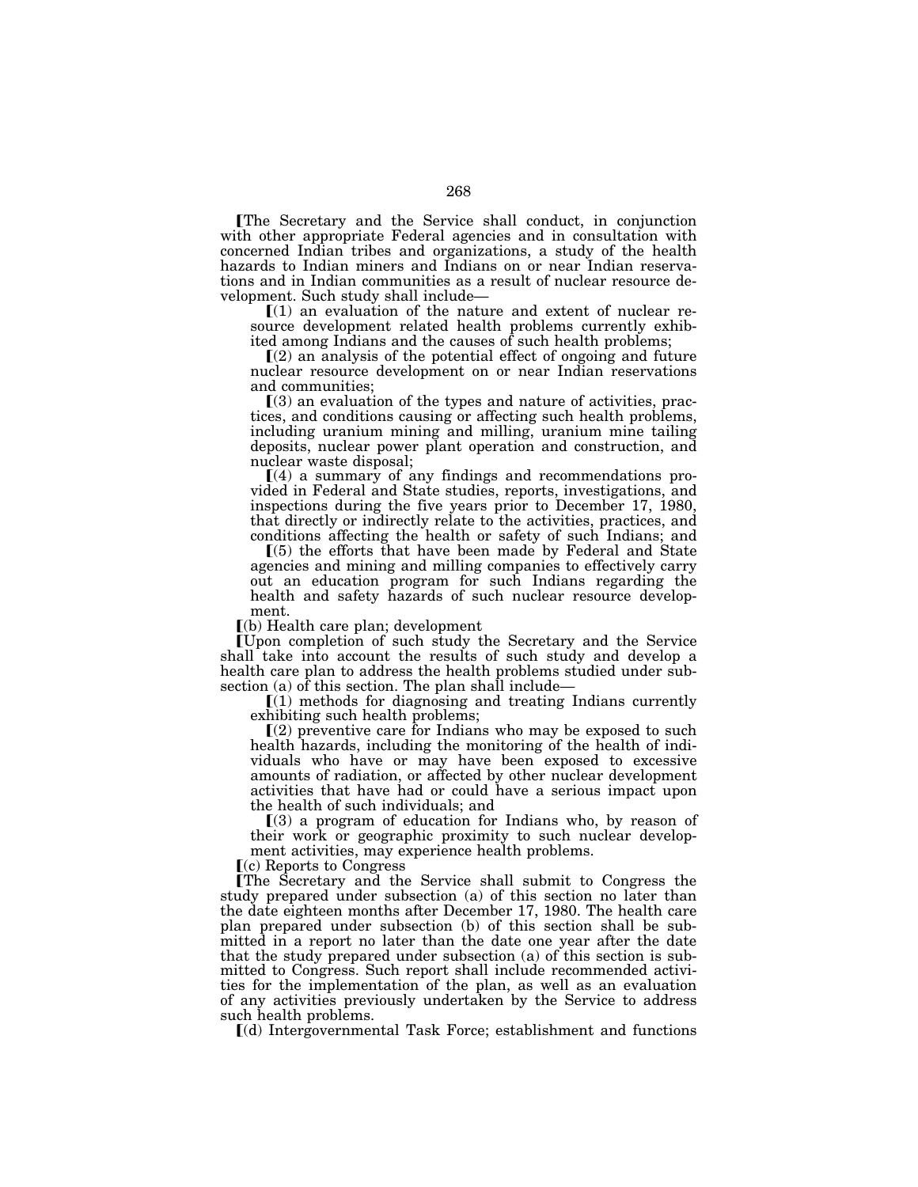⟦The Secretary and the Service shall conduct, in conjunction with other appropriate Federal agencies and in consultation with concerned Indian tribes and organizations, a study of the health hazards to Indian miners and Indians on or near Indian reservations and in Indian communities as a result of nuclear resource development. Such study shall include—

⟦(1) an evaluation of the nature and extent of nuclear resource development related health problems currently exhibited among Indians and the causes of such health problems;

⟦(2) an analysis of the potential effect of ongoing and future nuclear resource development on or near Indian reservations and communities;

⟦(3) an evaluation of the types and nature of activities, practices, and conditions causing or affecting such health problems, including uranium mining and milling, uranium mine tailing deposits, nuclear power plant operation and construction, and nuclear waste disposal;

⟦(4) a summary of any findings and recommendations provided in Federal and State studies, reports, investigations, and inspections during the five years prior to December 17, 1980, that directly or indirectly relate to the activities, practices, and conditions affecting the health or safety of such Indians; and

⟦(5) the efforts that have been made by Federal and State agencies and mining and milling companies to effectively carry out an education program for such Indians regarding the health and safety hazards of such nuclear resource development.

⟦(b) Health care plan; development

⟦Upon completion of such study the Secretary and the Service shall take into account the results of such study and develop a health care plan to address the health problems studied under subsection (a) of this section. The plan shall include—

⟦(1) methods for diagnosing and treating Indians currently exhibiting such health problems;

⟦(2) preventive care for Indians who may be exposed to such health hazards, including the monitoring of the health of individuals who have or may have been exposed to excessive amounts of radiation, or affected by other nuclear development activities that have had or could have a serious impact upon the health of such individuals; and

⟦(3) a program of education for Indians who, by reason of their work or geographic proximity to such nuclear development activities, may experience health problems.

⟦(c) Reports to Congress

⟦The Secretary and the Service shall submit to Congress the study prepared under subsection (a) of this section no later than the date eighteen months after December 17, 1980. The health care plan prepared under subsection (b) of this section shall be submitted in a report no later than the date one year after the date that the study prepared under subsection (a) of this section is submitted to Congress. Such report shall include recommended activities for the implementation of the plan, as well as an evaluation of any activities previously undertaken by the Service to address such health problems.

⟦(d) Intergovernmental Task Force; establishment and functions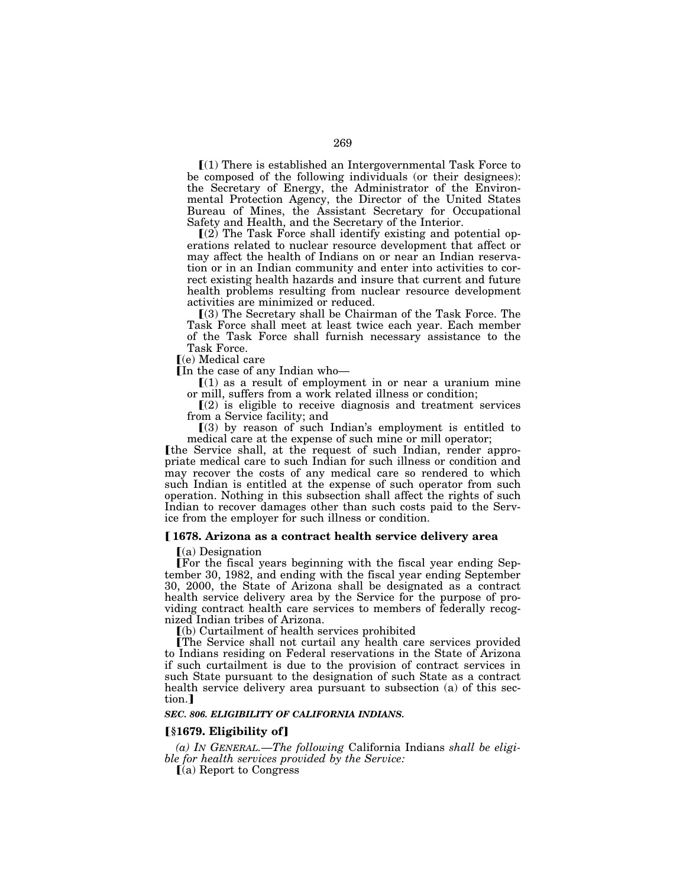⟦(1) There is established an Intergovernmental Task Force to be composed of the following individuals (or their designees): the Secretary of Energy, the Administrator of the Environmental Protection Agency, the Director of the United States Bureau of Mines, the Assistant Secretary for Occupational Safety and Health, and the Secretary of the Interior.

⟦(2) The Task Force shall identify existing and potential operations related to nuclear resource development that affect or may affect the health of Indians on or near an Indian reservation or in an Indian community and enter into activities to correct existing health hazards and insure that current and future health problems resulting from nuclear resource development activities are minimized or reduced.

⟦(3) The Secretary shall be Chairman of the Task Force. The Task Force shall meet at least twice each year. Each member of the Task Force shall furnish necessary assistance to the Task Force.

⟦(e) Medical care

⟦In the case of any Indian who—

⟦(1) as a result of employment in or near a uranium mine or mill, suffers from a work related illness or condition;

⟦(2) is eligible to receive diagnosis and treatment services from a Service facility; and

⟦(3) by reason of such Indian's employment is entitled to medical care at the expense of such mine or mill operator;

⟦the Service shall, at the request of such Indian, render appropriate medical care to such Indian for such illness or condition and may recover the costs of any medical care so rendered to which such Indian is entitled at the expense of such operator from such operation. Nothing in this subsection shall affect the rights of such Indian to recover damages other than such costs paid to the Service from the employer for such illness or condition.

**⟦1678. Arizona as a contract health service delivery area**

⟦(a) Designation

⟦For the fiscal years beginning with the fiscal year ending September 30, 1982, and ending with the fiscal year ending September 30, 2000, the State of Arizona shall be designated as a contract health service delivery area by the Service for the purpose of providing contract health care services to members of federally recognized Indian tribes of Arizona.

⟦(b) Curtailment of health services prohibited

⟦The Service shall not curtail any health care services provided to Indians residing on Federal reservations in the State of Arizona if such curtailment is due to the provision of contract services in such State pursuant to the designation of such State as a contract health service delivery area pursuant to subsection (a) of this section.⟧

***SEC. 806. ELIGIBILITY OF CALIFORNIA INDIANS.***

**⟦§1679. Eligibility of⟧**

*(a) IN GENERAL.—The following* California Indians *shall be eligible for health services provided by the Service:*

⟦(a) Report to Congress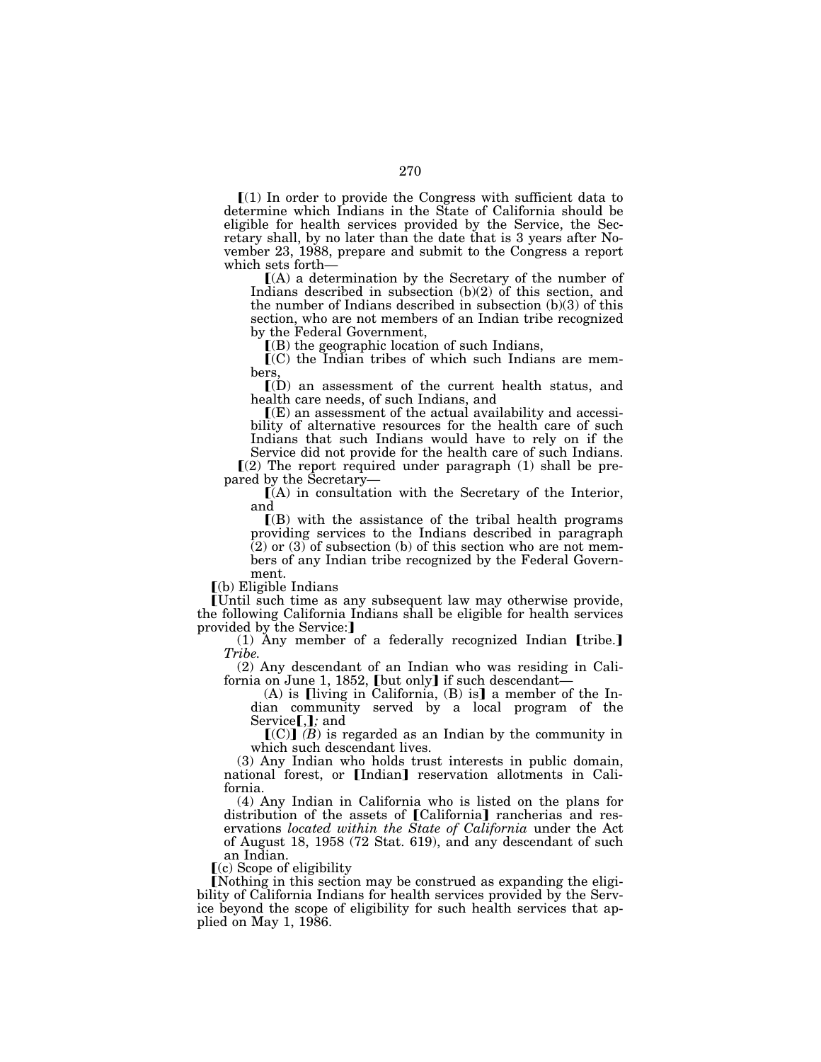⟦(1) In order to provide the Congress with sufficient data to determine which Indians in the State of California should be eligible for health services provided by the Service, the Secretary shall, by no later than the date that is 3 years after November 23, 1988, prepare and submit to the Congress a report which sets forth—

⟦(A) a determination by the Secretary of the number of Indians described in subsection (b)(2) of this section, and the number of Indians described in subsection (b)(3) of this section, who are not members of an Indian tribe recognized by the Federal Government,

⟦(B) the geographic location of such Indians,

⟦(C) the Indian tribes of which such Indians are members,

⟦(D) an assessment of the current health status, and health care needs, of such Indians, and

⟦(E) an assessment of the actual availability and accessibility of alternative resources for the health care of such Indians that such Indians would have to rely on if the Service did not provide for the health care of such Indians.

⟦(2) The report required under paragraph (1) shall be prepared by the Secretary—

⟦(A) in consultation with the Secretary of the Interior, and

⟦(B) with the assistance of the tribal health programs providing services to the Indians described in paragraph (2) or (3) of subsection (b) of this section who are not members of any Indian tribe recognized by the Federal Government.

⟦(b) Eligible Indians

⟦Until such time as any subsequent law may otherwise provide, the following California Indians shall be eligible for health services provided by the Service:⟧

(1) Any member of a federally recognized Indian ⟦tribe.⟧ *Tribe.*

(2) Any descendant of an Indian who was residing in California on June 1, 1852, ⟦but only⟧ if such descendant—

(A) is ⟦living in California, (B) is⟧ a member of the Indian community served by a local program of the Service⟦,⟧*;* and

⟦(C)⟧ *(B)* is regarded as an Indian by the community in which such descendant lives.

(3) Any Indian who holds trust interests in public domain, national forest, or ⟦Indian⟧ reservation allotments in California.

(4) Any Indian in California who is listed on the plans for distribution of the assets of ⟦California⟧ rancherias and reservations *located within the State of California* under the Act of August 18, 1958 (72 Stat. 619), and any descendant of such an Indian.

⟦(c) Scope of eligibility

⟦Nothing in this section may be construed as expanding the eligibility of California Indians for health services provided by the Service beyond the scope of eligibility for such health services that applied on May 1, 1986.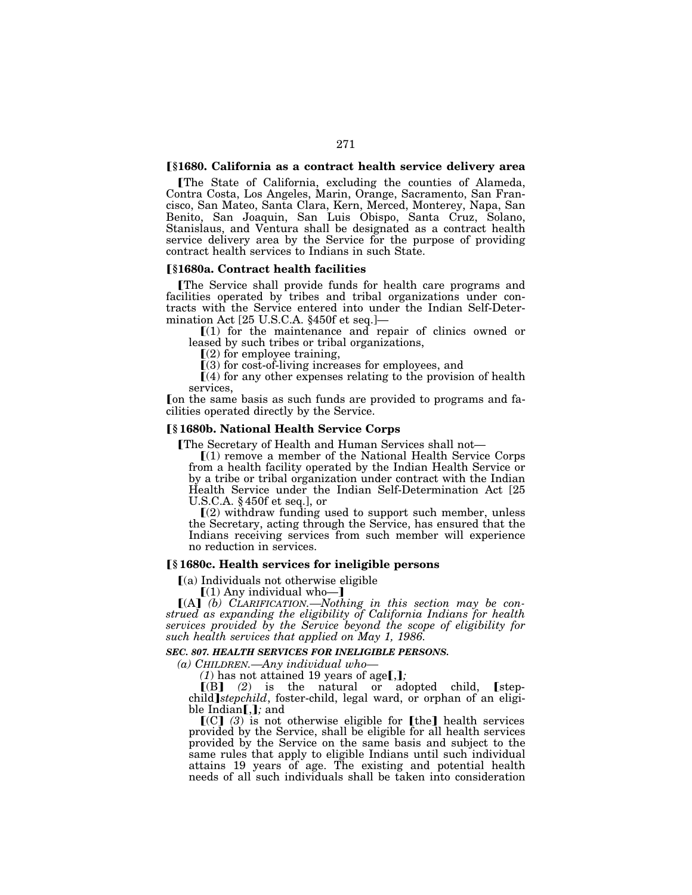**⟦§1680. California as a contract health service delivery area**

⟦The State of California, excluding the counties of Alameda, Contra Costa, Los Angeles, Marin, Orange, Sacramento, San Francisco, San Mateo, Santa Clara, Kern, Merced, Monterey, Napa, San Benito, San Joaquin, San Luis Obispo, Santa Cruz, Solano, Stanislaus, and Ventura shall be designated as a contract health service delivery area by the Service for the purpose of providing contract health services to Indians in such State.

**⟦§1680a. Contract health facilities**

⟦The Service shall provide funds for health care programs and facilities operated by tribes and tribal organizations under contracts with the Service entered into under the Indian Self-Determination Act [25 U.S.C.A. §450f et seq.]—

⟦(1) for the maintenance and repair of clinics owned or leased by such tribes or tribal organizations,

⟦(2) for employee training,

⟦(3) for cost-of-living increases for employees, and

⟦(4) for any other expenses relating to the provision of health services,

⟦on the same basis as such funds are provided to programs and facilities operated directly by the Service.

**⟦§ 1680b. National Health Service Corps**

⟦The Secretary of Health and Human Services shall not—

⟦(1) remove a member of the National Health Service Corps from a health facility operated by the Indian Health Service or by a tribe or tribal organization under contract with the Indian Health Service under the Indian Self-Determination Act [25 U.S.C.A. § 450f et seq.], or

⟦(2) withdraw funding used to support such member, unless the Secretary, acting through the Service, has ensured that the Indians receiving services from such member will experience no reduction in services.

**⟦§ 1680c. Health services for ineligible persons**

⟦(a) Individuals not otherwise eligible

⟦(1) Any individual who—⟧

⟦(A⟧ *(b) CLARIFICATION.—Nothing in this section may be construed as expanding the eligibility of California Indians for health services provided by the Service beyond the scope of eligibility for such health services that applied on May 1, 1986.*

***SEC. 807. HEALTH SERVICES FOR INELIGIBLE PERSONS.***

*(a) CHILDREN.—Any individual who—*

*(1)* has not attained 19 years of age⟦,⟧*;*

⟦(B⟧ *(2)* is the natural or adopted child, ⟦step-child⟧*stepchild*, foster-child, legal ward, or orphan of an eligible Indian⟦,⟧*;* and

⟦(C⟧ *(3)* is not otherwise eligible for ⟦the⟧ health services provided by the Service, shall be eligible for all health services provided by the Service on the same basis and subject to the same rules that apply to eligible Indians until such individual attains 19 years of age. The existing and potential health needs of all such individuals shall be taken into consideration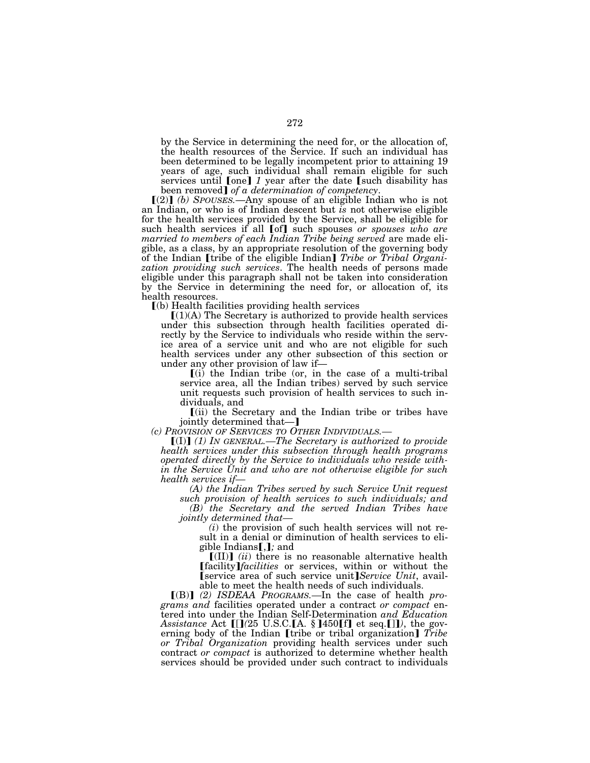by the Service in determining the need for, or the allocation of, the health resources of the Service. If such an individual has been determined to be legally incompetent prior to attaining 19 years of age, such individual shall remain eligible for such services until ❲one❳ *1* year after the date ❲such disability has been removed❳ *of a determination of competency*.

❲(2)❳ *(b) SPOUSES.*—Any spouse of an eligible Indian who is not an Indian, or who is of Indian descent but *is* not otherwise eligible for the health services provided by the Service, shall be eligible for such health services if all ❲of❳ such spouses *or spouses who are married to members of each Indian Tribe being served* are made eligible, as a class, by an appropriate resolution of the governing body of the Indian ❲tribe of the eligible Indian❳ *Tribe or Tribal Organization providing such services*. The health needs of persons made eligible under this paragraph shall not be taken into consideration by the Service in determining the need for, or allocation of, its health resources.

❲(b) Health facilities providing health services

❲(1)(A) The Secretary is authorized to provide health services under this subsection through health facilities operated directly by the Service to individuals who reside within the service area of a service unit and who are not eligible for such health services under any other subsection of this section or under any other provision of law if—

❲(i) the Indian tribe (or, in the case of a multi-tribal service area, all the Indian tribes) served by such service unit requests such provision of health services to such individuals, and

❲(ii) the Secretary and the Indian tribe or tribes have jointly determined that—❳

*(c) PROVISION OF SERVICES TO OTHER INDIVIDUALS.*—

❲(I)❳ *(1) IN GENERAL.—The Secretary is authorized to provide health services under this subsection through health programs operated directly by the Service to individuals who reside within the Service Unit and who are not otherwise eligible for such health services if—*

*(A) the Indian Tribes served by such Service Unit request such provision of health services to such individuals; and*

*(B) the Secretary and the served Indian Tribes have jointly determined that—*

*(i)* the provision of such health services will not result in a denial or diminution of health services to eligible Indians❲,❳*;* and

❲(II)❳ *(ii)* there is no reasonable alternative health ❲facility❳*facilities* or services, within or without the ❲service area of such service unit❳*Service Unit*, available to meet the health needs of such individuals.

❲(B)❳ *(2) ISDEAA PROGRAMS.*—In the case of health *programs and* facilities operated under a contract *or compact* entered into under the Indian Self-Determination *and Education Assistance* Act ❲[❳*(*25 U.S.C.❲A. §❳450❲f❳ et seq.❲]❳*)*, the governing body of the Indian ❲tribe or tribal organization❳ *Tribe or Tribal Organization* providing health services under such contract *or compact* is authorized to determine whether health services should be provided under such contract to individuals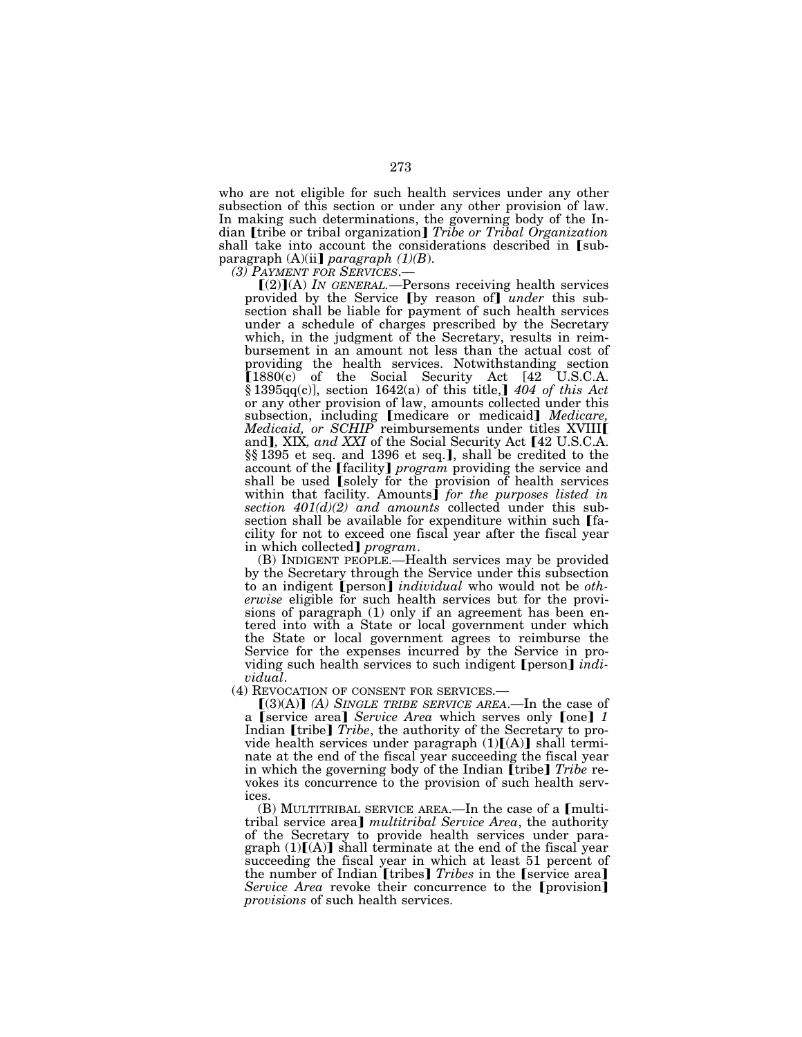who are not eligible for such health services under any other subsection of this section or under any other provision of law. In making such determinations, the governing body of the Indian ❲tribe or tribal organization❳ *Tribe or Tribal Organization* shall take into account the considerations described in ❲subparagraph (A)(ii❳ *paragraph (1)(B)*.

*(3) PAYMENT FOR SERVICES.*—

❲(2)❳(A) *IN GENERAL.*—Persons receiving health services provided by the Service ❲by reason of❳ *under* this subsection shall be liable for payment of such health services under a schedule of charges prescribed by the Secretary which, in the judgment of the Secretary, results in reimbursement in an amount not less than the actual cost of providing the health services. Notwithstanding section ❲1880(c) of the Social Security Act [42 U.S.C.A. § 1395qq(c)], section 1642(a) of this title,❳ *404 of this Act* or any other provision of law, amounts collected under this subsection, including ❲medicare or medicaid❳ *Medicare, Medicaid, or SCHIP* reimbursements under titles XVIII❲ and❳, XIX, *and XXI* of the Social Security Act ❲42 U.S.C.A. §§ 1395 et seq. and 1396 et seq.❳, shall be credited to the account of the ❲facility❳ *program* providing the service and shall be used ❲solely for the provision of health services within that facility. Amounts❳ *for the purposes listed in section 401(d)(2) and amounts* collected under this subsection shall be available for expenditure within such ❲facility for not to exceed one fiscal year after the fiscal year in which collected❳ *program*.

(B) INDIGENT PEOPLE.—Health services may be provided by the Secretary through the Service under this subsection to an indigent ❲person❳ *individual* who would not be *otherwise* eligible for such health services but for the provisions of paragraph (1) only if an agreement has been entered into with a State or local government under which the State or local government agrees to reimburse the Service for the expenses incurred by the Service in providing such health services to such indigent ❲person❳ *individual*.

(4) REVOCATION OF CONSENT FOR SERVICES.—

❲(3)(A)❳ *(A) SINGLE TRIBE SERVICE AREA.*—In the case of a ❲service area❳ *Service Area* which serves only ❲one❳ *1* Indian ❲tribe❳ *Tribe*, the authority of the Secretary to provide health services under paragraph (1)❲(A)❳ shall terminate at the end of the fiscal year succeeding the fiscal year in which the governing body of the Indian ❲tribe❳ *Tribe* revokes its concurrence to the provision of such health services.

(B) MULTITRIBAL SERVICE AREA.—In the case of a ❲multitribal service area❳ *multitribal Service Area*, the authority of the Secretary to provide health services under paragraph (1)❲(A)❳ shall terminate at the end of the fiscal year succeeding the fiscal year in which at least 51 percent of the number of Indian ❲tribes❳ *Tribes* in the ❲service area❳ *Service Area* revoke their concurrence to the ❲provision❳ *provisions* of such health services.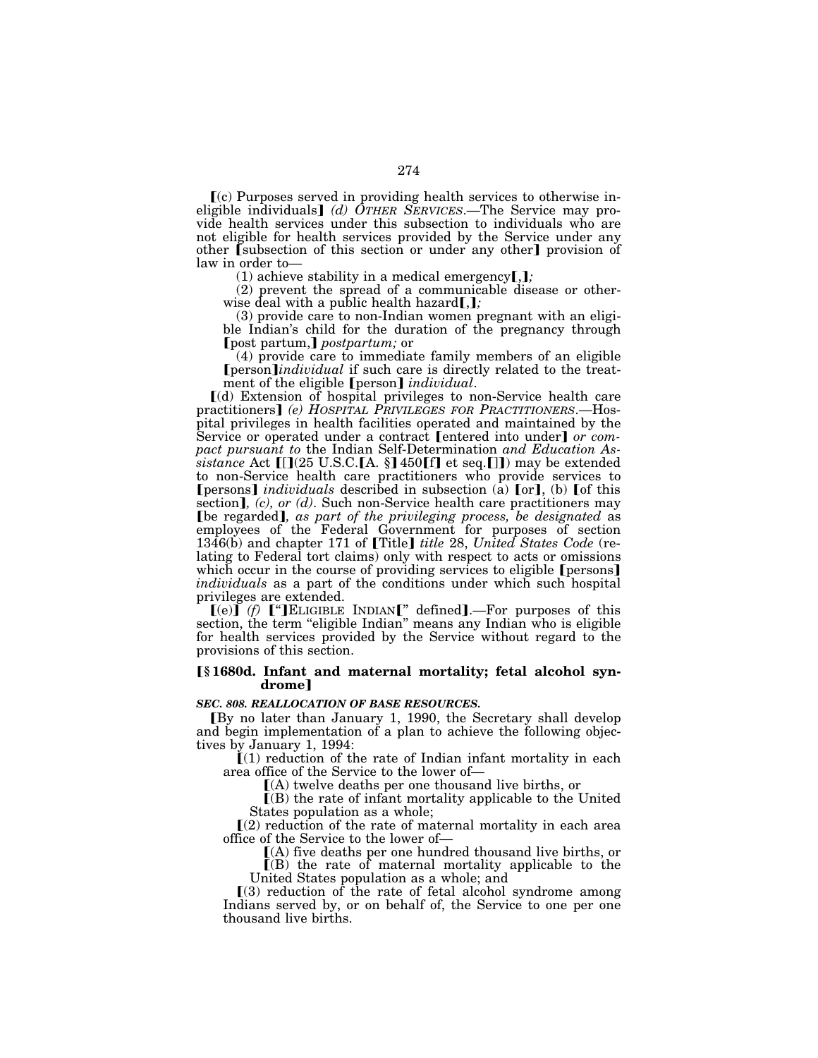⟦(c) Purposes served in providing health services to otherwise ineligible individuals⟧ *(d) OTHER SERVICES*.—The Service may provide health services under this subsection to individuals who are not eligible for health services provided by the Service under any other ⟦subsection of this section or under any other⟧ provision of law in order to—

(1) achieve stability in a medical emergency⟦,⟧*;*

(2) prevent the spread of a communicable disease or otherwise deal with a public health hazard⟦,⟧*;*

(3) provide care to non-Indian women pregnant with an eligible Indian's child for the duration of the pregnancy through ⟦post partum,⟧ *postpartum;* or

(4) provide care to immediate family members of an eligible ⟦person⟧*individual* if such care is directly related to the treatment of the eligible ⟦person⟧ *individual*.

⟦(d) Extension of hospital privileges to non-Service health care practitioners⟧ *(e) HOSPITAL PRIVILEGES FOR PRACTITIONERS*.—Hospital privileges in health facilities operated and maintained by the Service or operated under a contract ⟦entered into under⟧ *or compact pursuant to* the Indian Self-Determination *and Education Assistance* Act ⟦[⟧(25 U.S.C.⟦A. §⟧ 450⟦f⟧ et seq.⟦]⟧) may be extended to non-Service health care practitioners who provide services to ⟦persons⟧ *individuals* described in subsection (a) ⟦or⟧, (b) ⟦of this section⟧*, (c), or (d)*. Such non-Service health care practitioners may ⟦be regarded⟧*, as part of the privileging process, be designated* as employees of the Federal Government for purposes of section 1346(b) and chapter 171 of ⟦Title⟧ *title* 28, *United States Code* (relating to Federal tort claims) only with respect to acts or omissions which occur in the course of providing services to eligible ⟦persons⟧ *individuals* as a part of the conditions under which such hospital privileges are extended.

⟦(e)⟧ *(f)* ⟦"⟧ELIGIBLE INDIAN⟦" defined⟧.—For purposes of this section, the term "eligible Indian" means any Indian who is eligible for health services provided by the Service without regard to the provisions of this section.

### ⟦§ 1680d. Infant and maternal mortality; fetal alcohol syndrome⟧

***SEC. 808. REALLOCATION OF BASE RESOURCES.***

⟦By no later than January 1, 1990, the Secretary shall develop and begin implementation of a plan to achieve the following objectives by January 1, 1994:

⟦(1) reduction of the rate of Indian infant mortality in each area office of the Service to the lower of—

⟦(A) twelve deaths per one thousand live births, or

⟦(B) the rate of infant mortality applicable to the United States population as a whole;

⟦(2) reduction of the rate of maternal mortality in each area office of the Service to the lower of—

⟦(A) five deaths per one hundred thousand live births, or

⟦(B) the rate of maternal mortality applicable to the United States population as a whole; and

⟦(3) reduction of the rate of fetal alcohol syndrome among Indians served by, or on behalf of, the Service to one per one thousand live births.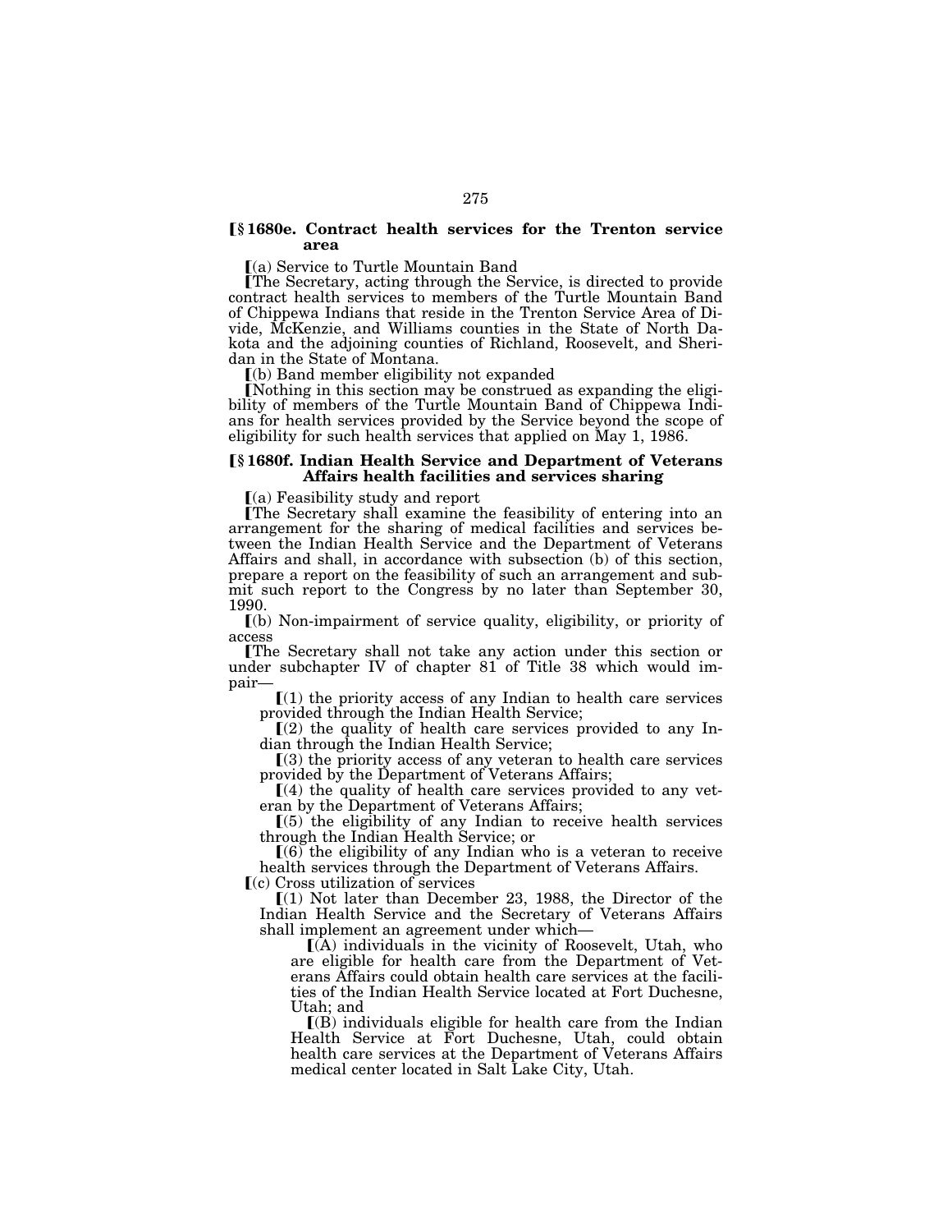### ⟦§ 1680e. Contract health services for the Trenton service area

⟦(a) Service to Turtle Mountain Band

⟦The Secretary, acting through the Service, is directed to provide contract health services to members of the Turtle Mountain Band of Chippewa Indians that reside in the Trenton Service Area of Divide, McKenzie, and Williams counties in the State of North Dakota and the adjoining counties of Richland, Roosevelt, and Sheridan in the State of Montana.

⟦(b) Band member eligibility not expanded

⟦Nothing in this section may be construed as expanding the eligibility of members of the Turtle Mountain Band of Chippewa Indians for health services provided by the Service beyond the scope of eligibility for such health services that applied on May 1, 1986.

### ⟦§ 1680f. Indian Health Service and Department of Veterans Affairs health facilities and services sharing

⟦(a) Feasibility study and report

⟦The Secretary shall examine the feasibility of entering into an arrangement for the sharing of medical facilities and services between the Indian Health Service and the Department of Veterans Affairs and shall, in accordance with subsection (b) of this section, prepare a report on the feasibility of such an arrangement and submit such report to the Congress by no later than September 30, 1990.

⟦(b) Non-impairment of service quality, eligibility, or priority of access

⟦The Secretary shall not take any action under this section or under subchapter IV of chapter 81 of Title 38 which would impair—

⟦(1) the priority access of any Indian to health care services provided through the Indian Health Service;

⟦(2) the quality of health care services provided to any Indian through the Indian Health Service;

⟦(3) the priority access of any veteran to health care services provided by the Department of Veterans Affairs;

⟦(4) the quality of health care services provided to any veteran by the Department of Veterans Affairs;

⟦(5) the eligibility of any Indian to receive health services through the Indian Health Service; or

⟦(6) the eligibility of any Indian who is a veteran to receive health services through the Department of Veterans Affairs.

⟦(c) Cross utilization of services

⟦(1) Not later than December 23, 1988, the Director of the Indian Health Service and the Secretary of Veterans Affairs shall implement an agreement under which—

⟦(A) individuals in the vicinity of Roosevelt, Utah, who are eligible for health care from the Department of Veterans Affairs could obtain health care services at the facilities of the Indian Health Service located at Fort Duchesne, Utah; and

⟦(B) individuals eligible for health care from the Indian Health Service at Fort Duchesne, Utah, could obtain health care services at the Department of Veterans Affairs medical center located in Salt Lake City, Utah.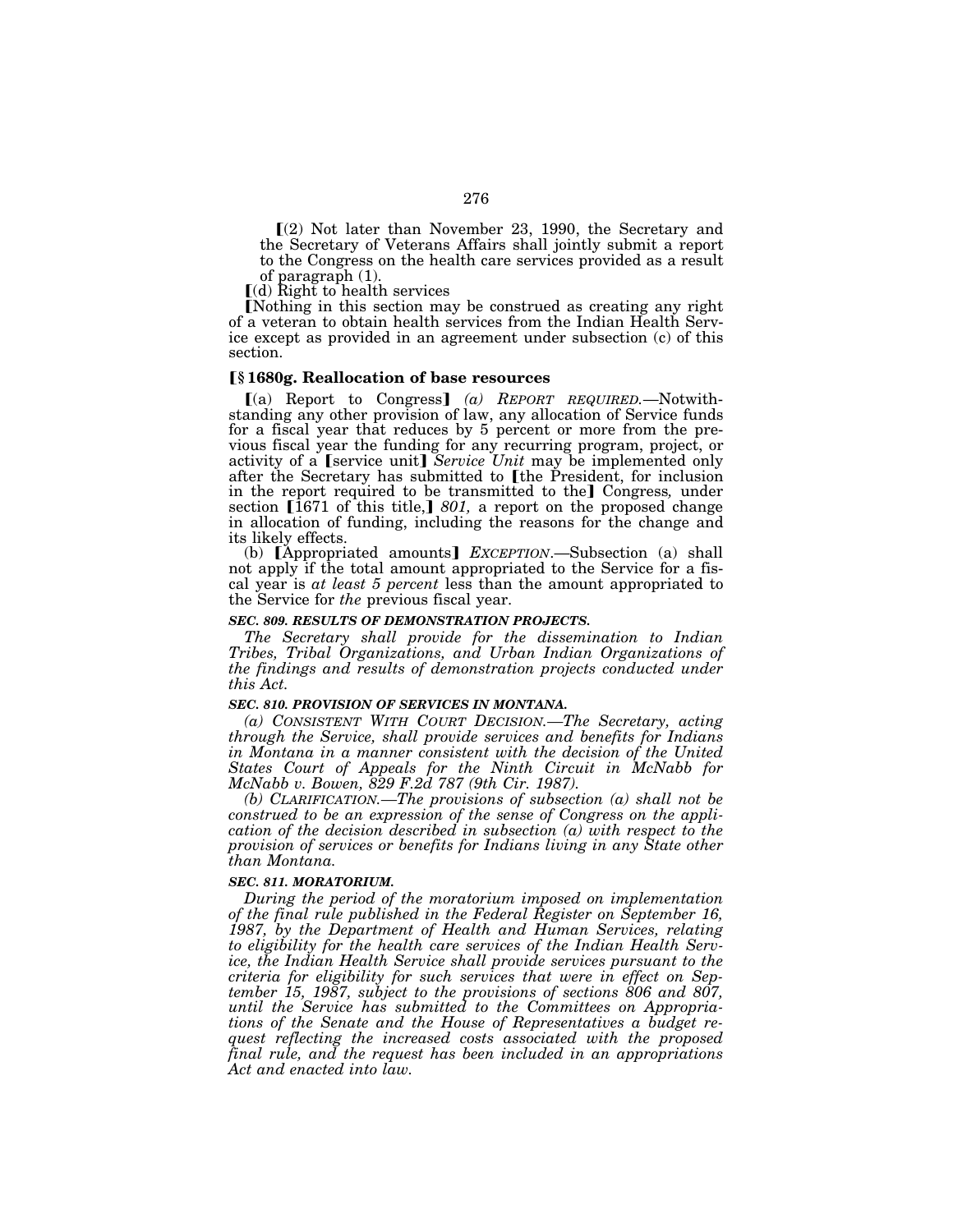⟦(2) Not later than November 23, 1990, the Secretary and the Secretary of Veterans Affairs shall jointly submit a report to the Congress on the health care services provided as a result of paragraph (1).

⟦(d) Right to health services

⟦Nothing in this section may be construed as creating any right of a veteran to obtain health services from the Indian Health Service except as provided in an agreement under subsection (c) of this section.

### ⟦§ 1680g. Reallocation of base resources

⟦(a) Report to Congress⟧ *(a) REPORT REQUIRED.*—Notwithstanding any other provision of law, any allocation of Service funds for a fiscal year that reduces by 5 percent or more from the previous fiscal year the funding for any recurring program, project, or activity of a ⟦service unit⟧ *Service Unit* may be implemented only after the Secretary has submitted to ⟦the President, for inclusion in the report required to be transmitted to the⟧ Congress, under section ⟦1671 of this title,⟧ *801,* a report on the proposed change in allocation of funding, including the reasons for the change and its likely effects.

(b) ⟦Appropriated amounts⟧ *EXCEPTION.*—Subsection (a) shall not apply if the total amount appropriated to the Service for a fiscal year is *at least 5 percent* less than the amount appropriated to the Service for *the* previous fiscal year.

***SEC. 809. RESULTS OF DEMONSTRATION PROJECTS.***

*The Secretary shall provide for the dissemination to Indian Tribes, Tribal Organizations, and Urban Indian Organizations of the findings and results of demonstration projects conducted under this Act.*

***SEC. 810. PROVISION OF SERVICES IN MONTANA.***

*(a) CONSISTENT WITH COURT DECISION.—The Secretary, acting through the Service, shall provide services and benefits for Indians in Montana in a manner consistent with the decision of the United States Court of Appeals for the Ninth Circuit in McNabb for McNabb v. Bowen, 829 F.2d 787 (9th Cir. 1987).*

*(b) CLARIFICATION.—The provisions of subsection (a) shall not be construed to be an expression of the sense of Congress on the application of the decision described in subsection (a) with respect to the provision of services or benefits for Indians living in any State other than Montana.*

***SEC. 811. MORATORIUM.***

*During the period of the moratorium imposed on implementation of the final rule published in the Federal Register on September 16, 1987, by the Department of Health and Human Services, relating to eligibility for the health care services of the Indian Health Service, the Indian Health Service shall provide services pursuant to the criteria for eligibility for such services that were in effect on September 15, 1987, subject to the provisions of sections 806 and 807, until the Service has submitted to the Committees on Appropriations of the Senate and the House of Representatives a budget request reflecting the increased costs associated with the proposed final rule, and the request has been included in an appropriations Act and enacted into law.*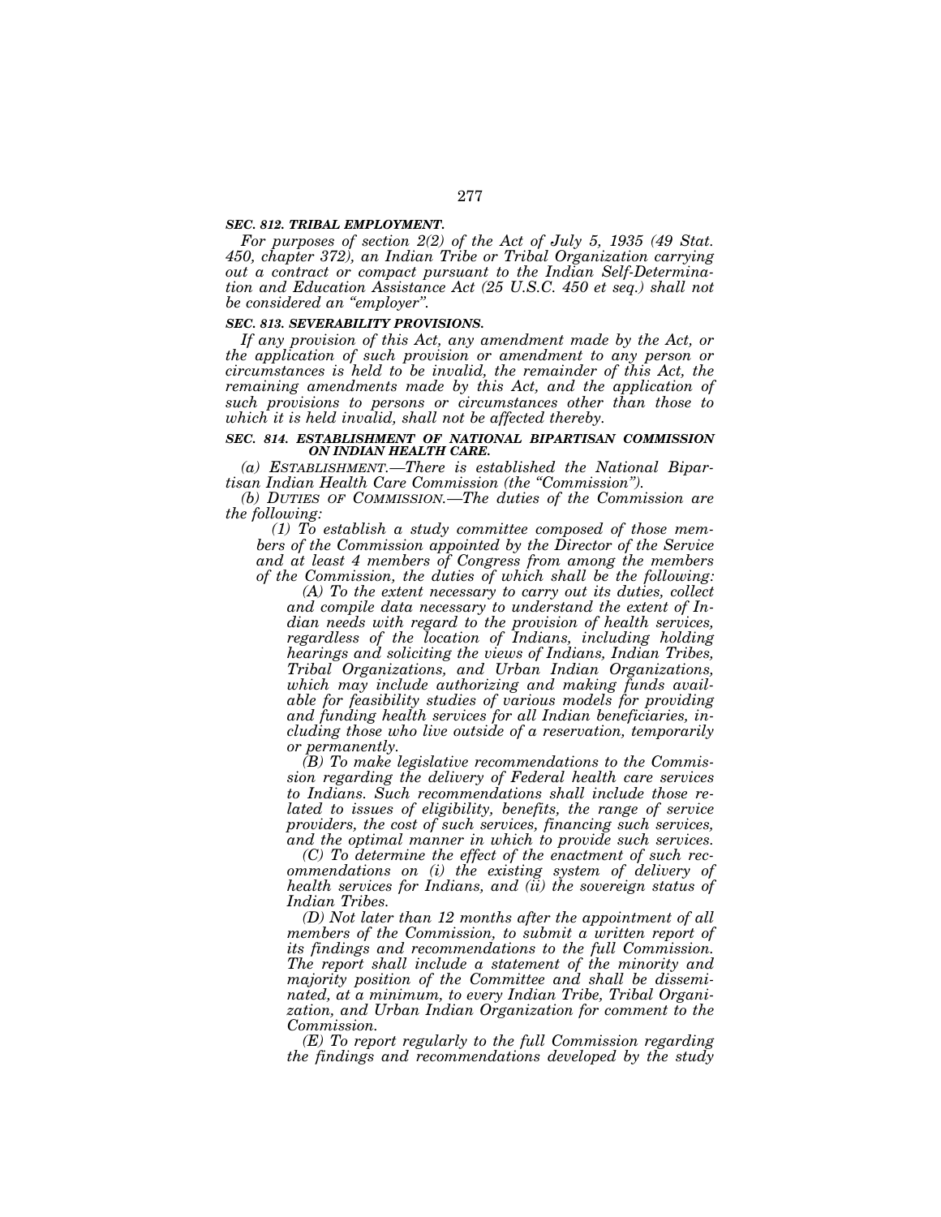***SEC. 812. TRIBAL EMPLOYMENT.***

*For purposes of section 2(2) of the Act of July 5, 1935 (49 Stat. 450, chapter 372), an Indian Tribe or Tribal Organization carrying out a contract or compact pursuant to the Indian Self-Determination and Education Assistance Act (25 U.S.C. 450 et seq.) shall not be considered an "employer".*

***SEC. 813. SEVERABILITY PROVISIONS.***

*If any provision of this Act, any amendment made by the Act, or the application of such provision or amendment to any person or circumstances is held to be invalid, the remainder of this Act, the remaining amendments made by this Act, and the application of such provisions to persons or circumstances other than those to which it is held invalid, shall not be affected thereby.*

***SEC. 814. ESTABLISHMENT OF NATIONAL BIPARTISAN COMMISSION ON INDIAN HEALTH CARE.***

*(a) ESTABLISHMENT.—There is established the National Bipartisan Indian Health Care Commission (the "Commission").*

*(b) DUTIES OF COMMISSION.—The duties of the Commission are the following:*

*(1) To establish a study committee composed of those members of the Commission appointed by the Director of the Service and at least 4 members of Congress from among the members of the Commission, the duties of which shall be the following:*

*(A) To the extent necessary to carry out its duties, collect and compile data necessary to understand the extent of Indian needs with regard to the provision of health services, regardless of the location of Indians, including holding hearings and soliciting the views of Indians, Indian Tribes, Tribal Organizations, and Urban Indian Organizations, which may include authorizing and making funds available for feasibility studies of various models for providing and funding health services for all Indian beneficiaries, including those who live outside of a reservation, temporarily or permanently.*

*(B) To make legislative recommendations to the Commission regarding the delivery of Federal health care services to Indians. Such recommendations shall include those related to issues of eligibility, benefits, the range of service providers, the cost of such services, financing such services, and the optimal manner in which to provide such services.*

*(C) To determine the effect of the enactment of such recommendations on (i) the existing system of delivery of health services for Indians, and (ii) the sovereign status of Indian Tribes.*

*(D) Not later than 12 months after the appointment of all members of the Commission, to submit a written report of its findings and recommendations to the full Commission. The report shall include a statement of the minority and majority position of the Committee and shall be disseminated, at a minimum, to every Indian Tribe, Tribal Organization, and Urban Indian Organization for comment to the Commission.*

*(E) To report regularly to the full Commission regarding the findings and recommendations developed by the study*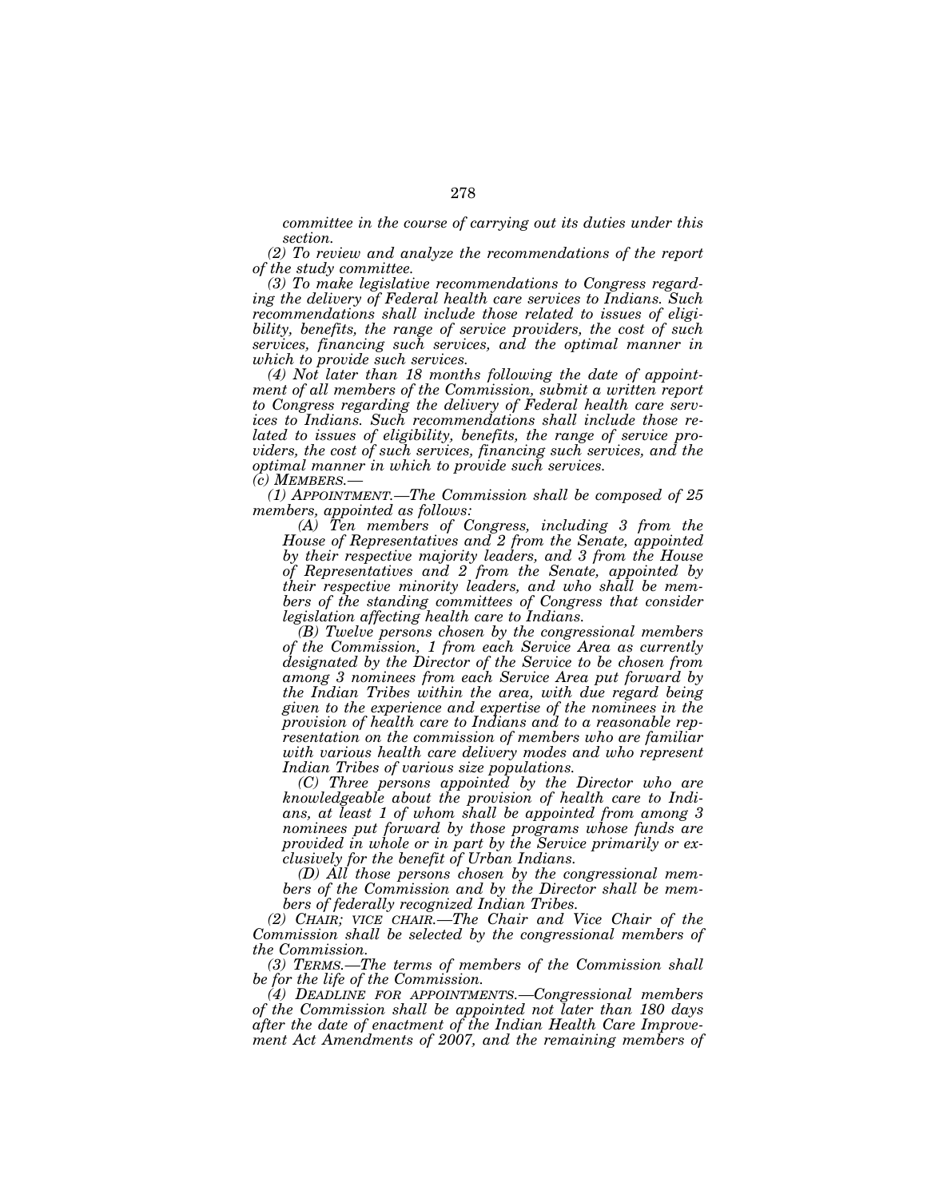*committee in the course of carrying out its duties under this section.*

*(2) To review and analyze the recommendations of the report of the study committee.*

*(3) To make legislative recommendations to Congress regarding the delivery of Federal health care services to Indians. Such recommendations shall include those related to issues of eligibility, benefits, the range of service providers, the cost of such services, financing such services, and the optimal manner in which to provide such services.*

*(4) Not later than 18 months following the date of appointment of all members of the Commission, submit a written report to Congress regarding the delivery of Federal health care services to Indians. Such recommendations shall include those related to issues of eligibility, benefits, the range of service providers, the cost of such services, financing such services, and the optimal manner in which to provide such services.*

*(c) MEMBERS.—*

*(1) APPOINTMENT.—The Commission shall be composed of 25 members, appointed as follows:*

*(A) Ten members of Congress, including 3 from the House of Representatives and 2 from the Senate, appointed by their respective majority leaders, and 3 from the House of Representatives and 2 from the Senate, appointed by their respective minority leaders, and who shall be members of the standing committees of Congress that consider legislation affecting health care to Indians.*

*(B) Twelve persons chosen by the congressional members of the Commission, 1 from each Service Area as currently designated by the Director of the Service to be chosen from among 3 nominees from each Service Area put forward by the Indian Tribes within the area, with due regard being given to the experience and expertise of the nominees in the provision of health care to Indians and to a reasonable representation on the commission of members who are familiar with various health care delivery modes and who represent Indian Tribes of various size populations.*

*(C) Three persons appointed by the Director who are knowledgeable about the provision of health care to Indians, at least 1 of whom shall be appointed from among 3 nominees put forward by those programs whose funds are provided in whole or in part by the Service primarily or exclusively for the benefit of Urban Indians.*

*(D) All those persons chosen by the congressional members of the Commission and by the Director shall be members of federally recognized Indian Tribes.*

*(2) CHAIR; VICE CHAIR.—The Chair and Vice Chair of the Commission shall be selected by the congressional members of the Commission.*

*(3) TERMS.—The terms of members of the Commission shall be for the life of the Commission.*

*(4) DEADLINE FOR APPOINTMENTS.—Congressional members of the Commission shall be appointed not later than 180 days after the date of enactment of the Indian Health Care Improvement Act Amendments of 2007, and the remaining members of*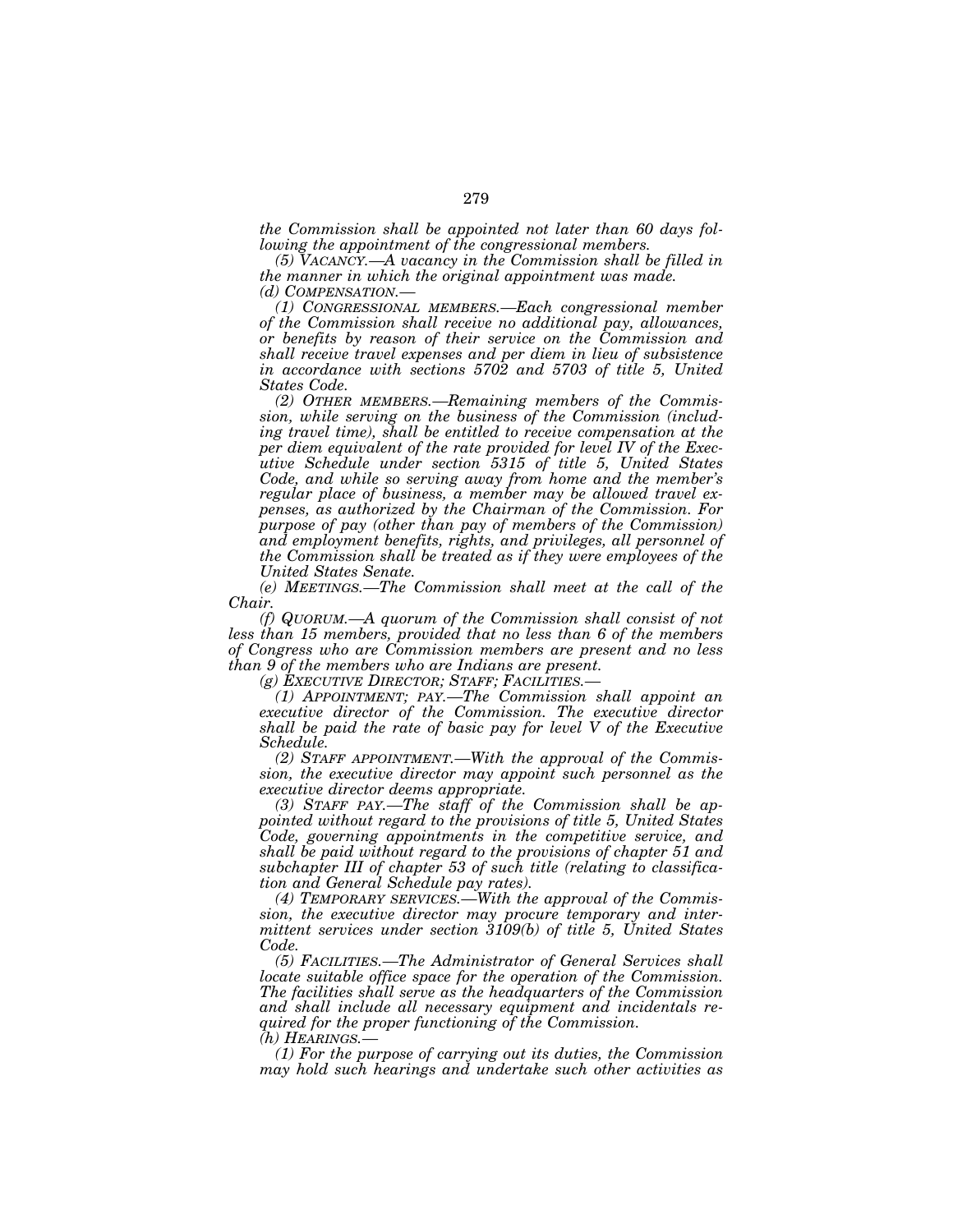*the Commission shall be appointed not later than 60 days following the appointment of the congressional members.*

*(5) VACANCY.—A vacancy in the Commission shall be filled in the manner in which the original appointment was made.*

*(d) COMPENSATION.—*

*(1) CONGRESSIONAL MEMBERS.—Each congressional member of the Commission shall receive no additional pay, allowances, or benefits by reason of their service on the Commission and shall receive travel expenses and per diem in lieu of subsistence in accordance with sections 5702 and 5703 of title 5, United States Code.*

*(2) OTHER MEMBERS.—Remaining members of the Commission, while serving on the business of the Commission (including travel time), shall be entitled to receive compensation at the per diem equivalent of the rate provided for level IV of the Executive Schedule under section 5315 of title 5, United States Code, and while so serving away from home and the member's regular place of business, a member may be allowed travel expenses, as authorized by the Chairman of the Commission. For purpose of pay (other than pay of members of the Commission) and employment benefits, rights, and privileges, all personnel of the Commission shall be treated as if they were employees of the United States Senate.*

*(e) MEETINGS.—The Commission shall meet at the call of the Chair.*

*(f) QUORUM.—A quorum of the Commission shall consist of not less than 15 members, provided that no less than 6 of the members of Congress who are Commission members are present and no less than 9 of the members who are Indians are present.*

*(g) EXECUTIVE DIRECTOR; STAFF; FACILITIES.—*

*(1) APPOINTMENT; PAY.—The Commission shall appoint an executive director of the Commission. The executive director shall be paid the rate of basic pay for level V of the Executive Schedule.*

*(2) STAFF APPOINTMENT.—With the approval of the Commission, the executive director may appoint such personnel as the executive director deems appropriate.*

*(3) STAFF PAY.—The staff of the Commission shall be appointed without regard to the provisions of title 5, United States Code, governing appointments in the competitive service, and shall be paid without regard to the provisions of chapter 51 and subchapter III of chapter 53 of such title (relating to classification and General Schedule pay rates).*

*(4) TEMPORARY SERVICES.—With the approval of the Commission, the executive director may procure temporary and intermittent services under section 3109(b) of title 5, United States Code.*

*(5) FACILITIES.—The Administrator of General Services shall locate suitable office space for the operation of the Commission. The facilities shall serve as the headquarters of the Commission and shall include all necessary equipment and incidentals required for the proper functioning of the Commission.*

*(h) HEARINGS.—*

*(1) For the purpose of carrying out its duties, the Commission may hold such hearings and undertake such other activities as*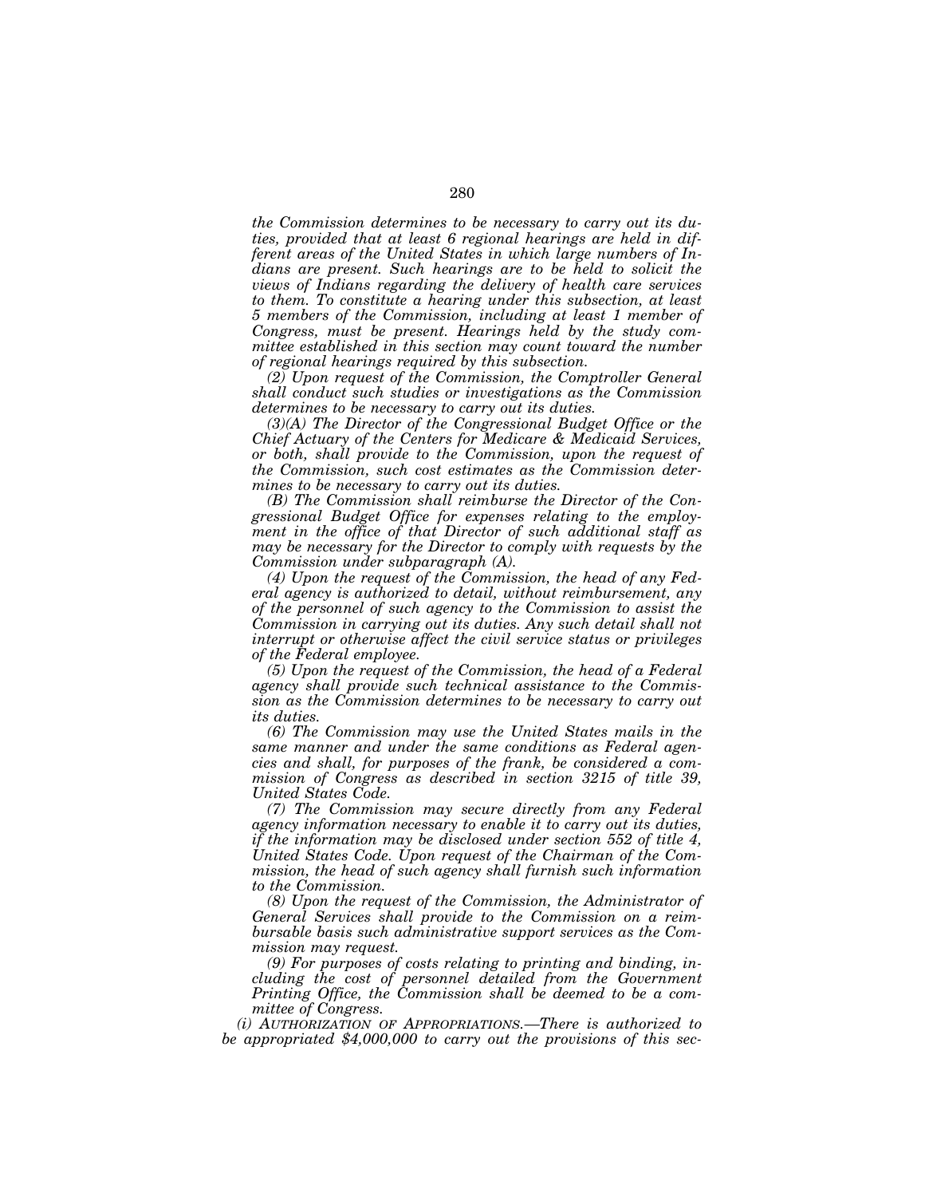*the Commission determines to be necessary to carry out its duties, provided that at least 6 regional hearings are held in different areas of the United States in which large numbers of Indians are present. Such hearings are to be held to solicit the views of Indians regarding the delivery of health care services to them. To constitute a hearing under this subsection, at least 5 members of the Commission, including at least 1 member of Congress, must be present. Hearings held by the study committee established in this section may count toward the number of regional hearings required by this subsection.*

*(2) Upon request of the Commission, the Comptroller General shall conduct such studies or investigations as the Commission determines to be necessary to carry out its duties.*

*(3)(A) The Director of the Congressional Budget Office or the Chief Actuary of the Centers for Medicare & Medicaid Services, or both, shall provide to the Commission, upon the request of the Commission, such cost estimates as the Commission determines to be necessary to carry out its duties.*

*(B) The Commission shall reimburse the Director of the Congressional Budget Office for expenses relating to the employment in the office of that Director of such additional staff as may be necessary for the Director to comply with requests by the Commission under subparagraph (A).*

*(4) Upon the request of the Commission, the head of any Federal agency is authorized to detail, without reimbursement, any of the personnel of such agency to the Commission to assist the Commission in carrying out its duties. Any such detail shall not interrupt or otherwise affect the civil service status or privileges of the Federal employee.*

*(5) Upon the request of the Commission, the head of a Federal agency shall provide such technical assistance to the Commission as the Commission determines to be necessary to carry out its duties.*

*(6) The Commission may use the United States mails in the same manner and under the same conditions as Federal agencies and shall, for purposes of the frank, be considered a commission of Congress as described in section 3215 of title 39, United States Code.*

*(7) The Commission may secure directly from any Federal agency information necessary to enable it to carry out its duties, if the information may be disclosed under section 552 of title 4, United States Code. Upon request of the Chairman of the Commission, the head of such agency shall furnish such information to the Commission.*

*(8) Upon the request of the Commission, the Administrator of General Services shall provide to the Commission on a reimbursable basis such administrative support services as the Commission may request.*

*(9) For purposes of costs relating to printing and binding, including the cost of personnel detailed from the Government Printing Office, the Commission shall be deemed to be a committee of Congress.*

*(i) AUTHORIZATION OF APPROPRIATIONS.—There is authorized to be appropriated $4,000,000 to carry out the provisions of this sec-*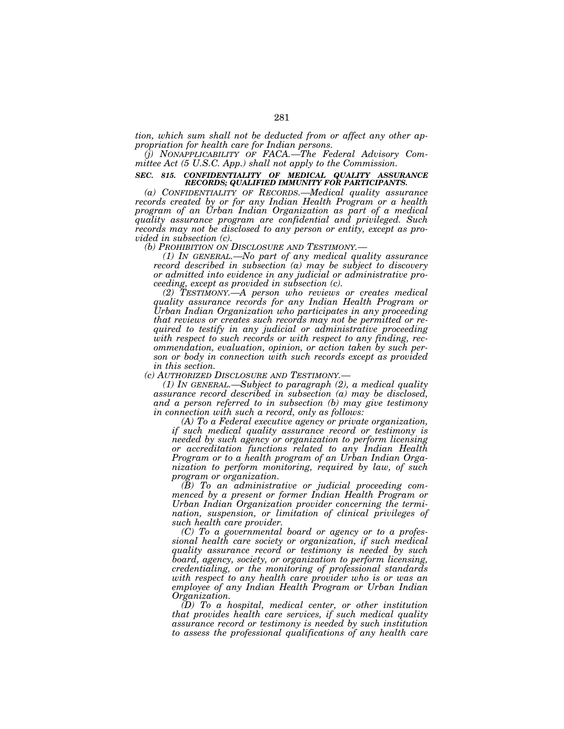*tion, which sum shall not be deducted from or affect any other appropriation for health care for Indian persons.*

*(j) NONAPPLICABILITY OF FACA.—The Federal Advisory Committee Act (5 U.S.C. App.) shall not apply to the Commission.*

***SEC. 815. CONFIDENTIALITY OF MEDICAL QUALITY ASSURANCE RECORDS; QUALIFIED IMMUNITY FOR PARTICIPANTS.***

*(a) CONFIDENTIALITY OF RECORDS.—Medical quality assurance records created by or for any Indian Health Program or a health program of an Urban Indian Organization as part of a medical quality assurance program are confidential and privileged. Such records may not be disclosed to any person or entity, except as provided in subsection (c).*

*(b) PROHIBITION ON DISCLOSURE AND TESTIMONY.—*

*(1) IN GENERAL.—No part of any medical quality assurance record described in subsection (a) may be subject to discovery or admitted into evidence in any judicial or administrative proceeding, except as provided in subsection (c).*

*(2) TESTIMONY.—A person who reviews or creates medical quality assurance records for any Indian Health Program or Urban Indian Organization who participates in any proceeding that reviews or creates such records may not be permitted or required to testify in any judicial or administrative proceeding with respect to such records or with respect to any finding, recommendation, evaluation, opinion, or action taken by such person or body in connection with such records except as provided in this section.*

*(c) AUTHORIZED DISCLOSURE AND TESTIMONY.—*

*(1) IN GENERAL.—Subject to paragraph (2), a medical quality assurance record described in subsection (a) may be disclosed, and a person referred to in subsection (b) may give testimony in connection with such a record, only as follows:*

*(A) To a Federal executive agency or private organization, if such medical quality assurance record or testimony is needed by such agency or organization to perform licensing or accreditation functions related to any Indian Health Program or to a health program of an Urban Indian Organization to perform monitoring, required by law, of such program or organization.*

*(B) To an administrative or judicial proceeding commenced by a present or former Indian Health Program or Urban Indian Organization provider concerning the termination, suspension, or limitation of clinical privileges of such health care provider.*

*(C) To a governmental board or agency or to a professional health care society or organization, if such medical quality assurance record or testimony is needed by such board, agency, society, or organization to perform licensing, credentialing, or the monitoring of professional standards with respect to any health care provider who is or was an employee of any Indian Health Program or Urban Indian Organization.*

*(D) To a hospital, medical center, or other institution that provides health care services, if such medical quality assurance record or testimony is needed by such institution to assess the professional qualifications of any health care*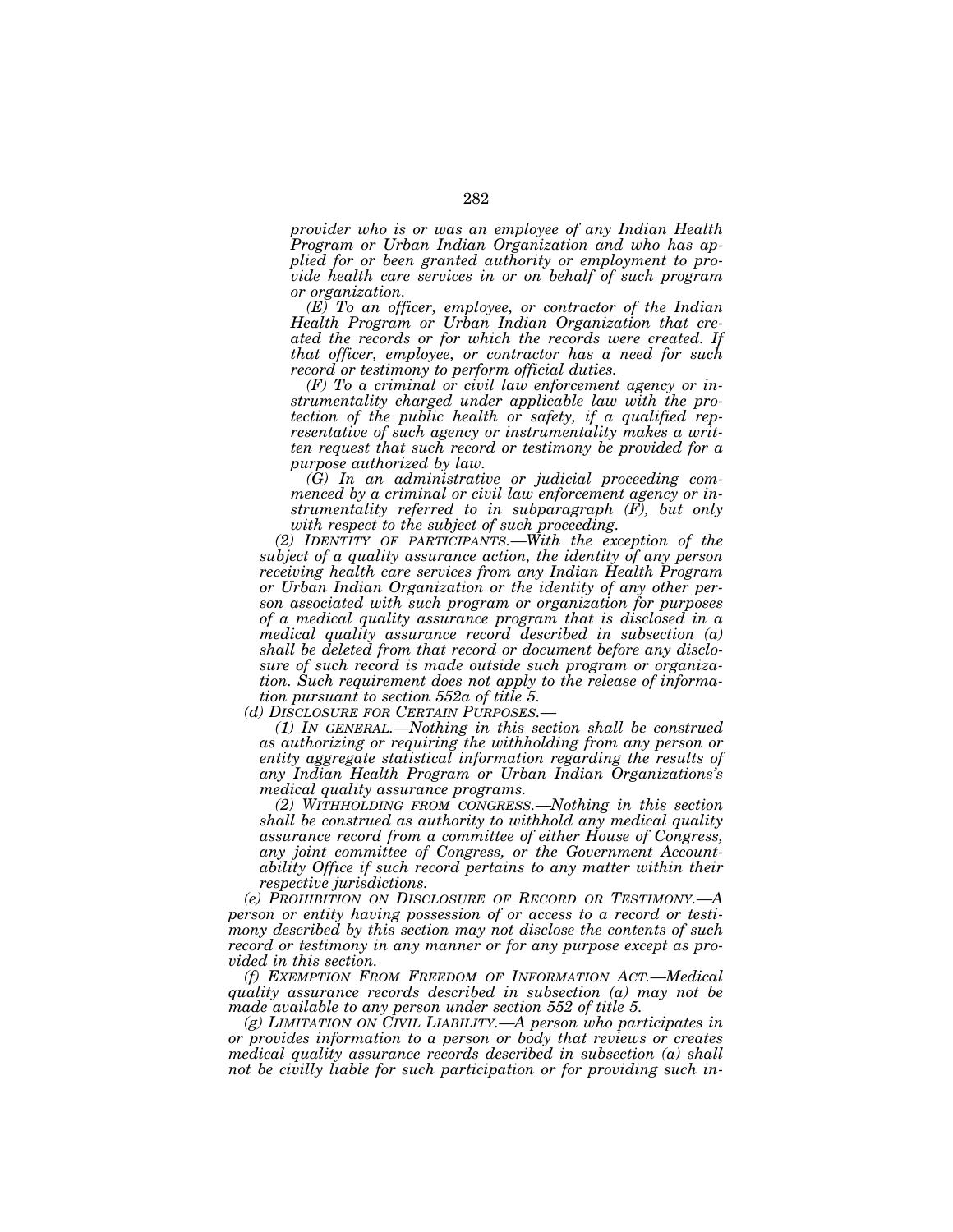*provider who is or was an employee of any Indian Health Program or Urban Indian Organization and who has applied for or been granted authority or employment to provide health care services in or on behalf of such program or organization.*

*(E) To an officer, employee, or contractor of the Indian Health Program or Urban Indian Organization that created the records or for which the records were created. If that officer, employee, or contractor has a need for such record or testimony to perform official duties.*

*(F) To a criminal or civil law enforcement agency or instrumentality charged under applicable law with the protection of the public health or safety, if a qualified representative of such agency or instrumentality makes a written request that such record or testimony be provided for a purpose authorized by law.*

*(G) In an administrative or judicial proceeding commenced by a criminal or civil law enforcement agency or instrumentality referred to in subparagraph (F), but only with respect to the subject of such proceeding.*

*(2) IDENTITY OF PARTICIPANTS.—With the exception of the subject of a quality assurance action, the identity of any person receiving health care services from any Indian Health Program or Urban Indian Organization or the identity of any other person associated with such program or organization for purposes of a medical quality assurance program that is disclosed in a medical quality assurance record described in subsection (a) shall be deleted from that record or document before any disclosure of such record is made outside such program or organization. Such requirement does not apply to the release of information pursuant to section 552a of title 5.*

*(d) DISCLOSURE FOR CERTAIN PURPOSES.—*

*(1) IN GENERAL.—Nothing in this section shall be construed as authorizing or requiring the withholding from any person or entity aggregate statistical information regarding the results of any Indian Health Program or Urban Indian Organizations's medical quality assurance programs.*

*(2) WITHHOLDING FROM CONGRESS.—Nothing in this section shall be construed as authority to withhold any medical quality assurance record from a committee of either House of Congress, any joint committee of Congress, or the Government Accountability Office if such record pertains to any matter within their respective jurisdictions.*

*(e) PROHIBITION ON DISCLOSURE OF RECORD OR TESTIMONY.—A person or entity having possession of or access to a record or testimony described by this section may not disclose the contents of such record or testimony in any manner or for any purpose except as provided in this section.*

*(f) EXEMPTION FROM FREEDOM OF INFORMATION ACT.—Medical quality assurance records described in subsection (a) may not be made available to any person under section 552 of title 5.*

*(g) LIMITATION ON CIVIL LIABILITY.—A person who participates in or provides information to a person or body that reviews or creates medical quality assurance records described in subsection (a) shall not be civilly liable for such participation or for providing such in-*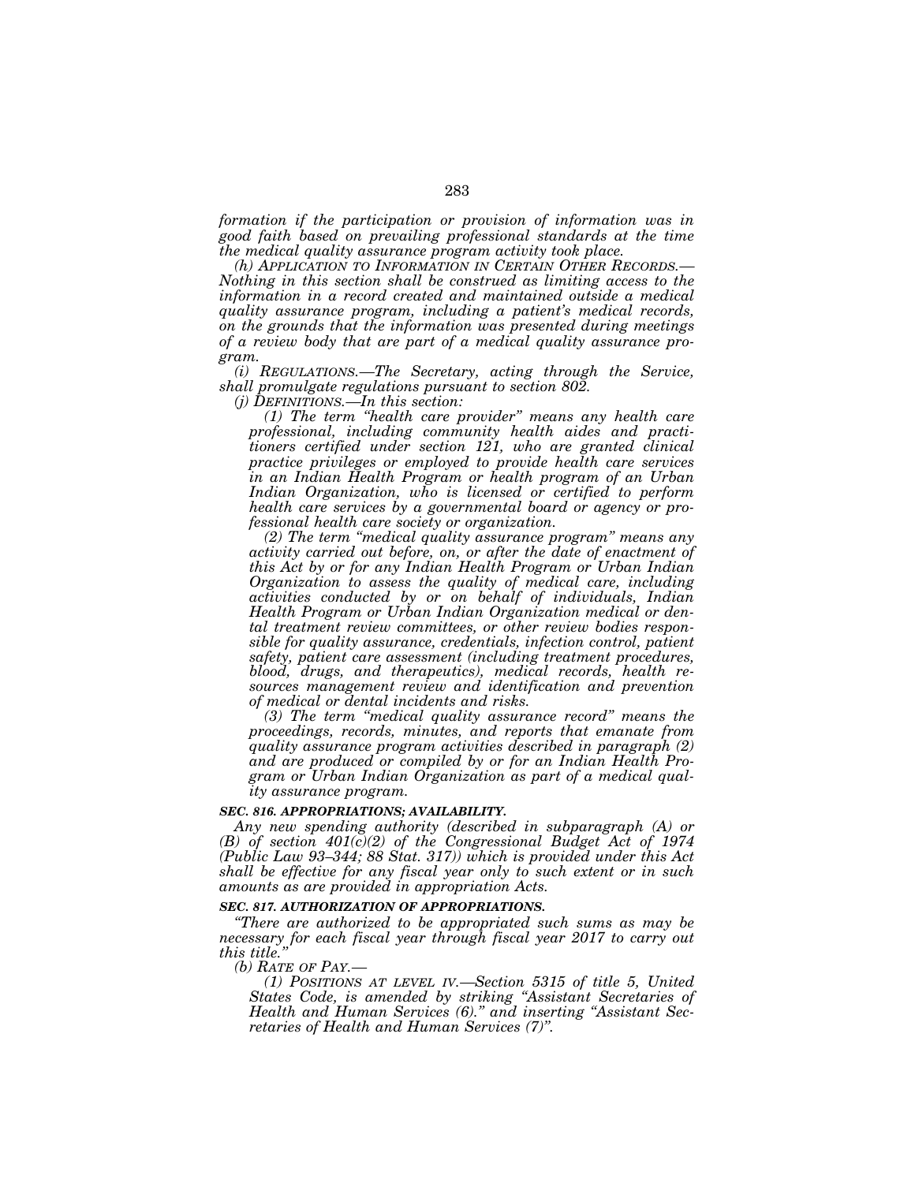*formation if the participation or provision of information was in good faith based on prevailing professional standards at the time the medical quality assurance program activity took place.*

*(h) APPLICATION TO INFORMATION IN CERTAIN OTHER RECORDS.—Nothing in this section shall be construed as limiting access to the information in a record created and maintained outside a medical quality assurance program, including a patient's medical records, on the grounds that the information was presented during meetings of a review body that are part of a medical quality assurance program.*

*(i) REGULATIONS.—The Secretary, acting through the Service, shall promulgate regulations pursuant to section 802.*

*(j) DEFINITIONS.—In this section:*

*(1) The term "health care provider" means any health care professional, including community health aides and practitioners certified under section 121, who are granted clinical practice privileges or employed to provide health care services in an Indian Health Program or health program of an Urban Indian Organization, who is licensed or certified to perform health care services by a governmental board or agency or professional health care society or organization.*

*(2) The term "medical quality assurance program" means any activity carried out before, on, or after the date of enactment of this Act by or for any Indian Health Program or Urban Indian Organization to assess the quality of medical care, including activities conducted by or on behalf of individuals, Indian Health Program or Urban Indian Organization medical or dental treatment review committees, or other review bodies responsible for quality assurance, credentials, infection control, patient safety, patient care assessment (including treatment procedures, blood, drugs, and therapeutics), medical records, health resources management review and identification and prevention of medical or dental incidents and risks.*

*(3) The term "medical quality assurance record" means the proceedings, records, minutes, and reports that emanate from quality assurance program activities described in paragraph (2) and are produced or compiled by or for an Indian Health Program or Urban Indian Organization as part of a medical quality assurance program.*

***SEC. 816. APPROPRIATIONS; AVAILABILITY.***

*Any new spending authority (described in subparagraph (A) or (B) of section 401(c)(2) of the Congressional Budget Act of 1974 (Public Law 93–344; 88 Stat. 317)) which is provided under this Act shall be effective for any fiscal year only to such extent or in such amounts as are provided in appropriation Acts.*

***SEC. 817. AUTHORIZATION OF APPROPRIATIONS.***

*"There are authorized to be appropriated such sums as may be necessary for each fiscal year through fiscal year 2017 to carry out this title."*

*(b) RATE OF PAY.—*

*(1) POSITIONS AT LEVEL IV.—Section 5315 of title 5, United States Code, is amended by striking "Assistant Secretaries of Health and Human Services (6)." and inserting "Assistant Secretaries of Health and Human Services (7)".*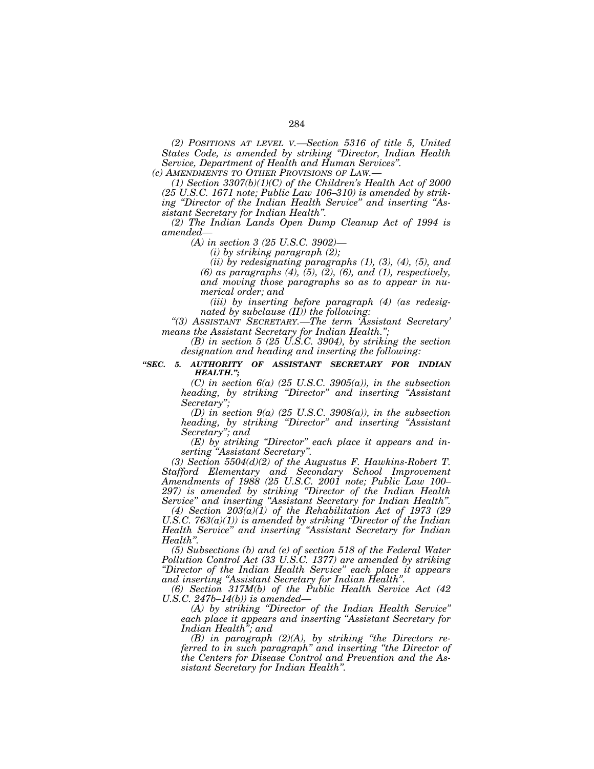*(2) POSITIONS AT LEVEL V.—Section 5316 of title 5, United States Code, is amended by striking "Director, Indian Health Service, Department of Health and Human Services".*

*(c) AMENDMENTS TO OTHER PROVISIONS OF LAW.—*

*(1) Section 3307(b)(1)(C) of the Children's Health Act of 2000 (25 U.S.C. 1671 note; Public Law 106–310) is amended by striking "Director of the Indian Health Service" and inserting "Assistant Secretary for Indian Health".*

*(2) The Indian Lands Open Dump Cleanup Act of 1994 is amended—*

*(A) in section 3 (25 U.S.C. 3902)—*

*(i) by striking paragraph (2);*

*(ii) by redesignating paragraphs (1), (3), (4), (5), and (6) as paragraphs (4), (5), (2), (6), and (1), respectively, and moving those paragraphs so as to appear in numerical order; and*

*(iii) by inserting before paragraph (4) (as redesignated by subclause (II)) the following:*

*"(3) ASSISTANT SECRETARY.—The term 'Assistant Secretary' means the Assistant Secretary for Indian Health.";*

*(B) in section 5 (25 U.S.C. 3904), by striking the section designation and heading and inserting the following:*

***"SEC. 5. AUTHORITY OF ASSISTANT SECRETARY FOR INDIAN HEALTH.";***

*(C) in section 6(a) (25 U.S.C. 3905(a)), in the subsection heading, by striking "Director" and inserting "Assistant Secretary";*

*(D) in section 9(a) (25 U.S.C. 3908(a)), in the subsection heading, by striking "Director" and inserting "Assistant Secretary"; and*

*(E) by striking "Director" each place it appears and inserting "Assistant Secretary".*

*(3) Section 5504(d)(2) of the Augustus F. Hawkins-Robert T. Stafford Elementary and Secondary School Improvement Amendments of 1988 (25 U.S.C. 2001 note; Public Law 100–297) is amended by striking "Director of the Indian Health Service" and inserting "Assistant Secretary for Indian Health".*

*(4) Section 203(a)(1) of the Rehabilitation Act of 1973 (29 U.S.C. 763(a)(1)) is amended by striking "Director of the Indian Health Service" and inserting "Assistant Secretary for Indian Health".*

*(5) Subsections (b) and (e) of section 518 of the Federal Water Pollution Control Act (33 U.S.C. 1377) are amended by striking "Director of the Indian Health Service" each place it appears and inserting "Assistant Secretary for Indian Health".*

*(6) Section 317M(b) of the Public Health Service Act (42 U.S.C. 247b–14(b)) is amended—*

*(A) by striking "Director of the Indian Health Service" each place it appears and inserting "Assistant Secretary for Indian Health"; and*

*(B) in paragraph (2)(A), by striking "the Directors referred to in such paragraph" and inserting "the Director of the Centers for Disease Control and Prevention and the Assistant Secretary for Indian Health".*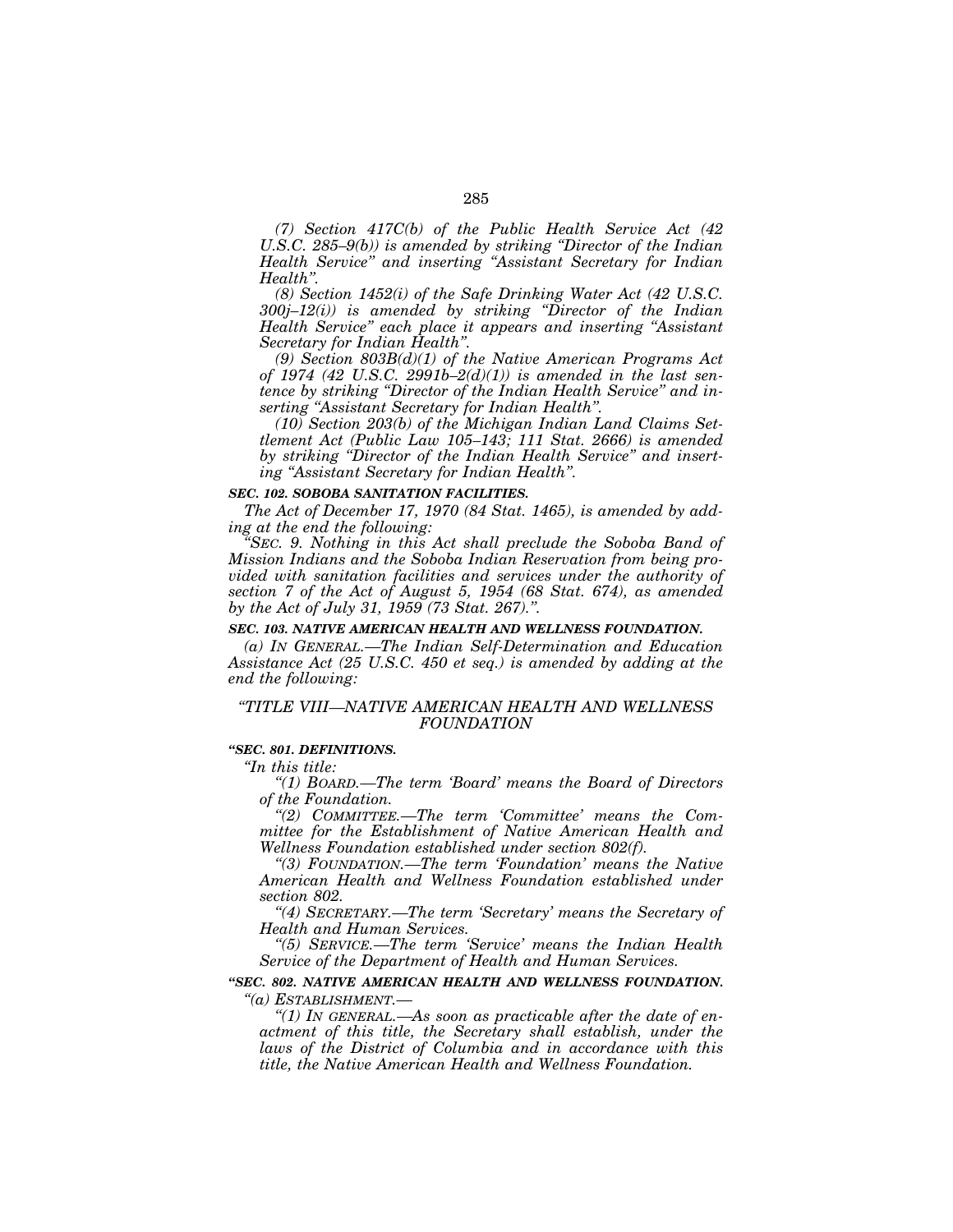*(7) Section 417C(b) of the Public Health Service Act (42 U.S.C. 285–9(b)) is amended by striking "Director of the Indian Health Service" and inserting "Assistant Secretary for Indian Health".*

*(8) Section 1452(i) of the Safe Drinking Water Act (42 U.S.C. 300j–12(i)) is amended by striking "Director of the Indian Health Service" each place it appears and inserting "Assistant Secretary for Indian Health".*

*(9) Section 803B(d)(1) of the Native American Programs Act of 1974 (42 U.S.C. 2991b–2(d)(1)) is amended in the last sentence by striking "Director of the Indian Health Service" and inserting "Assistant Secretary for Indian Health".*

*(10) Section 203(b) of the Michigan Indian Land Claims Settlement Act (Public Law 105–143; 111 Stat. 2666) is amended by striking "Director of the Indian Health Service" and inserting "Assistant Secretary for Indian Health".*

***SEC. 102. SOBOBA SANITATION FACILITIES.***

*The Act of December 17, 1970 (84 Stat. 1465), is amended by adding at the end the following:*

*"SEC. 9. Nothing in this Act shall preclude the Soboba Band of Mission Indians and the Soboba Indian Reservation from being provided with sanitation facilities and services under the authority of section 7 of the Act of August 5, 1954 (68 Stat. 674), as amended by the Act of July 31, 1959 (73 Stat. 267).".*

***SEC. 103. NATIVE AMERICAN HEALTH AND WELLNESS FOUNDATION.***

*(a) IN GENERAL.—The Indian Self-Determination and Education Assistance Act (25 U.S.C. 450 et seq.) is amended by adding at the end the following:*

*"TITLE VIII—NATIVE AMERICAN HEALTH AND WELLNESS FOUNDATION*

***"SEC. 801. DEFINITIONS.***

*"In this title:*

*"(1) BOARD.—The term 'Board' means the Board of Directors of the Foundation.*

*"(2) COMMITTEE.—The term 'Committee' means the Committee for the Establishment of Native American Health and Wellness Foundation established under section 802(f).*

*"(3) FOUNDATION.—The term 'Foundation' means the Native American Health and Wellness Foundation established under section 802.*

*"(4) SECRETARY.—The term 'Secretary' means the Secretary of Health and Human Services.*

*"(5) SERVICE.—The term 'Service' means the Indian Health Service of the Department of Health and Human Services.*

***"SEC. 802. NATIVE AMERICAN HEALTH AND WELLNESS FOUNDATION.***

*"(a) ESTABLISHMENT.—*

*"(1) IN GENERAL.—As soon as practicable after the date of enactment of this title, the Secretary shall establish, under the laws of the District of Columbia and in accordance with this title, the Native American Health and Wellness Foundation.*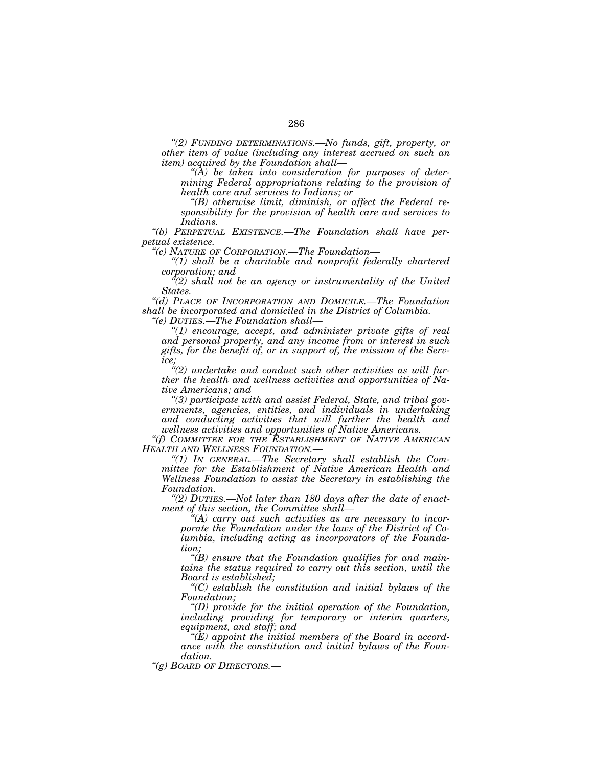*"(2) FUNDING DETERMINATIONS.—No funds, gift, property, or other item of value (including any interest accrued on such an item) acquired by the Foundation shall—*

*"(A) be taken into consideration for purposes of determining Federal appropriations relating to the provision of health care and services to Indians; or*

*"(B) otherwise limit, diminish, or affect the Federal responsibility for the provision of health care and services to Indians.*

*"(b) PERPETUAL EXISTENCE.—The Foundation shall have perpetual existence.*

*"(c) NATURE OF CORPORATION.—The Foundation—*

*"(1) shall be a charitable and nonprofit federally chartered corporation; and*

*"(2) shall not be an agency or instrumentality of the United States.*

*"(d) PLACE OF INCORPORATION AND DOMICILE.—The Foundation shall be incorporated and domiciled in the District of Columbia.*

*"(e) DUTIES.—The Foundation shall—*

*"(1) encourage, accept, and administer private gifts of real and personal property, and any income from or interest in such gifts, for the benefit of, or in support of, the mission of the Service;*

*"(2) undertake and conduct such other activities as will further the health and wellness activities and opportunities of Native Americans; and*

*"(3) participate with and assist Federal, State, and tribal governments, agencies, entities, and individuals in undertaking and conducting activities that will further the health and wellness activities and opportunities of Native Americans.*

*"(f) COMMITTEE FOR THE ESTABLISHMENT OF NATIVE AMERICAN HEALTH AND WELLNESS FOUNDATION.—*

*"(1) IN GENERAL.—The Secretary shall establish the Committee for the Establishment of Native American Health and Wellness Foundation to assist the Secretary in establishing the Foundation.*

*"(2) DUTIES.—Not later than 180 days after the date of enactment of this section, the Committee shall—*

*"(A) carry out such activities as are necessary to incorporate the Foundation under the laws of the District of Columbia, including acting as incorporators of the Foundation;*

*"(B) ensure that the Foundation qualifies for and maintains the status required to carry out this section, until the Board is established;*

*"(C) establish the constitution and initial bylaws of the Foundation;*

*"(D) provide for the initial operation of the Foundation, including providing for temporary or interim quarters, equipment, and staff; and*

*"(E) appoint the initial members of the Board in accordance with the constitution and initial bylaws of the Foundation.*

*"(g) BOARD OF DIRECTORS.—*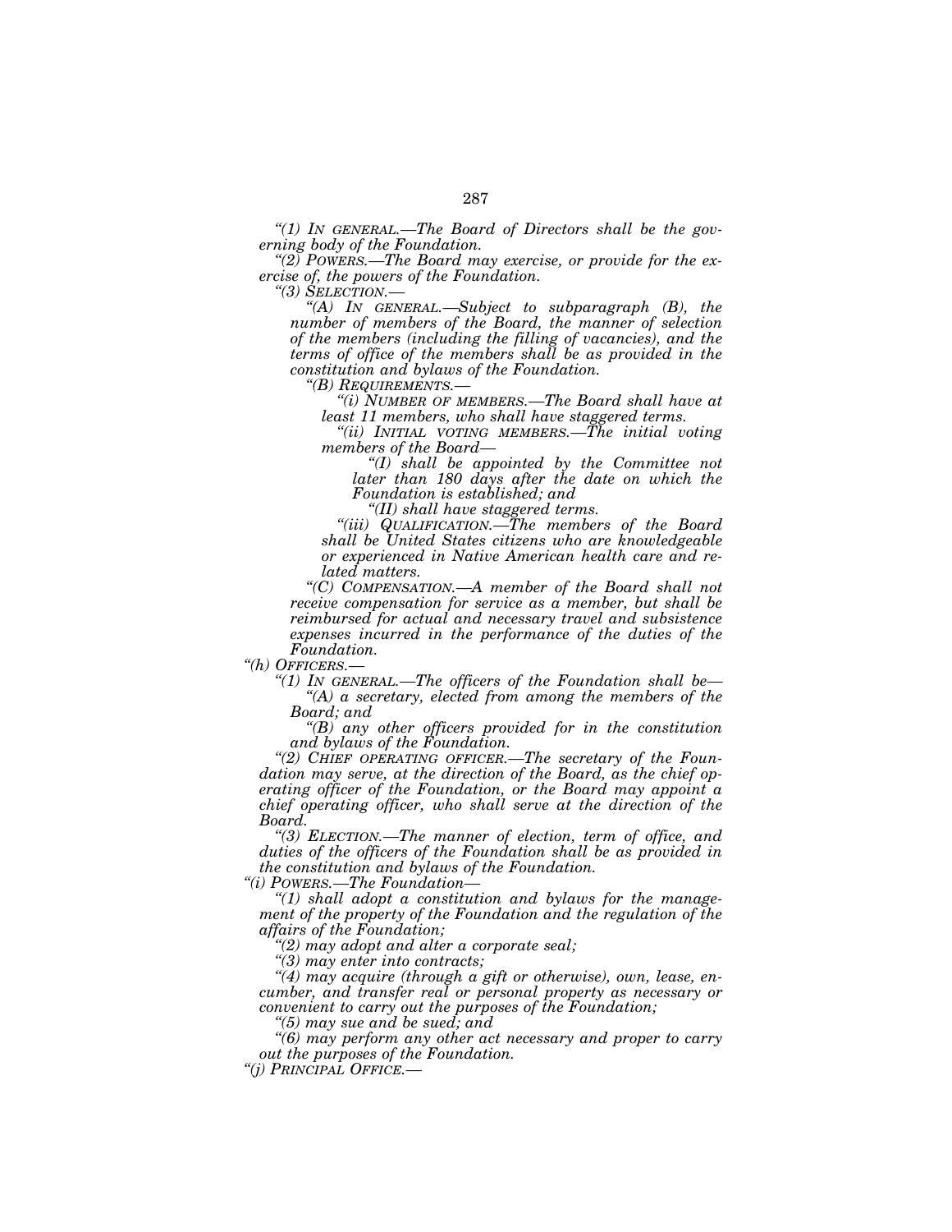*"(1) IN GENERAL.—The Board of Directors shall be the governing body of the Foundation.*

*"(2) POWERS.—The Board may exercise, or provide for the exercise of, the powers of the Foundation.*

*"(3) SELECTION.—*

*"(A) IN GENERAL.—Subject to subparagraph (B), the number of members of the Board, the manner of selection of the members (including the filling of vacancies), and the terms of office of the members shall be as provided in the constitution and bylaws of the Foundation.*

*"(B) REQUIREMENTS.—*

*"(i) NUMBER OF MEMBERS.—The Board shall have at least 11 members, who shall have staggered terms.*

*"(ii) INITIAL VOTING MEMBERS.—The initial voting members of the Board—*

*"(I) shall be appointed by the Committee not later than 180 days after the date on which the Foundation is established; and*

*"(II) shall have staggered terms.*

*"(iii) QUALIFICATION.—The members of the Board shall be United States citizens who are knowledgeable or experienced in Native American health care and related matters.*

*"(C) COMPENSATION.—A member of the Board shall not receive compensation for service as a member, but shall be reimbursed for actual and necessary travel and subsistence expenses incurred in the performance of the duties of the Foundation.*

*"(h) OFFICERS.—*

*"(1) IN GENERAL.—The officers of the Foundation shall be—*

*"(A) a secretary, elected from among the members of the Board; and*

*"(B) any other officers provided for in the constitution and bylaws of the Foundation.*

*"(2) CHIEF OPERATING OFFICER.—The secretary of the Foundation may serve, at the direction of the Board, as the chief operating officer of the Foundation, or the Board may appoint a chief operating officer, who shall serve at the direction of the Board.*

*"(3) ELECTION.—The manner of election, term of office, and duties of the officers of the Foundation shall be as provided in the constitution and bylaws of the Foundation.*

*"(i) POWERS.—The Foundation—*

*"(1) shall adopt a constitution and bylaws for the management of the property of the Foundation and the regulation of the affairs of the Foundation;*

*"(2) may adopt and alter a corporate seal;*

*"(3) may enter into contracts;*

*"(4) may acquire (through a gift or otherwise), own, lease, encumber, and transfer real or personal property as necessary or convenient to carry out the purposes of the Foundation;*

*"(5) may sue and be sued; and*

*"(6) may perform any other act necessary and proper to carry out the purposes of the Foundation.*

*"(j) PRINCIPAL OFFICE.—*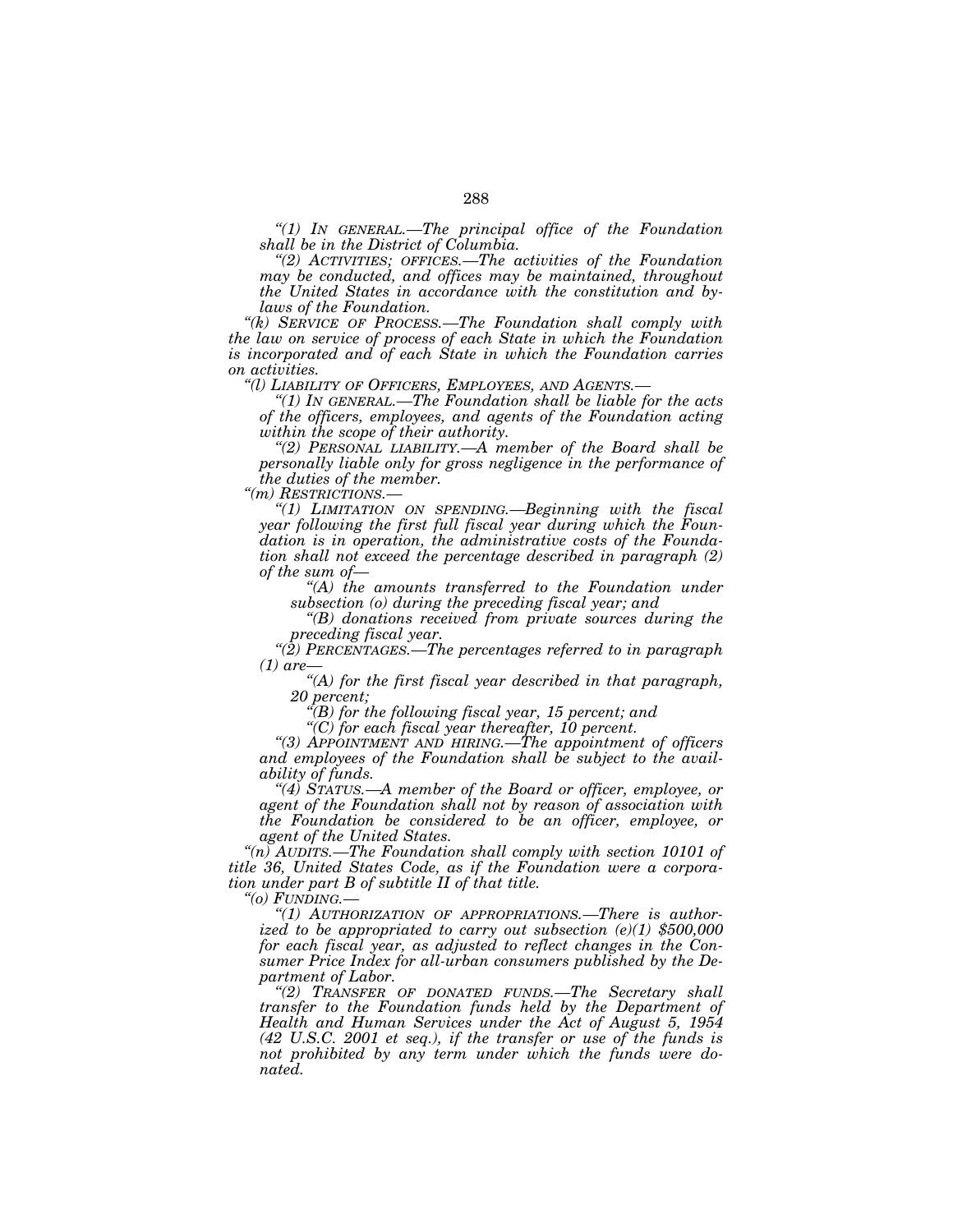*“(1) IN GENERAL.—The principal office of the Foundation shall be in the District of Columbia.*

*“(2) ACTIVITIES; OFFICES.—The activities of the Foundation may be conducted, and offices may be maintained, throughout the United States in accordance with the constitution and bylaws of the Foundation.*

*“(k) SERVICE OF PROCESS.—The Foundation shall comply with the law on service of process of each State in which the Foundation is incorporated and of each State in which the Foundation carries on activities.*

*“(l) LIABILITY OF OFFICERS, EMPLOYEES, AND AGENTS.—*

*“(1) IN GENERAL.—The Foundation shall be liable for the acts of the officers, employees, and agents of the Foundation acting within the scope of their authority.*

*“(2) PERSONAL LIABILITY.—A member of the Board shall be personally liable only for gross negligence in the performance of the duties of the member.*

*“(m) RESTRICTIONS.—*

*“(1) LIMITATION ON SPENDING.—Beginning with the fiscal year following the first full fiscal year during which the Foundation is in operation, the administrative costs of the Foundation shall not exceed the percentage described in paragraph (2) of the sum of—*

*“(A) the amounts transferred to the Foundation under subsection (o) during the preceding fiscal year; and*

*“(B) donations received from private sources during the preceding fiscal year.*

*“(2) PERCENTAGES.—The percentages referred to in paragraph (1) are—*

*“(A) for the first fiscal year described in that paragraph, 20 percent;*

*“(B) for the following fiscal year, 15 percent; and*

*“(C) for each fiscal year thereafter, 10 percent.*

*“(3) APPOINTMENT AND HIRING.—The appointment of officers and employees of the Foundation shall be subject to the availability of funds.*

*“(4) STATUS.—A member of the Board or officer, employee, or agent of the Foundation shall not by reason of association with the Foundation be considered to be an officer, employee, or agent of the United States.*

*“(n) AUDITS.—The Foundation shall comply with section 10101 of title 36, United States Code, as if the Foundation were a corporation under part B of subtitle II of that title.*

*“(o) FUNDING.—*

*“(1) AUTHORIZATION OF APPROPRIATIONS.—There is authorized to be appropriated to carry out subsection (e)(1) $500,000 for each fiscal year, as adjusted to reflect changes in the Consumer Price Index for all-urban consumers published by the Department of Labor.*

*“(2) TRANSFER OF DONATED FUNDS.—The Secretary shall transfer to the Foundation funds held by the Department of Health and Human Services under the Act of August 5, 1954 (42 U.S.C. 2001 et seq.), if the transfer or use of the funds is not prohibited by any term under which the funds were donated.*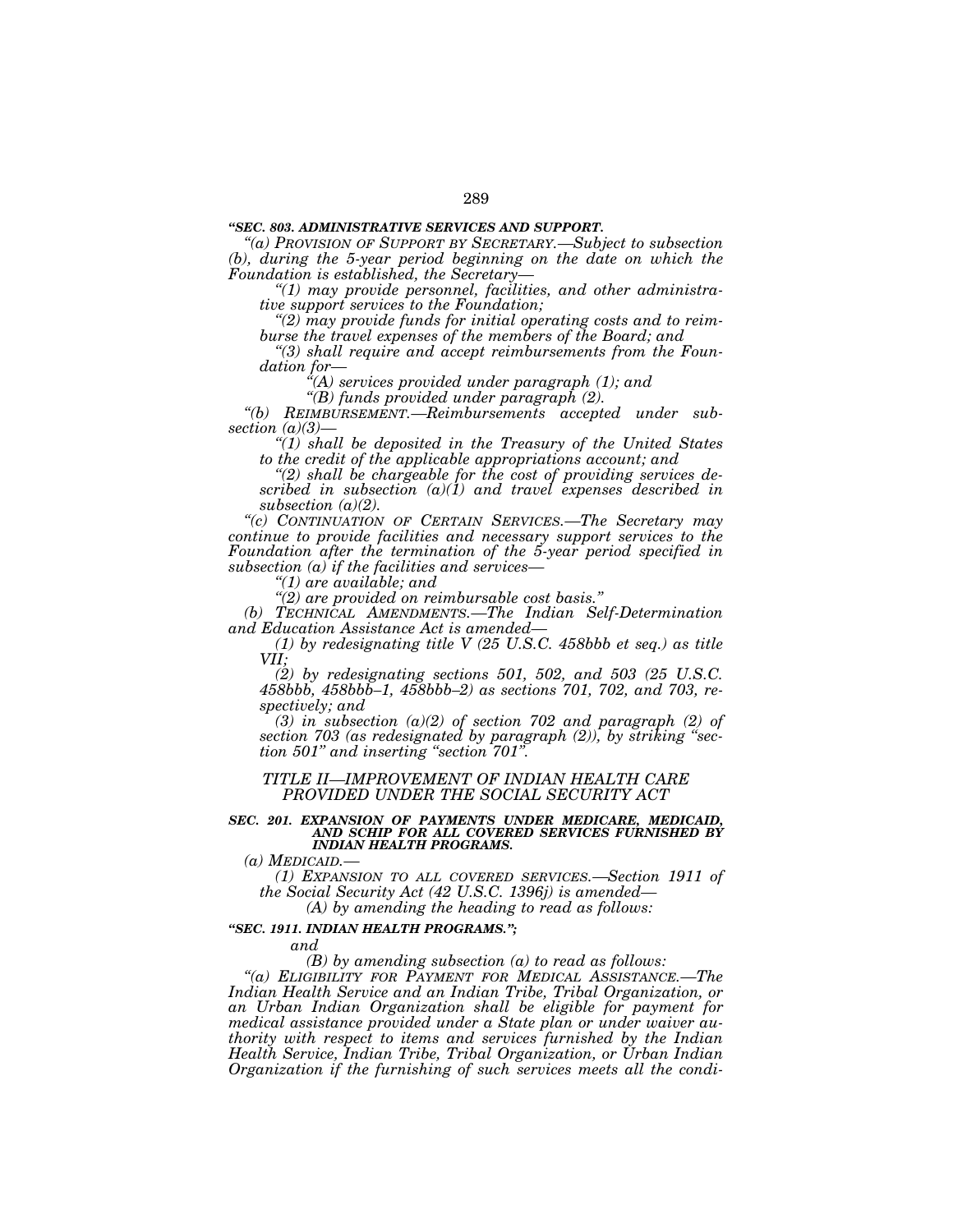**"SEC. 803. ADMINISTRATIVE SERVICES AND SUPPORT.**

*"(a) PROVISION OF SUPPORT BY SECRETARY.—Subject to subsection (b), during the 5-year period beginning on the date on which the Foundation is established, the Secretary—*

*"(1) may provide personnel, facilities, and other administrative support services to the Foundation;*

*"(2) may provide funds for initial operating costs and to reimburse the travel expenses of the members of the Board; and*

*"(3) shall require and accept reimbursements from the Foundation for—*

*"(A) services provided under paragraph (1); and*

*"(B) funds provided under paragraph (2).*

*"(b) REIMBURSEMENT.—Reimbursements accepted under subsection (a)(3)—*

*"(1) shall be deposited in the Treasury of the United States to the credit of the applicable appropriations account; and*

*"(2) shall be chargeable for the cost of providing services described in subsection (a)(1) and travel expenses described in subsection (a)(2).*

*"(c) CONTINUATION OF CERTAIN SERVICES.—The Secretary may continue to provide facilities and necessary support services to the Foundation after the termination of the 5-year period specified in subsection (a) if the facilities and services—*

*"(1) are available; and*

*"(2) are provided on reimbursable cost basis."*

*(b) TECHNICAL AMENDMENTS.—The Indian Self-Determination and Education Assistance Act is amended—*

*(1) by redesignating title V (25 U.S.C. 458bbb et seq.) as title VII;*

*(2) by redesignating sections 501, 502, and 503 (25 U.S.C. 458bbb, 458bbb–1, 458bbb–2) as sections 701, 702, and 703, respectively; and*

*(3) in subsection (a)(2) of section 702 and paragraph (2) of section 703 (as redesignated by paragraph (2)), by striking "section 501" and inserting "section 701".*

## *TITLE II—IMPROVEMENT OF INDIAN HEALTH CARE PROVIDED UNDER THE SOCIAL SECURITY ACT*

***SEC. 201. EXPANSION OF PAYMENTS UNDER MEDICARE, MEDICAID, AND SCHIP FOR ALL COVERED SERVICES FURNISHED BY INDIAN HEALTH PROGRAMS.***

*(a) MEDICAID.—*

*(1) EXPANSION TO ALL COVERED SERVICES.—Section 1911 of the Social Security Act (42 U.S.C. 1396j) is amended—*

*(A) by amending the heading to read as follows:*

***"SEC. 1911. INDIAN HEALTH PROGRAMS.";***

*and*

*(B) by amending subsection (a) to read as follows:*

*"(a) ELIGIBILITY FOR PAYMENT FOR MEDICAL ASSISTANCE.—The Indian Health Service and an Indian Tribe, Tribal Organization, or an Urban Indian Organization shall be eligible for payment for medical assistance provided under a State plan or under waiver authority with respect to items and services furnished by the Indian Health Service, Indian Tribe, Tribal Organization, or Urban Indian Organization if the furnishing of such services meets all the condi-*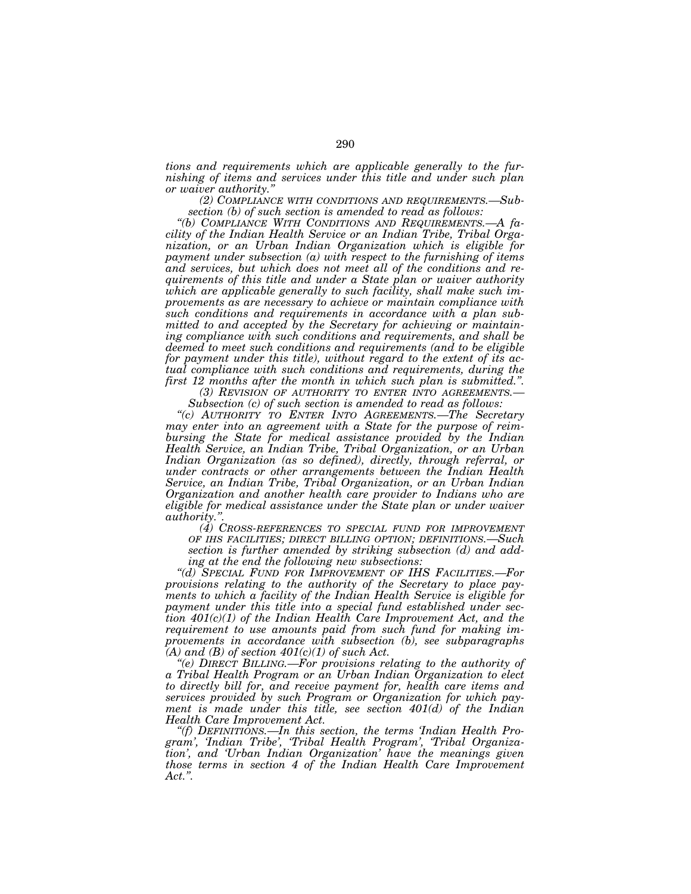*tions and requirements which are applicable generally to the furnishing of items and services under this title and under such plan or waiver authority.''*

*(2) COMPLIANCE WITH CONDITIONS AND REQUIREMENTS.—Subsection (b) of such section is amended to read as follows:*

*''(b) COMPLIANCE WITH CONDITIONS AND REQUIREMENTS.—A facility of the Indian Health Service or an Indian Tribe, Tribal Organization, or an Urban Indian Organization which is eligible for payment under subsection (a) with respect to the furnishing of items and services, but which does not meet all of the conditions and requirements of this title and under a State plan or waiver authority which are applicable generally to such facility, shall make such improvements as are necessary to achieve or maintain compliance with such conditions and requirements in accordance with a plan submitted to and accepted by the Secretary for achieving or maintaining compliance with such conditions and requirements, and shall be deemed to meet such conditions and requirements (and to be eligible for payment under this title), without regard to the extent of its actual compliance with such conditions and requirements, during the first 12 months after the month in which such plan is submitted.''.*

*(3) REVISION OF AUTHORITY TO ENTER INTO AGREEMENTS.—Subsection (c) of such section is amended to read as follows:*

*''(c) AUTHORITY TO ENTER INTO AGREEMENTS.—The Secretary may enter into an agreement with a State for the purpose of reimbursing the State for medical assistance provided by the Indian Health Service, an Indian Tribe, Tribal Organization, or an Urban Indian Organization (as so defined), directly, through referral, or under contracts or other arrangements between the Indian Health Service, an Indian Tribe, Tribal Organization, or an Urban Indian Organization and another health care provider to Indians who are eligible for medical assistance under the State plan or under waiver authority.''.*

*(4) CROSS-REFERENCES TO SPECIAL FUND FOR IMPROVEMENT OF IHS FACILITIES; DIRECT BILLING OPTION; DEFINITIONS.—Such section is further amended by striking subsection (d) and adding at the end the following new subsections:*

*''(d) SPECIAL FUND FOR IMPROVEMENT OF IHS FACILITIES.—For provisions relating to the authority of the Secretary to place payments to which a facility of the Indian Health Service is eligible for payment under this title into a special fund established under section 401(c)(1) of the Indian Health Care Improvement Act, and the requirement to use amounts paid from such fund for making improvements in accordance with subsection (b), see subparagraphs (A) and (B) of section 401(c)(1) of such Act.*

*''(e) DIRECT BILLING.—For provisions relating to the authority of a Tribal Health Program or an Urban Indian Organization to elect to directly bill for, and receive payment for, health care items and services provided by such Program or Organization for which payment is made under this title, see section 401(d) of the Indian Health Care Improvement Act.*

*''(f) DEFINITIONS.—In this section, the terms 'Indian Health Program', 'Indian Tribe', 'Tribal Health Program', 'Tribal Organization', and 'Urban Indian Organization' have the meanings given those terms in section 4 of the Indian Health Care Improvement Act.''.*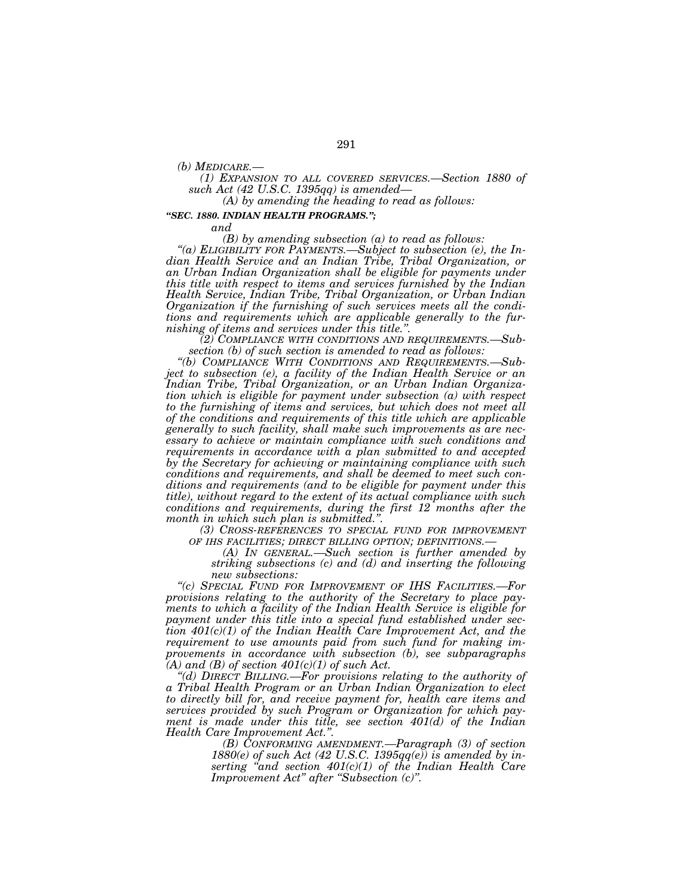*(b) MEDICARE.—*

*(1) EXPANSION TO ALL COVERED SERVICES.—Section 1880 of such Act (42 U.S.C. 1395qq) is amended—*

*(A) by amending the heading to read as follows:*

***"SEC. 1880. INDIAN HEALTH PROGRAMS.";***

*and*

*(B) by amending subsection (a) to read as follows:*

*"(a) ELIGIBILITY FOR PAYMENTS.—Subject to subsection (e), the Indian Health Service and an Indian Tribe, Tribal Organization, or an Urban Indian Organization shall be eligible for payments under this title with respect to items and services furnished by the Indian Health Service, Indian Tribe, Tribal Organization, or Urban Indian Organization if the furnishing of such services meets all the conditions and requirements which are applicable generally to the furnishing of items and services under this title.".*

*(2) COMPLIANCE WITH CONDITIONS AND REQUIREMENTS.—Subsection (b) of such section is amended to read as follows:*

*"(b) COMPLIANCE WITH CONDITIONS AND REQUIREMENTS.—Subject to subsection (e), a facility of the Indian Health Service or an Indian Tribe, Tribal Organization, or an Urban Indian Organization which is eligible for payment under subsection (a) with respect to the furnishing of items and services, but which does not meet all of the conditions and requirements of this title which are applicable generally to such facility, shall make such improvements as are necessary to achieve or maintain compliance with such conditions and requirements in accordance with a plan submitted to and accepted by the Secretary for achieving or maintaining compliance with such conditions and requirements, and shall be deemed to meet such conditions and requirements (and to be eligible for payment under this title), without regard to the extent of its actual compliance with such conditions and requirements, during the first 12 months after the month in which such plan is submitted.".*

*(3) CROSS-REFERENCES TO SPECIAL FUND FOR IMPROVEMENT OF IHS FACILITIES; DIRECT BILLING OPTION; DEFINITIONS.—*

*(A) IN GENERAL.—Such section is further amended by striking subsections (c) and (d) and inserting the following new subsections:*

*"(c) SPECIAL FUND FOR IMPROVEMENT OF IHS FACILITIES.—For provisions relating to the authority of the Secretary to place payments to which a facility of the Indian Health Service is eligible for payment under this title into a special fund established under section 401(c)(1) of the Indian Health Care Improvement Act, and the requirement to use amounts paid from such fund for making improvements in accordance with subsection (b), see subparagraphs (A) and (B) of section 401(c)(1) of such Act.*

*"(d) DIRECT BILLING.—For provisions relating to the authority of a Tribal Health Program or an Urban Indian Organization to elect to directly bill for, and receive payment for, health care items and services provided by such Program or Organization for which payment is made under this title, see section 401(d) of the Indian Health Care Improvement Act.".*

*(B) CONFORMING AMENDMENT.—Paragraph (3) of section 1880(e) of such Act (42 U.S.C. 1395qq(e)) is amended by inserting "and section 401(c)(1) of the Indian Health Care Improvement Act" after "Subsection (c)".*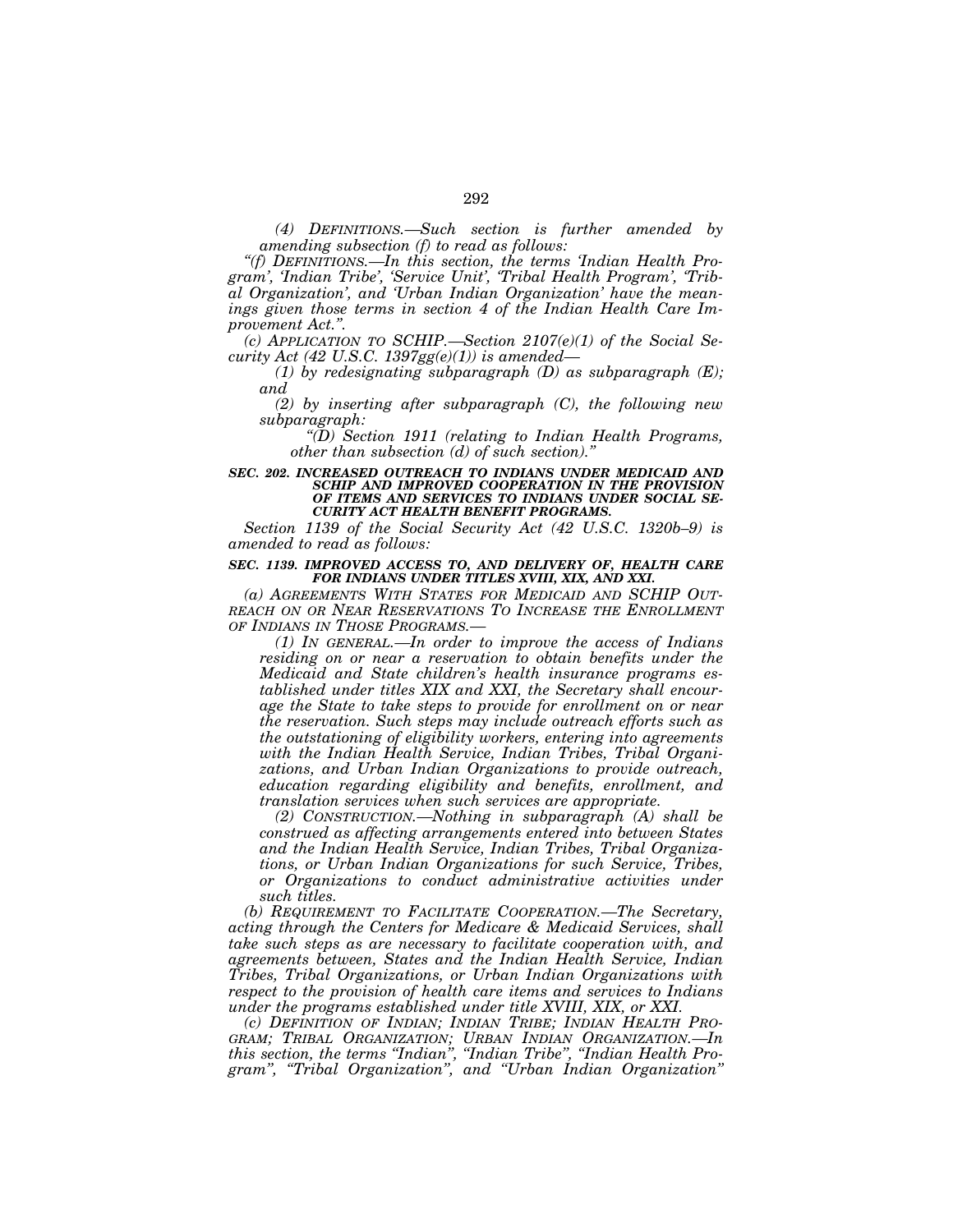*(4) DEFINITIONS.—Such section is further amended by amending subsection (f) to read as follows:*

*"(f) DEFINITIONS.—In this section, the terms 'Indian Health Program', 'Indian Tribe', 'Service Unit', 'Tribal Health Program', 'Tribal Organization', and 'Urban Indian Organization' have the meanings given those terms in section 4 of the Indian Health Care Improvement Act.".*

*(c) APPLICATION TO SCHIP.—Section 2107(e)(1) of the Social Security Act (42 U.S.C. 1397gg(e)(1)) is amended—*

*(1) by redesignating subparagraph (D) as subparagraph (E); and*

*(2) by inserting after subparagraph (C), the following new subparagraph:*

*"(D) Section 1911 (relating to Indian Health Programs, other than subsection (d) of such section)."*

***SEC. 202. INCREASED OUTREACH TO INDIANS UNDER MEDICAID AND SCHIP AND IMPROVED COOPERATION IN THE PROVISION OF ITEMS AND SERVICES TO INDIANS UNDER SOCIAL SECURITY ACT HEALTH BENEFIT PROGRAMS.***

*Section 1139 of the Social Security Act (42 U.S.C. 1320b–9) is amended to read as follows:*

***SEC. 1139. IMPROVED ACCESS TO, AND DELIVERY OF, HEALTH CARE FOR INDIANS UNDER TITLES XVIII, XIX, AND XXI.***

*(a) AGREEMENTS WITH STATES FOR MEDICAID AND SCHIP OUTREACH ON OR NEAR RESERVATIONS TO INCREASE THE ENROLLMENT OF INDIANS IN THOSE PROGRAMS.—*

*(1) IN GENERAL.—In order to improve the access of Indians residing on or near a reservation to obtain benefits under the Medicaid and State children's health insurance programs established under titles XIX and XXI, the Secretary shall encourage the State to take steps to provide for enrollment on or near the reservation. Such steps may include outreach efforts such as the outstationing of eligibility workers, entering into agreements with the Indian Health Service, Indian Tribes, Tribal Organizations, and Urban Indian Organizations to provide outreach, education regarding eligibility and benefits, enrollment, and translation services when such services are appropriate.*

*(2) CONSTRUCTION.—Nothing in subparagraph (A) shall be construed as affecting arrangements entered into between States and the Indian Health Service, Indian Tribes, Tribal Organizations, or Urban Indian Organizations for such Service, Tribes, or Organizations to conduct administrative activities under such titles.*

*(b) REQUIREMENT TO FACILITATE COOPERATION.—The Secretary, acting through the Centers for Medicare & Medicaid Services, shall take such steps as are necessary to facilitate cooperation with, and agreements between, States and the Indian Health Service, Indian Tribes, Tribal Organizations, or Urban Indian Organizations with respect to the provision of health care items and services to Indians under the programs established under title XVIII, XIX, or XXI.*

*(c) DEFINITION OF INDIAN; INDIAN TRIBE; INDIAN HEALTH PROGRAM; TRIBAL ORGANIZATION; URBAN INDIAN ORGANIZATION.—In this section, the terms "Indian", "Indian Tribe", "Indian Health Program", "Tribal Organization", and "Urban Indian Organization"*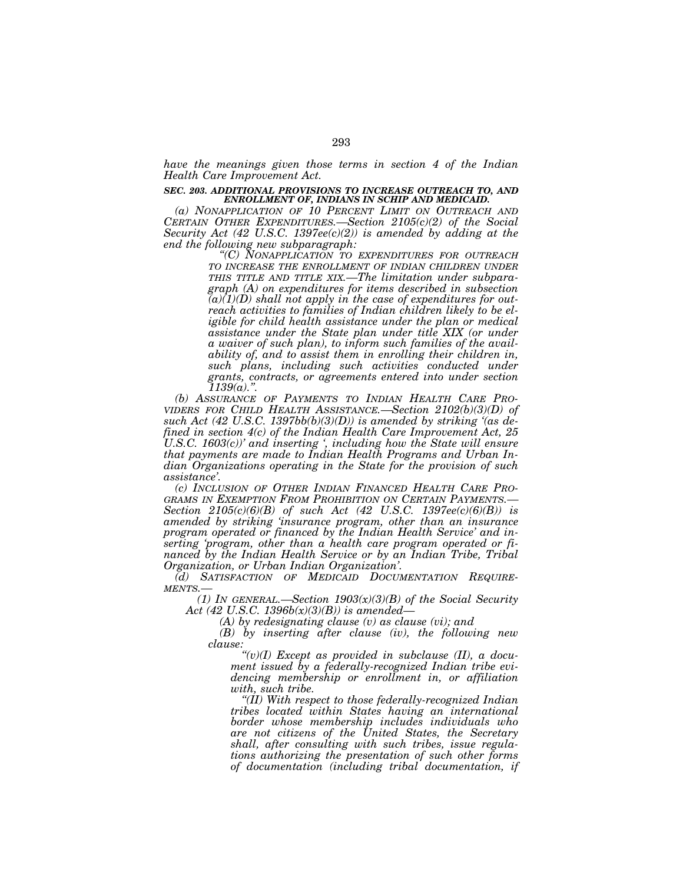*have the meanings given those terms in section 4 of the Indian Health Care Improvement Act.*

***SEC. 203. ADDITIONAL PROVISIONS TO INCREASE OUTREACH TO, AND ENROLLMENT OF, INDIANS IN SCHIP AND MEDICAID.***

*(a) NONAPPLICATION OF 10 PERCENT LIMIT ON OUTREACH AND CERTAIN OTHER EXPENDITURES.—Section 2105(c)(2) of the Social Security Act (42 U.S.C. 1397ee(c)(2)) is amended by adding at the end the following new subparagraph:*

> *"(C) NONAPPLICATION TO EXPENDITURES FOR OUTREACH TO INCREASE THE ENROLLMENT OF INDIAN CHILDREN UNDER THIS TITLE AND TITLE XIX.—The limitation under subparagraph (A) on expenditures for items described in subsection (a)(1)(D) shall not apply in the case of expenditures for outreach activities to families of Indian children likely to be eligible for child health assistance under the plan or medical assistance under the State plan under title XIX (or under a waiver of such plan), to inform such families of the availability of, and to assist them in enrolling their children in, such plans, including such activities conducted under grants, contracts, or agreements entered into under section 1139(a).".*

*(b) ASSURANCE OF PAYMENTS TO INDIAN HEALTH CARE PROVIDERS FOR CHILD HEALTH ASSISTANCE.—Section 2102(b)(3)(D) of such Act (42 U.S.C. 1397bb(b)(3)(D)) is amended by striking '(as defined in section 4(c) of the Indian Health Care Improvement Act, 25 U.S.C. 1603(c))' and inserting ', including how the State will ensure that payments are made to Indian Health Programs and Urban Indian Organizations operating in the State for the provision of such assistance'.*

*(c) INCLUSION OF OTHER INDIAN FINANCED HEALTH CARE PROGRAMS IN EXEMPTION FROM PROHIBITION ON CERTAIN PAYMENTS.—Section 2105(c)(6)(B) of such Act (42 U.S.C. 1397ee(c)(6)(B)) is amended by striking 'insurance program, other than an insurance program operated or financed by the Indian Health Service' and inserting 'program, other than a health care program operated or financed by the Indian Health Service or by an Indian Tribe, Tribal Organization, or Urban Indian Organization'.*

*(d) SATISFACTION OF MEDICAID DOCUMENTATION REQUIREMENTS.—*

*(1) IN GENERAL.—Section 1903(x)(3)(B) of the Social Security Act (42 U.S.C. 1396b(x)(3)(B)) is amended—*

*(A) by redesignating clause (v) as clause (vi); and*

*(B) by inserting after clause (iv), the following new clause:*

> *"(v)(I) Except as provided in subclause (II), a document issued by a federally-recognized Indian tribe evidencing membership or enrollment in, or affiliation with, such tribe.*
>
> *"(II) With respect to those federally-recognized Indian tribes located within States having an international border whose membership includes individuals who are not citizens of the United States, the Secretary shall, after consulting with such tribes, issue regulations authorizing the presentation of such other forms of documentation (including tribal documentation, if*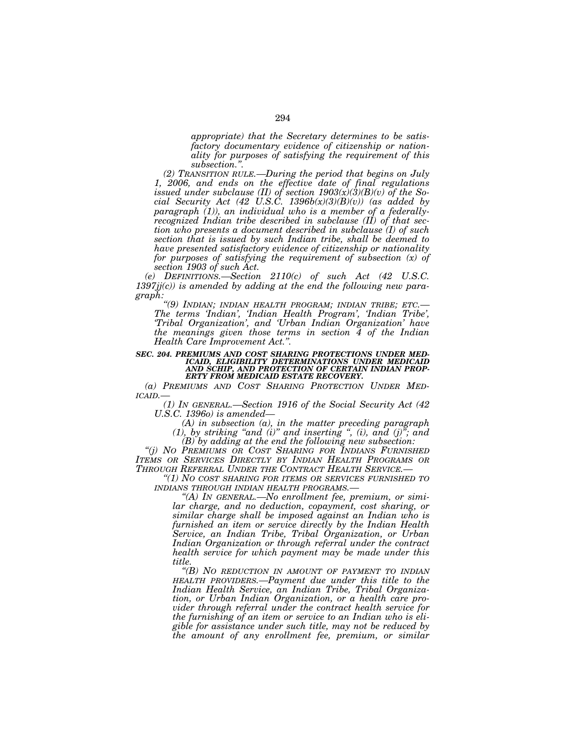*appropriate) that the Secretary determines to be satisfactory documentary evidence of citizenship or nationality for purposes of satisfying the requirement of this subsection.".*

*(2) TRANSITION RULE.—During the period that begins on July 1, 2006, and ends on the effective date of final regulations issued under subclause (II) of section 1903(x)(3)(B)(v) of the Social Security Act (42 U.S.C. 1396b(x)(3)(B)(v)) (as added by paragraph (1)), an individual who is a member of a federally-recognized Indian tribe described in subclause (II) of that section who presents a document described in subclause (I) of such section that is issued by such Indian tribe, shall be deemed to have presented satisfactory evidence of citizenship or nationality for purposes of satisfying the requirement of subsection (x) of section 1903 of such Act.*

*(e) DEFINITIONS.—Section 2110(c) of such Act (42 U.S.C. 1397jj(c)) is amended by adding at the end the following new paragraph:*

*"(9) INDIAN; INDIAN HEALTH PROGRAM; INDIAN TRIBE; ETC.—The terms 'Indian', 'Indian Health Program', 'Indian Tribe', 'Tribal Organization', and 'Urban Indian Organization' have the meanings given those terms in section 4 of the Indian Health Care Improvement Act.".*

***SEC. 204. PREMIUMS AND COST SHARING PROTECTIONS UNDER MEDICAID, ELIGIBILITY DETERMINATIONS UNDER MEDICAID AND SCHIP, AND PROTECTION OF CERTAIN INDIAN PROPERTY FROM MEDICAID ESTATE RECOVERY.***

*(a) PREMIUMS AND COST SHARING PROTECTION UNDER MEDICAID.—*

*(1) IN GENERAL.—Section 1916 of the Social Security Act (42 U.S.C. 1396o) is amended—*

*(A) in subsection (a), in the matter preceding paragraph (1), by striking "and (i)" and inserting ", (i), and (j)"; and*

*(B) by adding at the end the following new subsection:*

*"(j) NO PREMIUMS OR COST SHARING FOR INDIANS FURNISHED ITEMS OR SERVICES DIRECTLY BY INDIAN HEALTH PROGRAMS OR THROUGH REFERRAL UNDER THE CONTRACT HEALTH SERVICE.—*

*"(1) NO COST SHARING FOR ITEMS OR SERVICES FURNISHED TO INDIANS THROUGH INDIAN HEALTH PROGRAMS.—*

*"(A) IN GENERAL.—No enrollment fee, premium, or similar charge, and no deduction, copayment, cost sharing, or similar charge shall be imposed against an Indian who is furnished an item or service directly by the Indian Health Service, an Indian Tribe, Tribal Organization, or Urban Indian Organization or through referral under the contract health service for which payment may be made under this title.*

*"(B) NO REDUCTION IN AMOUNT OF PAYMENT TO INDIAN HEALTH PROVIDERS.—Payment due under this title to the Indian Health Service, an Indian Tribe, Tribal Organization, or Urban Indian Organization, or a health care provider through referral under the contract health service for the furnishing of an item or service to an Indian who is eligible for assistance under such title, may not be reduced by the amount of any enrollment fee, premium, or similar*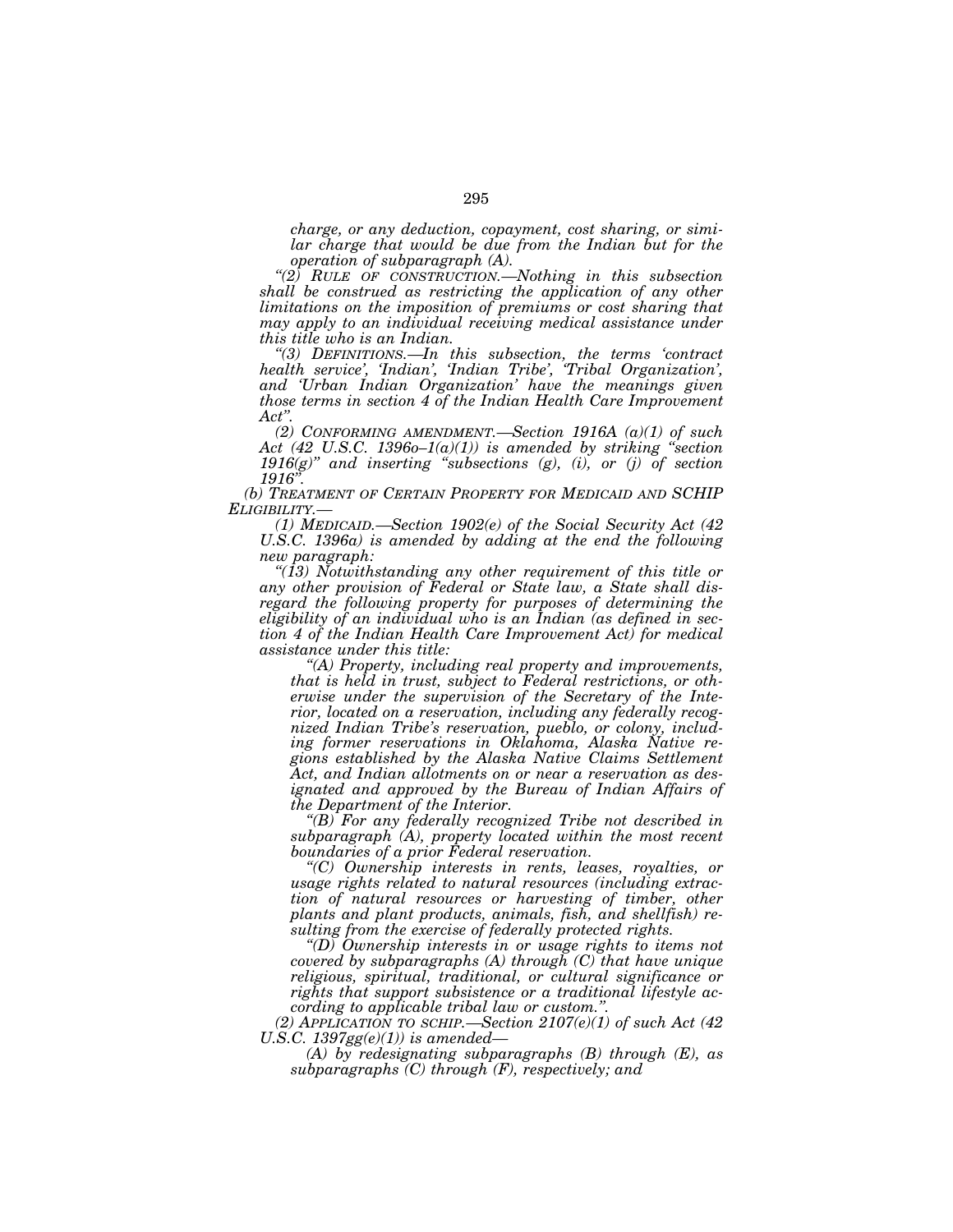*charge, or any deduction, copayment, cost sharing, or similar charge that would be due from the Indian but for the operation of subparagraph (A).*

*"(2) RULE OF CONSTRUCTION.—Nothing in this subsection shall be construed as restricting the application of any other limitations on the imposition of premiums or cost sharing that may apply to an individual receiving medical assistance under this title who is an Indian.*

*"(3) DEFINITIONS.—In this subsection, the terms 'contract health service', 'Indian', 'Indian Tribe', 'Tribal Organization', and 'Urban Indian Organization' have the meanings given those terms in section 4 of the Indian Health Care Improvement Act".*

*(2) CONFORMING AMENDMENT.—Section 1916A (a)(1) of such Act (42 U.S.C. 1396o–1(a)(1)) is amended by striking "section 1916(g)" and inserting "subsections (g), (i), or (j) of section 1916".*

*(b) TREATMENT OF CERTAIN PROPERTY FOR MEDICAID AND SCHIP ELIGIBILITY.—*

*(1) MEDICAID.—Section 1902(e) of the Social Security Act (42 U.S.C. 1396a) is amended by adding at the end the following new paragraph:*

*"(13) Notwithstanding any other requirement of this title or any other provision of Federal or State law, a State shall disregard the following property for purposes of determining the eligibility of an individual who is an Indian (as defined in section 4 of the Indian Health Care Improvement Act) for medical assistance under this title:*

*"(A) Property, including real property and improvements, that is held in trust, subject to Federal restrictions, or otherwise under the supervision of the Secretary of the Interior, located on a reservation, including any federally recognized Indian Tribe's reservation, pueblo, or colony, including former reservations in Oklahoma, Alaska Native regions established by the Alaska Native Claims Settlement Act, and Indian allotments on or near a reservation as designated and approved by the Bureau of Indian Affairs of the Department of the Interior.*

*"(B) For any federally recognized Tribe not described in subparagraph (A), property located within the most recent boundaries of a prior Federal reservation.*

*"(C) Ownership interests in rents, leases, royalties, or usage rights related to natural resources (including extraction of natural resources or harvesting of timber, other plants and plant products, animals, fish, and shellfish) resulting from the exercise of federally protected rights.*

*"(D) Ownership interests in or usage rights to items not covered by subparagraphs (A) through (C) that have unique religious, spiritual, traditional, or cultural significance or rights that support subsistence or a traditional lifestyle according to applicable tribal law or custom.".*

*(2) APPLICATION TO SCHIP.—Section 2107(e)(1) of such Act (42 U.S.C. 1397gg(e)(1)) is amended—*

*(A) by redesignating subparagraphs (B) through (E), as subparagraphs (C) through (F), respectively; and*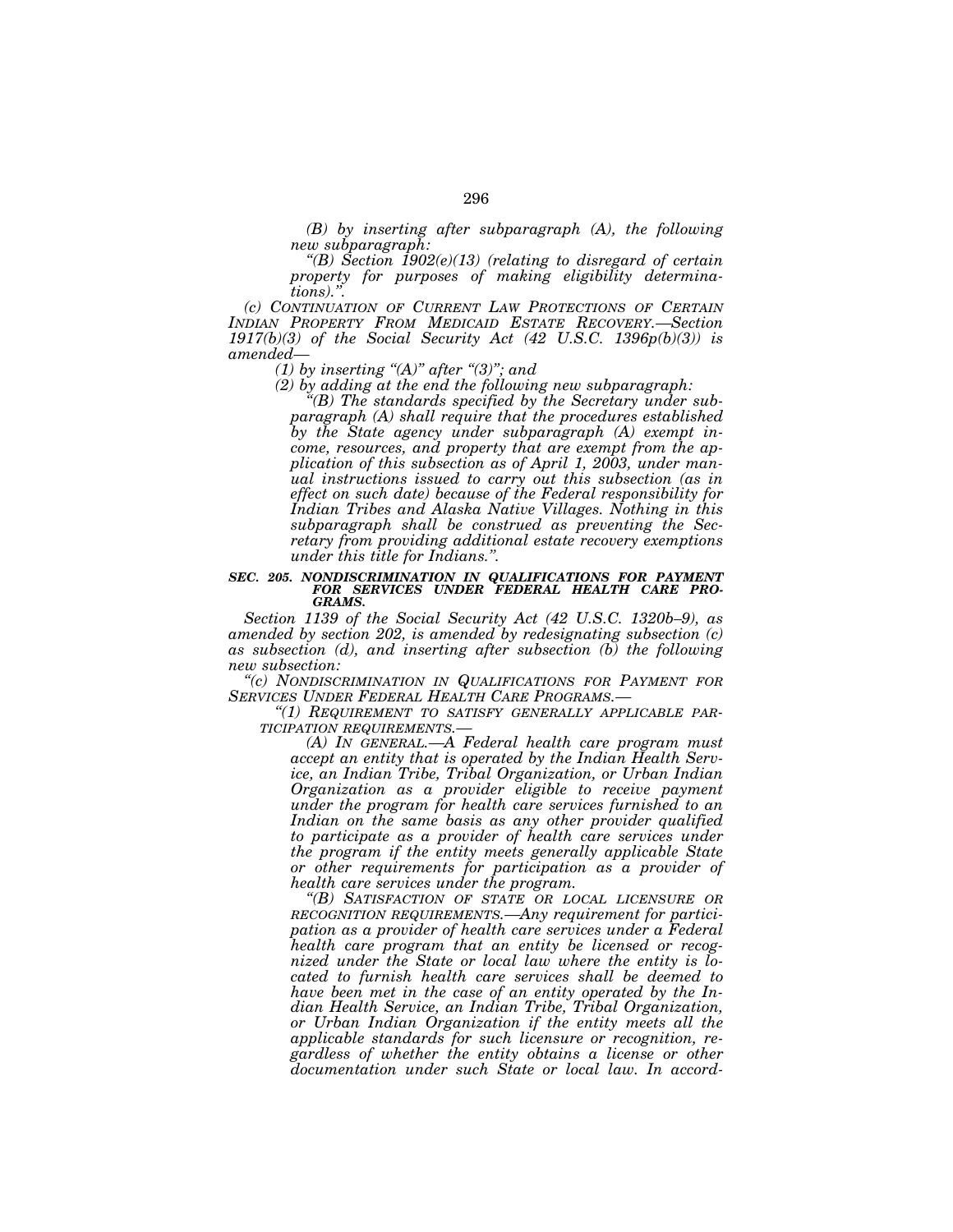*(B) by inserting after subparagraph (A), the following new subparagraph:*

*"(B) Section 1902(e)(13) (relating to disregard of certain property for purposes of making eligibility determinations).".*

*(c) CONTINUATION OF CURRENT LAW PROTECTIONS OF CERTAIN INDIAN PROPERTY FROM MEDICAID ESTATE RECOVERY.—Section 1917(b)(3) of the Social Security Act (42 U.S.C. 1396p(b)(3)) is amended—*

*(1) by inserting "(A)" after "(3)"; and*

*(2) by adding at the end the following new subparagraph:*

*"(B) The standards specified by the Secretary under subparagraph (A) shall require that the procedures established by the State agency under subparagraph (A) exempt income, resources, and property that are exempt from the application of this subsection as of April 1, 2003, under manual instructions issued to carry out this subsection (as in effect on such date) because of the Federal responsibility for Indian Tribes and Alaska Native Villages. Nothing in this subparagraph shall be construed as preventing the Secretary from providing additional estate recovery exemptions under this title for Indians.".*

***SEC. 205. NONDISCRIMINATION IN QUALIFICATIONS FOR PAYMENT FOR SERVICES UNDER FEDERAL HEALTH CARE PROGRAMS.***

*Section 1139 of the Social Security Act (42 U.S.C. 1320b–9), as amended by section 202, is amended by redesignating subsection (c) as subsection (d), and inserting after subsection (b) the following new subsection:*

*"(c) NONDISCRIMINATION IN QUALIFICATIONS FOR PAYMENT FOR SERVICES UNDER FEDERAL HEALTH CARE PROGRAMS.—*

*"(1) REQUIREMENT TO SATISFY GENERALLY APPLICABLE PARTICIPATION REQUIREMENTS.—*

*(A) IN GENERAL.—A Federal health care program must accept an entity that is operated by the Indian Health Service, an Indian Tribe, Tribal Organization, or Urban Indian Organization as a provider eligible to receive payment under the program for health care services furnished to an Indian on the same basis as any other provider qualified to participate as a provider of health care services under the program if the entity meets generally applicable State or other requirements for participation as a provider of health care services under the program.*

*"(B) SATISFACTION OF STATE OR LOCAL LICENSURE OR RECOGNITION REQUIREMENTS.—Any requirement for participation as a provider of health care services under a Federal health care program that an entity be licensed or recognized under the State or local law where the entity is located to furnish health care services shall be deemed to have been met in the case of an entity operated by the Indian Health Service, an Indian Tribe, Tribal Organization, or Urban Indian Organization if the entity meets all the applicable standards for such licensure or recognition, regardless of whether the entity obtains a license or other documentation under such State or local law. In accord-*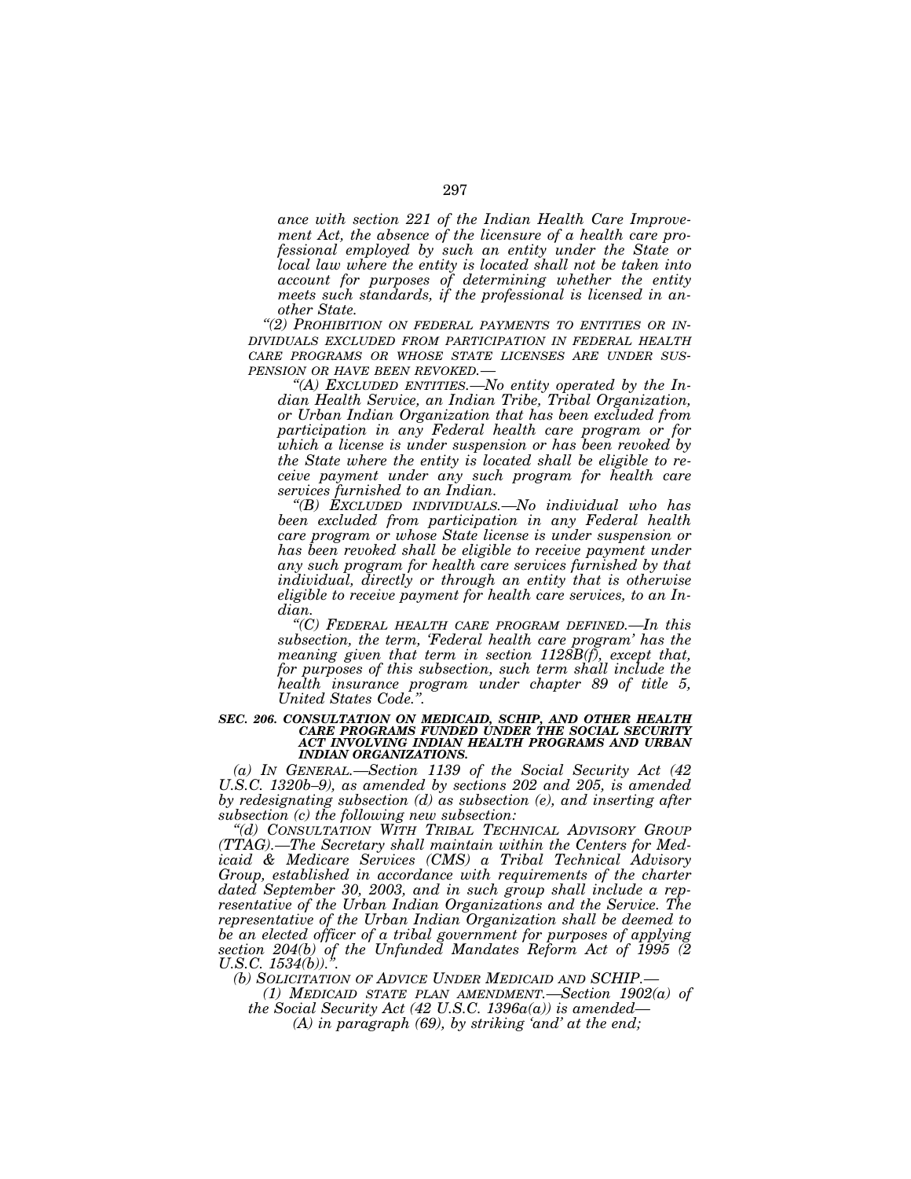*ance with section 221 of the Indian Health Care Improvement Act, the absence of the licensure of a health care professional employed by such an entity under the State or local law where the entity is located shall not be taken into account for purposes of determining whether the entity meets such standards, if the professional is licensed in another State.*

*"(2) PROHIBITION ON FEDERAL PAYMENTS TO ENTITIES OR INDIVIDUALS EXCLUDED FROM PARTICIPATION IN FEDERAL HEALTH CARE PROGRAMS OR WHOSE STATE LICENSES ARE UNDER SUSPENSION OR HAVE BEEN REVOKED.—*

*"(A) EXCLUDED ENTITIES.—No entity operated by the Indian Health Service, an Indian Tribe, Tribal Organization, or Urban Indian Organization that has been excluded from participation in any Federal health care program or for which a license is under suspension or has been revoked by the State where the entity is located shall be eligible to receive payment under any such program for health care services furnished to an Indian.*

*"(B) EXCLUDED INDIVIDUALS.—No individual who has been excluded from participation in any Federal health care program or whose State license is under suspension or has been revoked shall be eligible to receive payment under any such program for health care services furnished by that individual, directly or through an entity that is otherwise eligible to receive payment for health care services, to an Indian.*

*"(C) FEDERAL HEALTH CARE PROGRAM DEFINED.—In this subsection, the term, 'Federal health care program' has the meaning given that term in section 1128B(f), except that, for purposes of this subsection, such term shall include the health insurance program under chapter 89 of title 5, United States Code.".*

***SEC. 206. CONSULTATION ON MEDICAID, SCHIP, AND OTHER HEALTH CARE PROGRAMS FUNDED UNDER THE SOCIAL SECURITY ACT INVOLVING INDIAN HEALTH PROGRAMS AND URBAN INDIAN ORGANIZATIONS.***

*(a) IN GENERAL.—Section 1139 of the Social Security Act (42 U.S.C. 1320b–9), as amended by sections 202 and 205, is amended by redesignating subsection (d) as subsection (e), and inserting after subsection (c) the following new subsection:*

*"(d) CONSULTATION WITH TRIBAL TECHNICAL ADVISORY GROUP (TTAG).—The Secretary shall maintain within the Centers for Medicaid & Medicare Services (CMS) a Tribal Technical Advisory Group, established in accordance with requirements of the charter dated September 30, 2003, and in such group shall include a representative of the Urban Indian Organizations and the Service. The representative of the Urban Indian Organization shall be deemed to be an elected officer of a tribal government for purposes of applying section 204(b) of the Unfunded Mandates Reform Act of 1995 (2 U.S.C. 1534(b)).".*

*(b) SOLICITATION OF ADVICE UNDER MEDICAID AND SCHIP.—*

*(1) MEDICAID STATE PLAN AMENDMENT.—Section 1902(a) of the Social Security Act (42 U.S.C. 1396a(a)) is amended—*

*(A) in paragraph (69), by striking 'and' at the end;*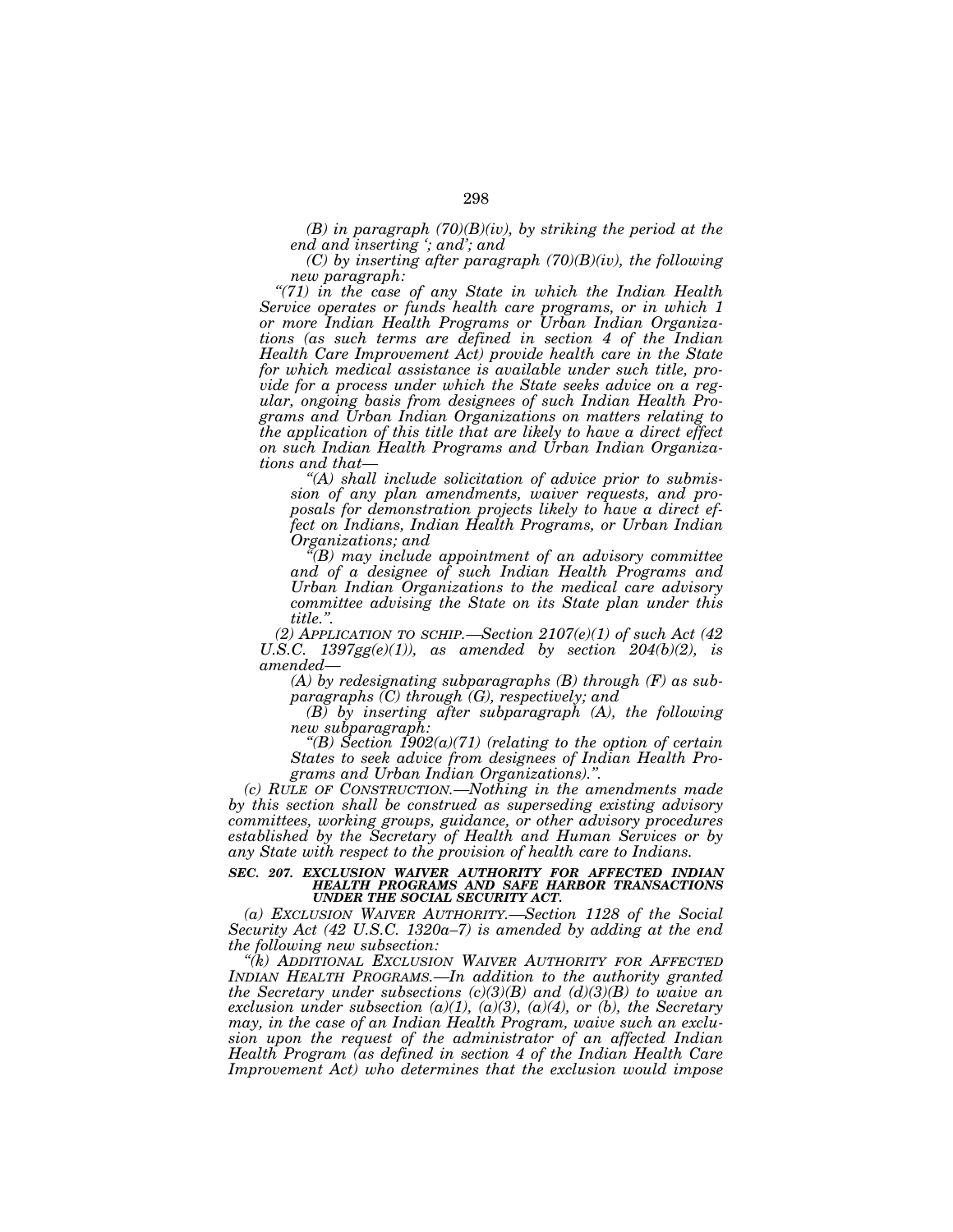*(B) in paragraph (70)(B)(iv), by striking the period at the end and inserting '; and'; and*

*(C) by inserting after paragraph (70)(B)(iv), the following new paragraph:*

*"(71) in the case of any State in which the Indian Health Service operates or funds health care programs, or in which 1 or more Indian Health Programs or Urban Indian Organizations (as such terms are defined in section 4 of the Indian Health Care Improvement Act) provide health care in the State for which medical assistance is available under such title, provide for a process under which the State seeks advice on a regular, ongoing basis from designees of such Indian Health Programs and Urban Indian Organizations on matters relating to the application of this title that are likely to have a direct effect on such Indian Health Programs and Urban Indian Organizations and that—*

*"(A) shall include solicitation of advice prior to submission of any plan amendments, waiver requests, and proposals for demonstration projects likely to have a direct effect on Indians, Indian Health Programs, or Urban Indian Organizations; and*

*"(B) may include appointment of an advisory committee and of a designee of such Indian Health Programs and Urban Indian Organizations to the medical care advisory committee advising the State on its State plan under this title.".*

*(2) APPLICATION TO SCHIP.—Section 2107(e)(1) of such Act (42 U.S.C. 1397gg(e)(1)), as amended by section 204(b)(2), is amended—*

*(A) by redesignating subparagraphs (B) through (F) as subparagraphs (C) through (G), respectively; and*

*(B) by inserting after subparagraph (A), the following new subparagraph:*

*"(B) Section 1902(a)(71) (relating to the option of certain States to seek advice from designees of Indian Health Programs and Urban Indian Organizations).".*

*(c) RULE OF CONSTRUCTION.—Nothing in the amendments made by this section shall be construed as superseding existing advisory committees, working groups, guidance, or other advisory procedures established by the Secretary of Health and Human Services or by any State with respect to the provision of health care to Indians.*

***SEC. 207. EXCLUSION WAIVER AUTHORITY FOR AFFECTED INDIAN HEALTH PROGRAMS AND SAFE HARBOR TRANSACTIONS UNDER THE SOCIAL SECURITY ACT.***

*(a) EXCLUSION WAIVER AUTHORITY.—Section 1128 of the Social Security Act (42 U.S.C. 1320a–7) is amended by adding at the end the following new subsection:*

*"(k) ADDITIONAL EXCLUSION WAIVER AUTHORITY FOR AFFECTED INDIAN HEALTH PROGRAMS.—In addition to the authority granted the Secretary under subsections (c)(3)(B) and (d)(3)(B) to waive an exclusion under subsection (a)(1), (a)(3), (a)(4), or (b), the Secretary may, in the case of an Indian Health Program, waive such an exclusion upon the request of the administrator of an affected Indian Health Program (as defined in section 4 of the Indian Health Care Improvement Act) who determines that the exclusion would impose*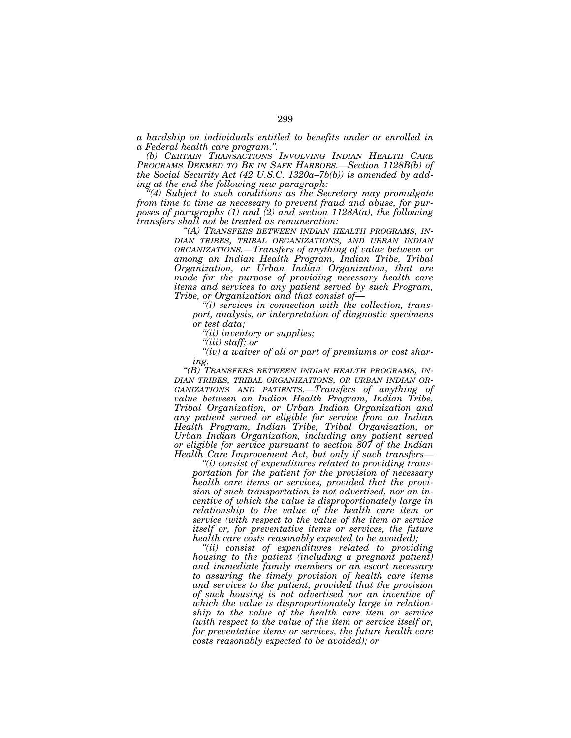*a hardship on individuals entitled to benefits under or enrolled in a Federal health care program.".*

*(b) CERTAIN TRANSACTIONS INVOLVING INDIAN HEALTH CARE PROGRAMS DEEMED TO BE IN SAFE HARBORS.—Section 1128B(b) of the Social Security Act (42 U.S.C. 1320a–7b(b)) is amended by adding at the end the following new paragraph:*

*"(4) Subject to such conditions as the Secretary may promulgate from time to time as necessary to prevent fraud and abuse, for purposes of paragraphs (1) and (2) and section 1128A(a), the following transfers shall not be treated as remuneration:*

*"(A) TRANSFERS BETWEEN INDIAN HEALTH PROGRAMS, INDIAN TRIBES, TRIBAL ORGANIZATIONS, AND URBAN INDIAN ORGANIZATIONS.—Transfers of anything of value between or among an Indian Health Program, Indian Tribe, Tribal Organization, or Urban Indian Organization, that are made for the purpose of providing necessary health care items and services to any patient served by such Program, Tribe, or Organization and that consist of—*

*"(i) services in connection with the collection, transport, analysis, or interpretation of diagnostic specimens or test data;*

*"(ii) inventory or supplies;*

*"(iii) staff; or*

*"(iv) a waiver of all or part of premiums or cost sharing.*

*"(B) TRANSFERS BETWEEN INDIAN HEALTH PROGRAMS, INDIAN TRIBES, TRIBAL ORGANIZATIONS, OR URBAN INDIAN ORGANIZATIONS AND PATIENTS.—Transfers of anything of value between an Indian Health Program, Indian Tribe, Tribal Organization, or Urban Indian Organization and any patient served or eligible for service from an Indian Health Program, Indian Tribe, Tribal Organization, or Urban Indian Organization, including any patient served or eligible for service pursuant to section 807 of the Indian Health Care Improvement Act, but only if such transfers—*

*"(i) consist of expenditures related to providing transportation for the patient for the provision of necessary health care items or services, provided that the provision of such transportation is not advertised, nor an incentive of which the value is disproportionately large in relationship to the value of the health care item or service (with respect to the value of the item or service itself or, for preventative items or services, the future health care costs reasonably expected to be avoided);*

*"(ii) consist of expenditures related to providing housing to the patient (including a pregnant patient) and immediate family members or an escort necessary to assuring the timely provision of health care items and services to the patient, provided that the provision of such housing is not advertised nor an incentive of which the value is disproportionately large in relationship to the value of the health care item or service (with respect to the value of the item or service itself or, for preventative items or services, the future health care costs reasonably expected to be avoided); or*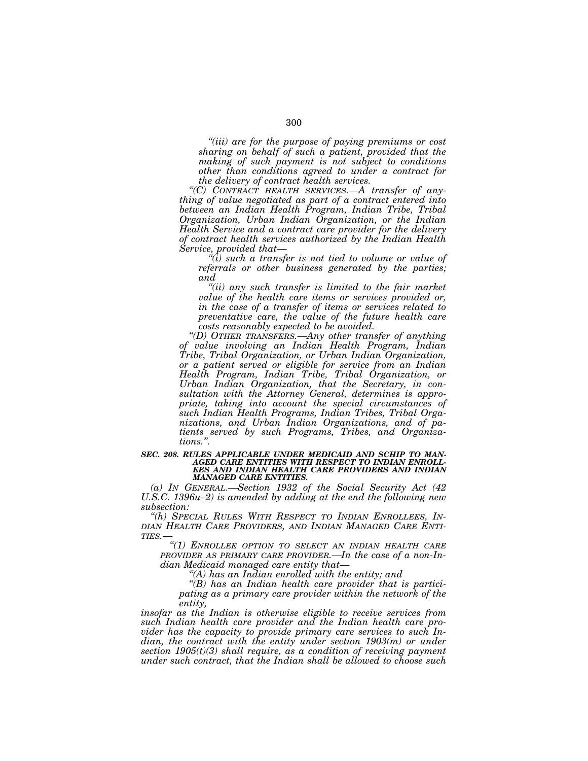*"(iii) are for the purpose of paying premiums or cost sharing on behalf of such a patient, provided that the making of such payment is not subject to conditions other than conditions agreed to under a contract for the delivery of contract health services.*

*"(C) CONTRACT HEALTH SERVICES.—A transfer of anything of value negotiated as part of a contract entered into between an Indian Health Program, Indian Tribe, Tribal Organization, Urban Indian Organization, or the Indian Health Service and a contract care provider for the delivery of contract health services authorized by the Indian Health Service, provided that—*

*"(i) such a transfer is not tied to volume or value of referrals or other business generated by the parties; and*

*"(ii) any such transfer is limited to the fair market value of the health care items or services provided or, in the case of a transfer of items or services related to preventative care, the value of the future health care costs reasonably expected to be avoided.*

*"(D) OTHER TRANSFERS.—Any other transfer of anything of value involving an Indian Health Program, Indian Tribe, Tribal Organization, or Urban Indian Organization, or a patient served or eligible for service from an Indian Health Program, Indian Tribe, Tribal Organization, or Urban Indian Organization, that the Secretary, in consultation with the Attorney General, determines is appropriate, taking into account the special circumstances of such Indian Health Programs, Indian Tribes, Tribal Organizations, and Urban Indian Organizations, and of patients served by such Programs, Tribes, and Organizations.".*

***SEC. 208. RULES APPLICABLE UNDER MEDICAID AND SCHIP TO MANAGED CARE ENTITIES WITH RESPECT TO INDIAN ENROLLEES AND INDIAN HEALTH CARE PROVIDERS AND INDIAN MANAGED CARE ENTITIES.***

*(a) IN GENERAL.—Section 1932 of the Social Security Act (42 U.S.C. 1396u–2) is amended by adding at the end the following new subsection:*

*"(h) SPECIAL RULES WITH RESPECT TO INDIAN ENROLLEES, INDIAN HEALTH CARE PROVIDERS, AND INDIAN MANAGED CARE ENTITIES.—*

*"(1) ENROLLEE OPTION TO SELECT AN INDIAN HEALTH CARE PROVIDER AS PRIMARY CARE PROVIDER.—In the case of a non-Indian Medicaid managed care entity that—*

*"(A) has an Indian enrolled with the entity; and*

*"(B) has an Indian health care provider that is participating as a primary care provider within the network of the entity,*

*insofar as the Indian is otherwise eligible to receive services from such Indian health care provider and the Indian health care provider has the capacity to provide primary care services to such Indian, the contract with the entity under section 1903(m) or under section 1905(t)(3) shall require, as a condition of receiving payment under such contract, that the Indian shall be allowed to choose such*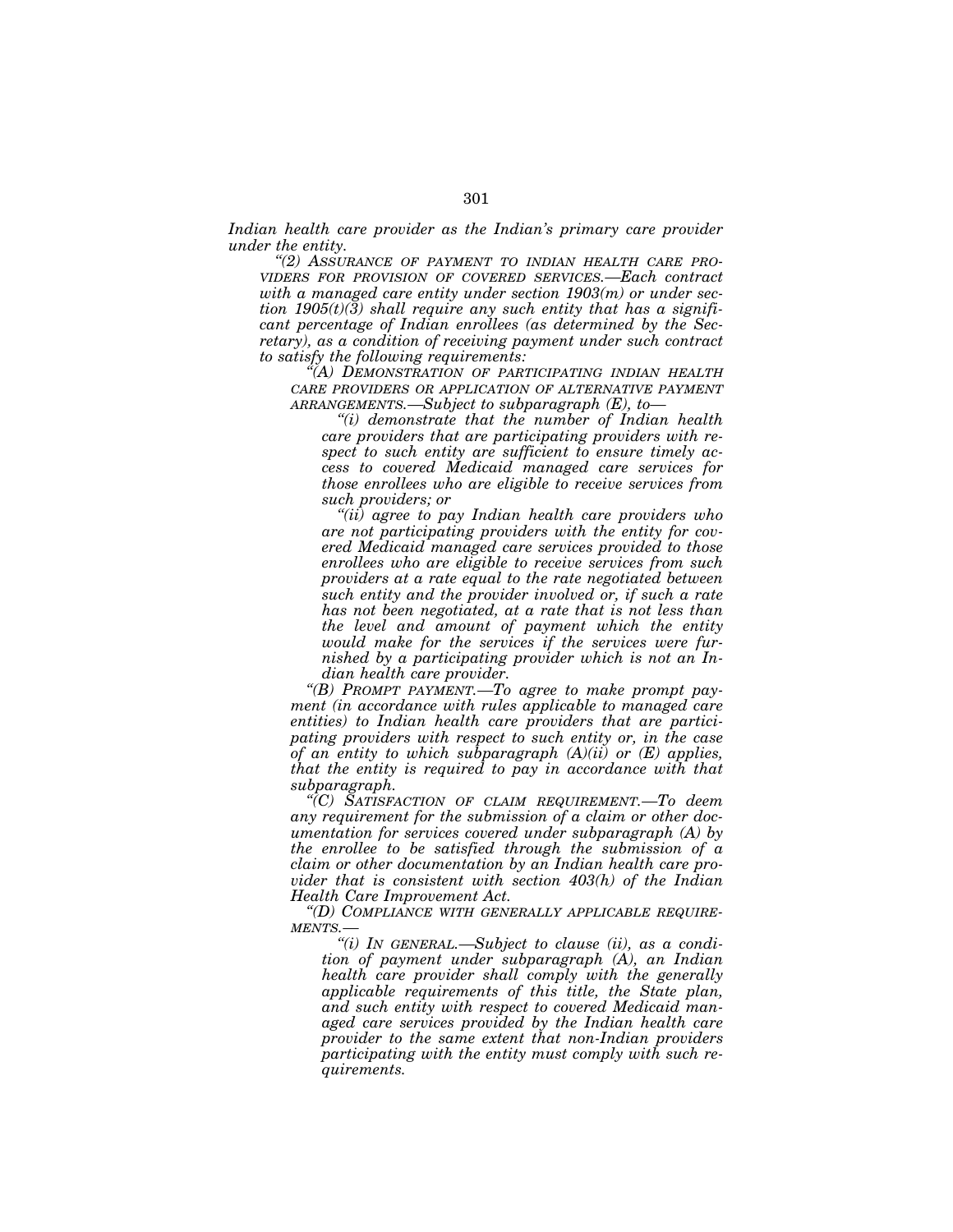*Indian health care provider as the Indian's primary care provider under the entity.*

*"(2) ASSURANCE OF PAYMENT TO INDIAN HEALTH CARE PROVIDERS FOR PROVISION OF COVERED SERVICES.—Each contract with a managed care entity under section 1903(m) or under section 1905(t)(3) shall require any such entity that has a significant percentage of Indian enrollees (as determined by the Secretary), as a condition of receiving payment under such contract to satisfy the following requirements:*

*"(A) DEMONSTRATION OF PARTICIPATING INDIAN HEALTH CARE PROVIDERS OR APPLICATION OF ALTERNATIVE PAYMENT ARRANGEMENTS.—Subject to subparagraph (E), to—*

*"(i) demonstrate that the number of Indian health care providers that are participating providers with respect to such entity are sufficient to ensure timely access to covered Medicaid managed care services for those enrollees who are eligible to receive services from such providers; or*

*"(ii) agree to pay Indian health care providers who are not participating providers with the entity for covered Medicaid managed care services provided to those enrollees who are eligible to receive services from such providers at a rate equal to the rate negotiated between such entity and the provider involved or, if such a rate has not been negotiated, at a rate that is not less than the level and amount of payment which the entity would make for the services if the services were furnished by a participating provider which is not an Indian health care provider.*

*"(B) PROMPT PAYMENT.—To agree to make prompt payment (in accordance with rules applicable to managed care entities) to Indian health care providers that are participating providers with respect to such entity or, in the case of an entity to which subparagraph (A)(ii) or (E) applies, that the entity is required to pay in accordance with that subparagraph.*

*"(C) SATISFACTION OF CLAIM REQUIREMENT.—To deem any requirement for the submission of a claim or other documentation for services covered under subparagraph (A) by the enrollee to be satisfied through the submission of a claim or other documentation by an Indian health care provider that is consistent with section 403(h) of the Indian Health Care Improvement Act.*

*"(D) COMPLIANCE WITH GENERALLY APPLICABLE REQUIREMENTS.—*

*"(i) IN GENERAL.—Subject to clause (ii), as a condition of payment under subparagraph (A), an Indian health care provider shall comply with the generally applicable requirements of this title, the State plan, and such entity with respect to covered Medicaid managed care services provided by the Indian health care provider to the same extent that non-Indian providers participating with the entity must comply with such requirements.*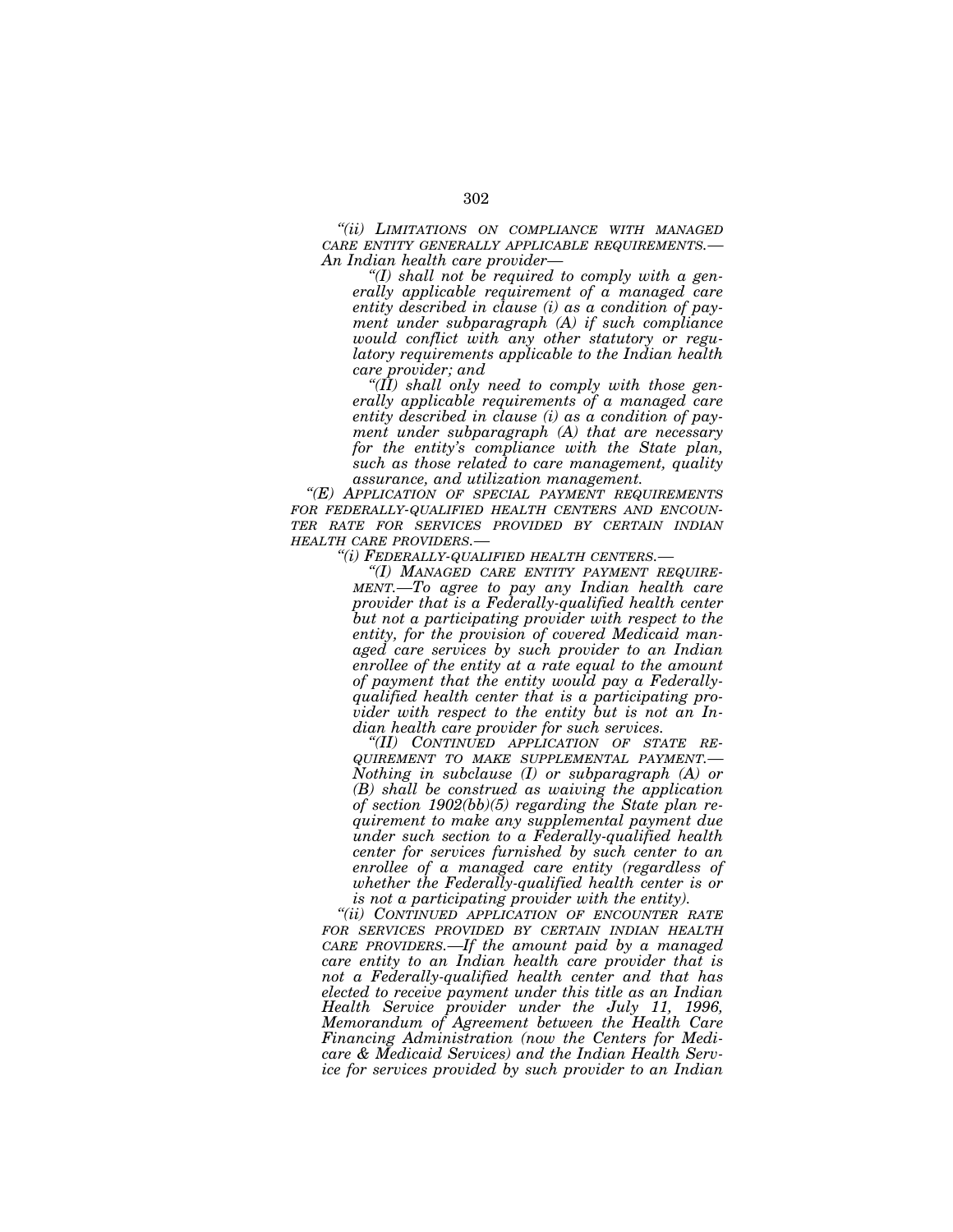*"(ii) LIMITATIONS ON COMPLIANCE WITH MANAGED CARE ENTITY GENERALLY APPLICABLE REQUIREMENTS.—An Indian health care provider—*

*"(I) shall not be required to comply with a generally applicable requirement of a managed care entity described in clause (i) as a condition of payment under subparagraph (A) if such compliance would conflict with any other statutory or regulatory requirements applicable to the Indian health care provider; and*

*"(II) shall only need to comply with those generally applicable requirements of a managed care entity described in clause (i) as a condition of payment under subparagraph (A) that are necessary for the entity's compliance with the State plan, such as those related to care management, quality assurance, and utilization management.*

*"(E) APPLICATION OF SPECIAL PAYMENT REQUIREMENTS FOR FEDERALLY-QUALIFIED HEALTH CENTERS AND ENCOUNTER RATE FOR SERVICES PROVIDED BY CERTAIN INDIAN HEALTH CARE PROVIDERS.—*

*"(i) FEDERALLY-QUALIFIED HEALTH CENTERS.—*

*"(I) MANAGED CARE ENTITY PAYMENT REQUIREMENT.—To agree to pay any Indian health care provider that is a Federally-qualified health center but not a participating provider with respect to the entity, for the provision of covered Medicaid managed care services by such provider to an Indian enrollee of the entity at a rate equal to the amount of payment that the entity would pay a Federally-qualified health center that is a participating provider with respect to the entity but is not an Indian health care provider for such services.*

*"(II) CONTINUED APPLICATION OF STATE REQUIREMENT TO MAKE SUPPLEMENTAL PAYMENT.—Nothing in subclause (I) or subparagraph (A) or (B) shall be construed as waiving the application of section 1902(bb)(5) regarding the State plan requirement to make any supplemental payment due under such section to a Federally-qualified health center for services furnished by such center to an enrollee of a managed care entity (regardless of whether the Federally-qualified health center is or is not a participating provider with the entity).*

*"(ii) CONTINUED APPLICATION OF ENCOUNTER RATE FOR SERVICES PROVIDED BY CERTAIN INDIAN HEALTH CARE PROVIDERS.—If the amount paid by a managed care entity to an Indian health care provider that is not a Federally-qualified health center and that has elected to receive payment under this title as an Indian Health Service provider under the July 11, 1996, Memorandum of Agreement between the Health Care Financing Administration (now the Centers for Medicare & Medicaid Services) and the Indian Health Service for services provided by such provider to an Indian*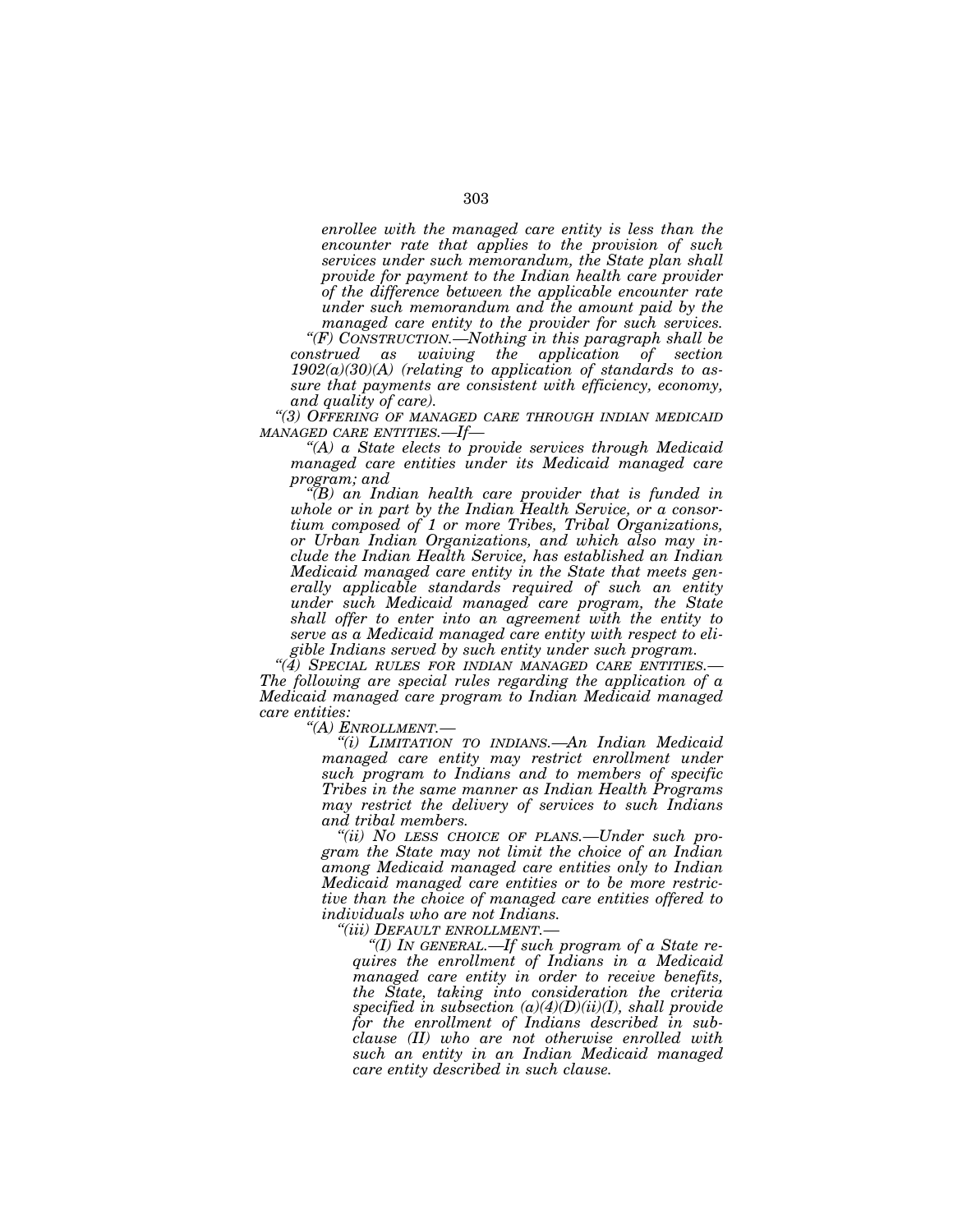*enrollee with the managed care entity is less than the encounter rate that applies to the provision of such services under such memorandum, the State plan shall provide for payment to the Indian health care provider of the difference between the applicable encounter rate under such memorandum and the amount paid by the managed care entity to the provider for such services.*

*"(F) CONSTRUCTION.—Nothing in this paragraph shall be construed as waiving the application of section 1902(a)(30)(A) (relating to application of standards to assure that payments are consistent with efficiency, economy, and quality of care).*

*"(3) OFFERING OF MANAGED CARE THROUGH INDIAN MEDICAID MANAGED CARE ENTITIES.—If—*

*"(A) a State elects to provide services through Medicaid managed care entities under its Medicaid managed care program; and*

*"(B) an Indian health care provider that is funded in whole or in part by the Indian Health Service, or a consortium composed of 1 or more Tribes, Tribal Organizations, or Urban Indian Organizations, and which also may include the Indian Health Service, has established an Indian Medicaid managed care entity in the State that meets generally applicable standards required of such an entity under such Medicaid managed care program, the State shall offer to enter into an agreement with the entity to serve as a Medicaid managed care entity with respect to eligible Indians served by such entity under such program.*

*"(4) SPECIAL RULES FOR INDIAN MANAGED CARE ENTITIES.—The following are special rules regarding the application of a Medicaid managed care program to Indian Medicaid managed care entities:*

*"(A) ENROLLMENT.—*

*"(i) LIMITATION TO INDIANS.—An Indian Medicaid managed care entity may restrict enrollment under such program to Indians and to members of specific Tribes in the same manner as Indian Health Programs may restrict the delivery of services to such Indians and tribal members.*

*"(ii) NO LESS CHOICE OF PLANS.—Under such program the State may not limit the choice of an Indian among Medicaid managed care entities only to Indian Medicaid managed care entities or to be more restrictive than the choice of managed care entities offered to individuals who are not Indians.*

*"(iii) DEFAULT ENROLLMENT.—*

*"(I) IN GENERAL.—If such program of a State requires the enrollment of Indians in a Medicaid managed care entity in order to receive benefits, the State, taking into consideration the criteria specified in subsection (a)(4)(D)(ii)(I), shall provide for the enrollment of Indians described in subclause (II) who are not otherwise enrolled with such an entity in an Indian Medicaid managed care entity described in such clause.*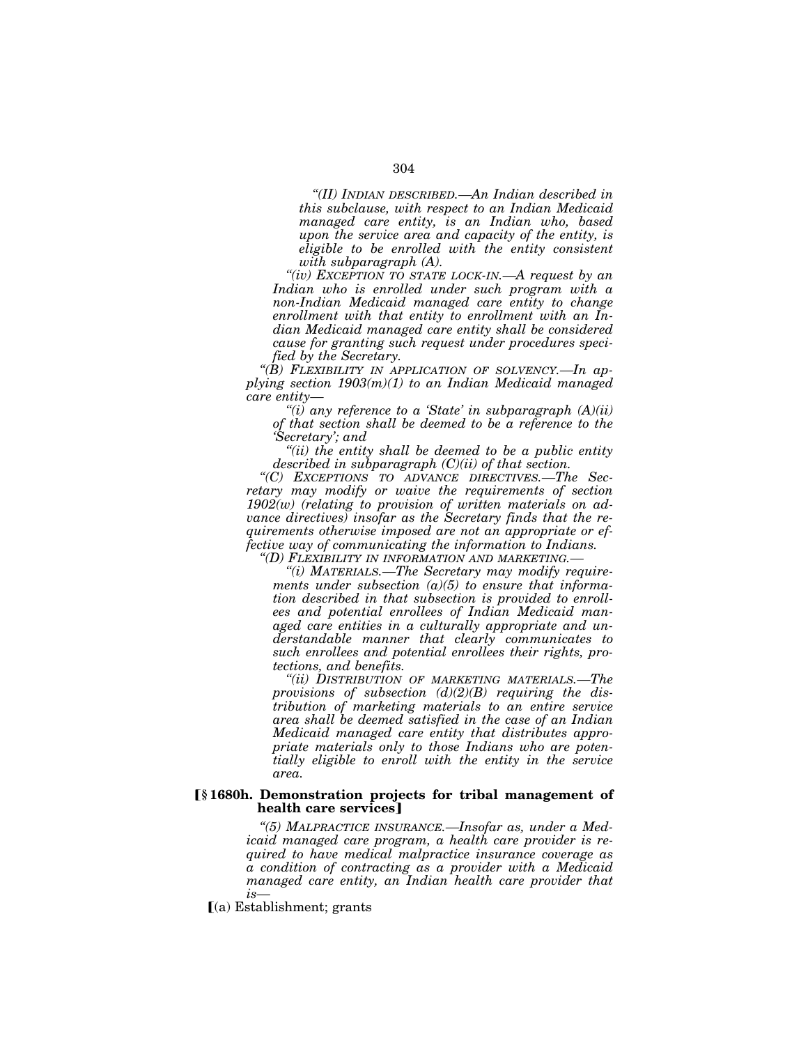*"(II) INDIAN DESCRIBED.—An Indian described in this subclause, with respect to an Indian Medicaid managed care entity, is an Indian who, based upon the service area and capacity of the entity, is eligible to be enrolled with the entity consistent with subparagraph (A).*

*"(iv) EXCEPTION TO STATE LOCK-IN.—A request by an Indian who is enrolled under such program with a non-Indian Medicaid managed care entity to change enrollment with that entity to enrollment with an Indian Medicaid managed care entity shall be considered cause for granting such request under procedures specified by the Secretary.*

*"(B) FLEXIBILITY IN APPLICATION OF SOLVENCY.—In applying section 1903(m)(1) to an Indian Medicaid managed care entity—*

*"(i) any reference to a 'State' in subparagraph (A)(ii) of that section shall be deemed to be a reference to the 'Secretary'; and*

*"(ii) the entity shall be deemed to be a public entity described in subparagraph (C)(ii) of that section.*

*"(C) EXCEPTIONS TO ADVANCE DIRECTIVES.—The Secretary may modify or waive the requirements of section 1902(w) (relating to provision of written materials on advance directives) insofar as the Secretary finds that the requirements otherwise imposed are not an appropriate or effective way of communicating the information to Indians.*

*"(D) FLEXIBILITY IN INFORMATION AND MARKETING.—*

*"(i) MATERIALS.—The Secretary may modify requirements under subsection (a)(5) to ensure that information described in that subsection is provided to enrollees and potential enrollees of Indian Medicaid managed care entities in a culturally appropriate and understandable manner that clearly communicates to such enrollees and potential enrollees their rights, protections, and benefits.*

*"(ii) DISTRIBUTION OF MARKETING MATERIALS.—The provisions of subsection (d)(2)(B) requiring the distribution of marketing materials to an entire service area shall be deemed satisfied in the case of an Indian Medicaid managed care entity that distributes appropriate materials only to those Indians who are potentially eligible to enroll with the entity in the service area.*

**[§ 1680h. Demonstration projects for tribal management of health care services]**

*"(5) MALPRACTICE INSURANCE.—Insofar as, under a Medicaid managed care program, a health care provider is required to have medical malpractice insurance coverage as a condition of contracting as a provider with a Medicaid managed care entity, an Indian health care provider that is—*

[(a) Establishment; grants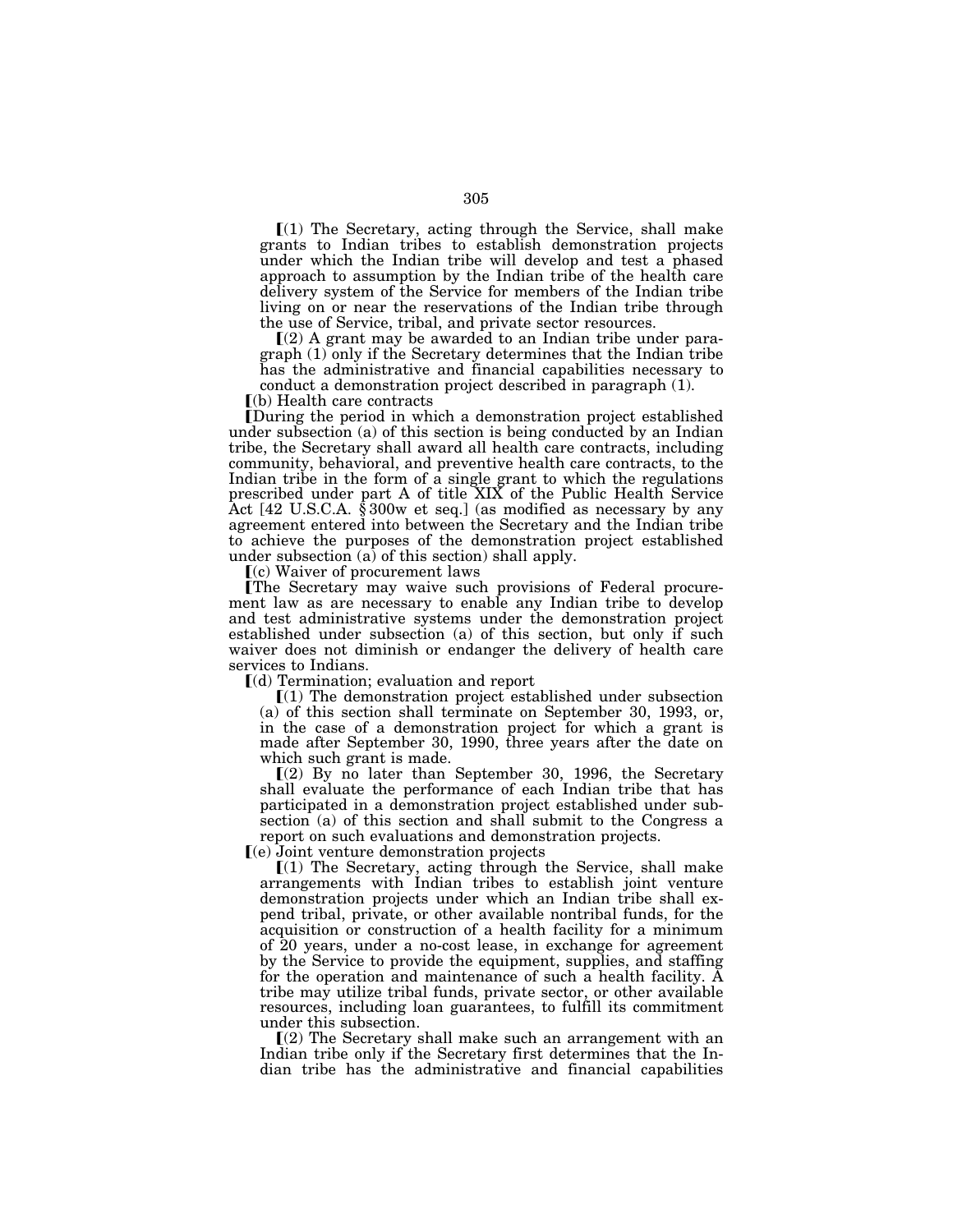⟦(1) The Secretary, acting through the Service, shall make grants to Indian tribes to establish demonstration projects under which the Indian tribe will develop and test a phased approach to assumption by the Indian tribe of the health care delivery system of the Service for members of the Indian tribe living on or near the reservations of the Indian tribe through the use of Service, tribal, and private sector resources.

⟦(2) A grant may be awarded to an Indian tribe under paragraph (1) only if the Secretary determines that the Indian tribe has the administrative and financial capabilities necessary to conduct a demonstration project described in paragraph (1).

⟦(b) Health care contracts

⟦During the period in which a demonstration project established under subsection (a) of this section is being conducted by an Indian tribe, the Secretary shall award all health care contracts, including community, behavioral, and preventive health care contracts, to the Indian tribe in the form of a single grant to which the regulations prescribed under part A of title XIX of the Public Health Service Act [42 U.S.C.A. § 300w et seq.] (as modified as necessary by any agreement entered into between the Secretary and the Indian tribe to achieve the purposes of the demonstration project established under subsection (a) of this section) shall apply.

⟦(c) Waiver of procurement laws

⟦The Secretary may waive such provisions of Federal procurement law as are necessary to enable any Indian tribe to develop and test administrative systems under the demonstration project established under subsection (a) of this section, but only if such waiver does not diminish or endanger the delivery of health care services to Indians.

⟦(d) Termination; evaluation and report

⟦(1) The demonstration project established under subsection (a) of this section shall terminate on September 30, 1993, or, in the case of a demonstration project for which a grant is made after September 30, 1990, three years after the date on which such grant is made.

⟦(2) By no later than September 30, 1996, the Secretary shall evaluate the performance of each Indian tribe that has participated in a demonstration project established under subsection (a) of this section and shall submit to the Congress a report on such evaluations and demonstration projects.

⟦(e) Joint venture demonstration projects

⟦(1) The Secretary, acting through the Service, shall make arrangements with Indian tribes to establish joint venture demonstration projects under which an Indian tribe shall expend tribal, private, or other available nontribal funds, for the acquisition or construction of a health facility for a minimum of 20 years, under a no-cost lease, in exchange for agreement by the Service to provide the equipment, supplies, and staffing for the operation and maintenance of such a health facility. A tribe may utilize tribal funds, private sector, or other available resources, including loan guarantees, to fulfill its commitment under this subsection.

⟦(2) The Secretary shall make such an arrangement with an Indian tribe only if the Secretary first determines that the Indian tribe has the administrative and financial capabilities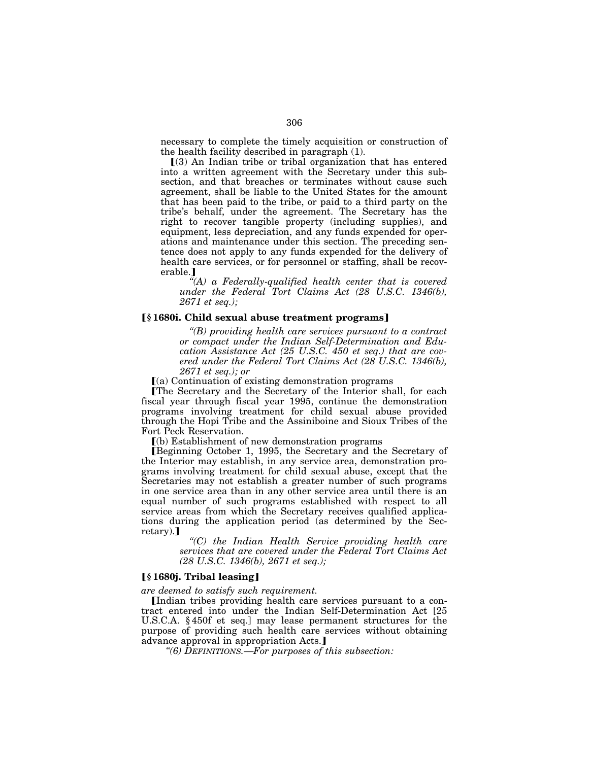necessary to complete the timely acquisition or construction of the health facility described in paragraph (1).

⟦(3) An Indian tribe or tribal organization that has entered into a written agreement with the Secretary under this subsection, and that breaches or terminates without cause such agreement, shall be liable to the United States for the amount that has been paid to the tribe, or paid to a third party on the tribe's behalf, under the agreement. The Secretary has the right to recover tangible property (including supplies), and equipment, less depreciation, and any funds expended for operations and maintenance under this section. The preceding sentence does not apply to any funds expended for the delivery of health care services, or for personnel or staffing, shall be recoverable.⟧

*"(A) a Federally-qualified health center that is covered under the Federal Tort Claims Act (28 U.S.C. 1346(b), 2671 et seq.);*

### ⟦§ 1680i. Child sexual abuse treatment programs⟧

*"(B) providing health care services pursuant to a contract or compact under the Indian Self-Determination and Education Assistance Act (25 U.S.C. 450 et seq.) that are covered under the Federal Tort Claims Act (28 U.S.C. 1346(b), 2671 et seq.); or*

⟦(a) Continuation of existing demonstration programs

⟦The Secretary and the Secretary of the Interior shall, for each fiscal year through fiscal year 1995, continue the demonstration programs involving treatment for child sexual abuse provided through the Hopi Tribe and the Assiniboine and Sioux Tribes of the Fort Peck Reservation.

⟦(b) Establishment of new demonstration programs

⟦Beginning October 1, 1995, the Secretary and the Secretary of the Interior may establish, in any service area, demonstration programs involving treatment for child sexual abuse, except that the Secretaries may not establish a greater number of such programs in one service area than in any other service area until there is an equal number of such programs established with respect to all service areas from which the Secretary receives qualified applications during the application period (as determined by the Secretary).⟧

*"(C) the Indian Health Service providing health care services that are covered under the Federal Tort Claims Act (28 U.S.C. 1346(b), 2671 et seq.);*

### ⟦§ 1680j. Tribal leasing⟧

*are deemed to satisfy such requirement.*

⟦Indian tribes providing health care services pursuant to a contract entered into under the Indian Self-Determination Act [25 U.S.C.A. § 450f et seq.] may lease permanent structures for the purpose of providing such health care services without obtaining advance approval in appropriation Acts.⟧

*"(6) DEFINITIONS.—For purposes of this subsection:*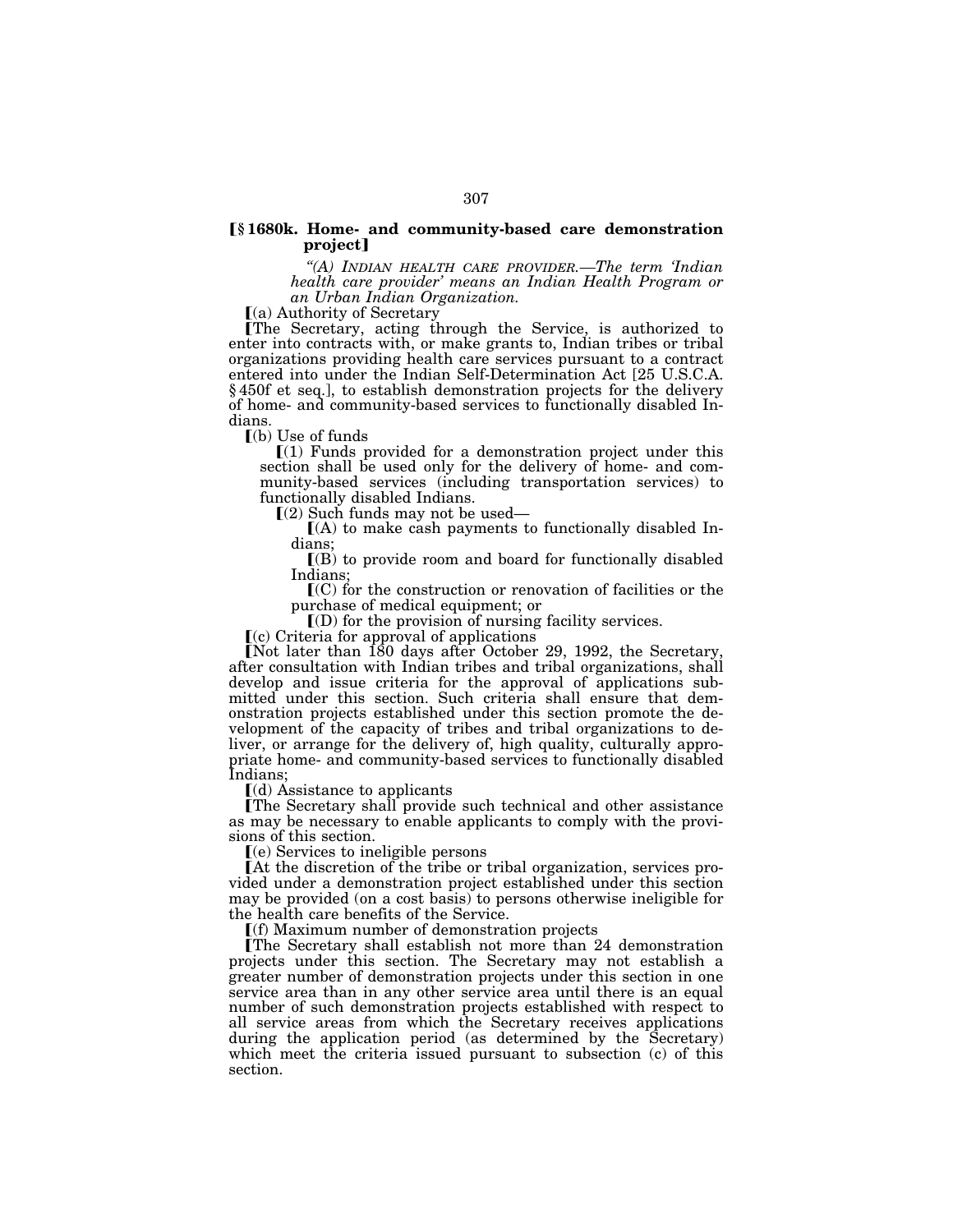## ⟦§ 1680k. Home- and community-based care demonstration project⟧

*"(A) INDIAN HEALTH CARE PROVIDER.—The term 'Indian health care provider' means an Indian Health Program or an Urban Indian Organization.*

⟦(a) Authority of Secretary

⟦The Secretary, acting through the Service, is authorized to enter into contracts with, or make grants to, Indian tribes or tribal organizations providing health care services pursuant to a contract entered into under the Indian Self-Determination Act [25 U.S.C.A. § 450f et seq.], to establish demonstration projects for the delivery of home- and community-based services to functionally disabled Indians.

⟦(b) Use of funds

⟦(1) Funds provided for a demonstration project under this section shall be used only for the delivery of home- and community-based services (including transportation services) to functionally disabled Indians.

⟦(2) Such funds may not be used—

⟦(A) to make cash payments to functionally disabled Indians;

⟦(B) to provide room and board for functionally disabled Indians;

⟦(C) for the construction or renovation of facilities or the purchase of medical equipment; or

⟦(D) for the provision of nursing facility services.

⟦(c) Criteria for approval of applications

⟦Not later than 180 days after October 29, 1992, the Secretary, after consultation with Indian tribes and tribal organizations, shall develop and issue criteria for the approval of applications submitted under this section. Such criteria shall ensure that demonstration projects established under this section promote the development of the capacity of tribes and tribal organizations to deliver, or arrange for the delivery of, high quality, culturally appropriate home- and community-based services to functionally disabled Indians;

⟦(d) Assistance to applicants

⟦The Secretary shall provide such technical and other assistance as may be necessary to enable applicants to comply with the provisions of this section.

⟦(e) Services to ineligible persons

⟦At the discretion of the tribe or tribal organization, services provided under a demonstration project established under this section may be provided (on a cost basis) to persons otherwise ineligible for the health care benefits of the Service.

⟦(f) Maximum number of demonstration projects

⟦The Secretary shall establish not more than 24 demonstration projects under this section. The Secretary may not establish a greater number of demonstration projects under this section in one service area than in any other service area until there is an equal number of such demonstration projects established with respect to all service areas from which the Secretary receives applications during the application period (as determined by the Secretary) which meet the criteria issued pursuant to subsection (c) of this section.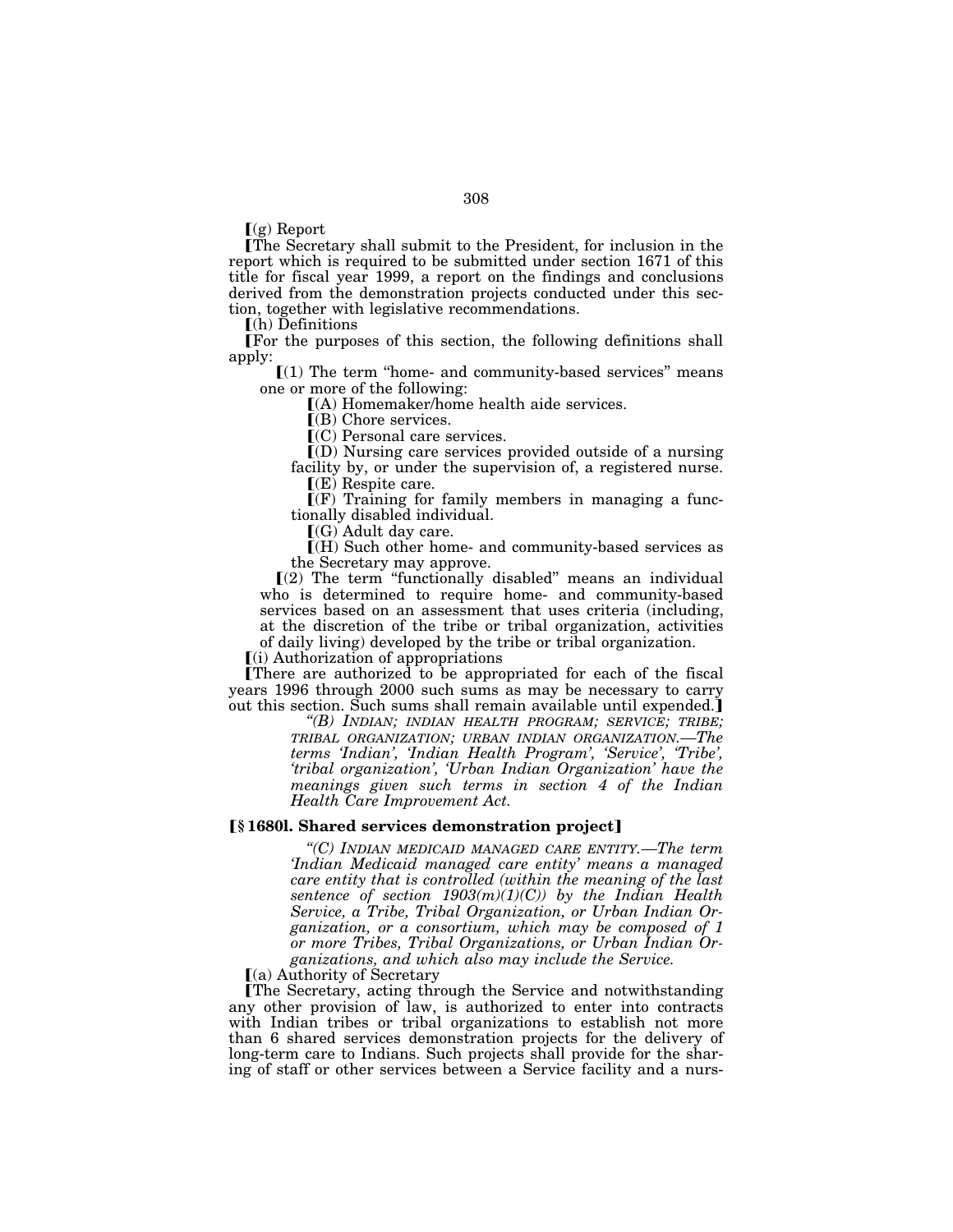⟦(g) Report

⟦The Secretary shall submit to the President, for inclusion in the report which is required to be submitted under section 1671 of this title for fiscal year 1999, a report on the findings and conclusions derived from the demonstration projects conducted under this section, together with legislative recommendations.

⟦(h) Definitions

⟦For the purposes of this section, the following definitions shall apply:

⟦(1) The term "home- and community-based services" means one or more of the following:

⟦(A) Homemaker/home health aide services.

⟦(B) Chore services.

⟦(C) Personal care services.

⟦(D) Nursing care services provided outside of a nursing facility by, or under the supervision of, a registered nurse.

⟦(E) Respite care.

⟦(F) Training for family members in managing a functionally disabled individual.

⟦(G) Adult day care.

⟦(H) Such other home- and community-based services as the Secretary may approve.

⟦(2) The term "functionally disabled" means an individual who is determined to require home- and community-based services based on an assessment that uses criteria (including, at the discretion of the tribe or tribal organization, activities of daily living) developed by the tribe or tribal organization.

⟦(i) Authorization of appropriations

⟦There are authorized to be appropriated for each of the fiscal years 1996 through 2000 such sums as may be necessary to carry out this section. Such sums shall remain available until expended.⟧

*"(B) INDIAN; INDIAN HEALTH PROGRAM; SERVICE; TRIBE; TRIBAL ORGANIZATION; URBAN INDIAN ORGANIZATION.—The terms 'Indian', 'Indian Health Program', 'Service', 'Tribe', 'tribal organization', 'Urban Indian Organization' have the meanings given such terms in section 4 of the Indian Health Care Improvement Act.*

### ⟦§ 1680l. Shared services demonstration project⟧

*"(C) INDIAN MEDICAID MANAGED CARE ENTITY.—The term 'Indian Medicaid managed care entity' means a managed care entity that is controlled (within the meaning of the last sentence of section 1903(m)(1)(C)) by the Indian Health Service, a Tribe, Tribal Organization, or Urban Indian Organization, or a consortium, which may be composed of 1 or more Tribes, Tribal Organizations, or Urban Indian Organizations, and which also may include the Service.*

⟦(a) Authority of Secretary

⟦The Secretary, acting through the Service and notwithstanding any other provision of law, is authorized to enter into contracts with Indian tribes or tribal organizations to establish not more than 6 shared services demonstration projects for the delivery of long-term care to Indians. Such projects shall provide for the sharing of staff or other services between a Service facility and a nurs-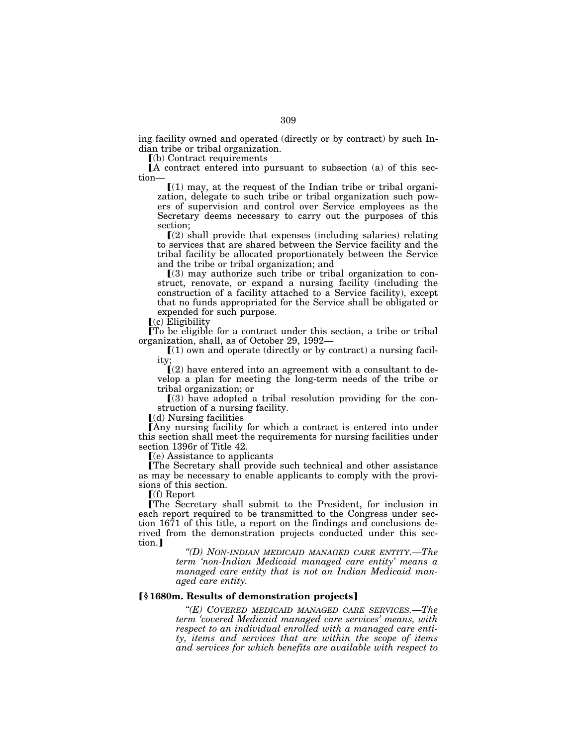ing facility owned and operated (directly or by contract) by such Indian tribe or tribal organization.

⟦(b) Contract requirements

⟦A contract entered into pursuant to subsection (a) of this section—

⟦(1) may, at the request of the Indian tribe or tribal organization, delegate to such tribe or tribal organization such powers of supervision and control over Service employees as the Secretary deems necessary to carry out the purposes of this section;

⟦(2) shall provide that expenses (including salaries) relating to services that are shared between the Service facility and the tribal facility be allocated proportionately between the Service and the tribe or tribal organization; and

⟦(3) may authorize such tribe or tribal organization to construct, renovate, or expand a nursing facility (including the construction of a facility attached to a Service facility), except that no funds appropriated for the Service shall be obligated or expended for such purpose.

⟦(c) Eligibility

⟦To be eligible for a contract under this section, a tribe or tribal organization, shall, as of October 29, 1992—

⟦(1) own and operate (directly or by contract) a nursing facility;

⟦(2) have entered into an agreement with a consultant to develop a plan for meeting the long-term needs of the tribe or tribal organization; or

⟦(3) have adopted a tribal resolution providing for the construction of a nursing facility.

⟦(d) Nursing facilities

⟦Any nursing facility for which a contract is entered into under this section shall meet the requirements for nursing facilities under section 1396r of Title 42.

⟦(e) Assistance to applicants

⟦The Secretary shall provide such technical and other assistance as may be necessary to enable applicants to comply with the provisions of this section.

⟦(f) Report

⟦The Secretary shall submit to the President, for inclusion in each report required to be transmitted to the Congress under section 1671 of this title, a report on the findings and conclusions derived from the demonstration projects conducted under this section.⟧

*"(D) NON-INDIAN MEDICAID MANAGED CARE ENTITY.—The term 'non-Indian Medicaid managed care entity' means a managed care entity that is not an Indian Medicaid managed care entity.*

**⟦§ 1680m. Results of demonstration projects⟧**

*"(E) COVERED MEDICAID MANAGED CARE SERVICES.—The term 'covered Medicaid managed care services' means, with respect to an individual enrolled with a managed care entity, items and services that are within the scope of items and services for which benefits are available with respect to*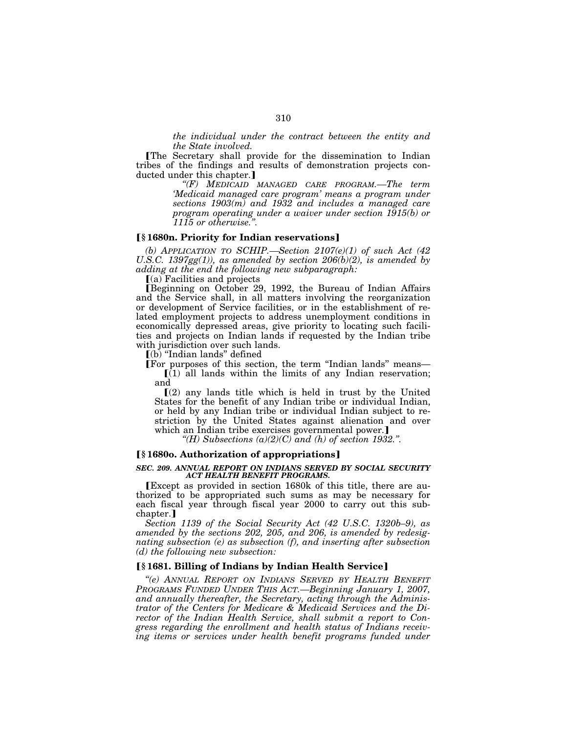*the individual under the contract between the entity and the State involved.*

⟦The Secretary shall provide for the dissemination to Indian tribes of the findings and results of demonstration projects conducted under this chapter.⟧

*"(F) MEDICAID MANAGED CARE PROGRAM.—The term 'Medicaid managed care program' means a program under sections 1903(m) and 1932 and includes a managed care program operating under a waiver under section 1915(b) or 1115 or otherwise.".*

### ⟦§ 1680n. Priority for Indian reservations⟧

*(b) APPLICATION TO SCHIP.—Section 2107(e)(1) of such Act (42 U.S.C. 1397gg(1)), as amended by section 206(b)(2), is amended by adding at the end the following new subparagraph:*

⟦(a) Facilities and projects

⟦Beginning on October 29, 1992, the Bureau of Indian Affairs and the Service shall, in all matters involving the reorganization or development of Service facilities, or in the establishment of related employment projects to address unemployment conditions in economically depressed areas, give priority to locating such facilities and projects on Indian lands if requested by the Indian tribe with jurisdiction over such lands.

⟦(b) "Indian lands" defined

⟦For purposes of this section, the term "Indian lands" means—

⟦(1) all lands within the limits of any Indian reservation; and

⟦(2) any lands title which is held in trust by the United States for the benefit of any Indian tribe or individual Indian, or held by any Indian tribe or individual Indian subject to restriction by the United States against alienation and over which an Indian tribe exercises governmental power.⟧

*"(H) Subsections (a)(2)(C) and (h) of section 1932.".*

### ⟦§ 1680o. Authorization of appropriations⟧

***SEC. 209. ANNUAL REPORT ON INDIANS SERVED BY SOCIAL SECURITY ACT HEALTH BENEFIT PROGRAMS.***

⟦Except as provided in section 1680k of this title, there are authorized to be appropriated such sums as may be necessary for each fiscal year through fiscal year 2000 to carry out this subchapter.⟧

*Section 1139 of the Social Security Act (42 U.S.C. 1320b–9), as amended by the sections 202, 205, and 206, is amended by redesignating subsection (e) as subsection (f), and inserting after subsection (d) the following new subsection:*

### ⟦§ 1681. Billing of Indians by Indian Health Service⟧

*"(e) ANNUAL REPORT ON INDIANS SERVED BY HEALTH BENEFIT PROGRAMS FUNDED UNDER THIS ACT.—Beginning January 1, 2007, and annually thereafter, the Secretary, acting through the Administrator of the Centers for Medicare & Medicaid Services and the Director of the Indian Health Service, shall submit a report to Congress regarding the enrollment and health status of Indians receiving items or services under health benefit programs funded under*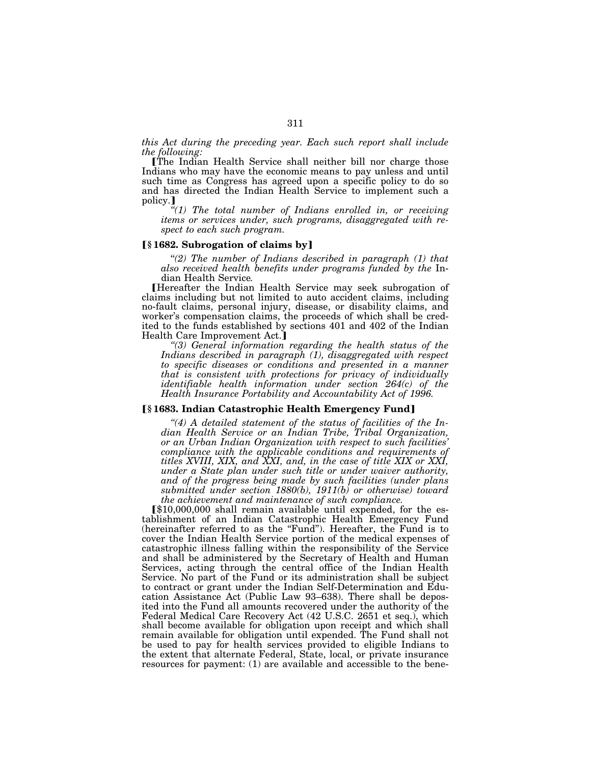*this Act during the preceding year. Each such report shall include the following:*

⟦The Indian Health Service shall neither bill nor charge those Indians who may have the economic means to pay unless and until such time as Congress has agreed upon a specific policy to do so and has directed the Indian Health Service to implement such a policy.⟧

*"(1) The total number of Indians enrolled in, or receiving items or services under, such programs, disaggregated with respect to each such program.*

**⟦§ 1682. Subrogation of claims by⟧**

*"(2) The number of Indians described in paragraph (1) that also received health benefits under programs funded by the* Indian Health Service*.*

⟦Hereafter the Indian Health Service may seek subrogation of claims including but not limited to auto accident claims, including no-fault claims, personal injury, disease, or disability claims, and worker's compensation claims, the proceeds of which shall be credited to the funds established by sections 401 and 402 of the Indian Health Care Improvement Act.⟧

*"(3) General information regarding the health status of the Indians described in paragraph (1), disaggregated with respect to specific diseases or conditions and presented in a manner that is consistent with protections for privacy of individually identifiable health information under section 264(c) of the Health Insurance Portability and Accountability Act of 1996.*

**⟦§ 1683. Indian Catastrophic Health Emergency Fund⟧**

*"(4) A detailed statement of the status of facilities of the Indian Health Service or an Indian Tribe, Tribal Organization, or an Urban Indian Organization with respect to such facilities' compliance with the applicable conditions and requirements of titles XVIII, XIX, and XXI, and, in the case of title XIX or XXI, under a State plan under such title or under waiver authority, and of the progress being made by such facilities (under plans submitted under section 1880(b), 1911(b) or otherwise) toward the achievement and maintenance of such compliance.*

⟦$10,000,000 shall remain available until expended, for the establishment of an Indian Catastrophic Health Emergency Fund (hereinafter referred to as the "Fund"). Hereafter, the Fund is to cover the Indian Health Service portion of the medical expenses of catastrophic illness falling within the responsibility of the Service and shall be administered by the Secretary of Health and Human Services, acting through the central office of the Indian Health Service. No part of the Fund or its administration shall be subject to contract or grant under the Indian Self-Determination and Education Assistance Act (Public Law 93–638). There shall be deposited into the Fund all amounts recovered under the authority of the Federal Medical Care Recovery Act (42 U.S.C. 2651 et seq.), which shall become available for obligation upon receipt and which shall remain available for obligation until expended. The Fund shall not be used to pay for health services provided to eligible Indians to the extent that alternate Federal, State, local, or private insurance resources for payment: (1) are available and accessible to the bene-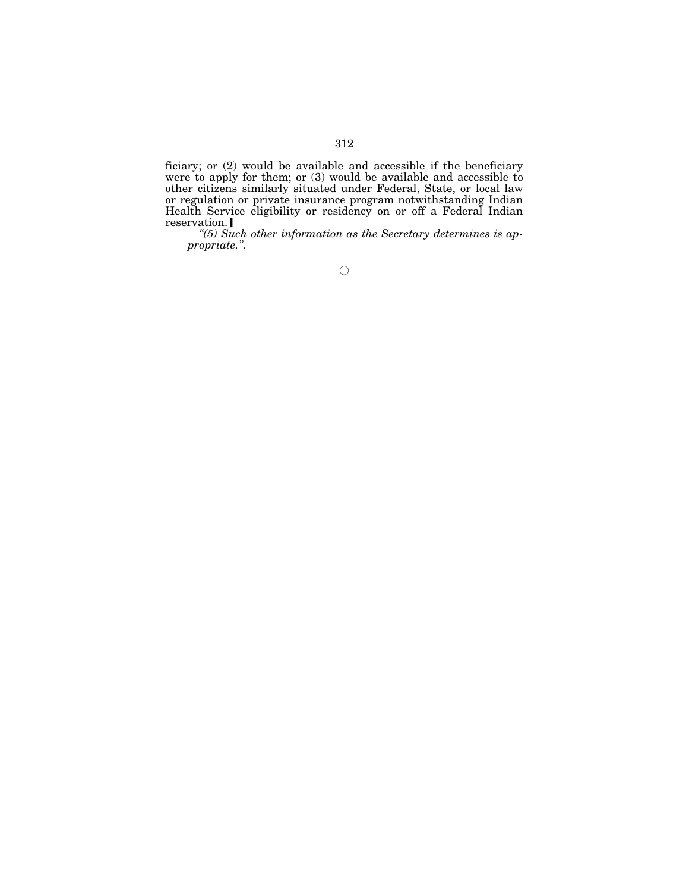ficiary; or (2) would be available and accessible if the beneficiary were to apply for them; or (3) would be available and accessible to other citizens similarly situated under Federal, State, or local law or regulation or private insurance program notwithstanding Indian Health Service eligibility or residency on or off a Federal Indian reservation.]

*"(5) Such other information as the Secretary determines is appropriate.".*

○